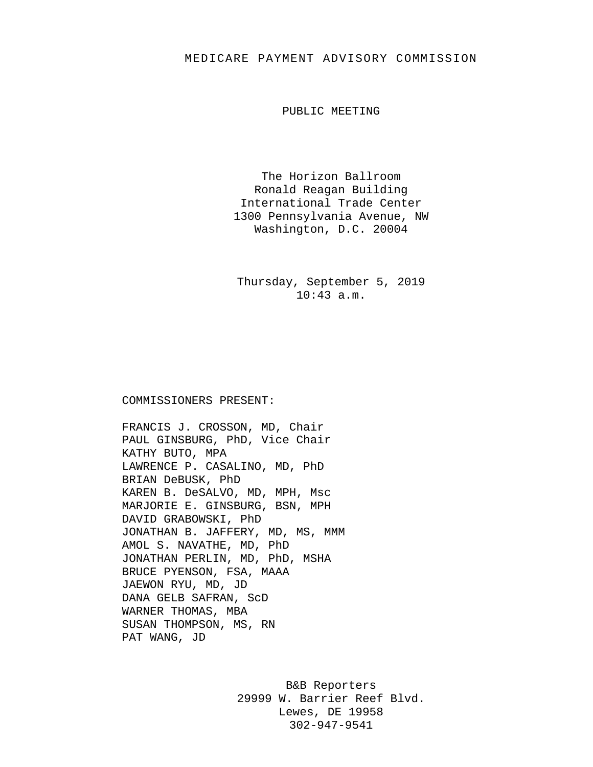# MEDICARE PAYMENT ADVISORY COMMISSION

## PUBLIC MEETING

The Horizon Ballroom
Ronald Reagan Building
International Trade Center
1300 Pennsylvania Avenue, NW
Washington, D.C. 20004

Thursday, September 5, 2019
10:43 a.m.

COMMISSIONERS PRESENT:

FRANCIS J. CROSSON, MD, Chair
PAUL GINSBURG, PhD, Vice Chair
KATHY BUTO, MPA
LAWRENCE P. CASALINO, MD, PhD
BRIAN DeBUSK, PhD
KAREN B. DeSALVO, MD, MPH, Msc
MARJORIE E. GINSBURG, BSN, MPH
DAVID GRABOWSKI, PhD
JONATHAN B. JAFFERY, MD, MS, MMM
AMOL S. NAVATHE, MD, PhD
JONATHAN PERLIN, MD, PhD, MSHA
BRUCE PYENSON, FSA, MAAA
JAEWON RYU, MD, JD
DANA GELB SAFRAN, ScD
WARNER THOMAS, MBA
SUSAN THOMPSON, MS, RN
PAT WANG, JD

B&B Reporters
29999 W. Barrier Reef Blvd.
Lewes, DE 19958
302-947-9541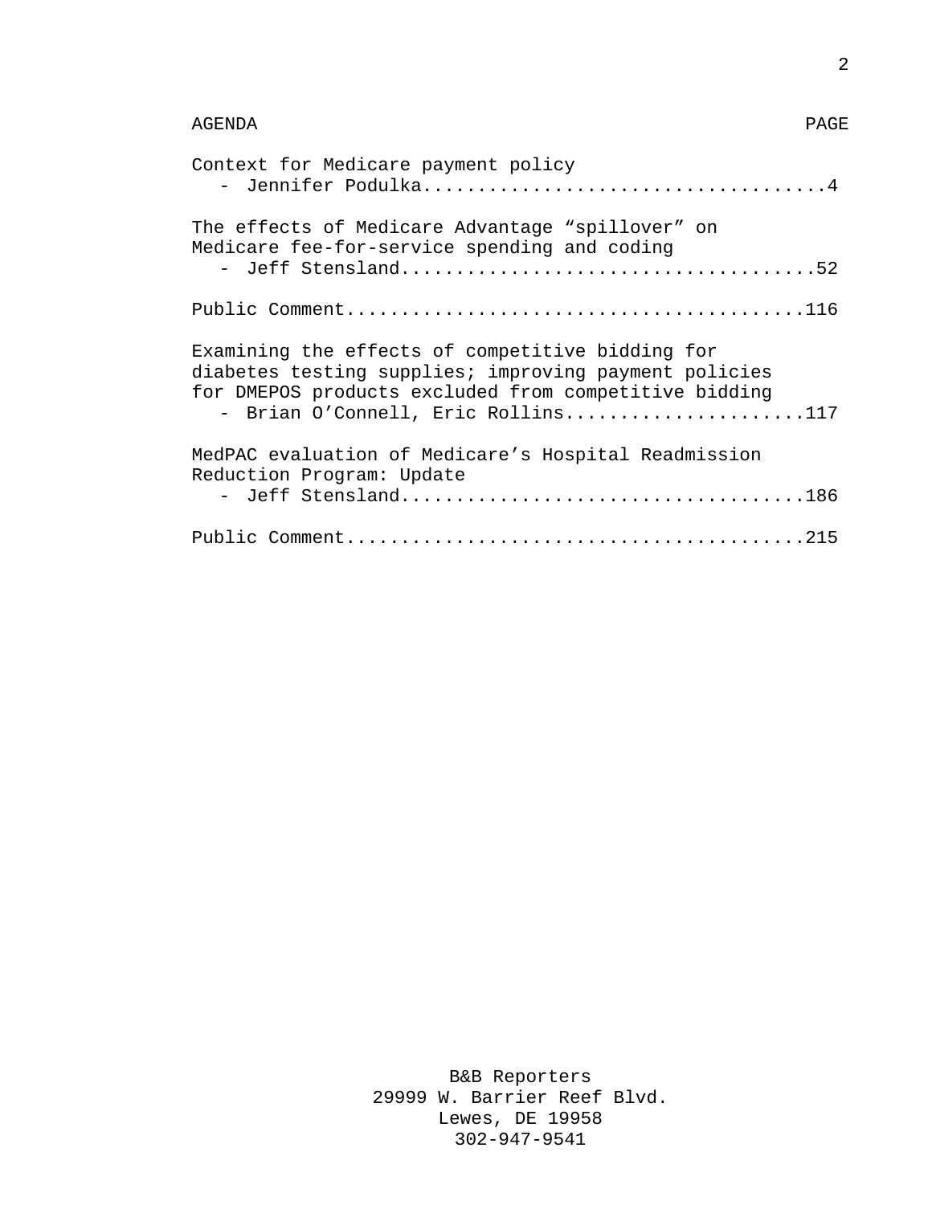AGENDA PAGE

| AGENDA | PAGE |
|---|---|
| Context for Medicare payment policy<br>- Jennifer Podulka | 4 |
| The effects of Medicare Advantage “spillover” on Medicare fee-for-service spending and coding<br>- Jeff Stensland | 52 |
| Public Comment | 116 |
| Examining the effects of competitive bidding for diabetes testing supplies; improving payment policies for DMEPOS products excluded from competitive bidding<br>- Brian O’Connell, Eric Rollins | 117 |
| MedPAC evaluation of Medicare’s Hospital Readmission Reduction Program: Update<br>- Jeff Stensland | 186 |
| Public Comment | 215 |

B&B Reporters
29999 W. Barrier Reef Blvd.
Lewes, DE 19958
302-947-9541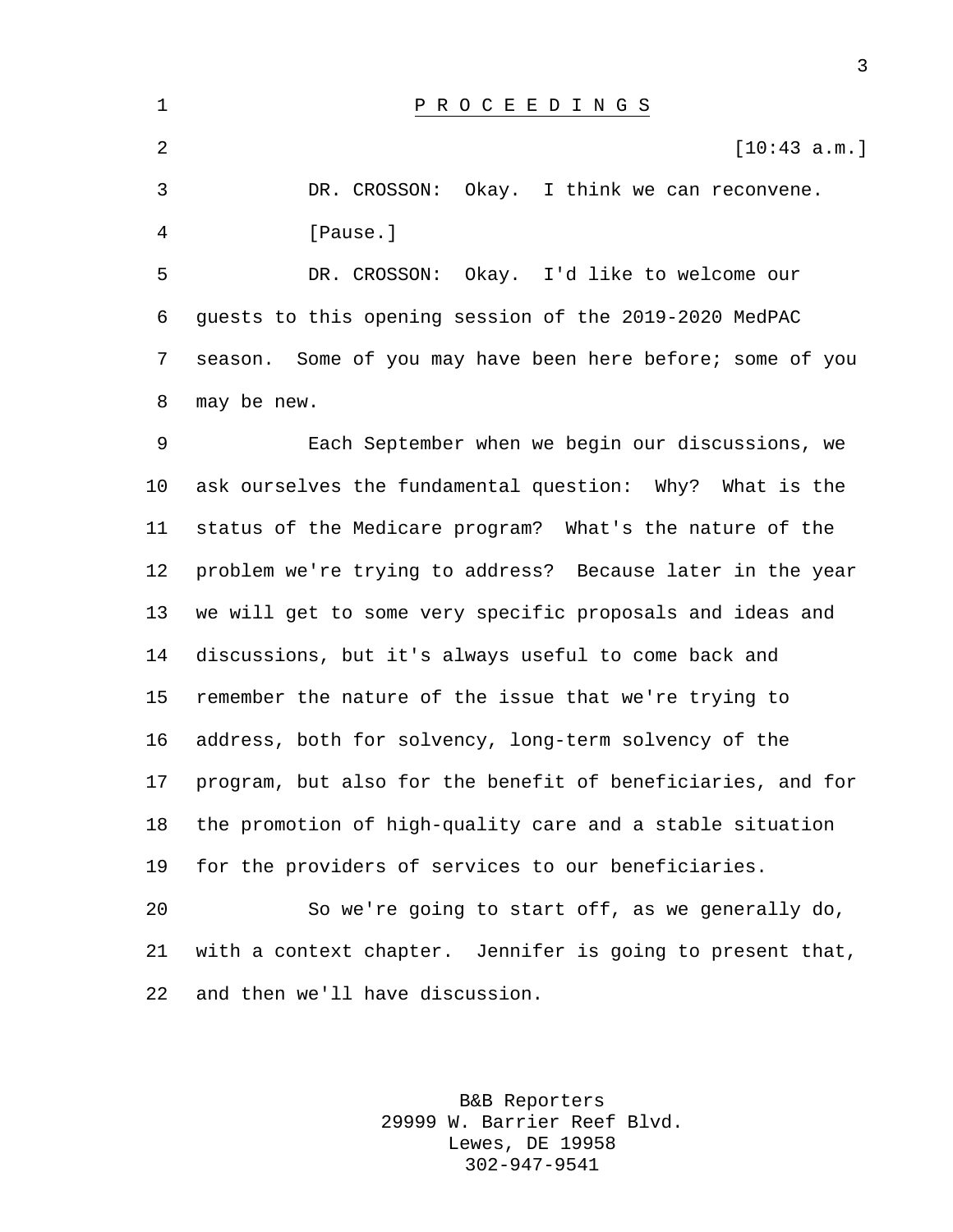# P R O C E E D I N G S

[10:43 a.m.]

DR. CROSSON: Okay. I think we can reconvene.

[Pause.]

DR. CROSSON: Okay. I'd like to welcome our guests to this opening session of the 2019-2020 MedPAC season. Some of you may have been here before; some of you may be new.

Each September when we begin our discussions, we ask ourselves the fundamental question: Why? What is the status of the Medicare program? What's the nature of the problem we're trying to address? Because later in the year we will get to some very specific proposals and ideas and discussions, but it's always useful to come back and remember the nature of the issue that we're trying to address, both for solvency, long-term solvency of the program, but also for the benefit of beneficiaries, and for the promotion of high-quality care and a stable situation for the providers of services to our beneficiaries.

So we're going to start off, as we generally do, with a context chapter. Jennifer is going to present that, and then we'll have discussion.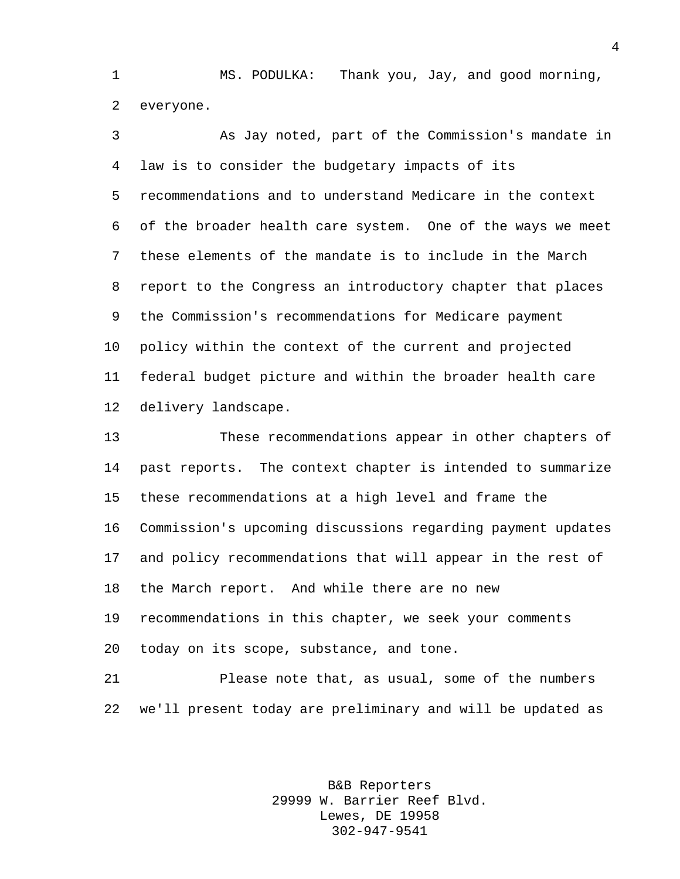MS. PODULKA: Thank you, Jay, and good morning, everyone.

As Jay noted, part of the Commission's mandate in law is to consider the budgetary impacts of its recommendations and to understand Medicare in the context of the broader health care system. One of the ways we meet these elements of the mandate is to include in the March report to the Congress an introductory chapter that places the Commission's recommendations for Medicare payment policy within the context of the current and projected federal budget picture and within the broader health care delivery landscape.

These recommendations appear in other chapters of past reports. The context chapter is intended to summarize these recommendations at a high level and frame the Commission's upcoming discussions regarding payment updates and policy recommendations that will appear in the rest of the March report. And while there are no new recommendations in this chapter, we seek your comments today on its scope, substance, and tone.

Please note that, as usual, some of the numbers we'll present today are preliminary and will be updated as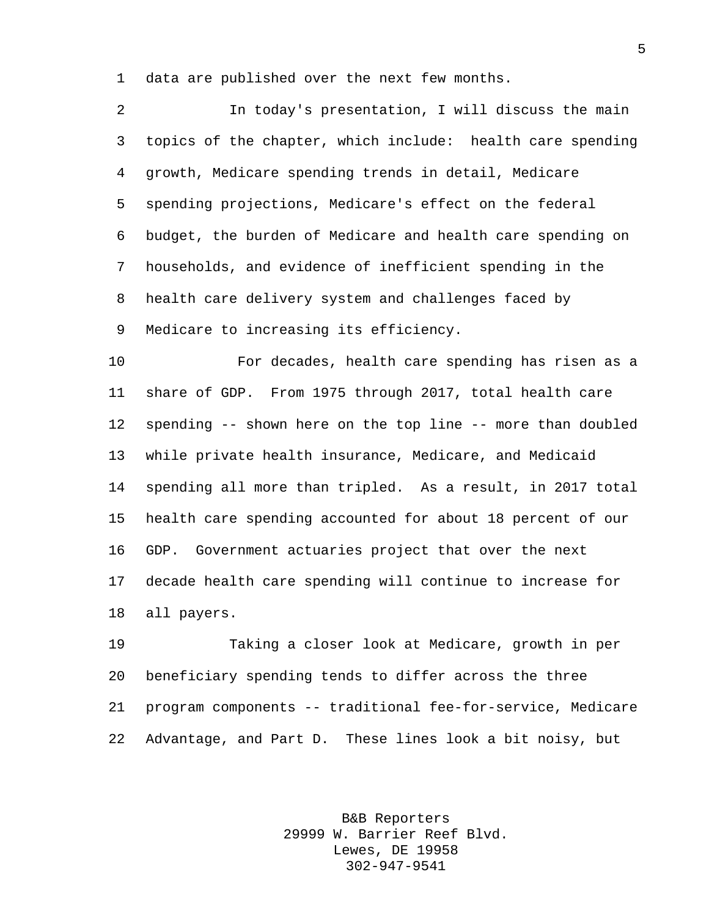data are published over the next few months.

In today's presentation, I will discuss the main topics of the chapter, which include: health care spending growth, Medicare spending trends in detail, Medicare spending projections, Medicare's effect on the federal budget, the burden of Medicare and health care spending on households, and evidence of inefficient spending in the health care delivery system and challenges faced by Medicare to increasing its efficiency.

For decades, health care spending has risen as a share of GDP. From 1975 through 2017, total health care spending -- shown here on the top line -- more than doubled while private health insurance, Medicare, and Medicaid spending all more than tripled. As a result, in 2017 total health care spending accounted for about 18 percent of our GDP. Government actuaries project that over the next decade health care spending will continue to increase for all payers.

Taking a closer look at Medicare, growth in per beneficiary spending tends to differ across the three program components -- traditional fee-for-service, Medicare Advantage, and Part D. These lines look a bit noisy, but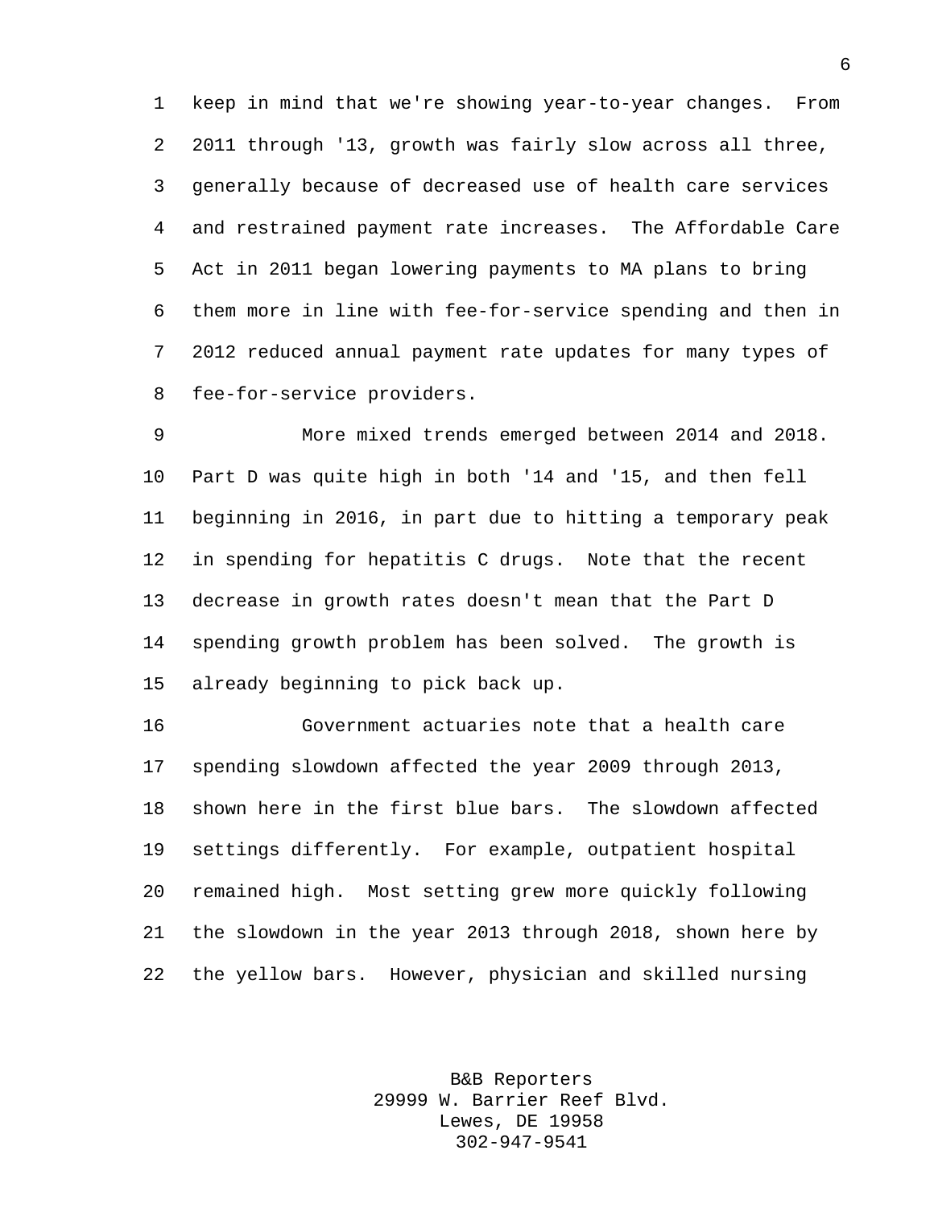keep in mind that we're showing year-to-year changes. From 2011 through '13, growth was fairly slow across all three, generally because of decreased use of health care services and restrained payment rate increases. The Affordable Care Act in 2011 began lowering payments to MA plans to bring them more in line with fee-for-service spending and then in 2012 reduced annual payment rate updates for many types of fee-for-service providers.

More mixed trends emerged between 2014 and 2018. Part D was quite high in both '14 and '15, and then fell beginning in 2016, in part due to hitting a temporary peak in spending for hepatitis C drugs. Note that the recent decrease in growth rates doesn't mean that the Part D spending growth problem has been solved. The growth is already beginning to pick back up.

Government actuaries note that a health care spending slowdown affected the year 2009 through 2013, shown here in the first blue bars. The slowdown affected settings differently. For example, outpatient hospital remained high. Most setting grew more quickly following the slowdown in the year 2013 through 2018, shown here by the yellow bars. However, physician and skilled nursing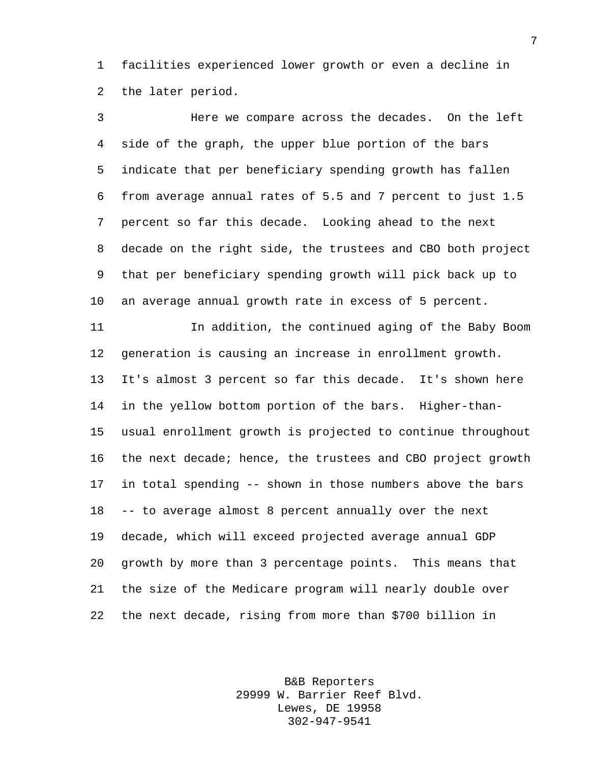facilities experienced lower growth or even a decline in the later period.

Here we compare across the decades. On the left side of the graph, the upper blue portion of the bars indicate that per beneficiary spending growth has fallen from average annual rates of 5.5 and 7 percent to just 1.5 percent so far this decade. Looking ahead to the next decade on the right side, the trustees and CBO both project that per beneficiary spending growth will pick back up to an average annual growth rate in excess of 5 percent.

In addition, the continued aging of the Baby Boom generation is causing an increase in enrollment growth. It's almost 3 percent so far this decade. It's shown here in the yellow bottom portion of the bars. Higher-than-usual enrollment growth is projected to continue throughout the next decade; hence, the trustees and CBO project growth in total spending -- shown in those numbers above the bars -- to average almost 8 percent annually over the next decade, which will exceed projected average annual GDP growth by more than 3 percentage points. This means that the size of the Medicare program will nearly double over the next decade, rising from more than $700 billion in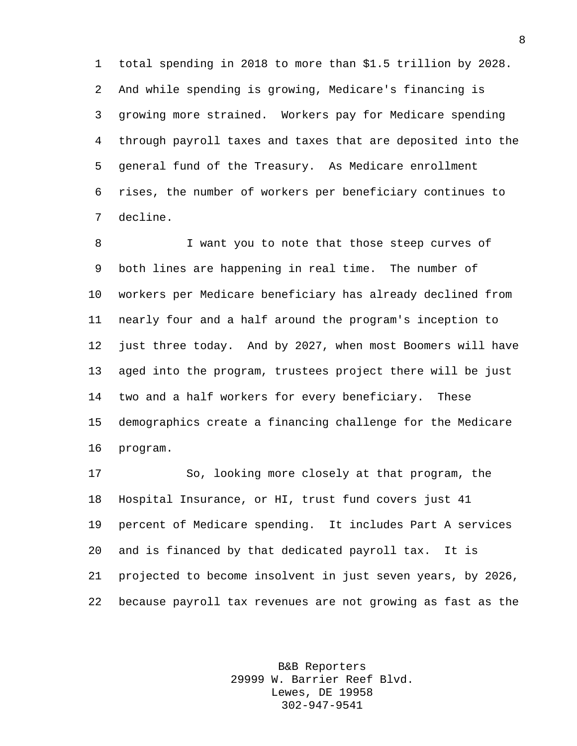total spending in 2018 to more than $1.5 trillion by 2028. And while spending is growing, Medicare's financing is growing more strained. Workers pay for Medicare spending through payroll taxes and taxes that are deposited into the general fund of the Treasury. As Medicare enrollment rises, the number of workers per beneficiary continues to decline.

I want you to note that those steep curves of both lines are happening in real time. The number of workers per Medicare beneficiary has already declined from nearly four and a half around the program's inception to just three today. And by 2027, when most Boomers will have aged into the program, trustees project there will be just two and a half workers for every beneficiary. These demographics create a financing challenge for the Medicare program.

So, looking more closely at that program, the Hospital Insurance, or HI, trust fund covers just 41 percent of Medicare spending. It includes Part A services and is financed by that dedicated payroll tax. It is projected to become insolvent in just seven years, by 2026, because payroll tax revenues are not growing as fast as the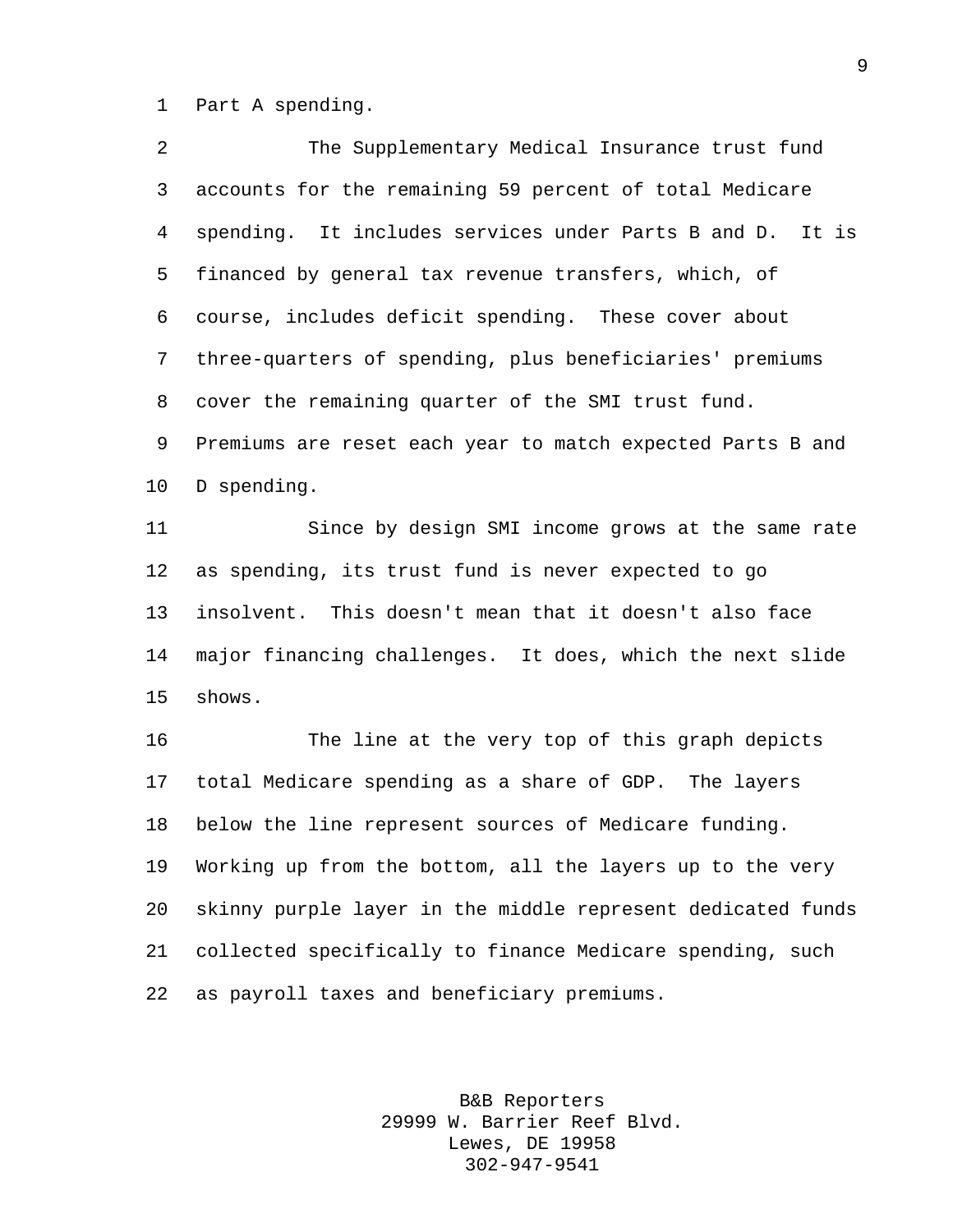Part A spending.

The Supplementary Medical Insurance trust fund accounts for the remaining 59 percent of total Medicare spending. It includes services under Parts B and D. It is financed by general tax revenue transfers, which, of course, includes deficit spending. These cover about three-quarters of spending, plus beneficiaries' premiums cover the remaining quarter of the SMI trust fund. Premiums are reset each year to match expected Parts B and D spending.

Since by design SMI income grows at the same rate as spending, its trust fund is never expected to go insolvent. This doesn't mean that it doesn't also face major financing challenges. It does, which the next slide shows.

The line at the very top of this graph depicts total Medicare spending as a share of GDP. The layers below the line represent sources of Medicare funding. Working up from the bottom, all the layers up to the very skinny purple layer in the middle represent dedicated funds collected specifically to finance Medicare spending, such as payroll taxes and beneficiary premiums.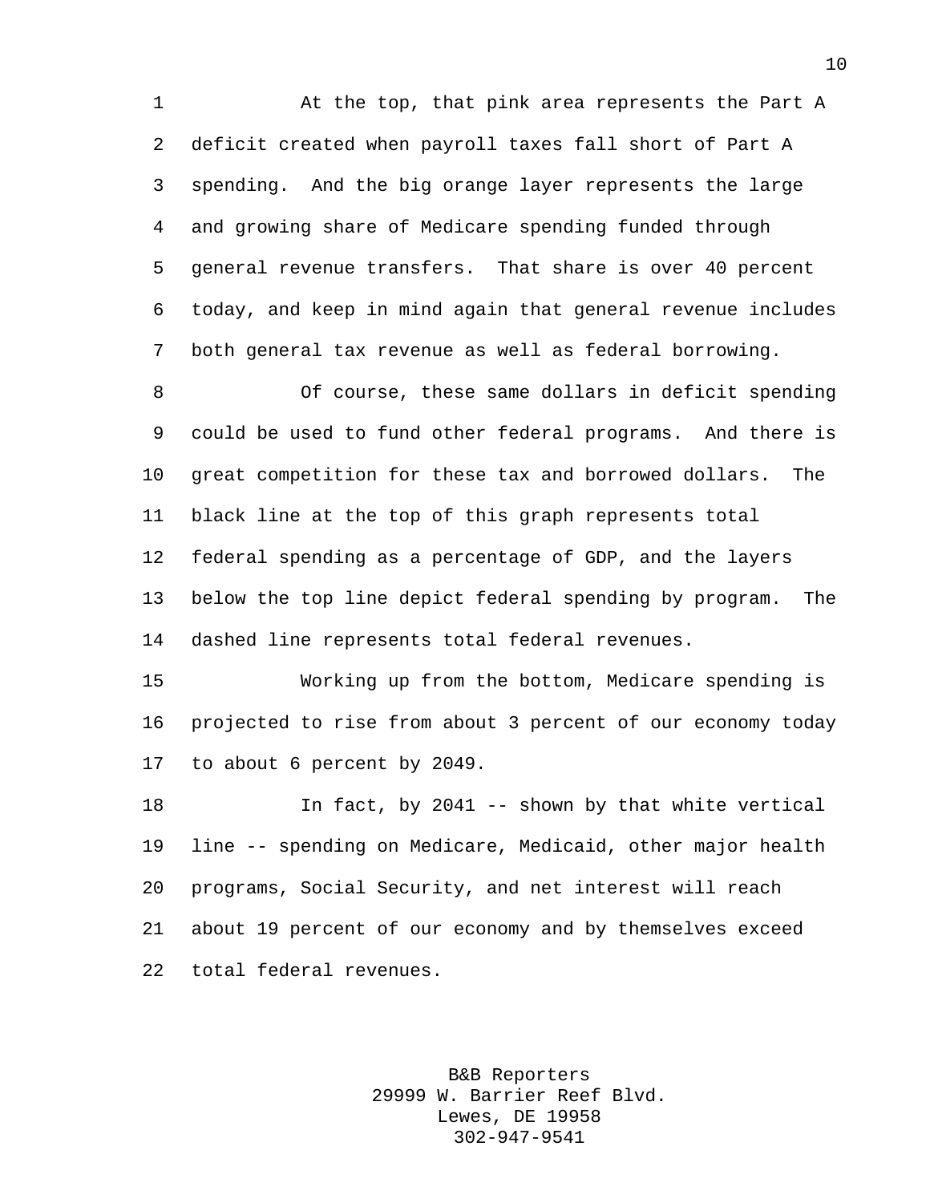At the top, that pink area represents the Part A deficit created when payroll taxes fall short of Part A spending. And the big orange layer represents the large and growing share of Medicare spending funded through general revenue transfers. That share is over 40 percent today, and keep in mind again that general revenue includes both general tax revenue as well as federal borrowing.

Of course, these same dollars in deficit spending could be used to fund other federal programs. And there is great competition for these tax and borrowed dollars. The black line at the top of this graph represents total federal spending as a percentage of GDP, and the layers below the top line depict federal spending by program. The dashed line represents total federal revenues.

Working up from the bottom, Medicare spending is projected to rise from about 3 percent of our economy today to about 6 percent by 2049.

In fact, by 2041 -- shown by that white vertical line -- spending on Medicare, Medicaid, other major health programs, Social Security, and net interest will reach about 19 percent of our economy and by themselves exceed total federal revenues.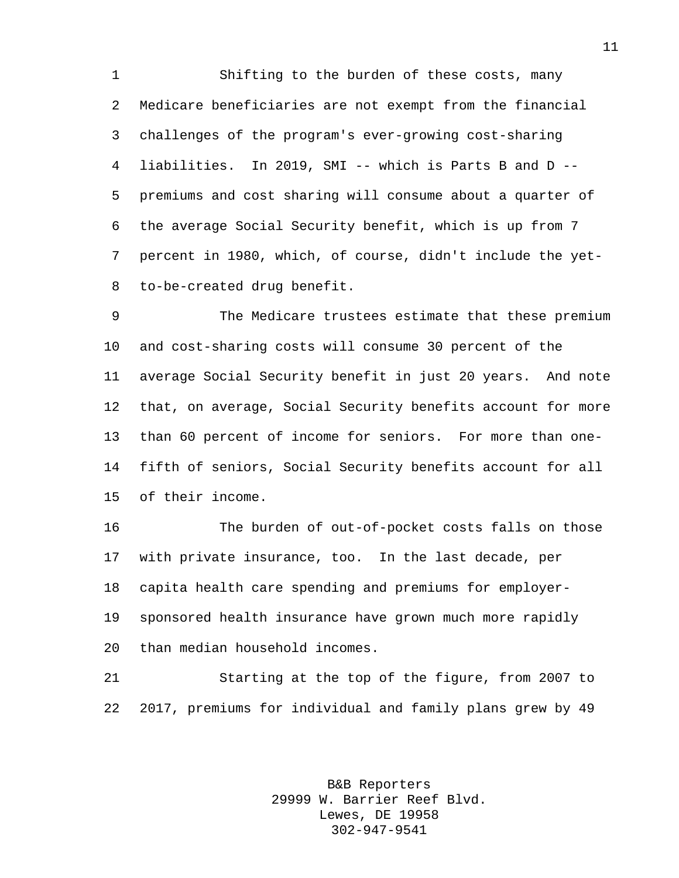Shifting to the burden of these costs, many Medicare beneficiaries are not exempt from the financial challenges of the program's ever-growing cost-sharing liabilities. In 2019, SMI -- which is Parts B and D -- premiums and cost sharing will consume about a quarter of the average Social Security benefit, which is up from 7 percent in 1980, which, of course, didn't include the yet-to-be-created drug benefit.

The Medicare trustees estimate that these premium and cost-sharing costs will consume 30 percent of the average Social Security benefit in just 20 years. And note that, on average, Social Security benefits account for more than 60 percent of income for seniors. For more than one-fifth of seniors, Social Security benefits account for all of their income.

The burden of out-of-pocket costs falls on those with private insurance, too. In the last decade, per capita health care spending and premiums for employer-sponsored health insurance have grown much more rapidly than median household incomes.

Starting at the top of the figure, from 2007 to 2017, premiums for individual and family plans grew by 49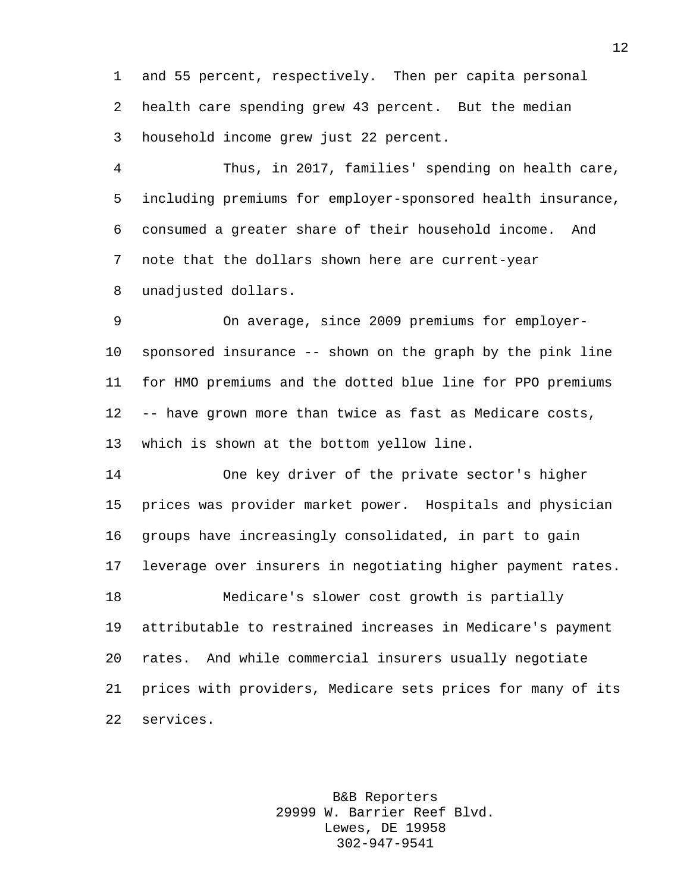and 55 percent, respectively. Then per capita personal health care spending grew 43 percent. But the median household income grew just 22 percent.

Thus, in 2017, families' spending on health care, including premiums for employer-sponsored health insurance, consumed a greater share of their household income. And note that the dollars shown here are current-year unadjusted dollars.

On average, since 2009 premiums for employer-sponsored insurance -- shown on the graph by the pink line for HMO premiums and the dotted blue line for PPO premiums -- have grown more than twice as fast as Medicare costs, which is shown at the bottom yellow line.

One key driver of the private sector's higher prices was provider market power. Hospitals and physician groups have increasingly consolidated, in part to gain leverage over insurers in negotiating higher payment rates.

Medicare's slower cost growth is partially attributable to restrained increases in Medicare's payment rates. And while commercial insurers usually negotiate prices with providers, Medicare sets prices for many of its services.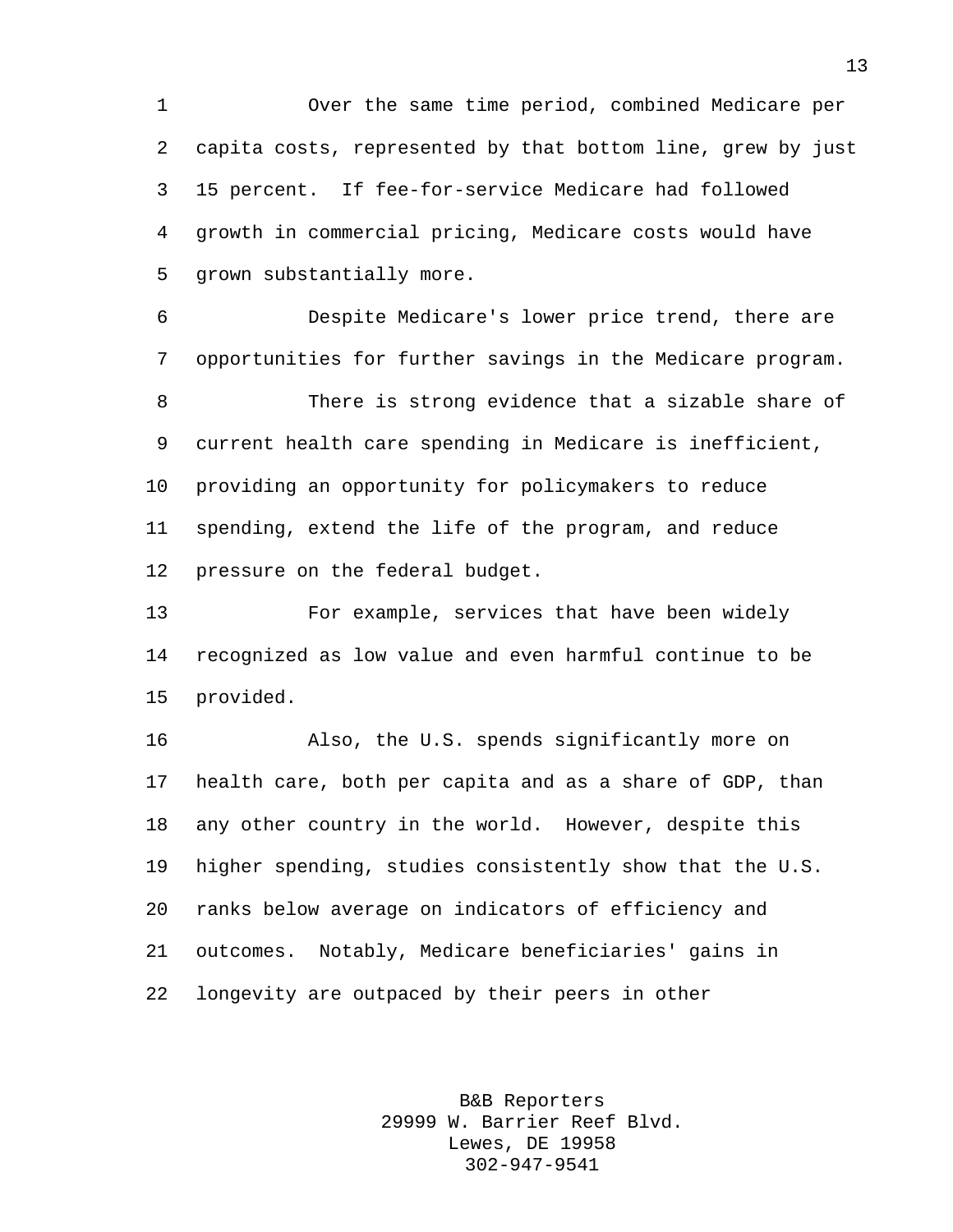Over the same time period, combined Medicare per capita costs, represented by that bottom line, grew by just 15 percent. If fee-for-service Medicare had followed growth in commercial pricing, Medicare costs would have grown substantially more.

Despite Medicare's lower price trend, there are opportunities for further savings in the Medicare program.

There is strong evidence that a sizable share of current health care spending in Medicare is inefficient, providing an opportunity for policymakers to reduce spending, extend the life of the program, and reduce pressure on the federal budget.

For example, services that have been widely recognized as low value and even harmful continue to be provided.

Also, the U.S. spends significantly more on health care, both per capita and as a share of GDP, than any other country in the world. However, despite this higher spending, studies consistently show that the U.S. ranks below average on indicators of efficiency and outcomes. Notably, Medicare beneficiaries' gains in longevity are outpaced by their peers in other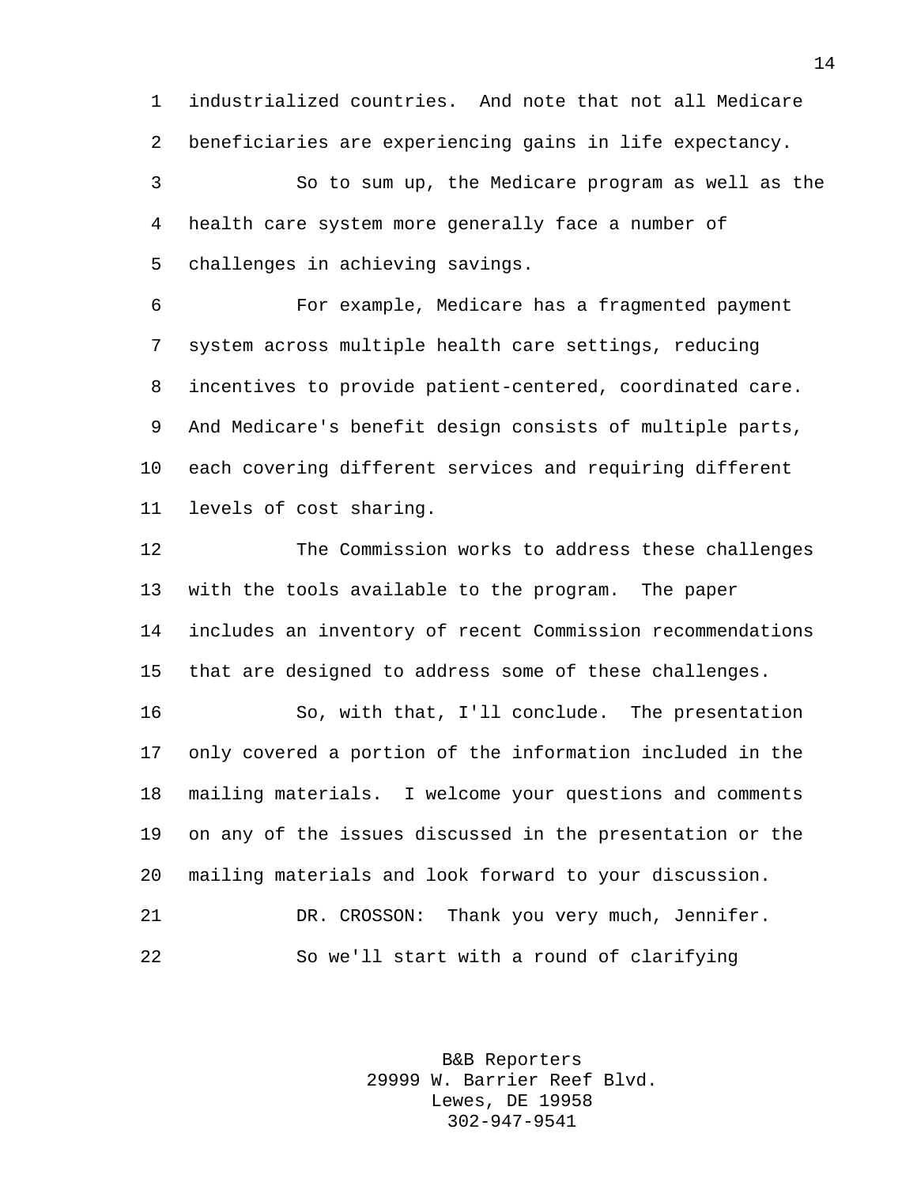industrialized countries. And note that not all Medicare beneficiaries are experiencing gains in life expectancy.

So to sum up, the Medicare program as well as the health care system more generally face a number of challenges in achieving savings.

For example, Medicare has a fragmented payment system across multiple health care settings, reducing incentives to provide patient-centered, coordinated care. And Medicare's benefit design consists of multiple parts, each covering different services and requiring different levels of cost sharing.

The Commission works to address these challenges with the tools available to the program. The paper includes an inventory of recent Commission recommendations that are designed to address some of these challenges.

So, with that, I'll conclude. The presentation only covered a portion of the information included in the mailing materials. I welcome your questions and comments on any of the issues discussed in the presentation or the mailing materials and look forward to your discussion.

DR. CROSSON: Thank you very much, Jennifer.

So we'll start with a round of clarifying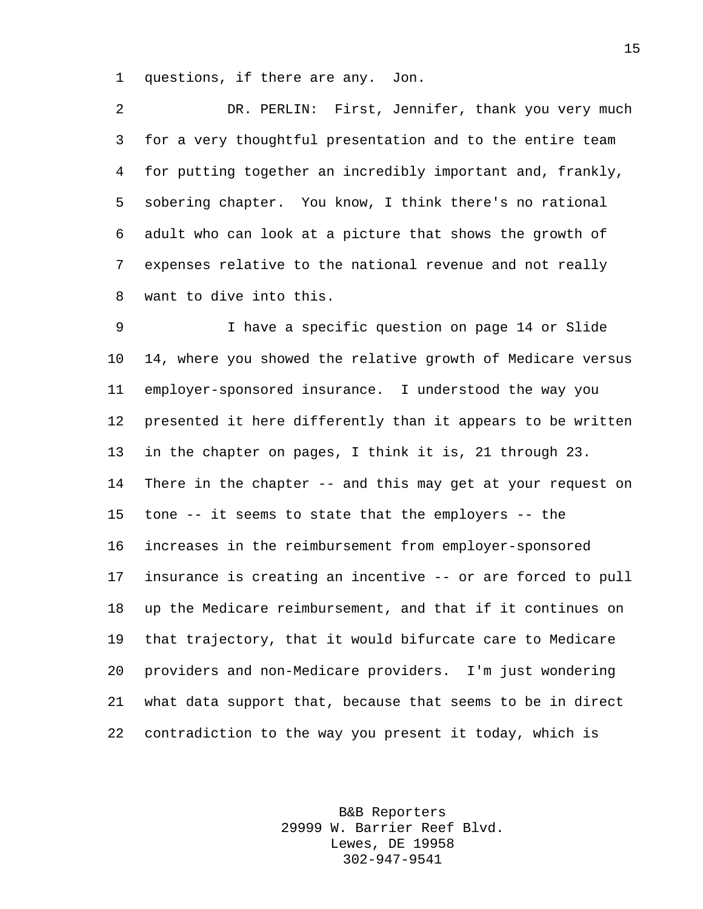questions, if there are any. Jon.

DR. PERLIN: First, Jennifer, thank you very much for a very thoughtful presentation and to the entire team for putting together an incredibly important and, frankly, sobering chapter. You know, I think there's no rational adult who can look at a picture that shows the growth of expenses relative to the national revenue and not really want to dive into this.

I have a specific question on page 14 or Slide 14, where you showed the relative growth of Medicare versus employer-sponsored insurance. I understood the way you presented it here differently than it appears to be written in the chapter on pages, I think it is, 21 through 23. There in the chapter -- and this may get at your request on tone -- it seems to state that the employers -- the increases in the reimbursement from employer-sponsored insurance is creating an incentive -- or are forced to pull up the Medicare reimbursement, and that if it continues on that trajectory, that it would bifurcate care to Medicare providers and non-Medicare providers. I'm just wondering what data support that, because that seems to be in direct contradiction to the way you present it today, which is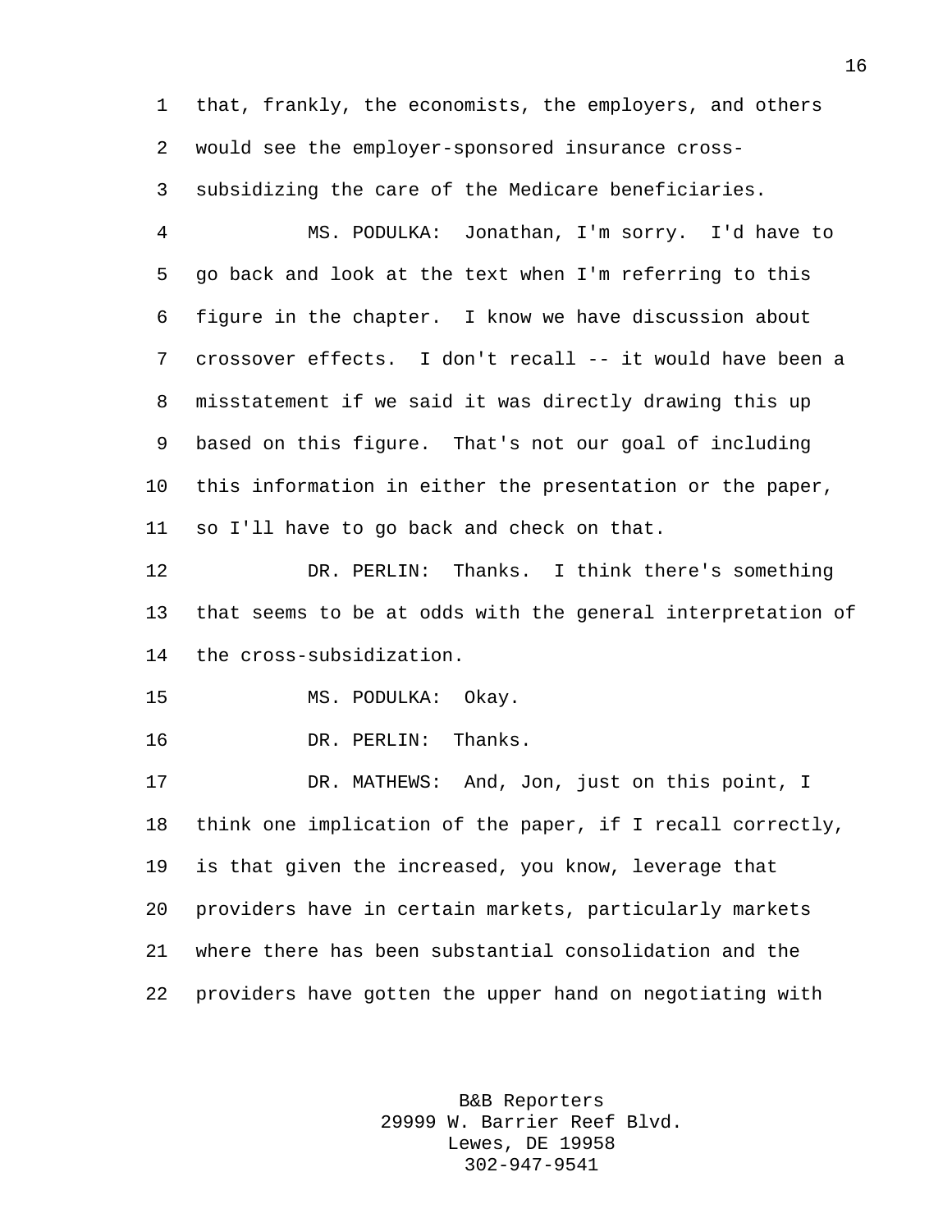that, frankly, the economists, the employers, and others would see the employer-sponsored insurance cross-subsidizing the care of the Medicare beneficiaries.

MS. PODULKA: Jonathan, I'm sorry. I'd have to go back and look at the text when I'm referring to this figure in the chapter. I know we have discussion about crossover effects. I don't recall -- it would have been a misstatement if we said it was directly drawing this up based on this figure. That's not our goal of including this information in either the presentation or the paper, so I'll have to go back and check on that.

DR. PERLIN: Thanks. I think there's something that seems to be at odds with the general interpretation of the cross-subsidization.

MS. PODULKA: Okay.

DR. PERLIN: Thanks.

DR. MATHEWS: And, Jon, just on this point, I think one implication of the paper, if I recall correctly, is that given the increased, you know, leverage that providers have in certain markets, particularly markets where there has been substantial consolidation and the providers have gotten the upper hand on negotiating with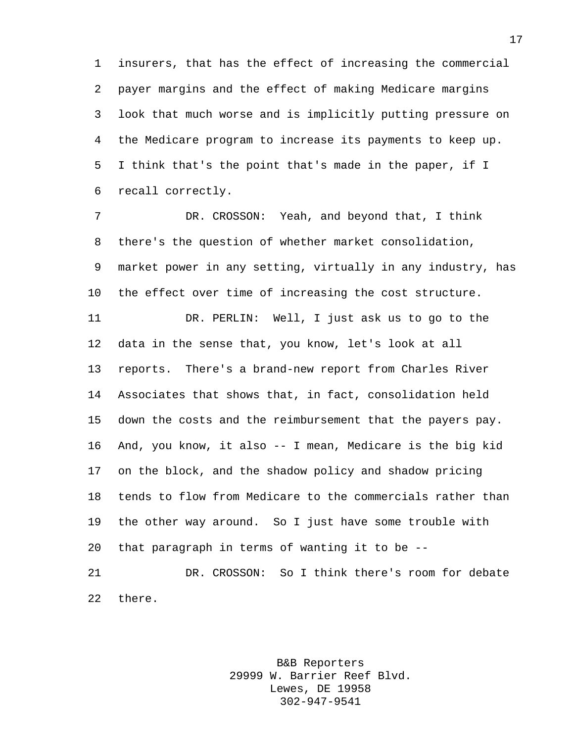insurers, that has the effect of increasing the commercial payer margins and the effect of making Medicare margins look that much worse and is implicitly putting pressure on the Medicare program to increase its payments to keep up. I think that's the point that's made in the paper, if I recall correctly.

DR. CROSSON: Yeah, and beyond that, I think there's the question of whether market consolidation, market power in any setting, virtually in any industry, has the effect over time of increasing the cost structure.

DR. PERLIN: Well, I just ask us to go to the data in the sense that, you know, let's look at all reports. There's a brand-new report from Charles River Associates that shows that, in fact, consolidation held down the costs and the reimbursement that the payers pay. And, you know, it also -- I mean, Medicare is the big kid on the block, and the shadow policy and shadow pricing tends to flow from Medicare to the commercials rather than the other way around. So I just have some trouble with that paragraph in terms of wanting it to be --

DR. CROSSON: So I think there's room for debate there.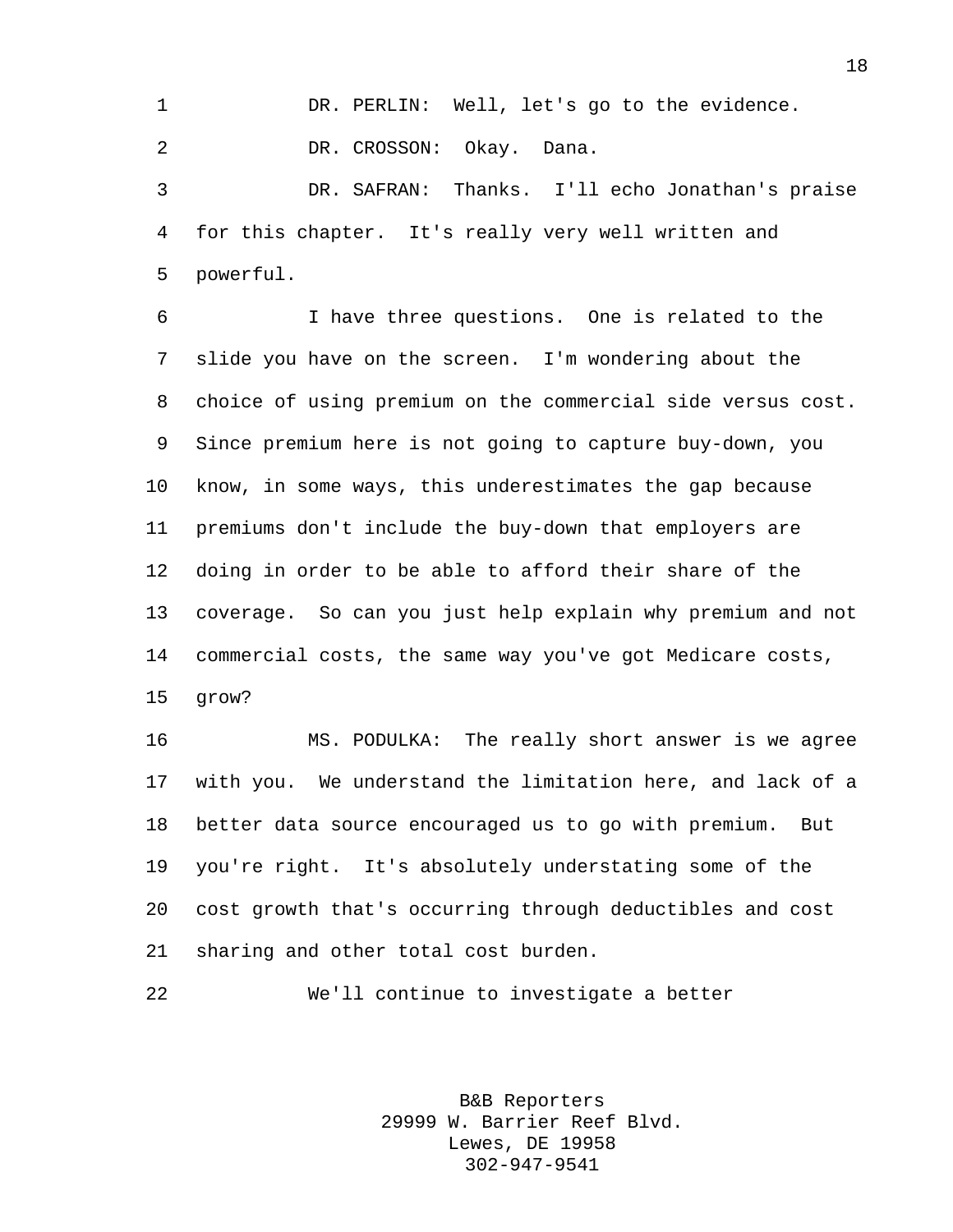DR. PERLIN: Well, let's go to the evidence.

DR. CROSSON: Okay. Dana.

DR. SAFRAN: Thanks. I'll echo Jonathan's praise for this chapter. It's really very well written and powerful.

I have three questions. One is related to the slide you have on the screen. I'm wondering about the choice of using premium on the commercial side versus cost. Since premium here is not going to capture buy-down, you know, in some ways, this underestimates the gap because premiums don't include the buy-down that employers are doing in order to be able to afford their share of the coverage. So can you just help explain why premium and not commercial costs, the same way you've got Medicare costs, grow?

MS. PODULKA: The really short answer is we agree with you. We understand the limitation here, and lack of a better data source encouraged us to go with premium. But you're right. It's absolutely understating some of the cost growth that's occurring through deductibles and cost sharing and other total cost burden.

We'll continue to investigate a better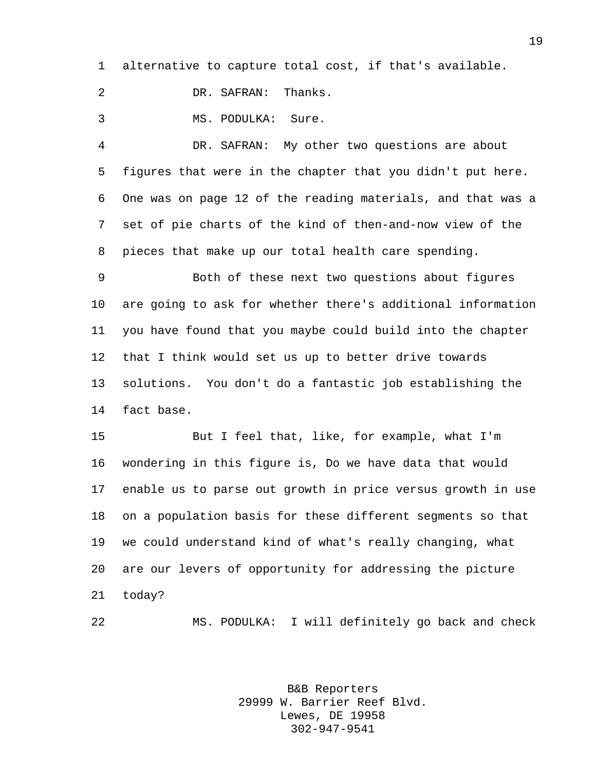alternative to capture total cost, if that's available.

DR. SAFRAN: Thanks.

MS. PODULKA: Sure.

DR. SAFRAN: My other two questions are about figures that were in the chapter that you didn't put here. One was on page 12 of the reading materials, and that was a set of pie charts of the kind of then-and-now view of the pieces that make up our total health care spending.

Both of these next two questions about figures are going to ask for whether there's additional information you have found that you maybe could build into the chapter that I think would set us up to better drive towards solutions. You don't do a fantastic job establishing the fact base.

But I feel that, like, for example, what I'm wondering in this figure is, Do we have data that would enable us to parse out growth in price versus growth in use on a population basis for these different segments so that we could understand kind of what's really changing, what are our levers of opportunity for addressing the picture today?

MS. PODULKA: I will definitely go back and check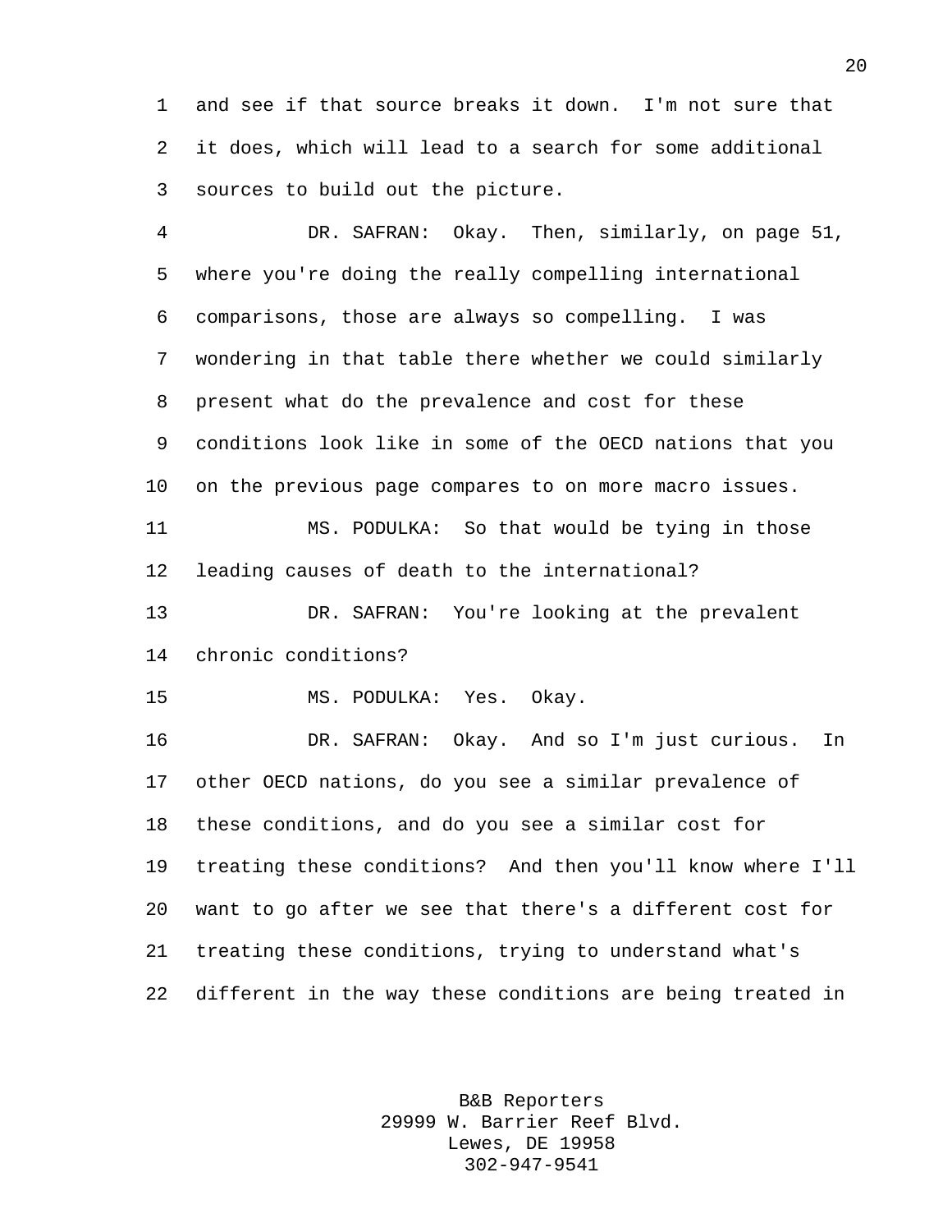and see if that source breaks it down. I'm not sure that it does, which will lead to a search for some additional sources to build out the picture.

DR. SAFRAN: Okay. Then, similarly, on page 51, where you're doing the really compelling international comparisons, those are always so compelling. I was wondering in that table there whether we could similarly present what do the prevalence and cost for these conditions look like in some of the OECD nations that you on the previous page compares to on more macro issues.

MS. PODULKA: So that would be tying in those leading causes of death to the international?

DR. SAFRAN: You're looking at the prevalent chronic conditions?

MS. PODULKA: Yes. Okay.

DR. SAFRAN: Okay. And so I'm just curious. In other OECD nations, do you see a similar prevalence of these conditions, and do you see a similar cost for treating these conditions? And then you'll know where I'll want to go after we see that there's a different cost for treating these conditions, trying to understand what's different in the way these conditions are being treated in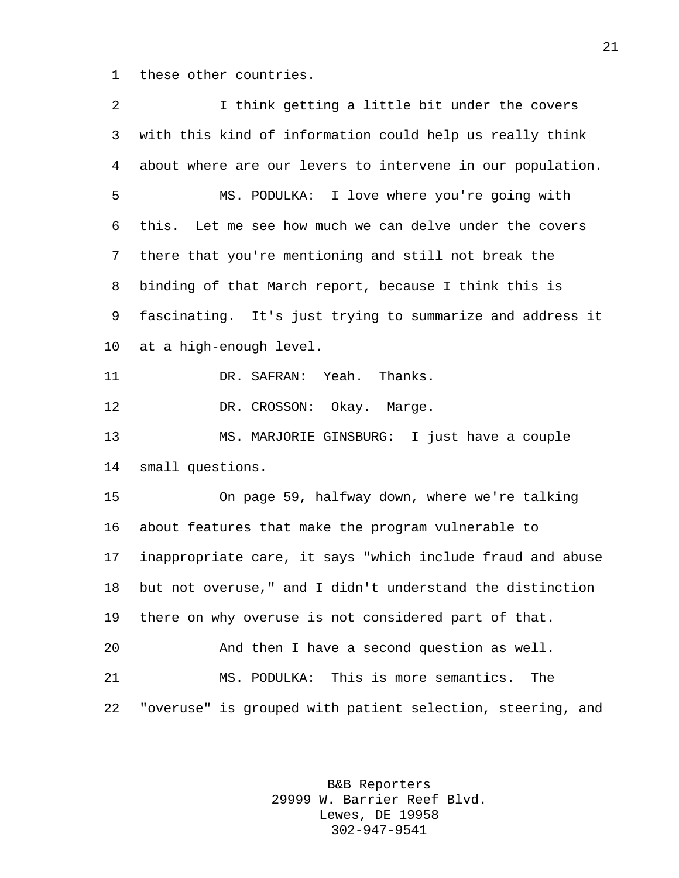these other countries.

I think getting a little bit under the covers with this kind of information could help us really think about where are our levers to intervene in our population.

MS. PODULKA: I love where you're going with this. Let me see how much we can delve under the covers there that you're mentioning and still not break the binding of that March report, because I think this is fascinating. It's just trying to summarize and address it at a high-enough level.

DR. SAFRAN: Yeah. Thanks.

DR. CROSSON: Okay. Marge.

MS. MARJORIE GINSBURG: I just have a couple small questions.

On page 59, halfway down, where we're talking about features that make the program vulnerable to inappropriate care, it says "which include fraud and abuse but not overuse," and I didn't understand the distinction there on why overuse is not considered part of that.

And then I have a second question as well.

MS. PODULKA: This is more semantics. The "overuse" is grouped with patient selection, steering, and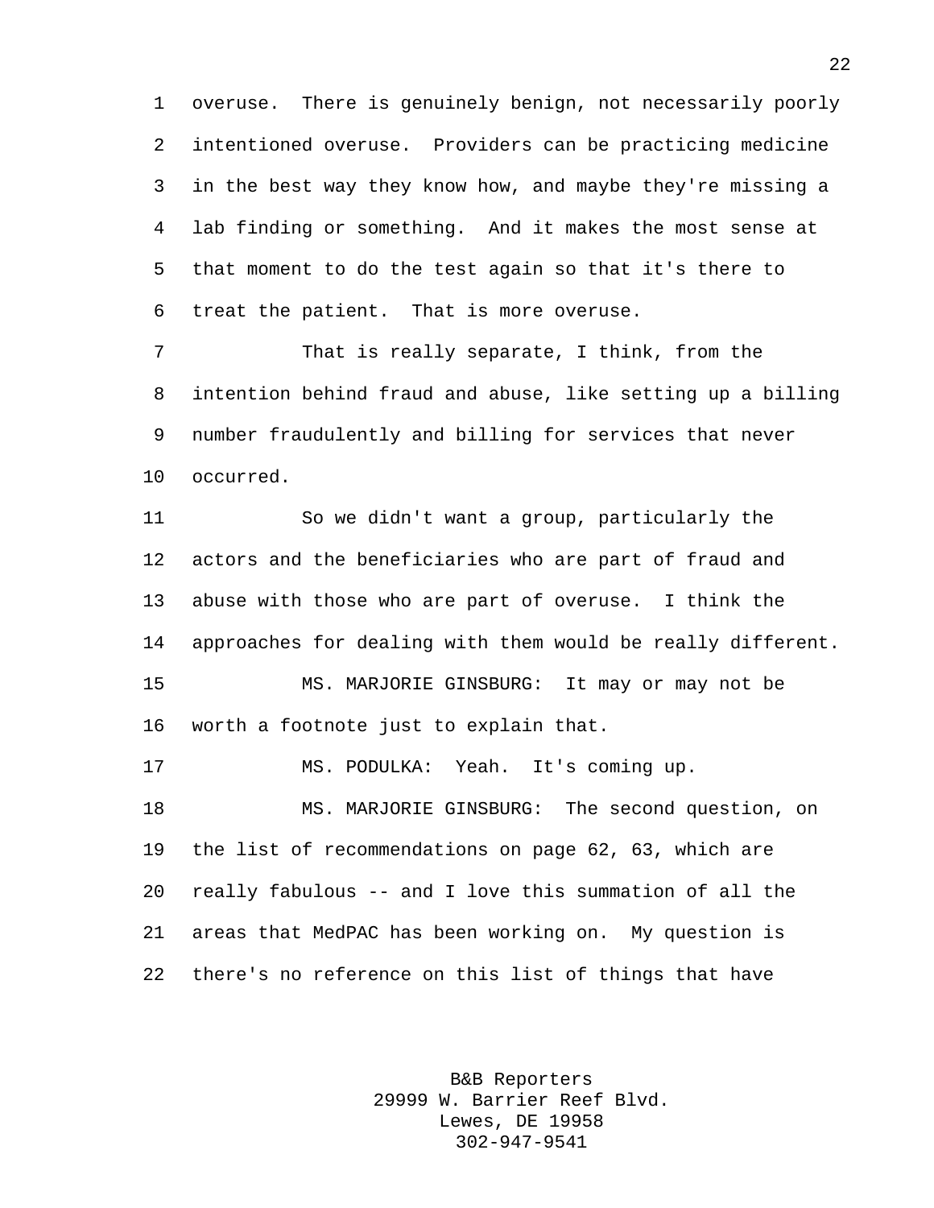overuse. There is genuinely benign, not necessarily poorly intentioned overuse. Providers can be practicing medicine in the best way they know how, and maybe they're missing a lab finding or something. And it makes the most sense at that moment to do the test again so that it's there to treat the patient. That is more overuse.

That is really separate, I think, from the intention behind fraud and abuse, like setting up a billing number fraudulently and billing for services that never occurred.

So we didn't want a group, particularly the actors and the beneficiaries who are part of fraud and abuse with those who are part of overuse. I think the approaches for dealing with them would be really different.

MS. MARJORIE GINSBURG: It may or may not be worth a footnote just to explain that.

MS. PODULKA: Yeah. It's coming up.

MS. MARJORIE GINSBURG: The second question, on the list of recommendations on page 62, 63, which are really fabulous -- and I love this summation of all the areas that MedPAC has been working on. My question is there's no reference on this list of things that have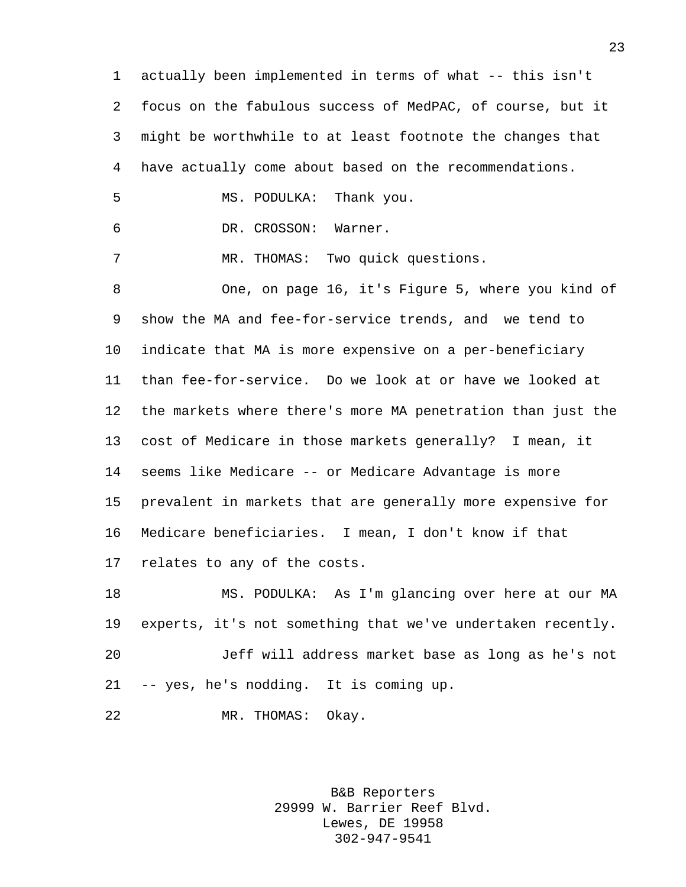actually been implemented in terms of what -- this isn't focus on the fabulous success of MedPAC, of course, but it might be worthwhile to at least footnote the changes that have actually come about based on the recommendations.

MS. PODULKA: Thank you.

DR. CROSSON: Warner.

MR. THOMAS: Two quick questions.

One, on page 16, it's Figure 5, where you kind of show the MA and fee-for-service trends, and we tend to indicate that MA is more expensive on a per-beneficiary than fee-for-service. Do we look at or have we looked at the markets where there's more MA penetration than just the cost of Medicare in those markets generally? I mean, it seems like Medicare -- or Medicare Advantage is more prevalent in markets that are generally more expensive for Medicare beneficiaries. I mean, I don't know if that relates to any of the costs.

MS. PODULKA: As I'm glancing over here at our MA experts, it's not something that we've undertaken recently.

Jeff will address market base as long as he's not -- yes, he's nodding. It is coming up.

MR. THOMAS: Okay.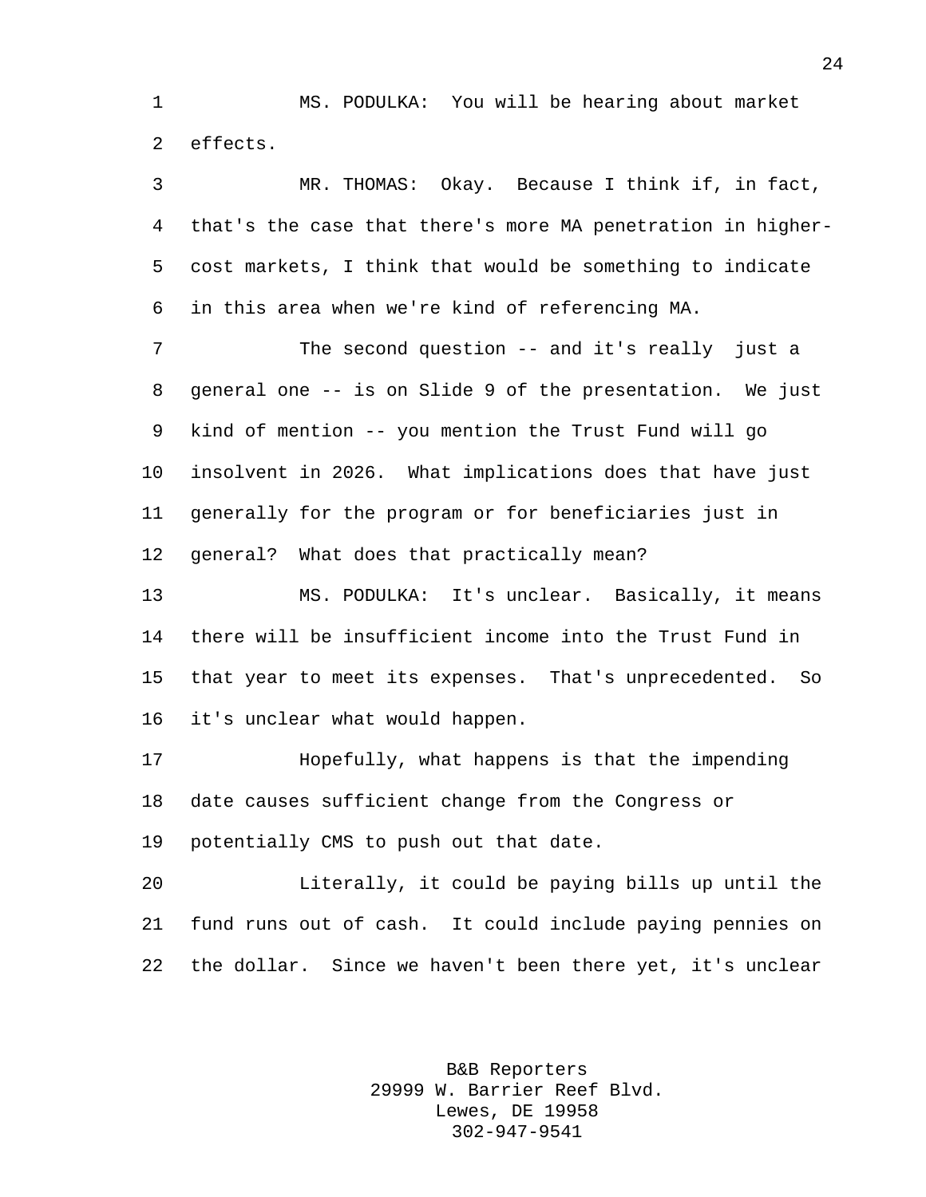MS. PODULKA: You will be hearing about market effects.

MR. THOMAS: Okay. Because I think if, in fact, that's the case that there's more MA penetration in higher-cost markets, I think that would be something to indicate in this area when we're kind of referencing MA.

The second question -- and it's really just a general one -- is on Slide 9 of the presentation. We just kind of mention -- you mention the Trust Fund will go insolvent in 2026. What implications does that have just generally for the program or for beneficiaries just in general? What does that practically mean?

MS. PODULKA: It's unclear. Basically, it means there will be insufficient income into the Trust Fund in that year to meet its expenses. That's unprecedented. So it's unclear what would happen.

Hopefully, what happens is that the impending date causes sufficient change from the Congress or potentially CMS to push out that date.

Literally, it could be paying bills up until the fund runs out of cash. It could include paying pennies on the dollar. Since we haven't been there yet, it's unclear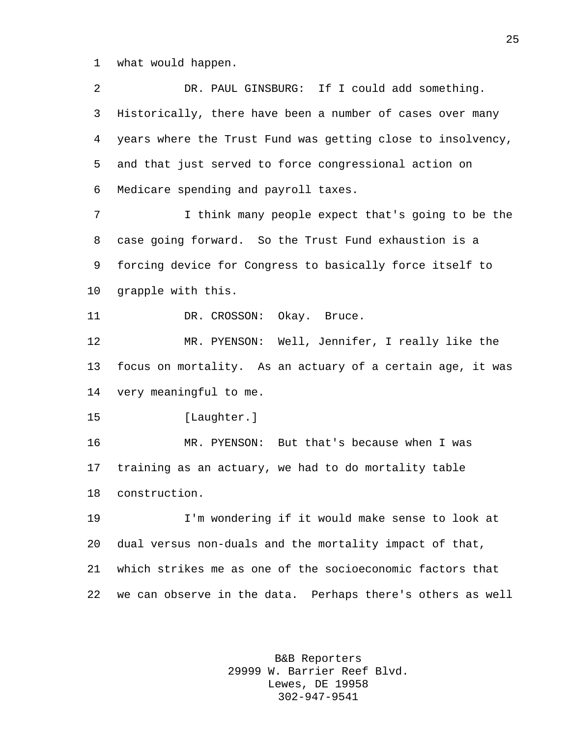what would happen.

DR. PAUL GINSBURG: If I could add something. Historically, there have been a number of cases over many years where the Trust Fund was getting close to insolvency, and that just served to force congressional action on Medicare spending and payroll taxes.

I think many people expect that's going to be the case going forward. So the Trust Fund exhaustion is a forcing device for Congress to basically force itself to grapple with this.

DR. CROSSON: Okay. Bruce.

MR. PYENSON: Well, Jennifer, I really like the focus on mortality. As an actuary of a certain age, it was very meaningful to me.

[Laughter.]

MR. PYENSON: But that's because when I was training as an actuary, we had to do mortality table construction.

I'm wondering if it would make sense to look at dual versus non-duals and the mortality impact of that, which strikes me as one of the socioeconomic factors that we can observe in the data. Perhaps there's others as well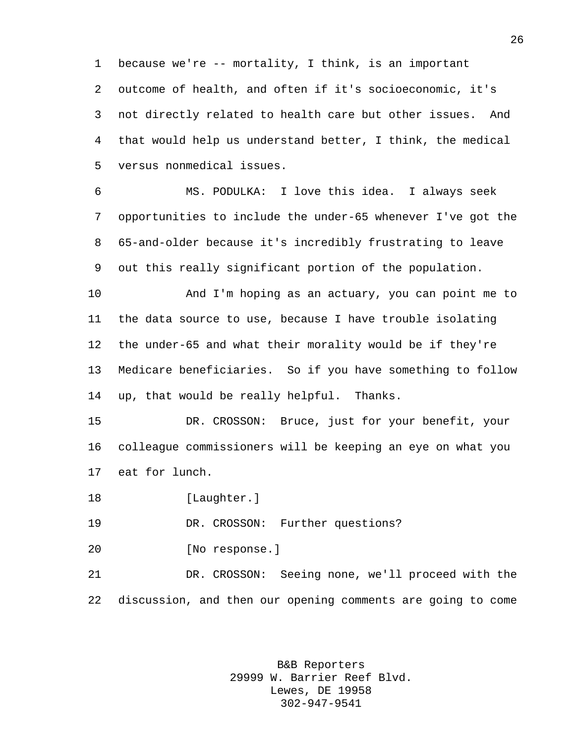because we're -- mortality, I think, is an important outcome of health, and often if it's socioeconomic, it's not directly related to health care but other issues. And that would help us understand better, I think, the medical versus nonmedical issues.

MS. PODULKA: I love this idea. I always seek opportunities to include the under-65 whenever I've got the 65-and-older because it's incredibly frustrating to leave out this really significant portion of the population.

And I'm hoping as an actuary, you can point me to the data source to use, because I have trouble isolating the under-65 and what their morality would be if they're Medicare beneficiaries. So if you have something to follow up, that would be really helpful. Thanks.

DR. CROSSON: Bruce, just for your benefit, your colleague commissioners will be keeping an eye on what you eat for lunch.

[Laughter.]

DR. CROSSON: Further questions?

[No response.]

DR. CROSSON: Seeing none, we'll proceed with the discussion, and then our opening comments are going to come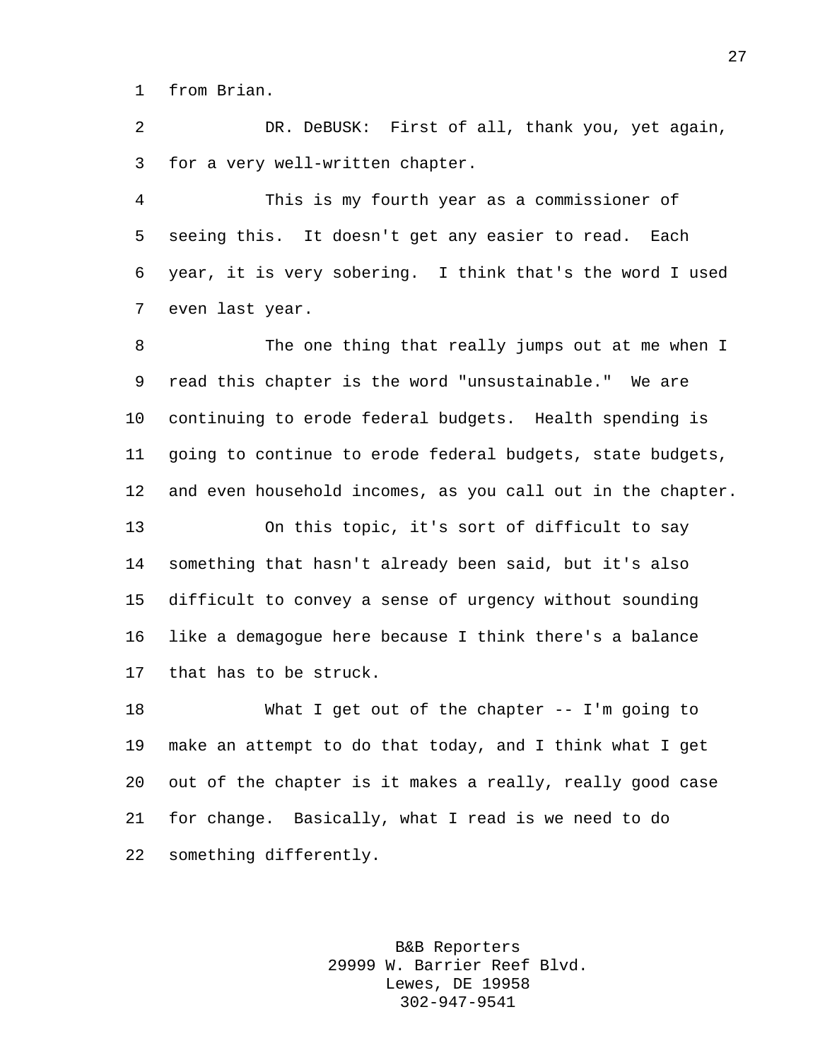from Brian.

DR. DeBUSK: First of all, thank you, yet again, for a very well-written chapter.

This is my fourth year as a commissioner of seeing this. It doesn't get any easier to read. Each year, it is very sobering. I think that's the word I used even last year.

The one thing that really jumps out at me when I read this chapter is the word "unsustainable." We are continuing to erode federal budgets. Health spending is going to continue to erode federal budgets, state budgets, and even household incomes, as you call out in the chapter.

On this topic, it's sort of difficult to say something that hasn't already been said, but it's also difficult to convey a sense of urgency without sounding like a demagogue here because I think there's a balance that has to be struck.

What I get out of the chapter -- I'm going to make an attempt to do that today, and I think what I get out of the chapter is it makes a really, really good case for change. Basically, what I read is we need to do something differently.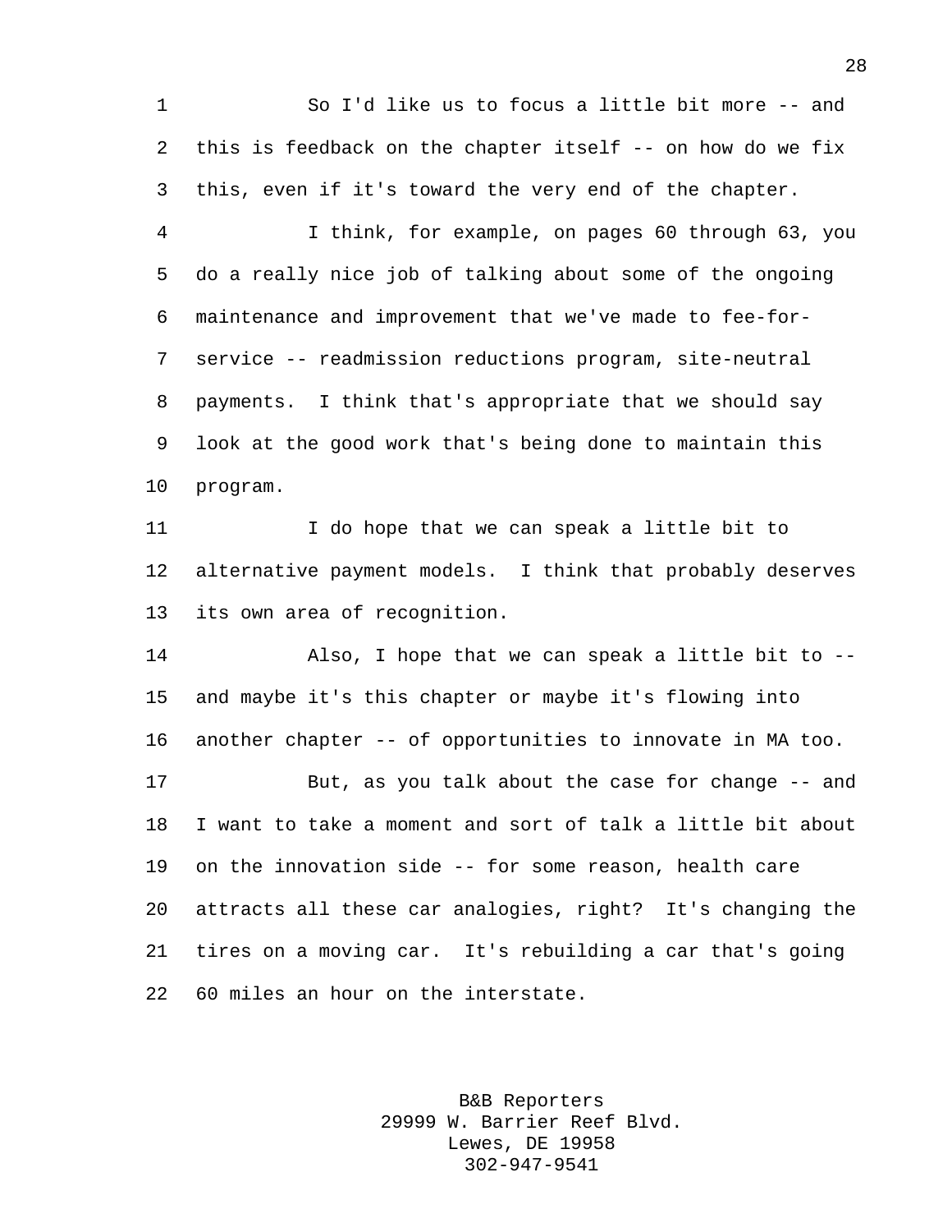So I'd like us to focus a little bit more -- and this is feedback on the chapter itself -- on how do we fix this, even if it's toward the very end of the chapter.

I think, for example, on pages 60 through 63, you do a really nice job of talking about some of the ongoing maintenance and improvement that we've made to fee-for-service -- readmission reductions program, site-neutral payments. I think that's appropriate that we should say look at the good work that's being done to maintain this program.

I do hope that we can speak a little bit to alternative payment models. I think that probably deserves its own area of recognition.

Also, I hope that we can speak a little bit to -- and maybe it's this chapter or maybe it's flowing into another chapter -- of opportunities to innovate in MA too.

But, as you talk about the case for change -- and I want to take a moment and sort of talk a little bit about on the innovation side -- for some reason, health care attracts all these car analogies, right? It's changing the tires on a moving car. It's rebuilding a car that's going 60 miles an hour on the interstate.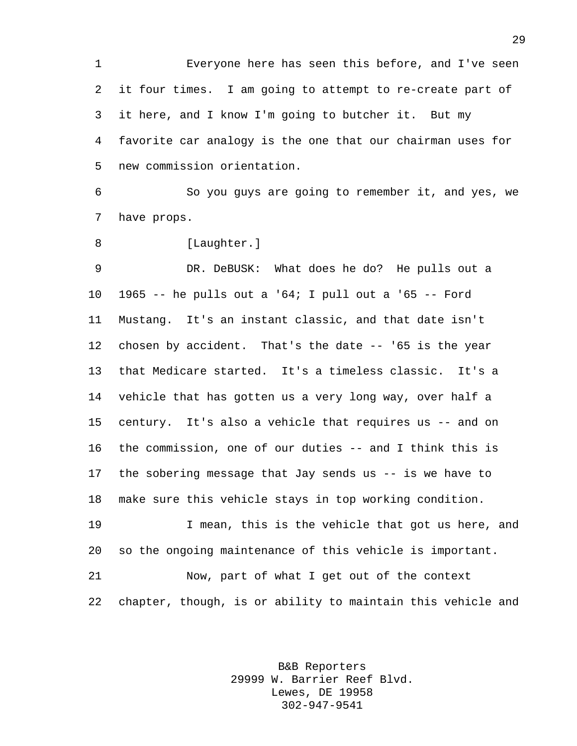Everyone here has seen this before, and I've seen it four times. I am going to attempt to re-create part of it here, and I know I'm going to butcher it. But my favorite car analogy is the one that our chairman uses for new commission orientation.

So you guys are going to remember it, and yes, we have props.

[Laughter.]

DR. DeBUSK: What does he do? He pulls out a 1965 -- he pulls out a '64; I pull out a '65 -- Ford Mustang. It's an instant classic, and that date isn't chosen by accident. That's the date -- '65 is the year that Medicare started. It's a timeless classic. It's a vehicle that has gotten us a very long way, over half a century. It's also a vehicle that requires us -- and on the commission, one of our duties -- and I think this is the sobering message that Jay sends us -- is we have to make sure this vehicle stays in top working condition.

I mean, this is the vehicle that got us here, and so the ongoing maintenance of this vehicle is important.

Now, part of what I get out of the context chapter, though, is or ability to maintain this vehicle and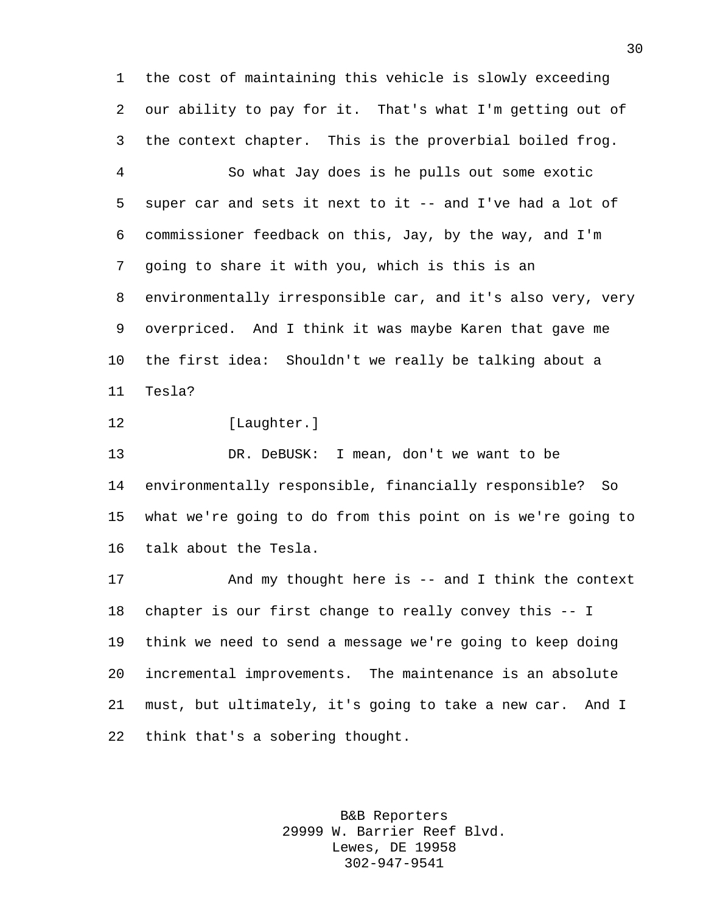the cost of maintaining this vehicle is slowly exceeding our ability to pay for it. That's what I'm getting out of the context chapter. This is the proverbial boiled frog.

So what Jay does is he pulls out some exotic super car and sets it next to it -- and I've had a lot of commissioner feedback on this, Jay, by the way, and I'm going to share it with you, which is this is an environmentally irresponsible car, and it's also very, very overpriced. And I think it was maybe Karen that gave me the first idea: Shouldn't we really be talking about a Tesla?

[Laughter.]

DR. DeBUSK: I mean, don't we want to be environmentally responsible, financially responsible? So what we're going to do from this point on is we're going to talk about the Tesla.

And my thought here is -- and I think the context chapter is our first change to really convey this -- I think we need to send a message we're going to keep doing incremental improvements. The maintenance is an absolute must, but ultimately, it's going to take a new car. And I think that's a sobering thought.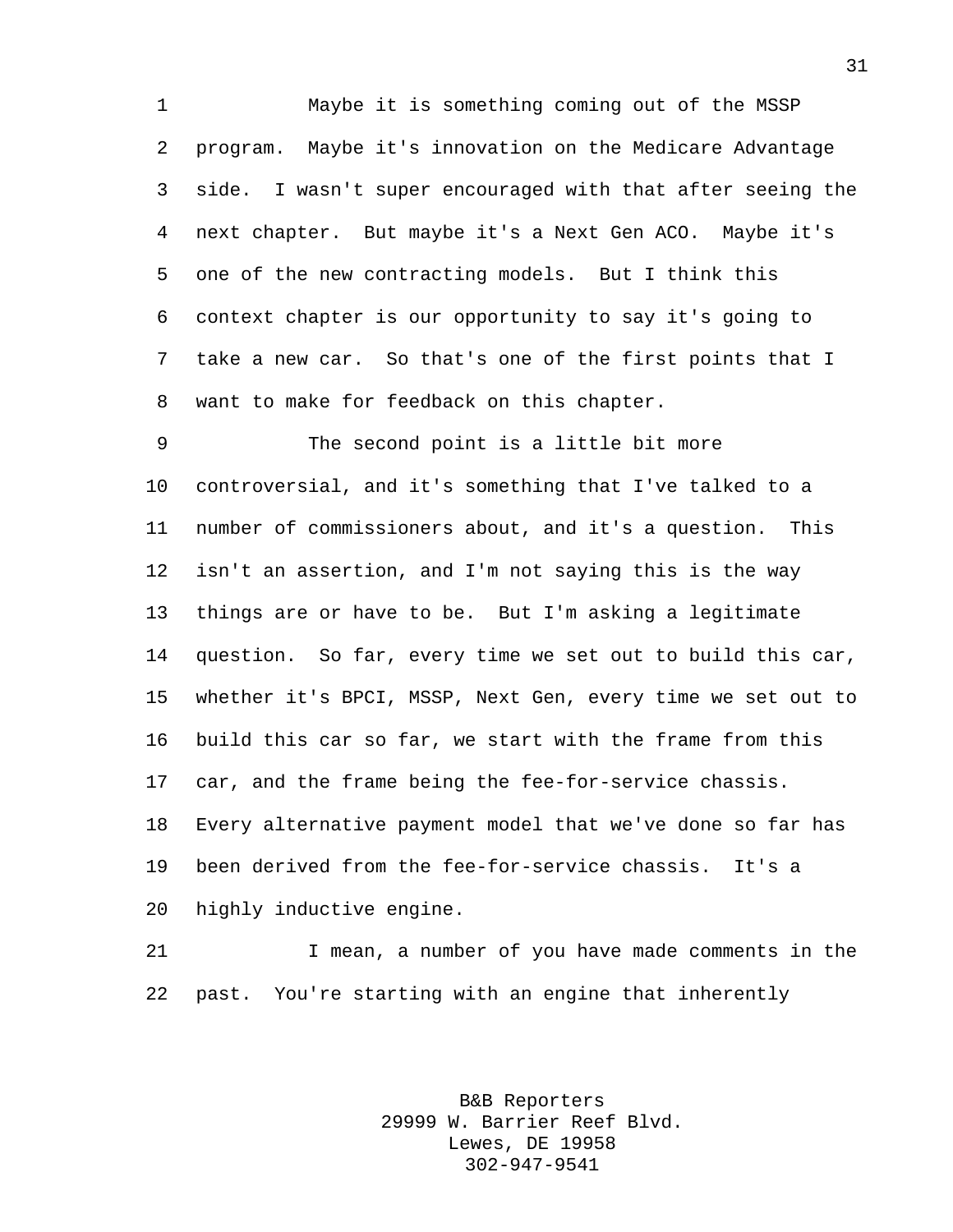Maybe it is something coming out of the MSSP program. Maybe it's innovation on the Medicare Advantage side. I wasn't super encouraged with that after seeing the next chapter. But maybe it's a Next Gen ACO. Maybe it's one of the new contracting models. But I think this context chapter is our opportunity to say it's going to take a new car. So that's one of the first points that I want to make for feedback on this chapter.

The second point is a little bit more controversial, and it's something that I've talked to a number of commissioners about, and it's a question. This isn't an assertion, and I'm not saying this is the way things are or have to be. But I'm asking a legitimate question. So far, every time we set out to build this car, whether it's BPCI, MSSP, Next Gen, every time we set out to build this car so far, we start with the frame from this car, and the frame being the fee-for-service chassis. Every alternative payment model that we've done so far has been derived from the fee-for-service chassis. It's a highly inductive engine.

I mean, a number of you have made comments in the past. You're starting with an engine that inherently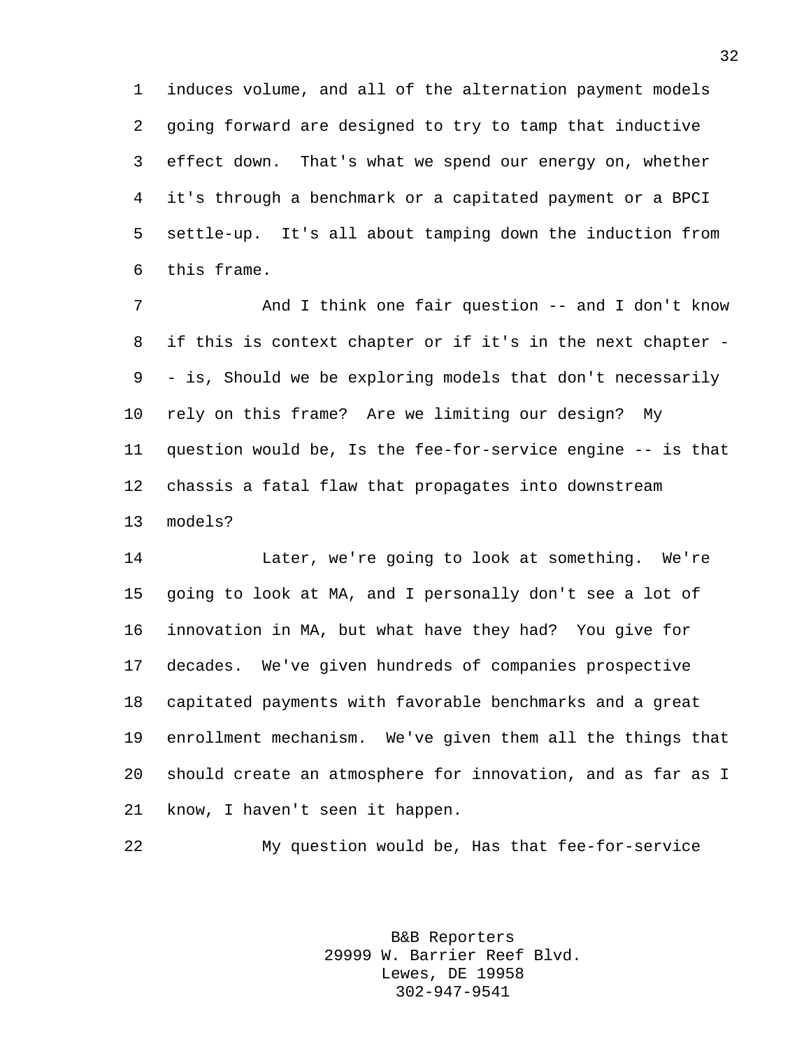induces volume, and all of the alternation payment models going forward are designed to try to tamp that inductive effect down. That's what we spend our energy on, whether it's through a benchmark or a capitated payment or a BPCI settle-up. It's all about tamping down the induction from this frame.

And I think one fair question -- and I don't know if this is context chapter or if it's in the next chapter -- is, Should we be exploring models that don't necessarily rely on this frame? Are we limiting our design? My question would be, Is the fee-for-service engine -- is that chassis a fatal flaw that propagates into downstream models?

Later, we're going to look at something. We're going to look at MA, and I personally don't see a lot of innovation in MA, but what have they had? You give for decades. We've given hundreds of companies prospective capitated payments with favorable benchmarks and a great enrollment mechanism. We've given them all the things that should create an atmosphere for innovation, and as far as I know, I haven't seen it happen.

My question would be, Has that fee-for-service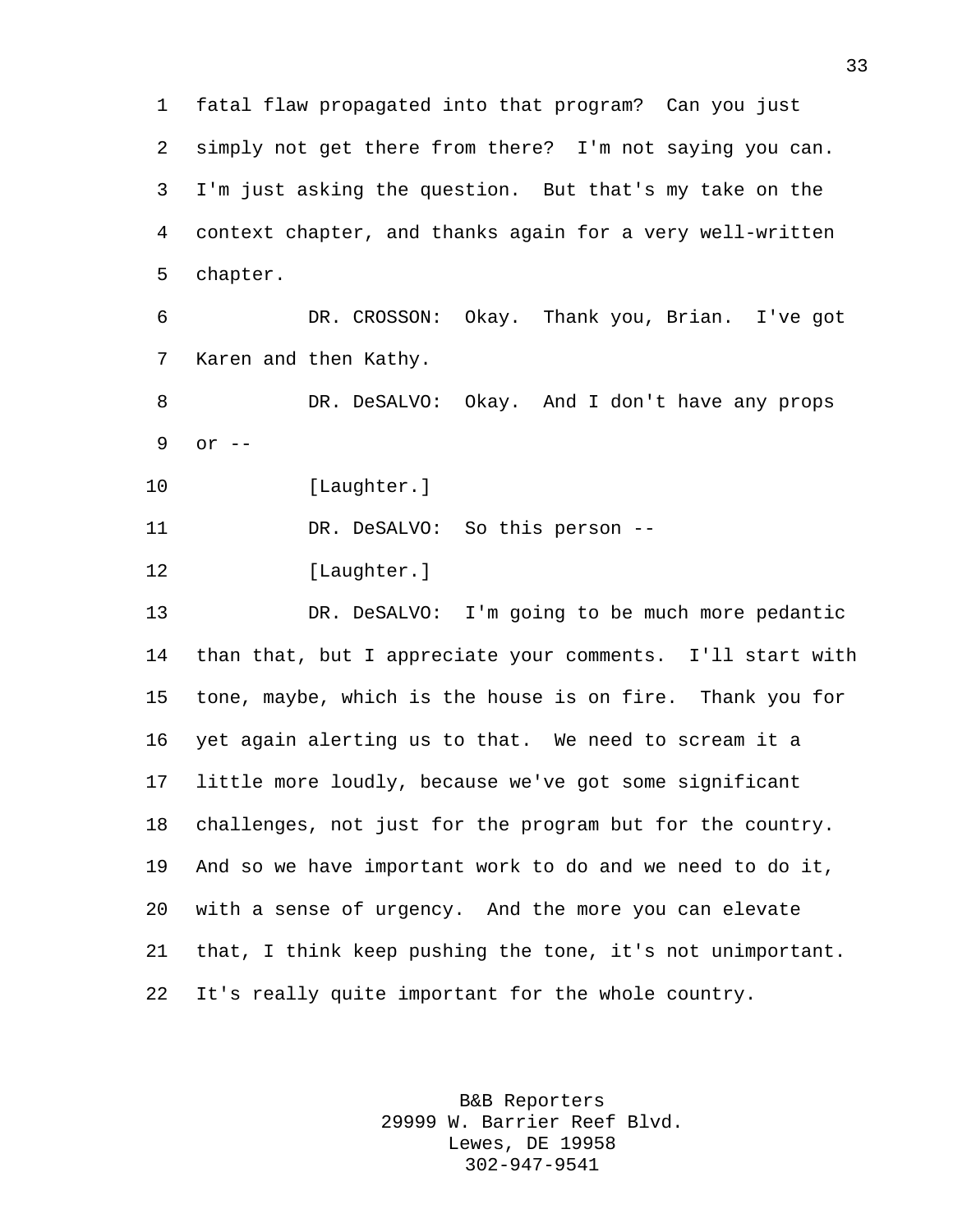fatal flaw propagated into that program? Can you just simply not get there from there? I'm not saying you can. I'm just asking the question. But that's my take on the context chapter, and thanks again for a very well-written chapter.

DR. CROSSON: Okay. Thank you, Brian. I've got Karen and then Kathy.

DR. DeSALVO: Okay. And I don't have any props or --

[Laughter.]

DR. DeSALVO: So this person --

[Laughter.]

DR. DeSALVO: I'm going to be much more pedantic than that, but I appreciate your comments. I'll start with tone, maybe, which is the house is on fire. Thank you for yet again alerting us to that. We need to scream it a little more loudly, because we've got some significant challenges, not just for the program but for the country. And so we have important work to do and we need to do it, with a sense of urgency. And the more you can elevate that, I think keep pushing the tone, it's not unimportant. It's really quite important for the whole country.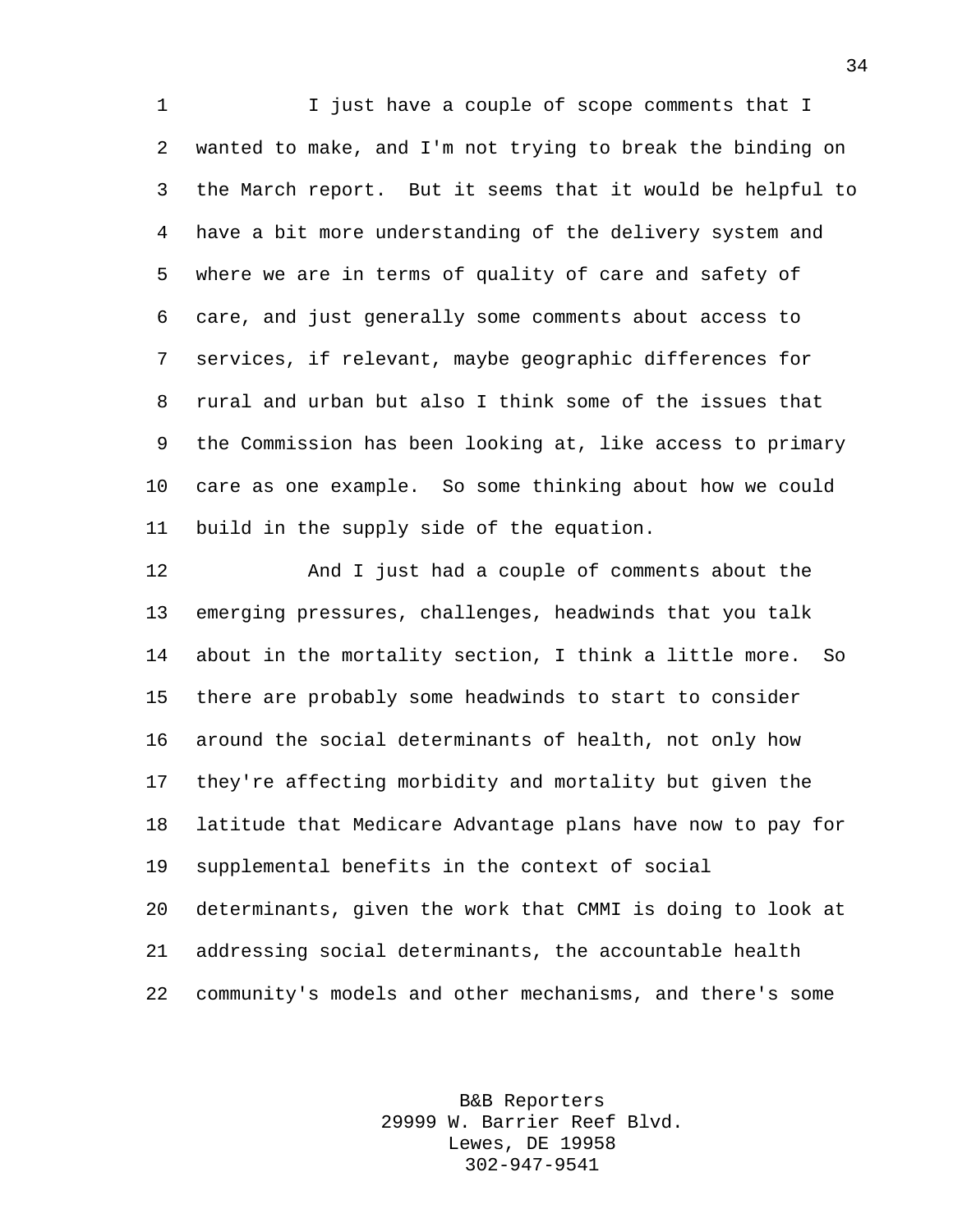I just have a couple of scope comments that I wanted to make, and I'm not trying to break the binding on the March report. But it seems that it would be helpful to have a bit more understanding of the delivery system and where we are in terms of quality of care and safety of care, and just generally some comments about access to services, if relevant, maybe geographic differences for rural and urban but also I think some of the issues that the Commission has been looking at, like access to primary care as one example. So some thinking about how we could build in the supply side of the equation.

And I just had a couple of comments about the emerging pressures, challenges, headwinds that you talk about in the mortality section, I think a little more. So there are probably some headwinds to start to consider around the social determinants of health, not only how they're affecting morbidity and mortality but given the latitude that Medicare Advantage plans have now to pay for supplemental benefits in the context of social determinants, given the work that CMMI is doing to look at addressing social determinants, the accountable health community's models and other mechanisms, and there's some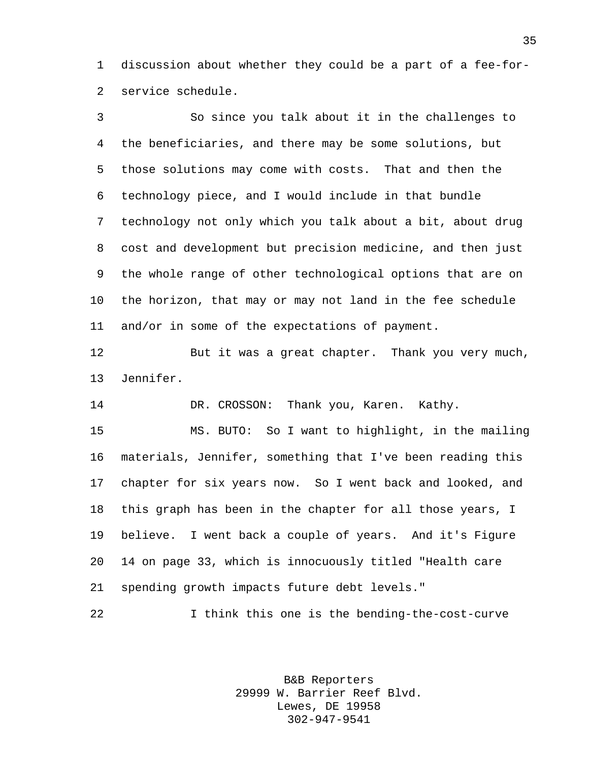discussion about whether they could be a part of a fee-for-service schedule.

So since you talk about it in the challenges to the beneficiaries, and there may be some solutions, but those solutions may come with costs. That and then the technology piece, and I would include in that bundle technology not only which you talk about a bit, about drug cost and development but precision medicine, and then just the whole range of other technological options that are on the horizon, that may or may not land in the fee schedule and/or in some of the expectations of payment.

But it was a great chapter. Thank you very much, Jennifer.

DR. CROSSON: Thank you, Karen. Kathy.

MS. BUTO: So I want to highlight, in the mailing materials, Jennifer, something that I've been reading this chapter for six years now. So I went back and looked, and this graph has been in the chapter for all those years, I believe. I went back a couple of years. And it's Figure 14 on page 33, which is innocuously titled "Health care spending growth impacts future debt levels."

I think this one is the bending-the-cost-curve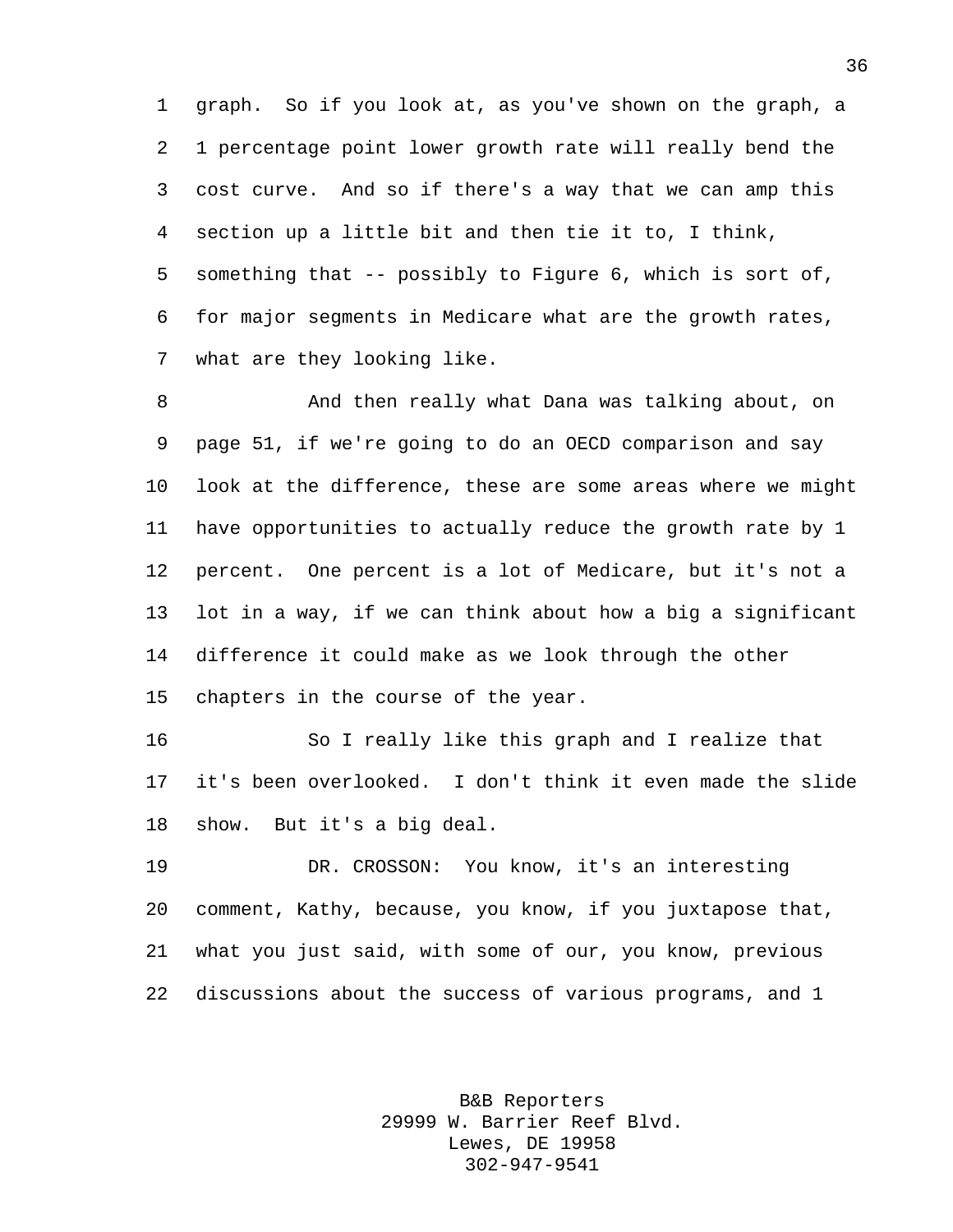graph. So if you look at, as you've shown on the graph, a 1 percentage point lower growth rate will really bend the cost curve. And so if there's a way that we can amp this section up a little bit and then tie it to, I think, something that -- possibly to Figure 6, which is sort of, for major segments in Medicare what are the growth rates, what are they looking like.

And then really what Dana was talking about, on page 51, if we're going to do an OECD comparison and say look at the difference, these are some areas where we might have opportunities to actually reduce the growth rate by 1 percent. One percent is a lot of Medicare, but it's not a lot in a way, if we can think about how a big a significant difference it could make as we look through the other chapters in the course of the year.

So I really like this graph and I realize that it's been overlooked. I don't think it even made the slide show. But it's a big deal.

DR. CROSSON: You know, it's an interesting comment, Kathy, because, you know, if you juxtapose that, what you just said, with some of our, you know, previous discussions about the success of various programs, and 1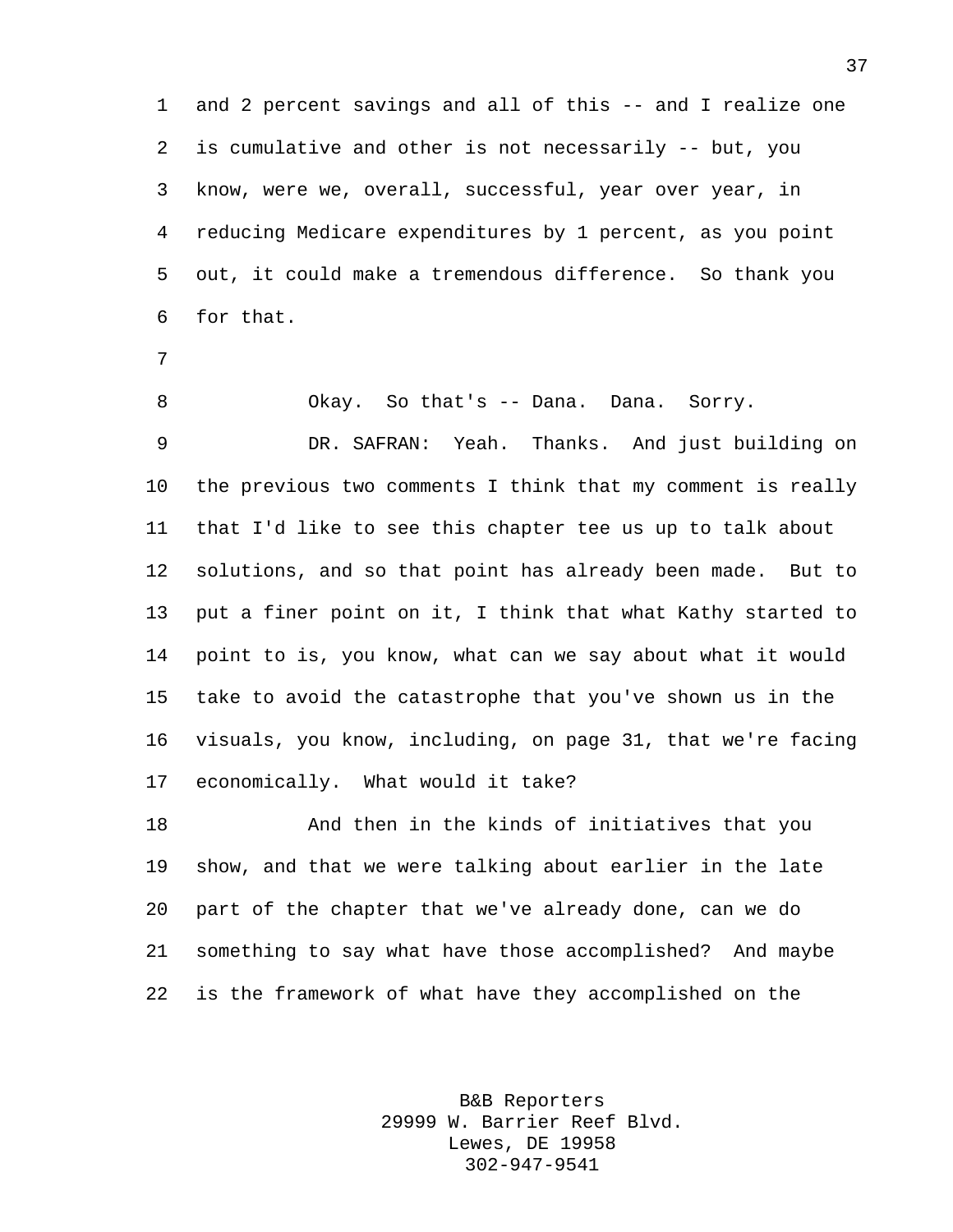and 2 percent savings and all of this -- and I realize one is cumulative and other is not necessarily -- but, you know, were we, overall, successful, year over year, in reducing Medicare expenditures by 1 percent, as you point out, it could make a tremendous difference. So thank you for that.

Okay. So that's -- Dana. Dana. Sorry.

DR. SAFRAN: Yeah. Thanks. And just building on the previous two comments I think that my comment is really that I'd like to see this chapter tee us up to talk about solutions, and so that point has already been made. But to put a finer point on it, I think that what Kathy started to point to is, you know, what can we say about what it would take to avoid the catastrophe that you've shown us in the visuals, you know, including, on page 31, that we're facing economically. What would it take?

And then in the kinds of initiatives that you show, and that we were talking about earlier in the late part of the chapter that we've already done, can we do something to say what have those accomplished? And maybe is the framework of what have they accomplished on the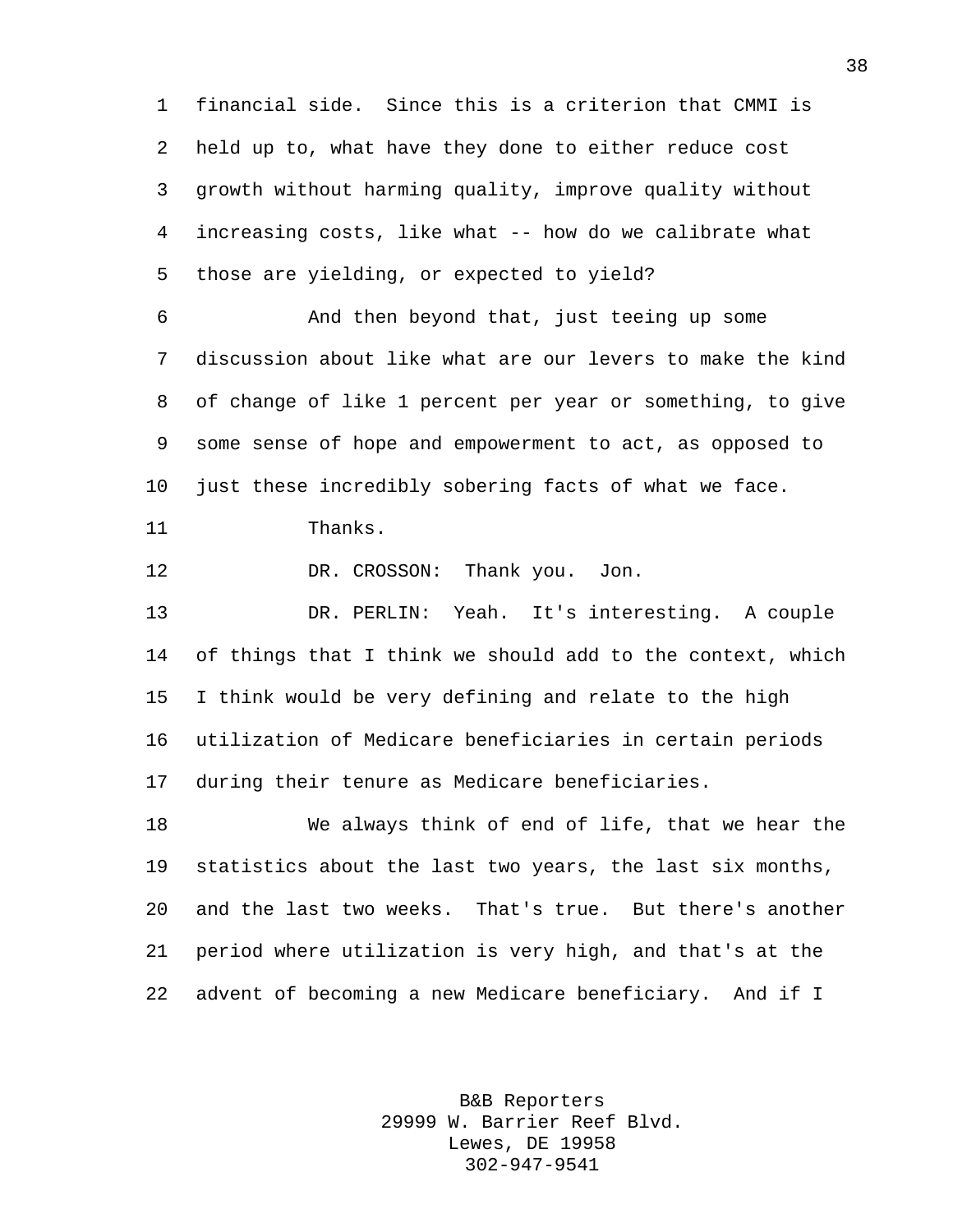financial side. Since this is a criterion that CMMI is held up to, what have they done to either reduce cost growth without harming quality, improve quality without increasing costs, like what -- how do we calibrate what those are yielding, or expected to yield?

And then beyond that, just teeing up some discussion about like what are our levers to make the kind of change of like 1 percent per year or something, to give some sense of hope and empowerment to act, as opposed to just these incredibly sobering facts of what we face.

Thanks.

DR. CROSSON: Thank you. Jon.

DR. PERLIN: Yeah. It's interesting. A couple of things that I think we should add to the context, which I think would be very defining and relate to the high utilization of Medicare beneficiaries in certain periods during their tenure as Medicare beneficiaries.

We always think of end of life, that we hear the statistics about the last two years, the last six months, and the last two weeks. That's true. But there's another period where utilization is very high, and that's at the advent of becoming a new Medicare beneficiary. And if I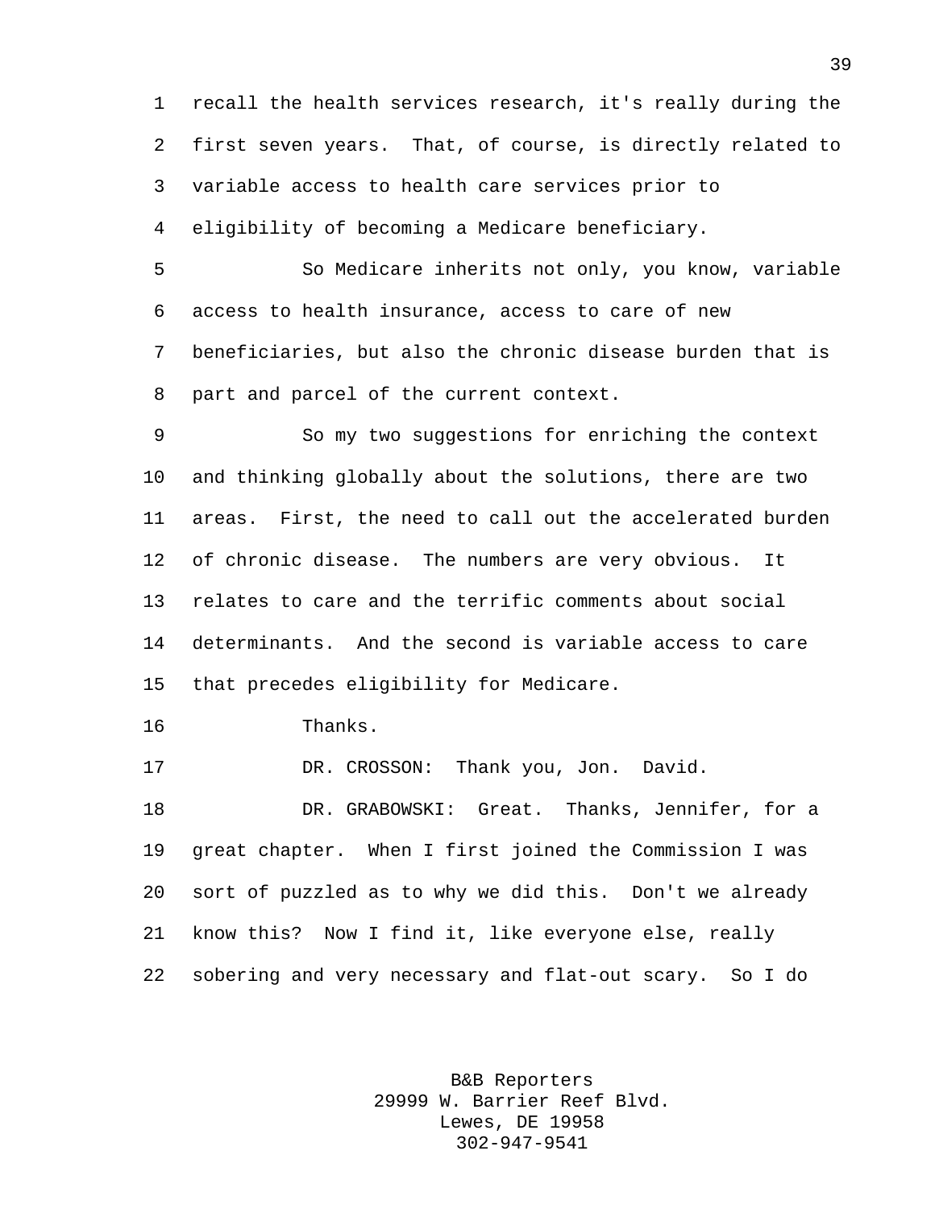recall the health services research, it's really during the first seven years. That, of course, is directly related to variable access to health care services prior to eligibility of becoming a Medicare beneficiary.

So Medicare inherits not only, you know, variable access to health insurance, access to care of new beneficiaries, but also the chronic disease burden that is part and parcel of the current context.

So my two suggestions for enriching the context and thinking globally about the solutions, there are two areas. First, the need to call out the accelerated burden of chronic disease. The numbers are very obvious. It relates to care and the terrific comments about social determinants. And the second is variable access to care that precedes eligibility for Medicare.

Thanks.

DR. CROSSON: Thank you, Jon. David.

DR. GRABOWSKI: Great. Thanks, Jennifer, for a great chapter. When I first joined the Commission I was sort of puzzled as to why we did this. Don't we already know this? Now I find it, like everyone else, really sobering and very necessary and flat-out scary. So I do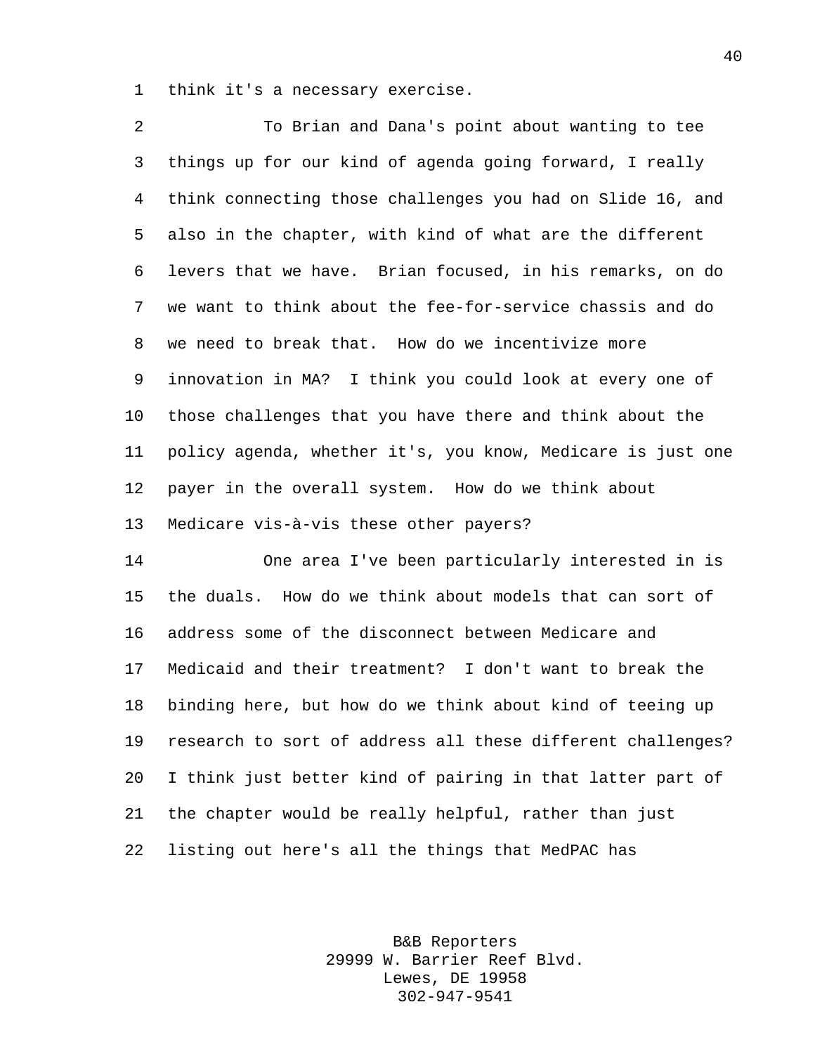think it's a necessary exercise.

To Brian and Dana's point about wanting to tee things up for our kind of agenda going forward, I really think connecting those challenges you had on Slide 16, and also in the chapter, with kind of what are the different levers that we have. Brian focused, in his remarks, on do we want to think about the fee-for-service chassis and do we need to break that. How do we incentivize more innovation in MA? I think you could look at every one of those challenges that you have there and think about the policy agenda, whether it's, you know, Medicare is just one payer in the overall system. How do we think about Medicare vis-à-vis these other payers?

One area I've been particularly interested in is the duals. How do we think about models that can sort of address some of the disconnect between Medicare and Medicaid and their treatment? I don't want to break the binding here, but how do we think about kind of teeing up research to sort of address all these different challenges? I think just better kind of pairing in that latter part of the chapter would be really helpful, rather than just listing out here's all the things that MedPAC has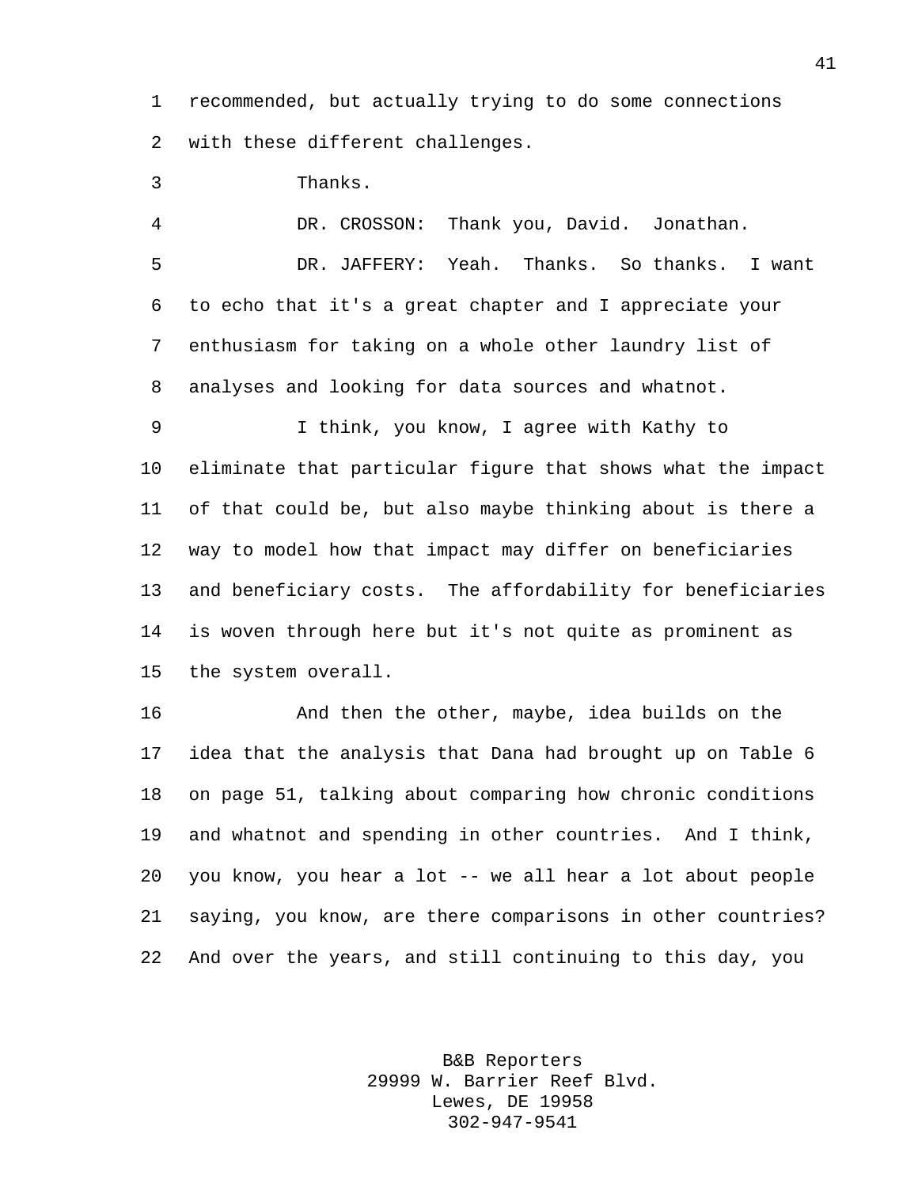recommended, but actually trying to do some connections with these different challenges.

Thanks.

DR. CROSSON: Thank you, David. Jonathan.

DR. JAFFERY: Yeah. Thanks. So thanks. I want to echo that it's a great chapter and I appreciate your enthusiasm for taking on a whole other laundry list of analyses and looking for data sources and whatnot.

I think, you know, I agree with Kathy to eliminate that particular figure that shows what the impact of that could be, but also maybe thinking about is there a way to model how that impact may differ on beneficiaries and beneficiary costs. The affordability for beneficiaries is woven through here but it's not quite as prominent as the system overall.

And then the other, maybe, idea builds on the idea that the analysis that Dana had brought up on Table 6 on page 51, talking about comparing how chronic conditions and whatnot and spending in other countries. And I think, you know, you hear a lot -- we all hear a lot about people saying, you know, are there comparisons in other countries? And over the years, and still continuing to this day, you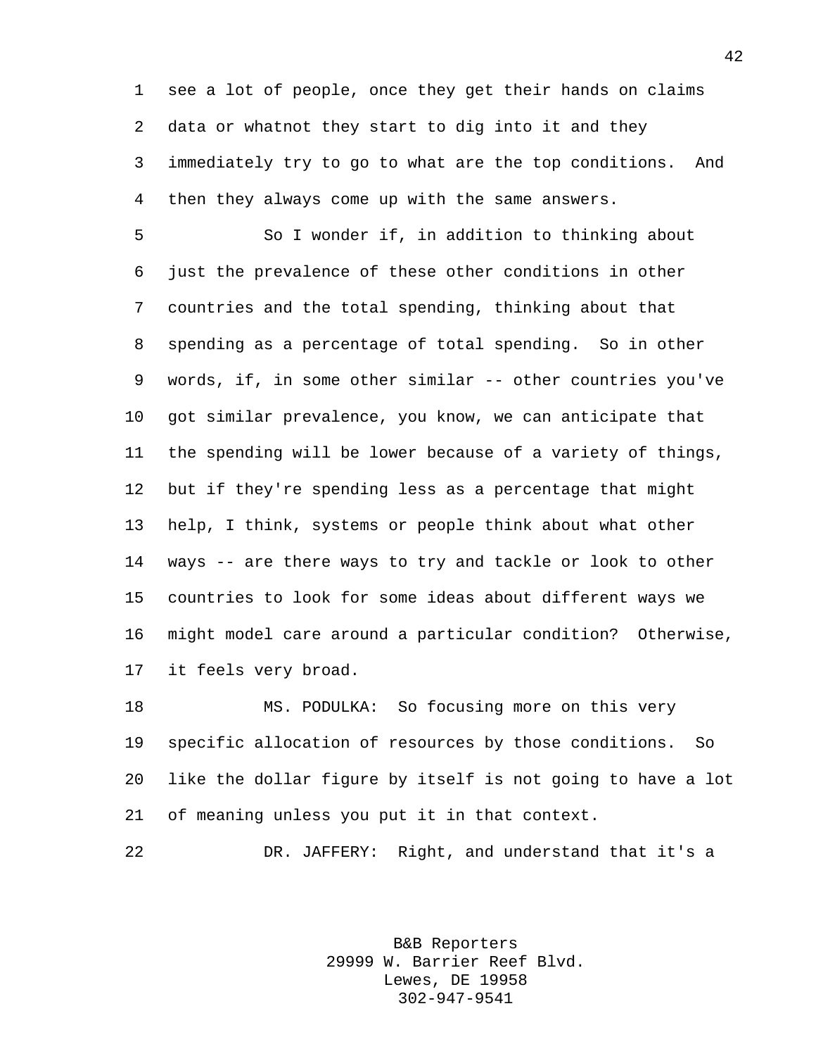see a lot of people, once they get their hands on claims data or whatnot they start to dig into it and they immediately try to go to what are the top conditions. And then they always come up with the same answers.

So I wonder if, in addition to thinking about just the prevalence of these other conditions in other countries and the total spending, thinking about that spending as a percentage of total spending. So in other words, if, in some other similar -- other countries you've got similar prevalence, you know, we can anticipate that the spending will be lower because of a variety of things, but if they're spending less as a percentage that might help, I think, systems or people think about what other ways -- are there ways to try and tackle or look to other countries to look for some ideas about different ways we might model care around a particular condition? Otherwise, it feels very broad.

MS. PODULKA: So focusing more on this very specific allocation of resources by those conditions. So like the dollar figure by itself is not going to have a lot of meaning unless you put it in that context.

DR. JAFFERY: Right, and understand that it's a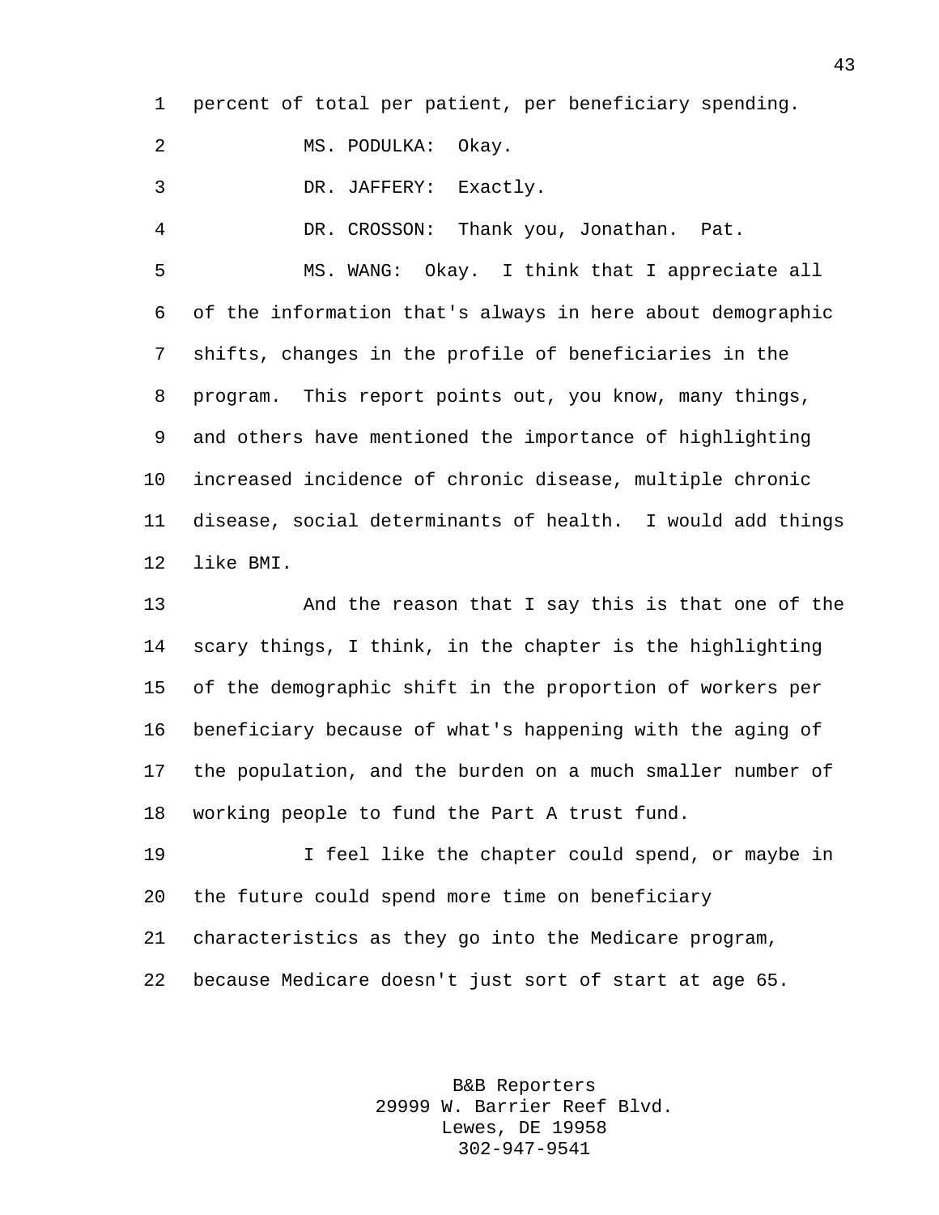percent of total per patient, per beneficiary spending.

MS. PODULKA: Okay.

DR. JAFFERY: Exactly.

DR. CROSSON: Thank you, Jonathan. Pat.

MS. WANG: Okay. I think that I appreciate all of the information that's always in here about demographic shifts, changes in the profile of beneficiaries in the program. This report points out, you know, many things, and others have mentioned the importance of highlighting increased incidence of chronic disease, multiple chronic disease, social determinants of health. I would add things like BMI.

And the reason that I say this is that one of the scary things, I think, in the chapter is the highlighting of the demographic shift in the proportion of workers per beneficiary because of what's happening with the aging of the population, and the burden on a much smaller number of working people to fund the Part A trust fund.

I feel like the chapter could spend, or maybe in the future could spend more time on beneficiary characteristics as they go into the Medicare program, because Medicare doesn't just sort of start at age 65.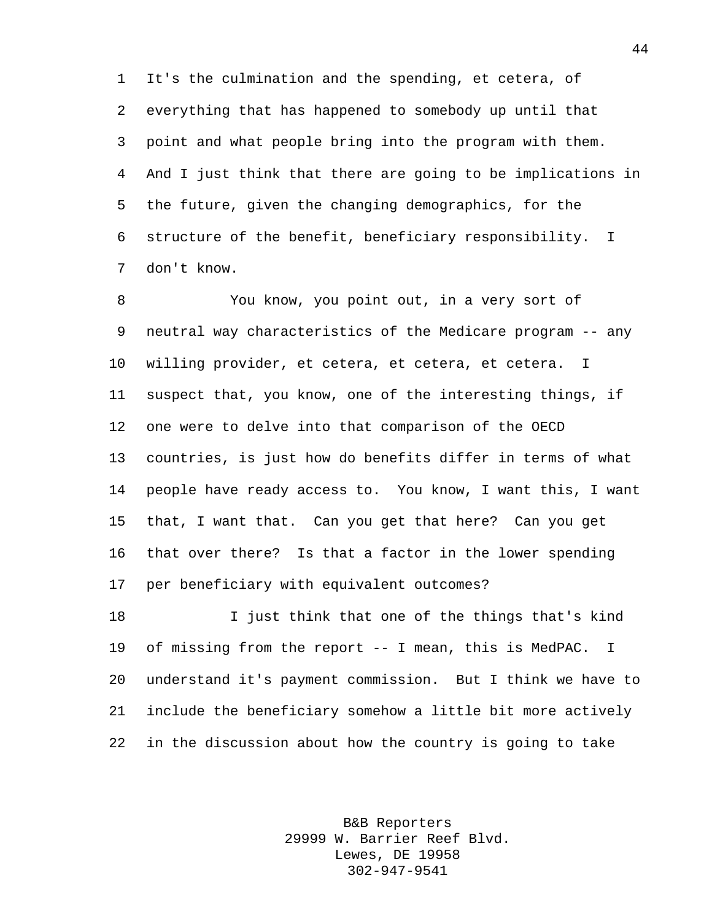It's the culmination and the spending, et cetera, of everything that has happened to somebody up until that point and what people bring into the program with them. And I just think that there are going to be implications in the future, given the changing demographics, for the structure of the benefit, beneficiary responsibility. I don't know.

You know, you point out, in a very sort of neutral way characteristics of the Medicare program -- any willing provider, et cetera, et cetera, et cetera. I suspect that, you know, one of the interesting things, if one were to delve into that comparison of the OECD countries, is just how do benefits differ in terms of what people have ready access to. You know, I want this, I want that, I want that. Can you get that here? Can you get that over there? Is that a factor in the lower spending per beneficiary with equivalent outcomes?

I just think that one of the things that's kind of missing from the report -- I mean, this is MedPAC. I understand it's payment commission. But I think we have to include the beneficiary somehow a little bit more actively in the discussion about how the country is going to take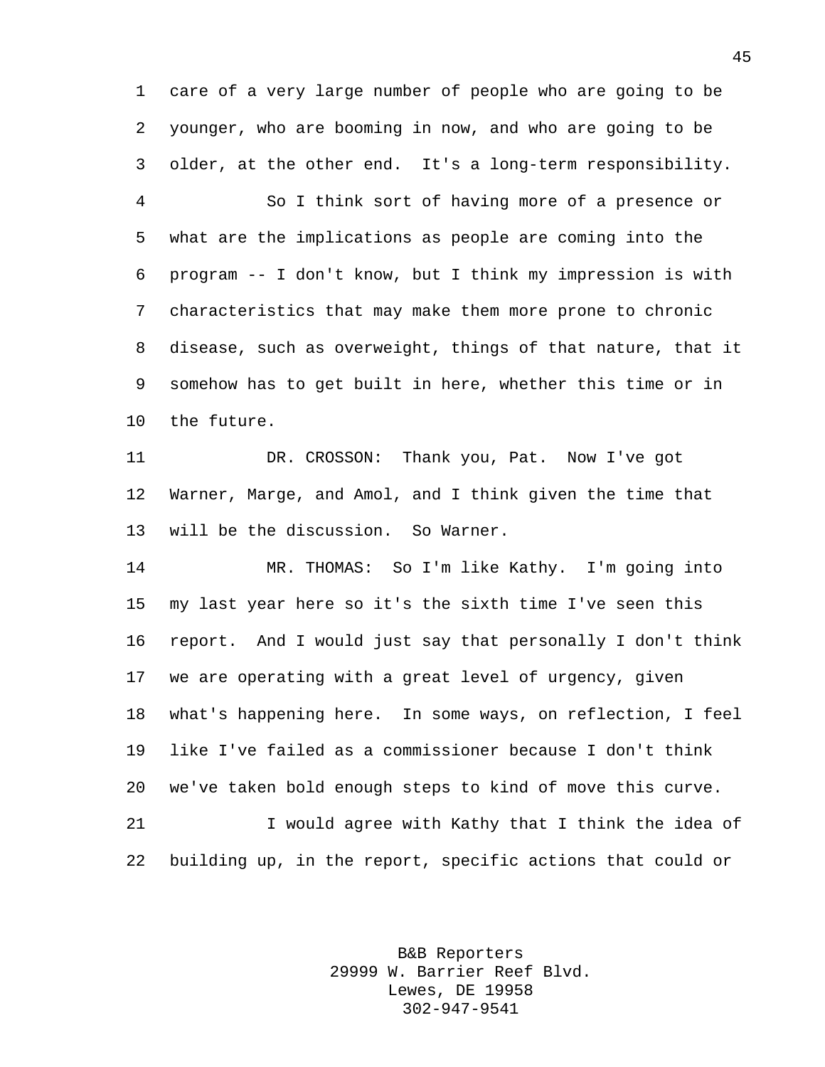care of a very large number of people who are going to be younger, who are booming in now, and who are going to be older, at the other end. It's a long-term responsibility.

So I think sort of having more of a presence or what are the implications as people are coming into the program -- I don't know, but I think my impression is with characteristics that may make them more prone to chronic disease, such as overweight, things of that nature, that it somehow has to get built in here, whether this time or in the future.

DR. CROSSON: Thank you, Pat. Now I've got Warner, Marge, and Amol, and I think given the time that will be the discussion. So Warner.

MR. THOMAS: So I'm like Kathy. I'm going into my last year here so it's the sixth time I've seen this report. And I would just say that personally I don't think we are operating with a great level of urgency, given what's happening here. In some ways, on reflection, I feel like I've failed as a commissioner because I don't think we've taken bold enough steps to kind of move this curve.

I would agree with Kathy that I think the idea of building up, in the report, specific actions that could or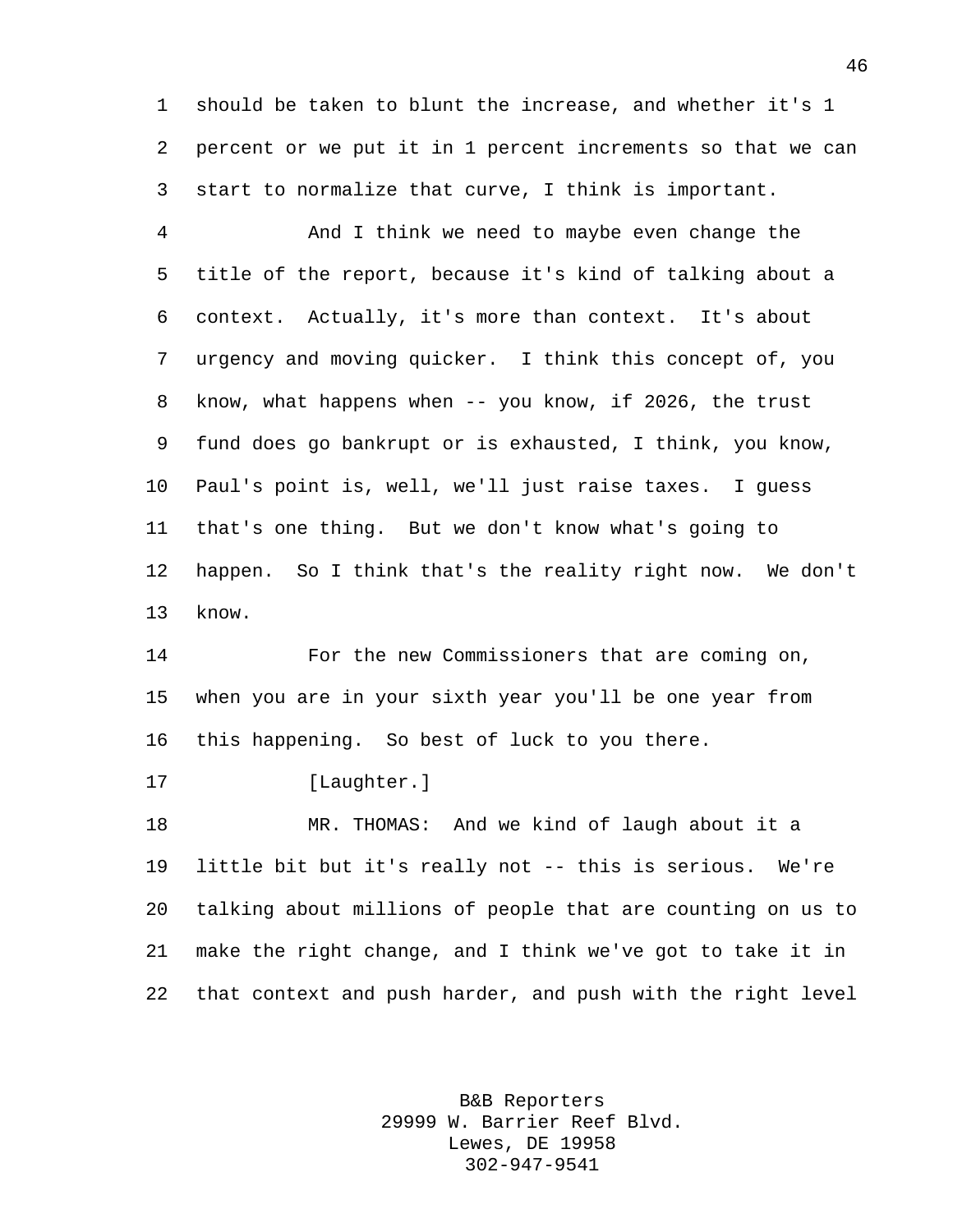should be taken to blunt the increase, and whether it's 1 percent or we put it in 1 percent increments so that we can start to normalize that curve, I think is important.

And I think we need to maybe even change the title of the report, because it's kind of talking about a context. Actually, it's more than context. It's about urgency and moving quicker. I think this concept of, you know, what happens when -- you know, if 2026, the trust fund does go bankrupt or is exhausted, I think, you know, Paul's point is, well, we'll just raise taxes. I guess that's one thing. But we don't know what's going to happen. So I think that's the reality right now. We don't know.

For the new Commissioners that are coming on, when you are in your sixth year you'll be one year from this happening. So best of luck to you there.

[Laughter.]

MR. THOMAS: And we kind of laugh about it a little bit but it's really not -- this is serious. We're talking about millions of people that are counting on us to make the right change, and I think we've got to take it in that context and push harder, and push with the right level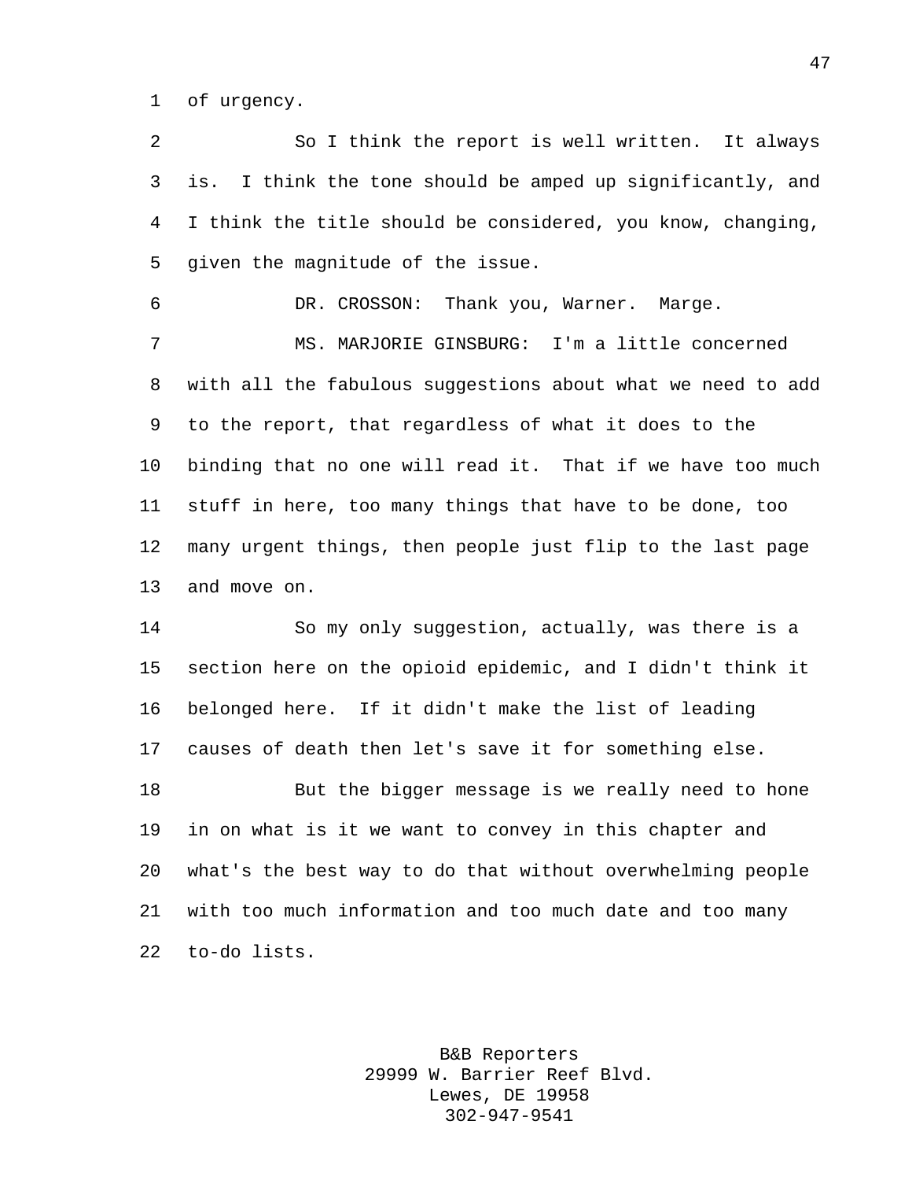of urgency.

So I think the report is well written. It always is. I think the tone should be amped up significantly, and I think the title should be considered, you know, changing, given the magnitude of the issue.

DR. CROSSON: Thank you, Warner. Marge.

MS. MARJORIE GINSBURG: I'm a little concerned with all the fabulous suggestions about what we need to add to the report, that regardless of what it does to the binding that no one will read it. That if we have too much stuff in here, too many things that have to be done, too many urgent things, then people just flip to the last page and move on.

So my only suggestion, actually, was there is a section here on the opioid epidemic, and I didn't think it belonged here. If it didn't make the list of leading causes of death then let's save it for something else.

But the bigger message is we really need to hone in on what is it we want to convey in this chapter and what's the best way to do that without overwhelming people with too much information and too much date and too many to-do lists.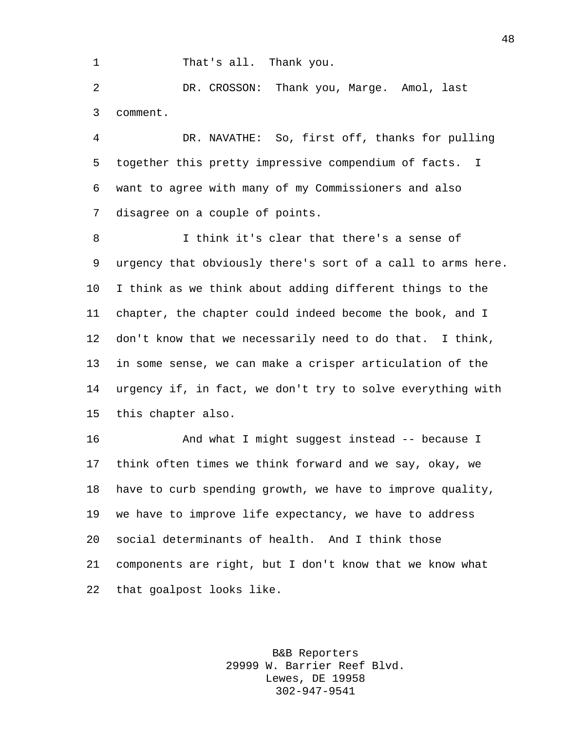That's all. Thank you.

DR. CROSSON: Thank you, Marge. Amol, last comment.

DR. NAVATHE: So, first off, thanks for pulling together this pretty impressive compendium of facts. I want to agree with many of my Commissioners and also disagree on a couple of points.

I think it's clear that there's a sense of urgency that obviously there's sort of a call to arms here. I think as we think about adding different things to the chapter, the chapter could indeed become the book, and I don't know that we necessarily need to do that. I think, in some sense, we can make a crisper articulation of the urgency if, in fact, we don't try to solve everything with this chapter also.

And what I might suggest instead -- because I think often times we think forward and we say, okay, we have to curb spending growth, we have to improve quality, we have to improve life expectancy, we have to address social determinants of health. And I think those components are right, but I don't know that we know what that goalpost looks like.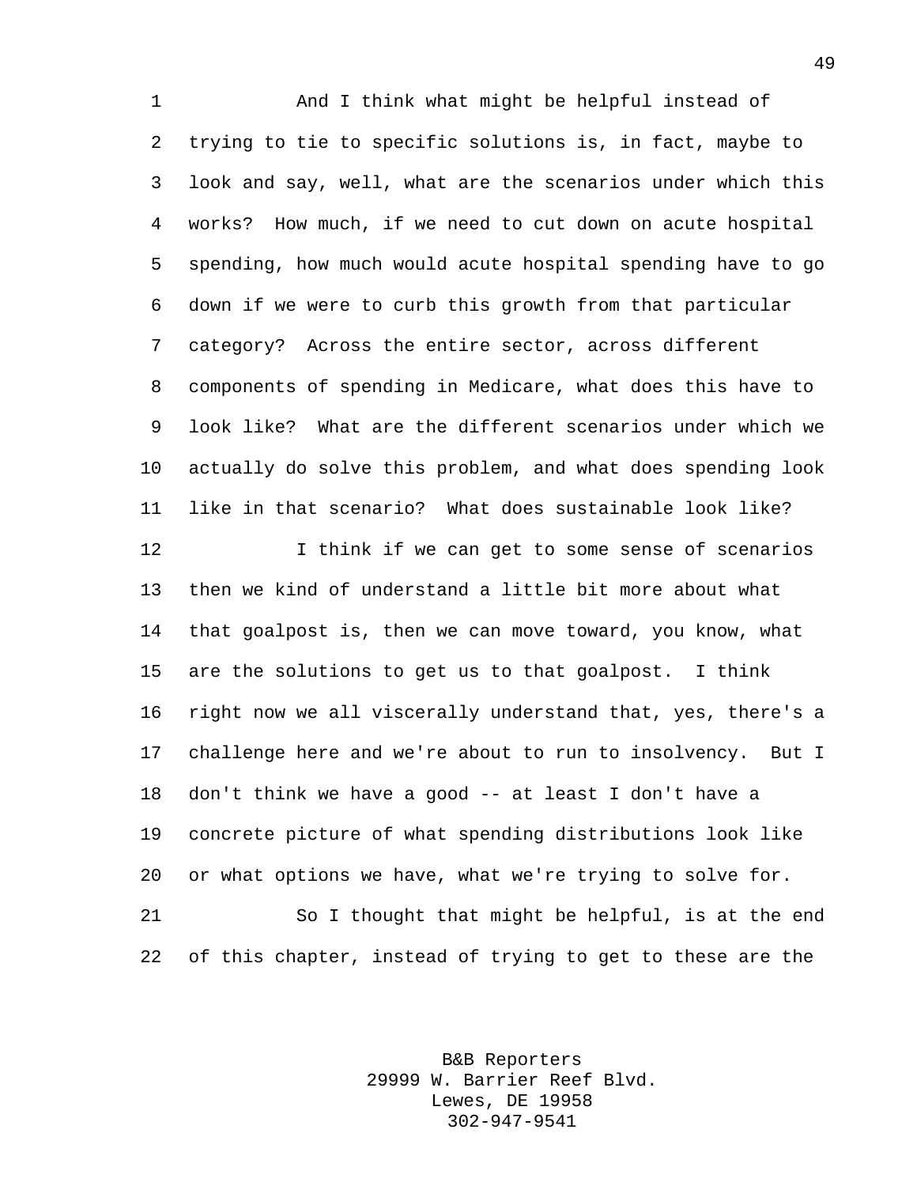And I think what might be helpful instead of trying to tie to specific solutions is, in fact, maybe to look and say, well, what are the scenarios under which this works? How much, if we need to cut down on acute hospital spending, how much would acute hospital spending have to go down if we were to curb this growth from that particular category? Across the entire sector, across different components of spending in Medicare, what does this have to look like? What are the different scenarios under which we actually do solve this problem, and what does spending look like in that scenario? What does sustainable look like?

I think if we can get to some sense of scenarios then we kind of understand a little bit more about what that goalpost is, then we can move toward, you know, what are the solutions to get us to that goalpost. I think right now we all viscerally understand that, yes, there's a challenge here and we're about to run to insolvency. But I don't think we have a good -- at least I don't have a concrete picture of what spending distributions look like or what options we have, what we're trying to solve for.

So I thought that might be helpful, is at the end of this chapter, instead of trying to get to these are the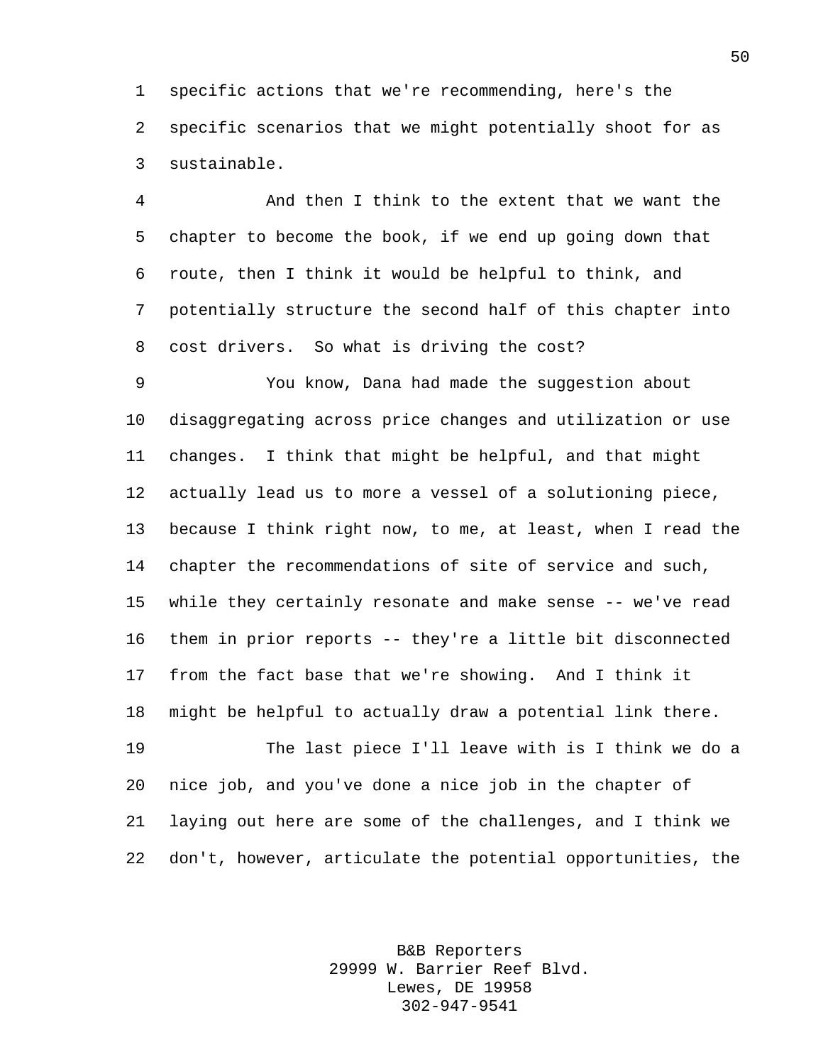specific actions that we're recommending, here's the specific scenarios that we might potentially shoot for as sustainable.

And then I think to the extent that we want the chapter to become the book, if we end up going down that route, then I think it would be helpful to think, and potentially structure the second half of this chapter into cost drivers. So what is driving the cost?

You know, Dana had made the suggestion about disaggregating across price changes and utilization or use changes. I think that might be helpful, and that might actually lead us to more a vessel of a solutioning piece, because I think right now, to me, at least, when I read the chapter the recommendations of site of service and such, while they certainly resonate and make sense -- we've read them in prior reports -- they're a little bit disconnected from the fact base that we're showing. And I think it might be helpful to actually draw a potential link there.

The last piece I'll leave with is I think we do a nice job, and you've done a nice job in the chapter of laying out here are some of the challenges, and I think we don't, however, articulate the potential opportunities, the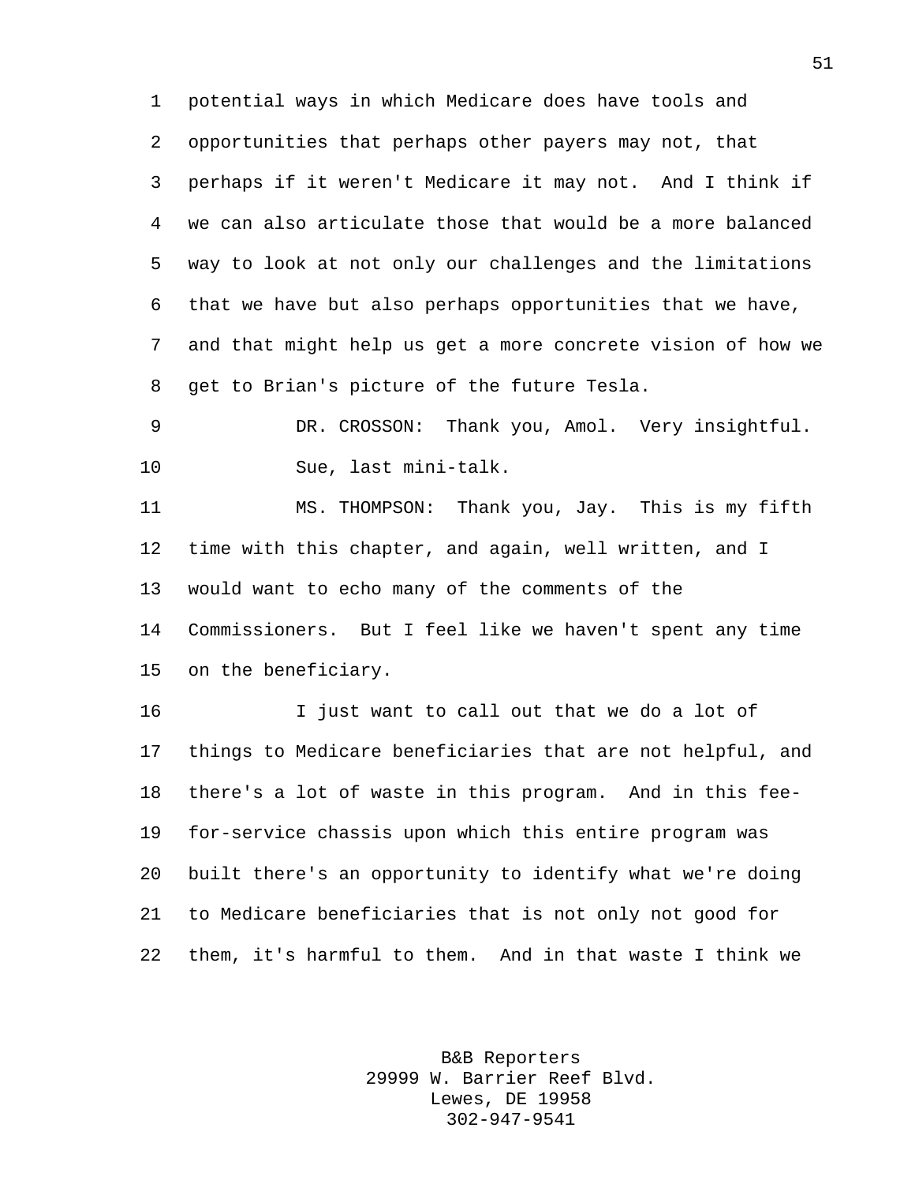potential ways in which Medicare does have tools and opportunities that perhaps other payers may not, that perhaps if it weren't Medicare it may not. And I think if we can also articulate those that would be a more balanced way to look at not only our challenges and the limitations that we have but also perhaps opportunities that we have, and that might help us get a more concrete vision of how we get to Brian's picture of the future Tesla.

DR. CROSSON: Thank you, Amol. Very insightful.

Sue, last mini-talk.

MS. THOMPSON: Thank you, Jay. This is my fifth time with this chapter, and again, well written, and I would want to echo many of the comments of the Commissioners. But I feel like we haven't spent any time on the beneficiary.

I just want to call out that we do a lot of things to Medicare beneficiaries that are not helpful, and there's a lot of waste in this program. And in this fee-for-service chassis upon which this entire program was built there's an opportunity to identify what we're doing to Medicare beneficiaries that is not only not good for them, it's harmful to them. And in that waste I think we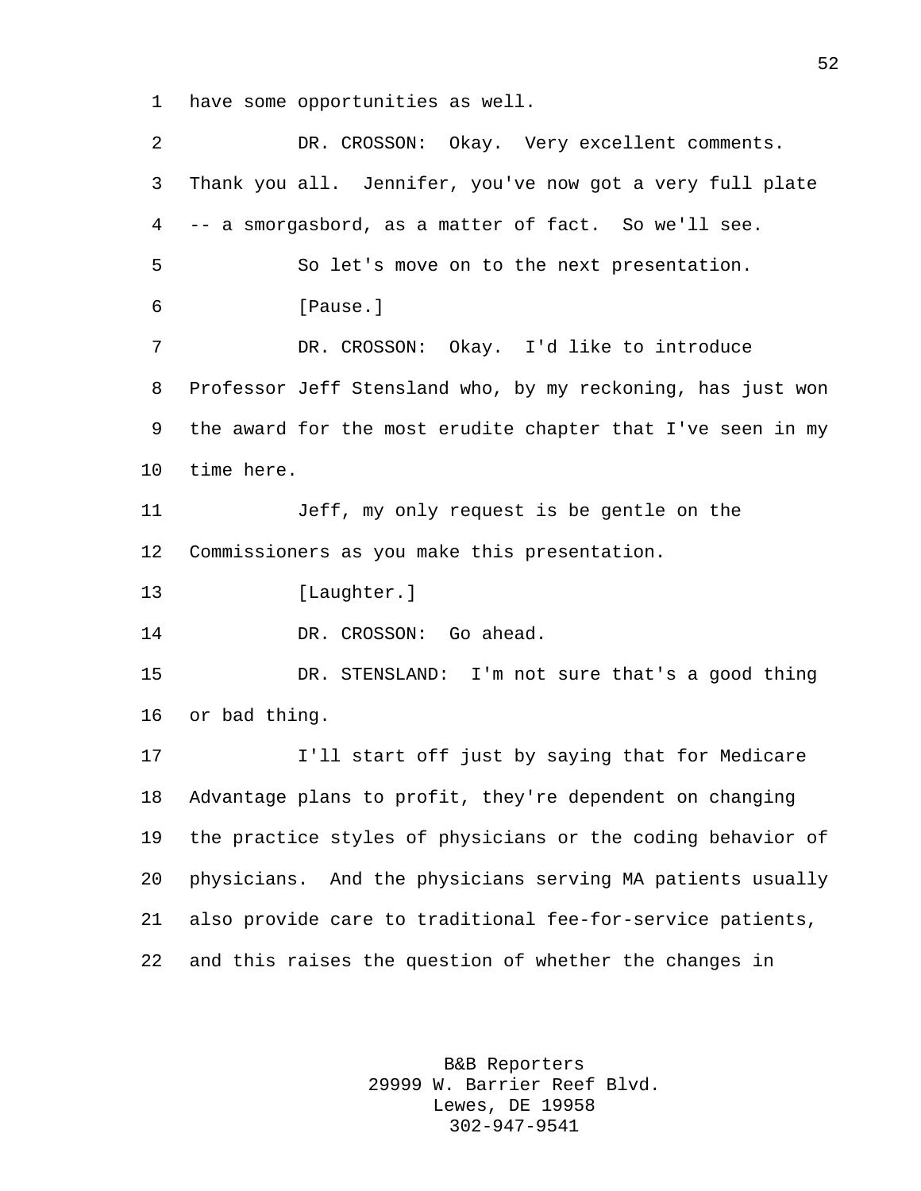have some opportunities as well.

DR. CROSSON: Okay. Very excellent comments. Thank you all. Jennifer, you've now got a very full plate -- a smorgasbord, as a matter of fact. So we'll see.

So let's move on to the next presentation.

[Pause.]

DR. CROSSON: Okay. I'd like to introduce Professor Jeff Stensland who, by my reckoning, has just won the award for the most erudite chapter that I've seen in my time here.

Jeff, my only request is be gentle on the Commissioners as you make this presentation.

[Laughter.]

DR. CROSSON: Go ahead.

DR. STENSLAND: I'm not sure that's a good thing or bad thing.

I'll start off just by saying that for Medicare Advantage plans to profit, they're dependent on changing the practice styles of physicians or the coding behavior of physicians. And the physicians serving MA patients usually also provide care to traditional fee-for-service patients, and this raises the question of whether the changes in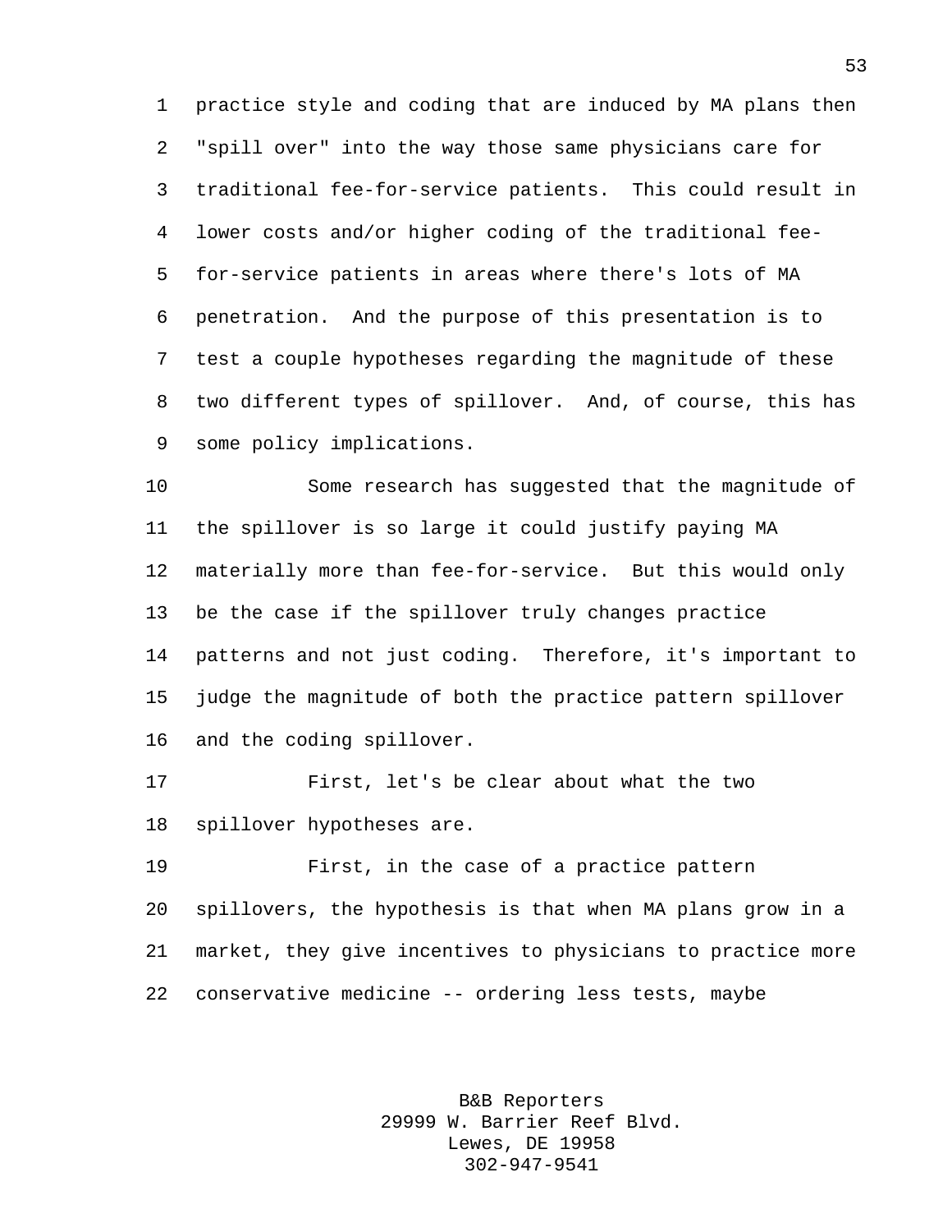practice style and coding that are induced by MA plans then "spill over" into the way those same physicians care for traditional fee-for-service patients. This could result in lower costs and/or higher coding of the traditional fee-for-service patients in areas where there's lots of MA penetration. And the purpose of this presentation is to test a couple hypotheses regarding the magnitude of these two different types of spillover. And, of course, this has some policy implications.

Some research has suggested that the magnitude of the spillover is so large it could justify paying MA materially more than fee-for-service. But this would only be the case if the spillover truly changes practice patterns and not just coding. Therefore, it's important to judge the magnitude of both the practice pattern spillover and the coding spillover.

First, let's be clear about what the two spillover hypotheses are.

First, in the case of a practice pattern spillovers, the hypothesis is that when MA plans grow in a market, they give incentives to physicians to practice more conservative medicine -- ordering less tests, maybe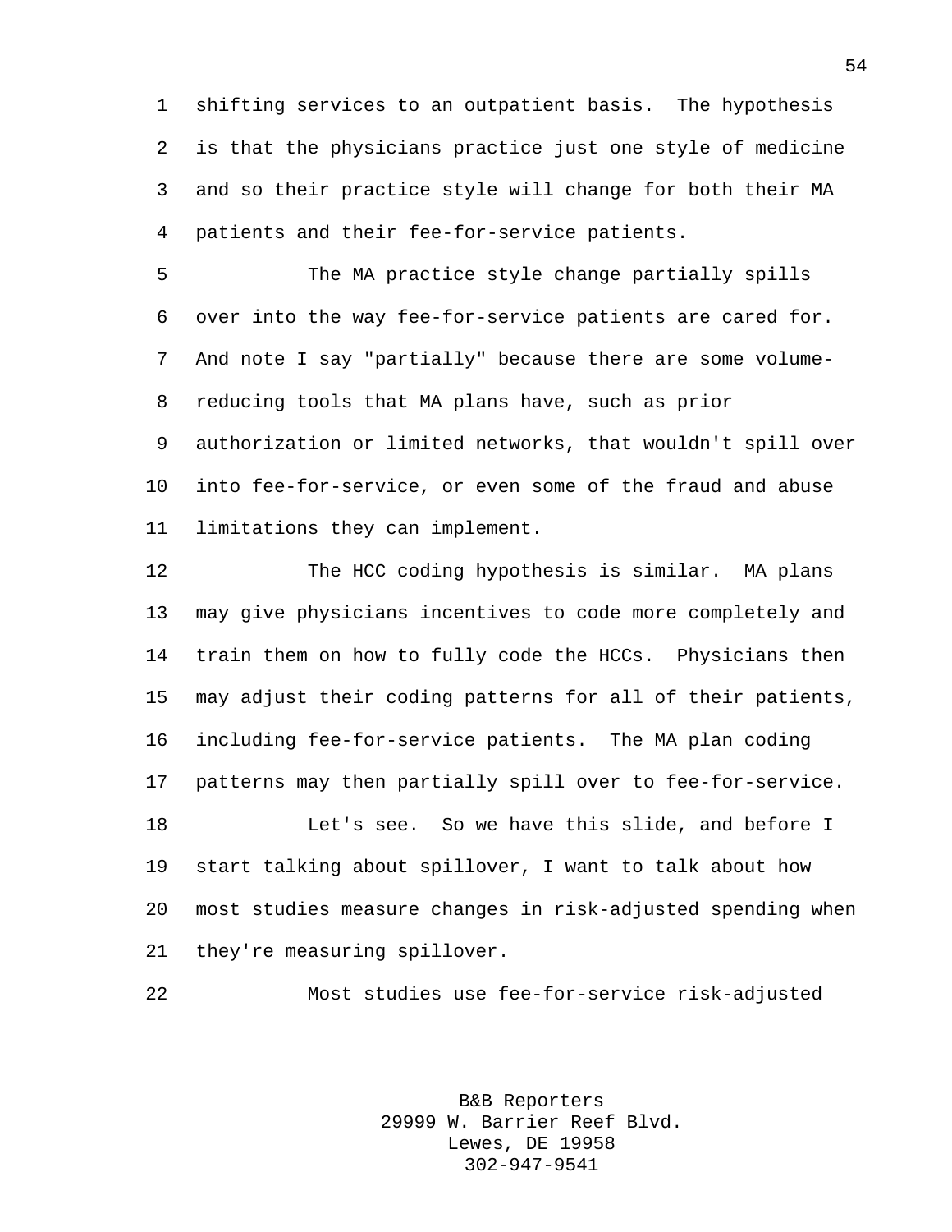shifting services to an outpatient basis. The hypothesis is that the physicians practice just one style of medicine and so their practice style will change for both their MA patients and their fee-for-service patients.

The MA practice style change partially spills over into the way fee-for-service patients are cared for. And note I say "partially" because there are some volume-reducing tools that MA plans have, such as prior authorization or limited networks, that wouldn't spill over into fee-for-service, or even some of the fraud and abuse limitations they can implement.

The HCC coding hypothesis is similar. MA plans may give physicians incentives to code more completely and train them on how to fully code the HCCs. Physicians then may adjust their coding patterns for all of their patients, including fee-for-service patients. The MA plan coding patterns may then partially spill over to fee-for-service.

Let's see. So we have this slide, and before I start talking about spillover, I want to talk about how most studies measure changes in risk-adjusted spending when they're measuring spillover.

Most studies use fee-for-service risk-adjusted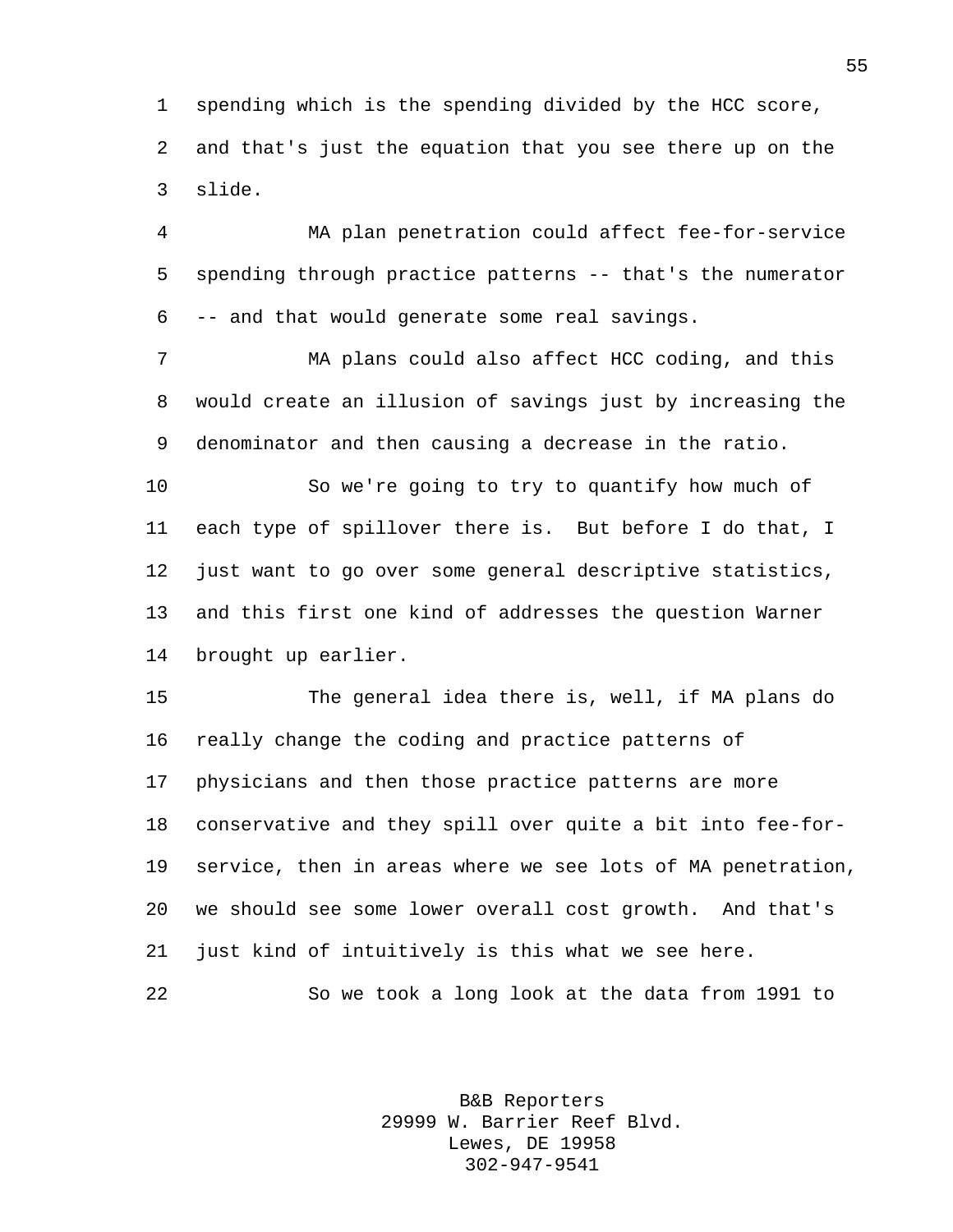spending which is the spending divided by the HCC score, and that's just the equation that you see there up on the slide.

MA plan penetration could affect fee-for-service spending through practice patterns -- that's the numerator -- and that would generate some real savings.

MA plans could also affect HCC coding, and this would create an illusion of savings just by increasing the denominator and then causing a decrease in the ratio.

So we're going to try to quantify how much of each type of spillover there is. But before I do that, I just want to go over some general descriptive statistics, and this first one kind of addresses the question Warner brought up earlier.

The general idea there is, well, if MA plans do really change the coding and practice patterns of physicians and then those practice patterns are more conservative and they spill over quite a bit into fee-for-service, then in areas where we see lots of MA penetration, we should see some lower overall cost growth. And that's just kind of intuitively is this what we see here.

So we took a long look at the data from 1991 to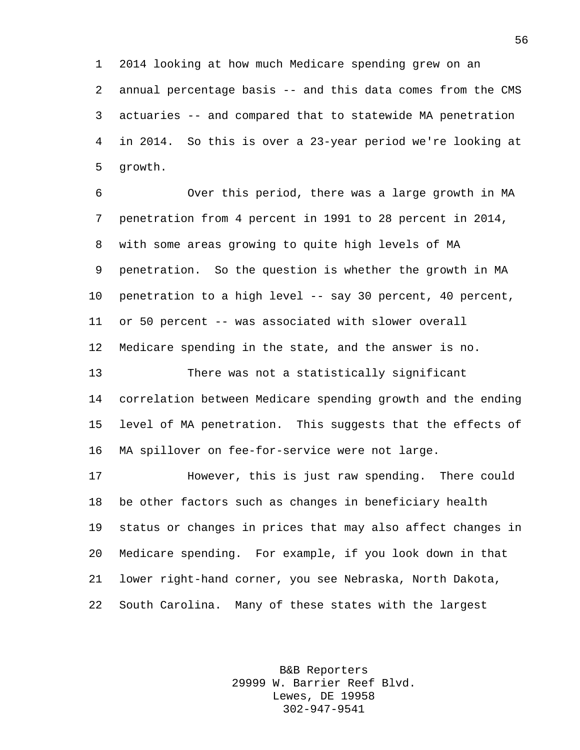2014 looking at how much Medicare spending grew on an annual percentage basis -- and this data comes from the CMS actuaries -- and compared that to statewide MA penetration in 2014. So this is over a 23-year period we're looking at growth.

Over this period, there was a large growth in MA penetration from 4 percent in 1991 to 28 percent in 2014, with some areas growing to quite high levels of MA penetration. So the question is whether the growth in MA penetration to a high level -- say 30 percent, 40 percent, or 50 percent -- was associated with slower overall Medicare spending in the state, and the answer is no.

There was not a statistically significant correlation between Medicare spending growth and the ending level of MA penetration. This suggests that the effects of MA spillover on fee-for-service were not large.

However, this is just raw spending. There could be other factors such as changes in beneficiary health status or changes in prices that may also affect changes in Medicare spending. For example, if you look down in that lower right-hand corner, you see Nebraska, North Dakota, South Carolina. Many of these states with the largest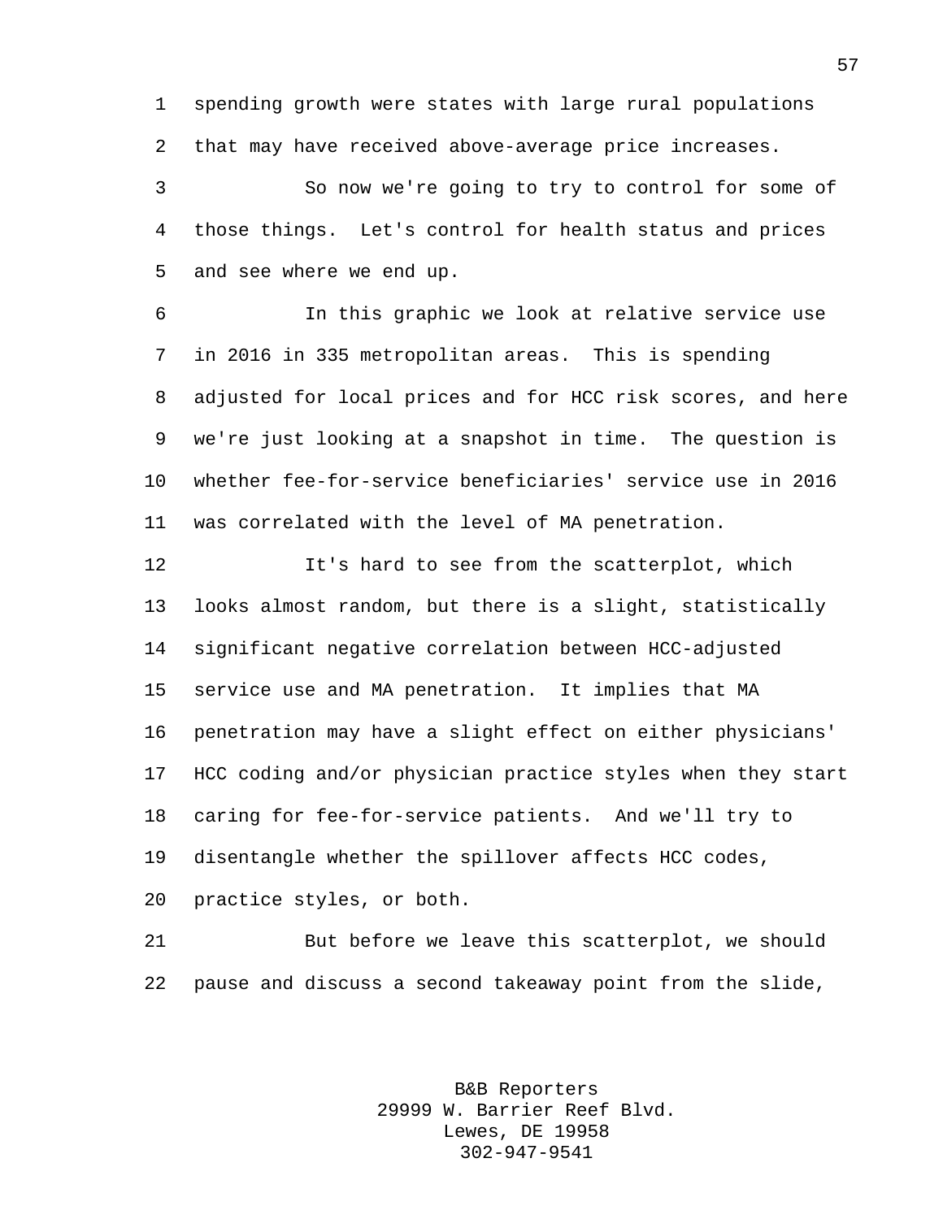spending growth were states with large rural populations that may have received above-average price increases.

So now we're going to try to control for some of those things. Let's control for health status and prices and see where we end up.

In this graphic we look at relative service use in 2016 in 335 metropolitan areas. This is spending adjusted for local prices and for HCC risk scores, and here we're just looking at a snapshot in time. The question is whether fee-for-service beneficiaries' service use in 2016 was correlated with the level of MA penetration.

It's hard to see from the scatterplot, which looks almost random, but there is a slight, statistically significant negative correlation between HCC-adjusted service use and MA penetration. It implies that MA penetration may have a slight effect on either physicians' HCC coding and/or physician practice styles when they start caring for fee-for-service patients. And we'll try to disentangle whether the spillover affects HCC codes, practice styles, or both.

But before we leave this scatterplot, we should pause and discuss a second takeaway point from the slide,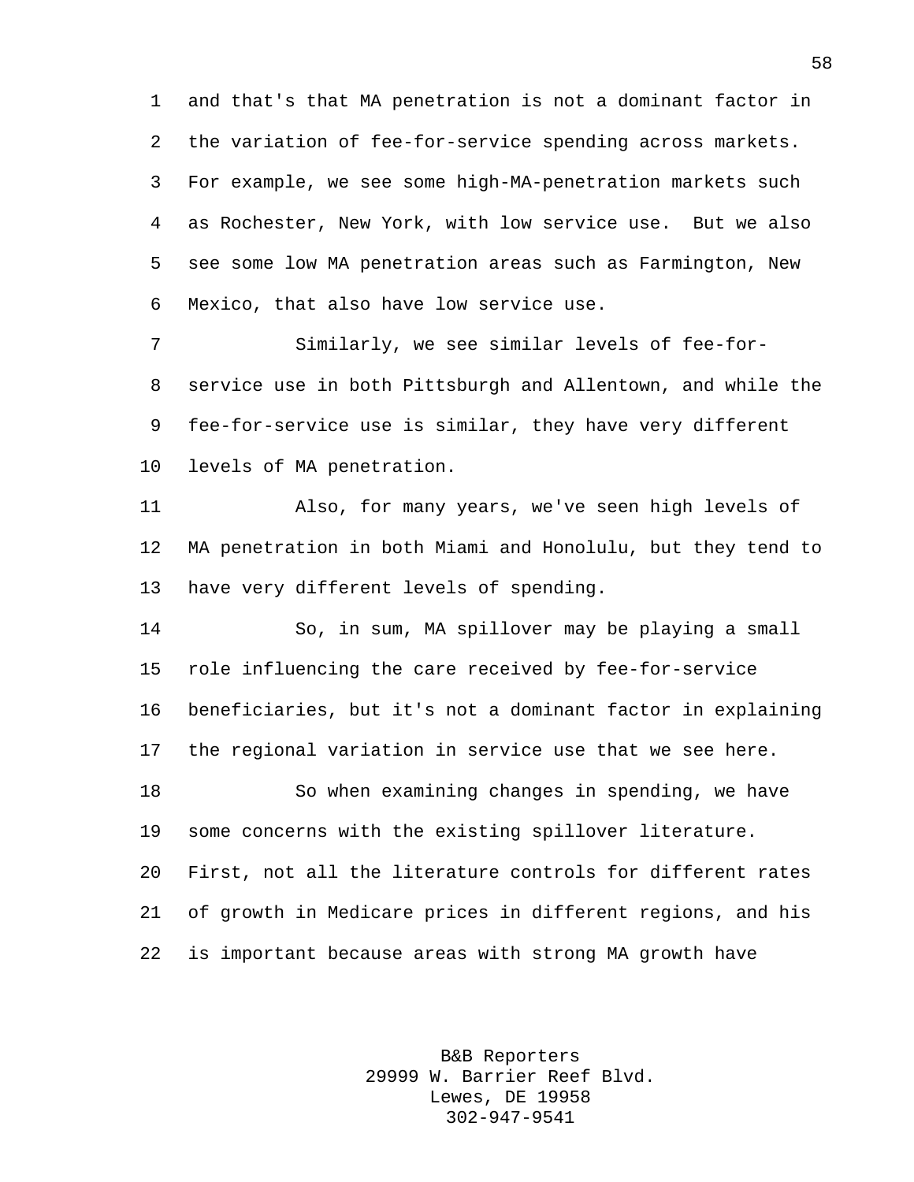and that's that MA penetration is not a dominant factor in the variation of fee-for-service spending across markets. For example, we see some high-MA-penetration markets such as Rochester, New York, with low service use. But we also see some low MA penetration areas such as Farmington, New Mexico, that also have low service use.

Similarly, we see similar levels of fee-for-service use in both Pittsburgh and Allentown, and while the fee-for-service use is similar, they have very different levels of MA penetration.

Also, for many years, we've seen high levels of MA penetration in both Miami and Honolulu, but they tend to have very different levels of spending.

So, in sum, MA spillover may be playing a small role influencing the care received by fee-for-service beneficiaries, but it's not a dominant factor in explaining the regional variation in service use that we see here.

So when examining changes in spending, we have some concerns with the existing spillover literature. First, not all the literature controls for different rates of growth in Medicare prices in different regions, and his is important because areas with strong MA growth have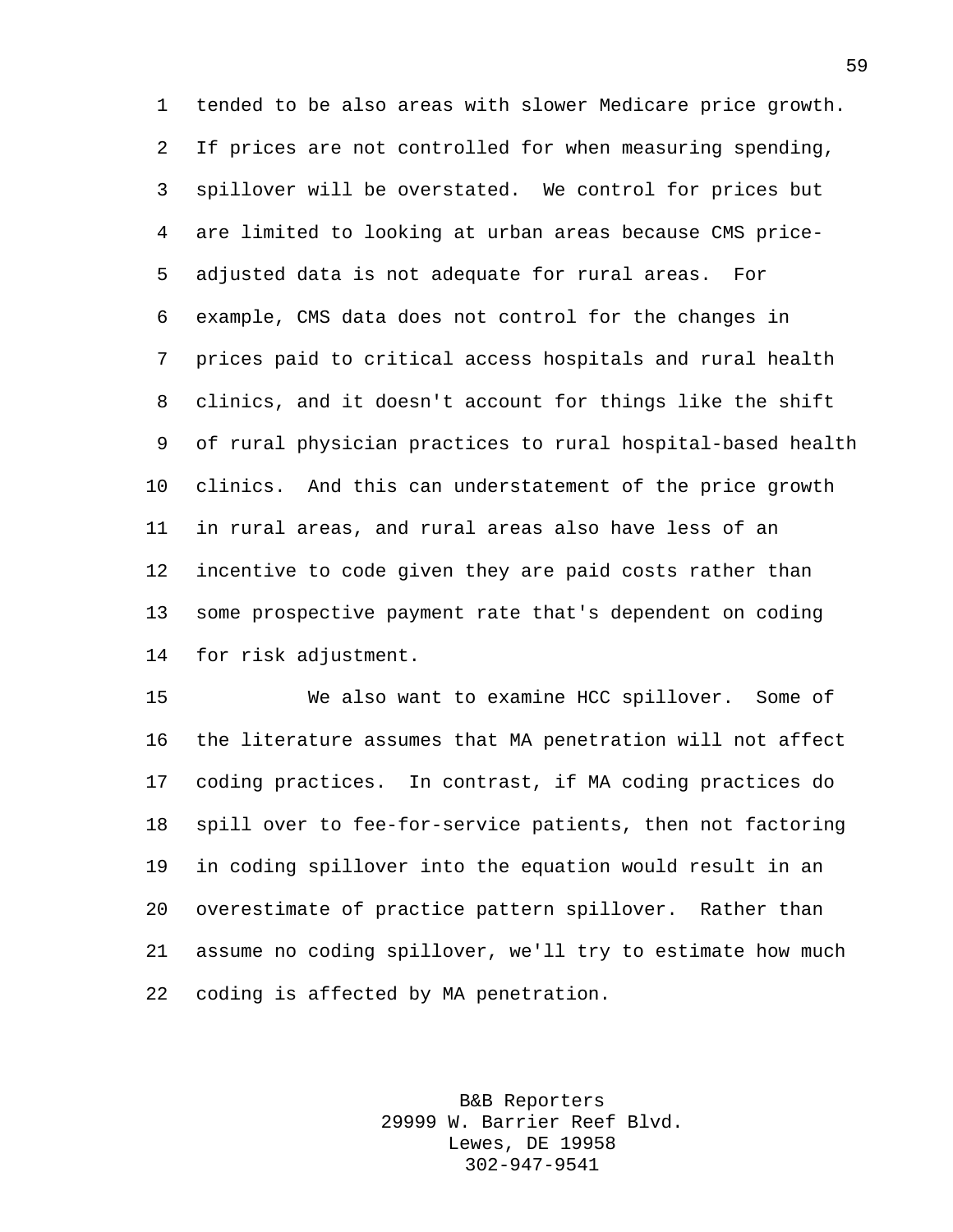tended to be also areas with slower Medicare price growth. If prices are not controlled for when measuring spending, spillover will be overstated. We control for prices but are limited to looking at urban areas because CMS price-adjusted data is not adequate for rural areas. For example, CMS data does not control for the changes in prices paid to critical access hospitals and rural health clinics, and it doesn't account for things like the shift of rural physician practices to rural hospital-based health clinics. And this can understatement of the price growth in rural areas, and rural areas also have less of an incentive to code given they are paid costs rather than some prospective payment rate that's dependent on coding for risk adjustment.

We also want to examine HCC spillover. Some of the literature assumes that MA penetration will not affect coding practices. In contrast, if MA coding practices do spill over to fee-for-service patients, then not factoring in coding spillover into the equation would result in an overestimate of practice pattern spillover. Rather than assume no coding spillover, we'll try to estimate how much coding is affected by MA penetration.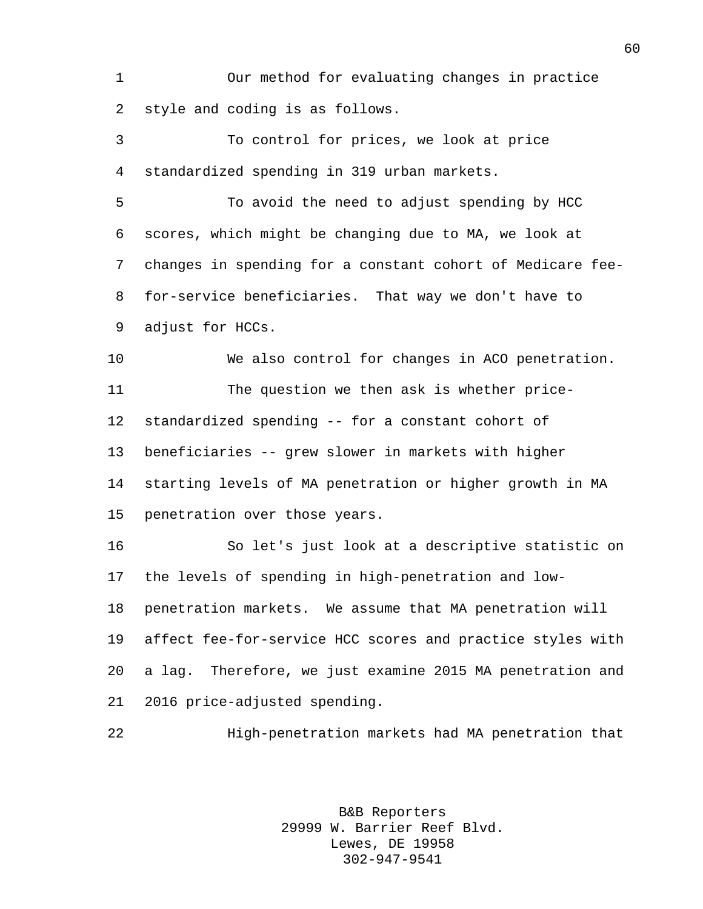Our method for evaluating changes in practice style and coding is as follows.

To control for prices, we look at price standardized spending in 319 urban markets.

To avoid the need to adjust spending by HCC scores, which might be changing due to MA, we look at changes in spending for a constant cohort of Medicare fee-for-service beneficiaries. That way we don't have to adjust for HCCs.

We also control for changes in ACO penetration.

The question we then ask is whether price-standardized spending -- for a constant cohort of beneficiaries -- grew slower in markets with higher starting levels of MA penetration or higher growth in MA penetration over those years.

So let's just look at a descriptive statistic on the levels of spending in high-penetration and low-penetration markets. We assume that MA penetration will affect fee-for-service HCC scores and practice styles with a lag. Therefore, we just examine 2015 MA penetration and 2016 price-adjusted spending.

High-penetration markets had MA penetration that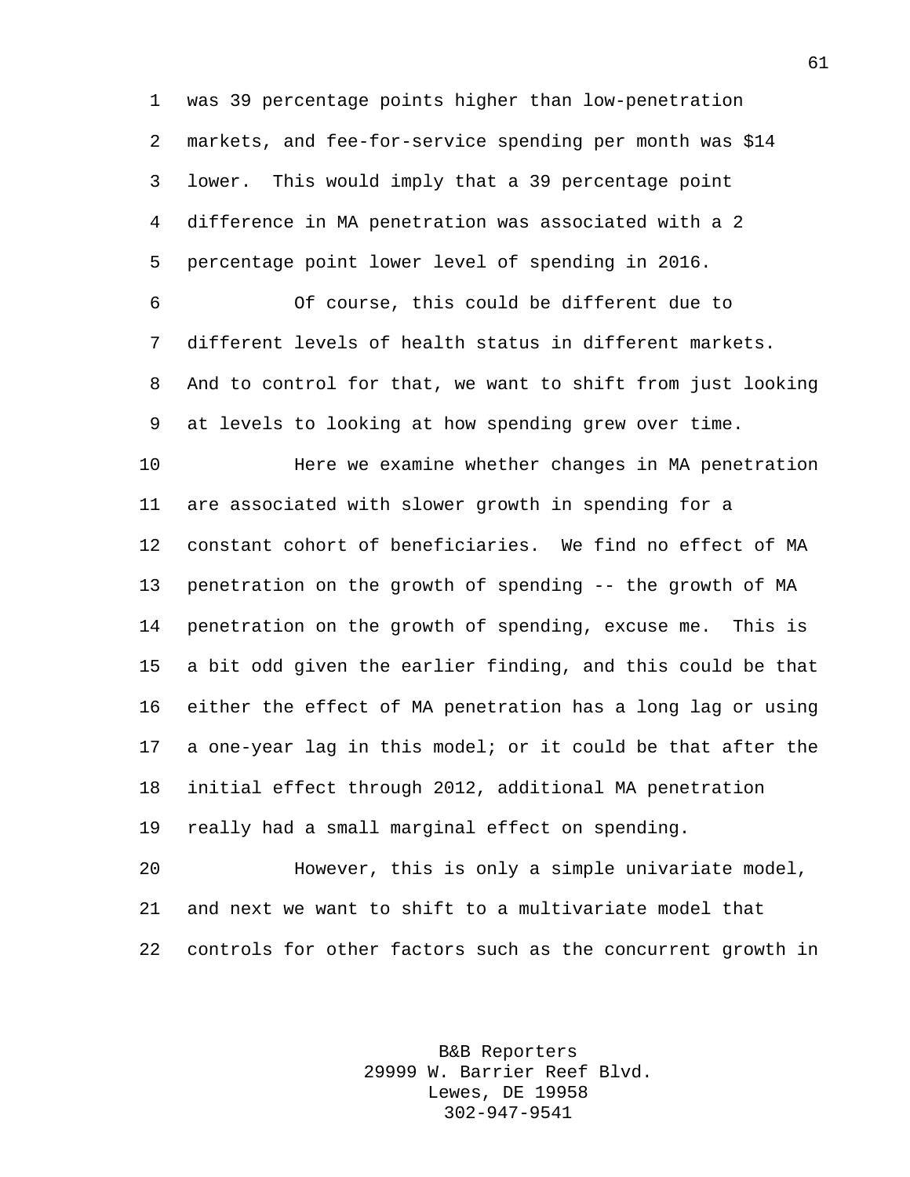was 39 percentage points higher than low-penetration markets, and fee-for-service spending per month was $14 lower. This would imply that a 39 percentage point difference in MA penetration was associated with a 2 percentage point lower level of spending in 2016.

Of course, this could be different due to different levels of health status in different markets. And to control for that, we want to shift from just looking at levels to looking at how spending grew over time.

Here we examine whether changes in MA penetration are associated with slower growth in spending for a constant cohort of beneficiaries. We find no effect of MA penetration on the growth of spending -- the growth of MA penetration on the growth of spending, excuse me. This is a bit odd given the earlier finding, and this could be that either the effect of MA penetration has a long lag or using a one-year lag in this model; or it could be that after the initial effect through 2012, additional MA penetration really had a small marginal effect on spending.

However, this is only a simple univariate model, and next we want to shift to a multivariate model that controls for other factors such as the concurrent growth in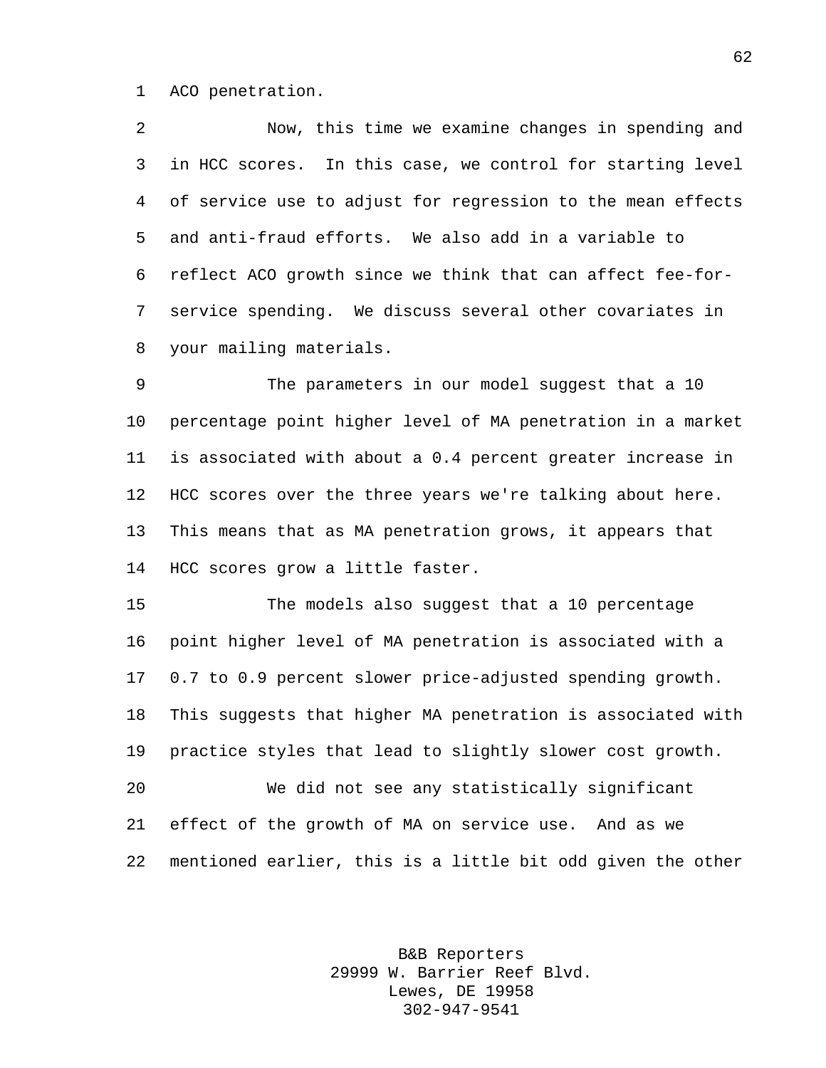ACO penetration.

Now, this time we examine changes in spending and in HCC scores. In this case, we control for starting level of service use to adjust for regression to the mean effects and anti-fraud efforts. We also add in a variable to reflect ACO growth since we think that can affect fee-for-service spending. We discuss several other covariates in your mailing materials.

The parameters in our model suggest that a 10 percentage point higher level of MA penetration in a market is associated with about a 0.4 percent greater increase in HCC scores over the three years we're talking about here. This means that as MA penetration grows, it appears that HCC scores grow a little faster.

The models also suggest that a 10 percentage point higher level of MA penetration is associated with a 0.7 to 0.9 percent slower price-adjusted spending growth. This suggests that higher MA penetration is associated with practice styles that lead to slightly slower cost growth.

We did not see any statistically significant effect of the growth of MA on service use. And as we mentioned earlier, this is a little bit odd given the other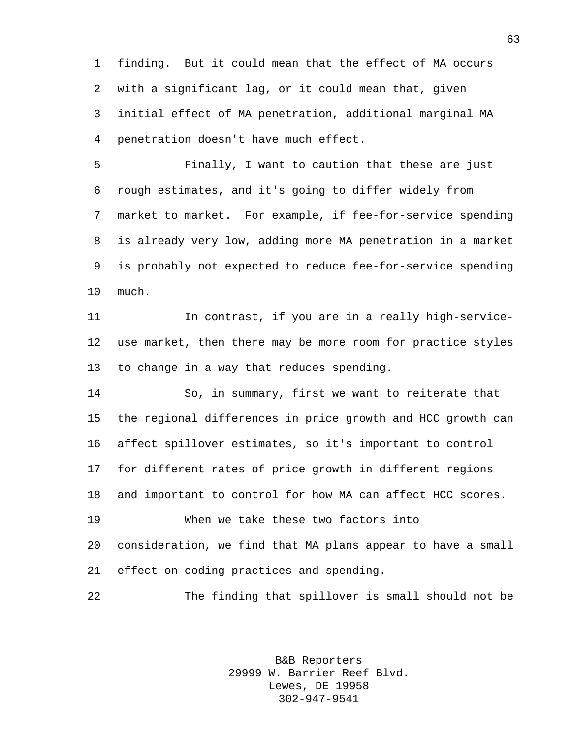finding. But it could mean that the effect of MA occurs with a significant lag, or it could mean that, given initial effect of MA penetration, additional marginal MA penetration doesn't have much effect.

Finally, I want to caution that these are just rough estimates, and it's going to differ widely from market to market. For example, if fee-for-service spending is already very low, adding more MA penetration in a market is probably not expected to reduce fee-for-service spending much.

In contrast, if you are in a really high-service-use market, then there may be more room for practice styles to change in a way that reduces spending.

So, in summary, first we want to reiterate that the regional differences in price growth and HCC growth can affect spillover estimates, so it's important to control for different rates of price growth in different regions and important to control for how MA can affect HCC scores.

When we take these two factors into consideration, we find that MA plans appear to have a small effect on coding practices and spending.

The finding that spillover is small should not be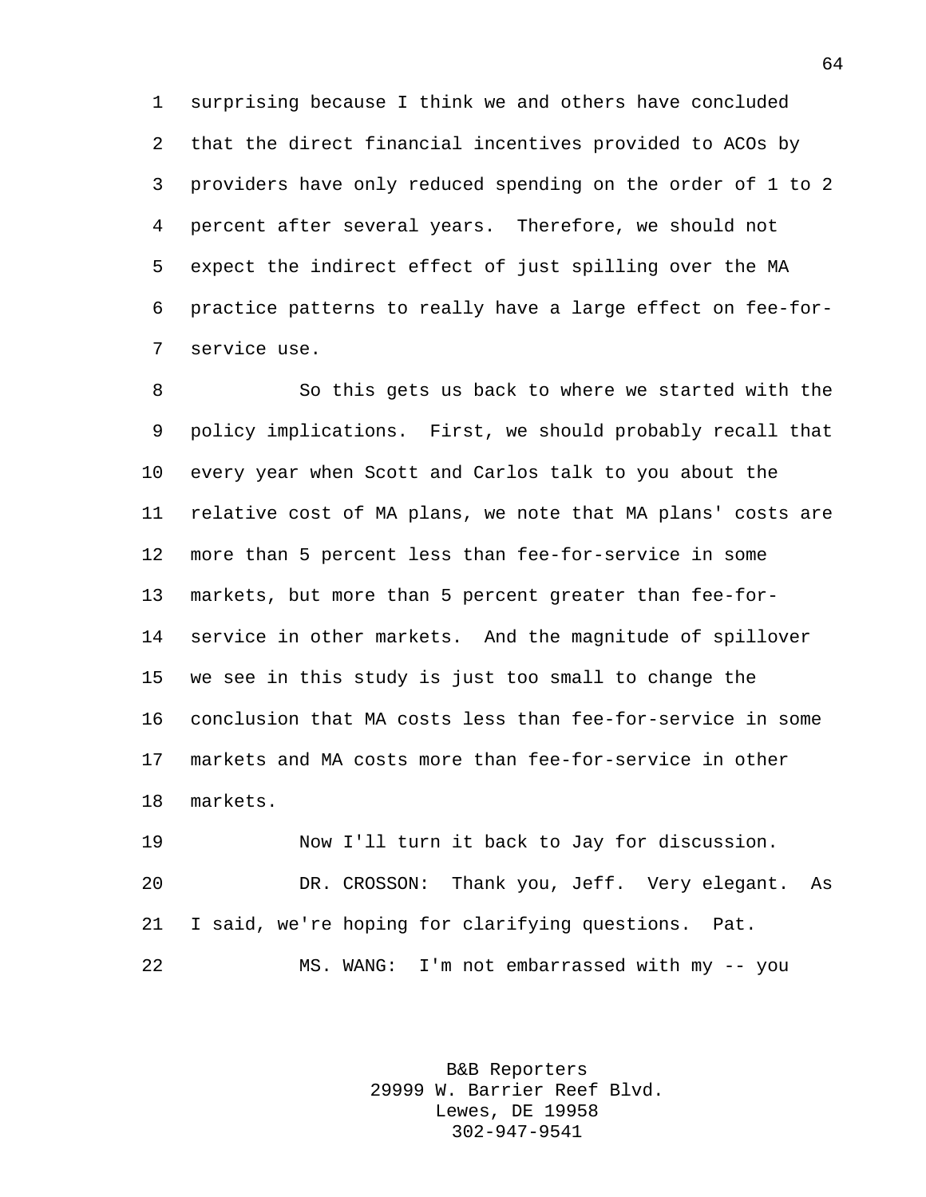surprising because I think we and others have concluded that the direct financial incentives provided to ACOs by providers have only reduced spending on the order of 1 to 2 percent after several years. Therefore, we should not expect the indirect effect of just spilling over the MA practice patterns to really have a large effect on fee-for-service use.

So this gets us back to where we started with the policy implications. First, we should probably recall that every year when Scott and Carlos talk to you about the relative cost of MA plans, we note that MA plans' costs are more than 5 percent less than fee-for-service in some markets, but more than 5 percent greater than fee-for-service in other markets. And the magnitude of spillover we see in this study is just too small to change the conclusion that MA costs less than fee-for-service in some markets and MA costs more than fee-for-service in other markets.

Now I'll turn it back to Jay for discussion.

DR. CROSSON: Thank you, Jeff. Very elegant. As I said, we're hoping for clarifying questions. Pat.

MS. WANG: I'm not embarrassed with my -- you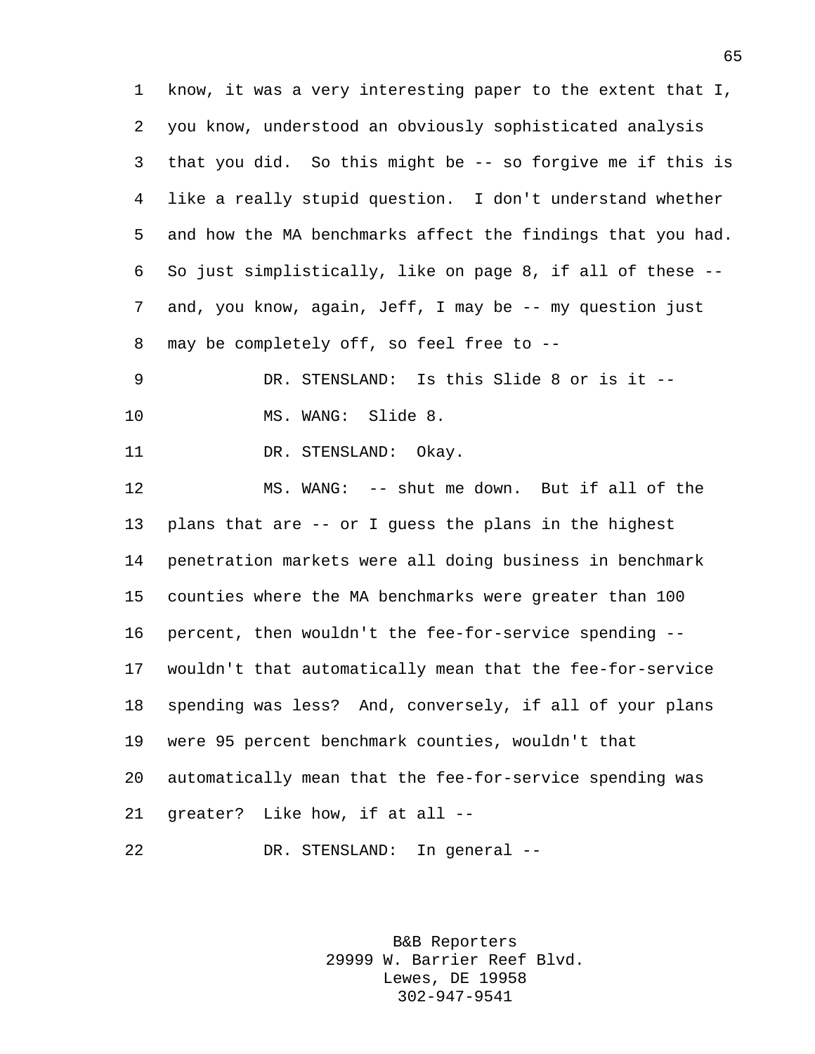know, it was a very interesting paper to the extent that I, you know, understood an obviously sophisticated analysis that you did. So this might be -- so forgive me if this is like a really stupid question. I don't understand whether and how the MA benchmarks affect the findings that you had. So just simplistically, like on page 8, if all of these -- and, you know, again, Jeff, I may be -- my question just may be completely off, so feel free to --

DR. STENSLAND: Is this Slide 8 or is it --

MS. WANG: Slide 8.

DR. STENSLAND: Okay.

MS. WANG: -- shut me down. But if all of the plans that are -- or I guess the plans in the highest penetration markets were all doing business in benchmark counties where the MA benchmarks were greater than 100 percent, then wouldn't the fee-for-service spending -- wouldn't that automatically mean that the fee-for-service spending was less? And, conversely, if all of your plans were 95 percent benchmark counties, wouldn't that automatically mean that the fee-for-service spending was greater? Like how, if at all --

DR. STENSLAND: In general --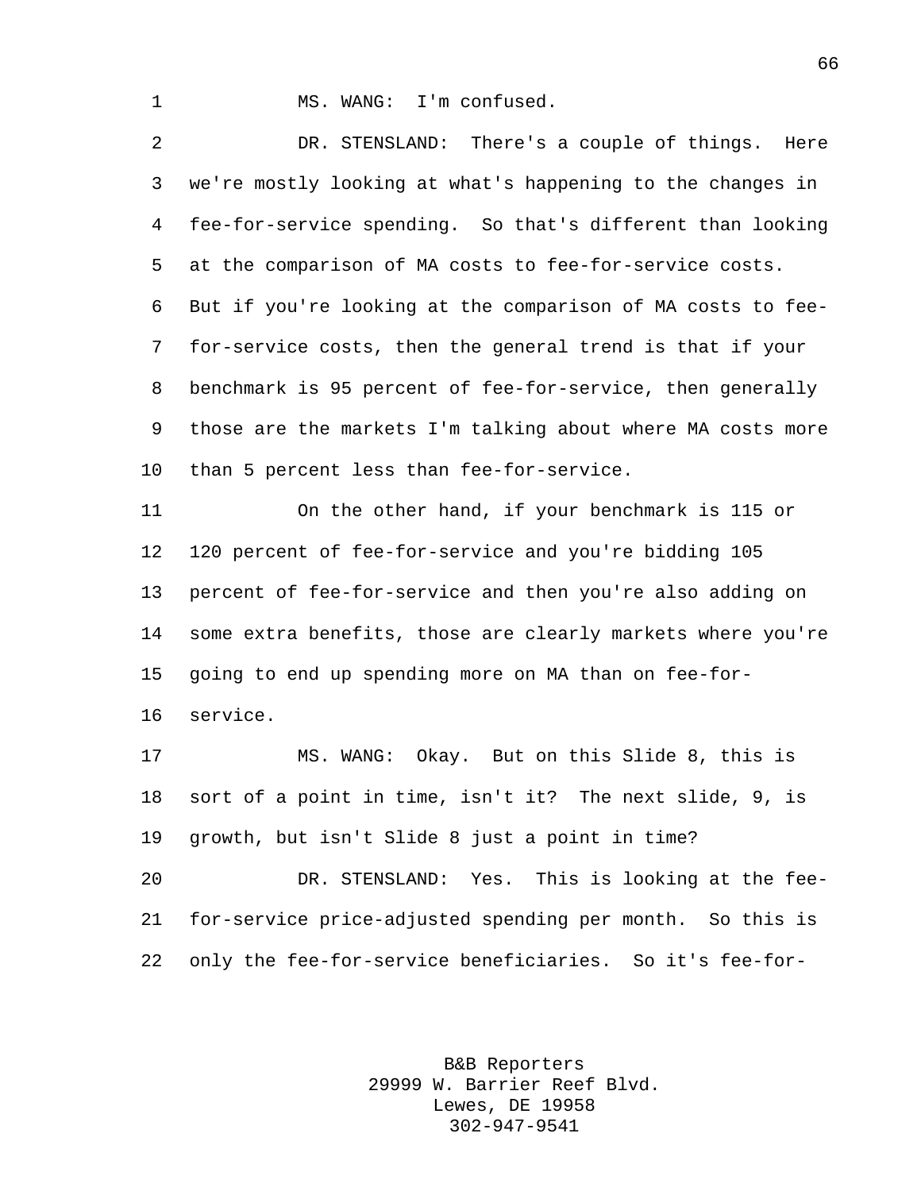MS. WANG: I'm confused.

DR. STENSLAND: There's a couple of things. Here we're mostly looking at what's happening to the changes in fee-for-service spending. So that's different than looking at the comparison of MA costs to fee-for-service costs. But if you're looking at the comparison of MA costs to fee-for-service costs, then the general trend is that if your benchmark is 95 percent of fee-for-service, then generally those are the markets I'm talking about where MA costs more than 5 percent less than fee-for-service.

On the other hand, if your benchmark is 115 or 120 percent of fee-for-service and you're bidding 105 percent of fee-for-service and then you're also adding on some extra benefits, those are clearly markets where you're going to end up spending more on MA than on fee-for-service.

MS. WANG: Okay. But on this Slide 8, this is sort of a point in time, isn't it? The next slide, 9, is growth, but isn't Slide 8 just a point in time?

DR. STENSLAND: Yes. This is looking at the fee-for-service price-adjusted spending per month. So this is only the fee-for-service beneficiaries. So it's fee-for-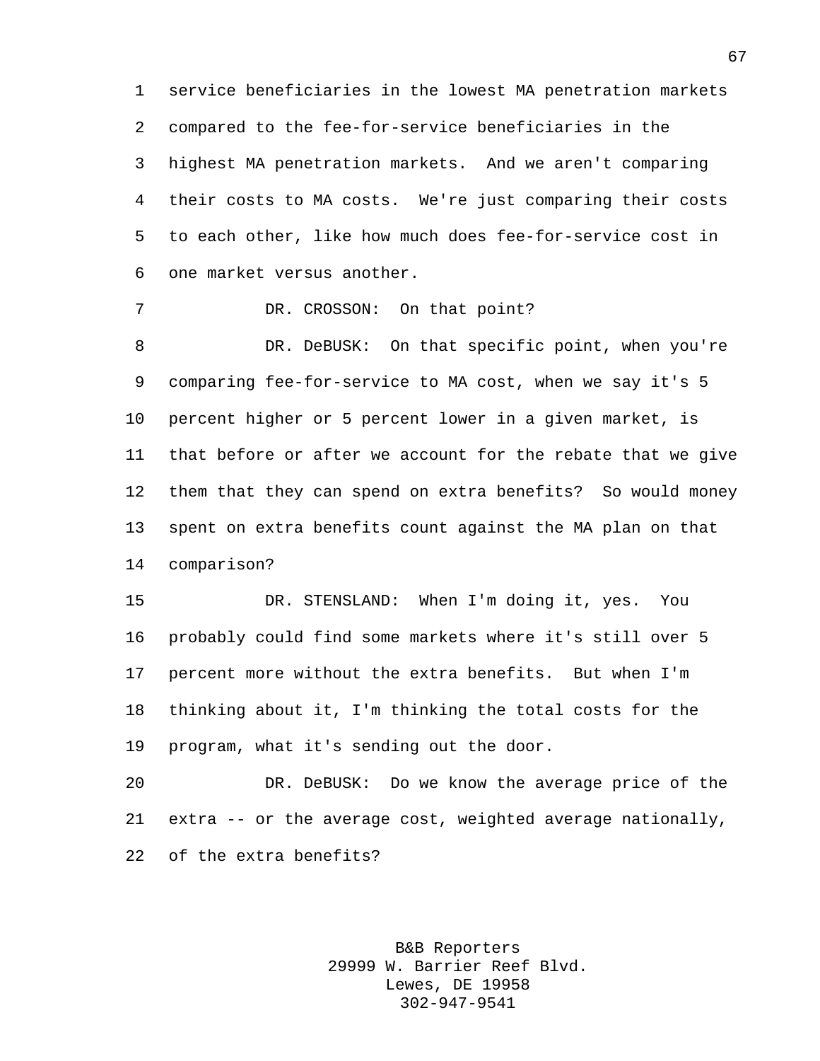service beneficiaries in the lowest MA penetration markets compared to the fee-for-service beneficiaries in the highest MA penetration markets. And we aren't comparing their costs to MA costs. We're just comparing their costs to each other, like how much does fee-for-service cost in one market versus another.

DR. CROSSON: On that point?

DR. DeBUSK: On that specific point, when you're comparing fee-for-service to MA cost, when we say it's 5 percent higher or 5 percent lower in a given market, is that before or after we account for the rebate that we give them that they can spend on extra benefits? So would money spent on extra benefits count against the MA plan on that comparison?

DR. STENSLAND: When I'm doing it, yes. You probably could find some markets where it's still over 5 percent more without the extra benefits. But when I'm thinking about it, I'm thinking the total costs for the program, what it's sending out the door.

DR. DeBUSK: Do we know the average price of the extra -- or the average cost, weighted average nationally, of the extra benefits?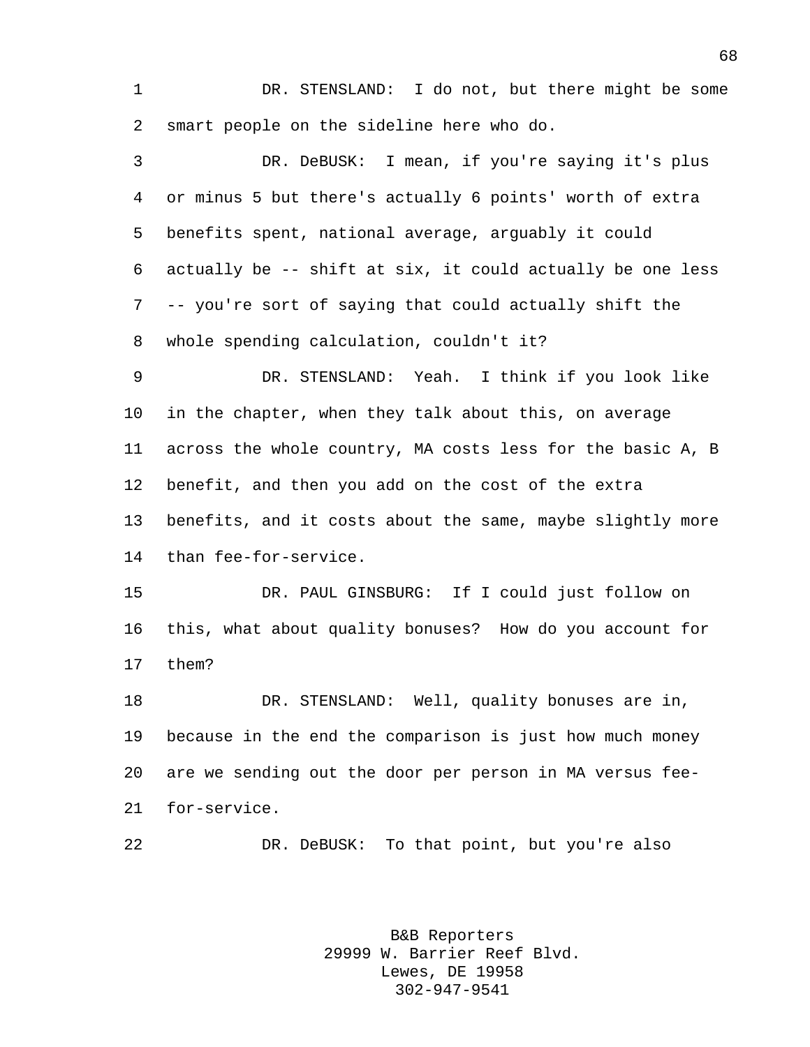DR. STENSLAND: I do not, but there might be some smart people on the sideline here who do.

DR. DeBUSK: I mean, if you're saying it's plus or minus 5 but there's actually 6 points' worth of extra benefits spent, national average, arguably it could actually be -- shift at six, it could actually be one less -- you're sort of saying that could actually shift the whole spending calculation, couldn't it?

DR. STENSLAND: Yeah. I think if you look like in the chapter, when they talk about this, on average across the whole country, MA costs less for the basic A, B benefit, and then you add on the cost of the extra benefits, and it costs about the same, maybe slightly more than fee-for-service.

DR. PAUL GINSBURG: If I could just follow on this, what about quality bonuses? How do you account for them?

DR. STENSLAND: Well, quality bonuses are in, because in the end the comparison is just how much money are we sending out the door per person in MA versus fee-for-service.

DR. DeBUSK: To that point, but you're also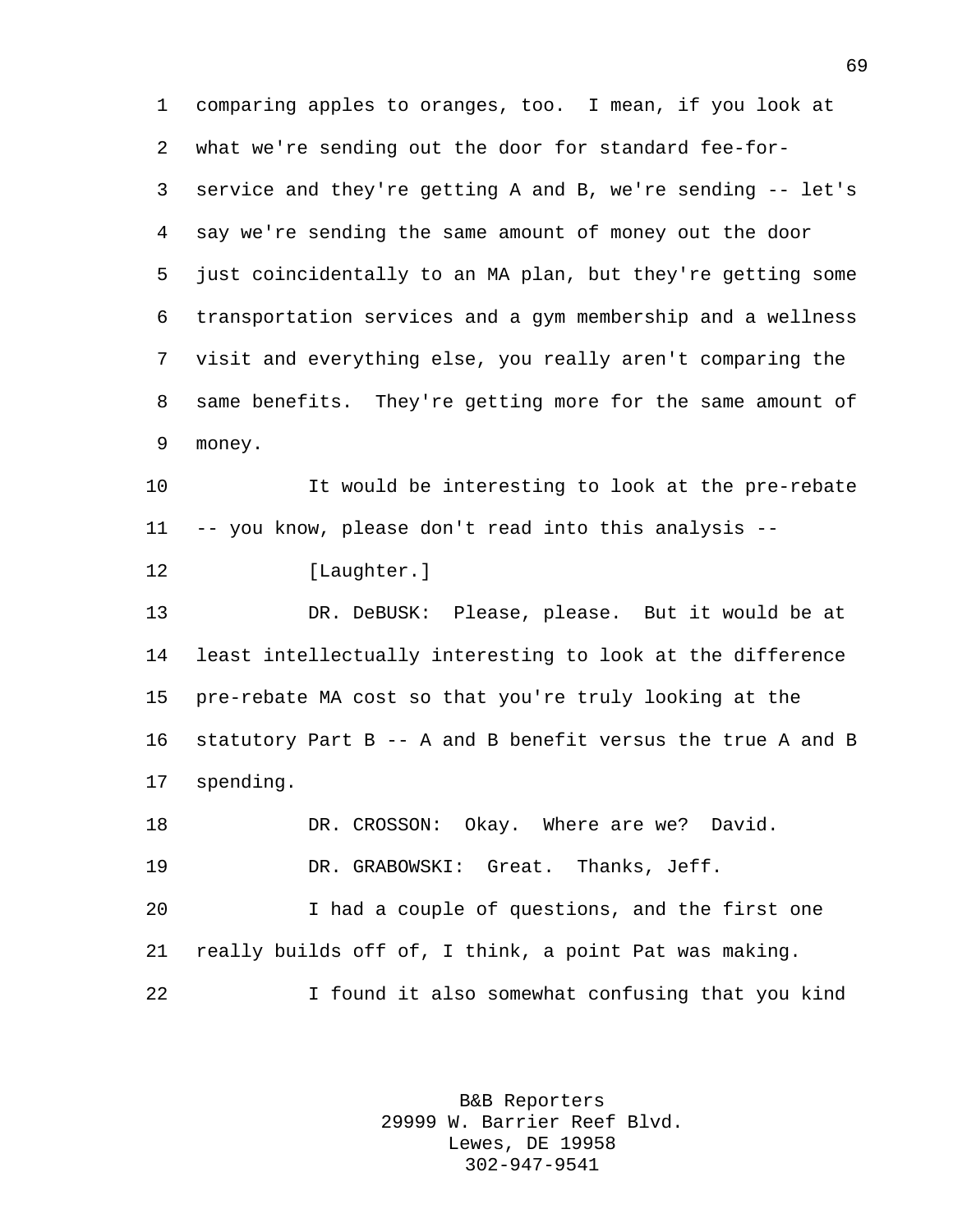comparing apples to oranges, too. I mean, if you look at what we're sending out the door for standard fee-for-service and they're getting A and B, we're sending -- let's say we're sending the same amount of money out the door just coincidentally to an MA plan, but they're getting some transportation services and a gym membership and a wellness visit and everything else, you really aren't comparing the same benefits. They're getting more for the same amount of money.

It would be interesting to look at the pre-rebate -- you know, please don't read into this analysis --

[Laughter.]

DR. DeBUSK: Please, please. But it would be at least intellectually interesting to look at the difference pre-rebate MA cost so that you're truly looking at the statutory Part B -- A and B benefit versus the true A and B spending.

DR. CROSSON: Okay. Where are we? David.

DR. GRABOWSKI: Great. Thanks, Jeff.

I had a couple of questions, and the first one really builds off of, I think, a point Pat was making.

I found it also somewhat confusing that you kind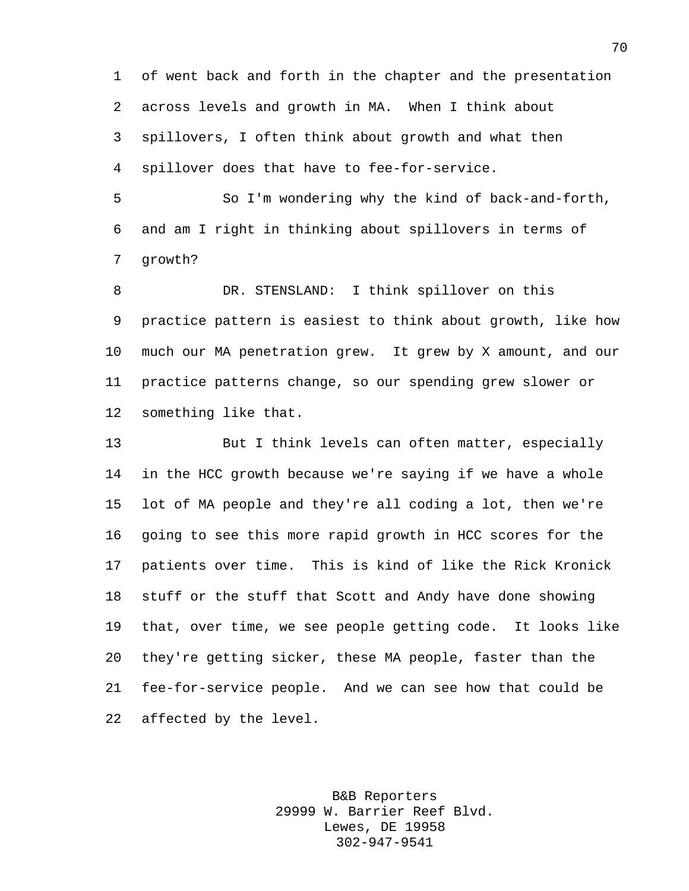of went back and forth in the chapter and the presentation across levels and growth in MA. When I think about spillovers, I often think about growth and what then spillover does that have to fee-for-service.

So I'm wondering why the kind of back-and-forth, and am I right in thinking about spillovers in terms of growth?

DR. STENSLAND: I think spillover on this practice pattern is easiest to think about growth, like how much our MA penetration grew. It grew by X amount, and our practice patterns change, so our spending grew slower or something like that.

But I think levels can often matter, especially in the HCC growth because we're saying if we have a whole lot of MA people and they're all coding a lot, then we're going to see this more rapid growth in HCC scores for the patients over time. This is kind of like the Rick Kronick stuff or the stuff that Scott and Andy have done showing that, over time, we see people getting code. It looks like they're getting sicker, these MA people, faster than the fee-for-service people. And we can see how that could be affected by the level.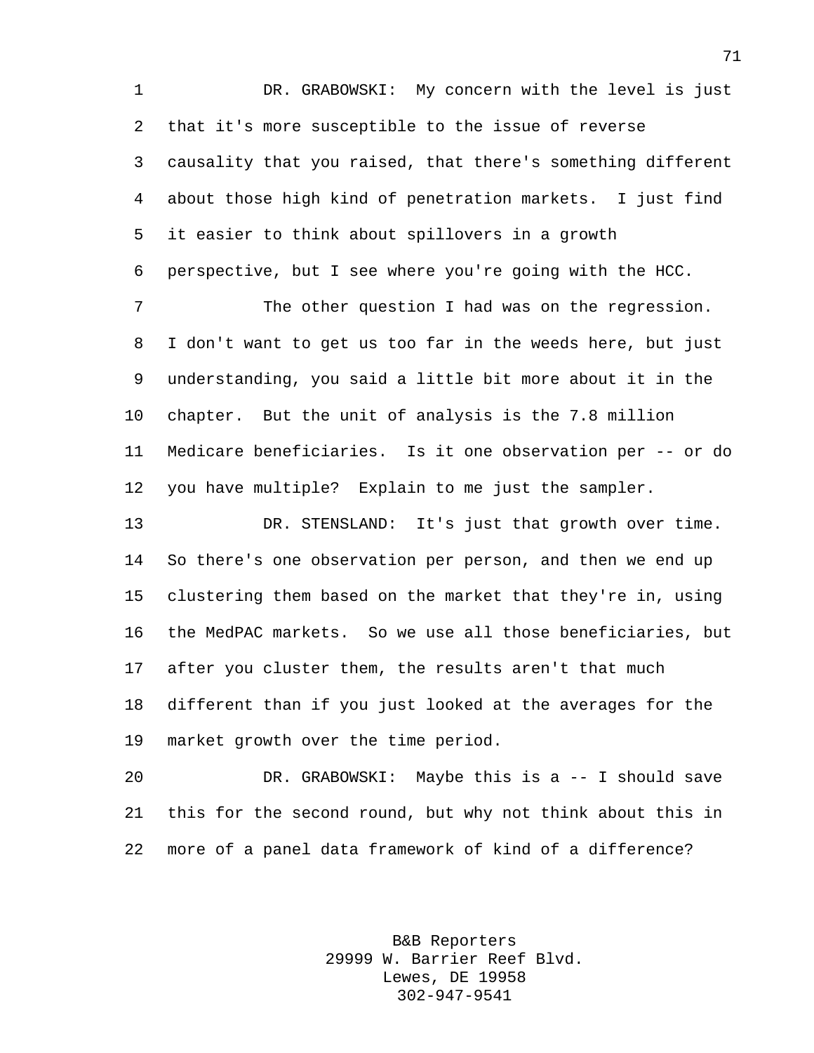DR. GRABOWSKI: My concern with the level is just that it's more susceptible to the issue of reverse causality that you raised, that there's something different about those high kind of penetration markets. I just find it easier to think about spillovers in a growth perspective, but I see where you're going with the HCC.

The other question I had was on the regression. I don't want to get us too far in the weeds here, but just understanding, you said a little bit more about it in the chapter. But the unit of analysis is the 7.8 million Medicare beneficiaries. Is it one observation per -- or do you have multiple? Explain to me just the sampler.

DR. STENSLAND: It's just that growth over time. So there's one observation per person, and then we end up clustering them based on the market that they're in, using the MedPAC markets. So we use all those beneficiaries, but after you cluster them, the results aren't that much different than if you just looked at the averages for the market growth over the time period.

DR. GRABOWSKI: Maybe this is a -- I should save this for the second round, but why not think about this in more of a panel data framework of kind of a difference?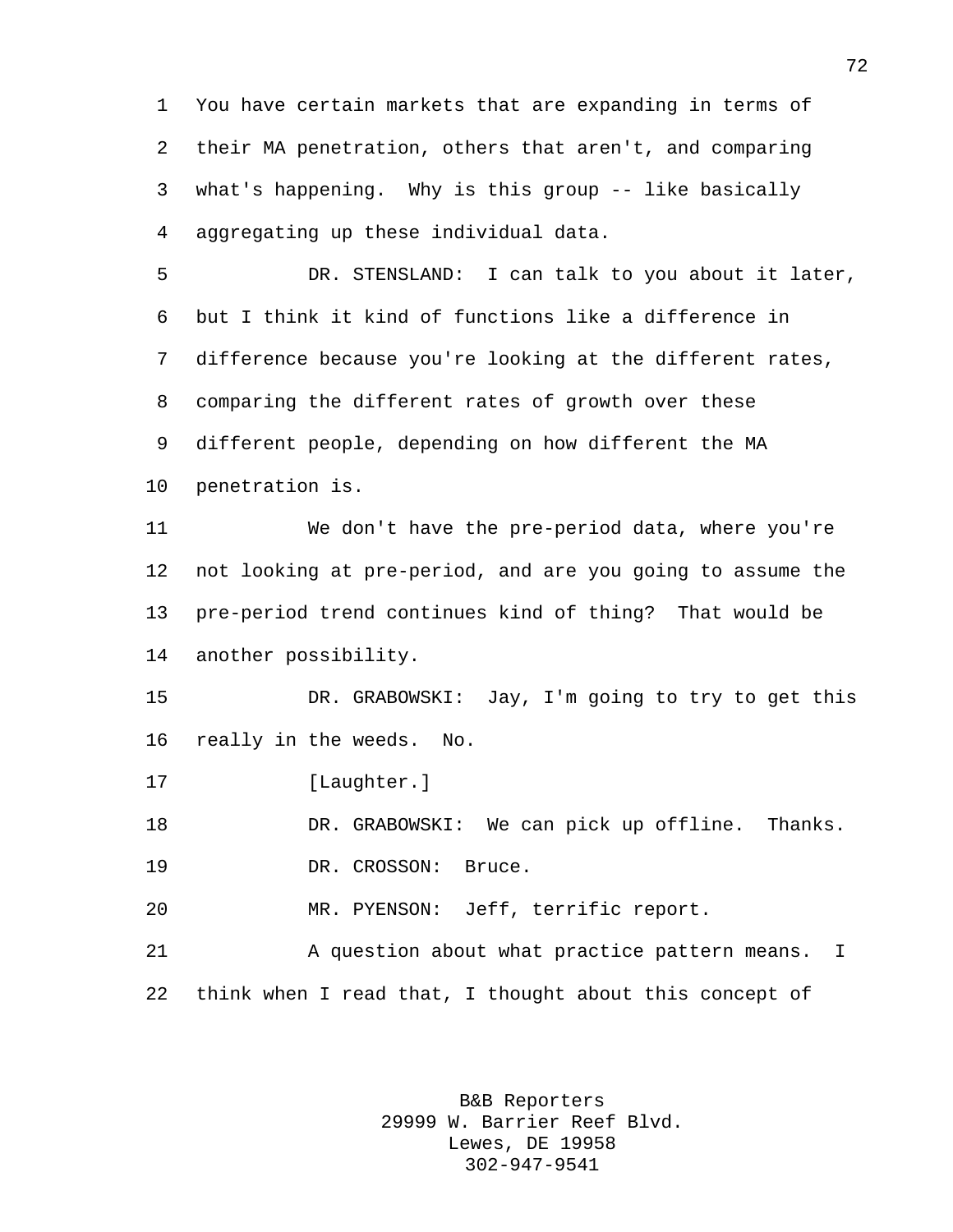You have certain markets that are expanding in terms of their MA penetration, others that aren't, and comparing what's happening. Why is this group -- like basically aggregating up these individual data.

DR. STENSLAND: I can talk to you about it later, but I think it kind of functions like a difference in difference because you're looking at the different rates, comparing the different rates of growth over these different people, depending on how different the MA penetration is.

We don't have the pre-period data, where you're not looking at pre-period, and are you going to assume the pre-period trend continues kind of thing? That would be another possibility.

DR. GRABOWSKI: Jay, I'm going to try to get this really in the weeds. No.

[Laughter.]

DR. GRABOWSKI: We can pick up offline. Thanks.

DR. CROSSON: Bruce.

MR. PYENSON: Jeff, terrific report.

A question about what practice pattern means. I think when I read that, I thought about this concept of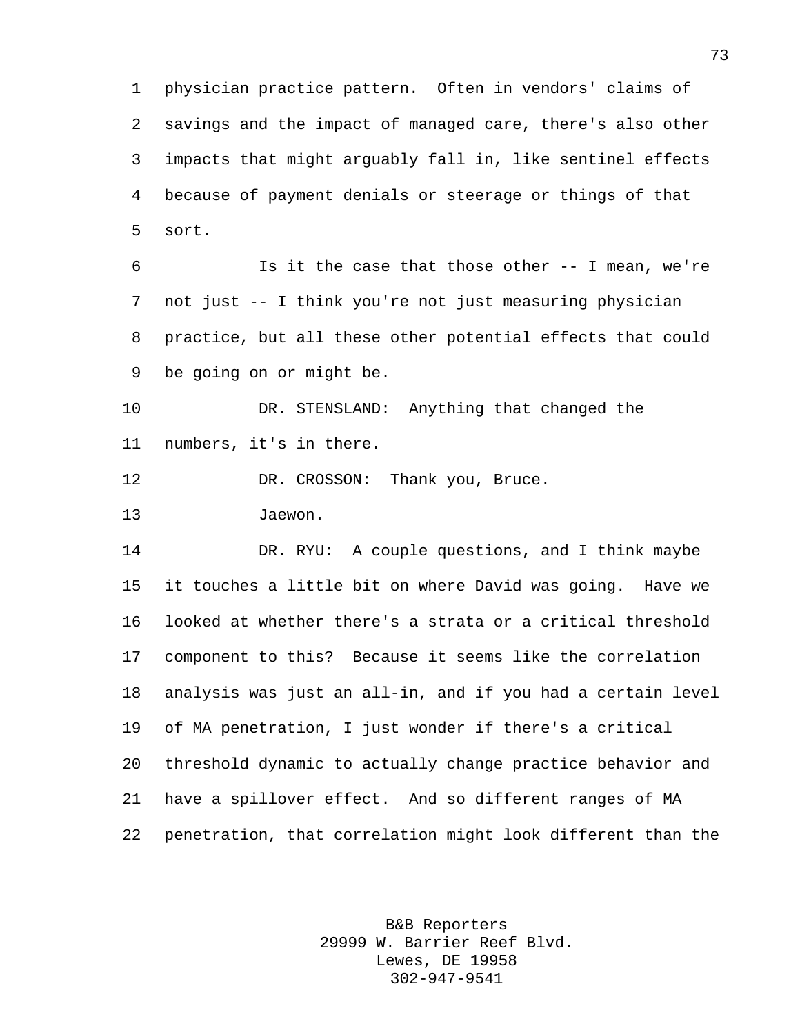physician practice pattern. Often in vendors' claims of savings and the impact of managed care, there's also other impacts that might arguably fall in, like sentinel effects because of payment denials or steerage or things of that sort.

Is it the case that those other -- I mean, we're not just -- I think you're not just measuring physician practice, but all these other potential effects that could be going on or might be.

DR. STENSLAND: Anything that changed the numbers, it's in there.

DR. CROSSON: Thank you, Bruce.

Jaewon.

DR. RYU: A couple questions, and I think maybe it touches a little bit on where David was going. Have we looked at whether there's a strata or a critical threshold component to this? Because it seems like the correlation analysis was just an all-in, and if you had a certain level of MA penetration, I just wonder if there's a critical threshold dynamic to actually change practice behavior and have a spillover effect. And so different ranges of MA penetration, that correlation might look different than the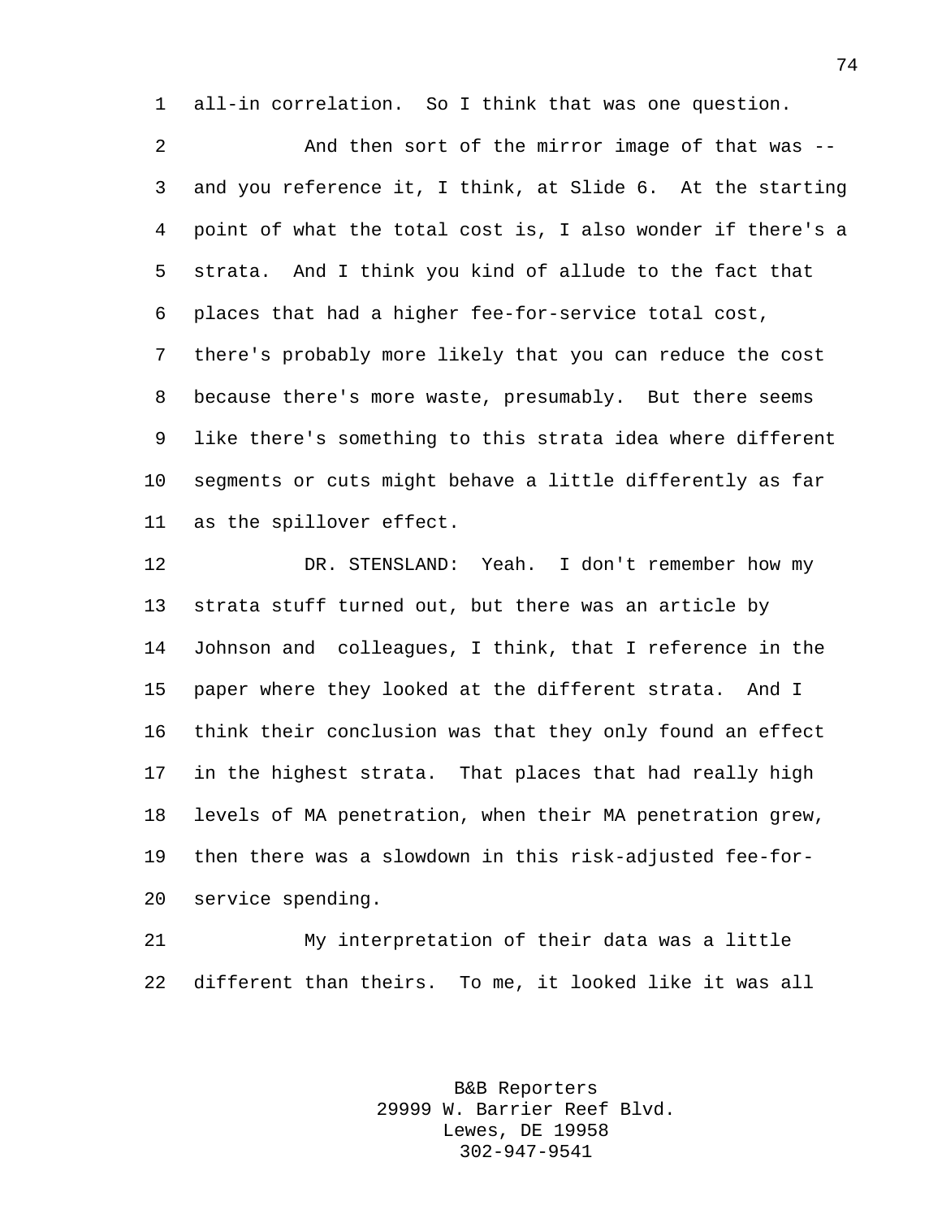all-in correlation. So I think that was one question.

And then sort of the mirror image of that was -- and you reference it, I think, at Slide 6. At the starting point of what the total cost is, I also wonder if there's a strata. And I think you kind of allude to the fact that places that had a higher fee-for-service total cost, there's probably more likely that you can reduce the cost because there's more waste, presumably. But there seems like there's something to this strata idea where different segments or cuts might behave a little differently as far as the spillover effect.

DR. STENSLAND: Yeah. I don't remember how my strata stuff turned out, but there was an article by Johnson and colleagues, I think, that I reference in the paper where they looked at the different strata. And I think their conclusion was that they only found an effect in the highest strata. That places that had really high levels of MA penetration, when their MA penetration grew, then there was a slowdown in this risk-adjusted fee-for-service spending.

My interpretation of their data was a little different than theirs. To me, it looked like it was all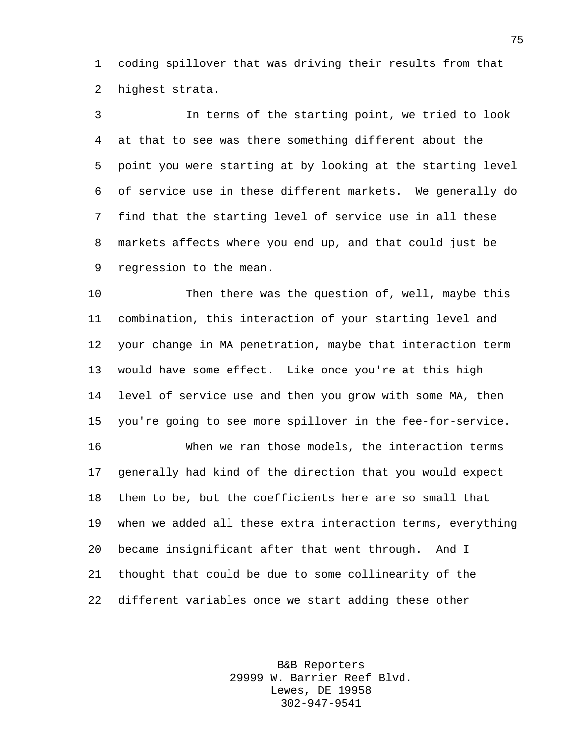coding spillover that was driving their results from that highest strata.

In terms of the starting point, we tried to look at that to see was there something different about the point you were starting at by looking at the starting level of service use in these different markets. We generally do find that the starting level of service use in all these markets affects where you end up, and that could just be regression to the mean.

Then there was the question of, well, maybe this combination, this interaction of your starting level and your change in MA penetration, maybe that interaction term would have some effect. Like once you're at this high level of service use and then you grow with some MA, then you're going to see more spillover in the fee-for-service.

When we ran those models, the interaction terms generally had kind of the direction that you would expect them to be, but the coefficients here are so small that when we added all these extra interaction terms, everything became insignificant after that went through. And I thought that could be due to some collinearity of the different variables once we start adding these other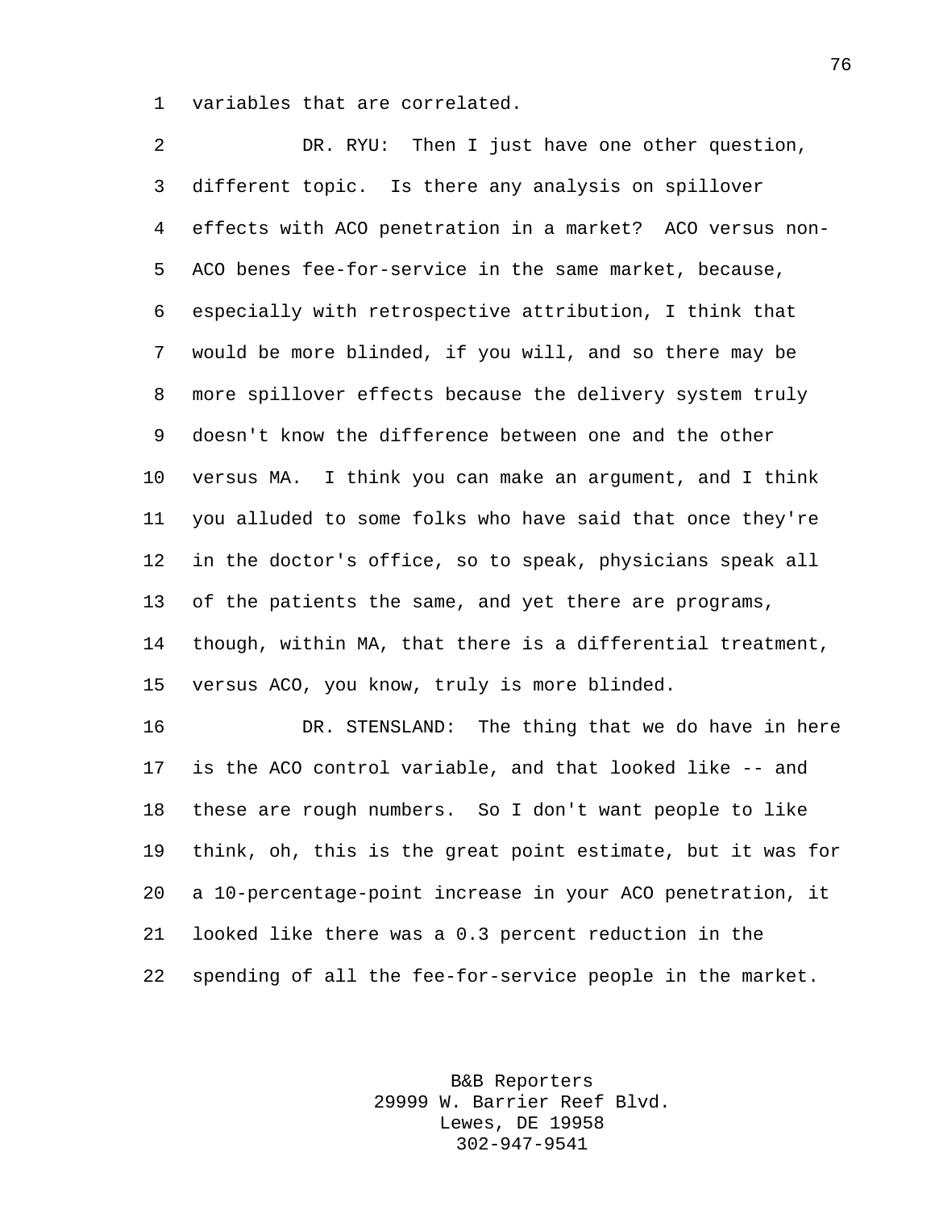variables that are correlated.

DR. RYU: Then I just have one other question, different topic. Is there any analysis on spillover effects with ACO penetration in a market? ACO versus non-ACO benes fee-for-service in the same market, because, especially with retrospective attribution, I think that would be more blinded, if you will, and so there may be more spillover effects because the delivery system truly doesn't know the difference between one and the other versus MA. I think you can make an argument, and I think you alluded to some folks who have said that once they're in the doctor's office, so to speak, physicians speak all of the patients the same, and yet there are programs, though, within MA, that there is a differential treatment, versus ACO, you know, truly is more blinded.

DR. STENSLAND: The thing that we do have in here is the ACO control variable, and that looked like -- and these are rough numbers. So I don't want people to like think, oh, this is the great point estimate, but it was for a 10-percentage-point increase in your ACO penetration, it looked like there was a 0.3 percent reduction in the spending of all the fee-for-service people in the market.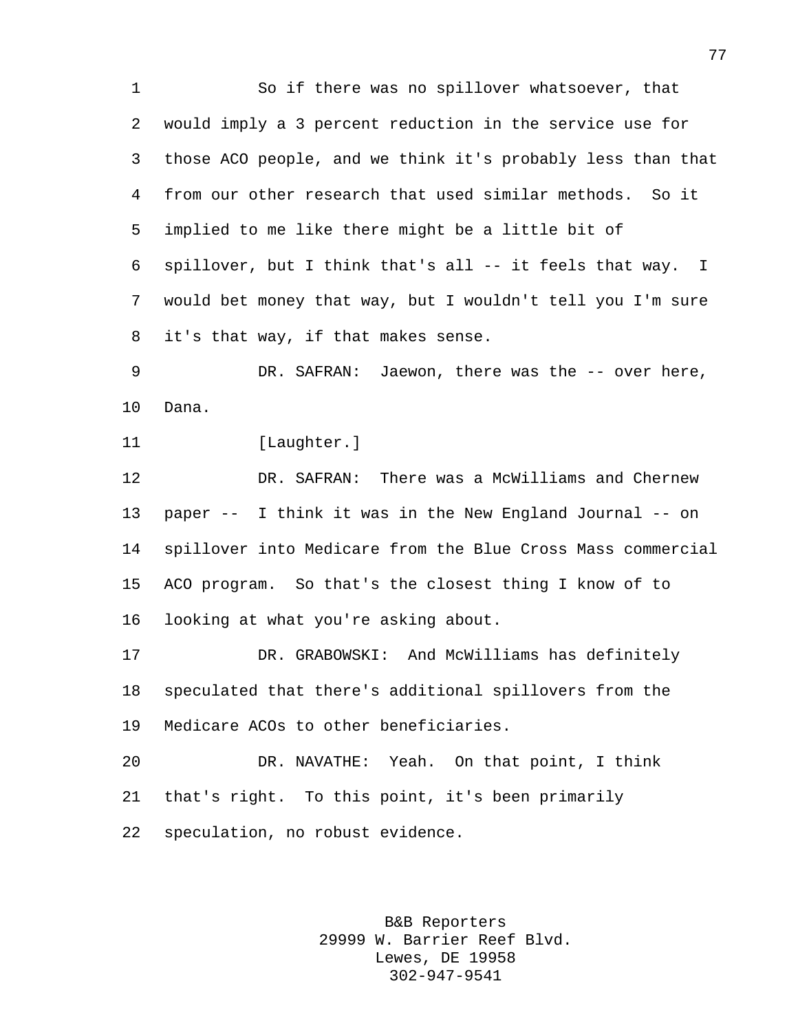So if there was no spillover whatsoever, that would imply a 3 percent reduction in the service use for those ACO people, and we think it's probably less than that from our other research that used similar methods. So it implied to me like there might be a little bit of spillover, but I think that's all -- it feels that way. I would bet money that way, but I wouldn't tell you I'm sure it's that way, if that makes sense.

DR. SAFRAN: Jaewon, there was the -- over here, Dana.

[Laughter.]

DR. SAFRAN: There was a McWilliams and Chernew paper -- I think it was in the New England Journal -- on spillover into Medicare from the Blue Cross Mass commercial ACO program. So that's the closest thing I know of to looking at what you're asking about.

DR. GRABOWSKI: And McWilliams has definitely speculated that there's additional spillovers from the Medicare ACOs to other beneficiaries.

DR. NAVATHE: Yeah. On that point, I think that's right. To this point, it's been primarily speculation, no robust evidence.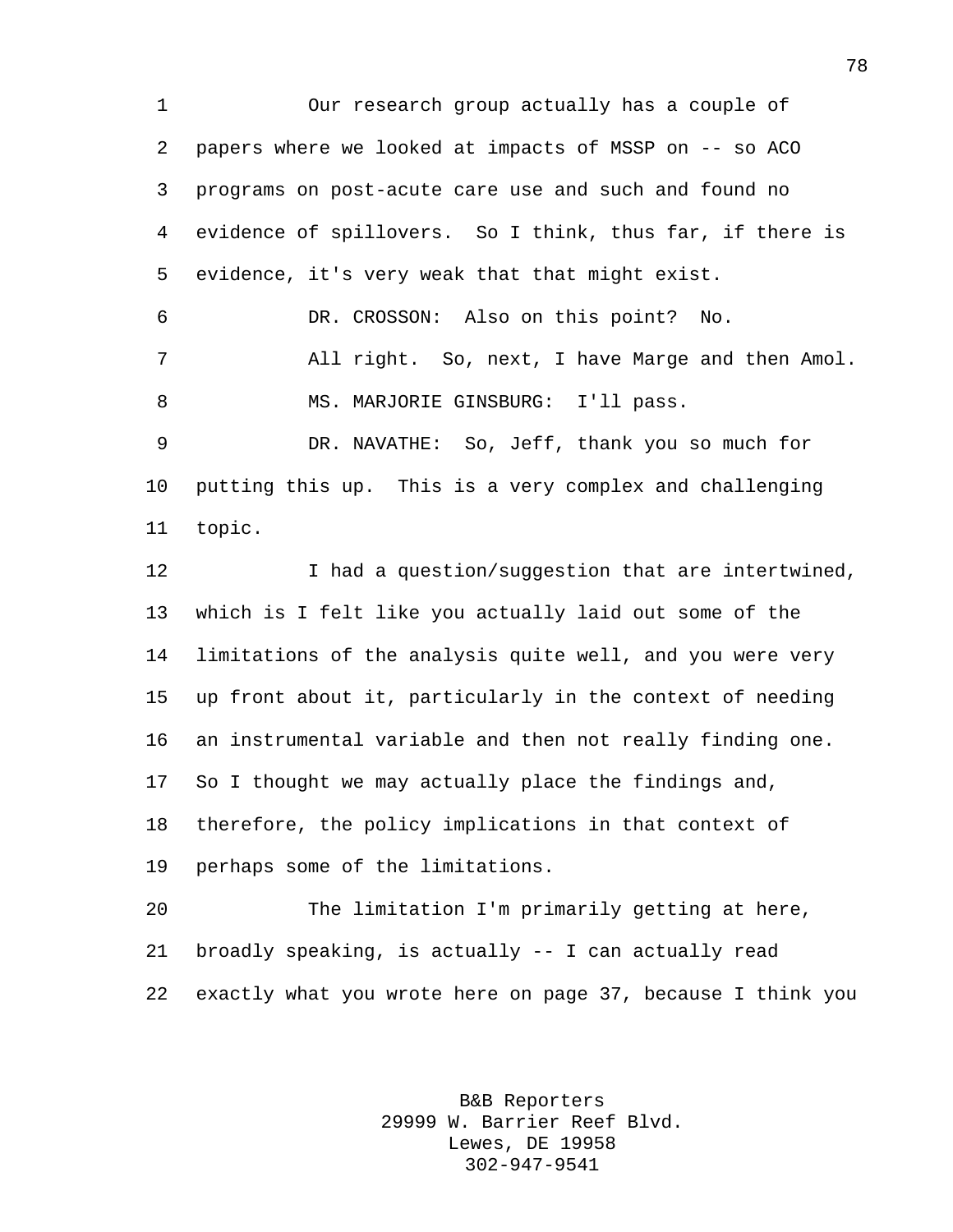Our research group actually has a couple of papers where we looked at impacts of MSSP on -- so ACO programs on post-acute care use and such and found no evidence of spillovers. So I think, thus far, if there is evidence, it's very weak that that might exist.

DR. CROSSON: Also on this point? No.

All right. So, next, I have Marge and then Amol.

MS. MARJORIE GINSBURG: I'll pass.

DR. NAVATHE: So, Jeff, thank you so much for putting this up. This is a very complex and challenging topic.

I had a question/suggestion that are intertwined, which is I felt like you actually laid out some of the limitations of the analysis quite well, and you were very up front about it, particularly in the context of needing an instrumental variable and then not really finding one. So I thought we may actually place the findings and, therefore, the policy implications in that context of perhaps some of the limitations.

The limitation I'm primarily getting at here, broadly speaking, is actually -- I can actually read exactly what you wrote here on page 37, because I think you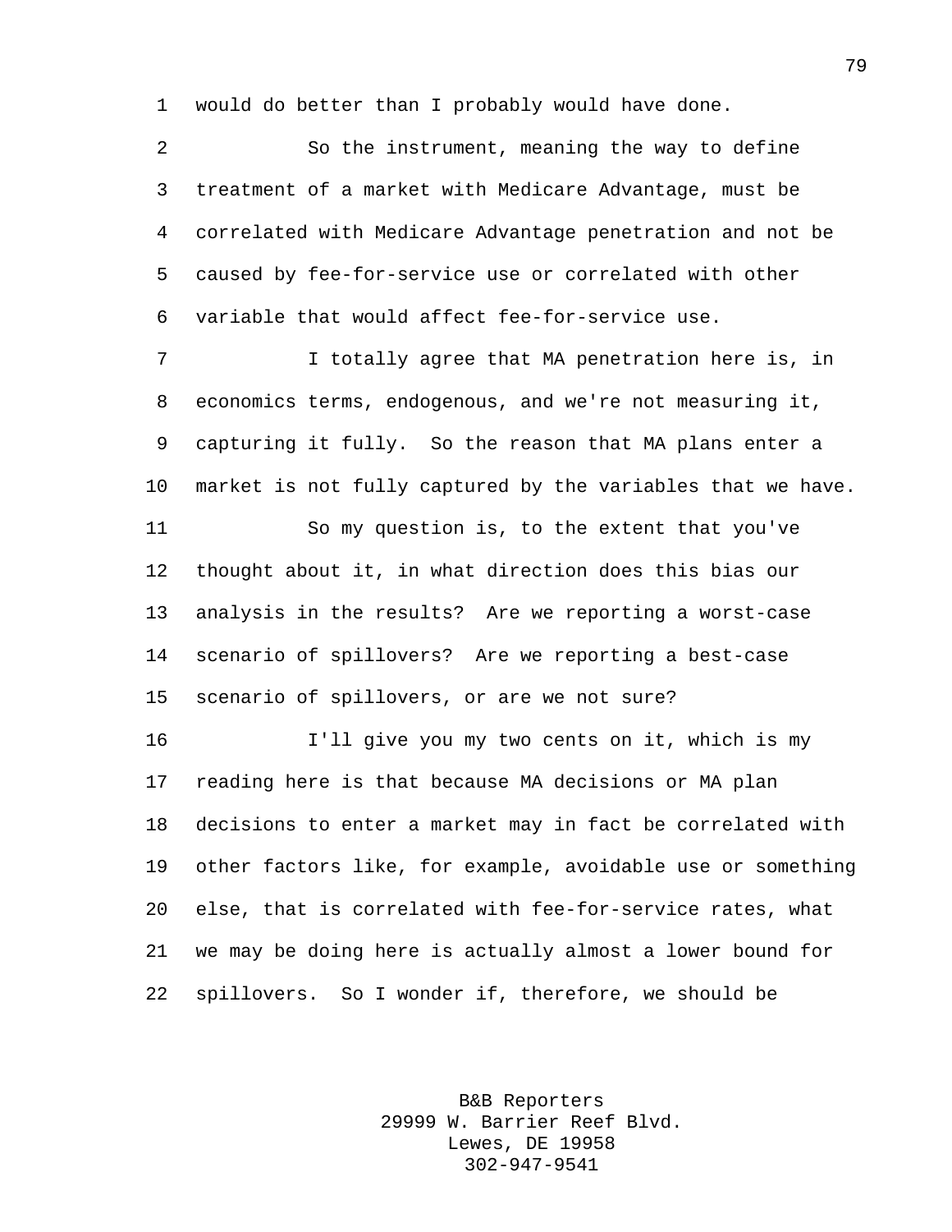would do better than I probably would have done.

So the instrument, meaning the way to define treatment of a market with Medicare Advantage, must be correlated with Medicare Advantage penetration and not be caused by fee-for-service use or correlated with other variable that would affect fee-for-service use.

I totally agree that MA penetration here is, in economics terms, endogenous, and we're not measuring it, capturing it fully. So the reason that MA plans enter a market is not fully captured by the variables that we have.

So my question is, to the extent that you've thought about it, in what direction does this bias our analysis in the results? Are we reporting a worst-case scenario of spillovers? Are we reporting a best-case scenario of spillovers, or are we not sure?

I'll give you my two cents on it, which is my reading here is that because MA decisions or MA plan decisions to enter a market may in fact be correlated with other factors like, for example, avoidable use or something else, that is correlated with fee-for-service rates, what we may be doing here is actually almost a lower bound for spillovers. So I wonder if, therefore, we should be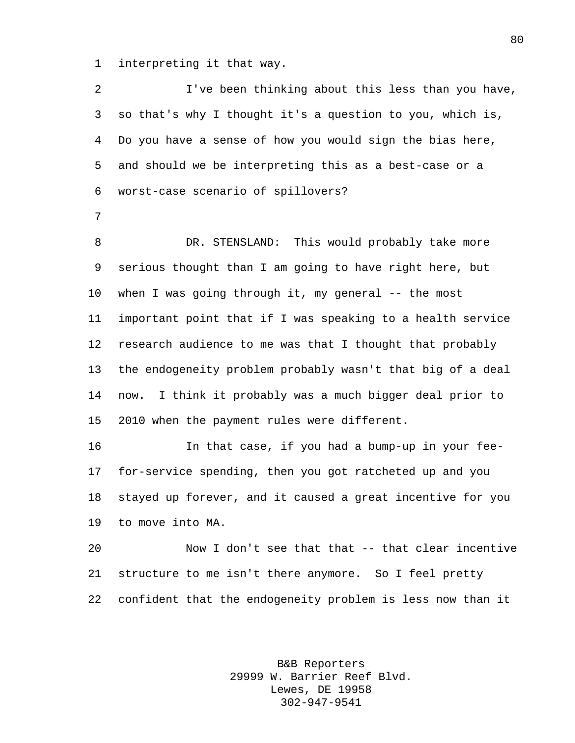interpreting it that way.

I've been thinking about this less than you have, so that's why I thought it's a question to you, which is, Do you have a sense of how you would sign the bias here, and should we be interpreting this as a best-case or a worst-case scenario of spillovers?

DR. STENSLAND: This would probably take more serious thought than I am going to have right here, but when I was going through it, my general -- the most important point that if I was speaking to a health service research audience to me was that I thought that probably the endogeneity problem probably wasn't that big of a deal now. I think it probably was a much bigger deal prior to 2010 when the payment rules were different.

In that case, if you had a bump-up in your fee-for-service spending, then you got ratcheted up and you stayed up forever, and it caused a great incentive for you to move into MA.

Now I don't see that that -- that clear incentive structure to me isn't there anymore. So I feel pretty confident that the endogeneity problem is less now than it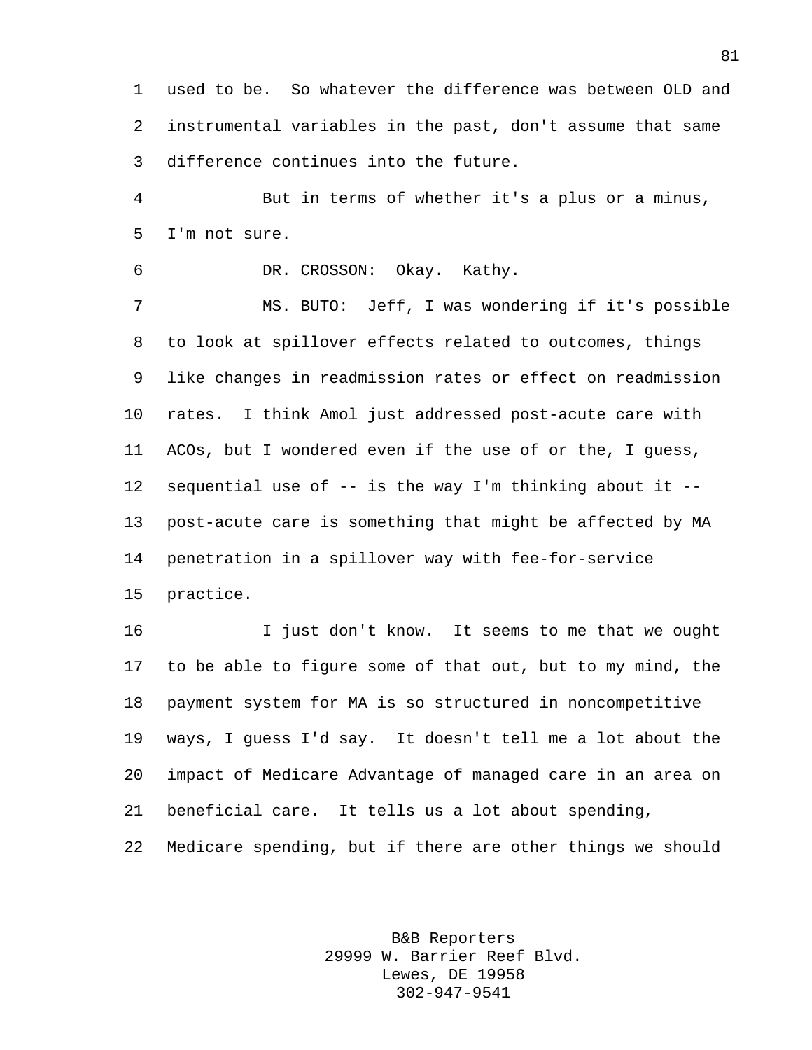used to be. So whatever the difference was between OLD and instrumental variables in the past, don't assume that same difference continues into the future.

But in terms of whether it's a plus or a minus, I'm not sure.

DR. CROSSON: Okay. Kathy.

MS. BUTO: Jeff, I was wondering if it's possible to look at spillover effects related to outcomes, things like changes in readmission rates or effect on readmission rates. I think Amol just addressed post-acute care with ACOs, but I wondered even if the use of or the, I guess, sequential use of -- is the way I'm thinking about it -- post-acute care is something that might be affected by MA penetration in a spillover way with fee-for-service practice.

I just don't know. It seems to me that we ought to be able to figure some of that out, but to my mind, the payment system for MA is so structured in noncompetitive ways, I guess I'd say. It doesn't tell me a lot about the impact of Medicare Advantage of managed care in an area on beneficial care. It tells us a lot about spending, Medicare spending, but if there are other things we should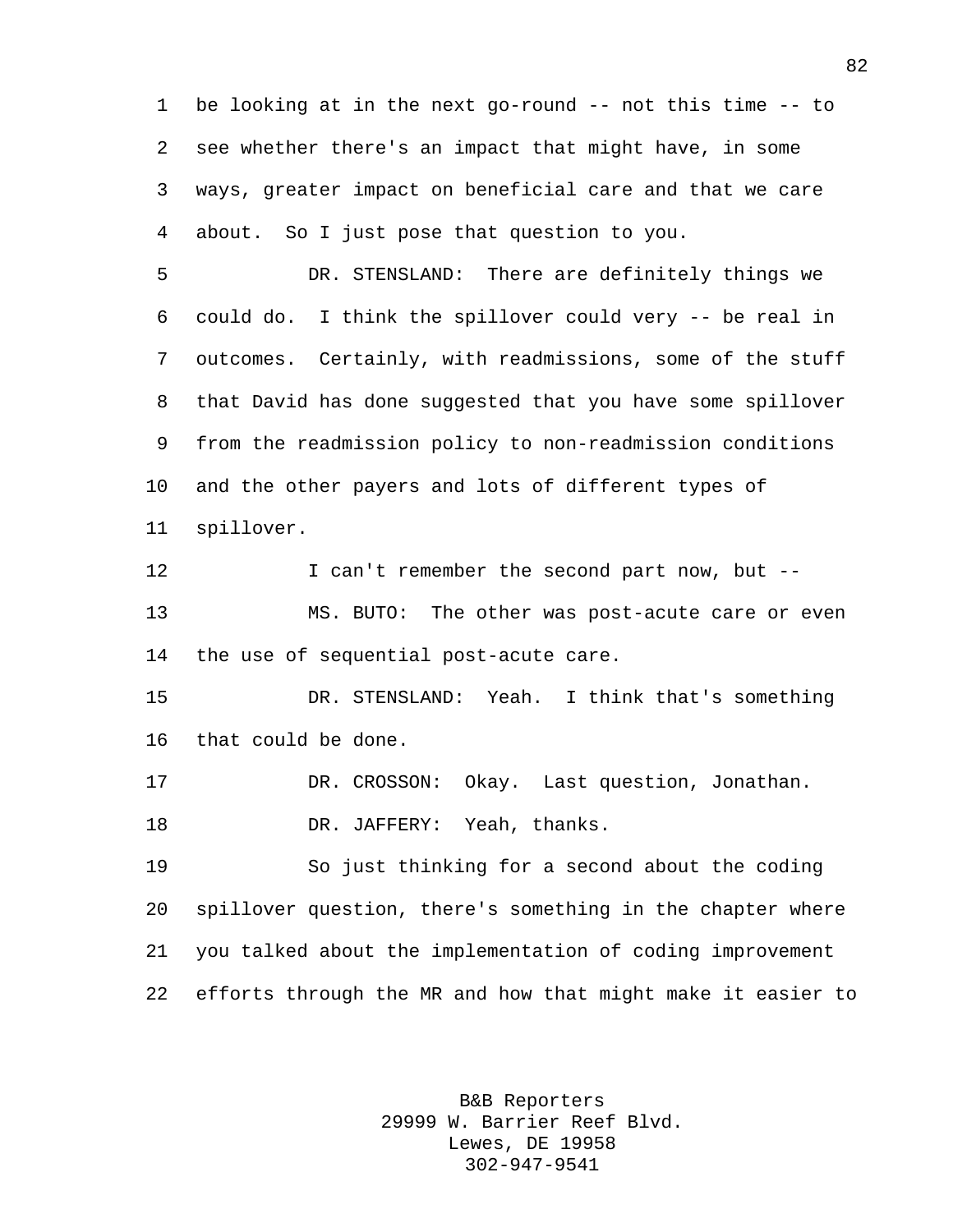be looking at in the next go-round -- not this time -- to see whether there's an impact that might have, in some ways, greater impact on beneficial care and that we care about. So I just pose that question to you.

DR. STENSLAND: There are definitely things we could do. I think the spillover could very -- be real in outcomes. Certainly, with readmissions, some of the stuff that David has done suggested that you have some spillover from the readmission policy to non-readmission conditions and the other payers and lots of different types of spillover.

I can't remember the second part now, but --

MS. BUTO: The other was post-acute care or even the use of sequential post-acute care.

DR. STENSLAND: Yeah. I think that's something that could be done.

DR. CROSSON: Okay. Last question, Jonathan.

DR. JAFFERY: Yeah, thanks.

So just thinking for a second about the coding spillover question, there's something in the chapter where you talked about the implementation of coding improvement efforts through the MR and how that might make it easier to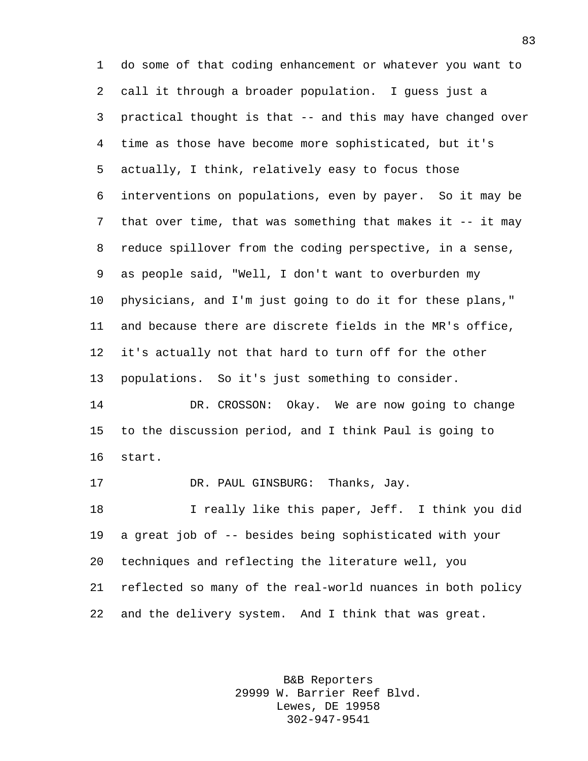do some of that coding enhancement or whatever you want to call it through a broader population. I guess just a practical thought is that -- and this may have changed over time as those have become more sophisticated, but it's actually, I think, relatively easy to focus those interventions on populations, even by payer. So it may be that over time, that was something that makes it -- it may reduce spillover from the coding perspective, in a sense, as people said, "Well, I don't want to overburden my physicians, and I'm just going to do it for these plans," and because there are discrete fields in the MR's office, it's actually not that hard to turn off for the other populations. So it's just something to consider.

DR. CROSSON: Okay. We are now going to change to the discussion period, and I think Paul is going to start.

DR. PAUL GINSBURG: Thanks, Jay.

I really like this paper, Jeff. I think you did a great job of -- besides being sophisticated with your techniques and reflecting the literature well, you reflected so many of the real-world nuances in both policy and the delivery system. And I think that was great.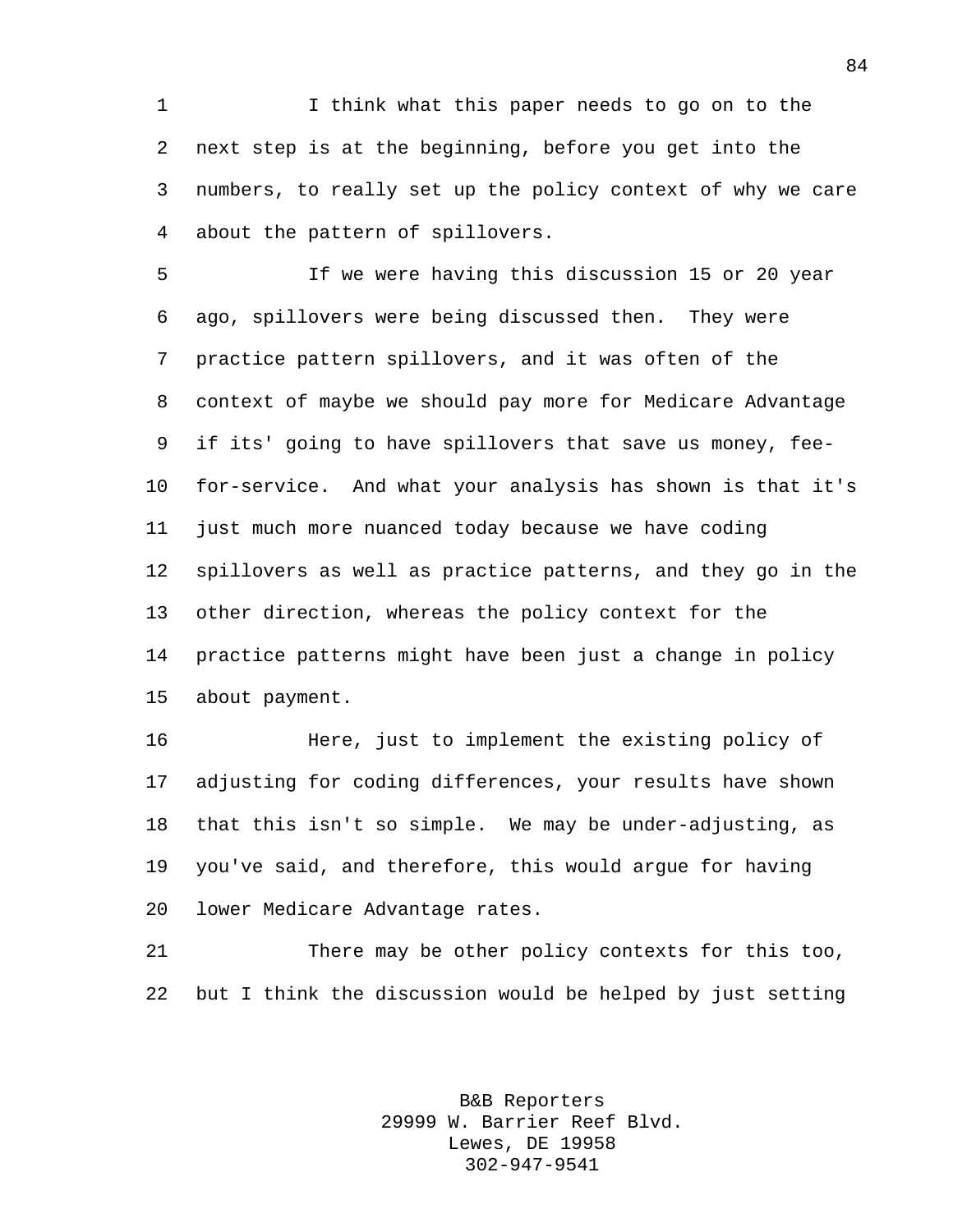I think what this paper needs to go on to the next step is at the beginning, before you get into the numbers, to really set up the policy context of why we care about the pattern of spillovers.

If we were having this discussion 15 or 20 year ago, spillovers were being discussed then. They were practice pattern spillovers, and it was often of the context of maybe we should pay more for Medicare Advantage if its' going to have spillovers that save us money, fee-for-service. And what your analysis has shown is that it's just much more nuanced today because we have coding spillovers as well as practice patterns, and they go in the other direction, whereas the policy context for the practice patterns might have been just a change in policy about payment.

Here, just to implement the existing policy of adjusting for coding differences, your results have shown that this isn't so simple. We may be under-adjusting, as you've said, and therefore, this would argue for having lower Medicare Advantage rates.

There may be other policy contexts for this too, but I think the discussion would be helped by just setting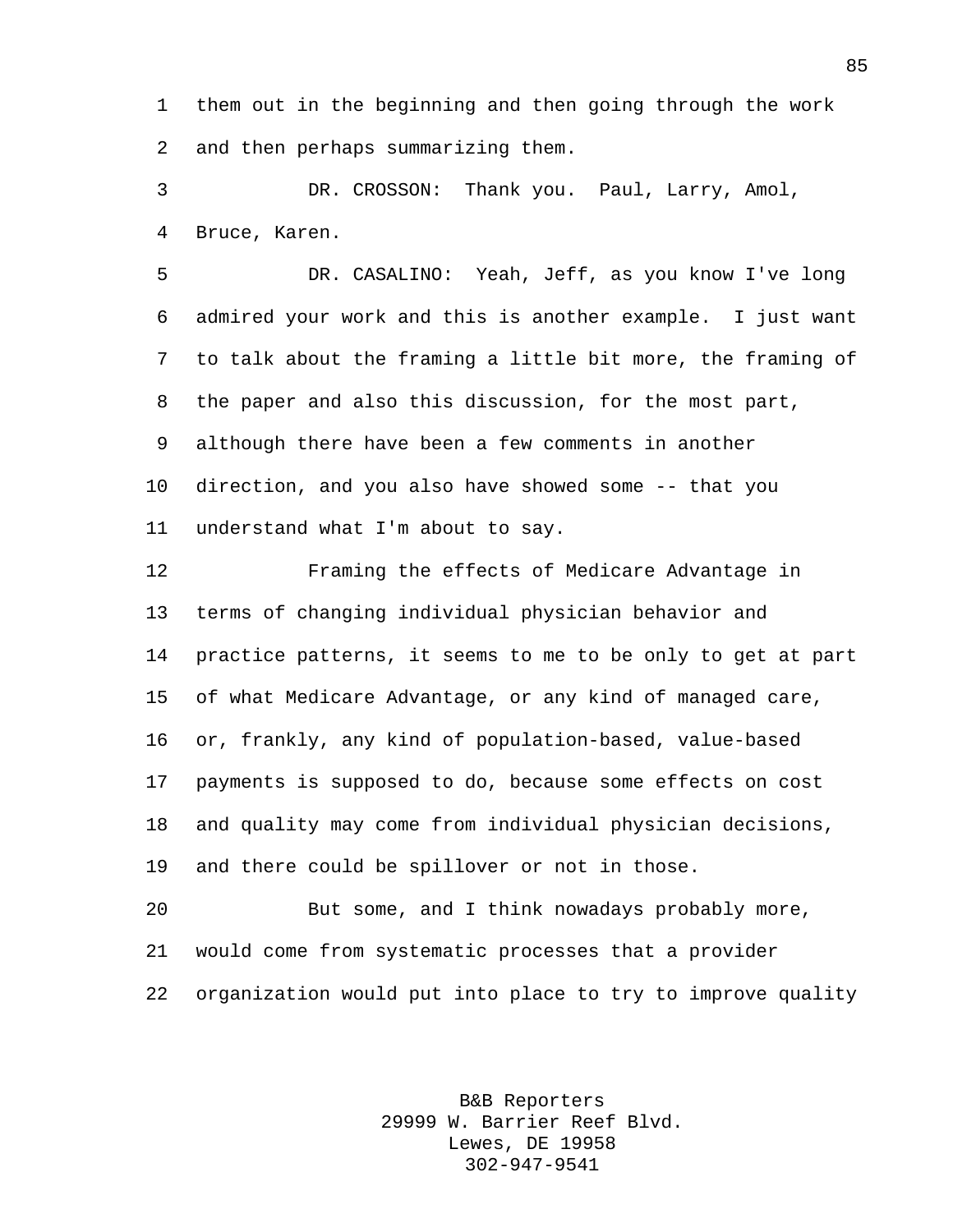them out in the beginning and then going through the work and then perhaps summarizing them.

DR. CROSSON: Thank you. Paul, Larry, Amol, Bruce, Karen.

DR. CASALINO: Yeah, Jeff, as you know I've long admired your work and this is another example. I just want to talk about the framing a little bit more, the framing of the paper and also this discussion, for the most part, although there have been a few comments in another direction, and you also have showed some -- that you understand what I'm about to say.

Framing the effects of Medicare Advantage in terms of changing individual physician behavior and practice patterns, it seems to me to be only to get at part of what Medicare Advantage, or any kind of managed care, or, frankly, any kind of population-based, value-based payments is supposed to do, because some effects on cost and quality may come from individual physician decisions, and there could be spillover or not in those.

But some, and I think nowadays probably more, would come from systematic processes that a provider organization would put into place to try to improve quality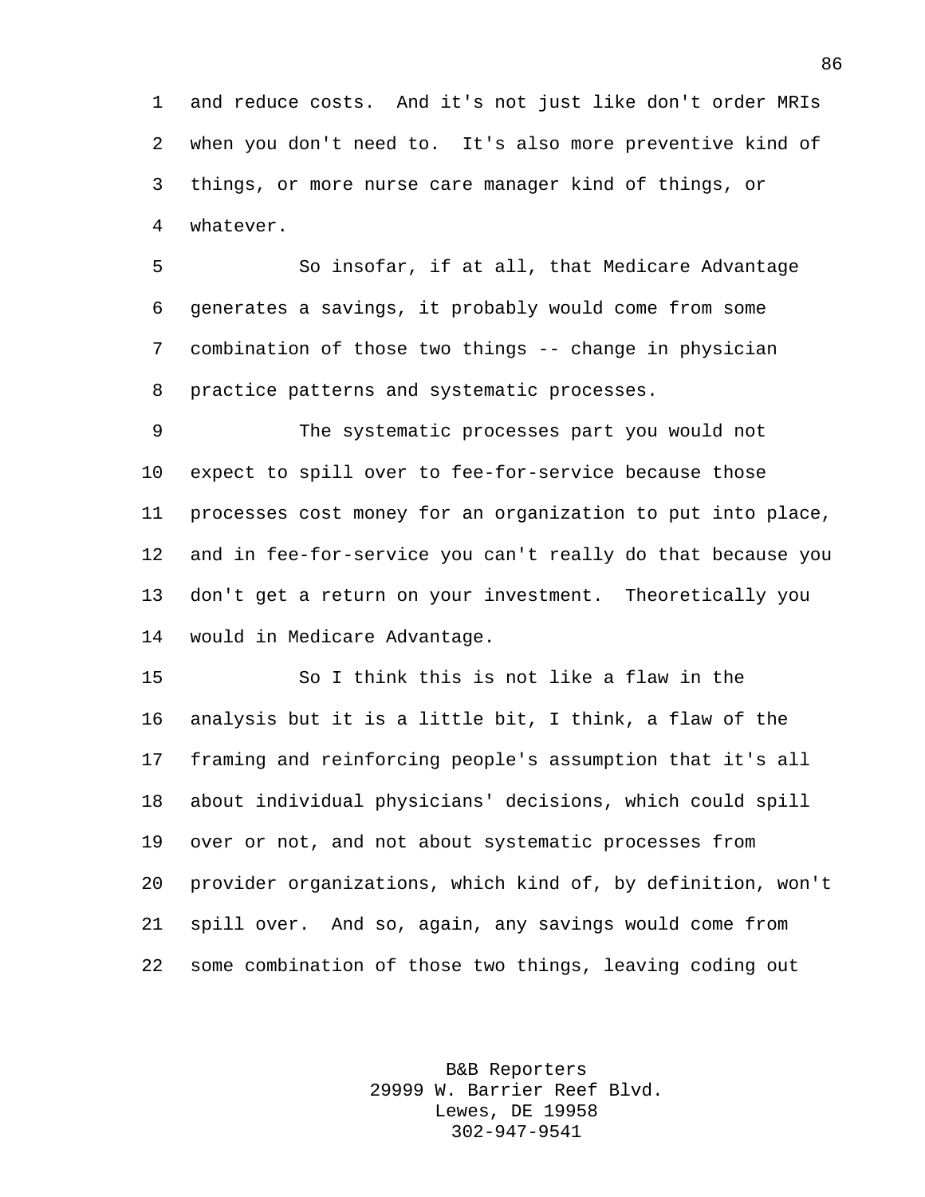and reduce costs. And it's not just like don't order MRIs when you don't need to. It's also more preventive kind of things, or more nurse care manager kind of things, or whatever.

So insofar, if at all, that Medicare Advantage generates a savings, it probably would come from some combination of those two things -- change in physician practice patterns and systematic processes.

The systematic processes part you would not expect to spill over to fee-for-service because those processes cost money for an organization to put into place, and in fee-for-service you can't really do that because you don't get a return on your investment. Theoretically you would in Medicare Advantage.

So I think this is not like a flaw in the analysis but it is a little bit, I think, a flaw of the framing and reinforcing people's assumption that it's all about individual physicians' decisions, which could spill over or not, and not about systematic processes from provider organizations, which kind of, by definition, won't spill over. And so, again, any savings would come from some combination of those two things, leaving coding out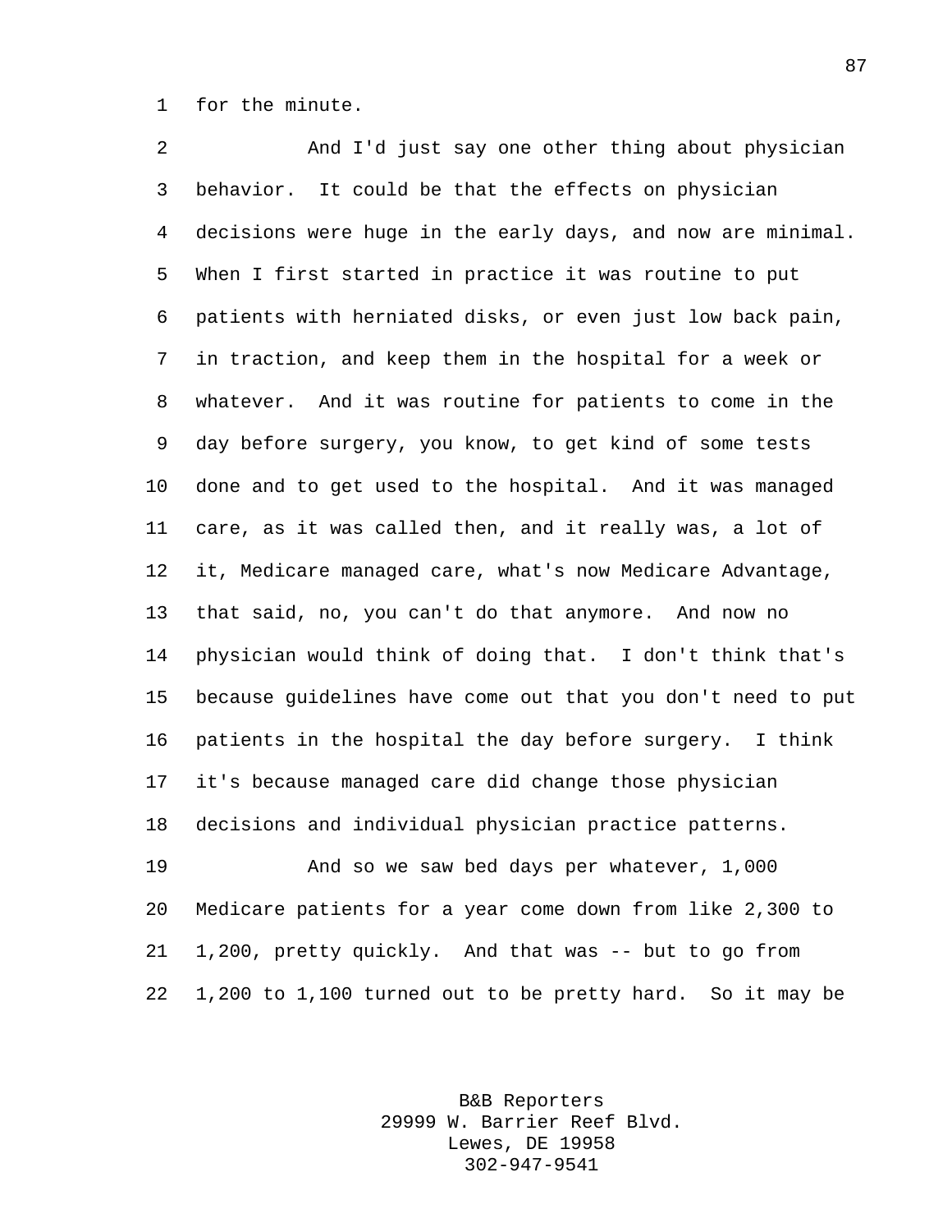for the minute.

And I'd just say one other thing about physician behavior. It could be that the effects on physician decisions were huge in the early days, and now are minimal. When I first started in practice it was routine to put patients with herniated disks, or even just low back pain, in traction, and keep them in the hospital for a week or whatever. And it was routine for patients to come in the day before surgery, you know, to get kind of some tests done and to get used to the hospital. And it was managed care, as it was called then, and it really was, a lot of it, Medicare managed care, what's now Medicare Advantage, that said, no, you can't do that anymore. And now no physician would think of doing that. I don't think that's because guidelines have come out that you don't need to put patients in the hospital the day before surgery. I think it's because managed care did change those physician decisions and individual physician practice patterns.

And so we saw bed days per whatever, 1,000 Medicare patients for a year come down from like 2,300 to 1,200, pretty quickly. And that was -- but to go from 1,200 to 1,100 turned out to be pretty hard. So it may be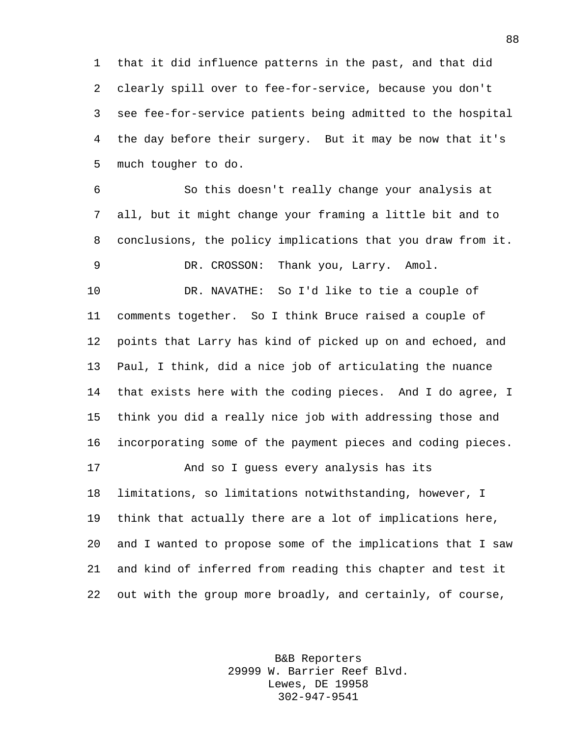that it did influence patterns in the past, and that did clearly spill over to fee-for-service, because you don't see fee-for-service patients being admitted to the hospital the day before their surgery. But it may be now that it's much tougher to do.

So this doesn't really change your analysis at all, but it might change your framing a little bit and to conclusions, the policy implications that you draw from it.

DR. CROSSON: Thank you, Larry. Amol.

DR. NAVATHE: So I'd like to tie a couple of comments together. So I think Bruce raised a couple of points that Larry has kind of picked up on and echoed, and Paul, I think, did a nice job of articulating the nuance that exists here with the coding pieces. And I do agree, I think you did a really nice job with addressing those and incorporating some of the payment pieces and coding pieces.

And so I guess every analysis has its limitations, so limitations notwithstanding, however, I think that actually there are a lot of implications here, and I wanted to propose some of the implications that I saw and kind of inferred from reading this chapter and test it out with the group more broadly, and certainly, of course,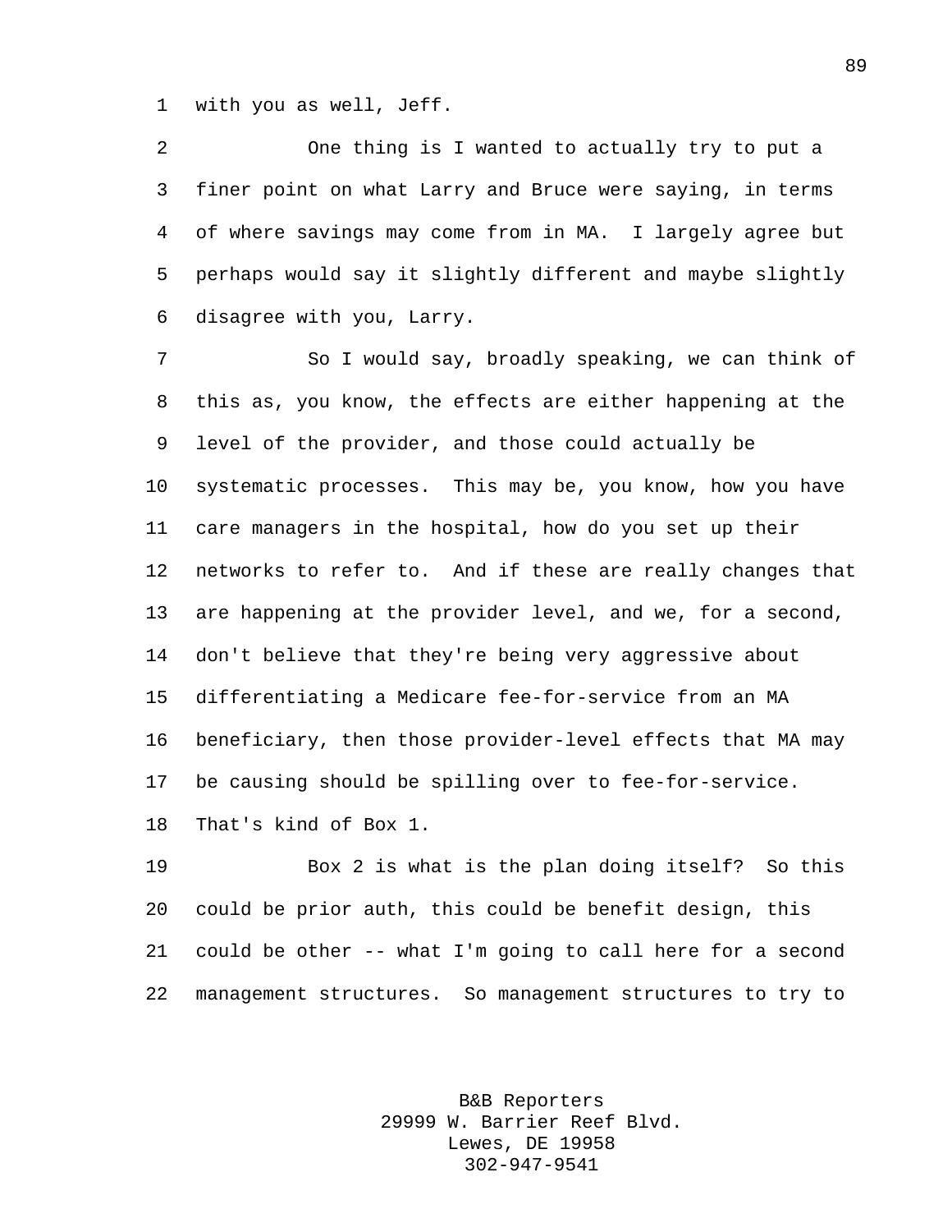with you as well, Jeff.

One thing is I wanted to actually try to put a finer point on what Larry and Bruce were saying, in terms of where savings may come from in MA. I largely agree but perhaps would say it slightly different and maybe slightly disagree with you, Larry.

So I would say, broadly speaking, we can think of this as, you know, the effects are either happening at the level of the provider, and those could actually be systematic processes. This may be, you know, how you have care managers in the hospital, how do you set up their networks to refer to. And if these are really changes that are happening at the provider level, and we, for a second, don't believe that they're being very aggressive about differentiating a Medicare fee-for-service from an MA beneficiary, then those provider-level effects that MA may be causing should be spilling over to fee-for-service. That's kind of Box 1.

Box 2 is what is the plan doing itself? So this could be prior auth, this could be benefit design, this could be other -- what I'm going to call here for a second management structures. So management structures to try to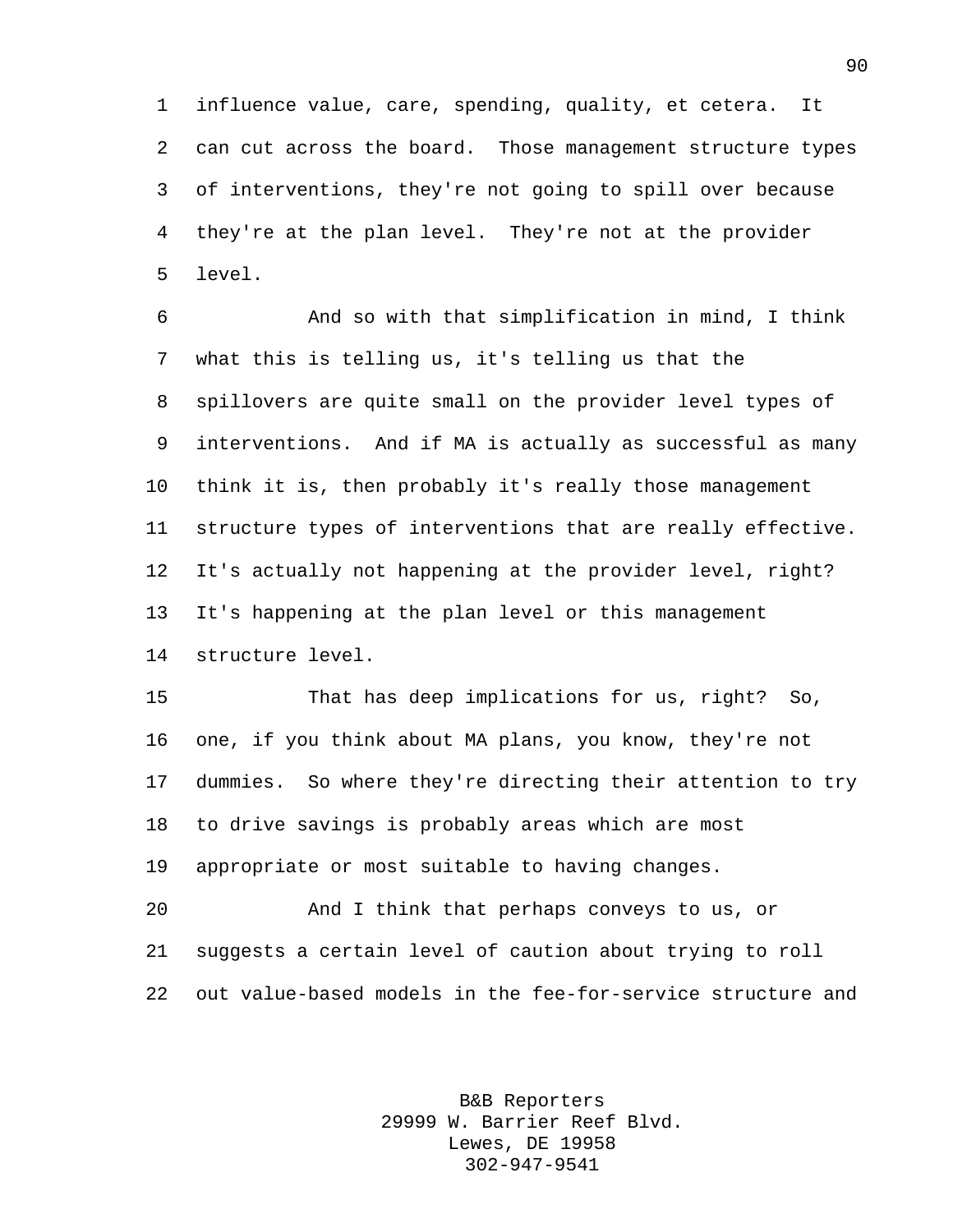influence value, care, spending, quality, et cetera. It can cut across the board. Those management structure types of interventions, they're not going to spill over because they're at the plan level. They're not at the provider level.

And so with that simplification in mind, I think what this is telling us, it's telling us that the spillovers are quite small on the provider level types of interventions. And if MA is actually as successful as many think it is, then probably it's really those management structure types of interventions that are really effective. It's actually not happening at the provider level, right? It's happening at the plan level or this management structure level.

That has deep implications for us, right? So, one, if you think about MA plans, you know, they're not dummies. So where they're directing their attention to try to drive savings is probably areas which are most appropriate or most suitable to having changes.

And I think that perhaps conveys to us, or suggests a certain level of caution about trying to roll out value-based models in the fee-for-service structure and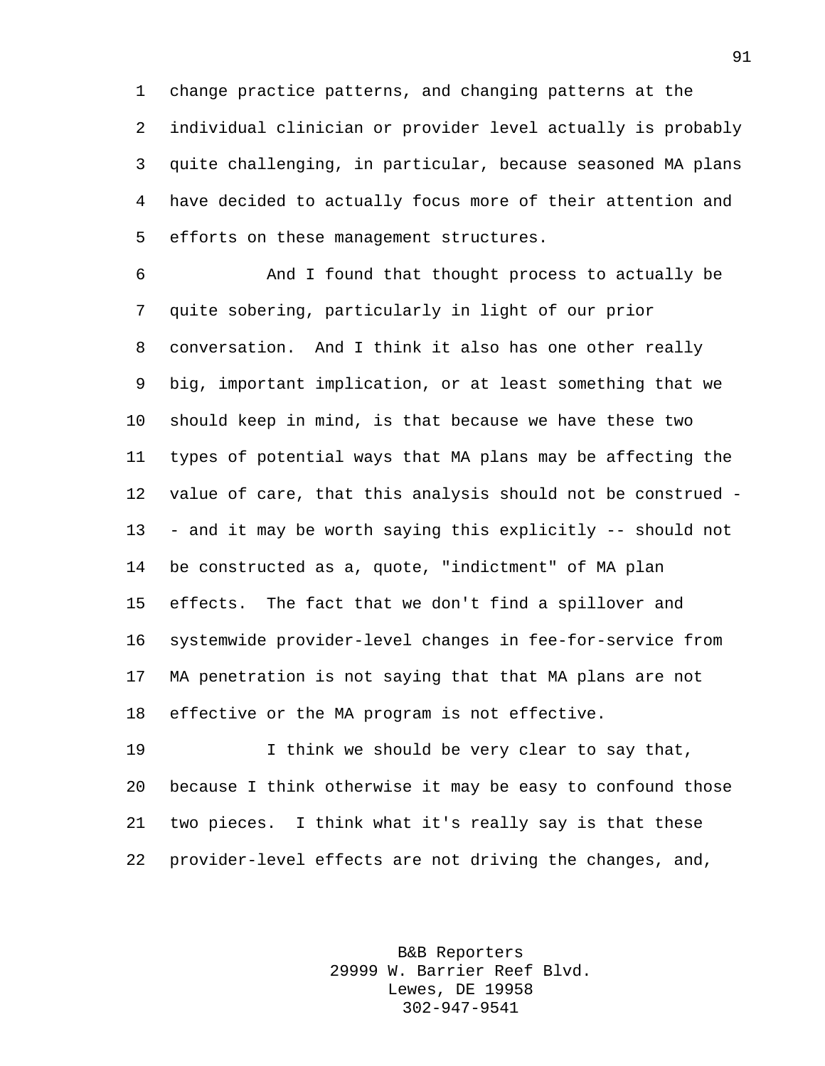change practice patterns, and changing patterns at the individual clinician or provider level actually is probably quite challenging, in particular, because seasoned MA plans have decided to actually focus more of their attention and efforts on these management structures.

And I found that thought process to actually be quite sobering, particularly in light of our prior conversation. And I think it also has one other really big, important implication, or at least something that we should keep in mind, is that because we have these two types of potential ways that MA plans may be affecting the value of care, that this analysis should not be construed -- and it may be worth saying this explicitly -- should not be constructed as a, quote, "indictment" of MA plan effects. The fact that we don't find a spillover and systemwide provider-level changes in fee-for-service from MA penetration is not saying that that MA plans are not effective or the MA program is not effective.

I think we should be very clear to say that, because I think otherwise it may be easy to confound those two pieces. I think what it's really say is that these provider-level effects are not driving the changes, and,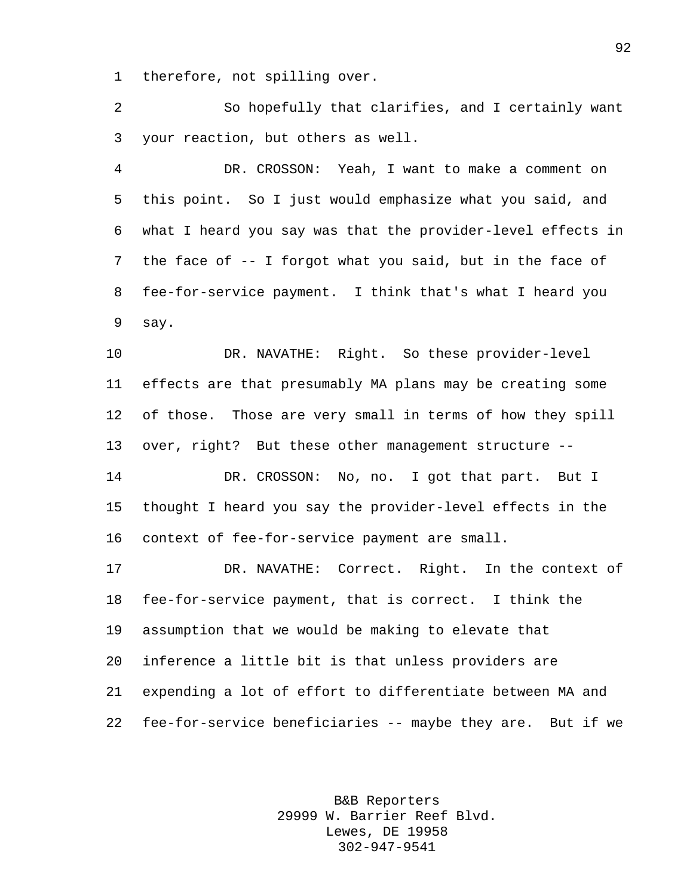therefore, not spilling over.

So hopefully that clarifies, and I certainly want your reaction, but others as well.

DR. CROSSON: Yeah, I want to make a comment on this point. So I just would emphasize what you said, and what I heard you say was that the provider-level effects in the face of -- I forgot what you said, but in the face of fee-for-service payment. I think that's what I heard you say.

DR. NAVATHE: Right. So these provider-level effects are that presumably MA plans may be creating some of those. Those are very small in terms of how they spill over, right? But these other management structure --

DR. CROSSON: No, no. I got that part. But I thought I heard you say the provider-level effects in the context of fee-for-service payment are small.

DR. NAVATHE: Correct. Right. In the context of fee-for-service payment, that is correct. I think the assumption that we would be making to elevate that inference a little bit is that unless providers are expending a lot of effort to differentiate between MA and fee-for-service beneficiaries -- maybe they are. But if we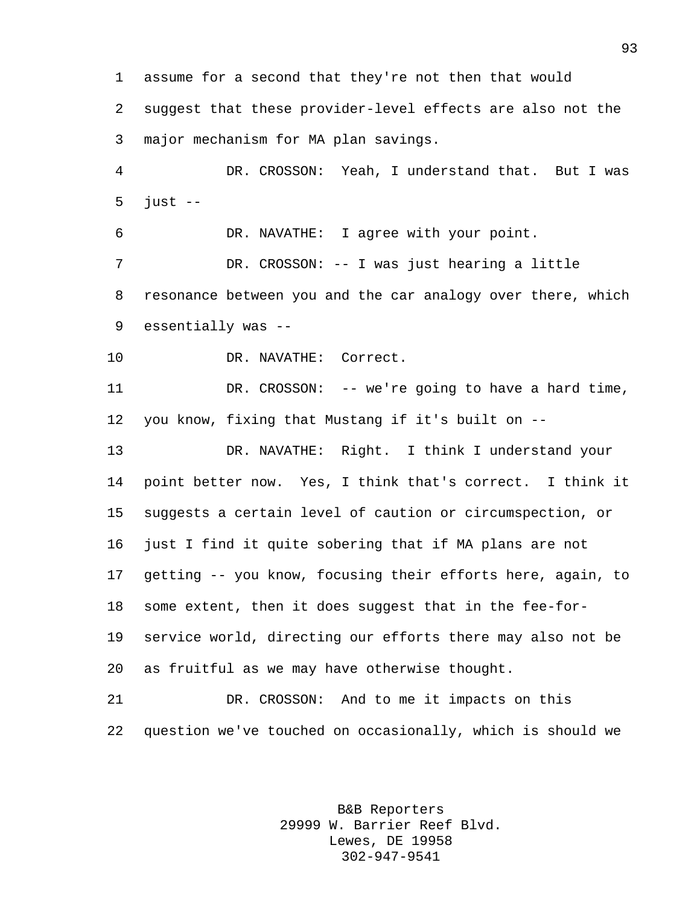assume for a second that they're not then that would suggest that these provider-level effects are also not the major mechanism for MA plan savings.

DR. CROSSON: Yeah, I understand that. But I was just --

DR. NAVATHE: I agree with your point.

DR. CROSSON: -- I was just hearing a little resonance between you and the car analogy over there, which essentially was --

DR. NAVATHE: Correct.

DR. CROSSON: -- we're going to have a hard time, you know, fixing that Mustang if it's built on --

DR. NAVATHE: Right. I think I understand your point better now. Yes, I think that's correct. I think it suggests a certain level of caution or circumspection, or just I find it quite sobering that if MA plans are not getting -- you know, focusing their efforts here, again, to some extent, then it does suggest that in the fee-for-service world, directing our efforts there may also not be as fruitful as we may have otherwise thought.

DR. CROSSON: And to me it impacts on this question we've touched on occasionally, which is should we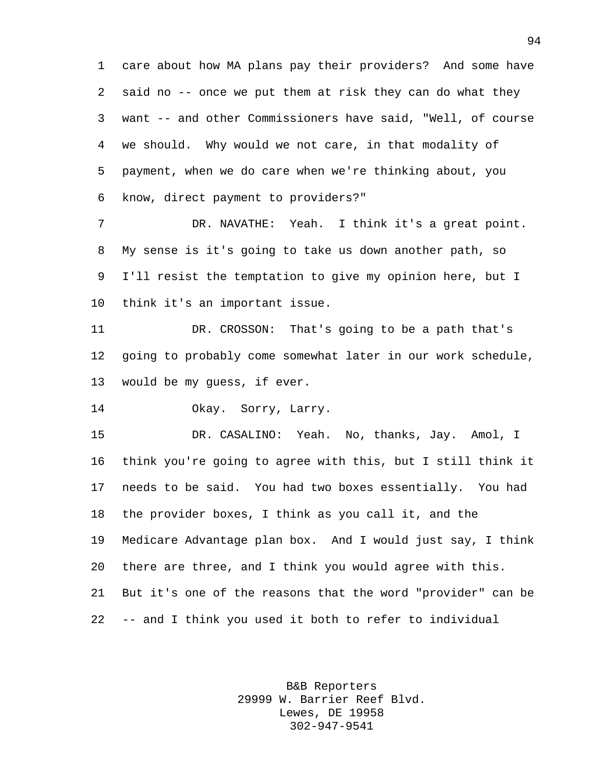care about how MA plans pay their providers? And some have said no -- once we put them at risk they can do what they want -- and other Commissioners have said, "Well, of course we should. Why would we not care, in that modality of payment, when we do care when we're thinking about, you know, direct payment to providers?"

DR. NAVATHE: Yeah. I think it's a great point. My sense is it's going to take us down another path, so I'll resist the temptation to give my opinion here, but I think it's an important issue.

DR. CROSSON: That's going to be a path that's going to probably come somewhat later in our work schedule, would be my guess, if ever.

Okay. Sorry, Larry.

DR. CASALINO: Yeah. No, thanks, Jay. Amol, I think you're going to agree with this, but I still think it needs to be said. You had two boxes essentially. You had the provider boxes, I think as you call it, and the Medicare Advantage plan box. And I would just say, I think there are three, and I think you would agree with this. But it's one of the reasons that the word "provider" can be -- and I think you used it both to refer to individual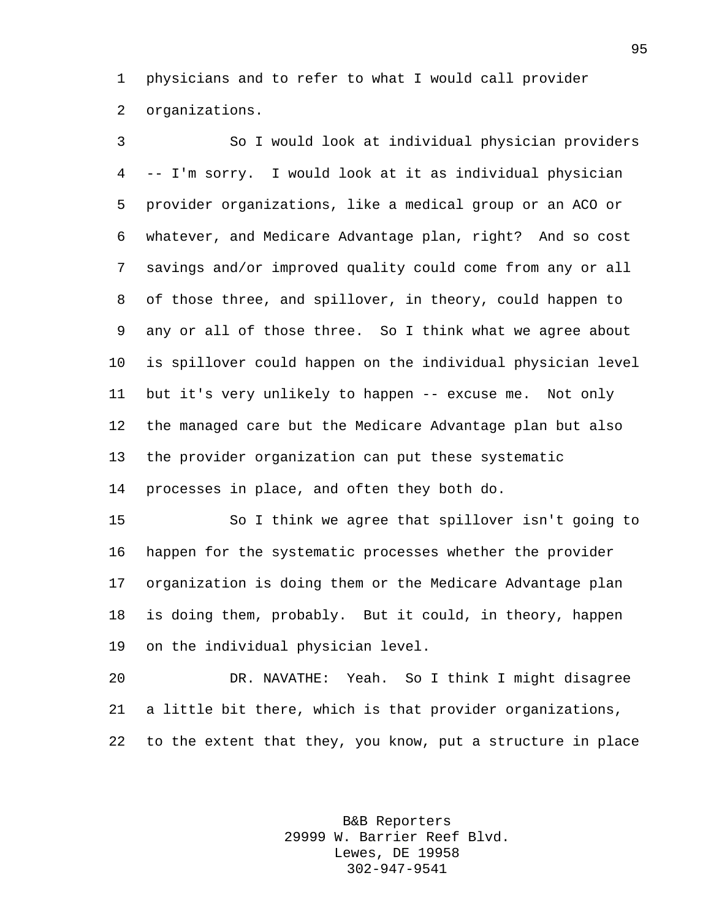physicians and to refer to what I would call provider organizations.

So I would look at individual physician providers -- I'm sorry. I would look at it as individual physician provider organizations, like a medical group or an ACO or whatever, and Medicare Advantage plan, right? And so cost savings and/or improved quality could come from any or all of those three, and spillover, in theory, could happen to any or all of those three. So I think what we agree about is spillover could happen on the individual physician level but it's very unlikely to happen -- excuse me. Not only the managed care but the Medicare Advantage plan but also the provider organization can put these systematic processes in place, and often they both do.

So I think we agree that spillover isn't going to happen for the systematic processes whether the provider organization is doing them or the Medicare Advantage plan is doing them, probably. But it could, in theory, happen on the individual physician level.

DR. NAVATHE: Yeah. So I think I might disagree a little bit there, which is that provider organizations, to the extent that they, you know, put a structure in place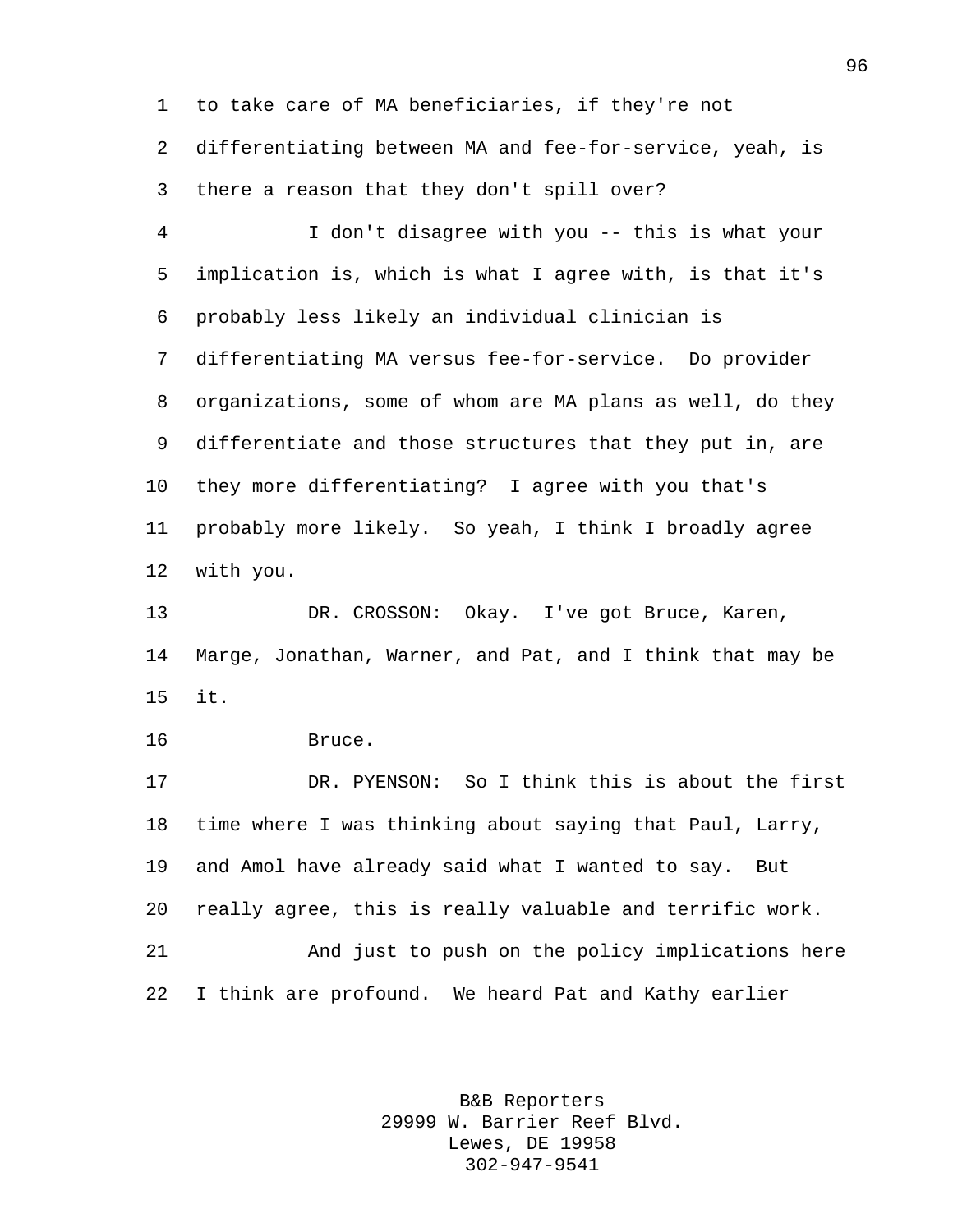to take care of MA beneficiaries, if they're not differentiating between MA and fee-for-service, yeah, is there a reason that they don't spill over?

I don't disagree with you -- this is what your implication is, which is what I agree with, is that it's probably less likely an individual clinician is differentiating MA versus fee-for-service. Do provider organizations, some of whom are MA plans as well, do they differentiate and those structures that they put in, are they more differentiating? I agree with you that's probably more likely. So yeah, I think I broadly agree with you.

DR. CROSSON: Okay. I've got Bruce, Karen, Marge, Jonathan, Warner, and Pat, and I think that may be it.

Bruce.

DR. PYENSON: So I think this is about the first time where I was thinking about saying that Paul, Larry, and Amol have already said what I wanted to say. But really agree, this is really valuable and terrific work.

And just to push on the policy implications here I think are profound. We heard Pat and Kathy earlier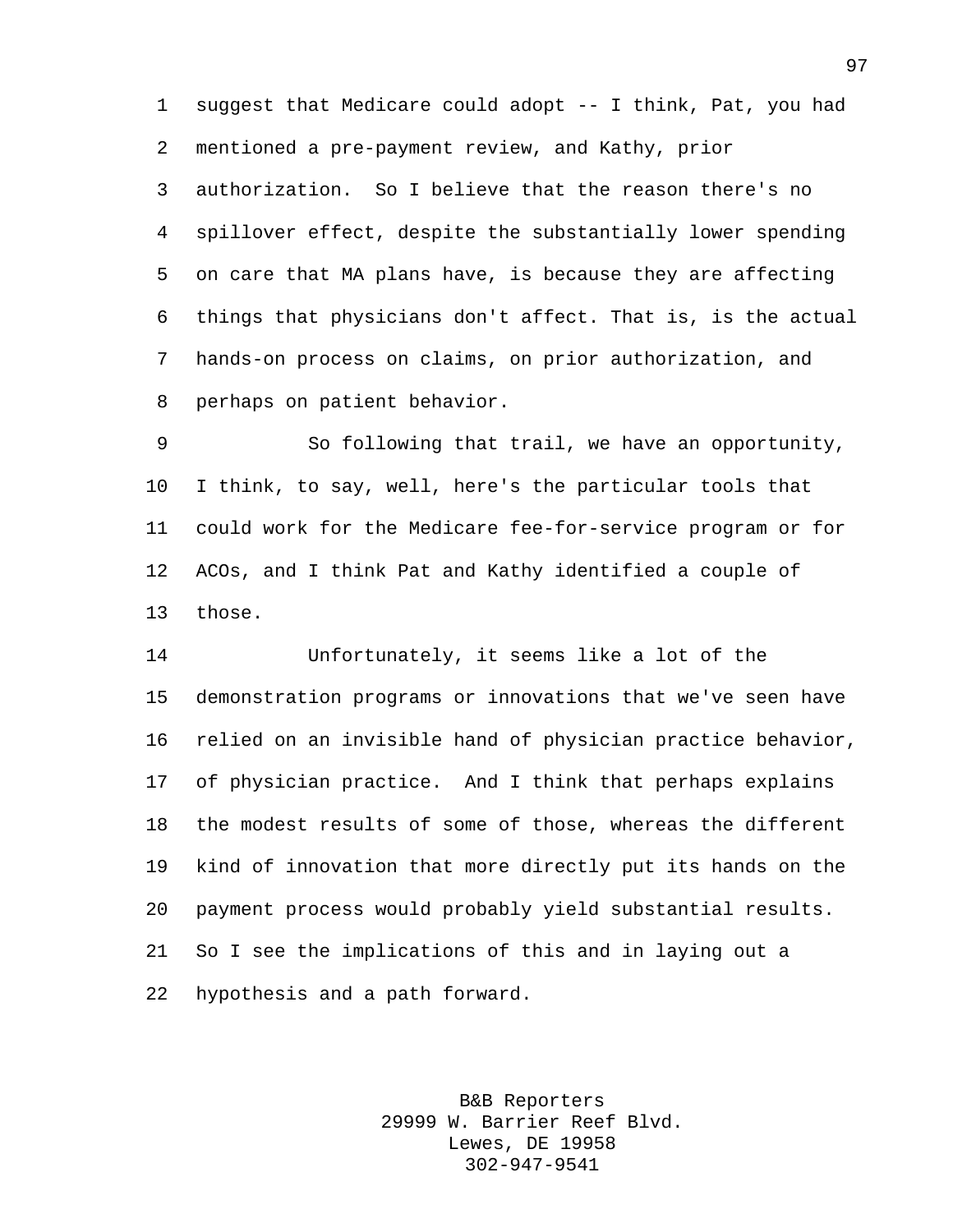suggest that Medicare could adopt -- I think, Pat, you had mentioned a pre-payment review, and Kathy, prior authorization. So I believe that the reason there's no spillover effect, despite the substantially lower spending on care that MA plans have, is because they are affecting things that physicians don't affect. That is, is the actual hands-on process on claims, on prior authorization, and perhaps on patient behavior.

So following that trail, we have an opportunity, I think, to say, well, here's the particular tools that could work for the Medicare fee-for-service program or for ACOs, and I think Pat and Kathy identified a couple of those.

Unfortunately, it seems like a lot of the demonstration programs or innovations that we've seen have relied on an invisible hand of physician practice behavior, of physician practice. And I think that perhaps explains the modest results of some of those, whereas the different kind of innovation that more directly put its hands on the payment process would probably yield substantial results. So I see the implications of this and in laying out a hypothesis and a path forward.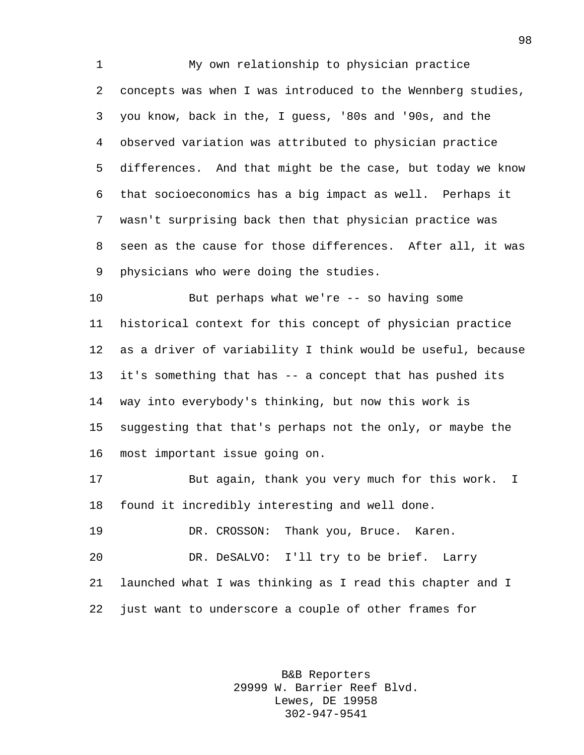My own relationship to physician practice concepts was when I was introduced to the Wennberg studies, you know, back in the, I guess, '80s and '90s, and the observed variation was attributed to physician practice differences. And that might be the case, but today we know that socioeconomics has a big impact as well. Perhaps it wasn't surprising back then that physician practice was seen as the cause for those differences. After all, it was physicians who were doing the studies.

But perhaps what we're -- so having some historical context for this concept of physician practice as a driver of variability I think would be useful, because it's something that has -- a concept that has pushed its way into everybody's thinking, but now this work is suggesting that that's perhaps not the only, or maybe the most important issue going on.

But again, thank you very much for this work. I found it incredibly interesting and well done.

DR. CROSSON: Thank you, Bruce. Karen.

DR. DeSALVO: I'll try to be brief. Larry launched what I was thinking as I read this chapter and I just want to underscore a couple of other frames for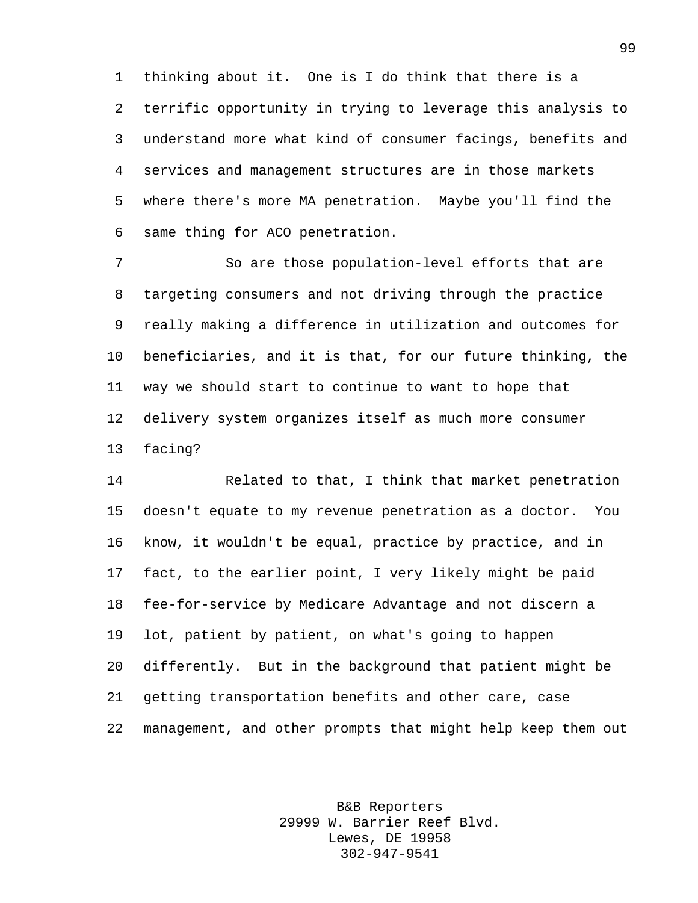thinking about it. One is I do think that there is a terrific opportunity in trying to leverage this analysis to understand more what kind of consumer facings, benefits and services and management structures are in those markets where there's more MA penetration. Maybe you'll find the same thing for ACO penetration.

So are those population-level efforts that are targeting consumers and not driving through the practice really making a difference in utilization and outcomes for beneficiaries, and it is that, for our future thinking, the way we should start to continue to want to hope that delivery system organizes itself as much more consumer facing?

Related to that, I think that market penetration doesn't equate to my revenue penetration as a doctor. You know, it wouldn't be equal, practice by practice, and in fact, to the earlier point, I very likely might be paid fee-for-service by Medicare Advantage and not discern a lot, patient by patient, on what's going to happen differently. But in the background that patient might be getting transportation benefits and other care, case management, and other prompts that might help keep them out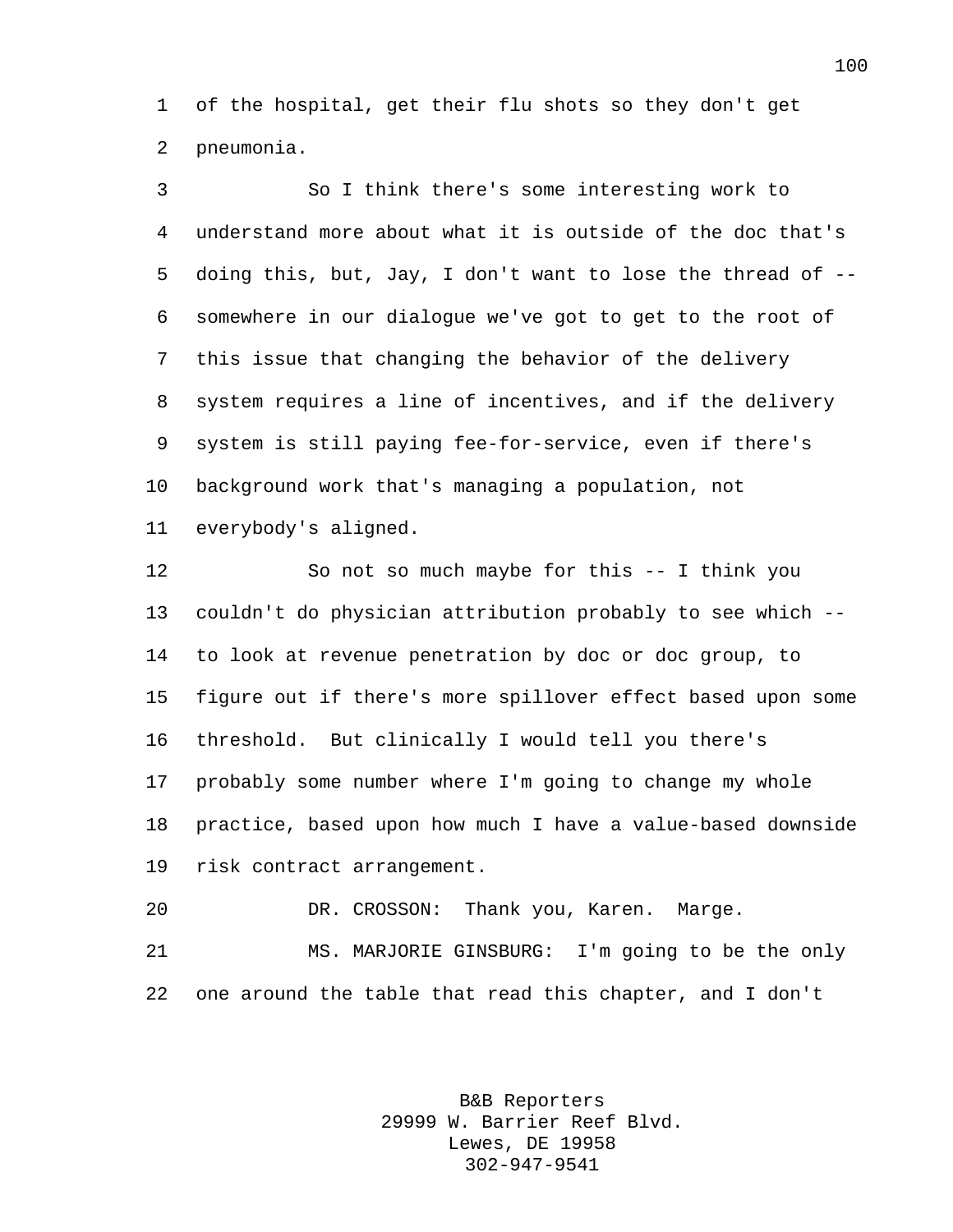of the hospital, get their flu shots so they don't get pneumonia.

So I think there's some interesting work to understand more about what it is outside of the doc that's doing this, but, Jay, I don't want to lose the thread of -- somewhere in our dialogue we've got to get to the root of this issue that changing the behavior of the delivery system requires a line of incentives, and if the delivery system is still paying fee-for-service, even if there's background work that's managing a population, not everybody's aligned.

So not so much maybe for this -- I think you couldn't do physician attribution probably to see which -- to look at revenue penetration by doc or doc group, to figure out if there's more spillover effect based upon some threshold. But clinically I would tell you there's probably some number where I'm going to change my whole practice, based upon how much I have a value-based downside risk contract arrangement.

DR. CROSSON: Thank you, Karen. Marge.

MS. MARJORIE GINSBURG: I'm going to be the only one around the table that read this chapter, and I don't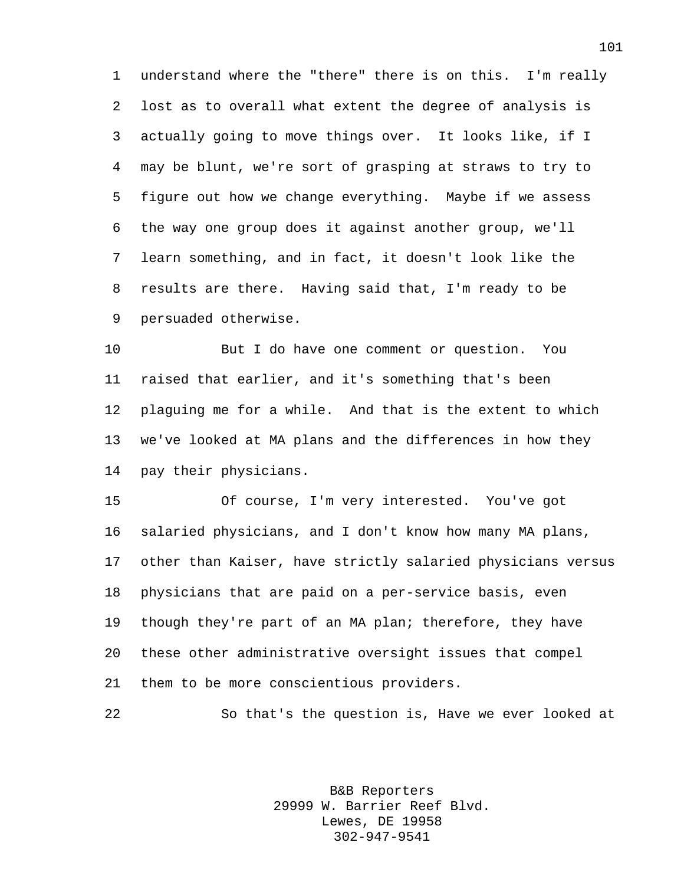understand where the "there" there is on this. I'm really lost as to overall what extent the degree of analysis is actually going to move things over. It looks like, if I may be blunt, we're sort of grasping at straws to try to figure out how we change everything. Maybe if we assess the way one group does it against another group, we'll learn something, and in fact, it doesn't look like the results are there. Having said that, I'm ready to be persuaded otherwise.

But I do have one comment or question. You raised that earlier, and it's something that's been plaguing me for a while. And that is the extent to which we've looked at MA plans and the differences in how they pay their physicians.

Of course, I'm very interested. You've got salaried physicians, and I don't know how many MA plans, other than Kaiser, have strictly salaried physicians versus physicians that are paid on a per-service basis, even though they're part of an MA plan; therefore, they have these other administrative oversight issues that compel them to be more conscientious providers.

So that's the question is, Have we ever looked at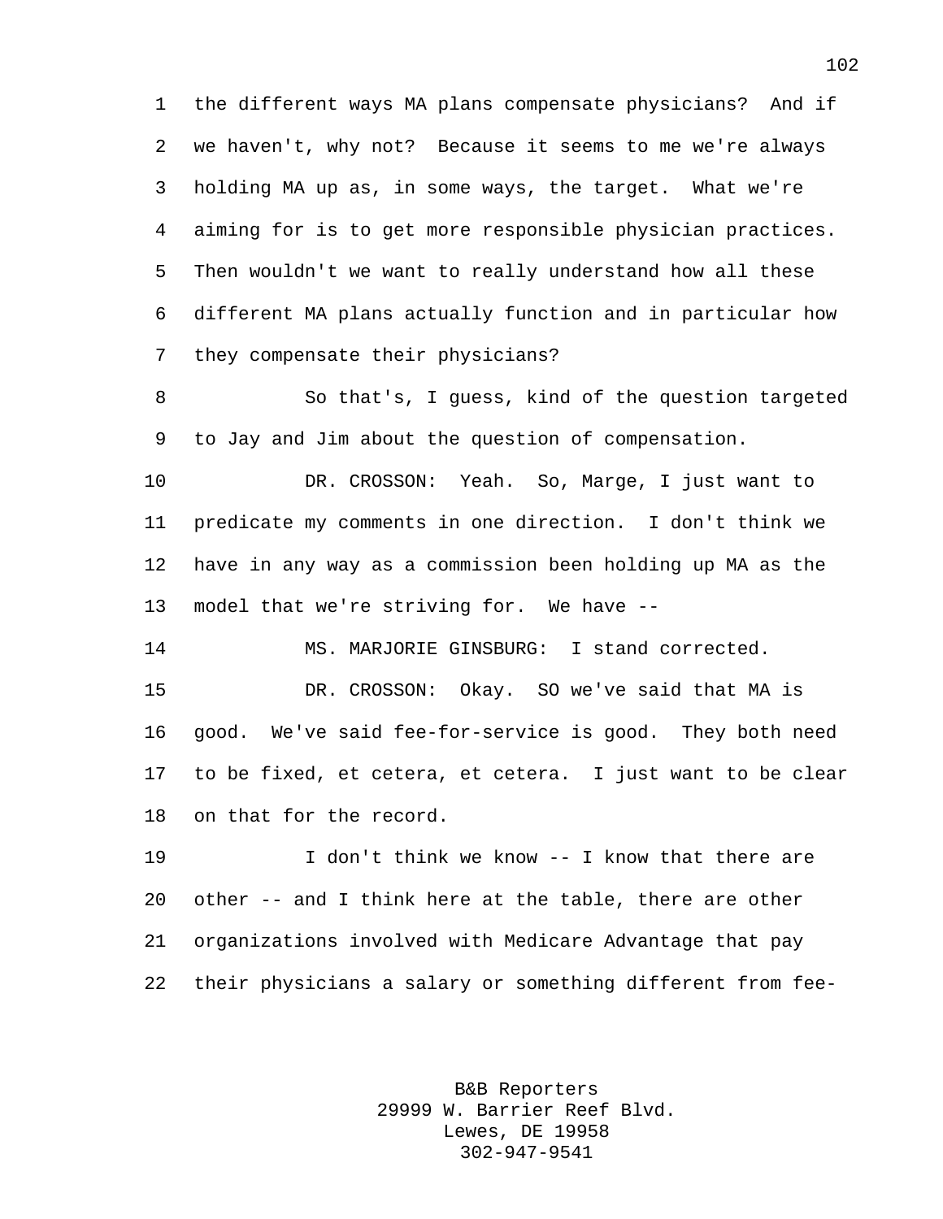the different ways MA plans compensate physicians? And if we haven't, why not? Because it seems to me we're always holding MA up as, in some ways, the target. What we're aiming for is to get more responsible physician practices. Then wouldn't we want to really understand how all these different MA plans actually function and in particular how they compensate their physicians?

So that's, I guess, kind of the question targeted to Jay and Jim about the question of compensation.

DR. CROSSON: Yeah. So, Marge, I just want to predicate my comments in one direction. I don't think we have in any way as a commission been holding up MA as the model that we're striving for. We have --

MS. MARJORIE GINSBURG: I stand corrected.

DR. CROSSON: Okay. SO we've said that MA is good. We've said fee-for-service is good. They both need to be fixed, et cetera, et cetera. I just want to be clear on that for the record.

I don't think we know -- I know that there are other -- and I think here at the table, there are other organizations involved with Medicare Advantage that pay their physicians a salary or something different from fee-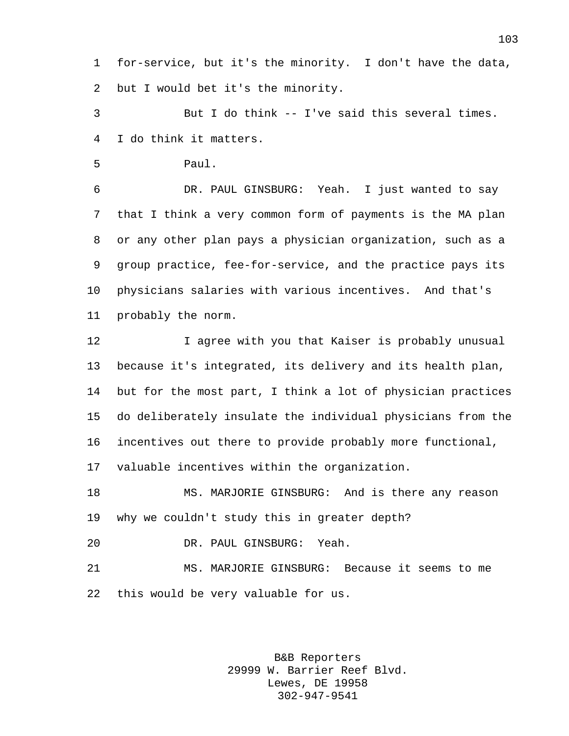for-service, but it's the minority. I don't have the data, but I would bet it's the minority.

But I do think -- I've said this several times. I do think it matters.

Paul.

DR. PAUL GINSBURG: Yeah. I just wanted to say that I think a very common form of payments is the MA plan or any other plan pays a physician organization, such as a group practice, fee-for-service, and the practice pays its physicians salaries with various incentives. And that's probably the norm.

I agree with you that Kaiser is probably unusual because it's integrated, its delivery and its health plan, but for the most part, I think a lot of physician practices do deliberately insulate the individual physicians from the incentives out there to provide probably more functional, valuable incentives within the organization.

MS. MARJORIE GINSBURG: And is there any reason why we couldn't study this in greater depth?

DR. PAUL GINSBURG: Yeah.

MS. MARJORIE GINSBURG: Because it seems to me this would be very valuable for us.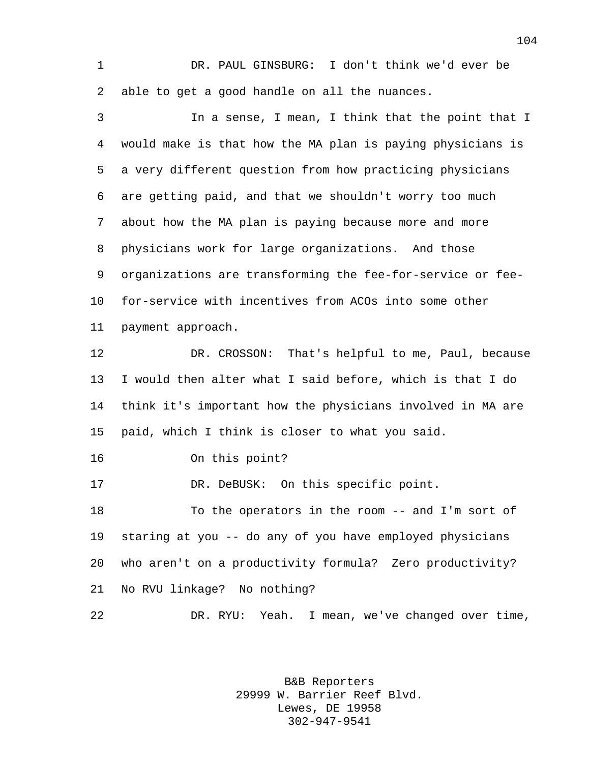DR. PAUL GINSBURG: I don't think we'd ever be able to get a good handle on all the nuances.

In a sense, I mean, I think that the point that I would make is that how the MA plan is paying physicians is a very different question from how practicing physicians are getting paid, and that we shouldn't worry too much about how the MA plan is paying because more and more physicians work for large organizations. And those organizations are transforming the fee-for-service or fee-for-service with incentives from ACOs into some other payment approach.

DR. CROSSON: That's helpful to me, Paul, because I would then alter what I said before, which is that I do think it's important how the physicians involved in MA are paid, which I think is closer to what you said.

On this point?

DR. DeBUSK: On this specific point.

To the operators in the room -- and I'm sort of staring at you -- do any of you have employed physicians who aren't on a productivity formula? Zero productivity? No RVU linkage? No nothing?

DR. RYU: Yeah. I mean, we've changed over time,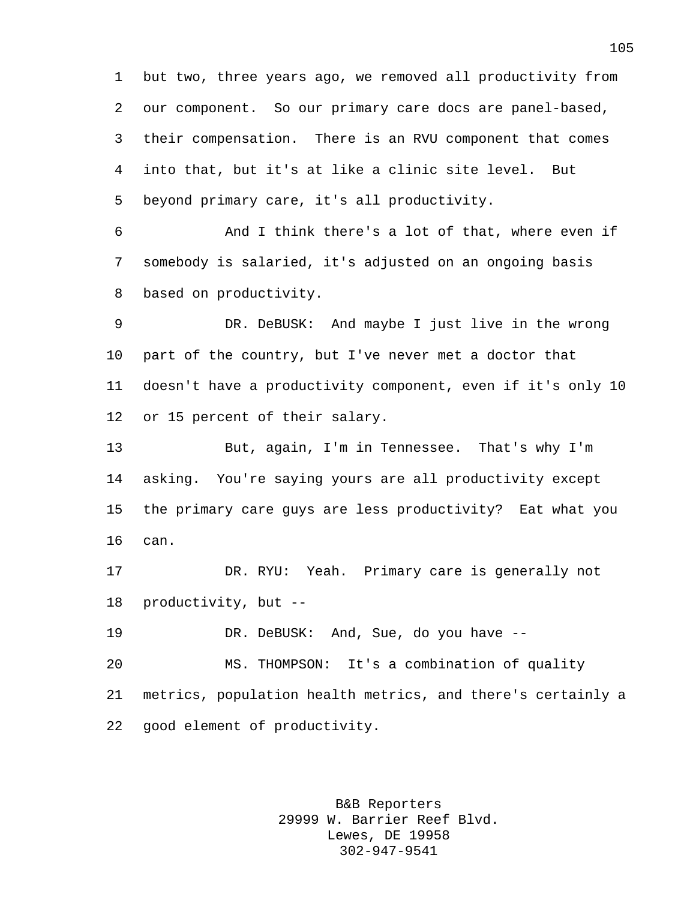but two, three years ago, we removed all productivity from our component. So our primary care docs are panel-based, their compensation. There is an RVU component that comes into that, but it's at like a clinic site level. But beyond primary care, it's all productivity.

And I think there's a lot of that, where even if somebody is salaried, it's adjusted on an ongoing basis based on productivity.

DR. DeBUSK: And maybe I just live in the wrong part of the country, but I've never met a doctor that doesn't have a productivity component, even if it's only 10 or 15 percent of their salary.

But, again, I'm in Tennessee. That's why I'm asking. You're saying yours are all productivity except the primary care guys are less productivity? Eat what you can.

DR. RYU: Yeah. Primary care is generally not productivity, but --

DR. DeBUSK: And, Sue, do you have --

MS. THOMPSON: It's a combination of quality metrics, population health metrics, and there's certainly a good element of productivity.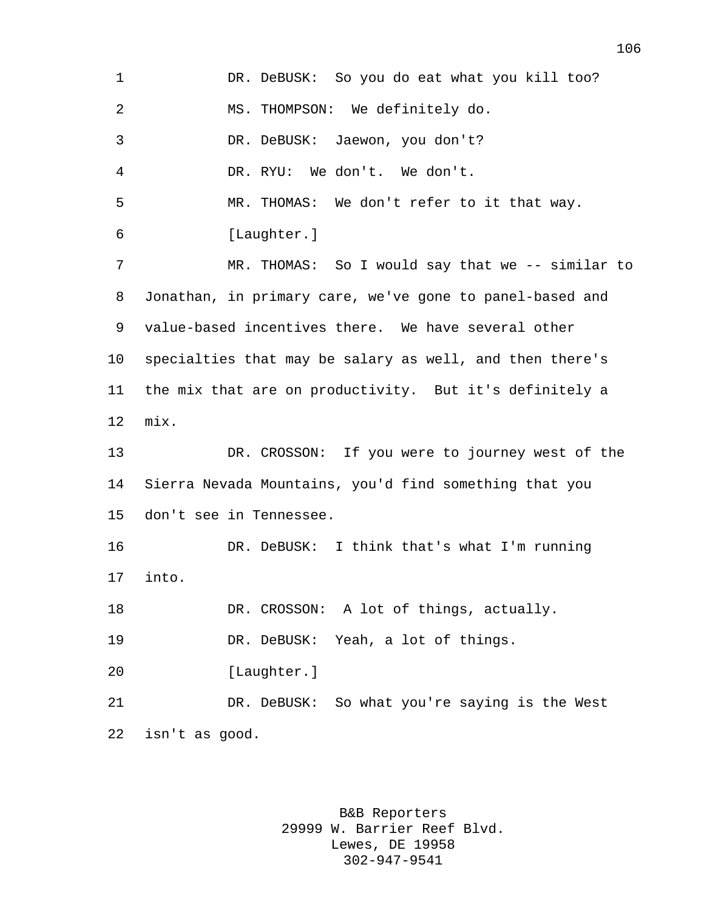DR. DeBUSK: So you do eat what you kill too?

MS. THOMPSON: We definitely do.

DR. DeBUSK: Jaewon, you don't?

DR. RYU: We don't. We don't.

MR. THOMAS: We don't refer to it that way.

[Laughter.]

MR. THOMAS: So I would say that we -- similar to Jonathan, in primary care, we've gone to panel-based and value-based incentives there. We have several other specialties that may be salary as well, and then there's the mix that are on productivity. But it's definitely a mix.

DR. CROSSON: If you were to journey west of the Sierra Nevada Mountains, you'd find something that you don't see in Tennessee.

DR. DeBUSK: I think that's what I'm running into.

DR. CROSSON: A lot of things, actually.

DR. DeBUSK: Yeah, a lot of things.

[Laughter.]

DR. DeBUSK: So what you're saying is the West isn't as good.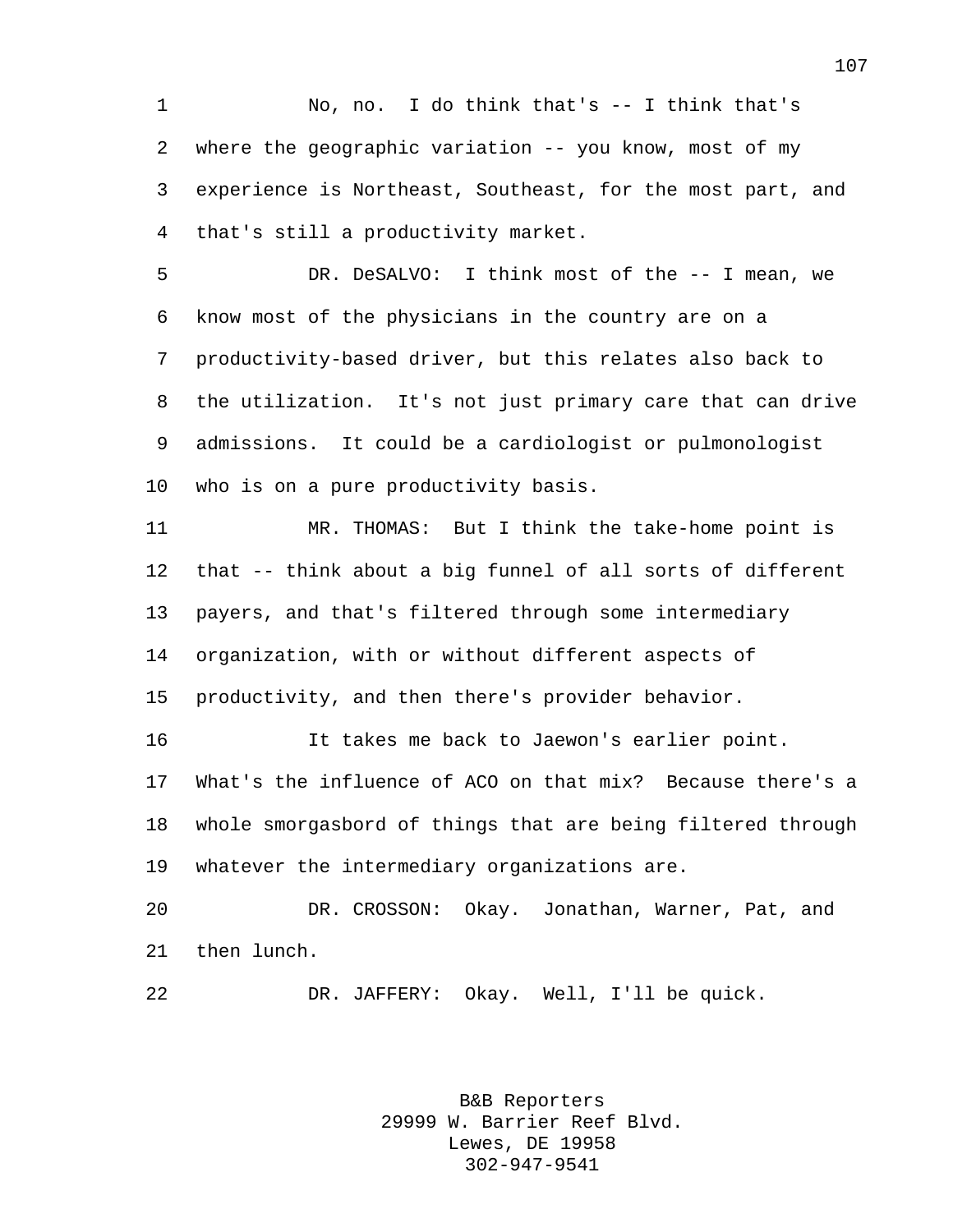No, no. I do think that's -- I think that's where the geographic variation -- you know, most of my experience is Northeast, Southeast, for the most part, and that's still a productivity market.

DR. DeSALVO: I think most of the -- I mean, we know most of the physicians in the country are on a productivity-based driver, but this relates also back to the utilization. It's not just primary care that can drive admissions. It could be a cardiologist or pulmonologist who is on a pure productivity basis.

MR. THOMAS: But I think the take-home point is that -- think about a big funnel of all sorts of different payers, and that's filtered through some intermediary organization, with or without different aspects of productivity, and then there's provider behavior.

It takes me back to Jaewon's earlier point. What's the influence of ACO on that mix? Because there's a whole smorgasbord of things that are being filtered through whatever the intermediary organizations are.

DR. CROSSON: Okay. Jonathan, Warner, Pat, and then lunch.

DR. JAFFERY: Okay. Well, I'll be quick.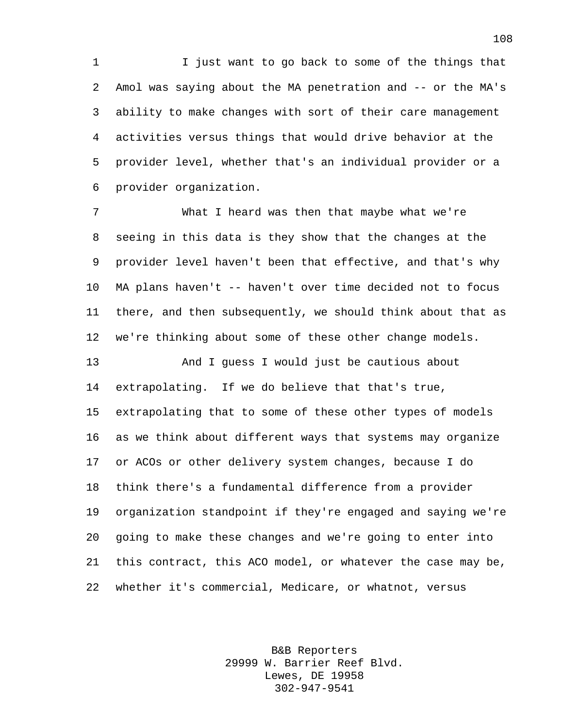I just want to go back to some of the things that Amol was saying about the MA penetration and -- or the MA's ability to make changes with sort of their care management activities versus things that would drive behavior at the provider level, whether that's an individual provider or a provider organization.

What I heard was then that maybe what we're seeing in this data is they show that the changes at the provider level haven't been that effective, and that's why MA plans haven't -- haven't over time decided not to focus there, and then subsequently, we should think about that as we're thinking about some of these other change models.

And I guess I would just be cautious about extrapolating. If we do believe that that's true, extrapolating that to some of these other types of models as we think about different ways that systems may organize or ACOs or other delivery system changes, because I do think there's a fundamental difference from a provider organization standpoint if they're engaged and saying we're going to make these changes and we're going to enter into this contract, this ACO model, or whatever the case may be, whether it's commercial, Medicare, or whatnot, versus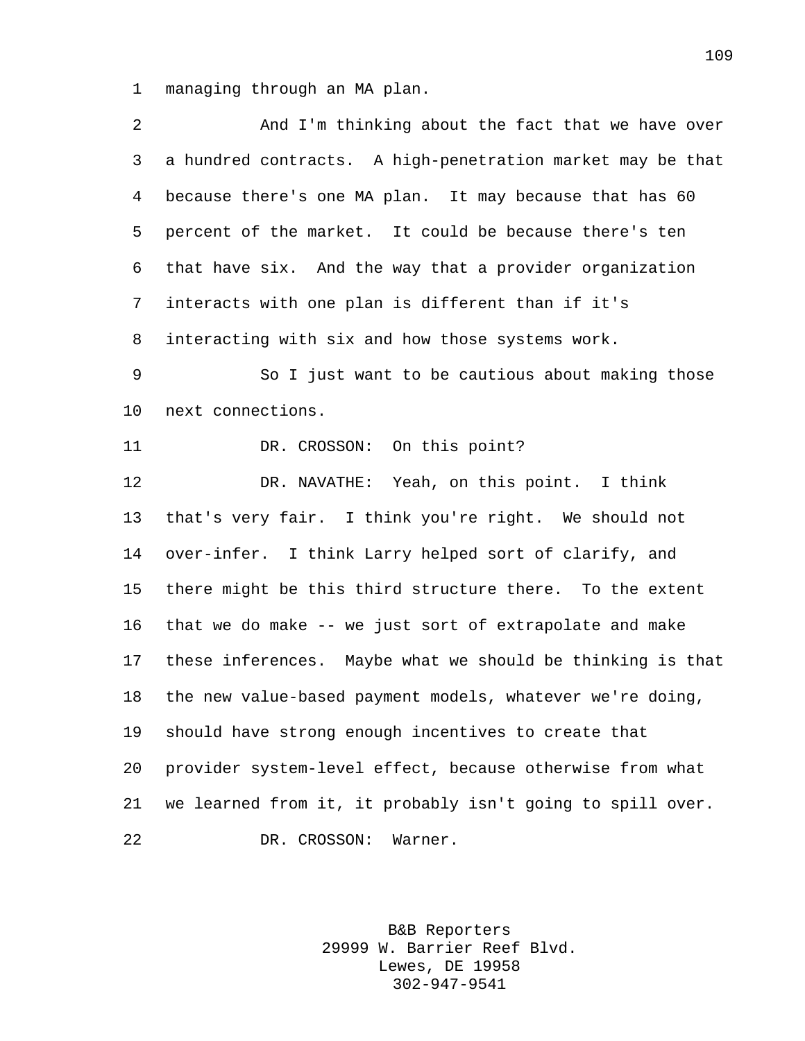managing through an MA plan.

And I'm thinking about the fact that we have over a hundred contracts. A high-penetration market may be that because there's one MA plan. It may because that has 60 percent of the market. It could be because there's ten that have six. And the way that a provider organization interacts with one plan is different than if it's interacting with six and how those systems work.

So I just want to be cautious about making those next connections.

DR. CROSSON: On this point?

DR. NAVATHE: Yeah, on this point. I think that's very fair. I think you're right. We should not over-infer. I think Larry helped sort of clarify, and there might be this third structure there. To the extent that we do make -- we just sort of extrapolate and make these inferences. Maybe what we should be thinking is that the new value-based payment models, whatever we're doing, should have strong enough incentives to create that provider system-level effect, because otherwise from what we learned from it, it probably isn't going to spill over.

DR. CROSSON: Warner.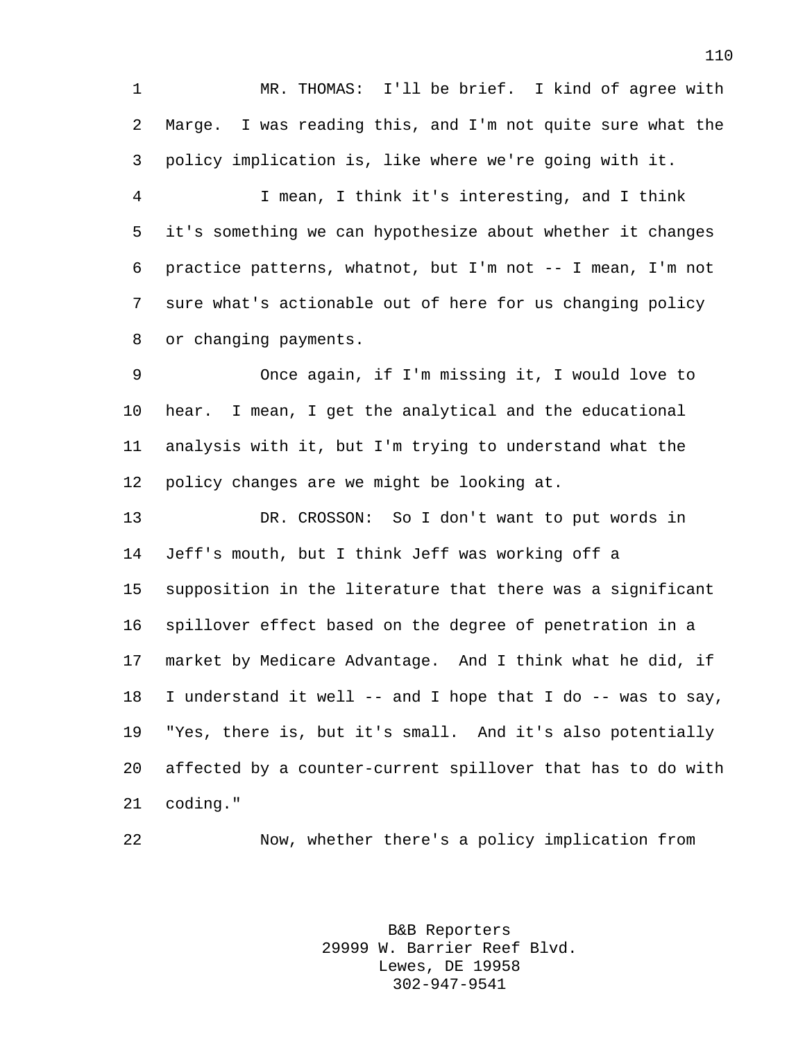MR. THOMAS: I'll be brief. I kind of agree with Marge. I was reading this, and I'm not quite sure what the policy implication is, like where we're going with it.

I mean, I think it's interesting, and I think it's something we can hypothesize about whether it changes practice patterns, whatnot, but I'm not -- I mean, I'm not sure what's actionable out of here for us changing policy or changing payments.

Once again, if I'm missing it, I would love to hear. I mean, I get the analytical and the educational analysis with it, but I'm trying to understand what the policy changes are we might be looking at.

DR. CROSSON: So I don't want to put words in Jeff's mouth, but I think Jeff was working off a supposition in the literature that there was a significant spillover effect based on the degree of penetration in a market by Medicare Advantage. And I think what he did, if I understand it well -- and I hope that I do -- was to say, "Yes, there is, but it's small. And it's also potentially affected by a counter-current spillover that has to do with coding."

Now, whether there's a policy implication from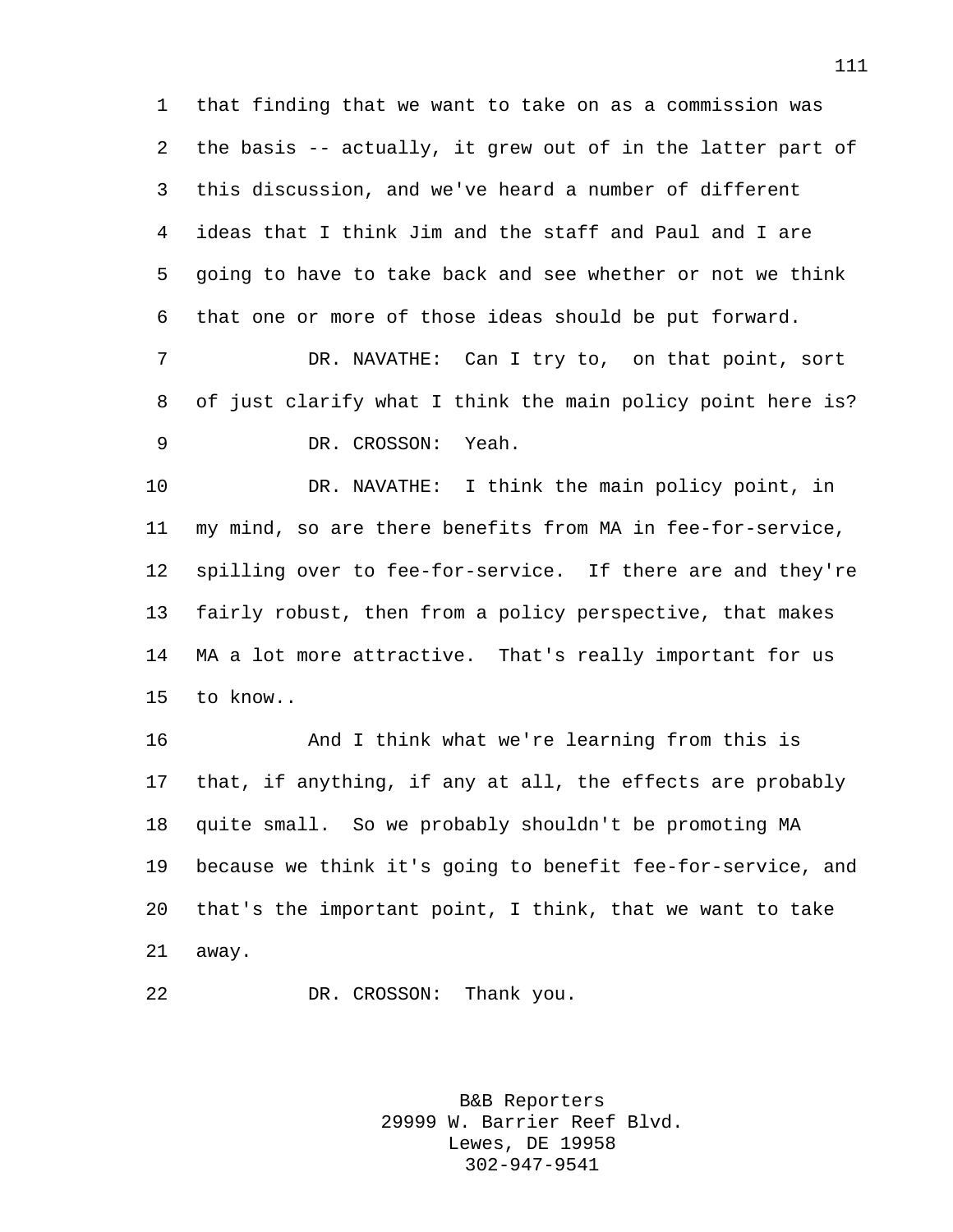that finding that we want to take on as a commission was the basis -- actually, it grew out of in the latter part of this discussion, and we've heard a number of different ideas that I think Jim and the staff and Paul and I are going to have to take back and see whether or not we think that one or more of those ideas should be put forward.

DR. NAVATHE: Can I try to, on that point, sort of just clarify what I think the main policy point here is?

DR. CROSSON: Yeah.

DR. NAVATHE: I think the main policy point, in my mind, so are there benefits from MA in fee-for-service, spilling over to fee-for-service. If there are and they're fairly robust, then from a policy perspective, that makes MA a lot more attractive. That's really important for us to know..

And I think what we're learning from this is that, if anything, if any at all, the effects are probably quite small. So we probably shouldn't be promoting MA because we think it's going to benefit fee-for-service, and that's the important point, I think, that we want to take away.

DR. CROSSON: Thank you.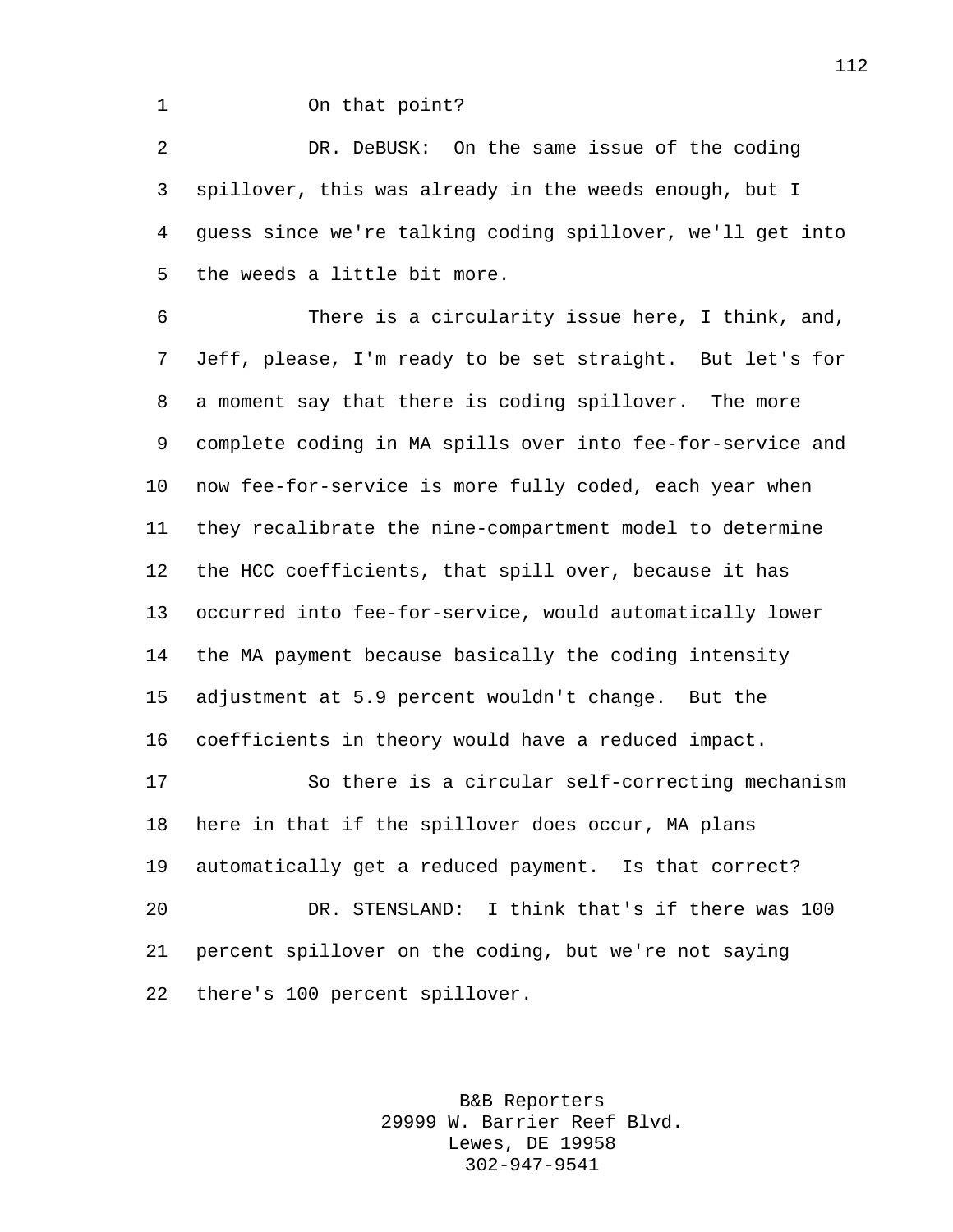On that point?

DR. DeBUSK: On the same issue of the coding spillover, this was already in the weeds enough, but I guess since we're talking coding spillover, we'll get into the weeds a little bit more.

There is a circularity issue here, I think, and, Jeff, please, I'm ready to be set straight. But let's for a moment say that there is coding spillover. The more complete coding in MA spills over into fee-for-service and now fee-for-service is more fully coded, each year when they recalibrate the nine-compartment model to determine the HCC coefficients, that spill over, because it has occurred into fee-for-service, would automatically lower the MA payment because basically the coding intensity adjustment at 5.9 percent wouldn't change. But the coefficients in theory would have a reduced impact.

So there is a circular self-correcting mechanism here in that if the spillover does occur, MA plans automatically get a reduced payment. Is that correct?

DR. STENSLAND: I think that's if there was 100 percent spillover on the coding, but we're not saying there's 100 percent spillover.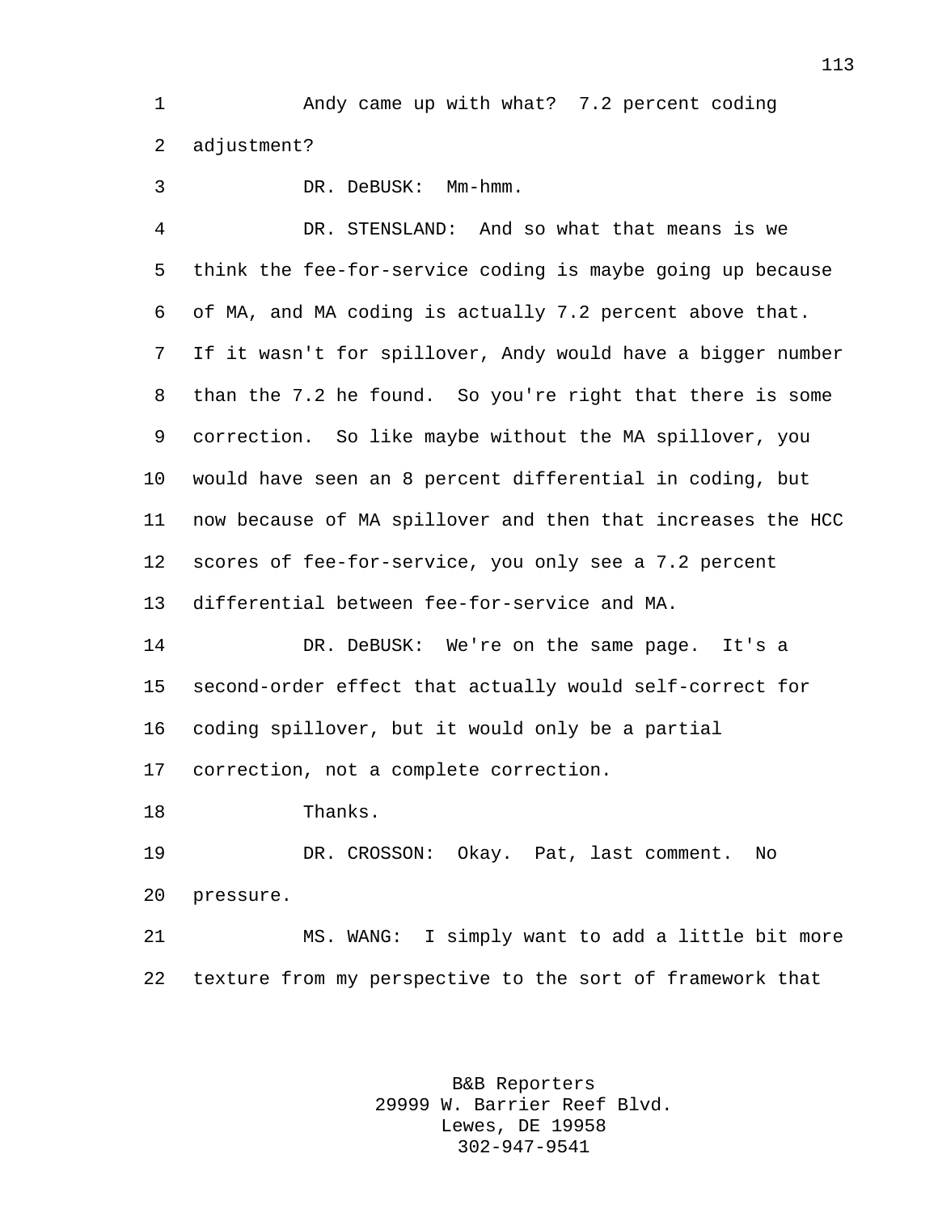Andy came up with what? 7.2 percent coding adjustment?

DR. DeBUSK: Mm-hmm.

DR. STENSLAND: And so what that means is we think the fee-for-service coding is maybe going up because of MA, and MA coding is actually 7.2 percent above that. If it wasn't for spillover, Andy would have a bigger number than the 7.2 he found. So you're right that there is some correction. So like maybe without the MA spillover, you would have seen an 8 percent differential in coding, but now because of MA spillover and then that increases the HCC scores of fee-for-service, you only see a 7.2 percent differential between fee-for-service and MA.

DR. DeBUSK: We're on the same page. It's a second-order effect that actually would self-correct for coding spillover, but it would only be a partial correction, not a complete correction.

Thanks.

DR. CROSSON: Okay. Pat, last comment. No pressure.

MS. WANG: I simply want to add a little bit more texture from my perspective to the sort of framework that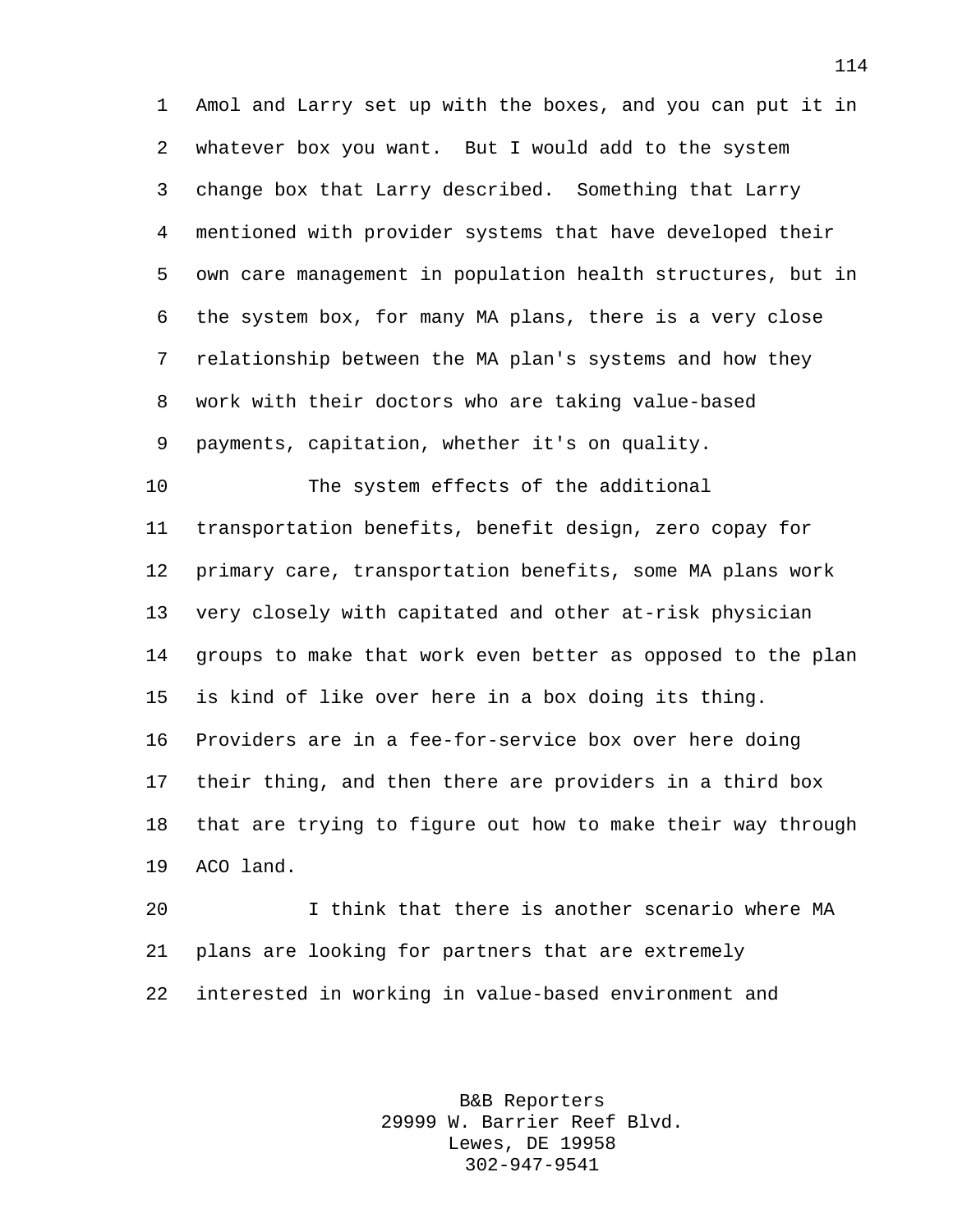Amol and Larry set up with the boxes, and you can put it in whatever box you want. But I would add to the system change box that Larry described. Something that Larry mentioned with provider systems that have developed their own care management in population health structures, but in the system box, for many MA plans, there is a very close relationship between the MA plan's systems and how they work with their doctors who are taking value-based payments, capitation, whether it's on quality.

The system effects of the additional transportation benefits, benefit design, zero copay for primary care, transportation benefits, some MA plans work very closely with capitated and other at-risk physician groups to make that work even better as opposed to the plan is kind of like over here in a box doing its thing. Providers are in a fee-for-service box over here doing their thing, and then there are providers in a third box that are trying to figure out how to make their way through ACO land.

I think that there is another scenario where MA plans are looking for partners that are extremely interested in working in value-based environment and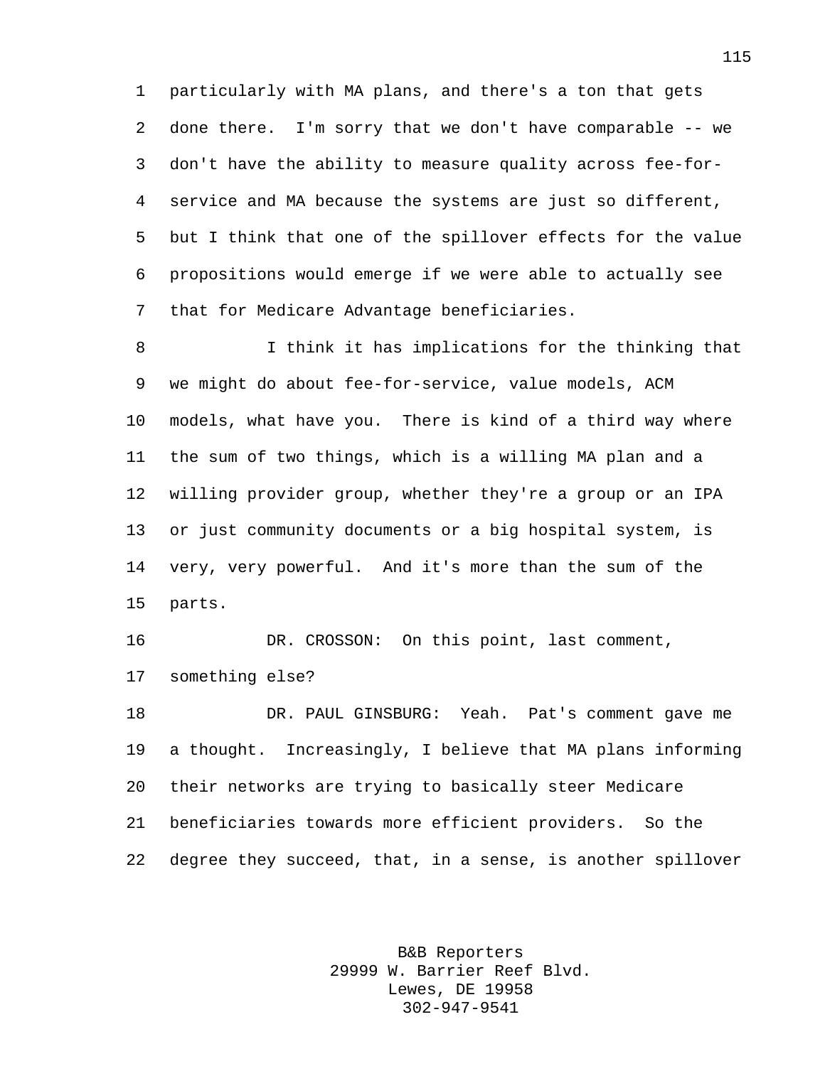particularly with MA plans, and there's a ton that gets done there. I'm sorry that we don't have comparable -- we don't have the ability to measure quality across fee-for-service and MA because the systems are just so different, but I think that one of the spillover effects for the value propositions would emerge if we were able to actually see that for Medicare Advantage beneficiaries.

I think it has implications for the thinking that we might do about fee-for-service, value models, ACM models, what have you. There is kind of a third way where the sum of two things, which is a willing MA plan and a willing provider group, whether they're a group or an IPA or just community documents or a big hospital system, is very, very powerful. And it's more than the sum of the parts.

DR. CROSSON: On this point, last comment, something else?

DR. PAUL GINSBURG: Yeah. Pat's comment gave me a thought. Increasingly, I believe that MA plans informing their networks are trying to basically steer Medicare beneficiaries towards more efficient providers. So the degree they succeed, that, in a sense, is another spillover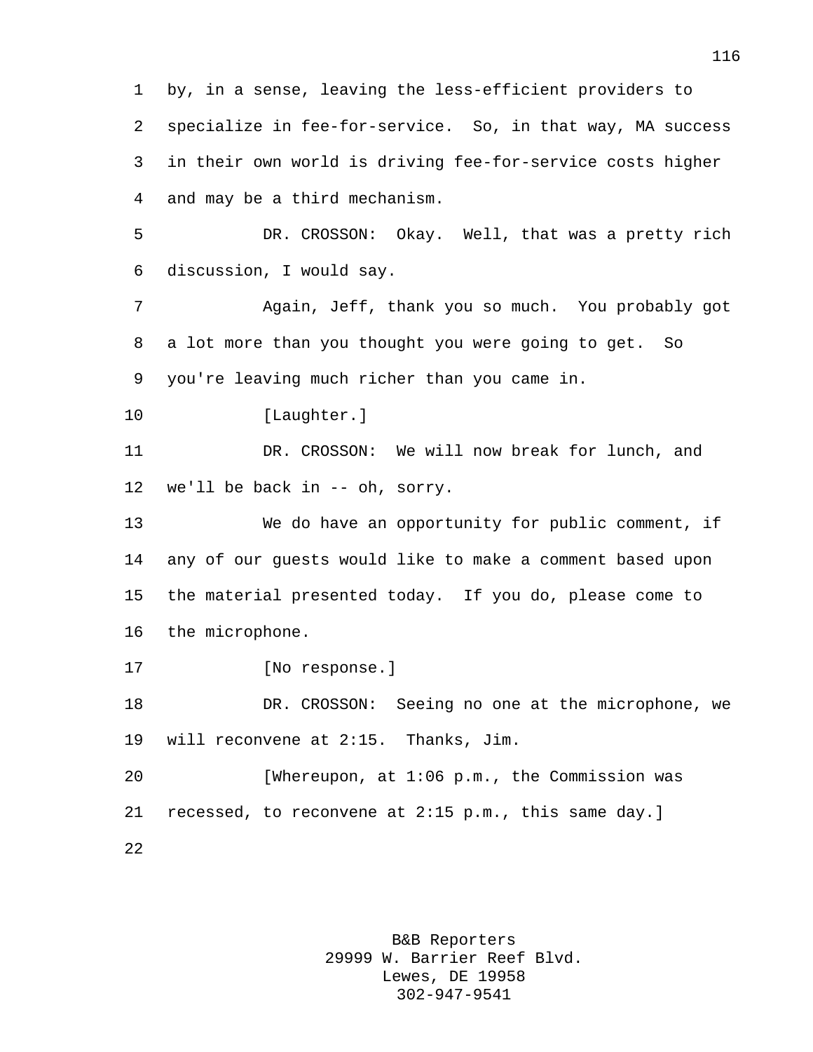by, in a sense, leaving the less-efficient providers to specialize in fee-for-service. So, in that way, MA success in their own world is driving fee-for-service costs higher and may be a third mechanism.

DR. CROSSON: Okay. Well, that was a pretty rich discussion, I would say.

Again, Jeff, thank you so much. You probably got a lot more than you thought you were going to get. So you're leaving much richer than you came in.

[Laughter.]

DR. CROSSON: We will now break for lunch, and we'll be back in -- oh, sorry.

We do have an opportunity for public comment, if any of our guests would like to make a comment based upon the material presented today. If you do, please come to the microphone.

[No response.]

DR. CROSSON: Seeing no one at the microphone, we will reconvene at 2:15. Thanks, Jim.

[Whereupon, at 1:06 p.m., the Commission was recessed, to reconvene at 2:15 p.m., this same day.]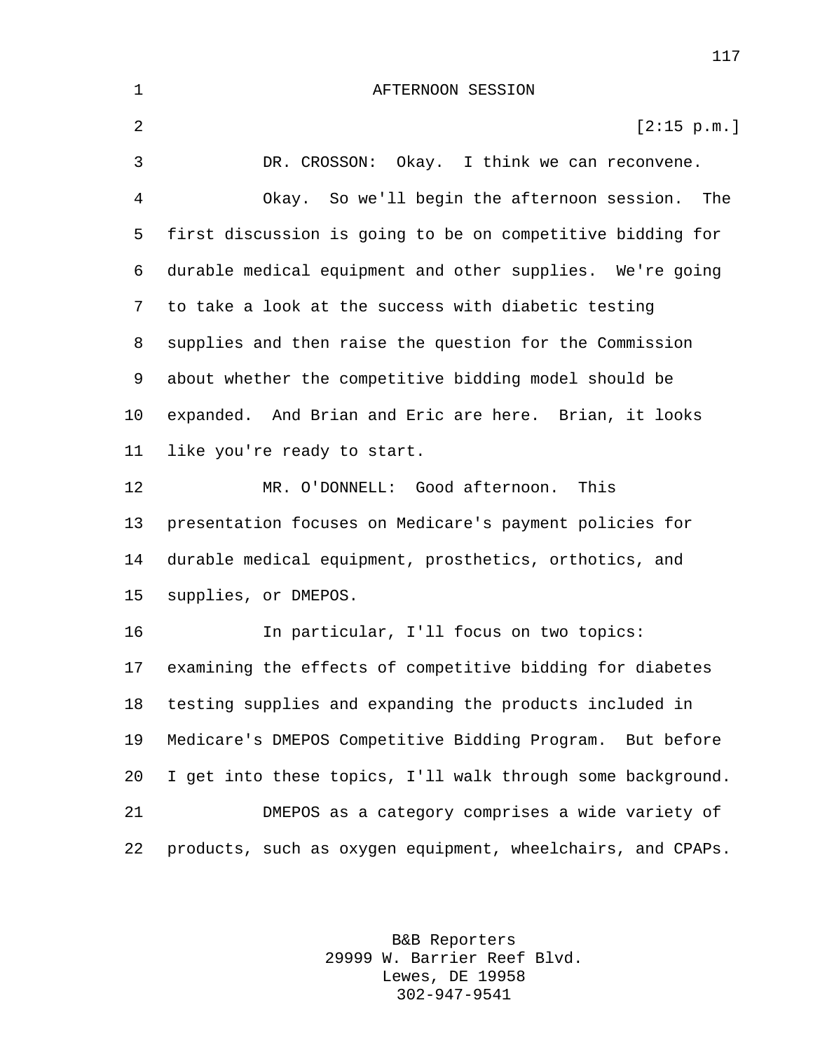AFTERNOON SESSION

[2:15 p.m.]

DR. CROSSON: Okay. I think we can reconvene.

Okay. So we'll begin the afternoon session. The first discussion is going to be on competitive bidding for durable medical equipment and other supplies. We're going to take a look at the success with diabetic testing supplies and then raise the question for the Commission about whether the competitive bidding model should be expanded. And Brian and Eric are here. Brian, it looks like you're ready to start.

MR. O'DONNELL: Good afternoon. This presentation focuses on Medicare's payment policies for durable medical equipment, prosthetics, orthotics, and supplies, or DMEPOS.

In particular, I'll focus on two topics: examining the effects of competitive bidding for diabetes testing supplies and expanding the products included in Medicare's DMEPOS Competitive Bidding Program. But before I get into these topics, I'll walk through some background.

DMEPOS as a category comprises a wide variety of products, such as oxygen equipment, wheelchairs, and CPAPs.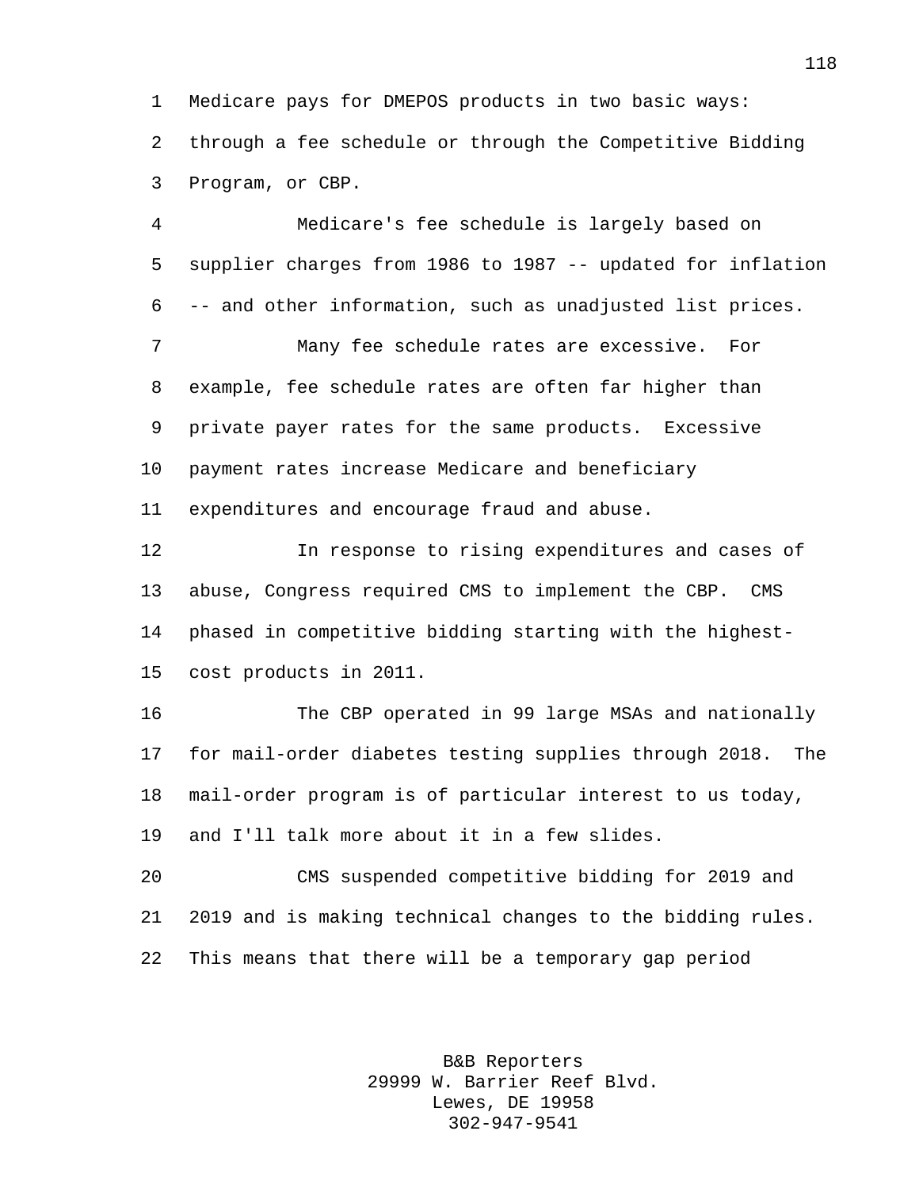Medicare pays for DMEPOS products in two basic ways: through a fee schedule or through the Competitive Bidding Program, or CBP.

Medicare's fee schedule is largely based on supplier charges from 1986 to 1987 -- updated for inflation -- and other information, such as unadjusted list prices.

Many fee schedule rates are excessive. For example, fee schedule rates are often far higher than private payer rates for the same products. Excessive payment rates increase Medicare and beneficiary expenditures and encourage fraud and abuse.

In response to rising expenditures and cases of abuse, Congress required CMS to implement the CBP. CMS phased in competitive bidding starting with the highest-cost products in 2011.

The CBP operated in 99 large MSAs and nationally for mail-order diabetes testing supplies through 2018. The mail-order program is of particular interest to us today, and I'll talk more about it in a few slides.

CMS suspended competitive bidding for 2019 and 2019 and is making technical changes to the bidding rules. This means that there will be a temporary gap period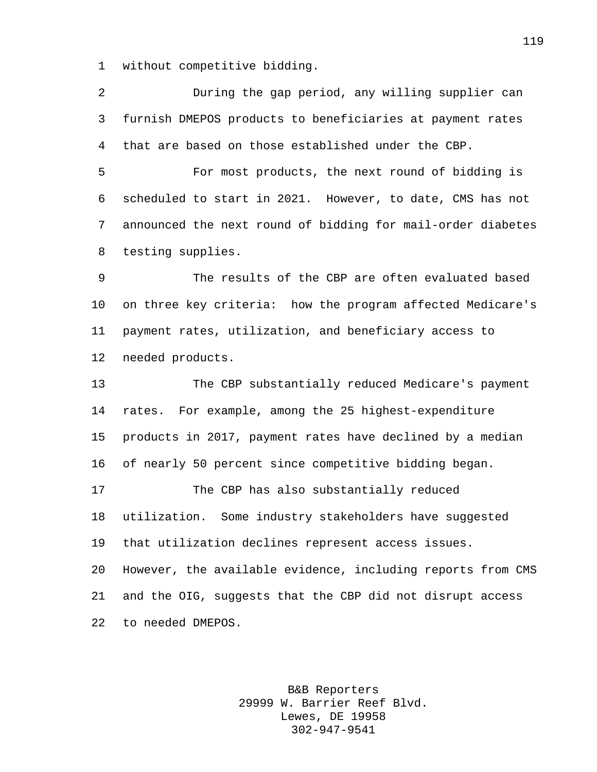without competitive bidding.

During the gap period, any willing supplier can furnish DMEPOS products to beneficiaries at payment rates that are based on those established under the CBP.

For most products, the next round of bidding is scheduled to start in 2021. However, to date, CMS has not announced the next round of bidding for mail-order diabetes testing supplies.

The results of the CBP are often evaluated based on three key criteria: how the program affected Medicare's payment rates, utilization, and beneficiary access to needed products.

The CBP substantially reduced Medicare's payment rates. For example, among the 25 highest-expenditure products in 2017, payment rates have declined by a median of nearly 50 percent since competitive bidding began.

The CBP has also substantially reduced utilization. Some industry stakeholders have suggested that utilization declines represent access issues. However, the available evidence, including reports from CMS and the OIG, suggests that the CBP did not disrupt access to needed DMEPOS.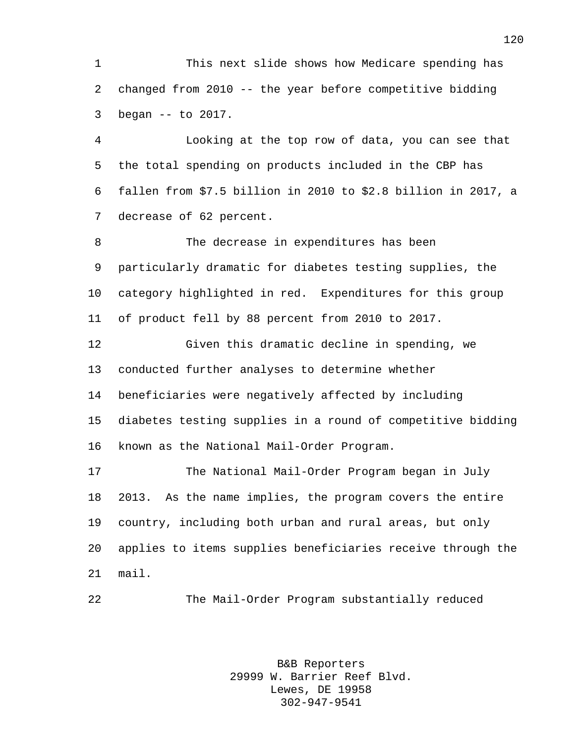This next slide shows how Medicare spending has changed from 2010 -- the year before competitive bidding began -- to 2017.

Looking at the top row of data, you can see that the total spending on products included in the CBP has fallen from $7.5 billion in 2010 to $2.8 billion in 2017, a decrease of 62 percent.

The decrease in expenditures has been particularly dramatic for diabetes testing supplies, the category highlighted in red. Expenditures for this group of product fell by 88 percent from 2010 to 2017.

Given this dramatic decline in spending, we conducted further analyses to determine whether beneficiaries were negatively affected by including diabetes testing supplies in a round of competitive bidding known as the National Mail-Order Program.

The National Mail-Order Program began in July 2013. As the name implies, the program covers the entire country, including both urban and rural areas, but only applies to items supplies beneficiaries receive through the mail.

The Mail-Order Program substantially reduced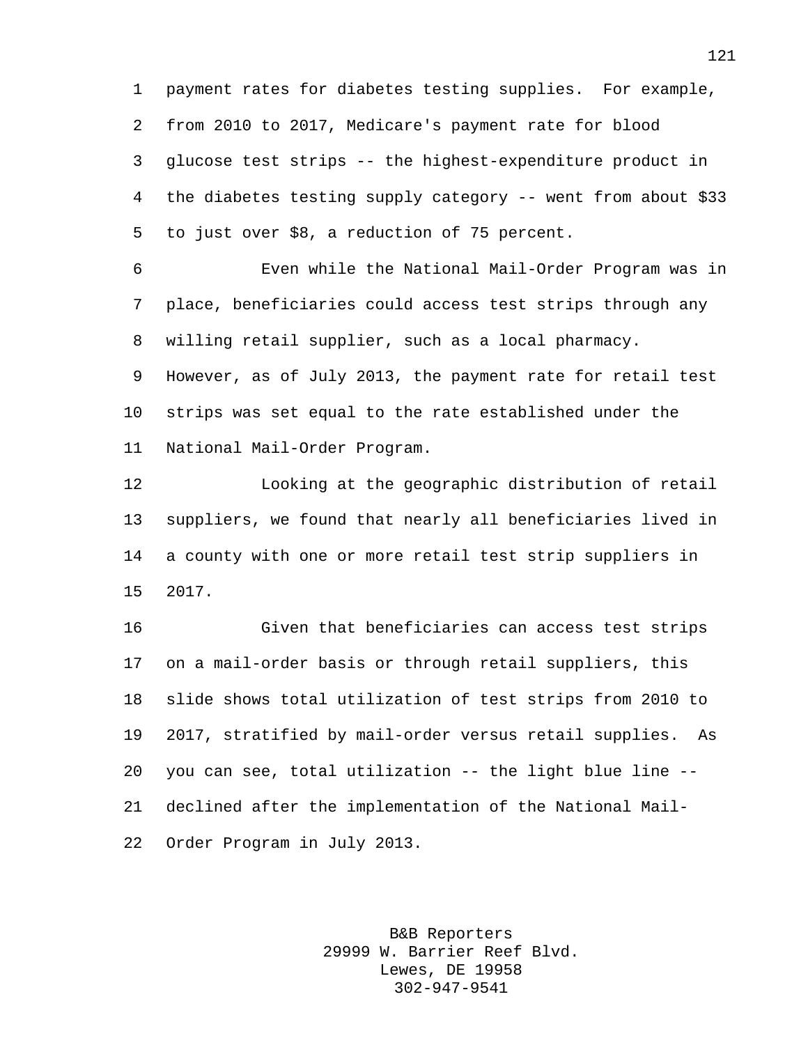payment rates for diabetes testing supplies. For example, from 2010 to 2017, Medicare's payment rate for blood glucose test strips -- the highest-expenditure product in the diabetes testing supply category -- went from about $33 to just over $8, a reduction of 75 percent.

Even while the National Mail-Order Program was in place, beneficiaries could access test strips through any willing retail supplier, such as a local pharmacy. However, as of July 2013, the payment rate for retail test strips was set equal to the rate established under the National Mail-Order Program.

Looking at the geographic distribution of retail suppliers, we found that nearly all beneficiaries lived in a county with one or more retail test strip suppliers in 2017.

Given that beneficiaries can access test strips on a mail-order basis or through retail suppliers, this slide shows total utilization of test strips from 2010 to 2017, stratified by mail-order versus retail supplies. As you can see, total utilization -- the light blue line -- declined after the implementation of the National Mail-Order Program in July 2013.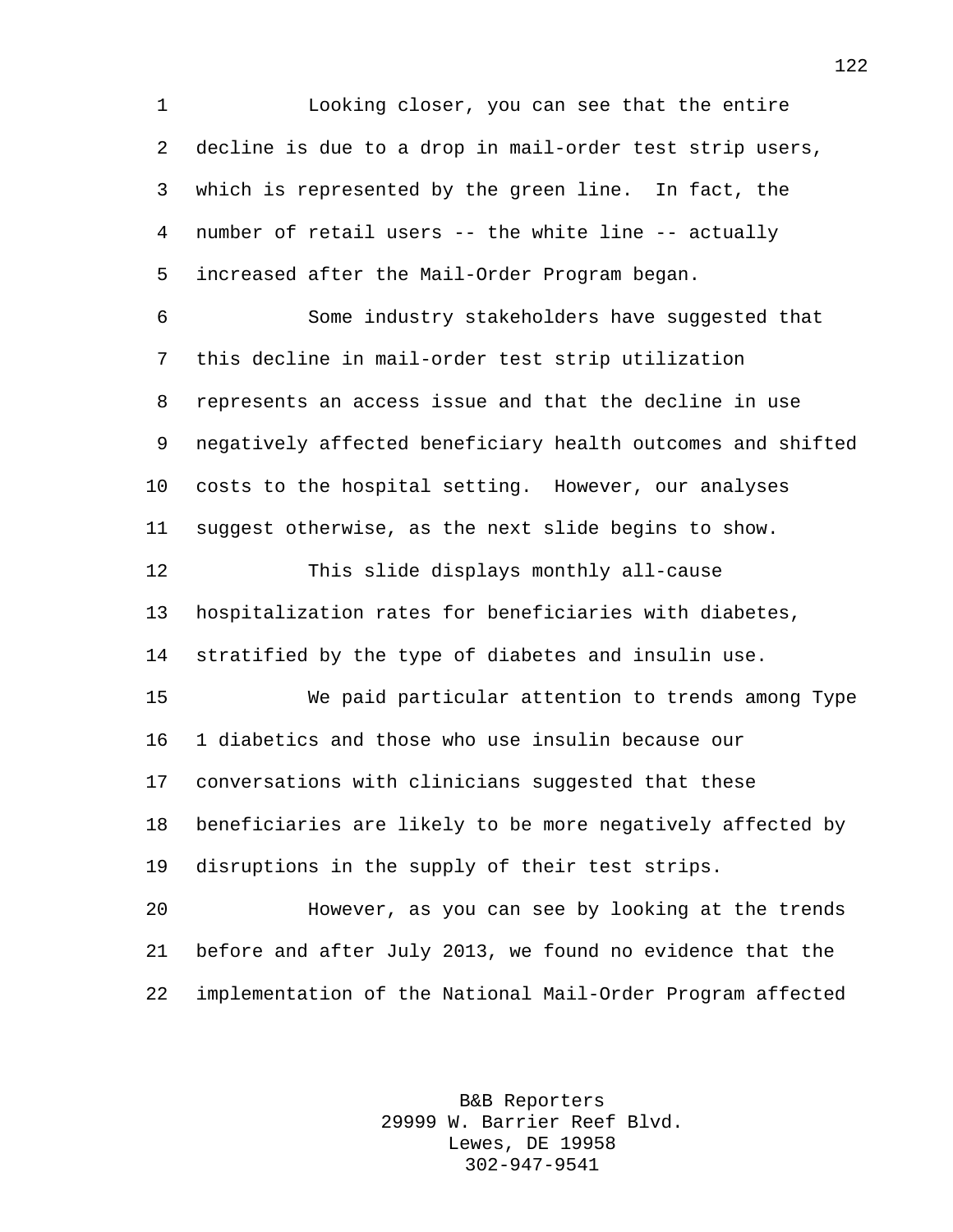Looking closer, you can see that the entire decline is due to a drop in mail-order test strip users, which is represented by the green line. In fact, the number of retail users -- the white line -- actually increased after the Mail-Order Program began.

Some industry stakeholders have suggested that this decline in mail-order test strip utilization represents an access issue and that the decline in use negatively affected beneficiary health outcomes and shifted costs to the hospital setting. However, our analyses suggest otherwise, as the next slide begins to show.

This slide displays monthly all-cause hospitalization rates for beneficiaries with diabetes, stratified by the type of diabetes and insulin use.

We paid particular attention to trends among Type 1 diabetics and those who use insulin because our conversations with clinicians suggested that these beneficiaries are likely to be more negatively affected by disruptions in the supply of their test strips.

However, as you can see by looking at the trends before and after July 2013, we found no evidence that the implementation of the National Mail-Order Program affected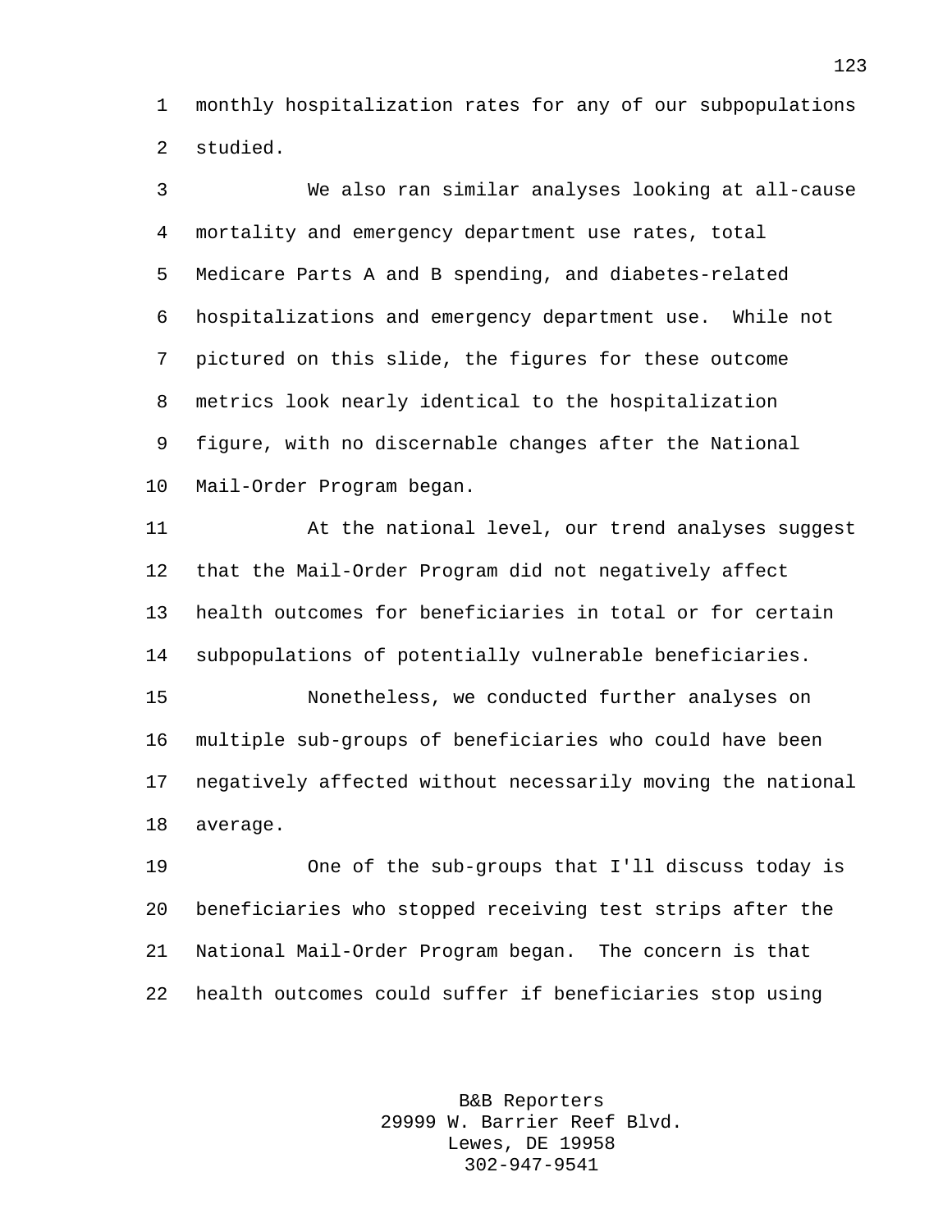monthly hospitalization rates for any of our subpopulations studied.

We also ran similar analyses looking at all-cause mortality and emergency department use rates, total Medicare Parts A and B spending, and diabetes-related hospitalizations and emergency department use. While not pictured on this slide, the figures for these outcome metrics look nearly identical to the hospitalization figure, with no discernable changes after the National Mail-Order Program began.

At the national level, our trend analyses suggest that the Mail-Order Program did not negatively affect health outcomes for beneficiaries in total or for certain subpopulations of potentially vulnerable beneficiaries.

Nonetheless, we conducted further analyses on multiple sub-groups of beneficiaries who could have been negatively affected without necessarily moving the national average.

One of the sub-groups that I'll discuss today is beneficiaries who stopped receiving test strips after the National Mail-Order Program began. The concern is that health outcomes could suffer if beneficiaries stop using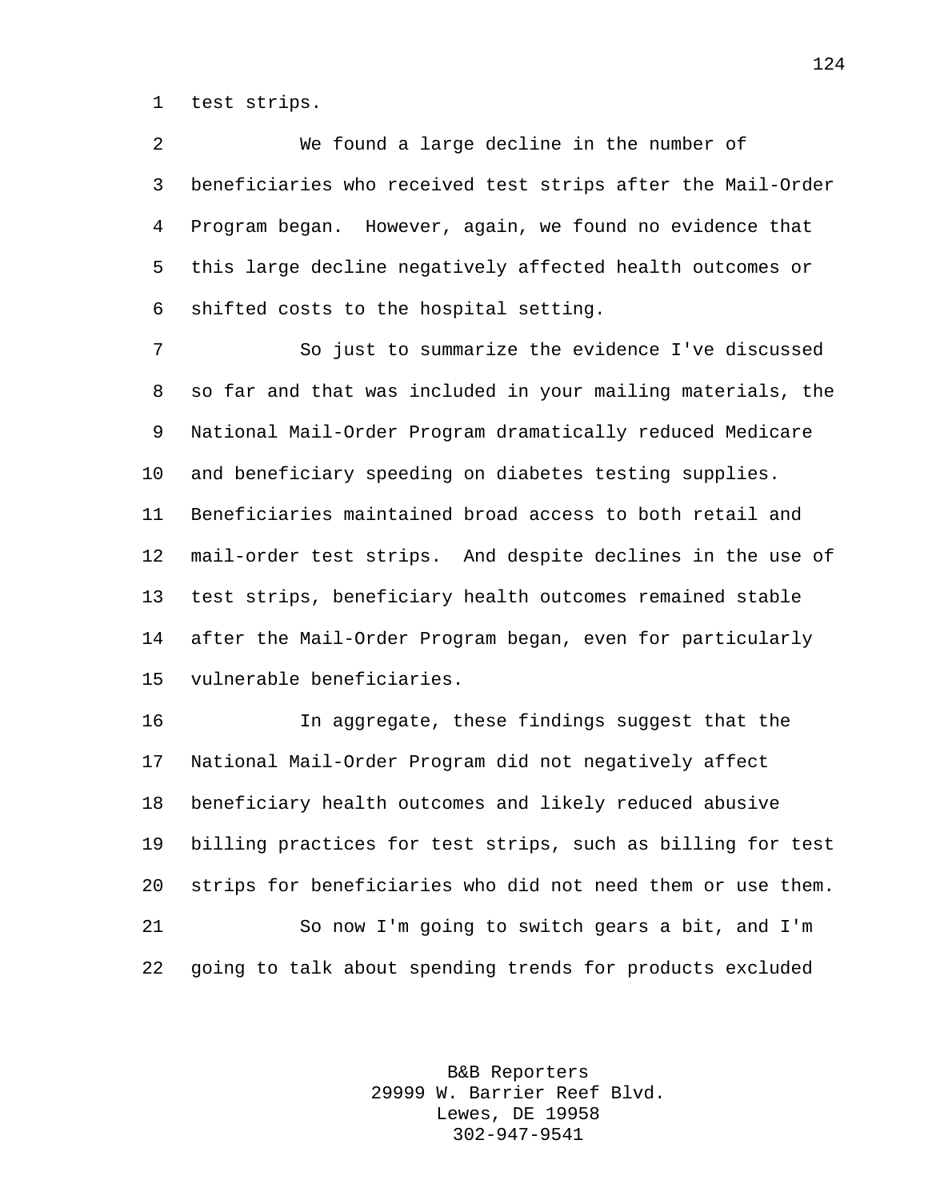test strips.

We found a large decline in the number of beneficiaries who received test strips after the Mail-Order Program began. However, again, we found no evidence that this large decline negatively affected health outcomes or shifted costs to the hospital setting.

So just to summarize the evidence I've discussed so far and that was included in your mailing materials, the National Mail-Order Program dramatically reduced Medicare and beneficiary speeding on diabetes testing supplies. Beneficiaries maintained broad access to both retail and mail-order test strips. And despite declines in the use of test strips, beneficiary health outcomes remained stable after the Mail-Order Program began, even for particularly vulnerable beneficiaries.

In aggregate, these findings suggest that the National Mail-Order Program did not negatively affect beneficiary health outcomes and likely reduced abusive billing practices for test strips, such as billing for test strips for beneficiaries who did not need them or use them.

So now I'm going to switch gears a bit, and I'm going to talk about spending trends for products excluded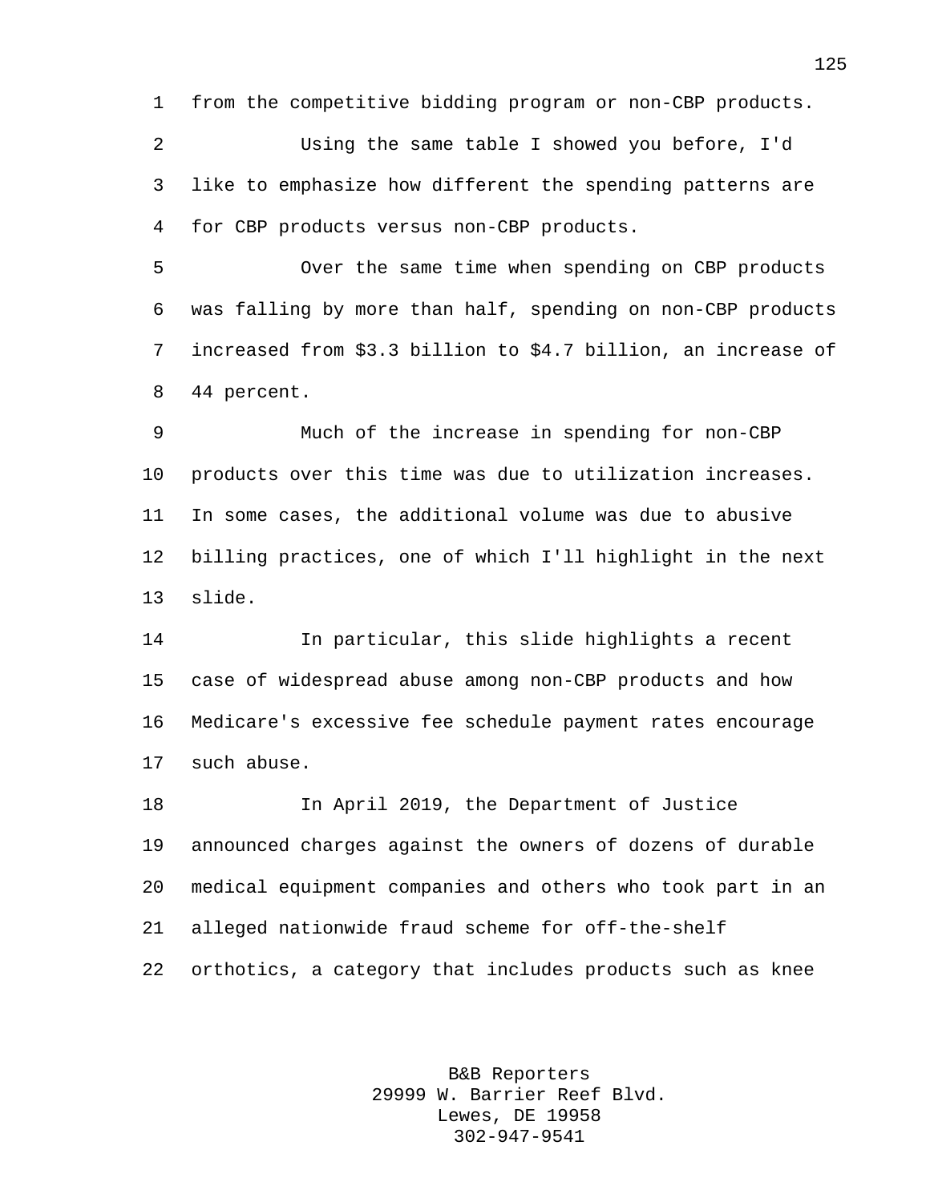from the competitive bidding program or non-CBP products.

Using the same table I showed you before, I'd like to emphasize how different the spending patterns are for CBP products versus non-CBP products.

Over the same time when spending on CBP products was falling by more than half, spending on non-CBP products increased from $3.3 billion to $4.7 billion, an increase of 44 percent.

Much of the increase in spending for non-CBP products over this time was due to utilization increases. In some cases, the additional volume was due to abusive billing practices, one of which I'll highlight in the next slide.

In particular, this slide highlights a recent case of widespread abuse among non-CBP products and how Medicare's excessive fee schedule payment rates encourage such abuse.

In April 2019, the Department of Justice announced charges against the owners of dozens of durable medical equipment companies and others who took part in an alleged nationwide fraud scheme for off-the-shelf orthotics, a category that includes products such as knee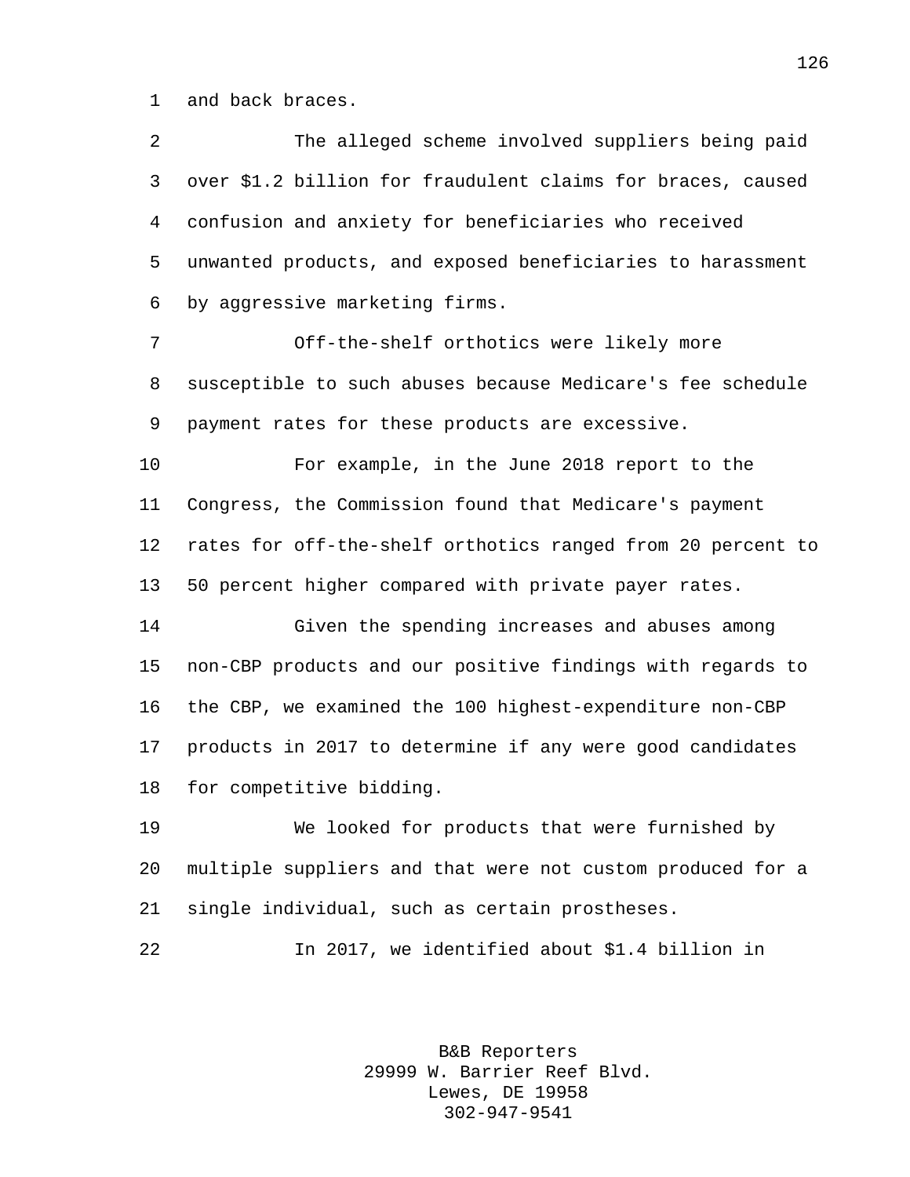and back braces.

The alleged scheme involved suppliers being paid over $1.2 billion for fraudulent claims for braces, caused confusion and anxiety for beneficiaries who received unwanted products, and exposed beneficiaries to harassment by aggressive marketing firms.

Off-the-shelf orthotics were likely more susceptible to such abuses because Medicare's fee schedule payment rates for these products are excessive.

For example, in the June 2018 report to the Congress, the Commission found that Medicare's payment rates for off-the-shelf orthotics ranged from 20 percent to 50 percent higher compared with private payer rates.

Given the spending increases and abuses among non-CBP products and our positive findings with regards to the CBP, we examined the 100 highest-expenditure non-CBP products in 2017 to determine if any were good candidates for competitive bidding.

We looked for products that were furnished by multiple suppliers and that were not custom produced for a single individual, such as certain prostheses.

In 2017, we identified about $1.4 billion in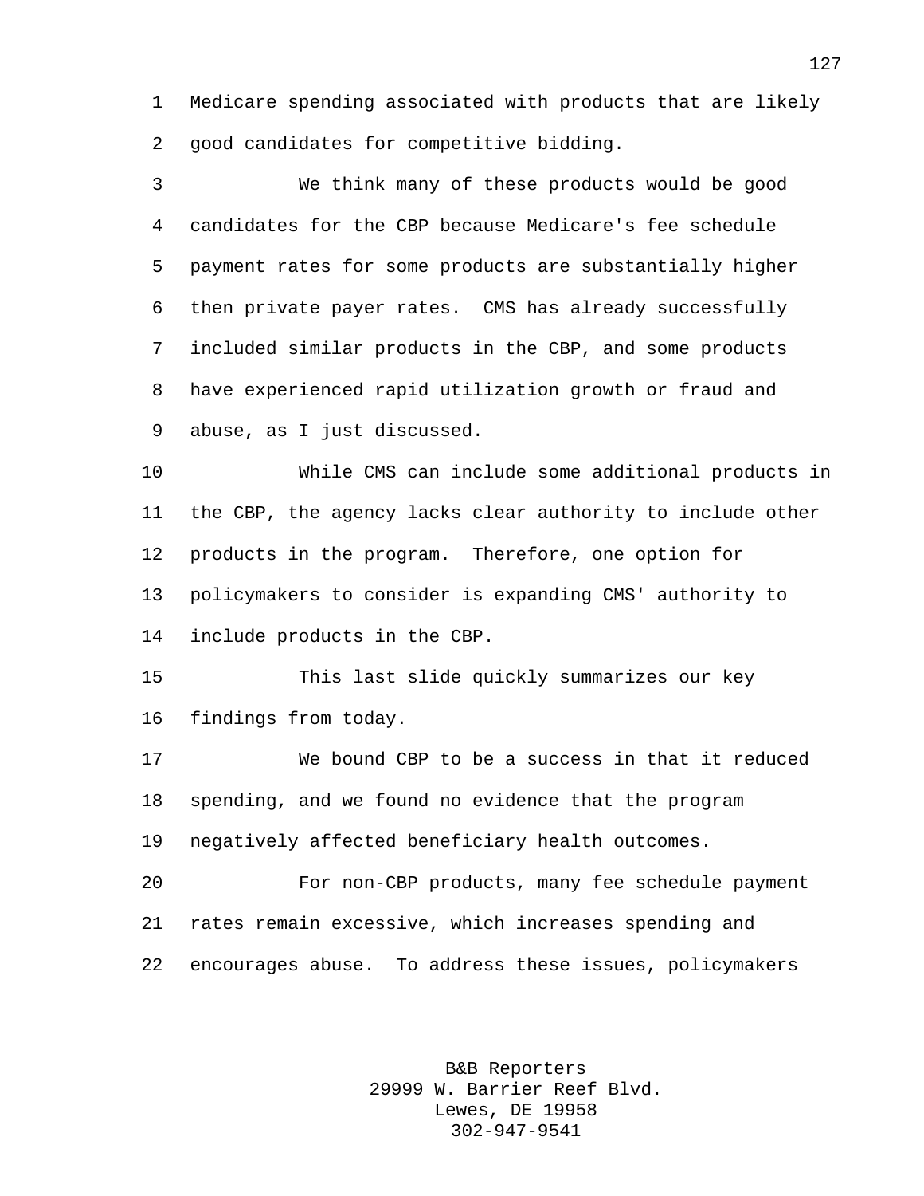Medicare spending associated with products that are likely good candidates for competitive bidding.

We think many of these products would be good candidates for the CBP because Medicare's fee schedule payment rates for some products are substantially higher then private payer rates. CMS has already successfully included similar products in the CBP, and some products have experienced rapid utilization growth or fraud and abuse, as I just discussed.

While CMS can include some additional products in the CBP, the agency lacks clear authority to include other products in the program. Therefore, one option for policymakers to consider is expanding CMS' authority to include products in the CBP.

This last slide quickly summarizes our key findings from today.

We bound CBP to be a success in that it reduced spending, and we found no evidence that the program negatively affected beneficiary health outcomes.

For non-CBP products, many fee schedule payment rates remain excessive, which increases spending and encourages abuse. To address these issues, policymakers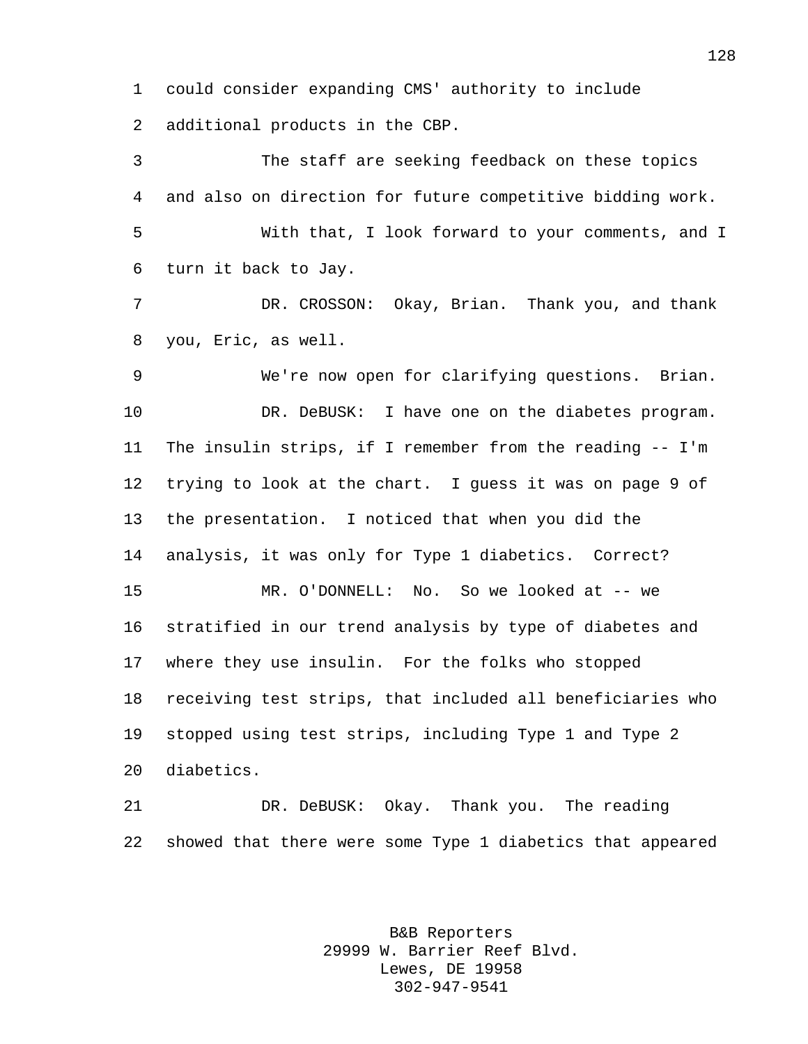could consider expanding CMS' authority to include additional products in the CBP.

The staff are seeking feedback on these topics and also on direction for future competitive bidding work.

With that, I look forward to your comments, and I turn it back to Jay.

DR. CROSSON: Okay, Brian. Thank you, and thank you, Eric, as well.

We're now open for clarifying questions. Brian.

DR. DeBUSK: I have one on the diabetes program. The insulin strips, if I remember from the reading -- I'm trying to look at the chart. I guess it was on page 9 of the presentation. I noticed that when you did the analysis, it was only for Type 1 diabetics. Correct?

MR. O'DONNELL: No. So we looked at -- we stratified in our trend analysis by type of diabetes and where they use insulin. For the folks who stopped receiving test strips, that included all beneficiaries who stopped using test strips, including Type 1 and Type 2 diabetics.

DR. DeBUSK: Okay. Thank you. The reading showed that there were some Type 1 diabetics that appeared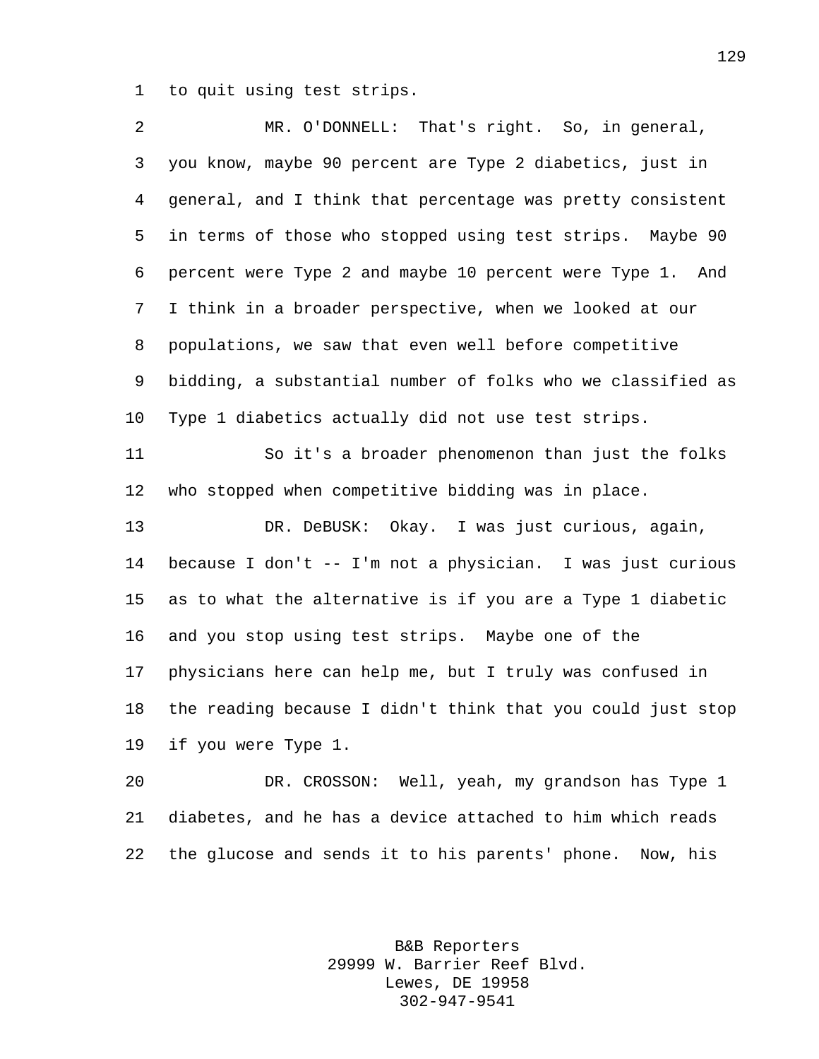to quit using test strips.

MR. O'DONNELL: That's right. So, in general, you know, maybe 90 percent are Type 2 diabetics, just in general, and I think that percentage was pretty consistent in terms of those who stopped using test strips. Maybe 90 percent were Type 2 and maybe 10 percent were Type 1. And I think in a broader perspective, when we looked at our populations, we saw that even well before competitive bidding, a substantial number of folks who we classified as Type 1 diabetics actually did not use test strips.

So it's a broader phenomenon than just the folks who stopped when competitive bidding was in place.

DR. DeBUSK: Okay. I was just curious, again, because I don't -- I'm not a physician. I was just curious as to what the alternative is if you are a Type 1 diabetic and you stop using test strips. Maybe one of the physicians here can help me, but I truly was confused in the reading because I didn't think that you could just stop if you were Type 1.

DR. CROSSON: Well, yeah, my grandson has Type 1 diabetes, and he has a device attached to him which reads the glucose and sends it to his parents' phone. Now, his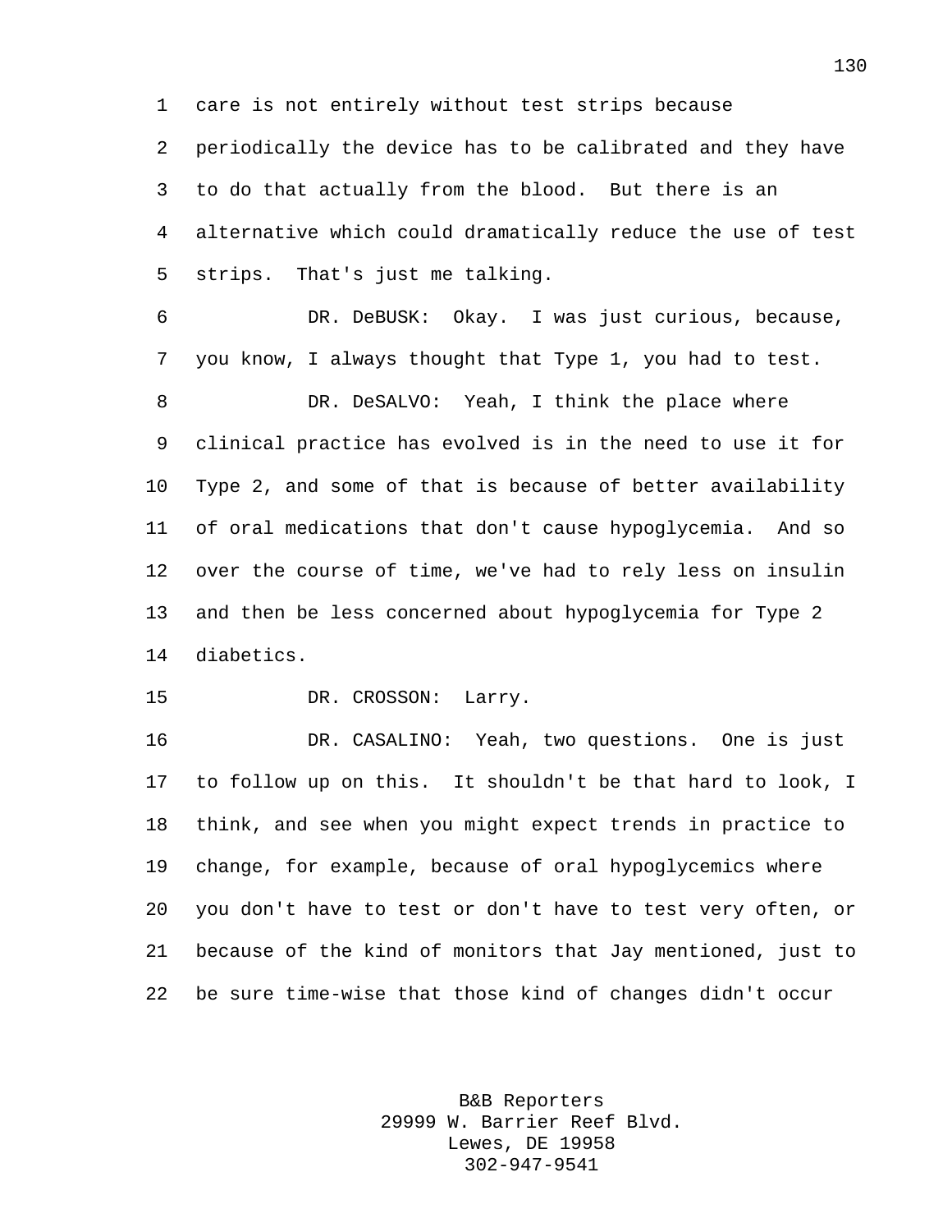care is not entirely without test strips because periodically the device has to be calibrated and they have to do that actually from the blood. But there is an alternative which could dramatically reduce the use of test strips. That's just me talking.

DR. DeBUSK: Okay. I was just curious, because, you know, I always thought that Type 1, you had to test.

DR. DeSALVO: Yeah, I think the place where clinical practice has evolved is in the need to use it for Type 2, and some of that is because of better availability of oral medications that don't cause hypoglycemia. And so over the course of time, we've had to rely less on insulin and then be less concerned about hypoglycemia for Type 2 diabetics.

DR. CROSSON: Larry.

DR. CASALINO: Yeah, two questions. One is just to follow up on this. It shouldn't be that hard to look, I think, and see when you might expect trends in practice to change, for example, because of oral hypoglycemics where you don't have to test or don't have to test very often, or because of the kind of monitors that Jay mentioned, just to be sure time-wise that those kind of changes didn't occur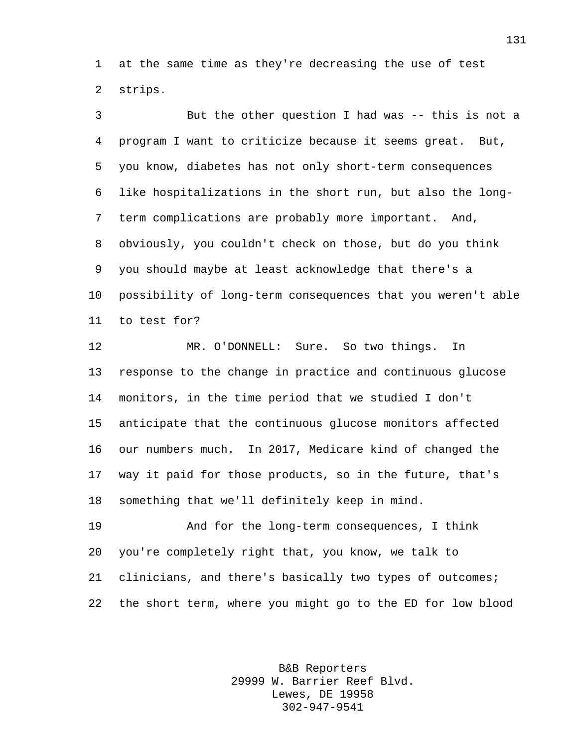at the same time as they're decreasing the use of test strips.

But the other question I had was -- this is not a program I want to criticize because it seems great. But, you know, diabetes has not only short-term consequences like hospitalizations in the short run, but also the long-term complications are probably more important. And, obviously, you couldn't check on those, but do you think you should maybe at least acknowledge that there's a possibility of long-term consequences that you weren't able to test for?

MR. O'DONNELL: Sure. So two things. In response to the change in practice and continuous glucose monitors, in the time period that we studied I don't anticipate that the continuous glucose monitors affected our numbers much. In 2017, Medicare kind of changed the way it paid for those products, so in the future, that's something that we'll definitely keep in mind.

And for the long-term consequences, I think you're completely right that, you know, we talk to clinicians, and there's basically two types of outcomes; the short term, where you might go to the ED for low blood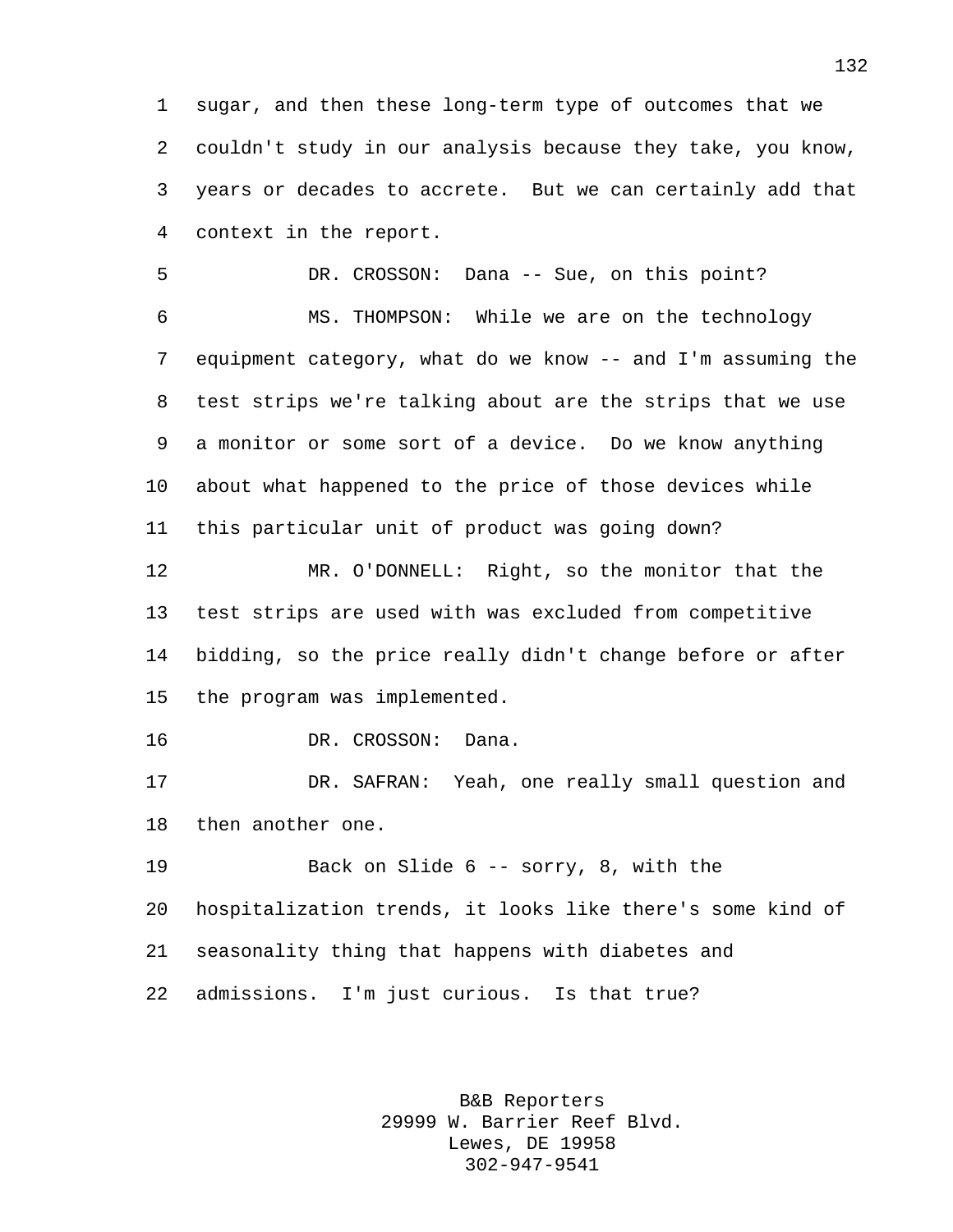sugar, and then these long-term type of outcomes that we couldn't study in our analysis because they take, you know, years or decades to accrete. But we can certainly add that context in the report.

DR. CROSSON: Dana -- Sue, on this point?

MS. THOMPSON: While we are on the technology equipment category, what do we know -- and I'm assuming the test strips we're talking about are the strips that we use a monitor or some sort of a device. Do we know anything about what happened to the price of those devices while this particular unit of product was going down?

MR. O'DONNELL: Right, so the monitor that the test strips are used with was excluded from competitive bidding, so the price really didn't change before or after the program was implemented.

DR. CROSSON: Dana.

DR. SAFRAN: Yeah, one really small question and then another one.

Back on Slide 6 -- sorry, 8, with the hospitalization trends, it looks like there's some kind of seasonality thing that happens with diabetes and admissions. I'm just curious. Is that true?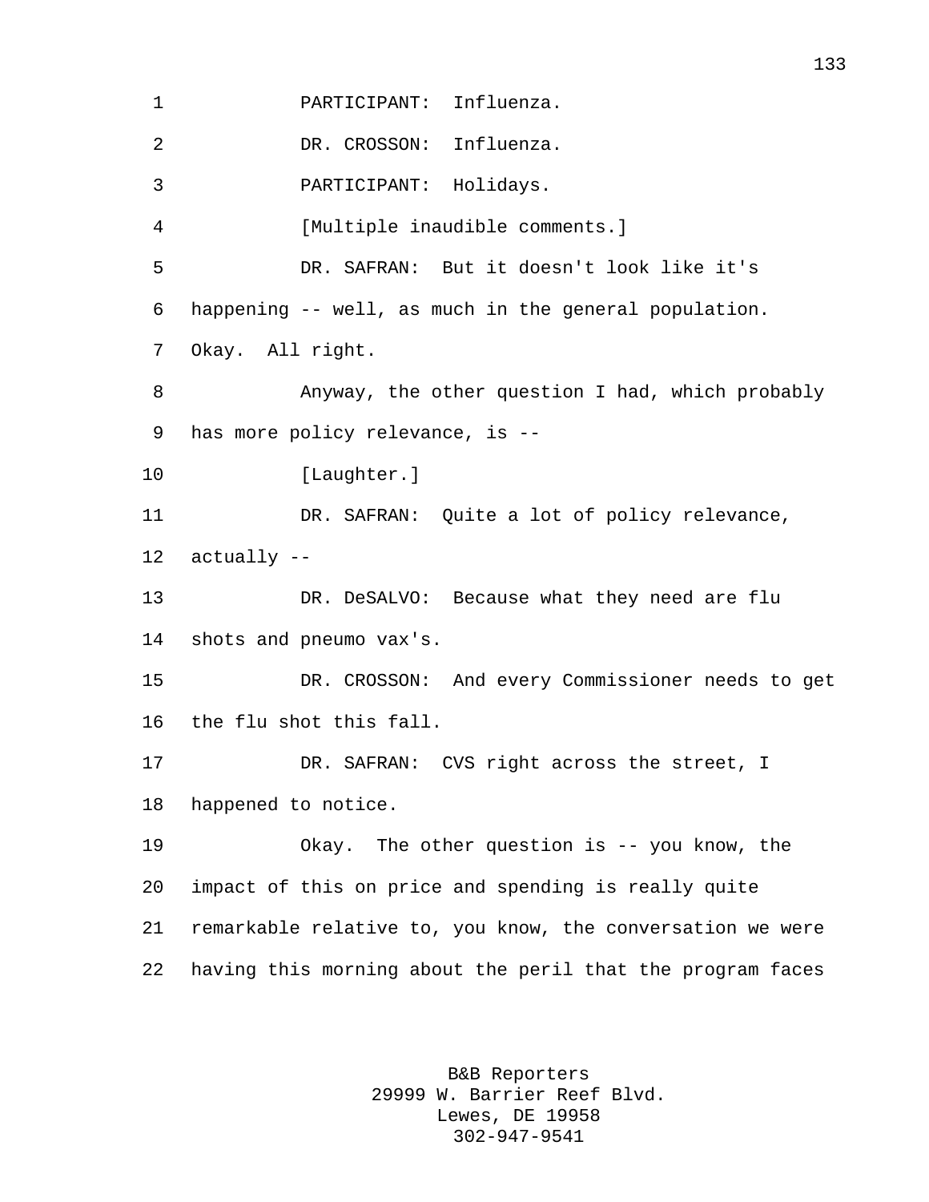PARTICIPANT: Influenza.

DR. CROSSON: Influenza.

PARTICIPANT: Holidays.

[Multiple inaudible comments.]

DR. SAFRAN: But it doesn't look like it's happening -- well, as much in the general population. Okay. All right.

Anyway, the other question I had, which probably has more policy relevance, is --

[Laughter.]

DR. SAFRAN: Quite a lot of policy relevance, actually --

DR. DeSALVO: Because what they need are flu shots and pneumo vax's.

DR. CROSSON: And every Commissioner needs to get the flu shot this fall.

DR. SAFRAN: CVS right across the street, I happened to notice.

Okay. The other question is -- you know, the impact of this on price and spending is really quite remarkable relative to, you know, the conversation we were having this morning about the peril that the program faces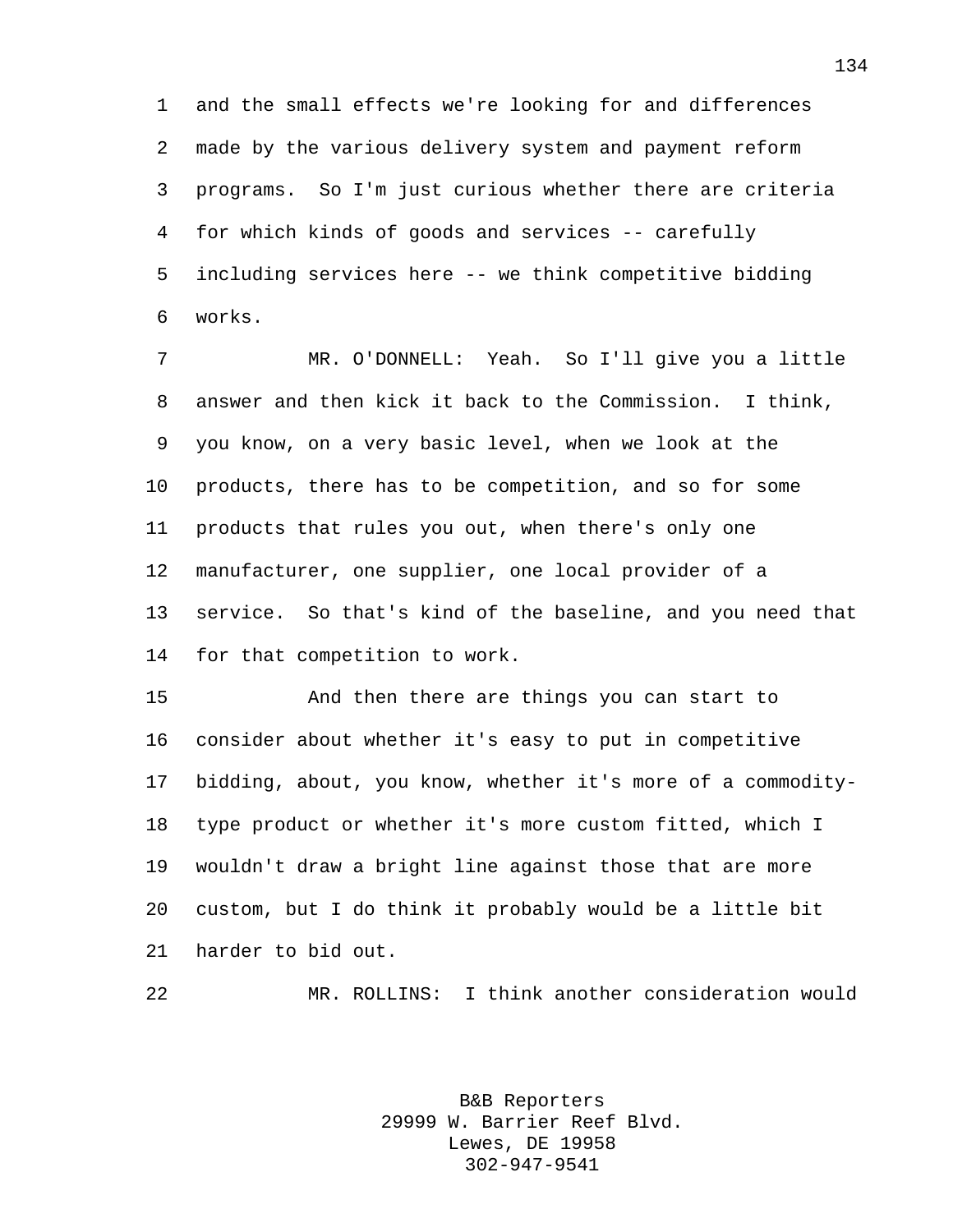and the small effects we're looking for and differences made by the various delivery system and payment reform programs. So I'm just curious whether there are criteria for which kinds of goods and services -- carefully including services here -- we think competitive bidding works.

MR. O'DONNELL: Yeah. So I'll give you a little answer and then kick it back to the Commission. I think, you know, on a very basic level, when we look at the products, there has to be competition, and so for some products that rules you out, when there's only one manufacturer, one supplier, one local provider of a service. So that's kind of the baseline, and you need that for that competition to work.

And then there are things you can start to consider about whether it's easy to put in competitive bidding, about, you know, whether it's more of a commodity-type product or whether it's more custom fitted, which I wouldn't draw a bright line against those that are more custom, but I do think it probably would be a little bit harder to bid out.

MR. ROLLINS: I think another consideration would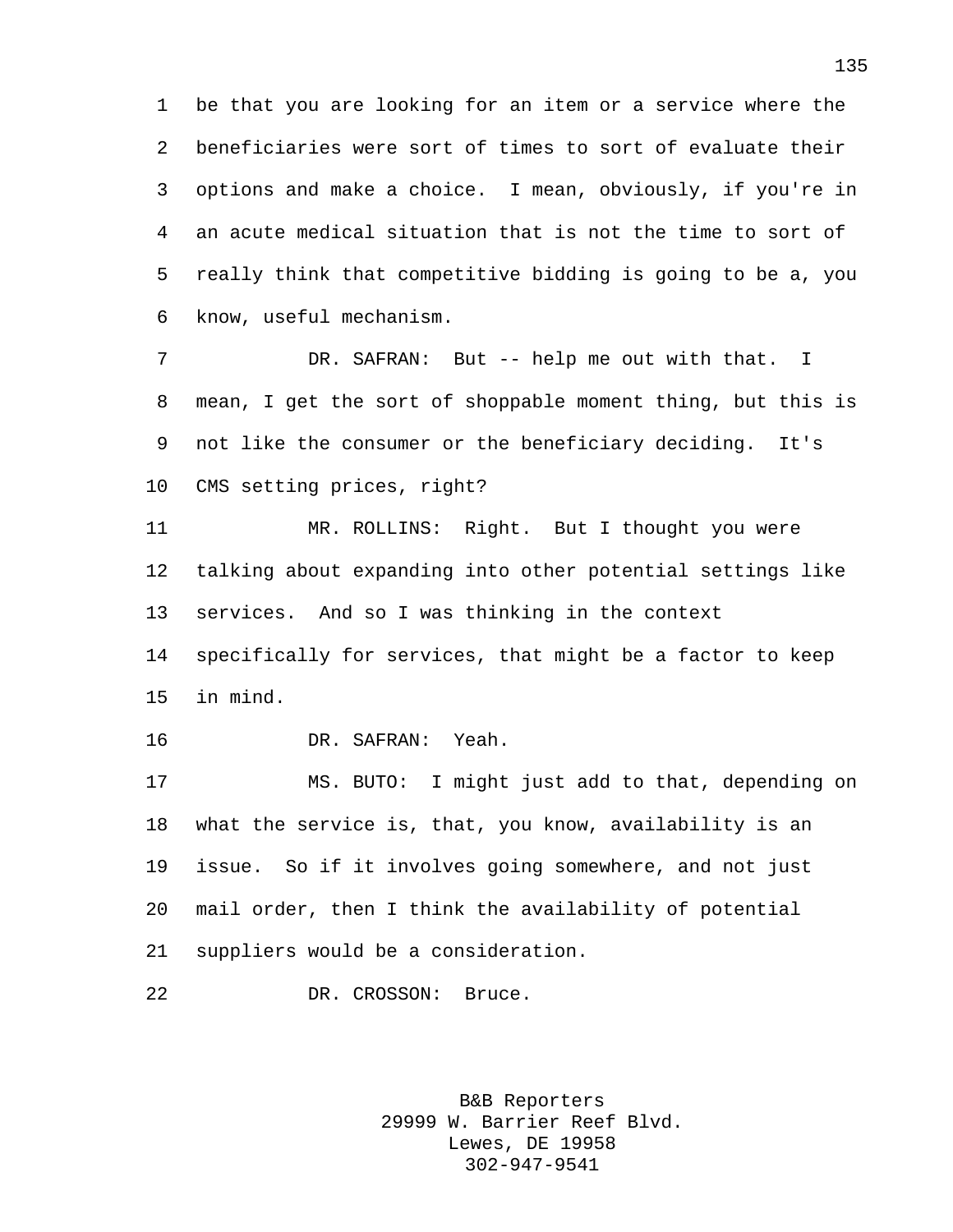be that you are looking for an item or a service where the beneficiaries were sort of times to sort of evaluate their options and make a choice. I mean, obviously, if you're in an acute medical situation that is not the time to sort of really think that competitive bidding is going to be a, you know, useful mechanism.

DR. SAFRAN: But -- help me out with that. I mean, I get the sort of shoppable moment thing, but this is not like the consumer or the beneficiary deciding. It's CMS setting prices, right?

MR. ROLLINS: Right. But I thought you were talking about expanding into other potential settings like services. And so I was thinking in the context specifically for services, that might be a factor to keep in mind.

DR. SAFRAN: Yeah.

MS. BUTO: I might just add to that, depending on what the service is, that, you know, availability is an issue. So if it involves going somewhere, and not just mail order, then I think the availability of potential suppliers would be a consideration.

DR. CROSSON: Bruce.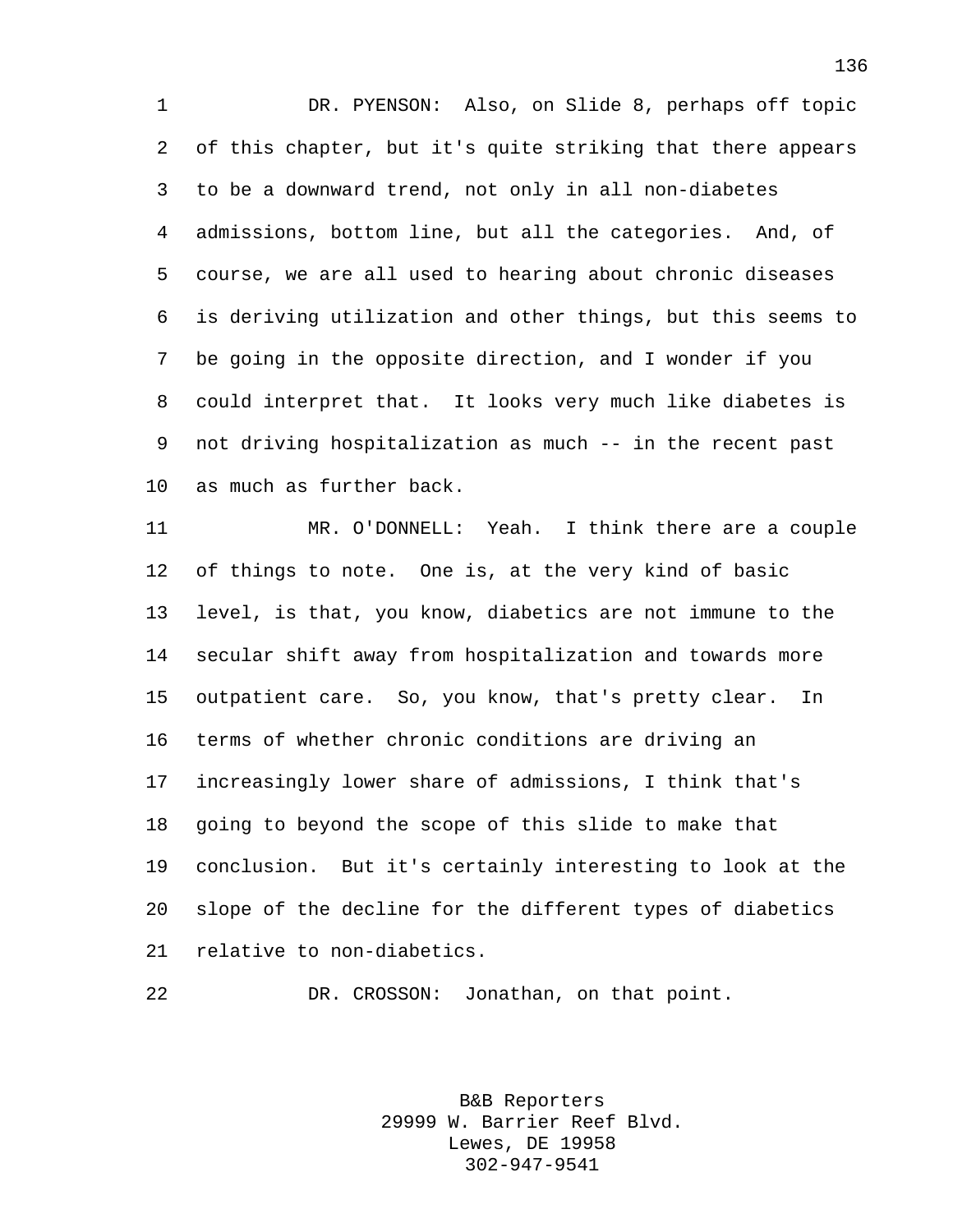DR. PYENSON: Also, on Slide 8, perhaps off topic of this chapter, but it's quite striking that there appears to be a downward trend, not only in all non-diabetes admissions, bottom line, but all the categories. And, of course, we are all used to hearing about chronic diseases is deriving utilization and other things, but this seems to be going in the opposite direction, and I wonder if you could interpret that. It looks very much like diabetes is not driving hospitalization as much -- in the recent past as much as further back.

MR. O'DONNELL: Yeah. I think there are a couple of things to note. One is, at the very kind of basic level, is that, you know, diabetics are not immune to the secular shift away from hospitalization and towards more outpatient care. So, you know, that's pretty clear. In terms of whether chronic conditions are driving an increasingly lower share of admissions, I think that's going to beyond the scope of this slide to make that conclusion. But it's certainly interesting to look at the slope of the decline for the different types of diabetics relative to non-diabetics.

DR. CROSSON: Jonathan, on that point.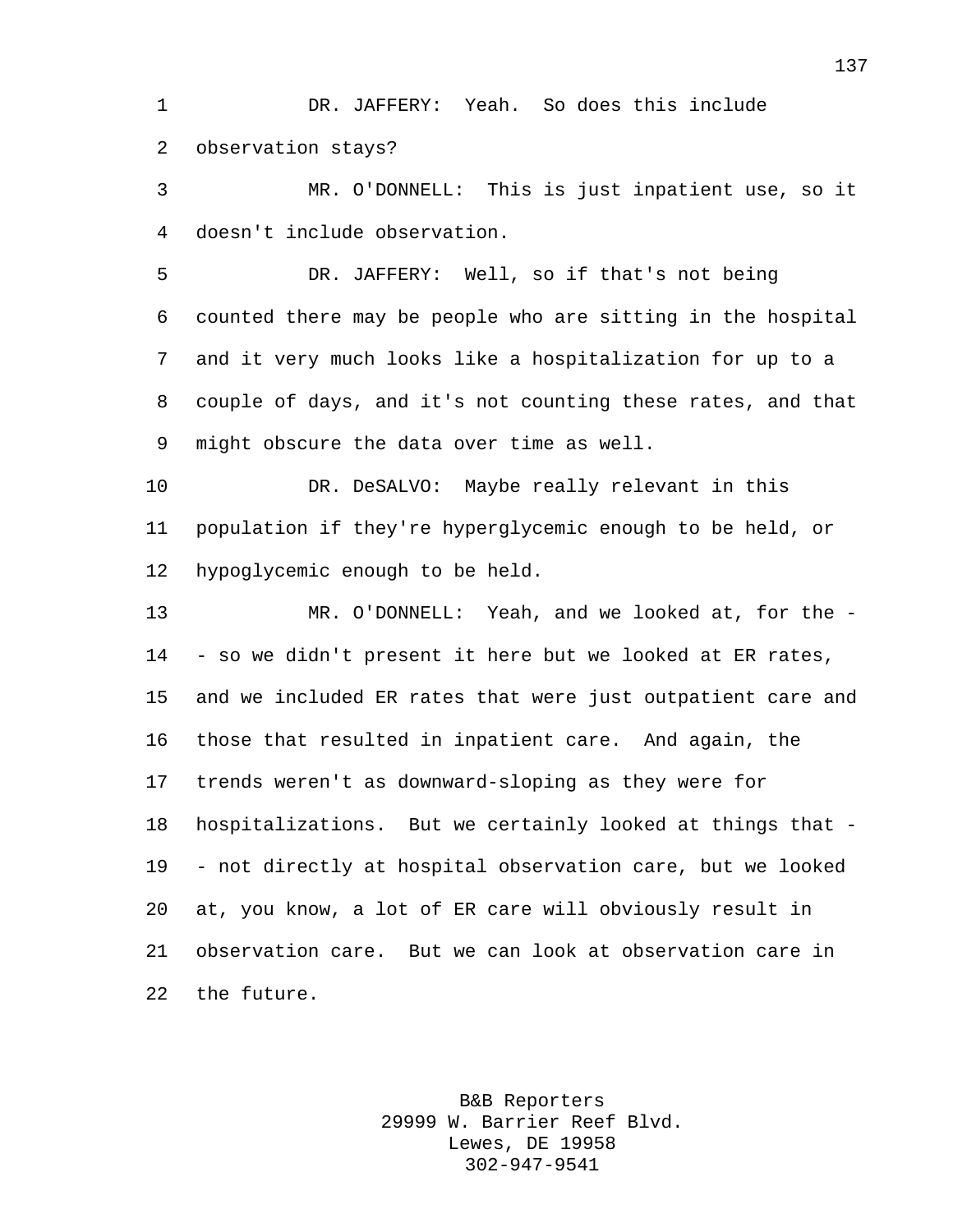DR. JAFFERY: Yeah. So does this include observation stays?

MR. O'DONNELL: This is just inpatient use, so it doesn't include observation.

DR. JAFFERY: Well, so if that's not being counted there may be people who are sitting in the hospital and it very much looks like a hospitalization for up to a couple of days, and it's not counting these rates, and that might obscure the data over time as well.

DR. DeSALVO: Maybe really relevant in this population if they're hyperglycemic enough to be held, or hypoglycemic enough to be held.

MR. O'DONNELL: Yeah, and we looked at, for the -- so we didn't present it here but we looked at ER rates, and we included ER rates that were just outpatient care and those that resulted in inpatient care. And again, the trends weren't as downward-sloping as they were for hospitalizations. But we certainly looked at things that -- not directly at hospital observation care, but we looked at, you know, a lot of ER care will obviously result in observation care. But we can look at observation care in the future.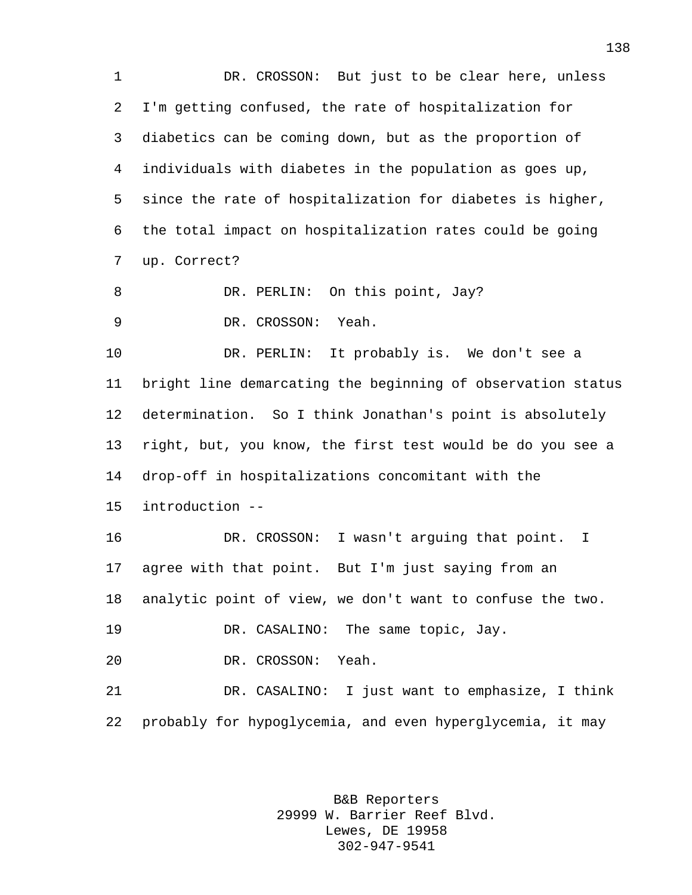DR. CROSSON: But just to be clear here, unless I'm getting confused, the rate of hospitalization for diabetics can be coming down, but as the proportion of individuals with diabetes in the population as goes up, since the rate of hospitalization for diabetes is higher, the total impact on hospitalization rates could be going up. Correct?

DR. PERLIN: On this point, Jay?

DR. CROSSON: Yeah.

DR. PERLIN: It probably is. We don't see a bright line demarcating the beginning of observation status determination. So I think Jonathan's point is absolutely right, but, you know, the first test would be do you see a drop-off in hospitalizations concomitant with the introduction --

DR. CROSSON: I wasn't arguing that point. I agree with that point. But I'm just saying from an analytic point of view, we don't want to confuse the two.

DR. CASALINO: The same topic, Jay.

DR. CROSSON: Yeah.

DR. CASALINO: I just want to emphasize, I think probably for hypoglycemia, and even hyperglycemia, it may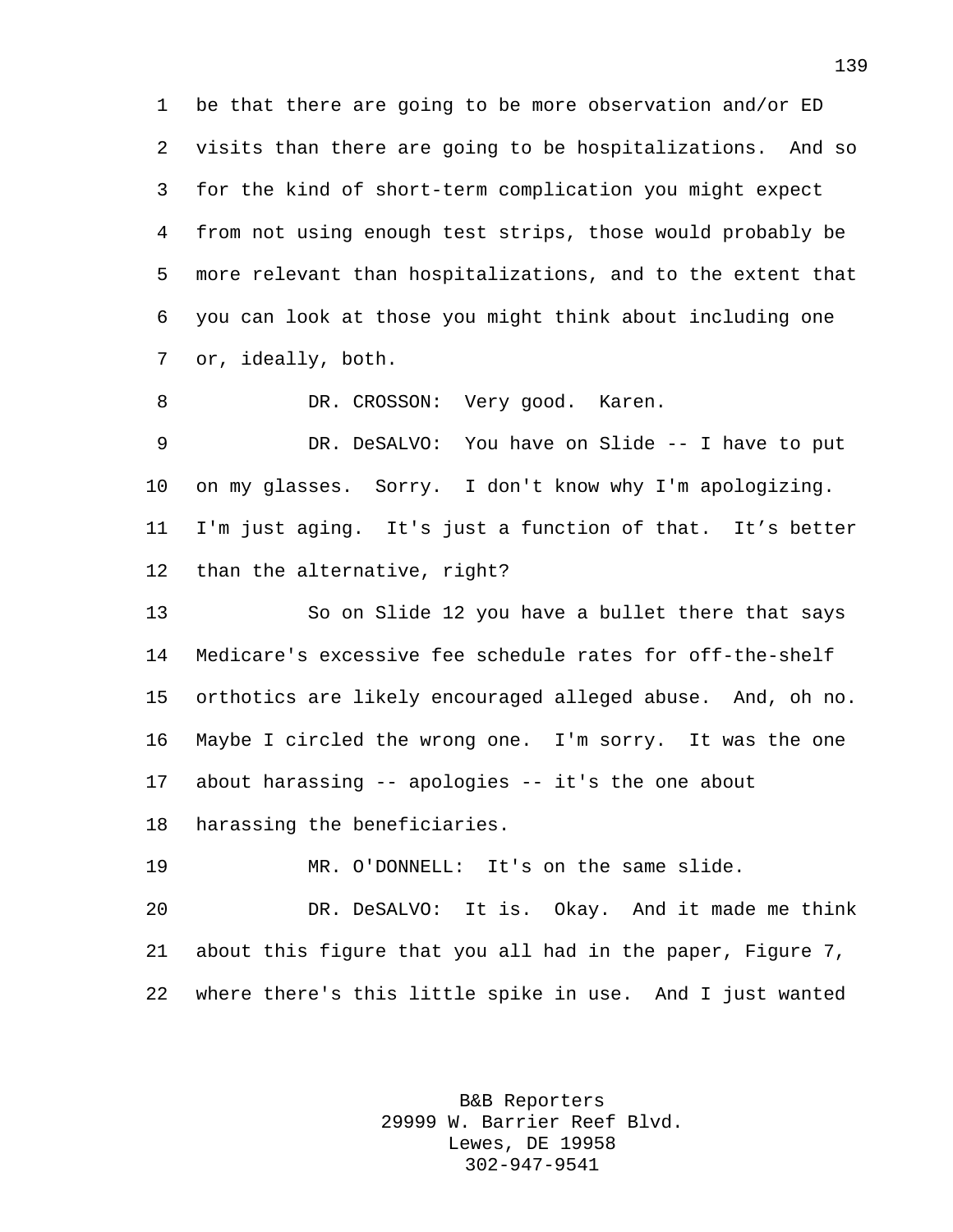be that there are going to be more observation and/or ED visits than there are going to be hospitalizations. And so for the kind of short-term complication you might expect from not using enough test strips, those would probably be more relevant than hospitalizations, and to the extent that you can look at those you might think about including one or, ideally, both.

DR. CROSSON: Very good. Karen.

DR. DeSALVO: You have on Slide -- I have to put on my glasses. Sorry. I don't know why I'm apologizing. I'm just aging. It's just a function of that. It's better than the alternative, right?

So on Slide 12 you have a bullet there that says Medicare's excessive fee schedule rates for off-the-shelf orthotics are likely encouraged alleged abuse. And, oh no. Maybe I circled the wrong one. I'm sorry. It was the one about harassing -- apologies -- it's the one about harassing the beneficiaries.

MR. O'DONNELL: It's on the same slide.

DR. DeSALVO: It is. Okay. And it made me think about this figure that you all had in the paper, Figure 7, where there's this little spike in use. And I just wanted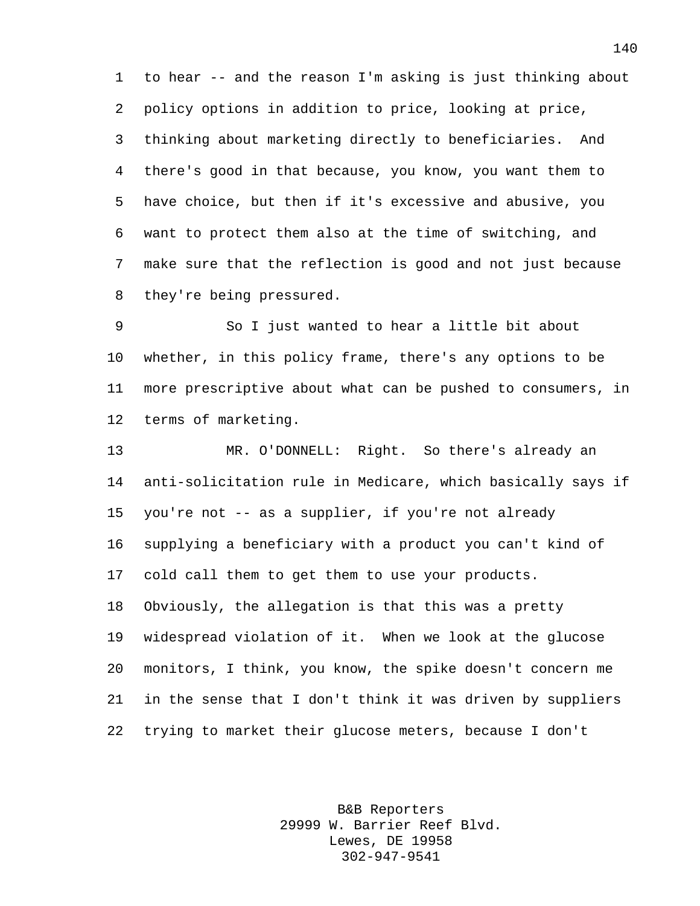to hear -- and the reason I'm asking is just thinking about policy options in addition to price, looking at price, thinking about marketing directly to beneficiaries. And there's good in that because, you know, you want them to have choice, but then if it's excessive and abusive, you want to protect them also at the time of switching, and make sure that the reflection is good and not just because they're being pressured.

So I just wanted to hear a little bit about whether, in this policy frame, there's any options to be more prescriptive about what can be pushed to consumers, in terms of marketing.

MR. O'DONNELL: Right. So there's already an anti-solicitation rule in Medicare, which basically says if you're not -- as a supplier, if you're not already supplying a beneficiary with a product you can't kind of cold call them to get them to use your products. Obviously, the allegation is that this was a pretty widespread violation of it. When we look at the glucose monitors, I think, you know, the spike doesn't concern me in the sense that I don't think it was driven by suppliers trying to market their glucose meters, because I don't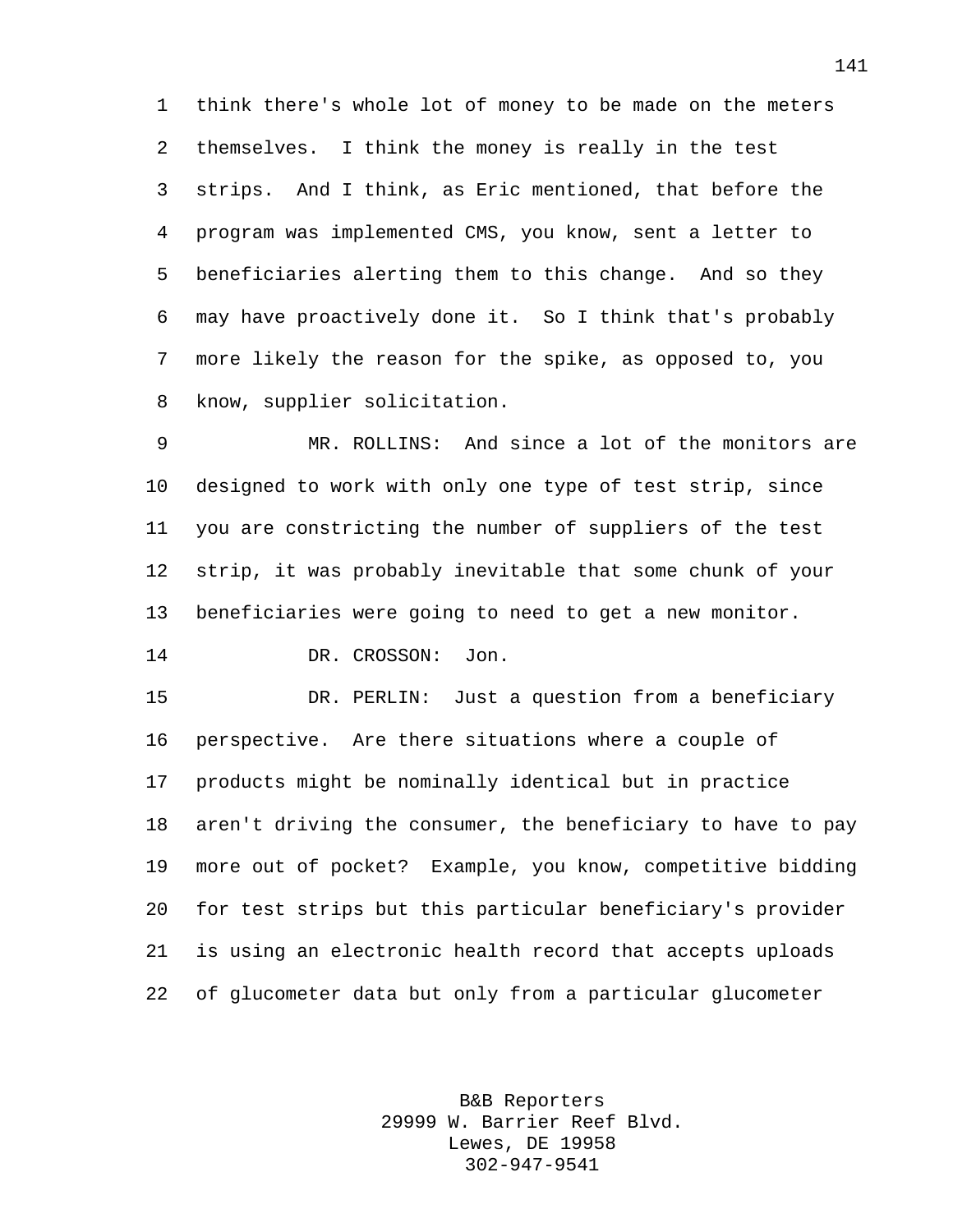think there's whole lot of money to be made on the meters themselves. I think the money is really in the test strips. And I think, as Eric mentioned, that before the program was implemented CMS, you know, sent a letter to beneficiaries alerting them to this change. And so they may have proactively done it. So I think that's probably more likely the reason for the spike, as opposed to, you know, supplier solicitation.

MR. ROLLINS: And since a lot of the monitors are designed to work with only one type of test strip, since you are constricting the number of suppliers of the test strip, it was probably inevitable that some chunk of your beneficiaries were going to need to get a new monitor.

DR. CROSSON: Jon.

DR. PERLIN: Just a question from a beneficiary perspective. Are there situations where a couple of products might be nominally identical but in practice aren't driving the consumer, the beneficiary to have to pay more out of pocket? Example, you know, competitive bidding for test strips but this particular beneficiary's provider is using an electronic health record that accepts uploads of glucometer data but only from a particular glucometer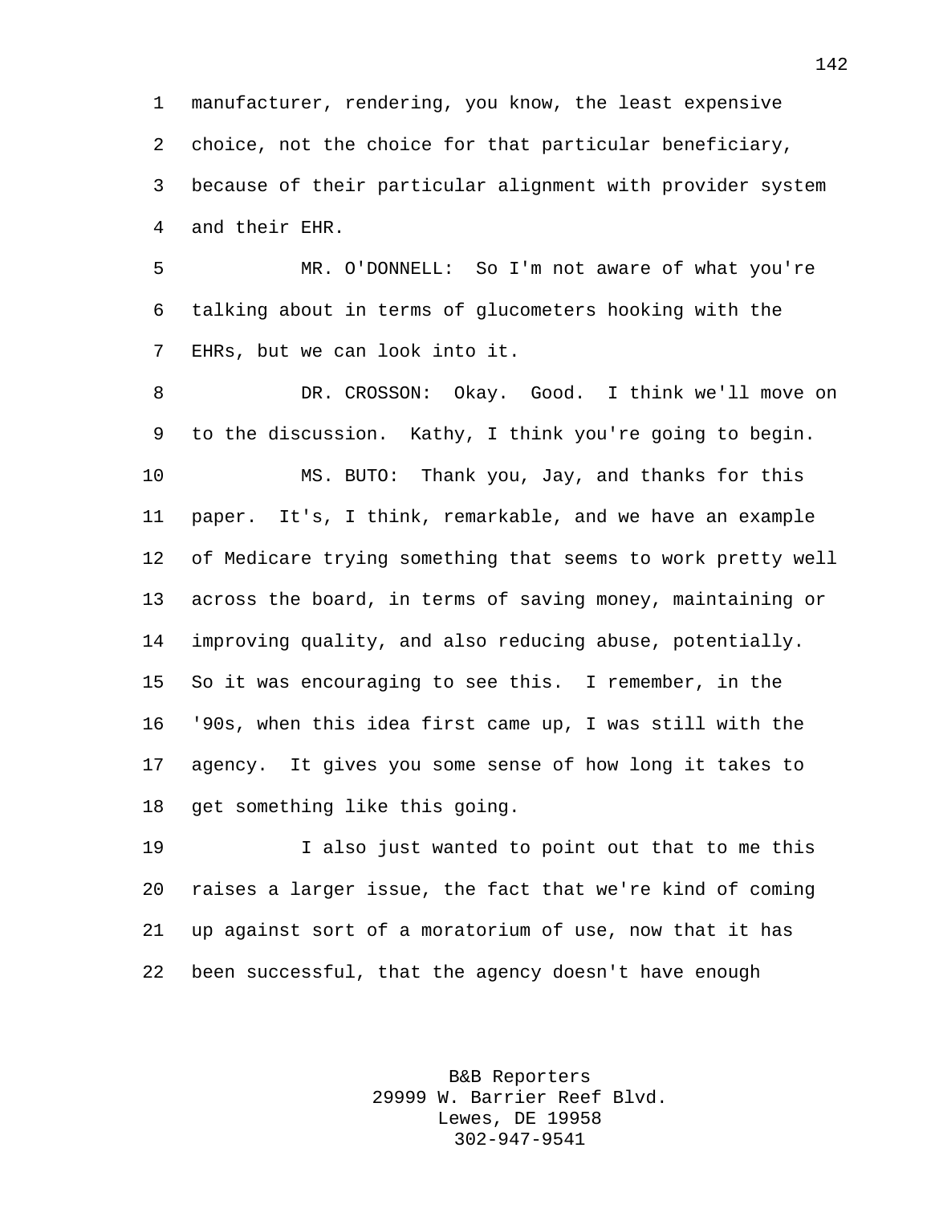manufacturer, rendering, you know, the least expensive choice, not the choice for that particular beneficiary, because of their particular alignment with provider system and their EHR.

MR. O'DONNELL: So I'm not aware of what you're talking about in terms of glucometers hooking with the EHRs, but we can look into it.

DR. CROSSON: Okay. Good. I think we'll move on to the discussion. Kathy, I think you're going to begin.

MS. BUTO: Thank you, Jay, and thanks for this paper. It's, I think, remarkable, and we have an example of Medicare trying something that seems to work pretty well across the board, in terms of saving money, maintaining or improving quality, and also reducing abuse, potentially. So it was encouraging to see this. I remember, in the '90s, when this idea first came up, I was still with the agency. It gives you some sense of how long it takes to get something like this going.

I also just wanted to point out that to me this raises a larger issue, the fact that we're kind of coming up against sort of a moratorium of use, now that it has been successful, that the agency doesn't have enough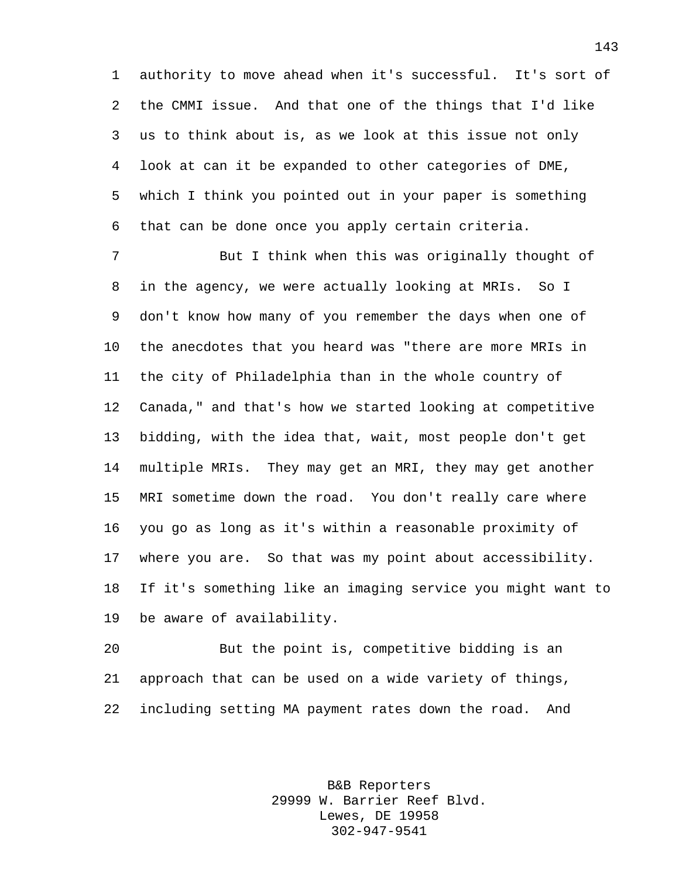authority to move ahead when it's successful. It's sort of the CMMI issue. And that one of the things that I'd like us to think about is, as we look at this issue not only look at can it be expanded to other categories of DME, which I think you pointed out in your paper is something that can be done once you apply certain criteria.

But I think when this was originally thought of in the agency, we were actually looking at MRIs. So I don't know how many of you remember the days when one of the anecdotes that you heard was "there are more MRIs in the city of Philadelphia than in the whole country of Canada," and that's how we started looking at competitive bidding, with the idea that, wait, most people don't get multiple MRIs. They may get an MRI, they may get another MRI sometime down the road. You don't really care where you go as long as it's within a reasonable proximity of where you are. So that was my point about accessibility. If it's something like an imaging service you might want to be aware of availability.

But the point is, competitive bidding is an approach that can be used on a wide variety of things, including setting MA payment rates down the road. And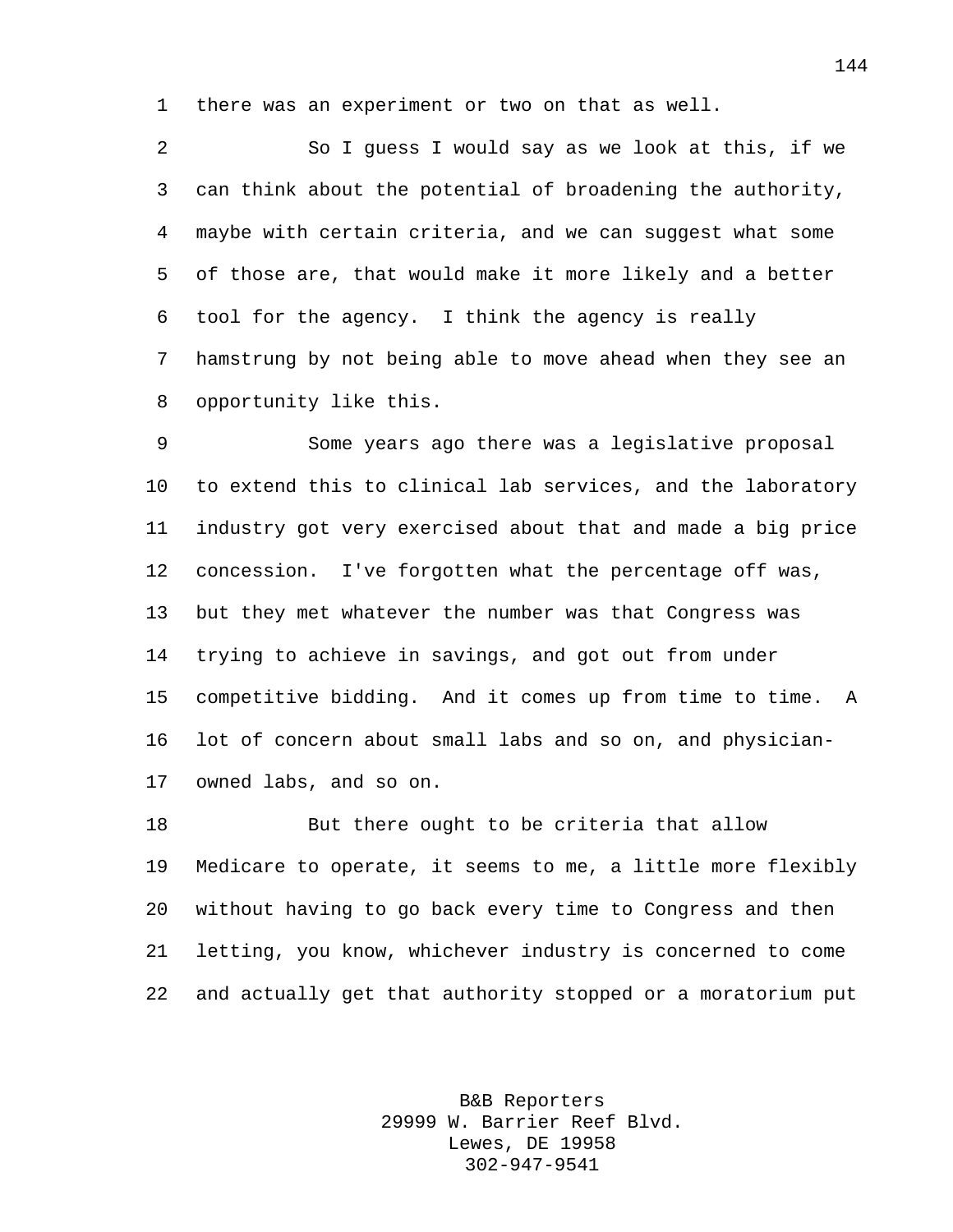there was an experiment or two on that as well.

So I guess I would say as we look at this, if we can think about the potential of broadening the authority, maybe with certain criteria, and we can suggest what some of those are, that would make it more likely and a better tool for the agency. I think the agency is really hamstrung by not being able to move ahead when they see an opportunity like this.

Some years ago there was a legislative proposal to extend this to clinical lab services, and the laboratory industry got very exercised about that and made a big price concession. I've forgotten what the percentage off was, but they met whatever the number was that Congress was trying to achieve in savings, and got out from under competitive bidding. And it comes up from time to time. A lot of concern about small labs and so on, and physician-owned labs, and so on.

But there ought to be criteria that allow Medicare to operate, it seems to me, a little more flexibly without having to go back every time to Congress and then letting, you know, whichever industry is concerned to come and actually get that authority stopped or a moratorium put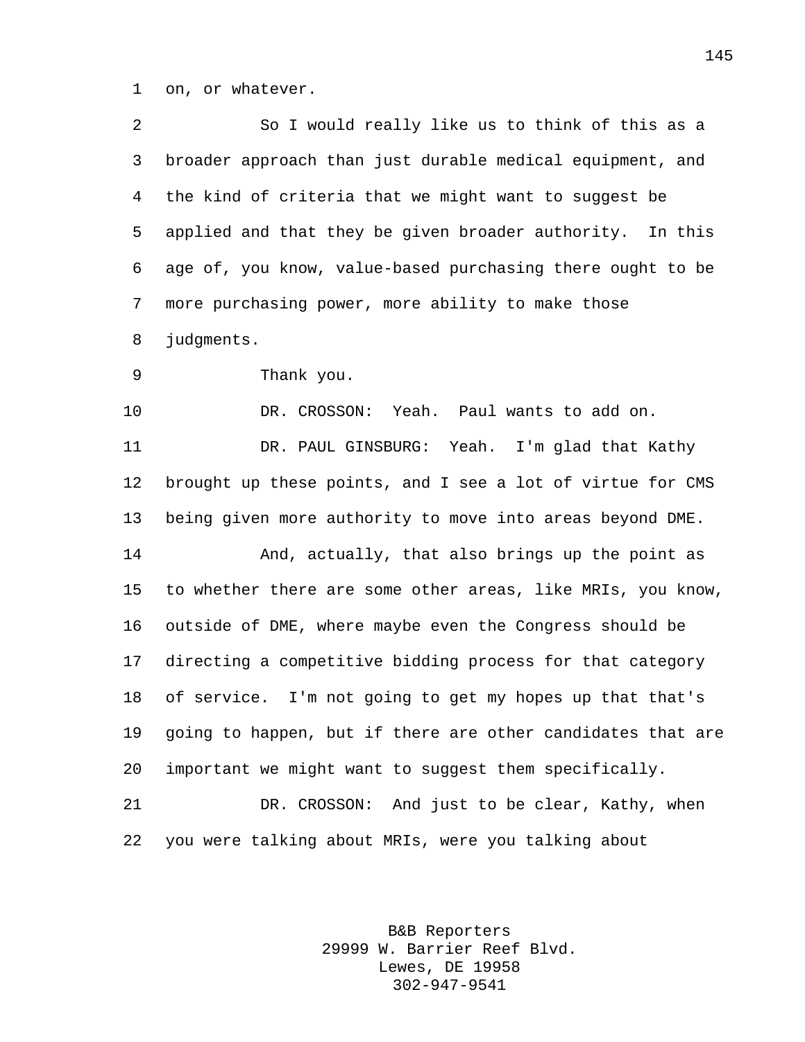on, or whatever.

So I would really like us to think of this as a broader approach than just durable medical equipment, and the kind of criteria that we might want to suggest be applied and that they be given broader authority. In this age of, you know, value-based purchasing there ought to be more purchasing power, more ability to make those judgments.

Thank you.

DR. CROSSON: Yeah. Paul wants to add on.

DR. PAUL GINSBURG: Yeah. I'm glad that Kathy brought up these points, and I see a lot of virtue for CMS being given more authority to move into areas beyond DME.

And, actually, that also brings up the point as to whether there are some other areas, like MRIs, you know, outside of DME, where maybe even the Congress should be directing a competitive bidding process for that category of service. I'm not going to get my hopes up that that's going to happen, but if there are other candidates that are important we might want to suggest them specifically.

DR. CROSSON: And just to be clear, Kathy, when you were talking about MRIs, were you talking about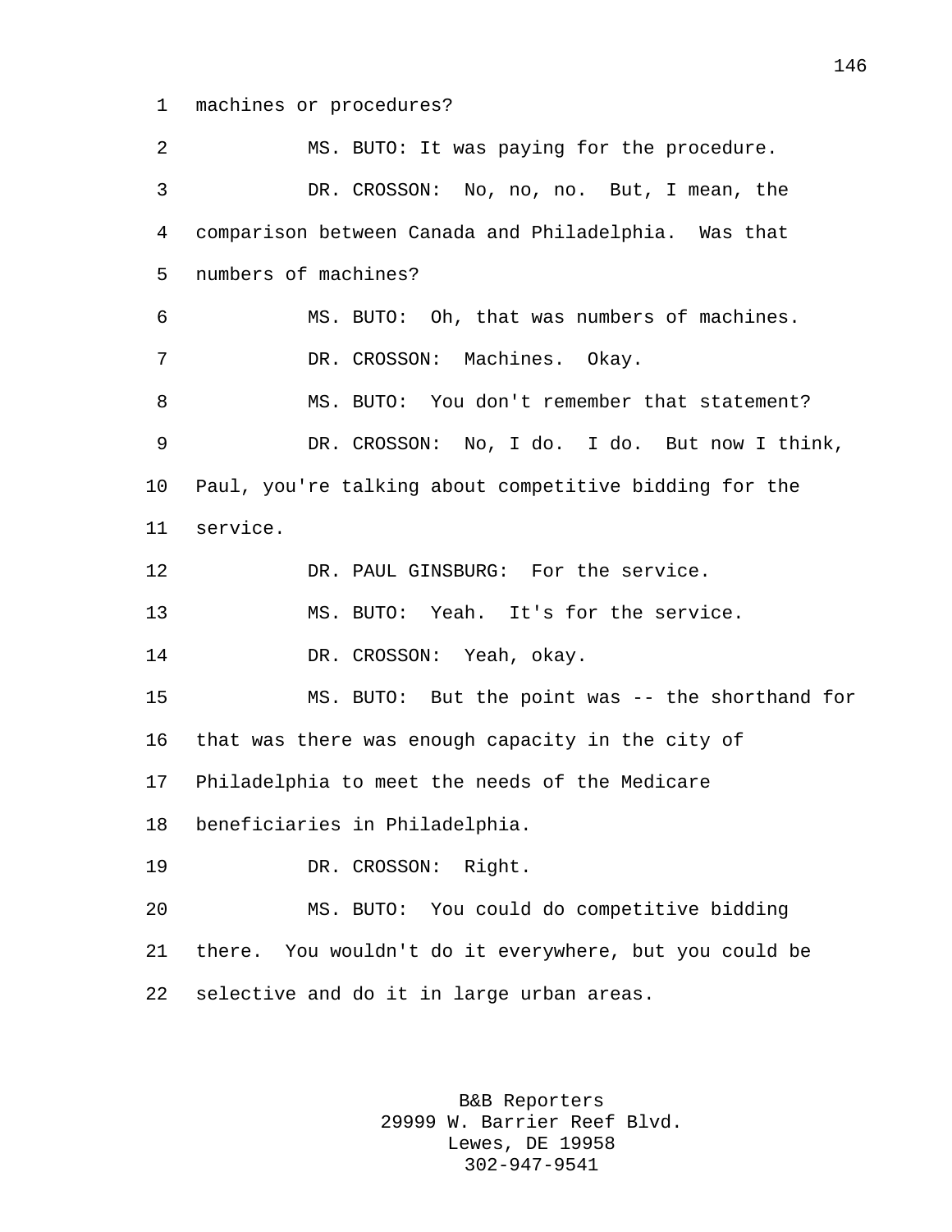machines or procedures?

MS. BUTO: It was paying for the procedure.

DR. CROSSON: No, no, no. But, I mean, the comparison between Canada and Philadelphia. Was that numbers of machines?

MS. BUTO: Oh, that was numbers of machines.

DR. CROSSON: Machines. Okay.

MS. BUTO: You don't remember that statement?

DR. CROSSON: No, I do. I do. But now I think, Paul, you're talking about competitive bidding for the service.

DR. PAUL GINSBURG: For the service.

MS. BUTO: Yeah. It's for the service.

DR. CROSSON: Yeah, okay.

MS. BUTO: But the point was -- the shorthand for that was there was enough capacity in the city of Philadelphia to meet the needs of the Medicare beneficiaries in Philadelphia.

DR. CROSSON: Right.

MS. BUTO: You could do competitive bidding there. You wouldn't do it everywhere, but you could be selective and do it in large urban areas.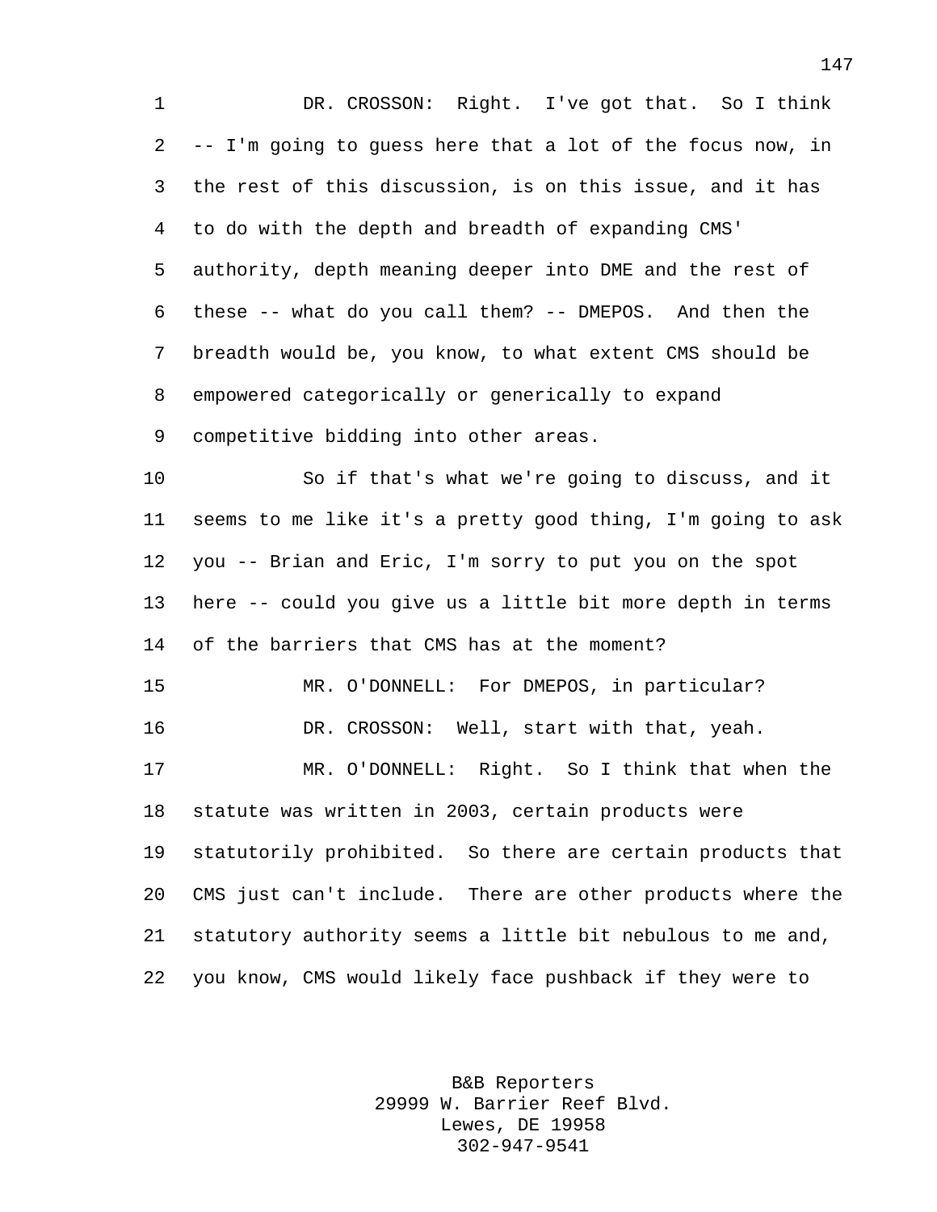DR. CROSSON: Right. I've got that. So I think -- I'm going to guess here that a lot of the focus now, in the rest of this discussion, is on this issue, and it has to do with the depth and breadth of expanding CMS' authority, depth meaning deeper into DME and the rest of these -- what do you call them? -- DMEPOS. And then the breadth would be, you know, to what extent CMS should be empowered categorically or generically to expand competitive bidding into other areas.

So if that's what we're going to discuss, and it seems to me like it's a pretty good thing, I'm going to ask you -- Brian and Eric, I'm sorry to put you on the spot here -- could you give us a little bit more depth in terms of the barriers that CMS has at the moment?

MR. O'DONNELL: For DMEPOS, in particular?

DR. CROSSON: Well, start with that, yeah.

MR. O'DONNELL: Right. So I think that when the statute was written in 2003, certain products were statutorily prohibited. So there are certain products that CMS just can't include. There are other products where the statutory authority seems a little bit nebulous to me and, you know, CMS would likely face pushback if they were to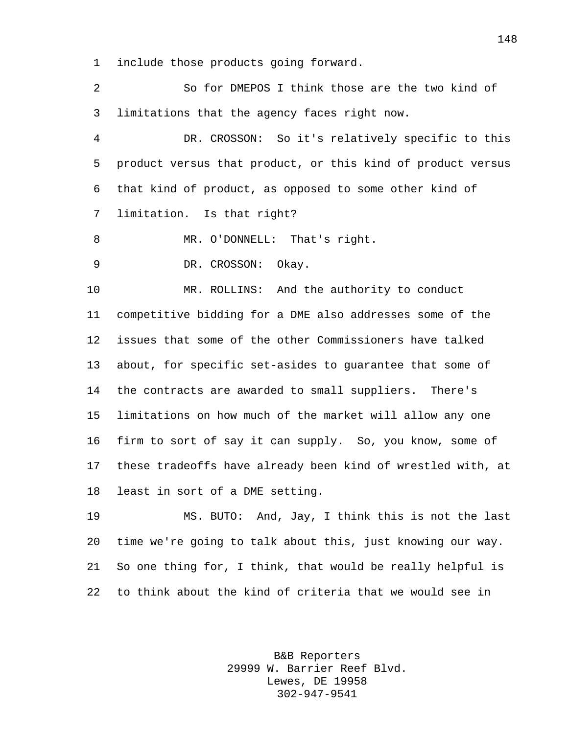include those products going forward.

So for DMEPOS I think those are the two kind of limitations that the agency faces right now.

DR. CROSSON: So it's relatively specific to this product versus that product, or this kind of product versus that kind of product, as opposed to some other kind of limitation. Is that right?

MR. O'DONNELL: That's right.

DR. CROSSON: Okay.

MR. ROLLINS: And the authority to conduct competitive bidding for a DME also addresses some of the issues that some of the other Commissioners have talked about, for specific set-asides to guarantee that some of the contracts are awarded to small suppliers. There's limitations on how much of the market will allow any one firm to sort of say it can supply. So, you know, some of these tradeoffs have already been kind of wrestled with, at least in sort of a DME setting.

MS. BUTO: And, Jay, I think this is not the last time we're going to talk about this, just knowing our way. So one thing for, I think, that would be really helpful is to think about the kind of criteria that we would see in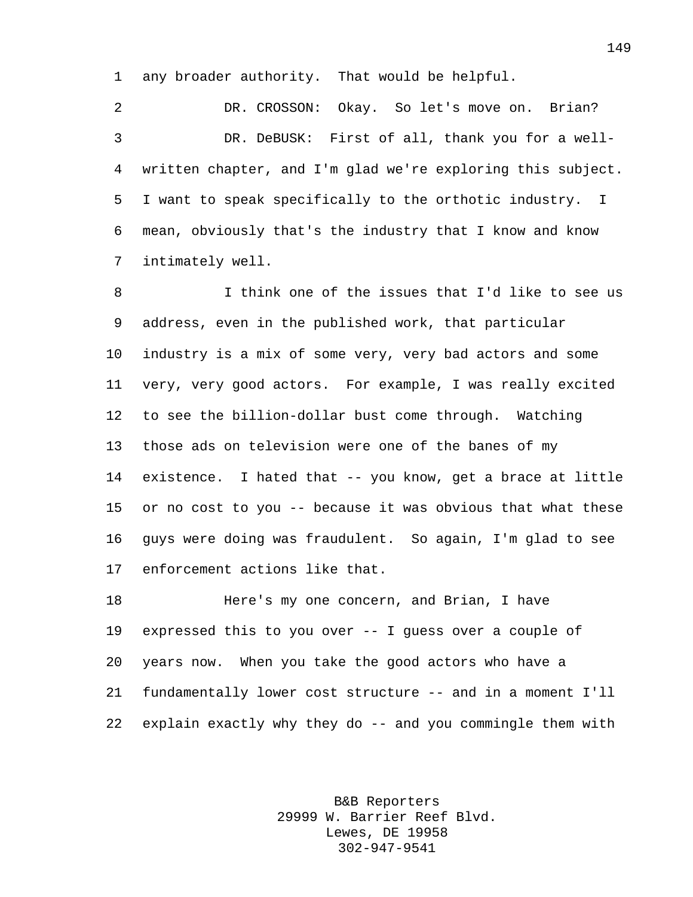any broader authority. That would be helpful.

DR. CROSSON: Okay. So let's move on. Brian?

DR. DeBUSK: First of all, thank you for a well-written chapter, and I'm glad we're exploring this subject. I want to speak specifically to the orthotic industry. I mean, obviously that's the industry that I know and know intimately well.

I think one of the issues that I'd like to see us address, even in the published work, that particular industry is a mix of some very, very bad actors and some very, very good actors. For example, I was really excited to see the billion-dollar bust come through. Watching those ads on television were one of the banes of my existence. I hated that -- you know, get a brace at little or no cost to you -- because it was obvious that what these guys were doing was fraudulent. So again, I'm glad to see enforcement actions like that.

Here's my one concern, and Brian, I have expressed this to you over -- I guess over a couple of years now. When you take the good actors who have a fundamentally lower cost structure -- and in a moment I'll explain exactly why they do -- and you commingle them with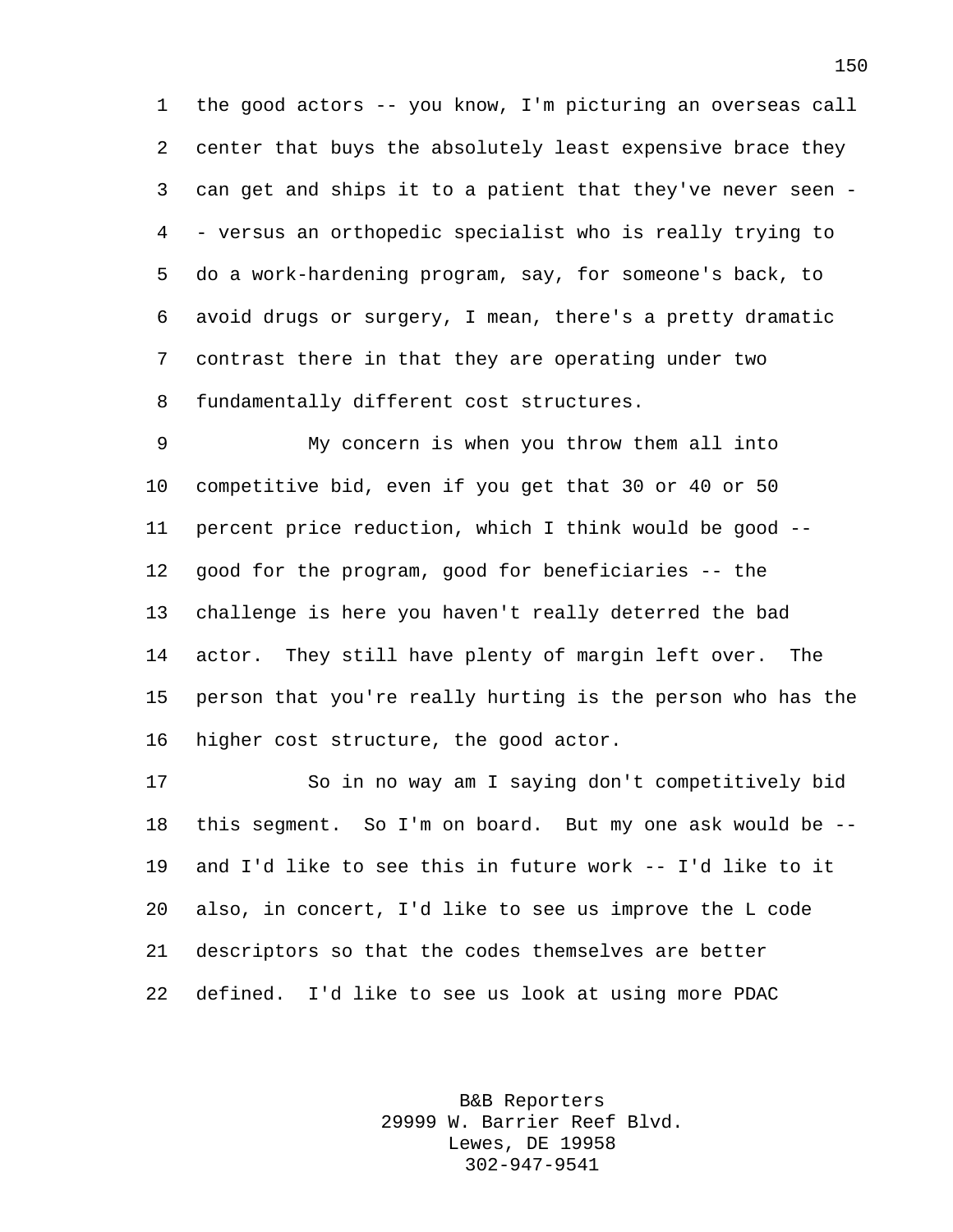the good actors -- you know, I'm picturing an overseas call center that buys the absolutely least expensive brace they can get and ships it to a patient that they've never seen -- versus an orthopedic specialist who is really trying to do a work-hardening program, say, for someone's back, to avoid drugs or surgery, I mean, there's a pretty dramatic contrast there in that they are operating under two fundamentally different cost structures.

My concern is when you throw them all into competitive bid, even if you get that 30 or 40 or 50 percent price reduction, which I think would be good -- good for the program, good for beneficiaries -- the challenge is here you haven't really deterred the bad actor. They still have plenty of margin left over. The person that you're really hurting is the person who has the higher cost structure, the good actor.

So in no way am I saying don't competitively bid this segment. So I'm on board. But my one ask would be -- and I'd like to see this in future work -- I'd like to it also, in concert, I'd like to see us improve the L code descriptors so that the codes themselves are better defined. I'd like to see us look at using more PDAC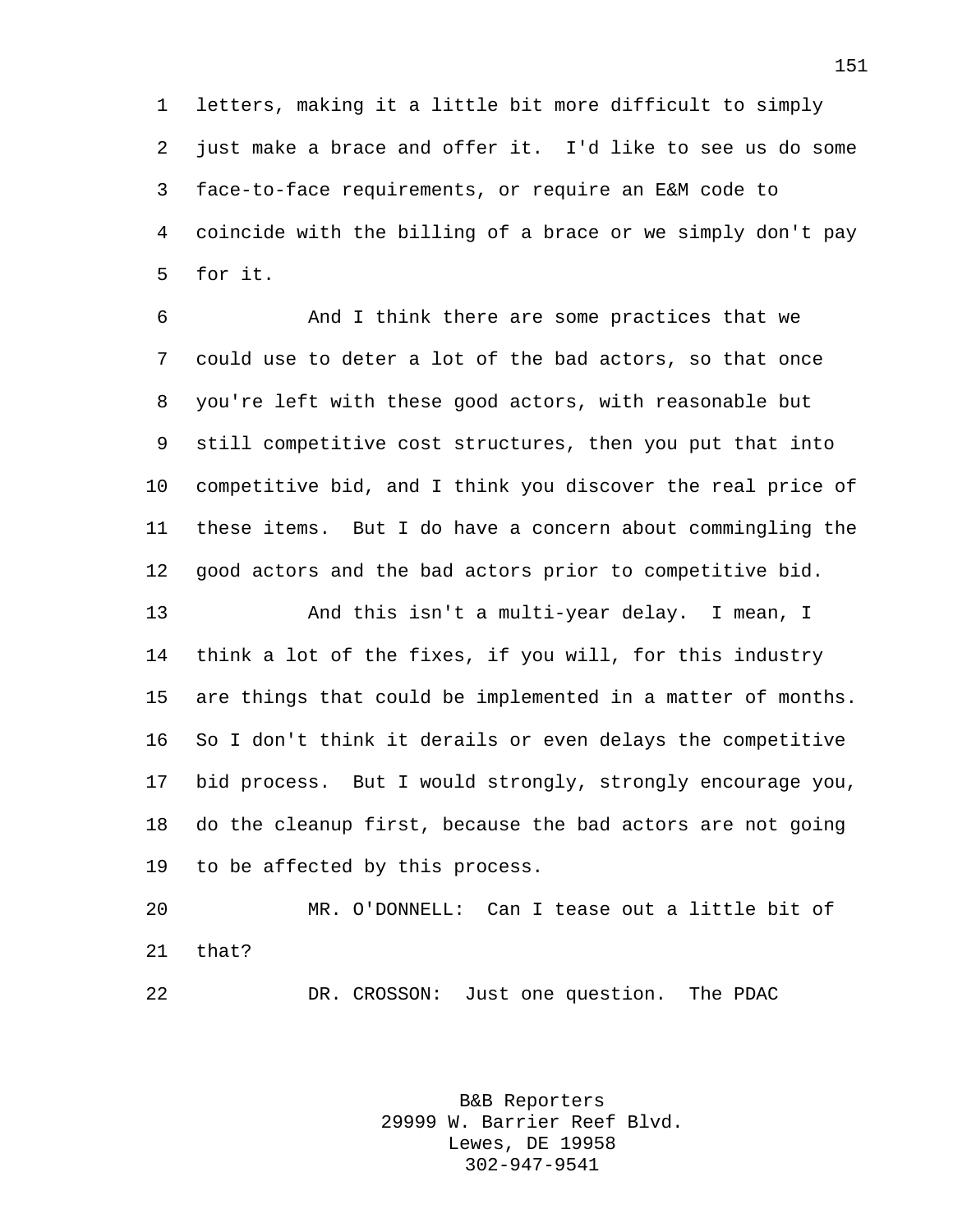letters, making it a little bit more difficult to simply just make a brace and offer it. I'd like to see us do some face-to-face requirements, or require an E&M code to coincide with the billing of a brace or we simply don't pay for it.

And I think there are some practices that we could use to deter a lot of the bad actors, so that once you're left with these good actors, with reasonable but still competitive cost structures, then you put that into competitive bid, and I think you discover the real price of these items. But I do have a concern about commingling the good actors and the bad actors prior to competitive bid.

And this isn't a multi-year delay. I mean, I think a lot of the fixes, if you will, for this industry are things that could be implemented in a matter of months. So I don't think it derails or even delays the competitive bid process. But I would strongly, strongly encourage you, do the cleanup first, because the bad actors are not going to be affected by this process.

MR. O'DONNELL: Can I tease out a little bit of that?

DR. CROSSON: Just one question. The PDAC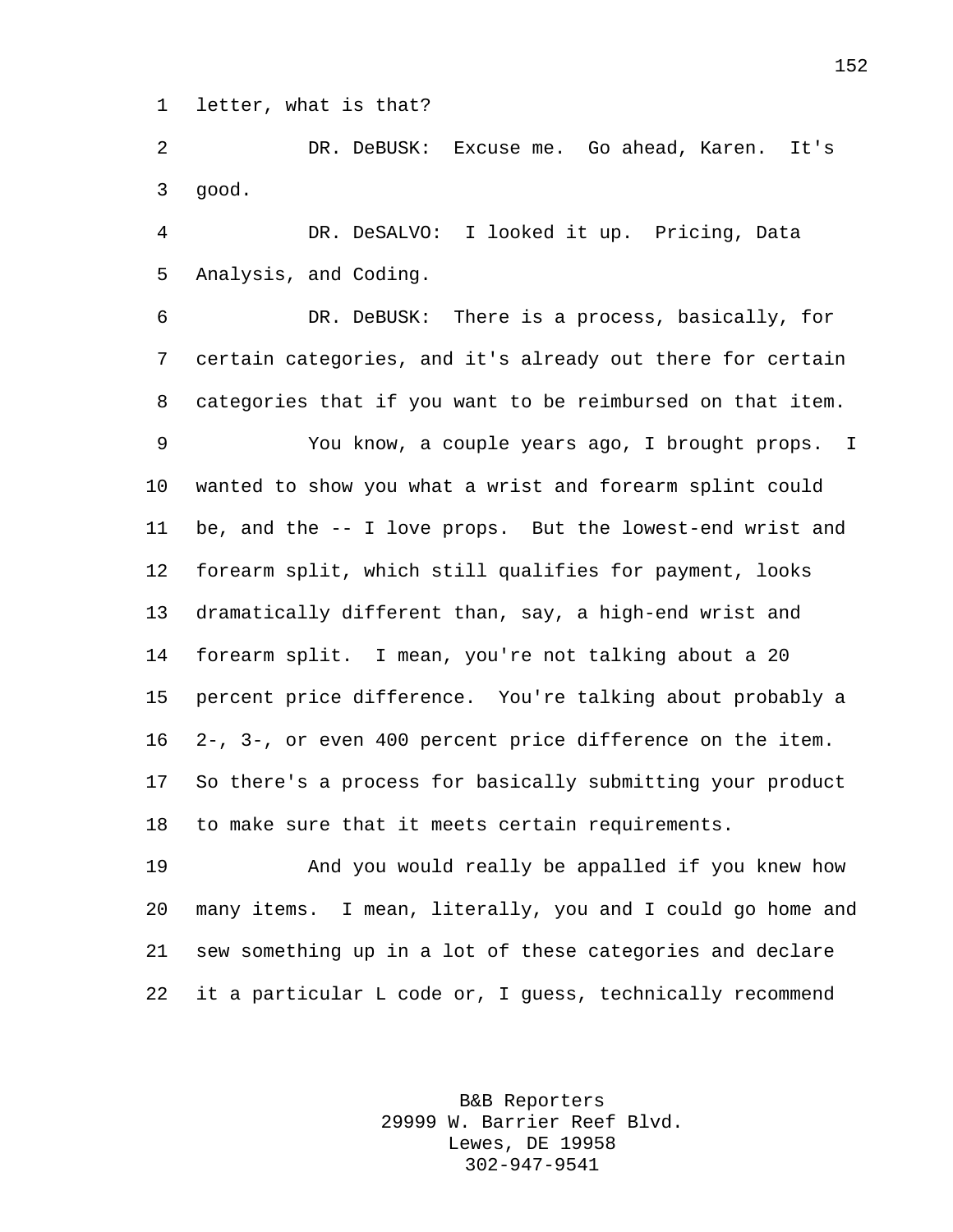letter, what is that?

DR. DeBUSK: Excuse me. Go ahead, Karen. It's good.

DR. DeSALVO: I looked it up. Pricing, Data Analysis, and Coding.

DR. DeBUSK: There is a process, basically, for certain categories, and it's already out there for certain categories that if you want to be reimbursed on that item.

You know, a couple years ago, I brought props. I wanted to show you what a wrist and forearm splint could be, and the -- I love props. But the lowest-end wrist and forearm split, which still qualifies for payment, looks dramatically different than, say, a high-end wrist and forearm split. I mean, you're not talking about a 20 percent price difference. You're talking about probably a 2-, 3-, or even 400 percent price difference on the item. So there's a process for basically submitting your product to make sure that it meets certain requirements.

And you would really be appalled if you knew how many items. I mean, literally, you and I could go home and sew something up in a lot of these categories and declare it a particular L code or, I guess, technically recommend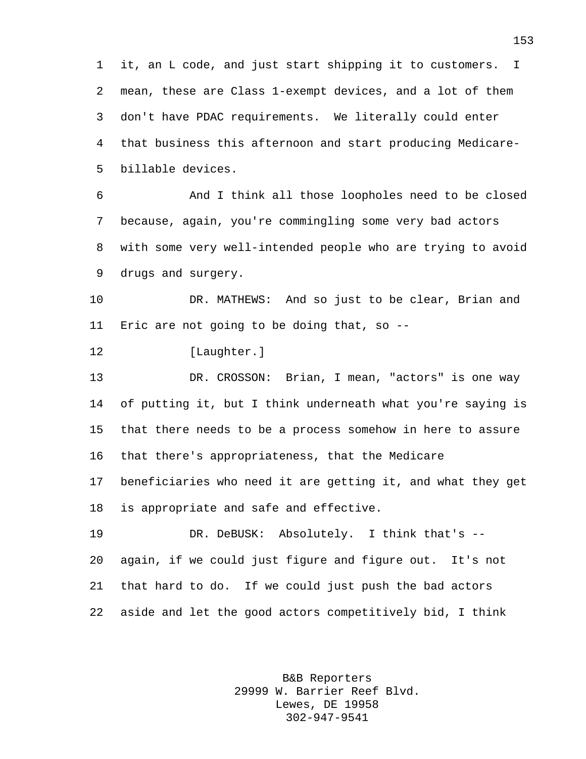it, an L code, and just start shipping it to customers. I mean, these are Class 1-exempt devices, and a lot of them don't have PDAC requirements. We literally could enter that business this afternoon and start producing Medicare-billable devices.

And I think all those loopholes need to be closed because, again, you're commingling some very bad actors with some very well-intended people who are trying to avoid drugs and surgery.

DR. MATHEWS: And so just to be clear, Brian and Eric are not going to be doing that, so --

[Laughter.]

DR. CROSSON: Brian, I mean, "actors" is one way of putting it, but I think underneath what you're saying is that there needs to be a process somehow in here to assure that there's appropriateness, that the Medicare beneficiaries who need it are getting it, and what they get is appropriate and safe and effective.

DR. DeBUSK: Absolutely. I think that's -- again, if we could just figure and figure out. It's not that hard to do. If we could just push the bad actors aside and let the good actors competitively bid, I think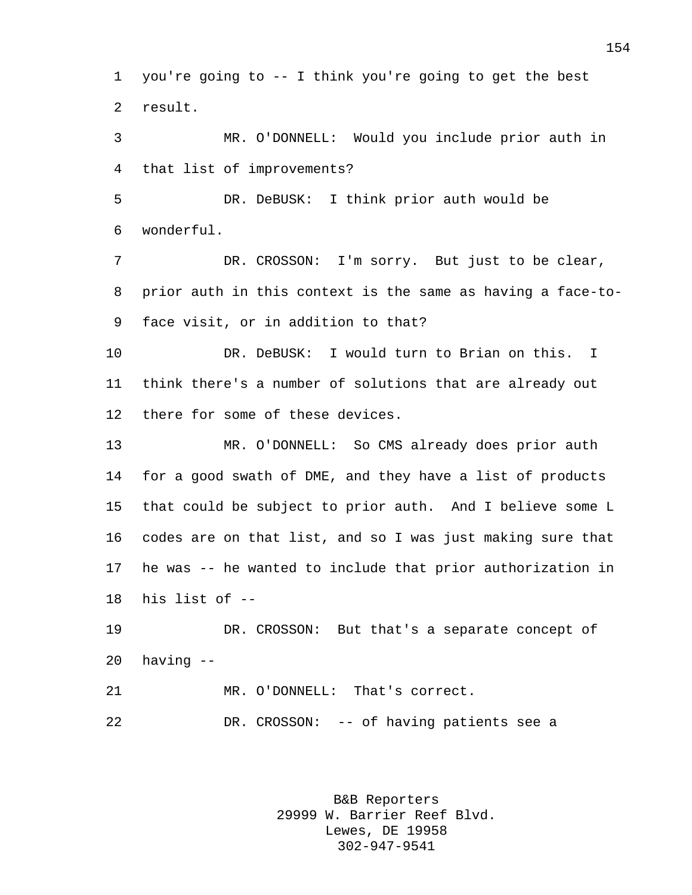you're going to -- I think you're going to get the best result.

MR. O'DONNELL: Would you include prior auth in that list of improvements?

DR. DeBUSK: I think prior auth would be wonderful.

DR. CROSSON: I'm sorry. But just to be clear, prior auth in this context is the same as having a face-to-face visit, or in addition to that?

DR. DeBUSK: I would turn to Brian on this. I think there's a number of solutions that are already out there for some of these devices.

MR. O'DONNELL: So CMS already does prior auth for a good swath of DME, and they have a list of products that could be subject to prior auth. And I believe some L codes are on that list, and so I was just making sure that he was -- he wanted to include that prior authorization in his list of --

DR. CROSSON: But that's a separate concept of having --

MR. O'DONNELL: That's correct.

DR. CROSSON: -- of having patients see a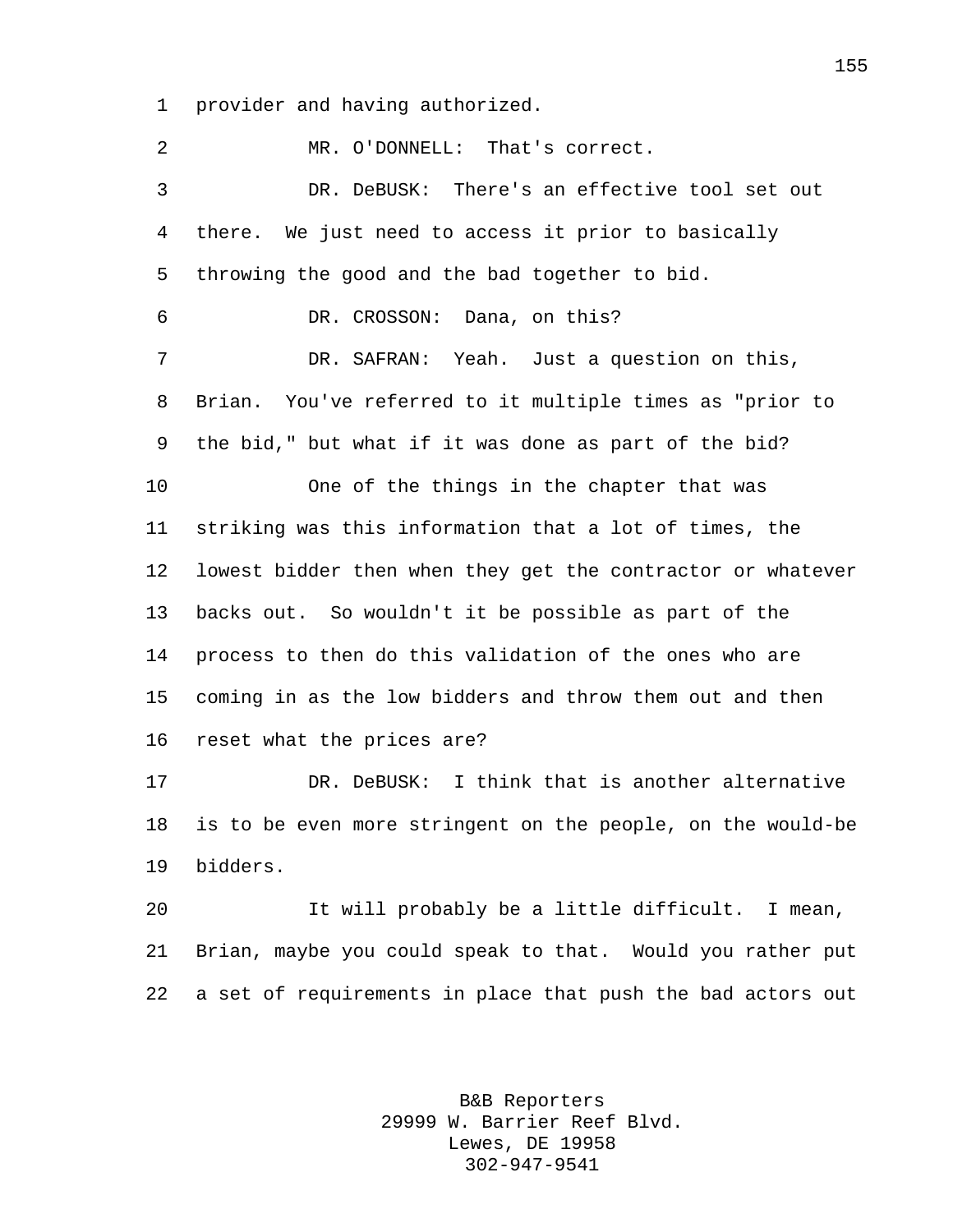provider and having authorized.

MR. O'DONNELL: That's correct.

DR. DeBUSK: There's an effective tool set out there. We just need to access it prior to basically throwing the good and the bad together to bid.

DR. CROSSON: Dana, on this?

DR. SAFRAN: Yeah. Just a question on this, Brian. You've referred to it multiple times as "prior to the bid," but what if it was done as part of the bid?

One of the things in the chapter that was striking was this information that a lot of times, the lowest bidder then when they get the contractor or whatever backs out. So wouldn't it be possible as part of the process to then do this validation of the ones who are coming in as the low bidders and throw them out and then reset what the prices are?

DR. DeBUSK: I think that is another alternative is to be even more stringent on the people, on the would-be bidders.

It will probably be a little difficult. I mean, Brian, maybe you could speak to that. Would you rather put a set of requirements in place that push the bad actors out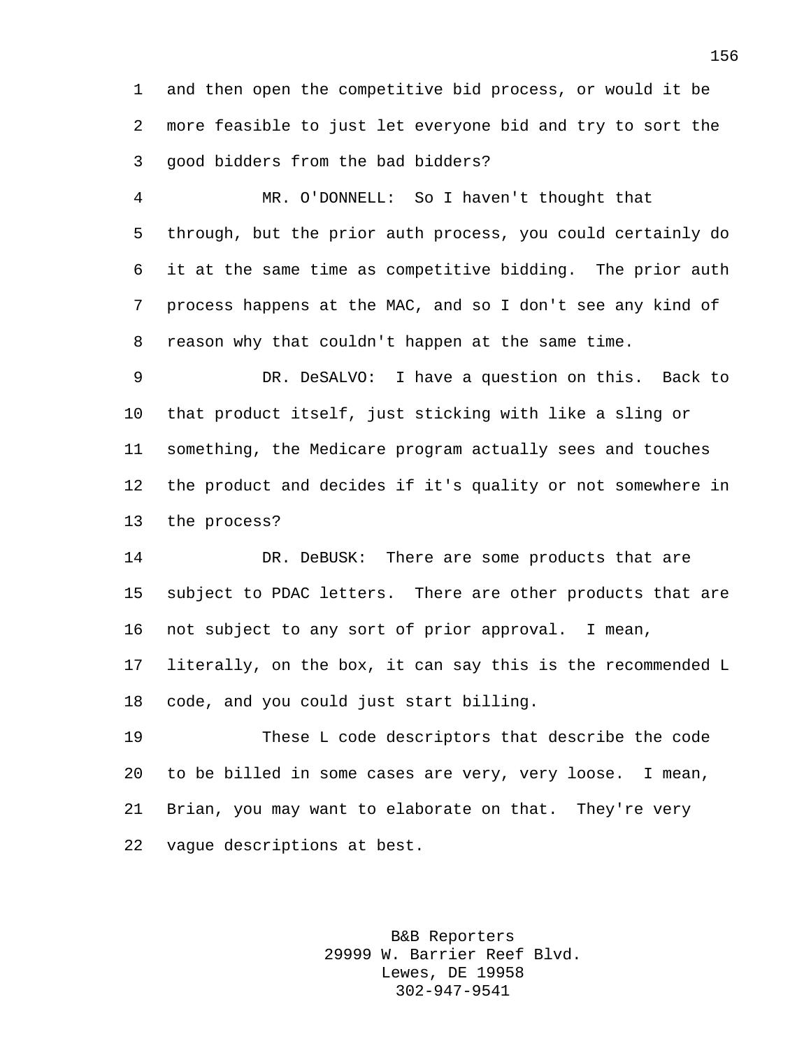and then open the competitive bid process, or would it be more feasible to just let everyone bid and try to sort the good bidders from the bad bidders?

MR. O'DONNELL: So I haven't thought that through, but the prior auth process, you could certainly do it at the same time as competitive bidding. The prior auth process happens at the MAC, and so I don't see any kind of reason why that couldn't happen at the same time.

DR. DeSALVO: I have a question on this. Back to that product itself, just sticking with like a sling or something, the Medicare program actually sees and touches the product and decides if it's quality or not somewhere in the process?

DR. DeBUSK: There are some products that are subject to PDAC letters. There are other products that are not subject to any sort of prior approval. I mean, literally, on the box, it can say this is the recommended L code, and you could just start billing.

These L code descriptors that describe the code to be billed in some cases are very, very loose. I mean, Brian, you may want to elaborate on that. They're very vague descriptions at best.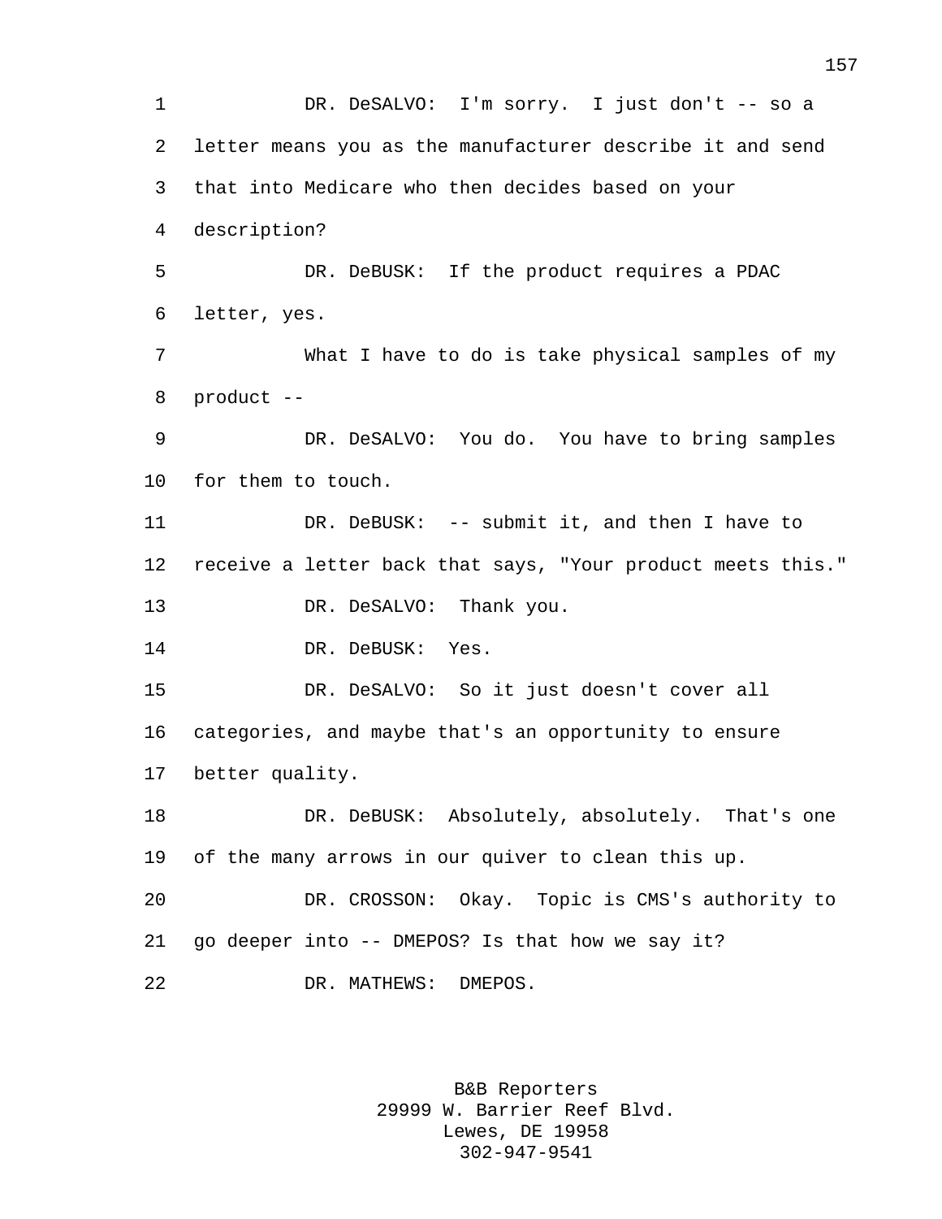DR. DeSALVO: I'm sorry. I just don't -- so a letter means you as the manufacturer describe it and send that into Medicare who then decides based on your description?

DR. DeBUSK: If the product requires a PDAC letter, yes.

What I have to do is take physical samples of my product --

DR. DeSALVO: You do. You have to bring samples for them to touch.

DR. DeBUSK: -- submit it, and then I have to receive a letter back that says, "Your product meets this."

DR. DeSALVO: Thank you.

DR. DeBUSK: Yes.

DR. DeSALVO: So it just doesn't cover all categories, and maybe that's an opportunity to ensure better quality.

DR. DeBUSK: Absolutely, absolutely. That's one of the many arrows in our quiver to clean this up.

DR. CROSSON: Okay. Topic is CMS's authority to go deeper into -- DMEPOS? Is that how we say it?

DR. MATHEWS: DMEPOS.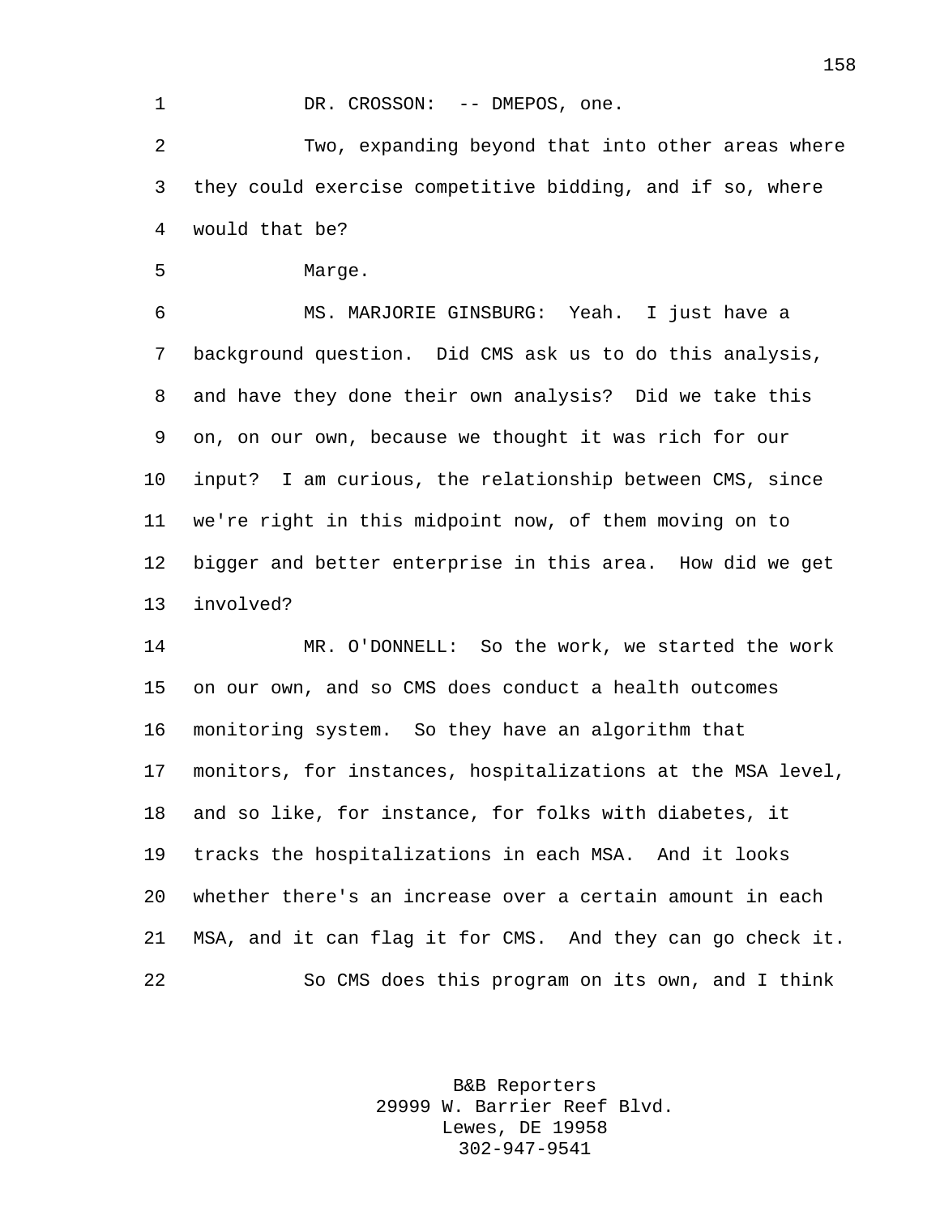DR. CROSSON: -- DMEPOS, one.

Two, expanding beyond that into other areas where they could exercise competitive bidding, and if so, where would that be?

Marge.

MS. MARJORIE GINSBURG: Yeah. I just have a background question. Did CMS ask us to do this analysis, and have they done their own analysis? Did we take this on, on our own, because we thought it was rich for our input? I am curious, the relationship between CMS, since we're right in this midpoint now, of them moving on to bigger and better enterprise in this area. How did we get involved?

MR. O'DONNELL: So the work, we started the work on our own, and so CMS does conduct a health outcomes monitoring system. So they have an algorithm that monitors, for instances, hospitalizations at the MSA level, and so like, for instance, for folks with diabetes, it tracks the hospitalizations in each MSA. And it looks whether there's an increase over a certain amount in each MSA, and it can flag it for CMS. And they can go check it.

So CMS does this program on its own, and I think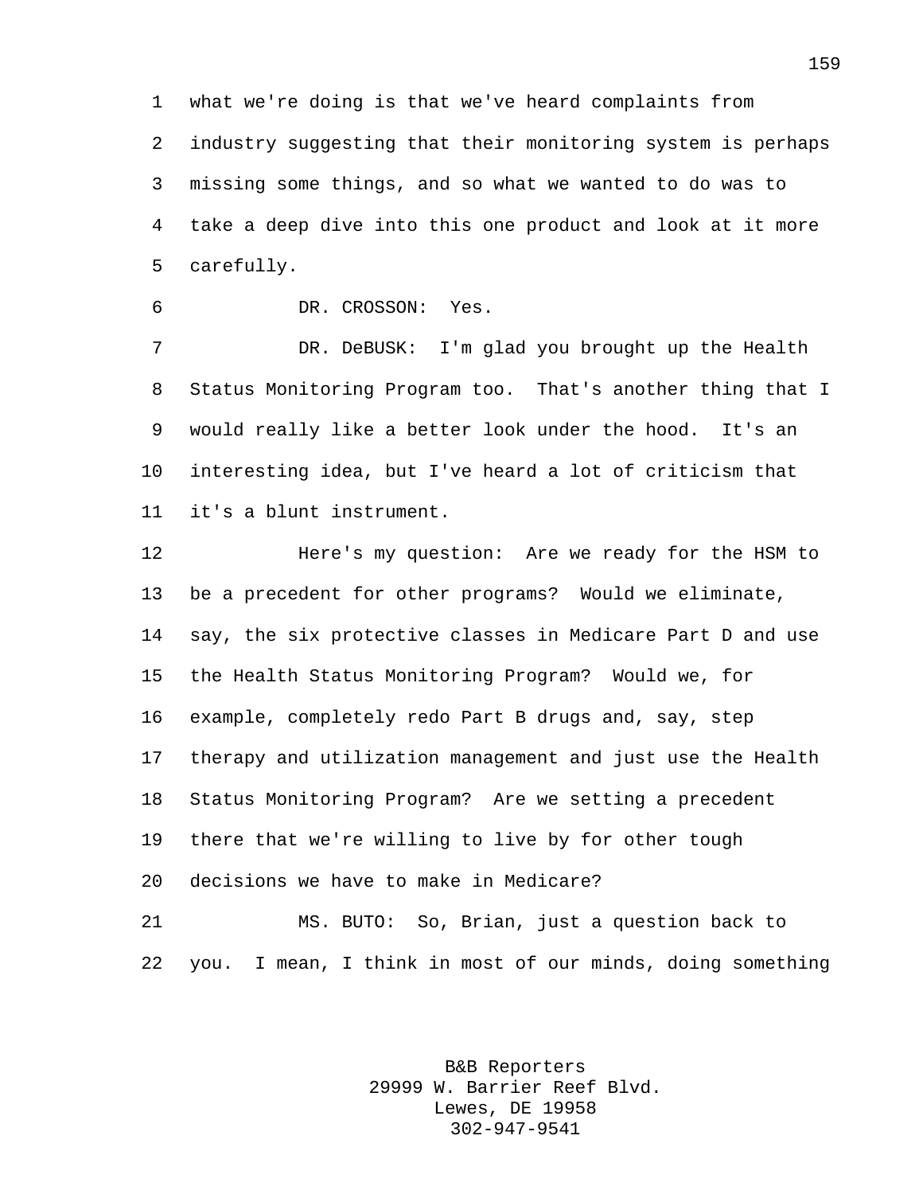what we're doing is that we've heard complaints from industry suggesting that their monitoring system is perhaps missing some things, and so what we wanted to do was to take a deep dive into this one product and look at it more carefully.

DR. CROSSON: Yes.

DR. DeBUSK: I'm glad you brought up the Health Status Monitoring Program too. That's another thing that I would really like a better look under the hood. It's an interesting idea, but I've heard a lot of criticism that it's a blunt instrument.

Here's my question: Are we ready for the HSM to be a precedent for other programs? Would we eliminate, say, the six protective classes in Medicare Part D and use the Health Status Monitoring Program? Would we, for example, completely redo Part B drugs and, say, step therapy and utilization management and just use the Health Status Monitoring Program? Are we setting a precedent there that we're willing to live by for other tough decisions we have to make in Medicare?

MS. BUTO: So, Brian, just a question back to you. I mean, I think in most of our minds, doing something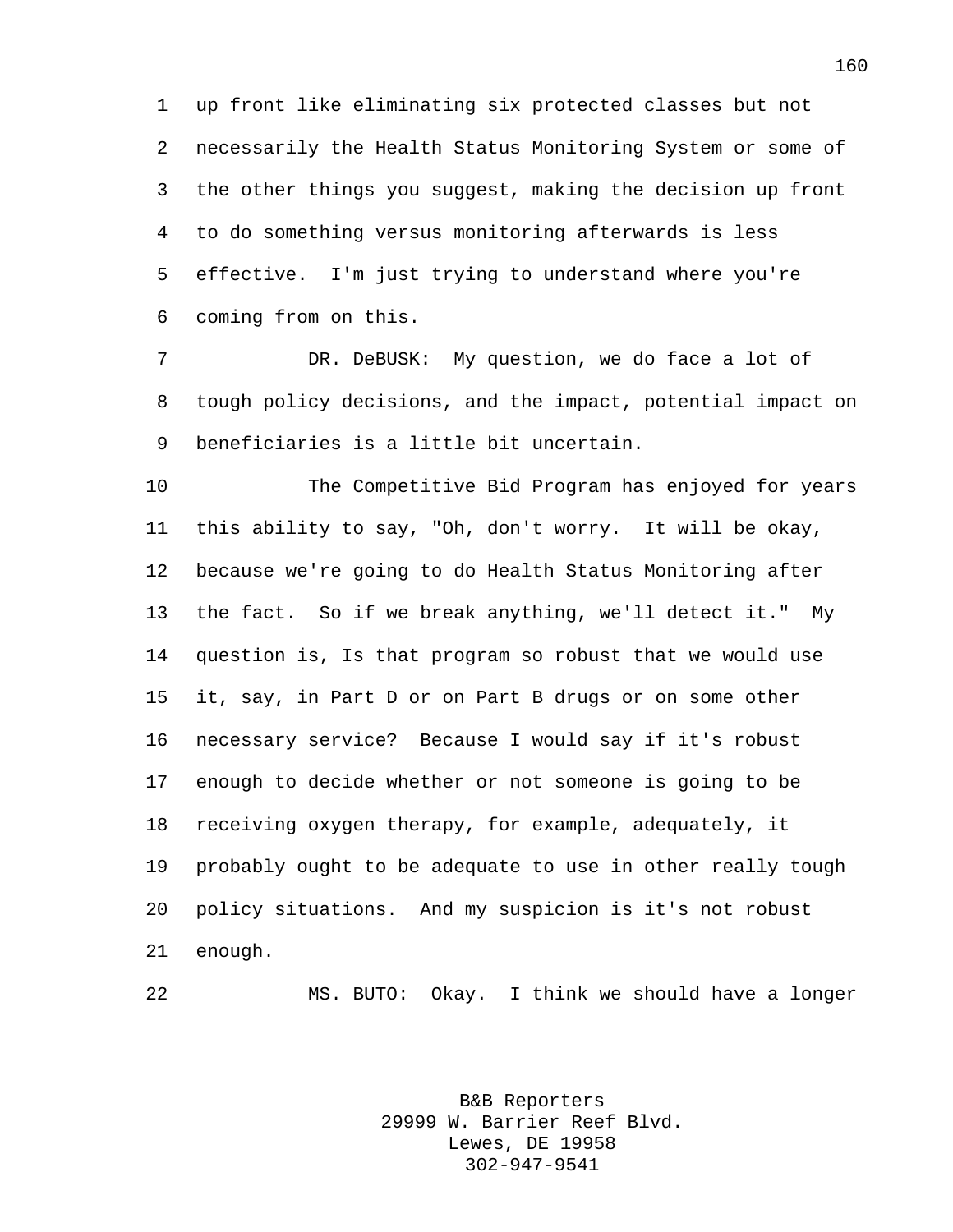up front like eliminating six protected classes but not necessarily the Health Status Monitoring System or some of the other things you suggest, making the decision up front to do something versus monitoring afterwards is less effective. I'm just trying to understand where you're coming from on this.

DR. DeBUSK: My question, we do face a lot of tough policy decisions, and the impact, potential impact on beneficiaries is a little bit uncertain.

The Competitive Bid Program has enjoyed for years this ability to say, "Oh, don't worry. It will be okay, because we're going to do Health Status Monitoring after the fact. So if we break anything, we'll detect it." My question is, Is that program so robust that we would use it, say, in Part D or on Part B drugs or on some other necessary service? Because I would say if it's robust enough to decide whether or not someone is going to be receiving oxygen therapy, for example, adequately, it probably ought to be adequate to use in other really tough policy situations. And my suspicion is it's not robust enough.

MS. BUTO: Okay. I think we should have a longer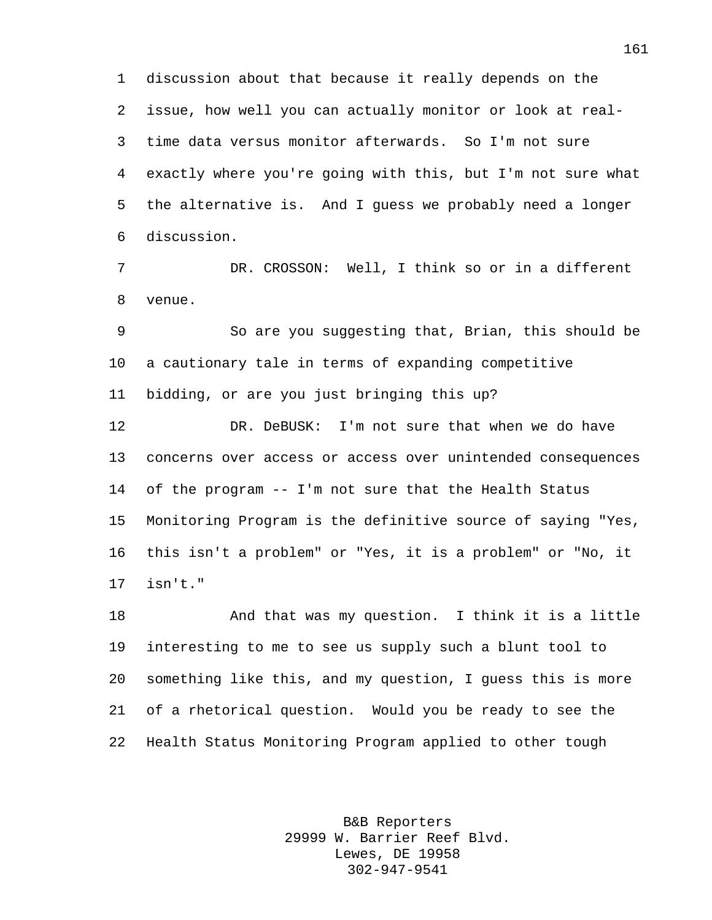discussion about that because it really depends on the issue, how well you can actually monitor or look at real-time data versus monitor afterwards. So I'm not sure exactly where you're going with this, but I'm not sure what the alternative is. And I guess we probably need a longer discussion.

DR. CROSSON: Well, I think so or in a different venue.

So are you suggesting that, Brian, this should be a cautionary tale in terms of expanding competitive bidding, or are you just bringing this up?

DR. DeBUSK: I'm not sure that when we do have concerns over access or access over unintended consequences of the program -- I'm not sure that the Health Status Monitoring Program is the definitive source of saying "Yes, this isn't a problem" or "Yes, it is a problem" or "No, it isn't."

And that was my question. I think it is a little interesting to me to see us supply such a blunt tool to something like this, and my question, I guess this is more of a rhetorical question. Would you be ready to see the Health Status Monitoring Program applied to other tough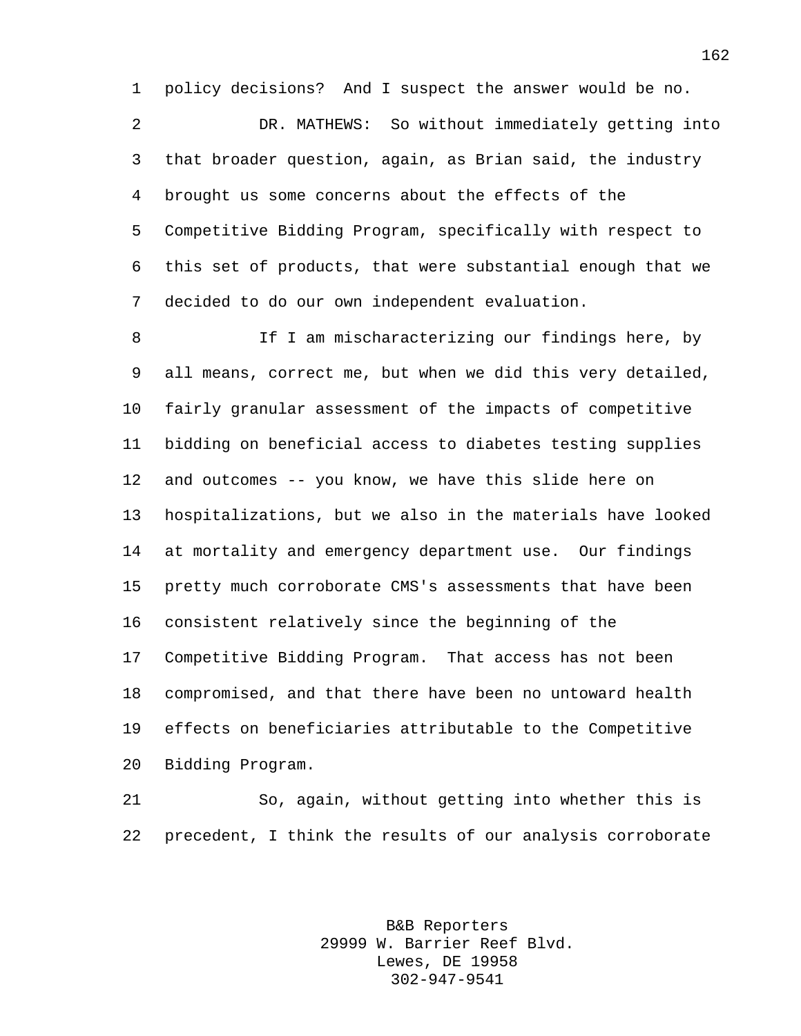policy decisions? And I suspect the answer would be no.

DR. MATHEWS: So without immediately getting into that broader question, again, as Brian said, the industry brought us some concerns about the effects of the Competitive Bidding Program, specifically with respect to this set of products, that were substantial enough that we decided to do our own independent evaluation.

If I am mischaracterizing our findings here, by all means, correct me, but when we did this very detailed, fairly granular assessment of the impacts of competitive bidding on beneficial access to diabetes testing supplies and outcomes -- you know, we have this slide here on hospitalizations, but we also in the materials have looked at mortality and emergency department use. Our findings pretty much corroborate CMS's assessments that have been consistent relatively since the beginning of the Competitive Bidding Program. That access has not been compromised, and that there have been no untoward health effects on beneficiaries attributable to the Competitive Bidding Program.

So, again, without getting into whether this is precedent, I think the results of our analysis corroborate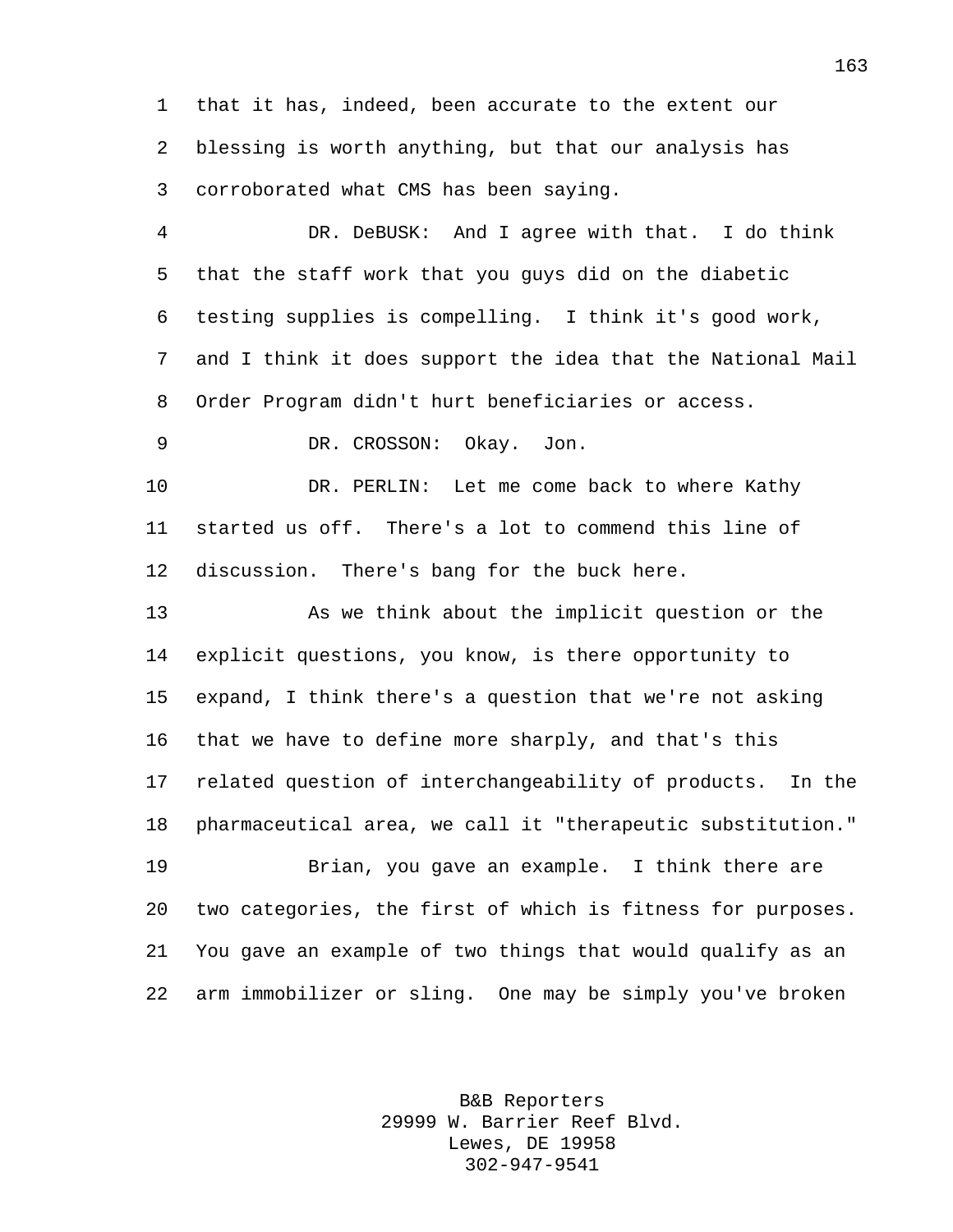that it has, indeed, been accurate to the extent our blessing is worth anything, but that our analysis has corroborated what CMS has been saying.

DR. DeBUSK: And I agree with that. I do think that the staff work that you guys did on the diabetic testing supplies is compelling. I think it's good work, and I think it does support the idea that the National Mail Order Program didn't hurt beneficiaries or access.

DR. CROSSON: Okay. Jon.

DR. PERLIN: Let me come back to where Kathy started us off. There's a lot to commend this line of discussion. There's bang for the buck here.

As we think about the implicit question or the explicit questions, you know, is there opportunity to expand, I think there's a question that we're not asking that we have to define more sharply, and that's this related question of interchangeability of products. In the pharmaceutical area, we call it "therapeutic substitution."

Brian, you gave an example. I think there are two categories, the first of which is fitness for purposes. You gave an example of two things that would qualify as an arm immobilizer or sling. One may be simply you've broken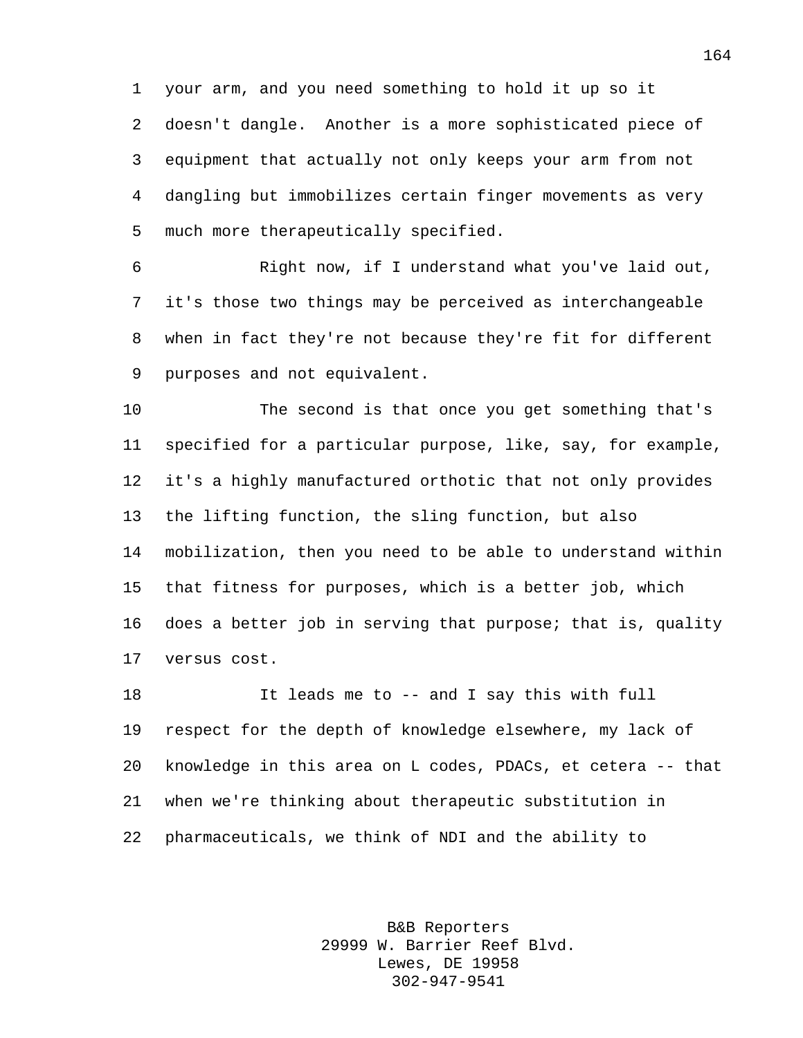your arm, and you need something to hold it up so it doesn't dangle. Another is a more sophisticated piece of equipment that actually not only keeps your arm from not dangling but immobilizes certain finger movements as very much more therapeutically specified.

Right now, if I understand what you've laid out, it's those two things may be perceived as interchangeable when in fact they're not because they're fit for different purposes and not equivalent.

The second is that once you get something that's specified for a particular purpose, like, say, for example, it's a highly manufactured orthotic that not only provides the lifting function, the sling function, but also mobilization, then you need to be able to understand within that fitness for purposes, which is a better job, which does a better job in serving that purpose; that is, quality versus cost.

It leads me to -- and I say this with full respect for the depth of knowledge elsewhere, my lack of knowledge in this area on L codes, PDACs, et cetera -- that when we're thinking about therapeutic substitution in pharmaceuticals, we think of NDI and the ability to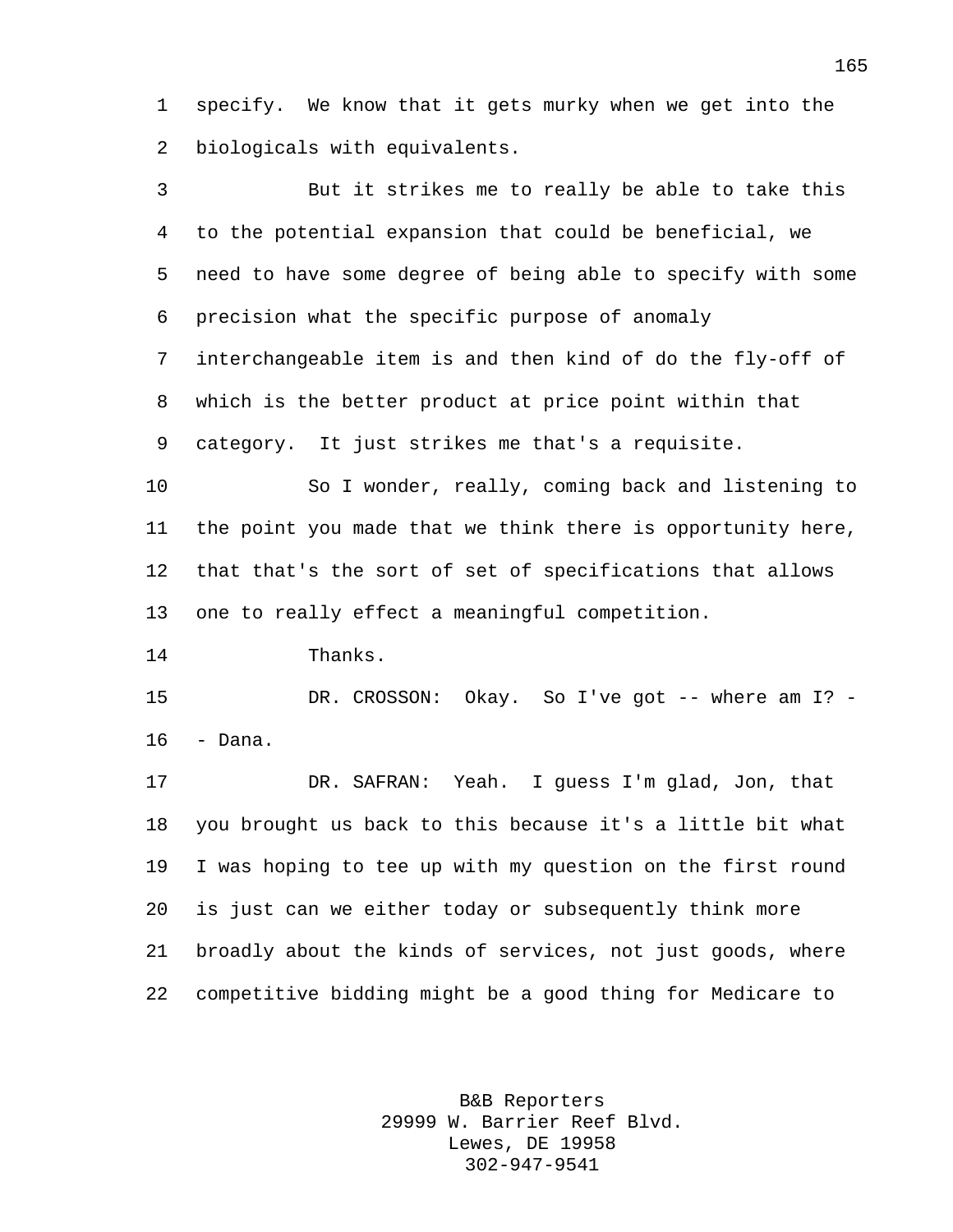specify. We know that it gets murky when we get into the biologicals with equivalents.

But it strikes me to really be able to take this to the potential expansion that could be beneficial, we need to have some degree of being able to specify with some precision what the specific purpose of anomaly interchangeable item is and then kind of do the fly-off of which is the better product at price point within that category. It just strikes me that's a requisite.

So I wonder, really, coming back and listening to the point you made that we think there is opportunity here, that that's the sort of set of specifications that allows one to really effect a meaningful competition.

Thanks.

DR. CROSSON: Okay. So I've got -- where am I? -- Dana.

DR. SAFRAN: Yeah. I guess I'm glad, Jon, that you brought us back to this because it's a little bit what I was hoping to tee up with my question on the first round is just can we either today or subsequently think more broadly about the kinds of services, not just goods, where competitive bidding might be a good thing for Medicare to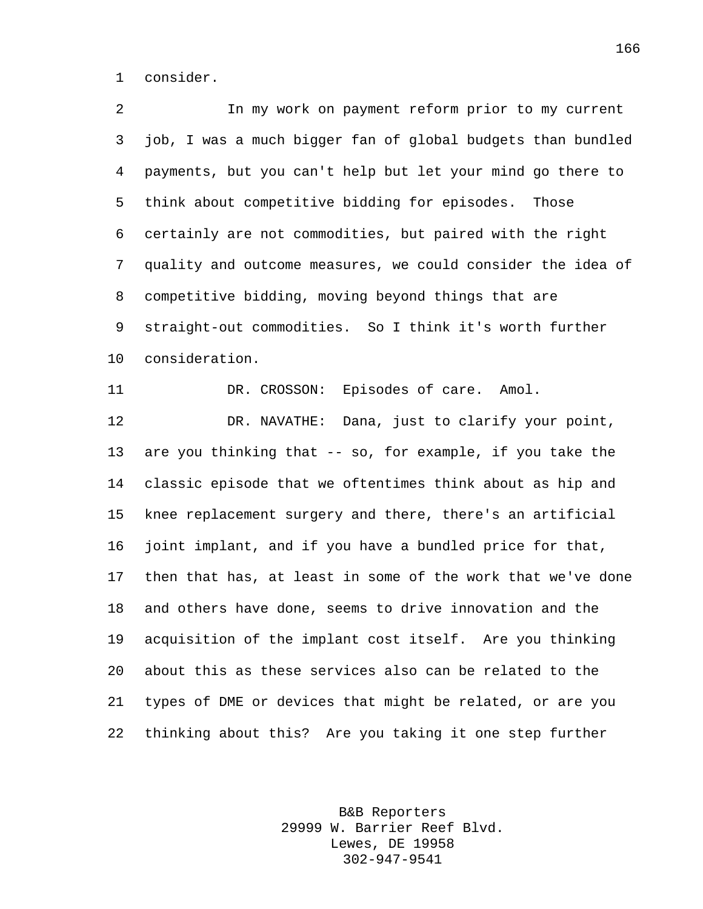consider.

In my work on payment reform prior to my current job, I was a much bigger fan of global budgets than bundled payments, but you can't help but let your mind go there to think about competitive bidding for episodes. Those certainly are not commodities, but paired with the right quality and outcome measures, we could consider the idea of competitive bidding, moving beyond things that are straight-out commodities. So I think it's worth further consideration.

DR. CROSSON: Episodes of care. Amol.

DR. NAVATHE: Dana, just to clarify your point, are you thinking that -- so, for example, if you take the classic episode that we oftentimes think about as hip and knee replacement surgery and there, there's an artificial joint implant, and if you have a bundled price for that, then that has, at least in some of the work that we've done and others have done, seems to drive innovation and the acquisition of the implant cost itself. Are you thinking about this as these services also can be related to the types of DME or devices that might be related, or are you thinking about this? Are you taking it one step further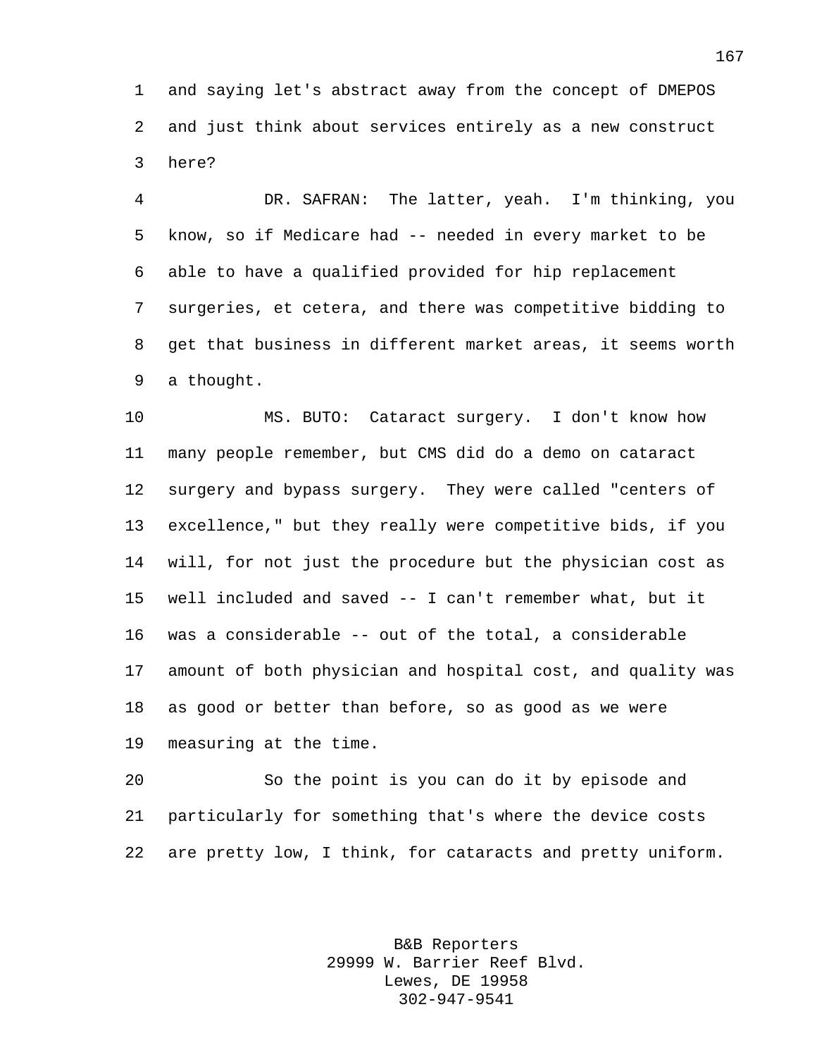and saying let's abstract away from the concept of DMEPOS and just think about services entirely as a new construct here?

DR. SAFRAN: The latter, yeah. I'm thinking, you know, so if Medicare had -- needed in every market to be able to have a qualified provided for hip replacement surgeries, et cetera, and there was competitive bidding to get that business in different market areas, it seems worth a thought.

MS. BUTO: Cataract surgery. I don't know how many people remember, but CMS did do a demo on cataract surgery and bypass surgery. They were called "centers of excellence," but they really were competitive bids, if you will, for not just the procedure but the physician cost as well included and saved -- I can't remember what, but it was a considerable -- out of the total, a considerable amount of both physician and hospital cost, and quality was as good or better than before, so as good as we were measuring at the time.

So the point is you can do it by episode and particularly for something that's where the device costs are pretty low, I think, for cataracts and pretty uniform.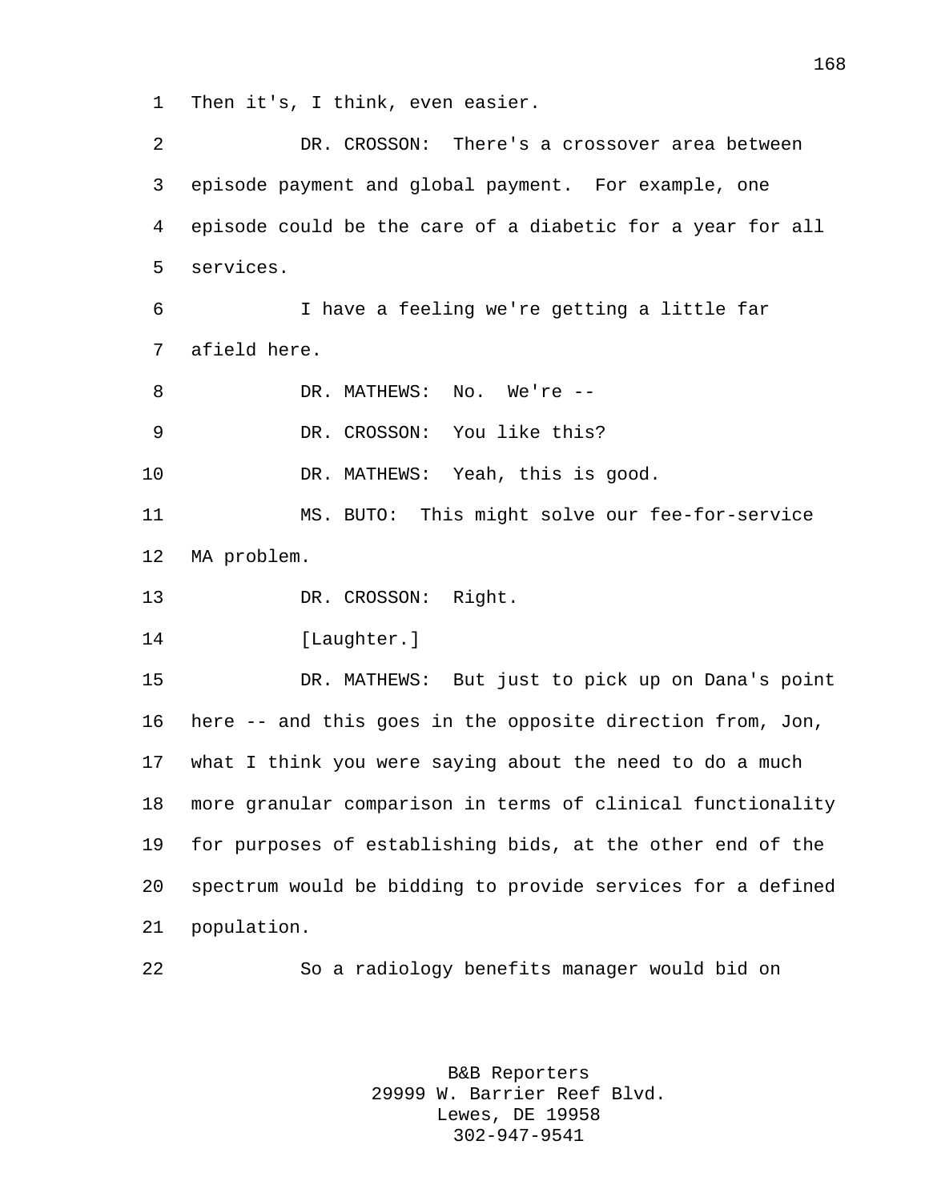Then it's, I think, even easier.

DR. CROSSON: There's a crossover area between episode payment and global payment. For example, one episode could be the care of a diabetic for a year for all services.

I have a feeling we're getting a little far afield here.

DR. MATHEWS: No. We're --

DR. CROSSON: You like this?

DR. MATHEWS: Yeah, this is good.

MS. BUTO: This might solve our fee-for-service MA problem.

DR. CROSSON: Right.

[Laughter.]

DR. MATHEWS: But just to pick up on Dana's point here -- and this goes in the opposite direction from, Jon, what I think you were saying about the need to do a much more granular comparison in terms of clinical functionality for purposes of establishing bids, at the other end of the spectrum would be bidding to provide services for a defined population.

So a radiology benefits manager would bid on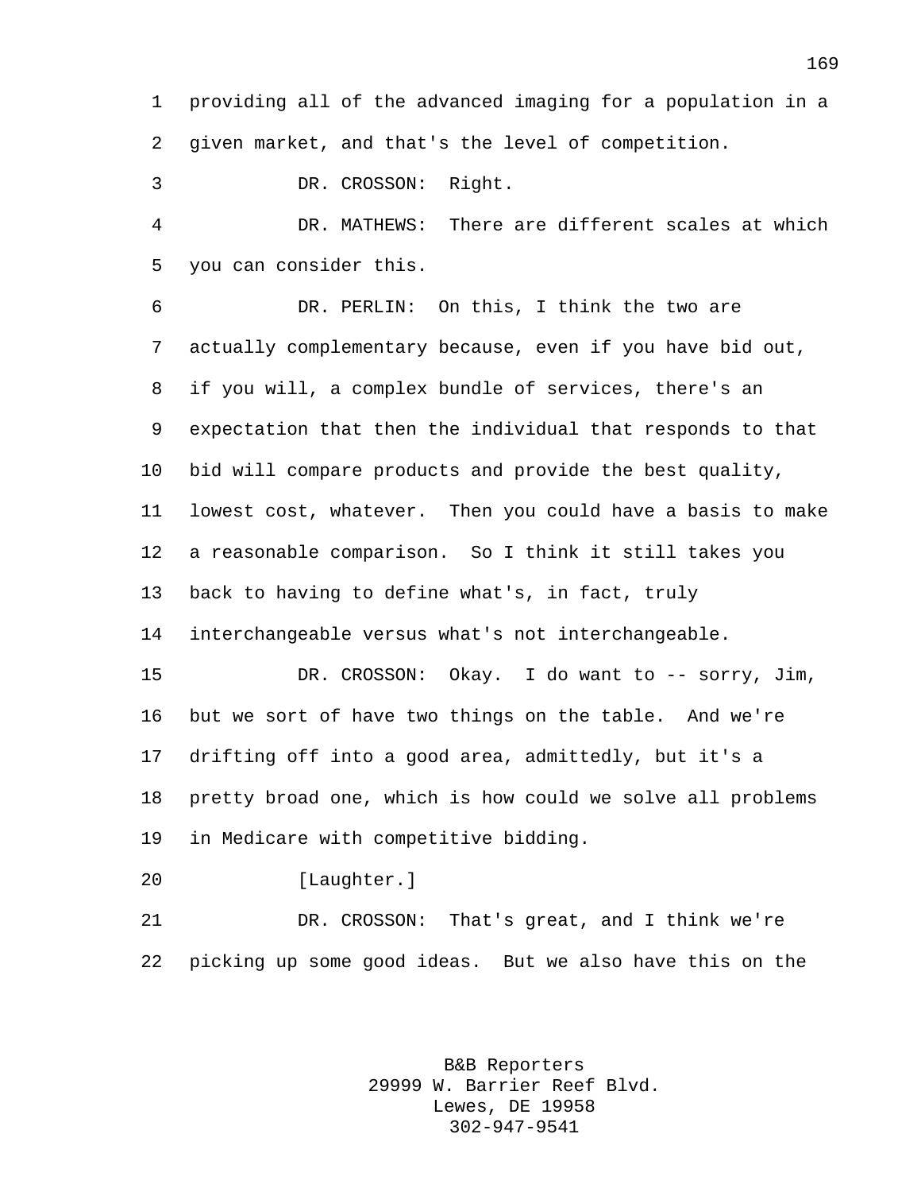providing all of the advanced imaging for a population in a given market, and that's the level of competition.

DR. CROSSON: Right.

DR. MATHEWS: There are different scales at which you can consider this.

DR. PERLIN: On this, I think the two are actually complementary because, even if you have bid out, if you will, a complex bundle of services, there's an expectation that then the individual that responds to that bid will compare products and provide the best quality, lowest cost, whatever. Then you could have a basis to make a reasonable comparison. So I think it still takes you back to having to define what's, in fact, truly interchangeable versus what's not interchangeable.

DR. CROSSON: Okay. I do want to -- sorry, Jim, but we sort of have two things on the table. And we're drifting off into a good area, admittedly, but it's a pretty broad one, which is how could we solve all problems in Medicare with competitive bidding.

[Laughter.]

DR. CROSSON: That's great, and I think we're picking up some good ideas. But we also have this on the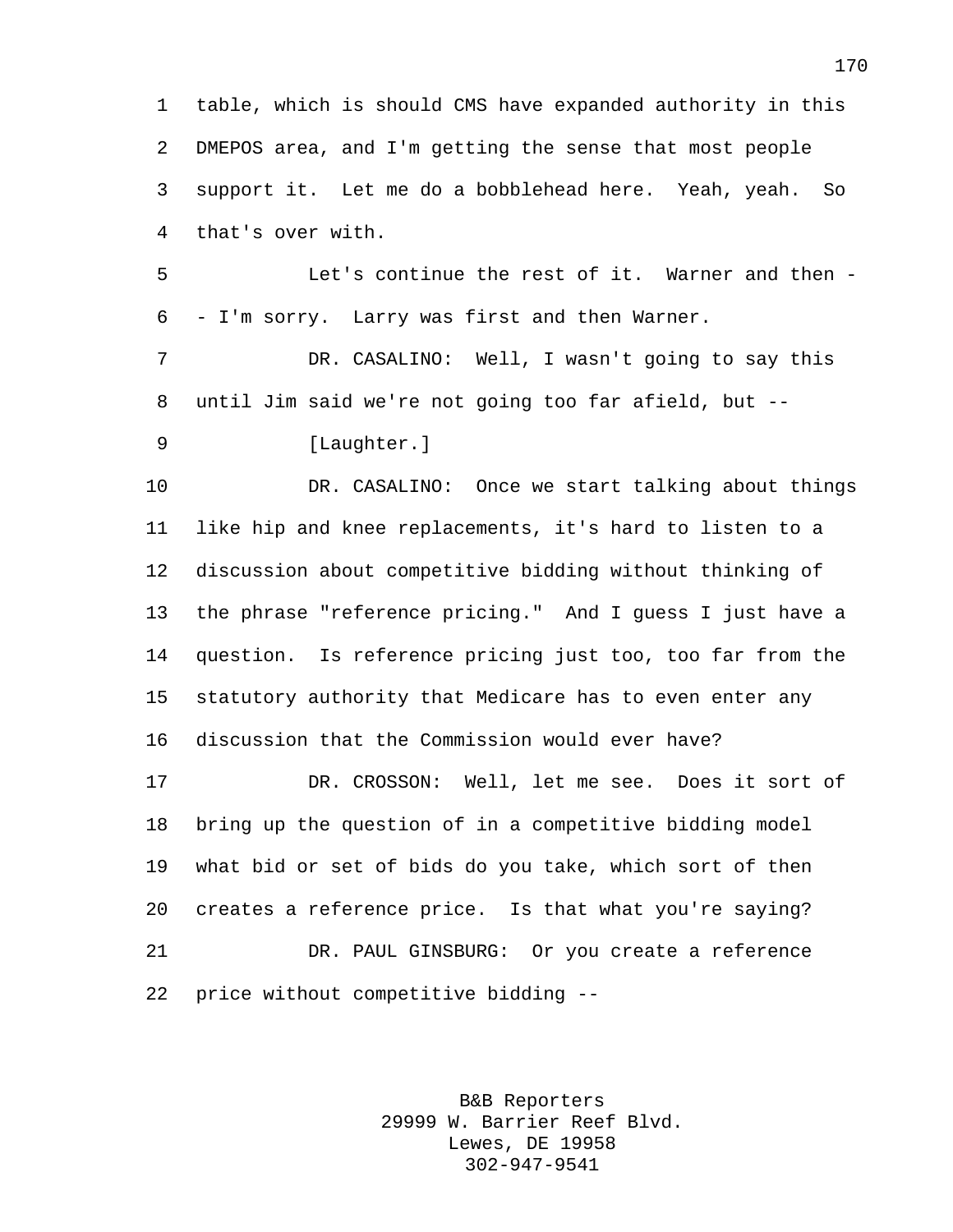table, which is should CMS have expanded authority in this DMEPOS area, and I'm getting the sense that most people support it. Let me do a bobblehead here. Yeah, yeah. So that's over with.

Let's continue the rest of it. Warner and then -- I'm sorry. Larry was first and then Warner.

DR. CASALINO: Well, I wasn't going to say this until Jim said we're not going too far afield, but --

[Laughter.]

DR. CASALINO: Once we start talking about things like hip and knee replacements, it's hard to listen to a discussion about competitive bidding without thinking of the phrase "reference pricing." And I guess I just have a question. Is reference pricing just too, too far from the statutory authority that Medicare has to even enter any discussion that the Commission would ever have?

DR. CROSSON: Well, let me see. Does it sort of bring up the question of in a competitive bidding model what bid or set of bids do you take, which sort of then creates a reference price. Is that what you're saying?

DR. PAUL GINSBURG: Or you create a reference price without competitive bidding --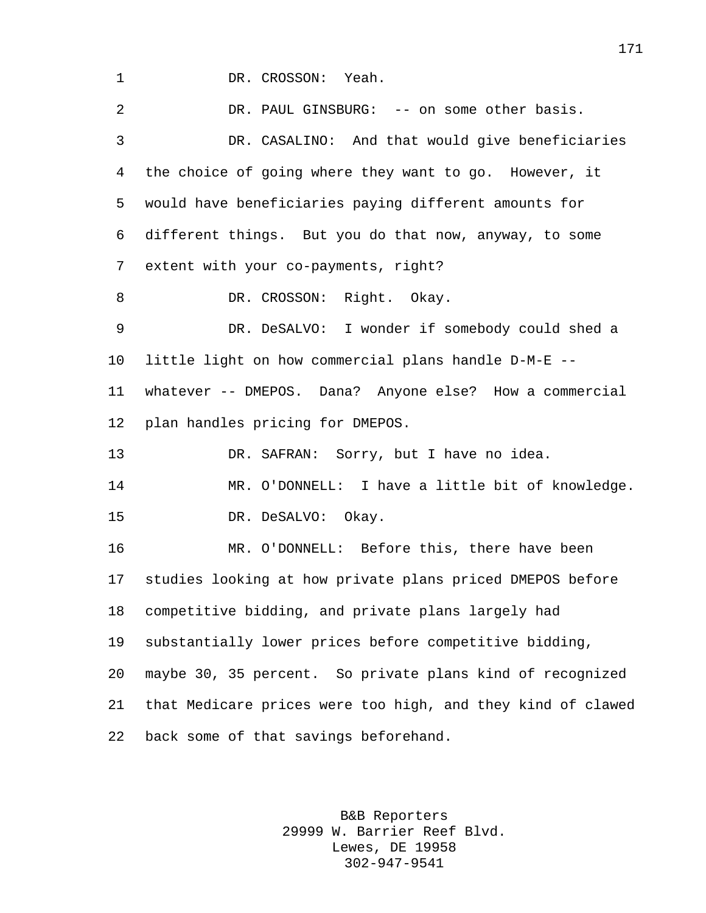DR. CROSSON: Yeah.

DR. PAUL GINSBURG: -- on some other basis.

DR. CASALINO: And that would give beneficiaries the choice of going where they want to go. However, it would have beneficiaries paying different amounts for different things. But you do that now, anyway, to some extent with your co-payments, right?

DR. CROSSON: Right. Okay.

DR. DeSALVO: I wonder if somebody could shed a little light on how commercial plans handle D-M-E -- whatever -- DMEPOS. Dana? Anyone else? How a commercial plan handles pricing for DMEPOS.

DR. SAFRAN: Sorry, but I have no idea.

MR. O'DONNELL: I have a little bit of knowledge.

DR. DeSALVO: Okay.

MR. O'DONNELL: Before this, there have been studies looking at how private plans priced DMEPOS before competitive bidding, and private plans largely had substantially lower prices before competitive bidding, maybe 30, 35 percent. So private plans kind of recognized that Medicare prices were too high, and they kind of clawed back some of that savings beforehand.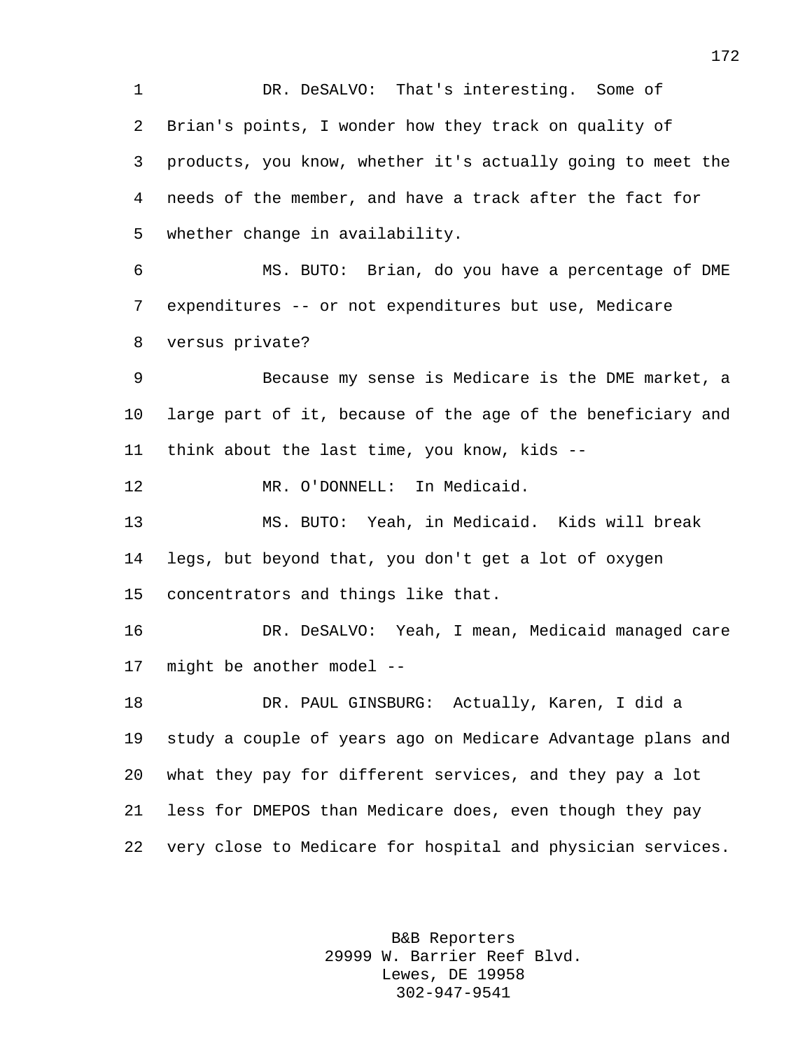DR. DeSALVO: That's interesting. Some of Brian's points, I wonder how they track on quality of products, you know, whether it's actually going to meet the needs of the member, and have a track after the fact for whether change in availability.

MS. BUTO: Brian, do you have a percentage of DME expenditures -- or not expenditures but use, Medicare versus private?

Because my sense is Medicare is the DME market, a large part of it, because of the age of the beneficiary and think about the last time, you know, kids --

MR. O'DONNELL: In Medicaid.

MS. BUTO: Yeah, in Medicaid. Kids will break legs, but beyond that, you don't get a lot of oxygen concentrators and things like that.

DR. DeSALVO: Yeah, I mean, Medicaid managed care might be another model --

DR. PAUL GINSBURG: Actually, Karen, I did a study a couple of years ago on Medicare Advantage plans and what they pay for different services, and they pay a lot less for DMEPOS than Medicare does, even though they pay very close to Medicare for hospital and physician services.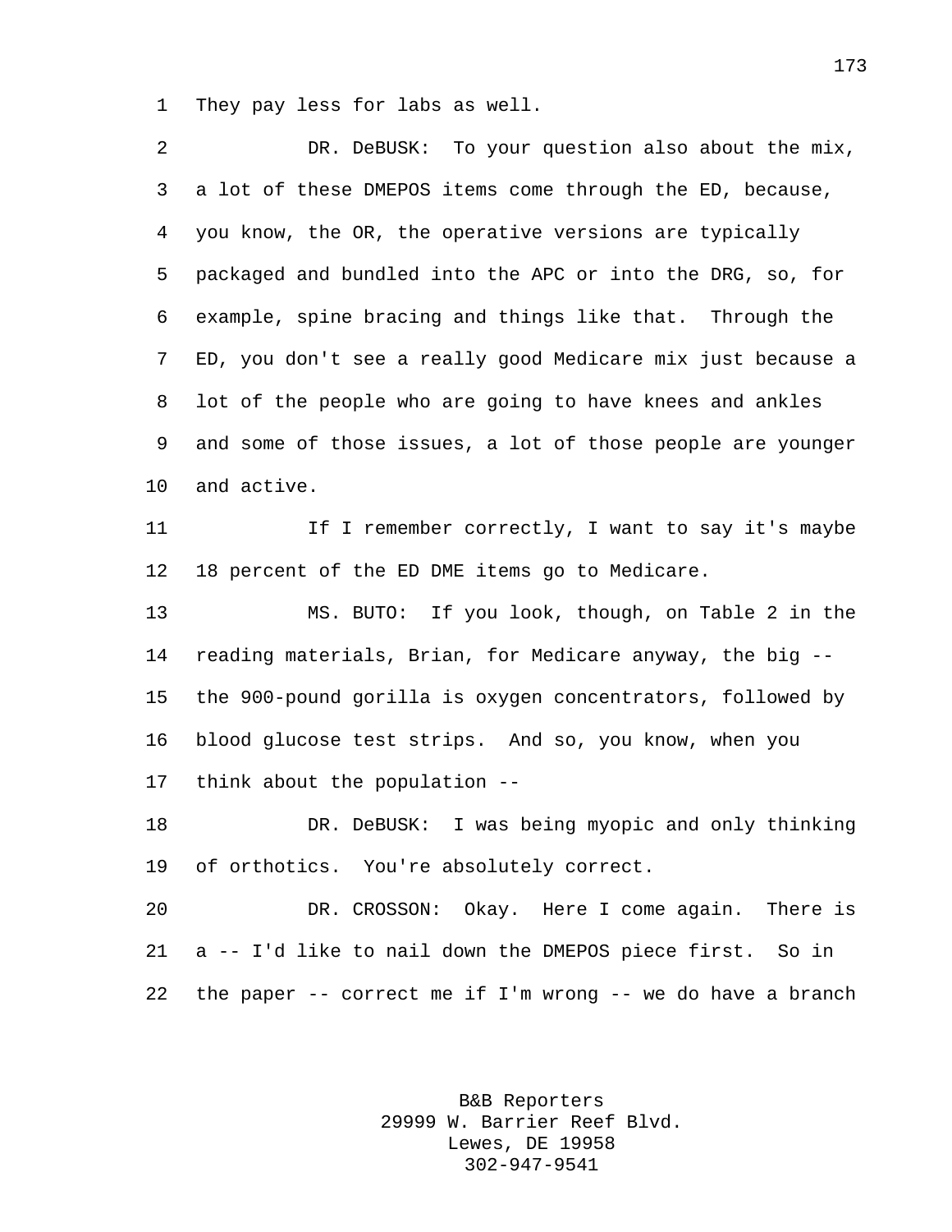They pay less for labs as well.

DR. DeBUSK: To your question also about the mix, a lot of these DMEPOS items come through the ED, because, you know, the OR, the operative versions are typically packaged and bundled into the APC or into the DRG, so, for example, spine bracing and things like that. Through the ED, you don't see a really good Medicare mix just because a lot of the people who are going to have knees and ankles and some of those issues, a lot of those people are younger and active.

If I remember correctly, I want to say it's maybe 18 percent of the ED DME items go to Medicare.

MS. BUTO: If you look, though, on Table 2 in the reading materials, Brian, for Medicare anyway, the big -- the 900-pound gorilla is oxygen concentrators, followed by blood glucose test strips. And so, you know, when you think about the population --

DR. DeBUSK: I was being myopic and only thinking of orthotics. You're absolutely correct.

DR. CROSSON: Okay. Here I come again. There is a -- I'd like to nail down the DMEPOS piece first. So in the paper -- correct me if I'm wrong -- we do have a branch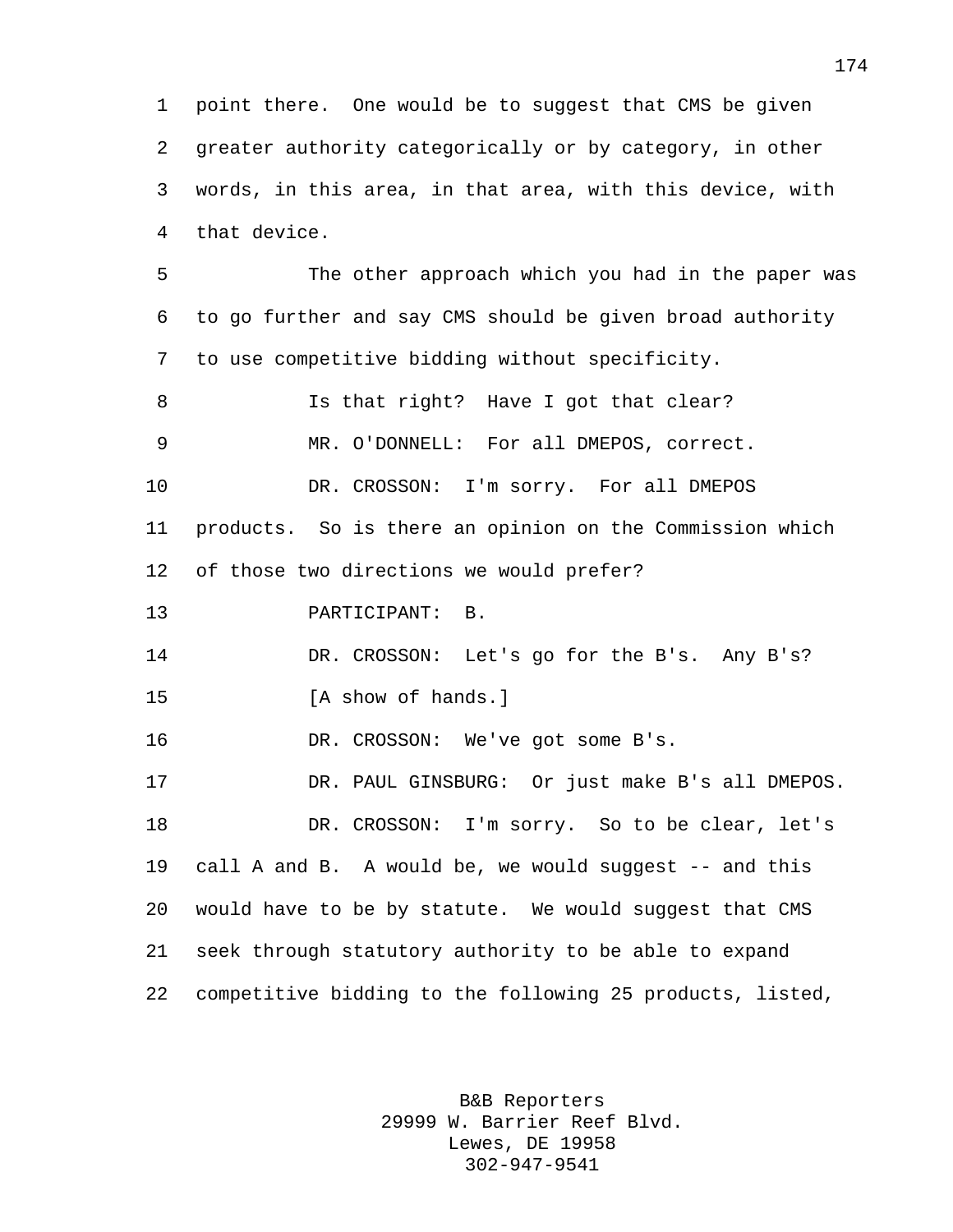point there. One would be to suggest that CMS be given greater authority categorically or by category, in other words, in this area, in that area, with this device, with that device.

The other approach which you had in the paper was to go further and say CMS should be given broad authority to use competitive bidding without specificity.

Is that right? Have I got that clear?

MR. O'DONNELL: For all DMEPOS, correct.

DR. CROSSON: I'm sorry. For all DMEPOS products. So is there an opinion on the Commission which of those two directions we would prefer?

PARTICIPANT: B.

DR. CROSSON: Let's go for the B's. Any B's?

[A show of hands.]

DR. CROSSON: We've got some B's.

DR. PAUL GINSBURG: Or just make B's all DMEPOS.

DR. CROSSON: I'm sorry. So to be clear, let's call A and B. A would be, we would suggest -- and this would have to be by statute. We would suggest that CMS seek through statutory authority to be able to expand competitive bidding to the following 25 products, listed,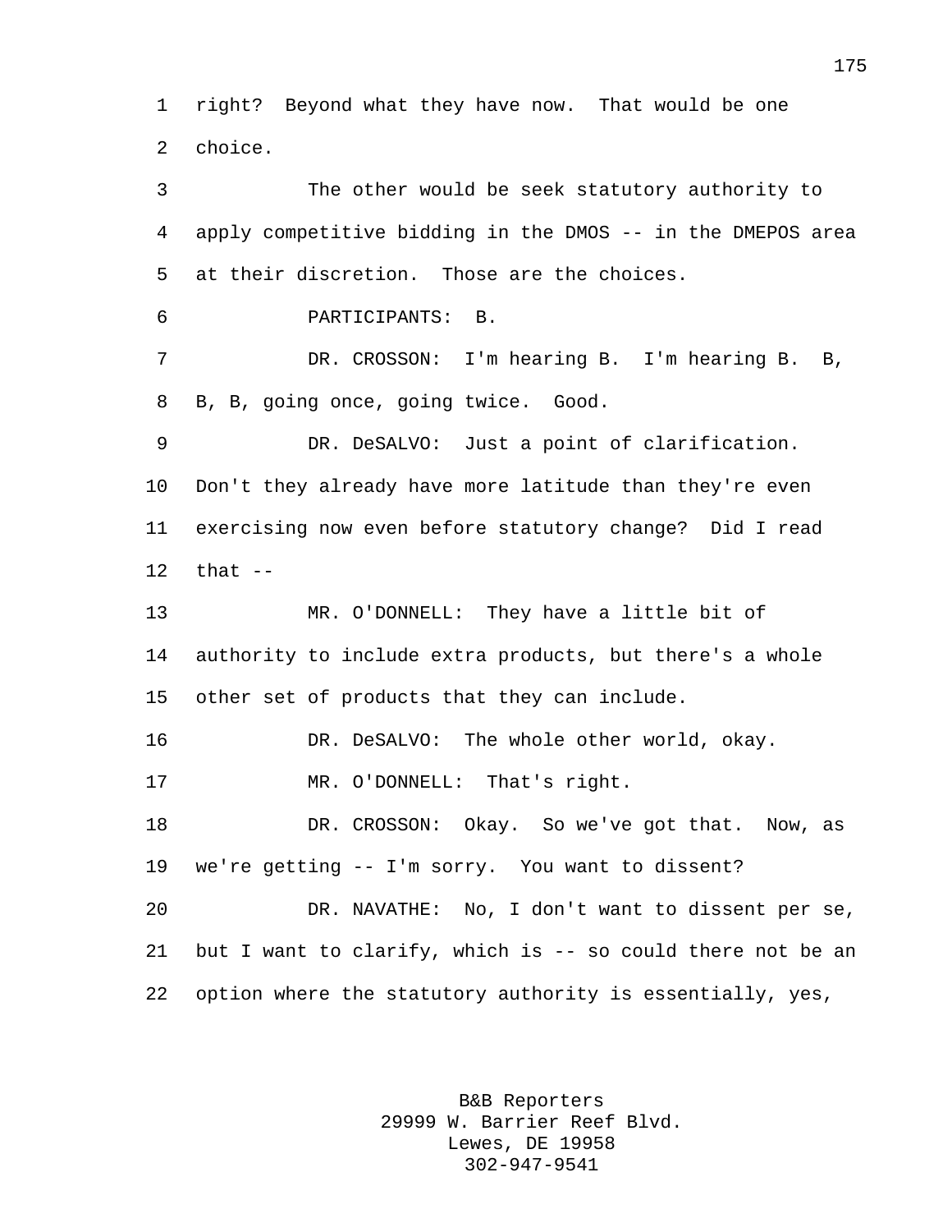right? Beyond what they have now. That would be one choice.

The other would be seek statutory authority to apply competitive bidding in the DMOS -- in the DMEPOS area at their discretion. Those are the choices.

PARTICIPANTS: B.

DR. CROSSON: I'm hearing B. I'm hearing B. B, B, B, going once, going twice. Good.

DR. DeSALVO: Just a point of clarification. Don't they already have more latitude than they're even exercising now even before statutory change? Did I read that --

MR. O'DONNELL: They have a little bit of authority to include extra products, but there's a whole other set of products that they can include.

DR. DeSALVO: The whole other world, okay.

MR. O'DONNELL: That's right.

DR. CROSSON: Okay. So we've got that. Now, as we're getting -- I'm sorry. You want to dissent?

DR. NAVATHE: No, I don't want to dissent per se, but I want to clarify, which is -- so could there not be an option where the statutory authority is essentially, yes,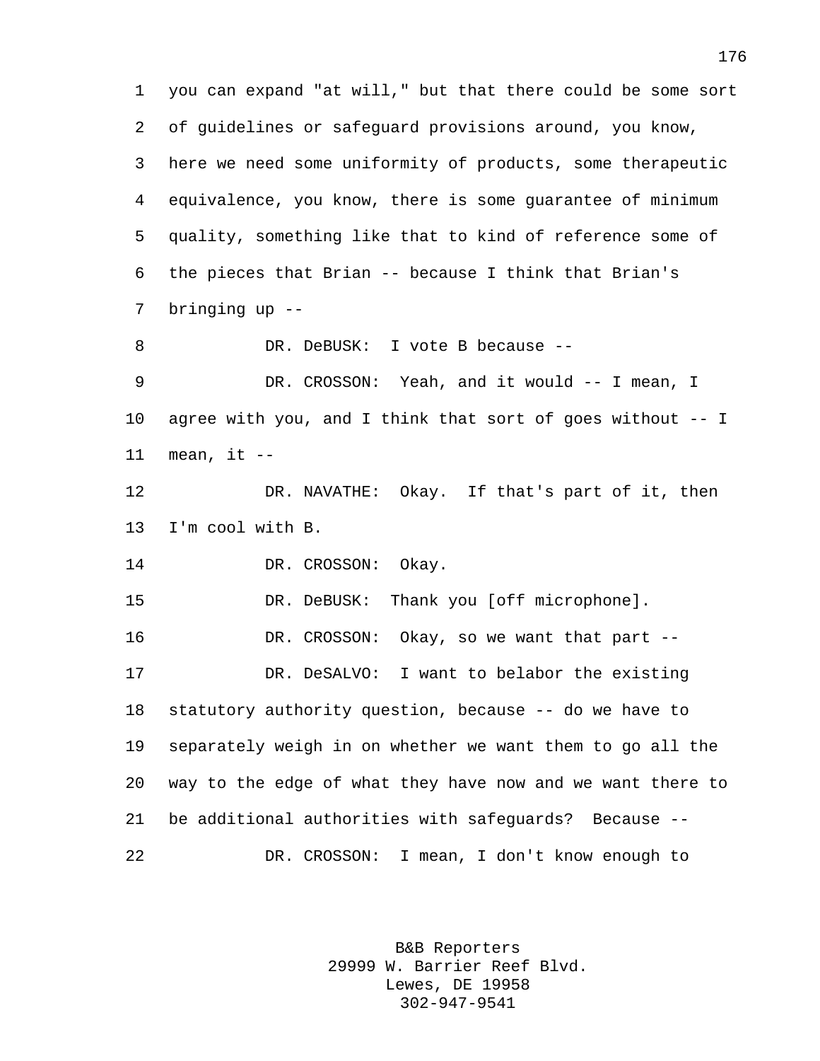you can expand "at will," but that there could be some sort of guidelines or safeguard provisions around, you know, here we need some uniformity of products, some therapeutic equivalence, you know, there is some guarantee of minimum quality, something like that to kind of reference some of the pieces that Brian -- because I think that Brian's bringing up --

DR. DeBUSK: I vote B because --

DR. CROSSON: Yeah, and it would -- I mean, I agree with you, and I think that sort of goes without -- I mean, it --

DR. NAVATHE: Okay. If that's part of it, then I'm cool with B.

DR. CROSSON: Okay.

DR. DeBUSK: Thank you [off microphone].

DR. CROSSON: Okay, so we want that part --

DR. DeSALVO: I want to belabor the existing statutory authority question, because -- do we have to separately weigh in on whether we want them to go all the way to the edge of what they have now and we want there to be additional authorities with safeguards? Because --

DR. CROSSON: I mean, I don't know enough to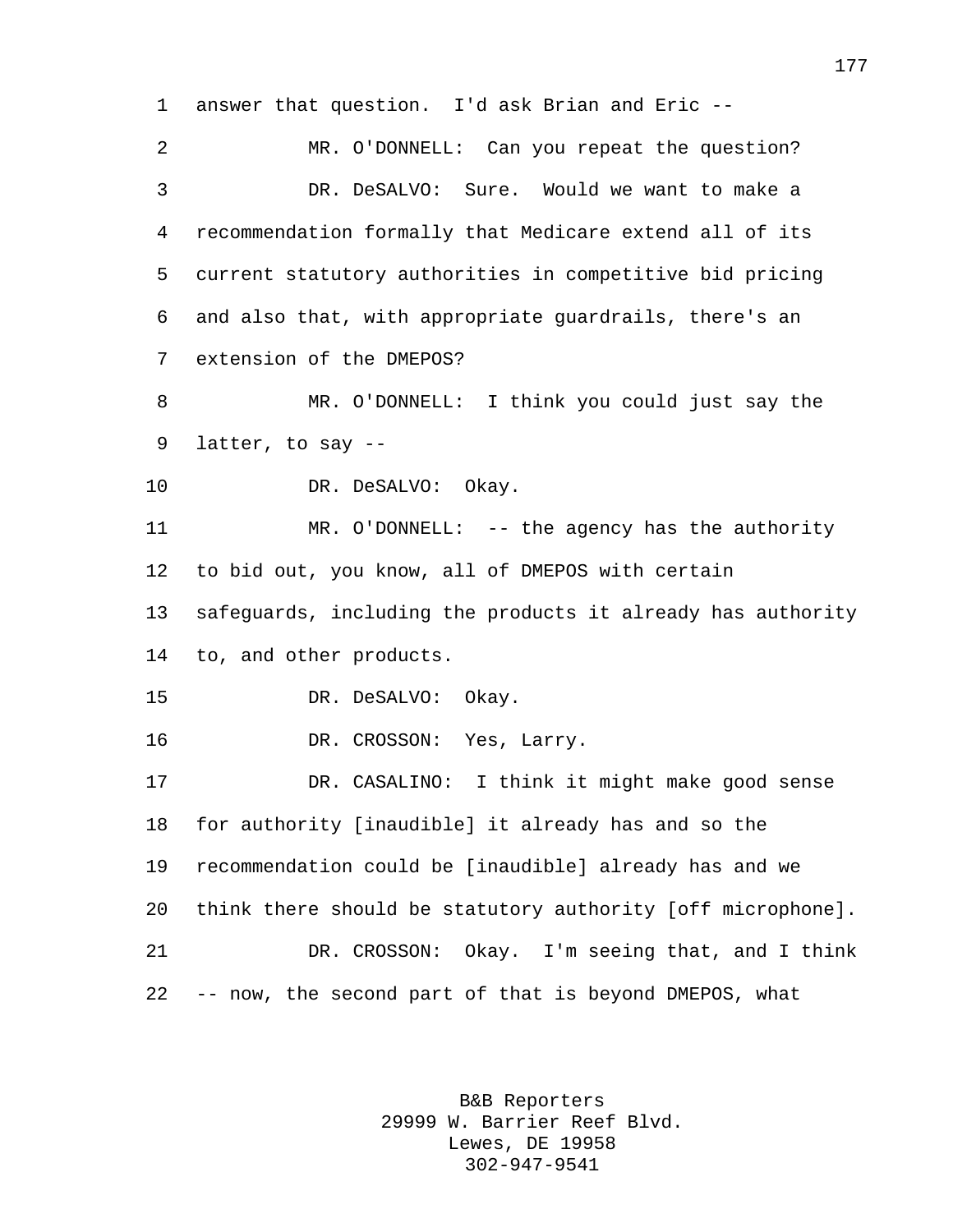answer that question. I'd ask Brian and Eric --

MR. O'DONNELL: Can you repeat the question?

DR. DeSALVO: Sure. Would we want to make a recommendation formally that Medicare extend all of its current statutory authorities in competitive bid pricing and also that, with appropriate guardrails, there's an extension of the DMEPOS?

MR. O'DONNELL: I think you could just say the latter, to say --

DR. DeSALVO: Okay.

MR. O'DONNELL: -- the agency has the authority to bid out, you know, all of DMEPOS with certain safeguards, including the products it already has authority to, and other products.

DR. DeSALVO: Okay.

DR. CROSSON: Yes, Larry.

DR. CASALINO: I think it might make good sense for authority [inaudible] it already has and so the recommendation could be [inaudible] already has and we think there should be statutory authority [off microphone].

DR. CROSSON: Okay. I'm seeing that, and I think -- now, the second part of that is beyond DMEPOS, what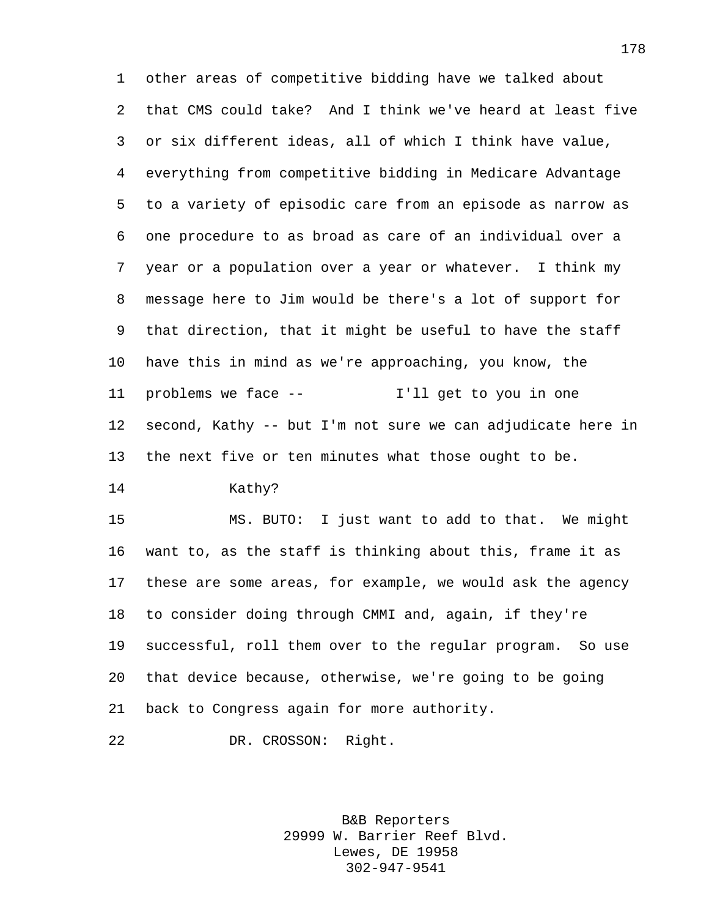other areas of competitive bidding have we talked about that CMS could take? And I think we've heard at least five or six different ideas, all of which I think have value, everything from competitive bidding in Medicare Advantage to a variety of episodic care from an episode as narrow as one procedure to as broad as care of an individual over a year or a population over a year or whatever. I think my message here to Jim would be there's a lot of support for that direction, that it might be useful to have the staff have this in mind as we're approaching, you know, the problems we face -- I'll get to you in one second, Kathy -- but I'm not sure we can adjudicate here in the next five or ten minutes what those ought to be.

Kathy?

MS. BUTO: I just want to add to that. We might want to, as the staff is thinking about this, frame it as these are some areas, for example, we would ask the agency to consider doing through CMMI and, again, if they're successful, roll them over to the regular program. So use that device because, otherwise, we're going to be going back to Congress again for more authority.

DR. CROSSON: Right.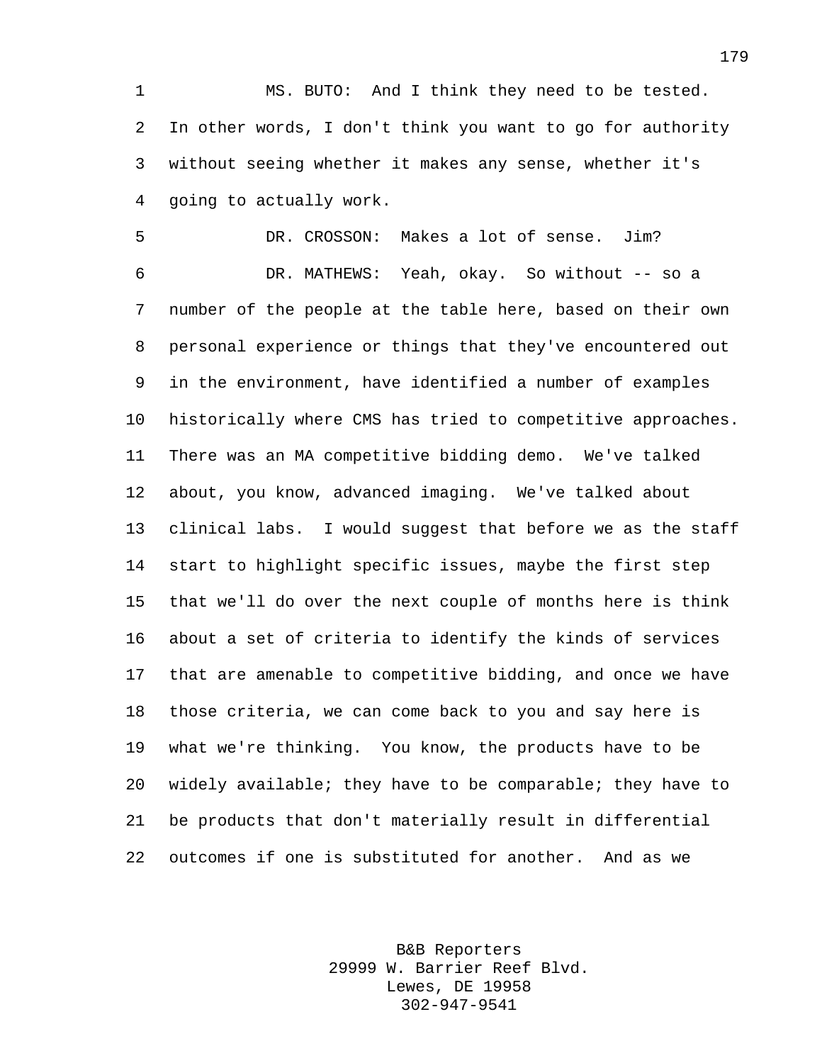MS. BUTO: And I think they need to be tested. In other words, I don't think you want to go for authority without seeing whether it makes any sense, whether it's going to actually work.

DR. CROSSON: Makes a lot of sense. Jim?

DR. MATHEWS: Yeah, okay. So without -- so a number of the people at the table here, based on their own personal experience or things that they've encountered out in the environment, have identified a number of examples historically where CMS has tried to competitive approaches. There was an MA competitive bidding demo. We've talked about, you know, advanced imaging. We've talked about clinical labs. I would suggest that before we as the staff start to highlight specific issues, maybe the first step that we'll do over the next couple of months here is think about a set of criteria to identify the kinds of services that are amenable to competitive bidding, and once we have those criteria, we can come back to you and say here is what we're thinking. You know, the products have to be widely available; they have to be comparable; they have to be products that don't materially result in differential outcomes if one is substituted for another. And as we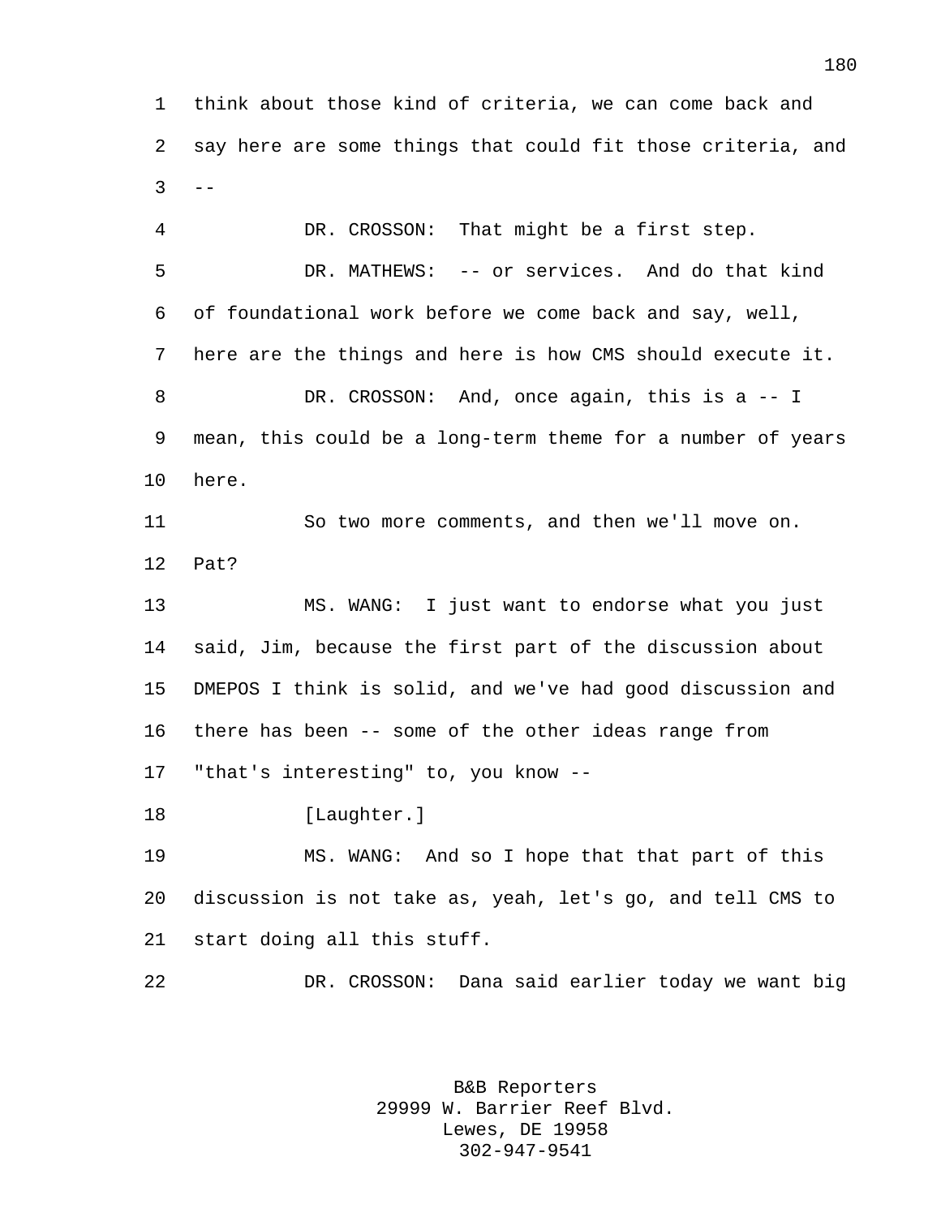think about those kind of criteria, we can come back and say here are some things that could fit those criteria, and --

DR. CROSSON: That might be a first step.

DR. MATHEWS: -- or services. And do that kind of foundational work before we come back and say, well, here are the things and here is how CMS should execute it.

DR. CROSSON: And, once again, this is a -- I mean, this could be a long-term theme for a number of years here.

So two more comments, and then we'll move on. Pat?

MS. WANG: I just want to endorse what you just said, Jim, because the first part of the discussion about DMEPOS I think is solid, and we've had good discussion and there has been -- some of the other ideas range from "that's interesting" to, you know --

[Laughter.]

MS. WANG: And so I hope that that part of this discussion is not take as, yeah, let's go, and tell CMS to start doing all this stuff.

DR. CROSSON: Dana said earlier today we want big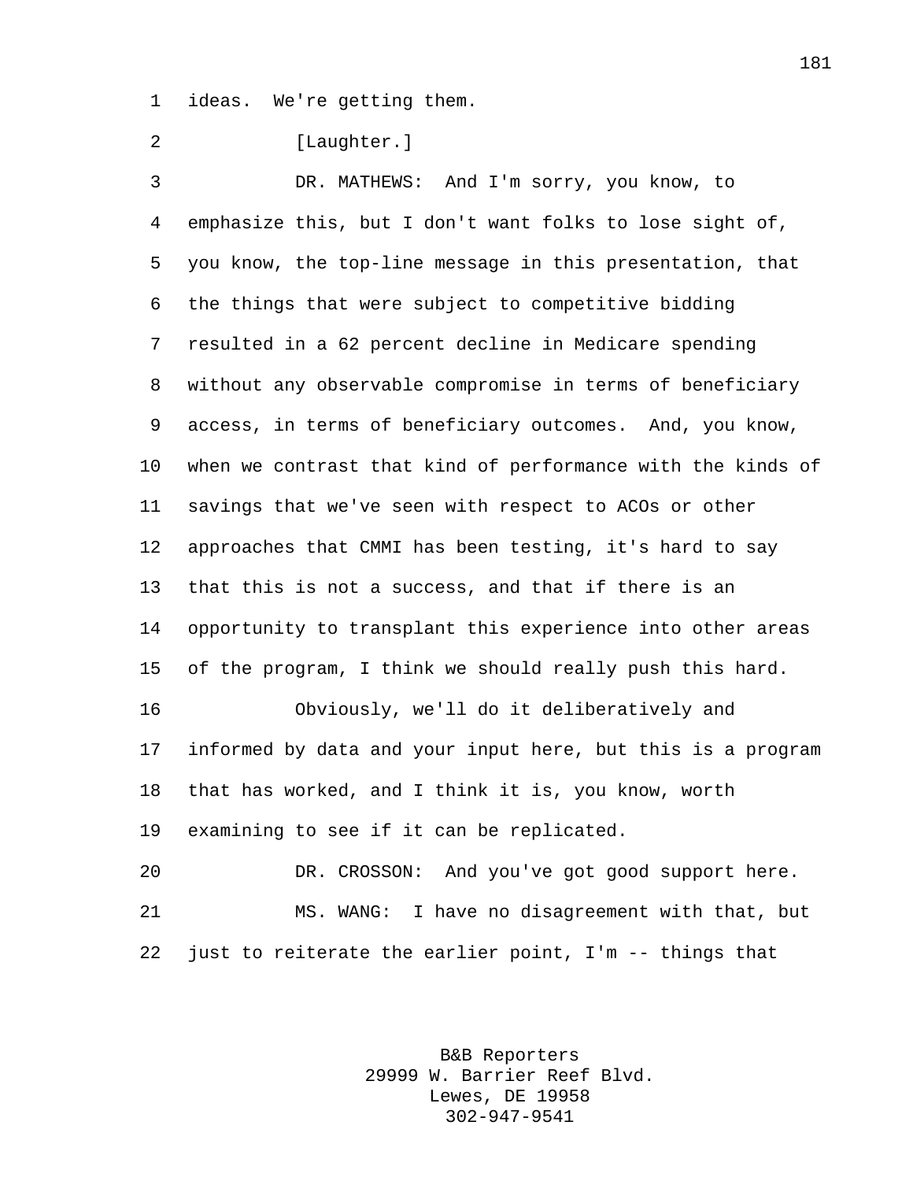ideas. We're getting them.

[Laughter.]

DR. MATHEWS: And I'm sorry, you know, to emphasize this, but I don't want folks to lose sight of, you know, the top-line message in this presentation, that the things that were subject to competitive bidding resulted in a 62 percent decline in Medicare spending without any observable compromise in terms of beneficiary access, in terms of beneficiary outcomes. And, you know, when we contrast that kind of performance with the kinds of savings that we've seen with respect to ACOs or other approaches that CMMI has been testing, it's hard to say that this is not a success, and that if there is an opportunity to transplant this experience into other areas of the program, I think we should really push this hard.

Obviously, we'll do it deliberatively and informed by data and your input here, but this is a program that has worked, and I think it is, you know, worth examining to see if it can be replicated.

DR. CROSSON: And you've got good support here.

MS. WANG: I have no disagreement with that, but just to reiterate the earlier point, I'm -- things that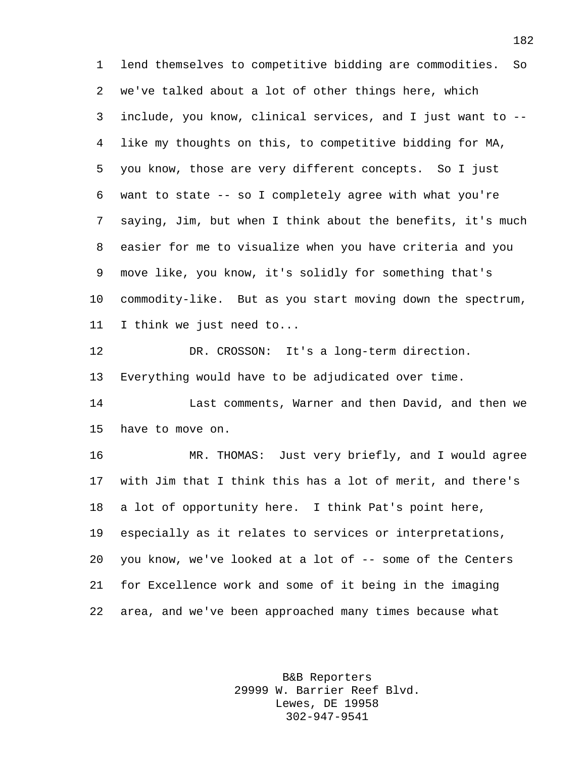lend themselves to competitive bidding are commodities. So we've talked about a lot of other things here, which include, you know, clinical services, and I just want to -- like my thoughts on this, to competitive bidding for MA, you know, those are very different concepts. So I just want to state -- so I completely agree with what you're saying, Jim, but when I think about the benefits, it's much easier for me to visualize when you have criteria and you move like, you know, it's solidly for something that's commodity-like. But as you start moving down the spectrum, I think we just need to...

DR. CROSSON: It's a long-term direction. Everything would have to be adjudicated over time.

Last comments, Warner and then David, and then we have to move on.

MR. THOMAS: Just very briefly, and I would agree with Jim that I think this has a lot of merit, and there's a lot of opportunity here. I think Pat's point here, especially as it relates to services or interpretations, you know, we've looked at a lot of -- some of the Centers for Excellence work and some of it being in the imaging area, and we've been approached many times because what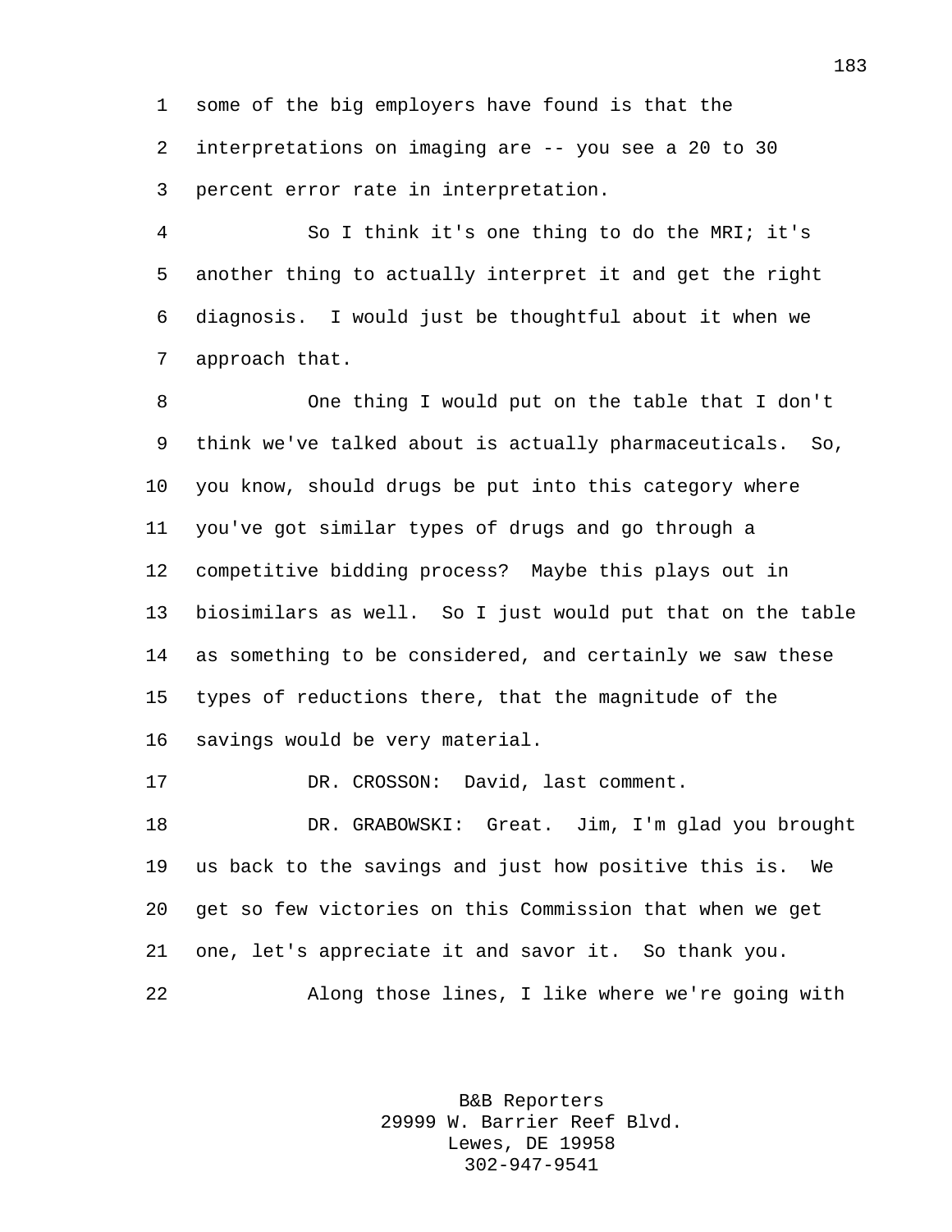some of the big employers have found is that the interpretations on imaging are -- you see a 20 to 30 percent error rate in interpretation.

So I think it's one thing to do the MRI; it's another thing to actually interpret it and get the right diagnosis. I would just be thoughtful about it when we approach that.

One thing I would put on the table that I don't think we've talked about is actually pharmaceuticals. So, you know, should drugs be put into this category where you've got similar types of drugs and go through a competitive bidding process? Maybe this plays out in biosimilars as well. So I just would put that on the table as something to be considered, and certainly we saw these types of reductions there, that the magnitude of the savings would be very material.

DR. CROSSON: David, last comment.

DR. GRABOWSKI: Great. Jim, I'm glad you brought us back to the savings and just how positive this is. We get so few victories on this Commission that when we get one, let's appreciate it and savor it. So thank you.

Along those lines, I like where we're going with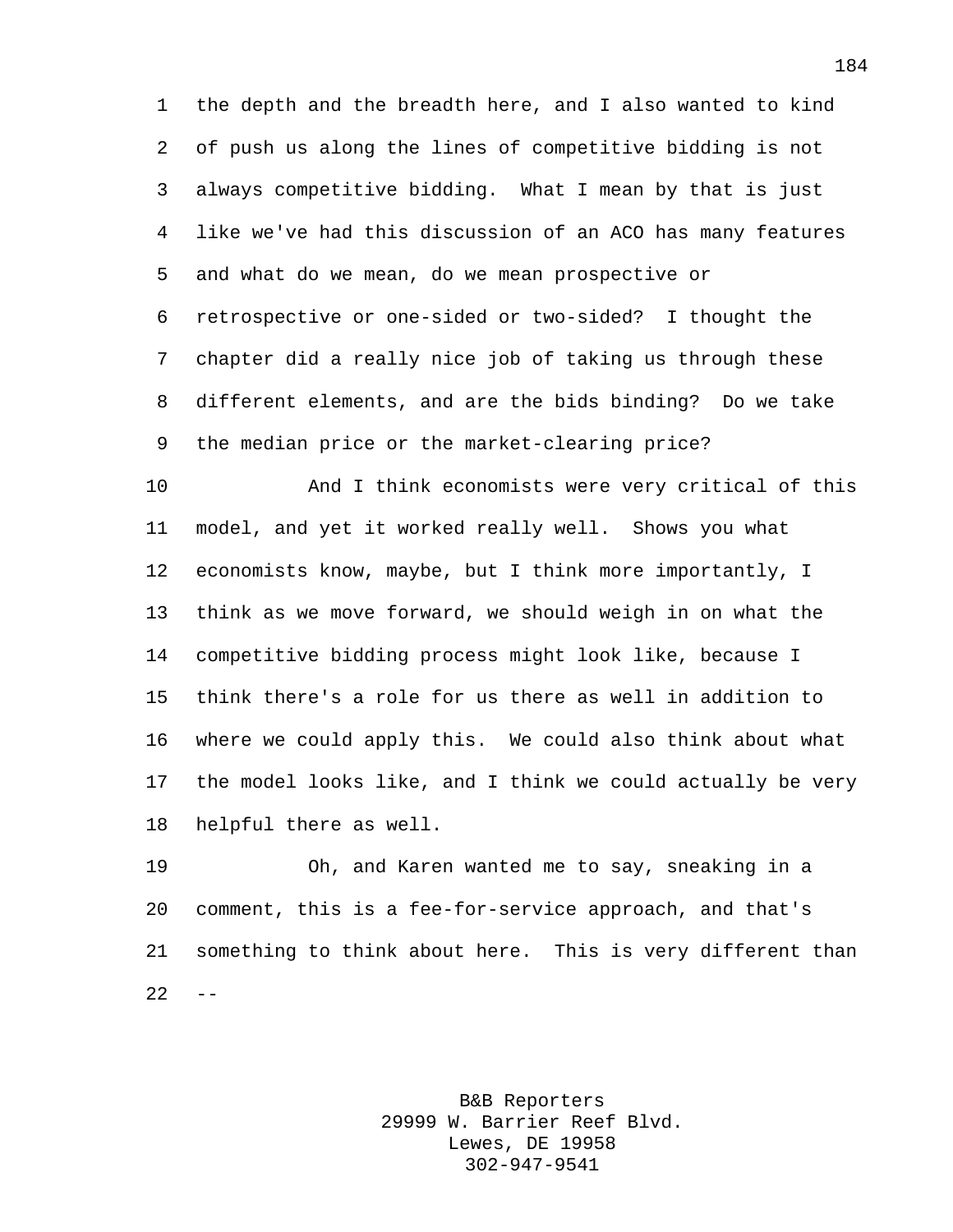the depth and the breadth here, and I also wanted to kind of push us along the lines of competitive bidding is not always competitive bidding. What I mean by that is just like we've had this discussion of an ACO has many features and what do we mean, do we mean prospective or retrospective or one-sided or two-sided? I thought the chapter did a really nice job of taking us through these different elements, and are the bids binding? Do we take the median price or the market-clearing price?

And I think economists were very critical of this model, and yet it worked really well. Shows you what economists know, maybe, but I think more importantly, I think as we move forward, we should weigh in on what the competitive bidding process might look like, because I think there's a role for us there as well in addition to where we could apply this. We could also think about what the model looks like, and I think we could actually be very helpful there as well.

Oh, and Karen wanted me to say, sneaking in a comment, this is a fee-for-service approach, and that's something to think about here. This is very different than --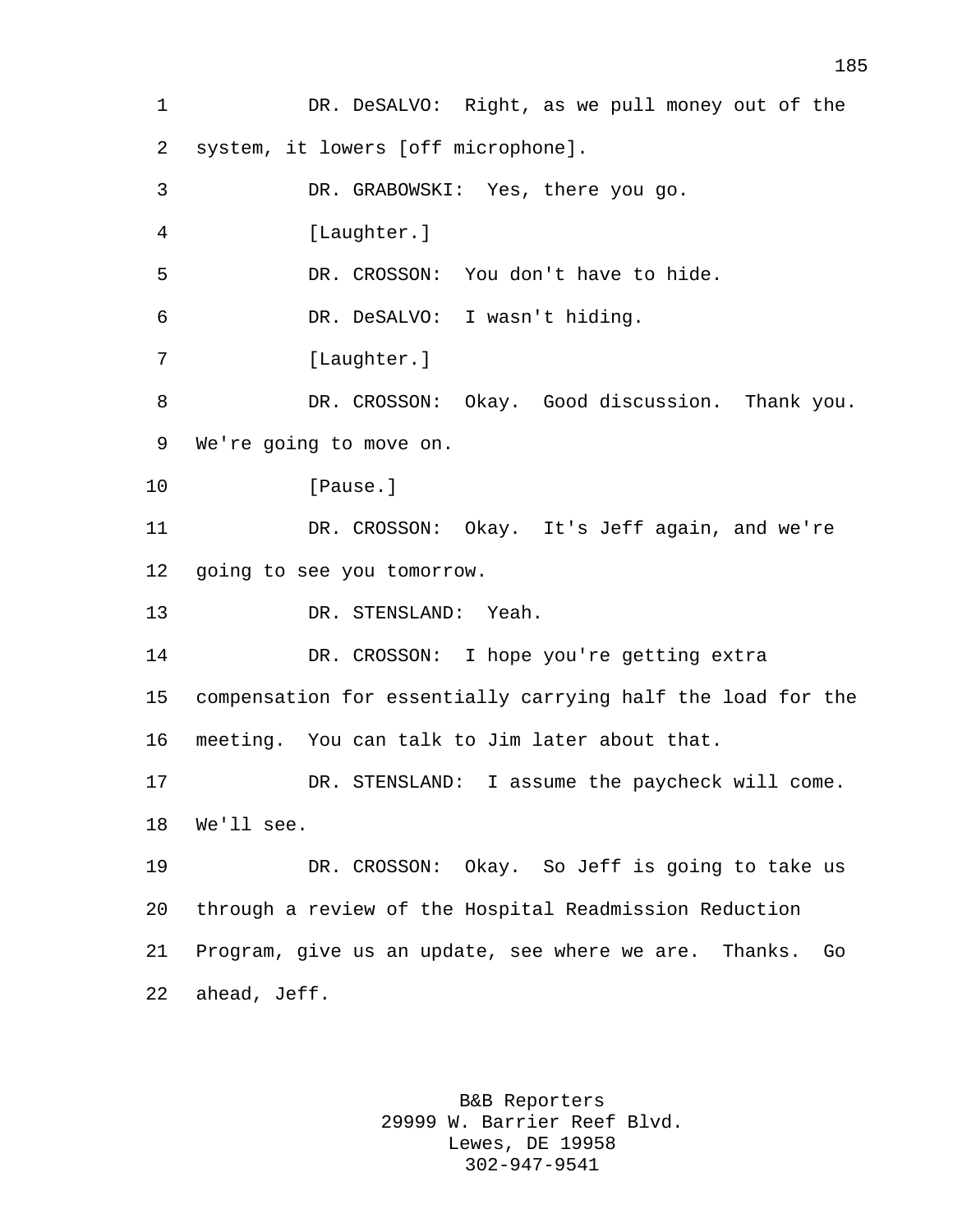DR. DeSALVO: Right, as we pull money out of the system, it lowers [off microphone].

DR. GRABOWSKI: Yes, there you go.

[Laughter.]

DR. CROSSON: You don't have to hide.

DR. DeSALVO: I wasn't hiding.

[Laughter.]

DR. CROSSON: Okay. Good discussion. Thank you. We're going to move on.

[Pause.]

DR. CROSSON: Okay. It's Jeff again, and we're going to see you tomorrow.

DR. STENSLAND: Yeah.

DR. CROSSON: I hope you're getting extra compensation for essentially carrying half the load for the meeting. You can talk to Jim later about that.

DR. STENSLAND: I assume the paycheck will come. We'll see.

DR. CROSSON: Okay. So Jeff is going to take us through a review of the Hospital Readmission Reduction Program, give us an update, see where we are. Thanks. Go ahead, Jeff.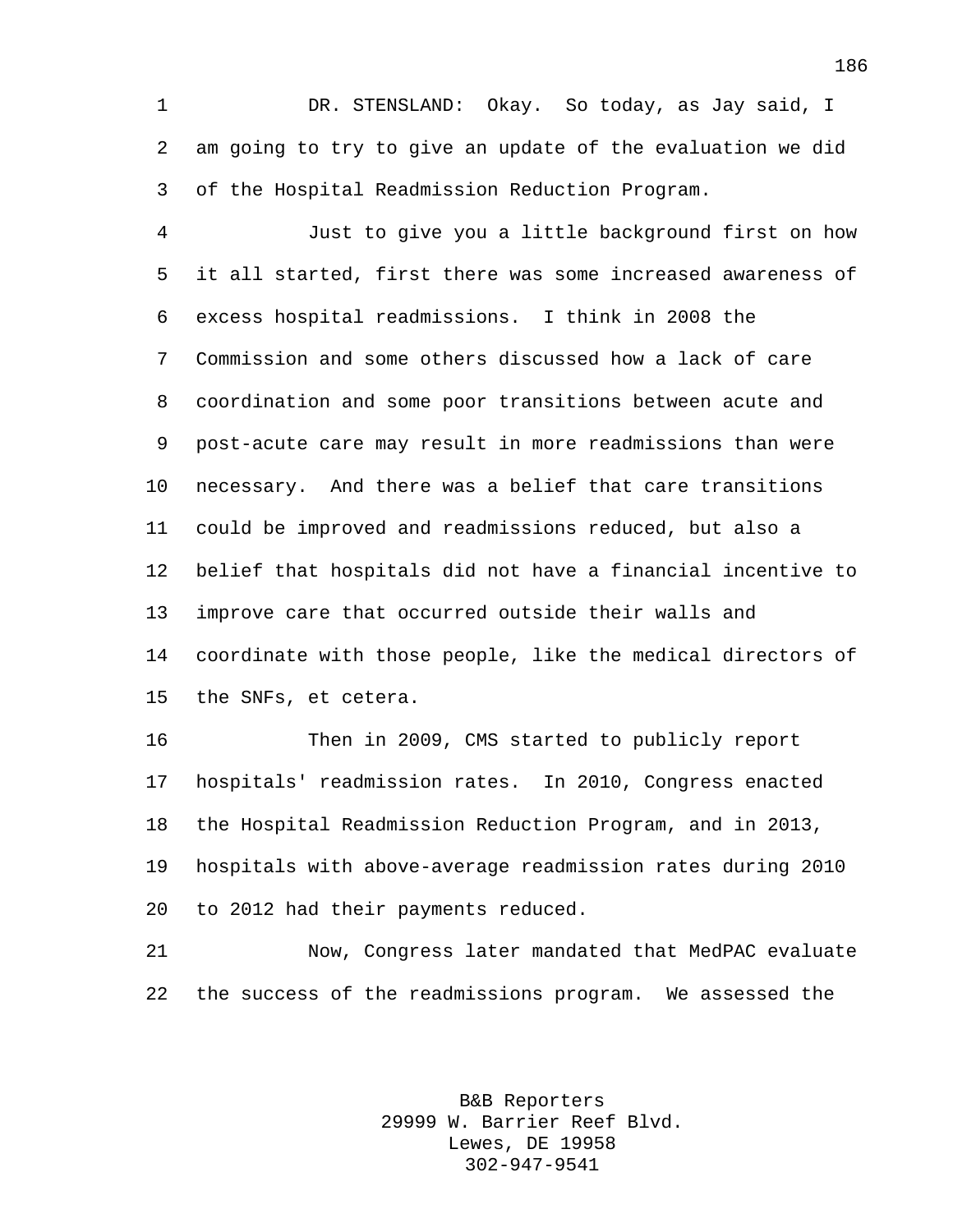DR. STENSLAND: Okay. So today, as Jay said, I am going to try to give an update of the evaluation we did of the Hospital Readmission Reduction Program.

Just to give you a little background first on how it all started, first there was some increased awareness of excess hospital readmissions. I think in 2008 the Commission and some others discussed how a lack of care coordination and some poor transitions between acute and post-acute care may result in more readmissions than were necessary. And there was a belief that care transitions could be improved and readmissions reduced, but also a belief that hospitals did not have a financial incentive to improve care that occurred outside their walls and coordinate with those people, like the medical directors of the SNFs, et cetera.

Then in 2009, CMS started to publicly report hospitals' readmission rates. In 2010, Congress enacted the Hospital Readmission Reduction Program, and in 2013, hospitals with above-average readmission rates during 2010 to 2012 had their payments reduced.

Now, Congress later mandated that MedPAC evaluate the success of the readmissions program. We assessed the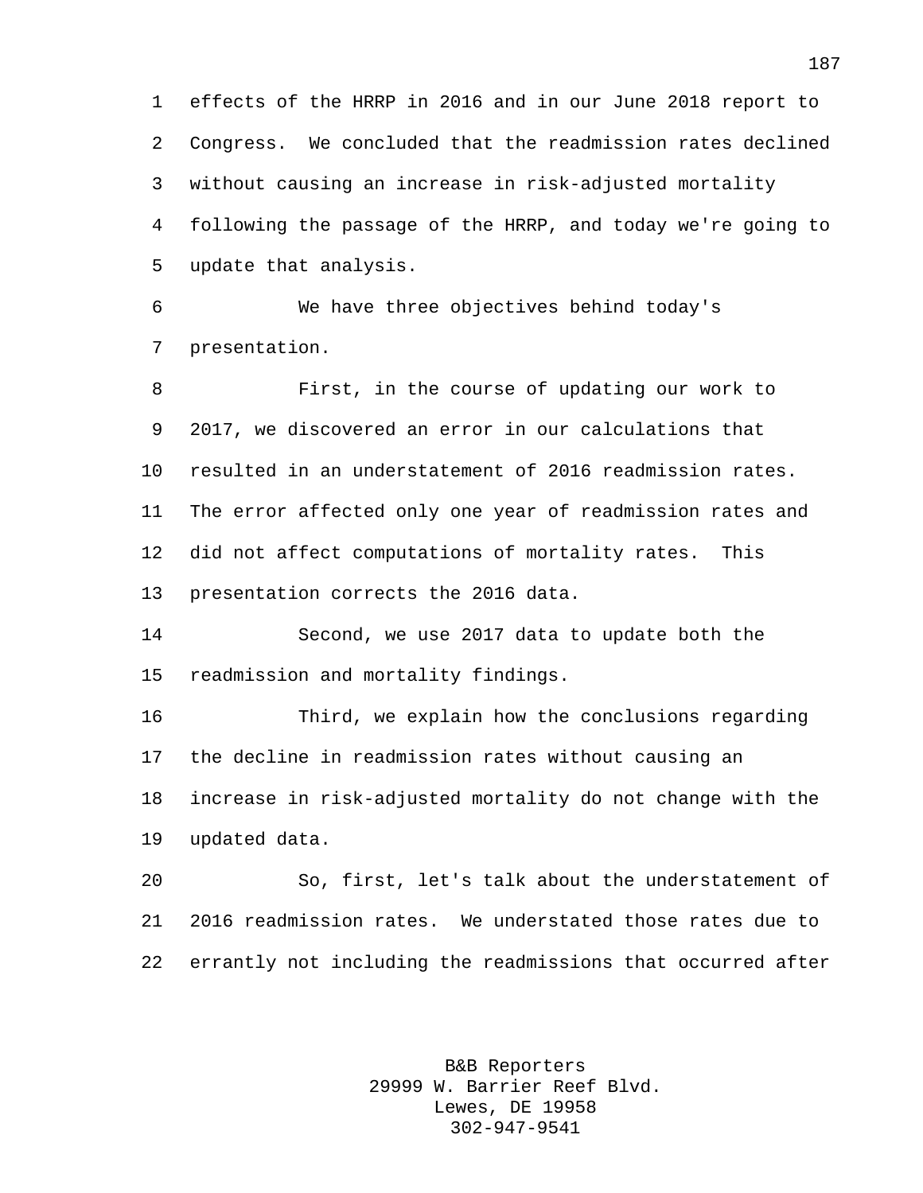effects of the HRRP in 2016 and in our June 2018 report to Congress. We concluded that the readmission rates declined without causing an increase in risk-adjusted mortality following the passage of the HRRP, and today we're going to update that analysis.

We have three objectives behind today's presentation.

First, in the course of updating our work to 2017, we discovered an error in our calculations that resulted in an understatement of 2016 readmission rates. The error affected only one year of readmission rates and did not affect computations of mortality rates. This presentation corrects the 2016 data.

Second, we use 2017 data to update both the readmission and mortality findings.

Third, we explain how the conclusions regarding the decline in readmission rates without causing an increase in risk-adjusted mortality do not change with the updated data.

So, first, let's talk about the understatement of 2016 readmission rates. We understated those rates due to errantly not including the readmissions that occurred after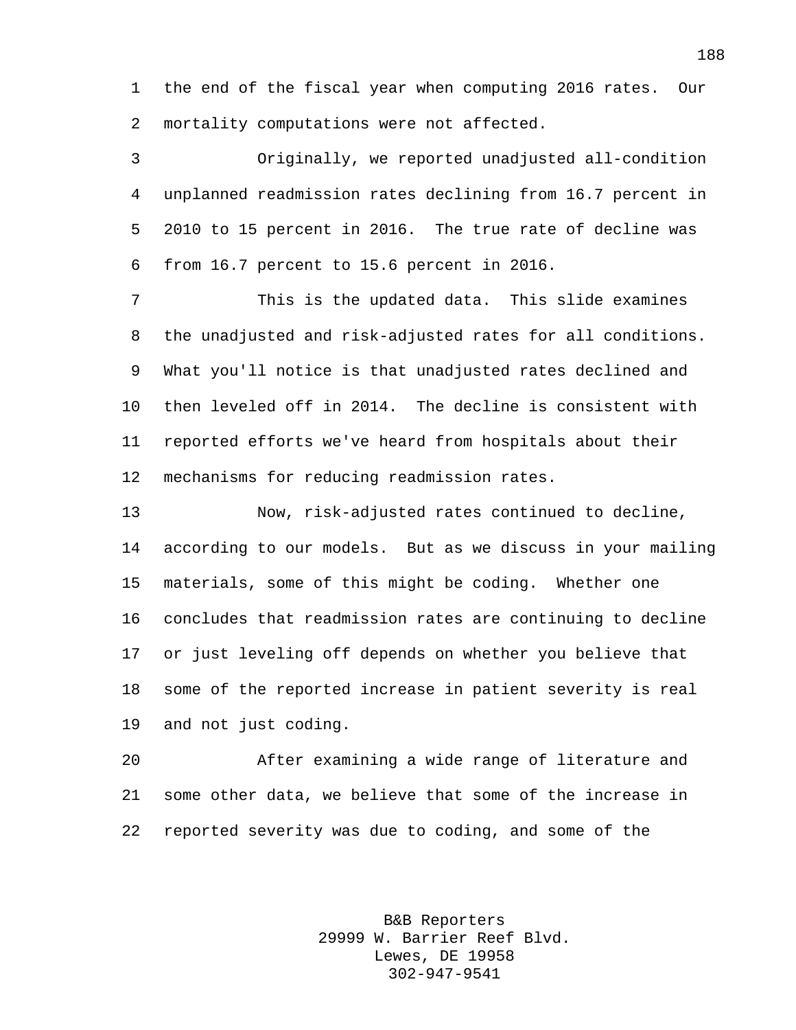the end of the fiscal year when computing 2016 rates. Our mortality computations were not affected.

Originally, we reported unadjusted all-condition unplanned readmission rates declining from 16.7 percent in 2010 to 15 percent in 2016. The true rate of decline was from 16.7 percent to 15.6 percent in 2016.

This is the updated data. This slide examines the unadjusted and risk-adjusted rates for all conditions. What you'll notice is that unadjusted rates declined and then leveled off in 2014. The decline is consistent with reported efforts we've heard from hospitals about their mechanisms for reducing readmission rates.

Now, risk-adjusted rates continued to decline, according to our models. But as we discuss in your mailing materials, some of this might be coding. Whether one concludes that readmission rates are continuing to decline or just leveling off depends on whether you believe that some of the reported increase in patient severity is real and not just coding.

After examining a wide range of literature and some other data, we believe that some of the increase in reported severity was due to coding, and some of the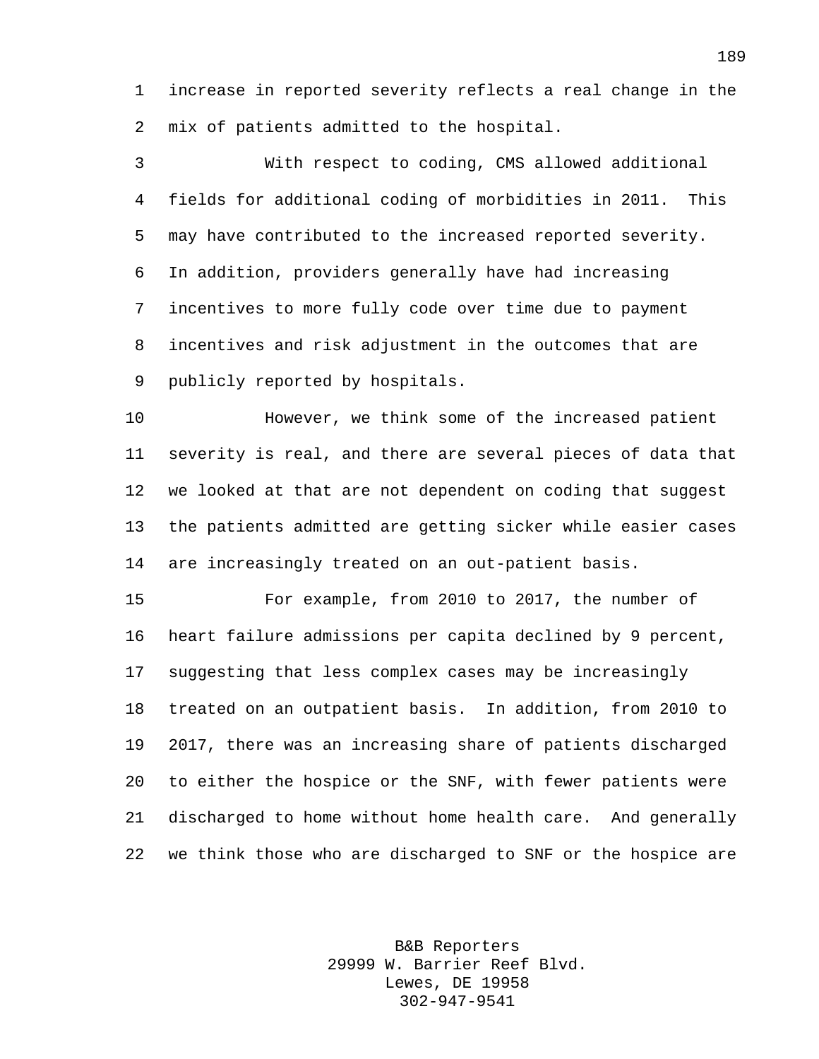increase in reported severity reflects a real change in the mix of patients admitted to the hospital.

With respect to coding, CMS allowed additional fields for additional coding of morbidities in 2011. This may have contributed to the increased reported severity. In addition, providers generally have had increasing incentives to more fully code over time due to payment incentives and risk adjustment in the outcomes that are publicly reported by hospitals.

However, we think some of the increased patient severity is real, and there are several pieces of data that we looked at that are not dependent on coding that suggest the patients admitted are getting sicker while easier cases are increasingly treated on an out-patient basis.

For example, from 2010 to 2017, the number of heart failure admissions per capita declined by 9 percent, suggesting that less complex cases may be increasingly treated on an outpatient basis. In addition, from 2010 to 2017, there was an increasing share of patients discharged to either the hospice or the SNF, with fewer patients were discharged to home without home health care. And generally we think those who are discharged to SNF or the hospice are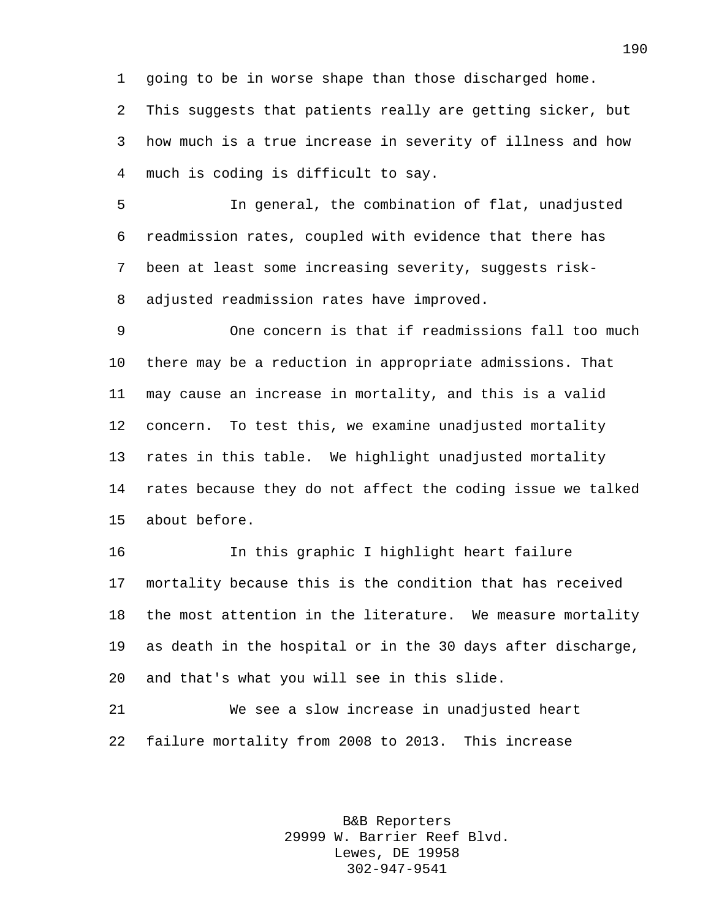going to be in worse shape than those discharged home. This suggests that patients really are getting sicker, but how much is a true increase in severity of illness and how much is coding is difficult to say.

In general, the combination of flat, unadjusted readmission rates, coupled with evidence that there has been at least some increasing severity, suggests risk-adjusted readmission rates have improved.

One concern is that if readmissions fall too much there may be a reduction in appropriate admissions. That may cause an increase in mortality, and this is a valid concern. To test this, we examine unadjusted mortality rates in this table. We highlight unadjusted mortality rates because they do not affect the coding issue we talked about before.

In this graphic I highlight heart failure mortality because this is the condition that has received the most attention in the literature. We measure mortality as death in the hospital or in the 30 days after discharge, and that's what you will see in this slide.

We see a slow increase in unadjusted heart failure mortality from 2008 to 2013. This increase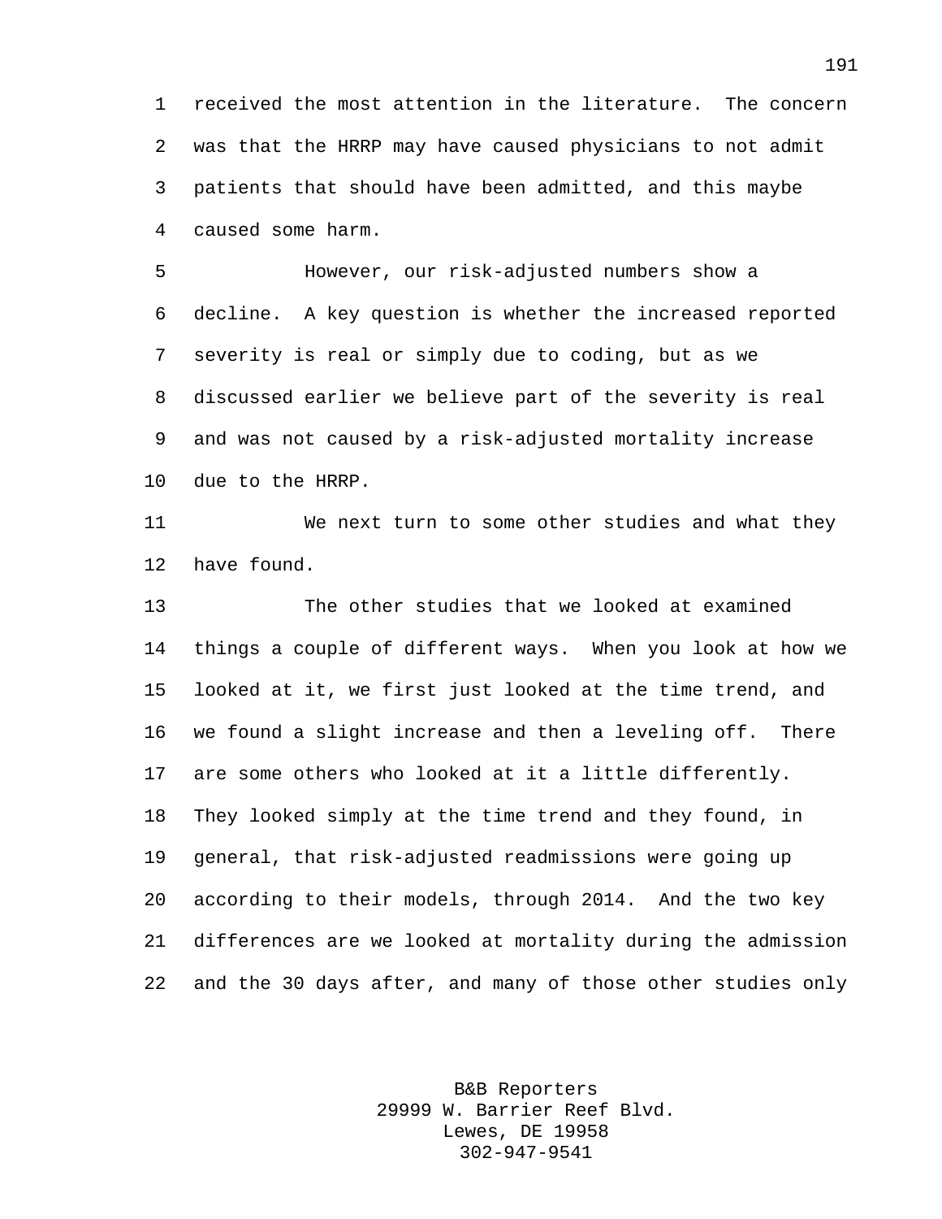received the most attention in the literature. The concern was that the HRRP may have caused physicians to not admit patients that should have been admitted, and this maybe caused some harm.

However, our risk-adjusted numbers show a decline. A key question is whether the increased reported severity is real or simply due to coding, but as we discussed earlier we believe part of the severity is real and was not caused by a risk-adjusted mortality increase due to the HRRP.

We next turn to some other studies and what they have found.

The other studies that we looked at examined things a couple of different ways. When you look at how we looked at it, we first just looked at the time trend, and we found a slight increase and then a leveling off. There are some others who looked at it a little differently. They looked simply at the time trend and they found, in general, that risk-adjusted readmissions were going up according to their models, through 2014. And the two key differences are we looked at mortality during the admission and the 30 days after, and many of those other studies only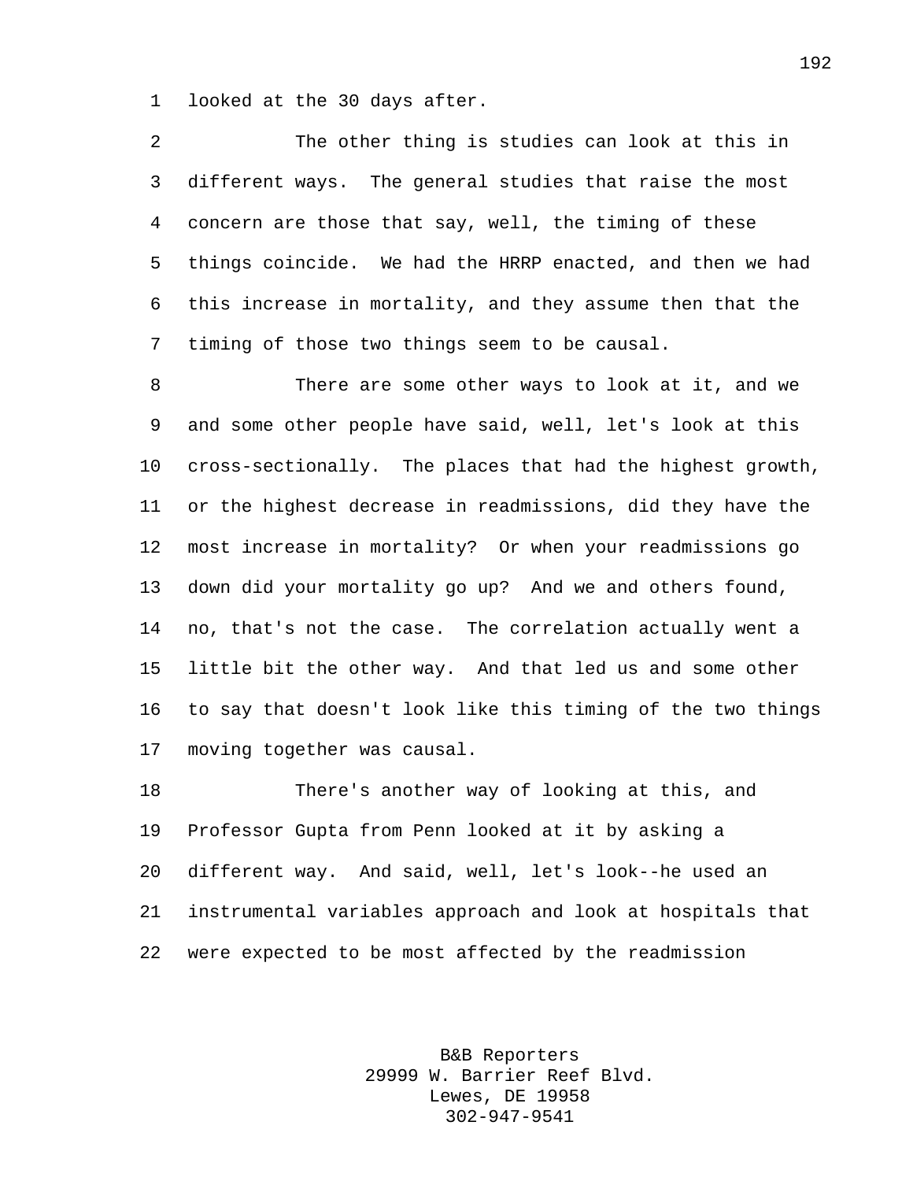looked at the 30 days after.

The other thing is studies can look at this in different ways. The general studies that raise the most concern are those that say, well, the timing of these things coincide. We had the HRRP enacted, and then we had this increase in mortality, and they assume then that the timing of those two things seem to be causal.

There are some other ways to look at it, and we and some other people have said, well, let's look at this cross-sectionally. The places that had the highest growth, or the highest decrease in readmissions, did they have the most increase in mortality? Or when your readmissions go down did your mortality go up? And we and others found, no, that's not the case. The correlation actually went a little bit the other way. And that led us and some other to say that doesn't look like this timing of the two things moving together was causal.

There's another way of looking at this, and Professor Gupta from Penn looked at it by asking a different way. And said, well, let's look--he used an instrumental variables approach and look at hospitals that were expected to be most affected by the readmission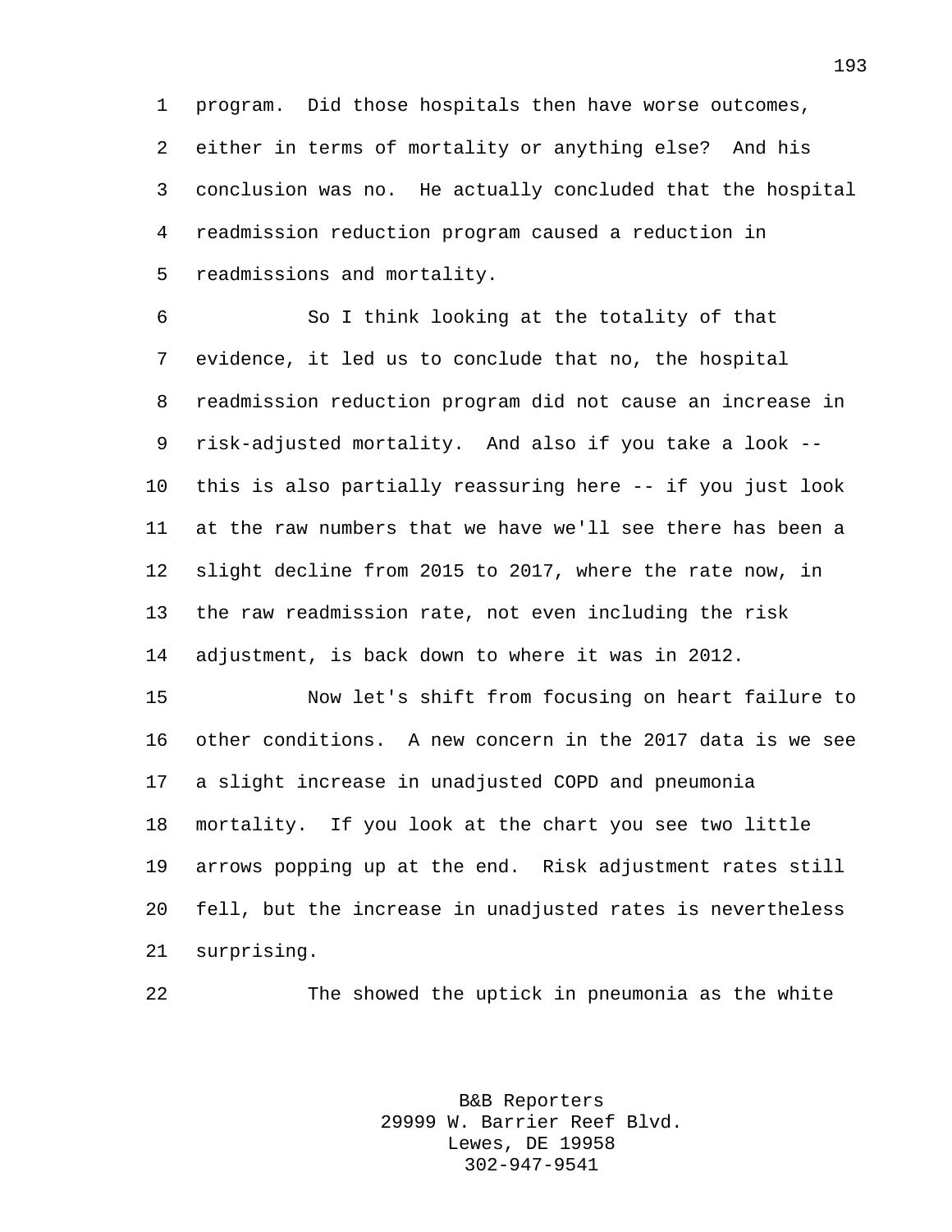program. Did those hospitals then have worse outcomes, either in terms of mortality or anything else? And his conclusion was no. He actually concluded that the hospital readmission reduction program caused a reduction in readmissions and mortality.

So I think looking at the totality of that evidence, it led us to conclude that no, the hospital readmission reduction program did not cause an increase in risk-adjusted mortality. And also if you take a look -- this is also partially reassuring here -- if you just look at the raw numbers that we have we'll see there has been a slight decline from 2015 to 2017, where the rate now, in the raw readmission rate, not even including the risk adjustment, is back down to where it was in 2012.

Now let's shift from focusing on heart failure to other conditions. A new concern in the 2017 data is we see a slight increase in unadjusted COPD and pneumonia mortality. If you look at the chart you see two little arrows popping up at the end. Risk adjustment rates still fell, but the increase in unadjusted rates is nevertheless surprising.

The showed the uptick in pneumonia as the white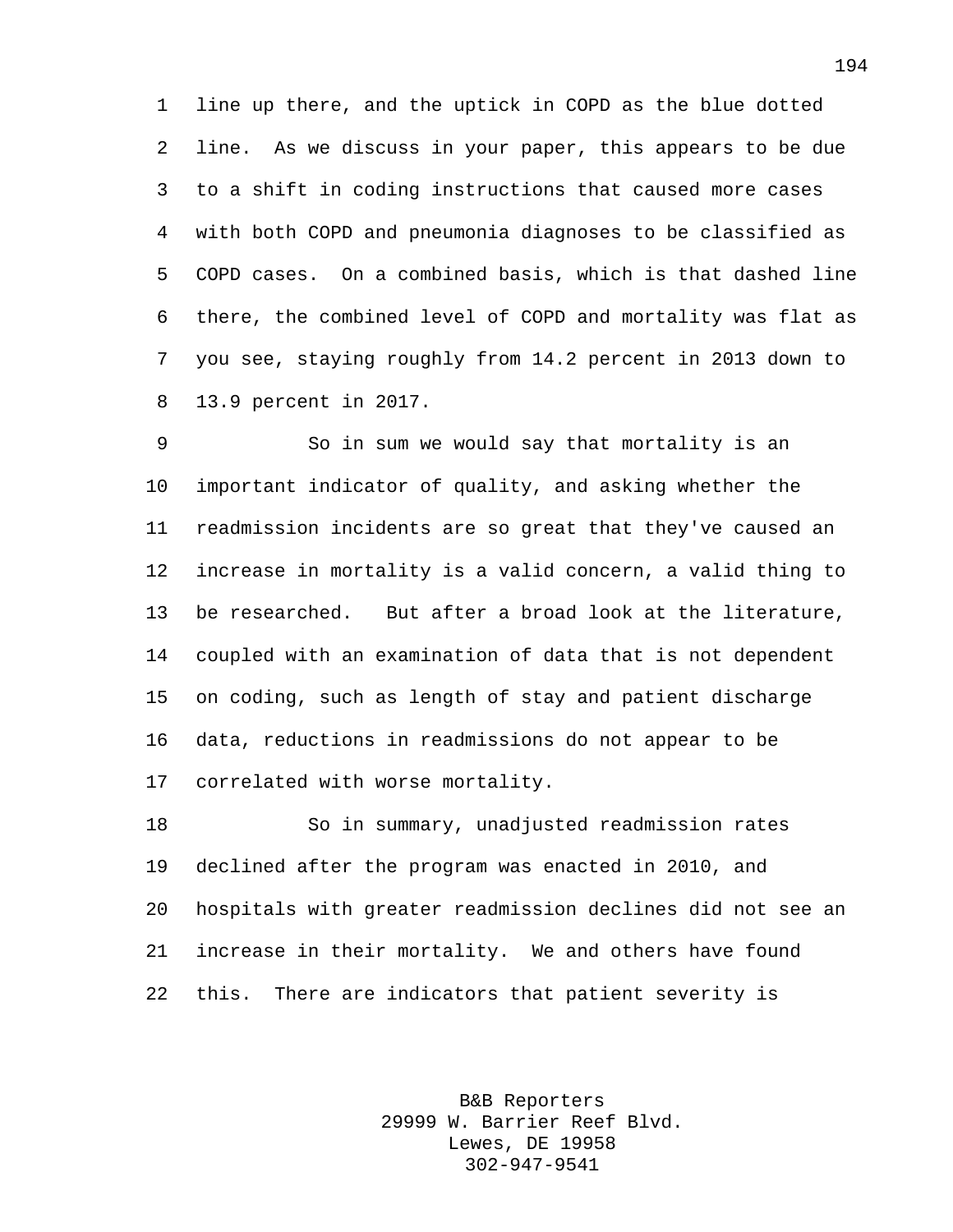line up there, and the uptick in COPD as the blue dotted line. As we discuss in your paper, this appears to be due to a shift in coding instructions that caused more cases with both COPD and pneumonia diagnoses to be classified as COPD cases. On a combined basis, which is that dashed line there, the combined level of COPD and mortality was flat as you see, staying roughly from 14.2 percent in 2013 down to 13.9 percent in 2017.

So in sum we would say that mortality is an important indicator of quality, and asking whether the readmission incidents are so great that they've caused an increase in mortality is a valid concern, a valid thing to be researched. But after a broad look at the literature, coupled with an examination of data that is not dependent on coding, such as length of stay and patient discharge data, reductions in readmissions do not appear to be correlated with worse mortality.

So in summary, unadjusted readmission rates declined after the program was enacted in 2010, and hospitals with greater readmission declines did not see an increase in their mortality. We and others have found this. There are indicators that patient severity is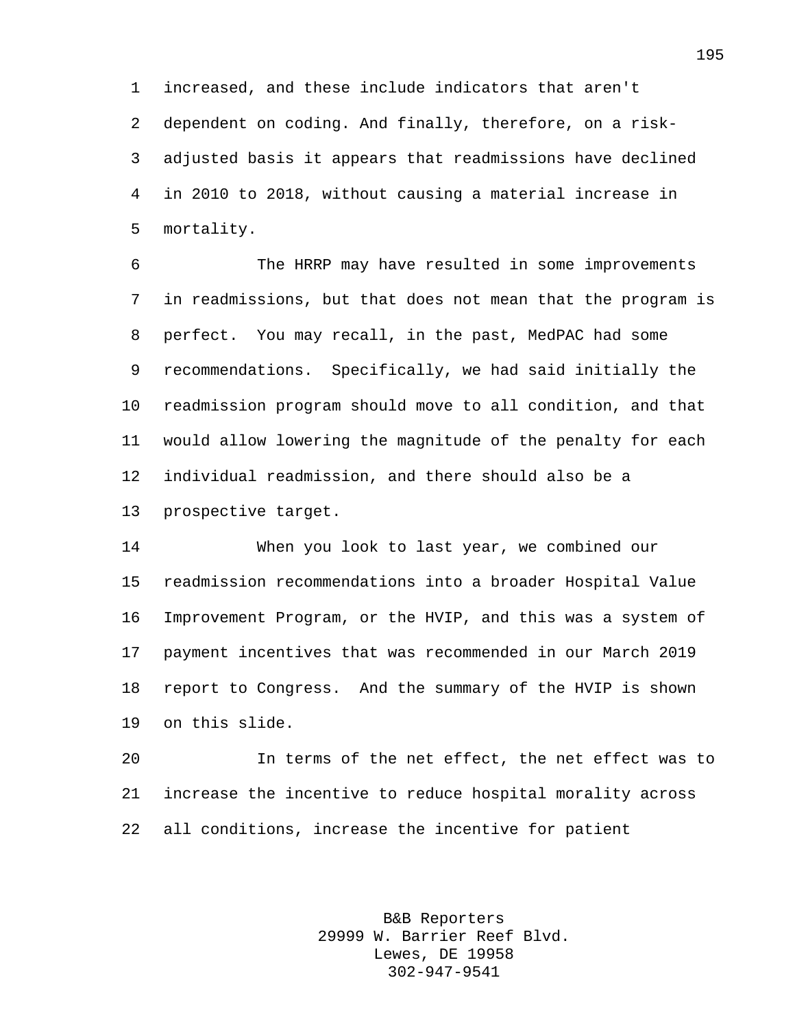increased, and these include indicators that aren't dependent on coding. And finally, therefore, on a risk-adjusted basis it appears that readmissions have declined in 2010 to 2018, without causing a material increase in mortality.

The HRRP may have resulted in some improvements in readmissions, but that does not mean that the program is perfect. You may recall, in the past, MedPAC had some recommendations. Specifically, we had said initially the readmission program should move to all condition, and that would allow lowering the magnitude of the penalty for each individual readmission, and there should also be a prospective target.

When you look to last year, we combined our readmission recommendations into a broader Hospital Value Improvement Program, or the HVIP, and this was a system of payment incentives that was recommended in our March 2019 report to Congress. And the summary of the HVIP is shown on this slide.

In terms of the net effect, the net effect was to increase the incentive to reduce hospital morality across all conditions, increase the incentive for patient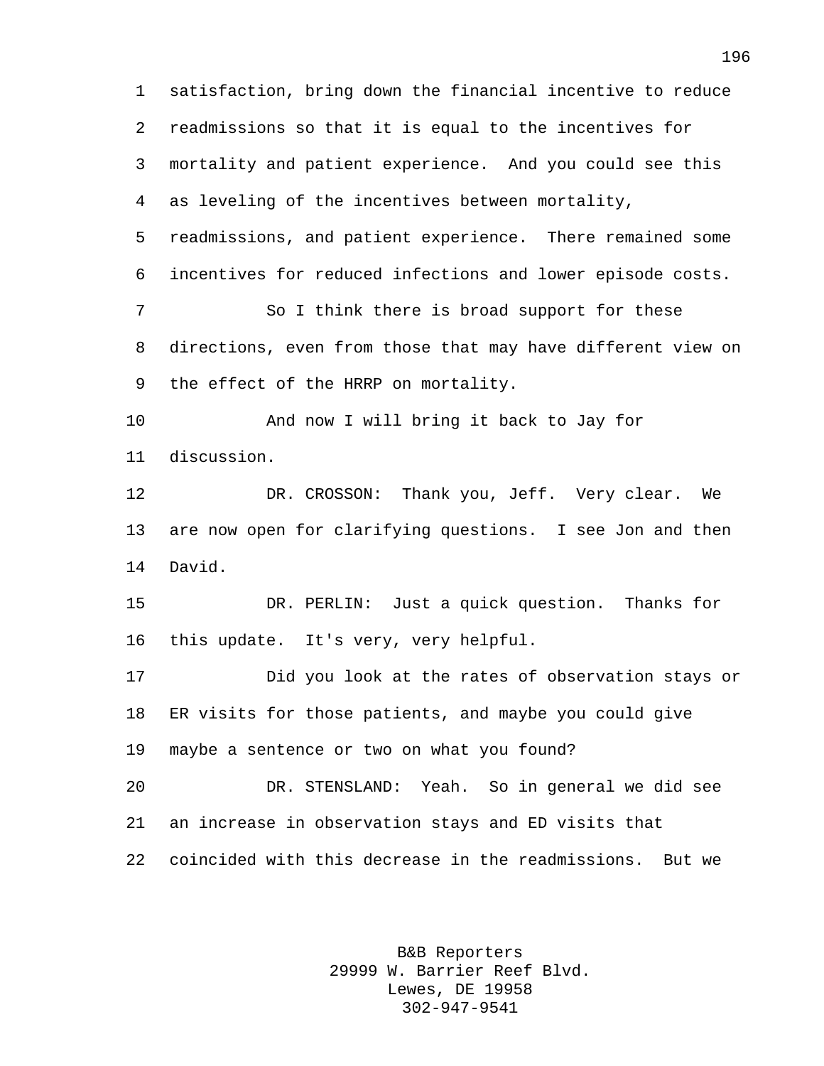satisfaction, bring down the financial incentive to reduce readmissions so that it is equal to the incentives for mortality and patient experience. And you could see this as leveling of the incentives between mortality, readmissions, and patient experience. There remained some incentives for reduced infections and lower episode costs.

So I think there is broad support for these directions, even from those that may have different view on the effect of the HRRP on mortality.

And now I will bring it back to Jay for discussion.

DR. CROSSON: Thank you, Jeff. Very clear. We are now open for clarifying questions. I see Jon and then David.

DR. PERLIN: Just a quick question. Thanks for this update. It's very, very helpful.

Did you look at the rates of observation stays or ER visits for those patients, and maybe you could give maybe a sentence or two on what you found?

DR. STENSLAND: Yeah. So in general we did see an increase in observation stays and ED visits that coincided with this decrease in the readmissions. But we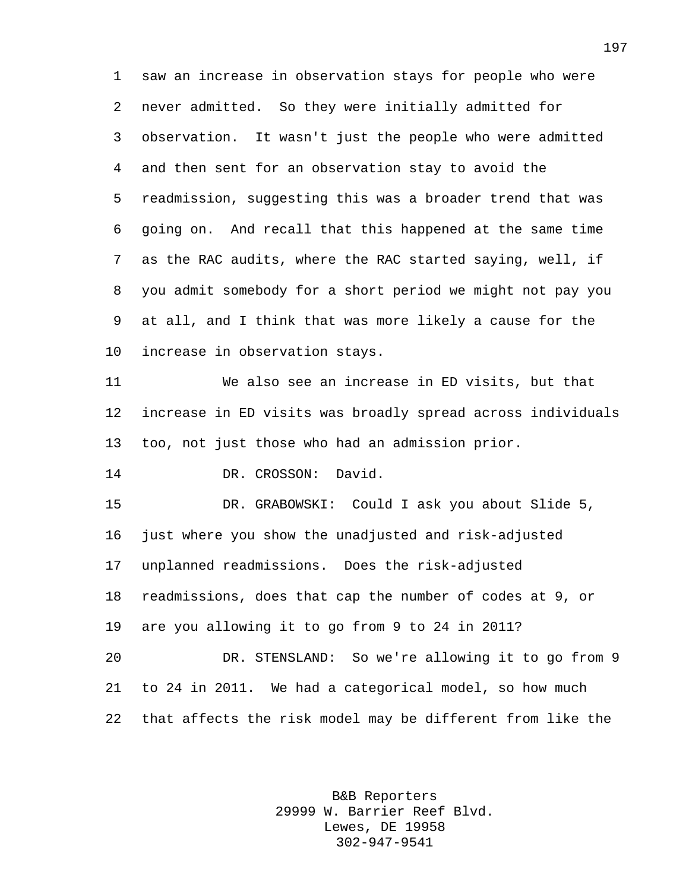saw an increase in observation stays for people who were never admitted. So they were initially admitted for observation. It wasn't just the people who were admitted and then sent for an observation stay to avoid the readmission, suggesting this was a broader trend that was going on. And recall that this happened at the same time as the RAC audits, where the RAC started saying, well, if you admit somebody for a short period we might not pay you at all, and I think that was more likely a cause for the increase in observation stays.

We also see an increase in ED visits, but that increase in ED visits was broadly spread across individuals too, not just those who had an admission prior.

DR. CROSSON: David.

DR. GRABOWSKI: Could I ask you about Slide 5, just where you show the unadjusted and risk-adjusted unplanned readmissions. Does the risk-adjusted readmissions, does that cap the number of codes at 9, or are you allowing it to go from 9 to 24 in 2011?

DR. STENSLAND: So we're allowing it to go from 9 to 24 in 2011. We had a categorical model, so how much that affects the risk model may be different from like the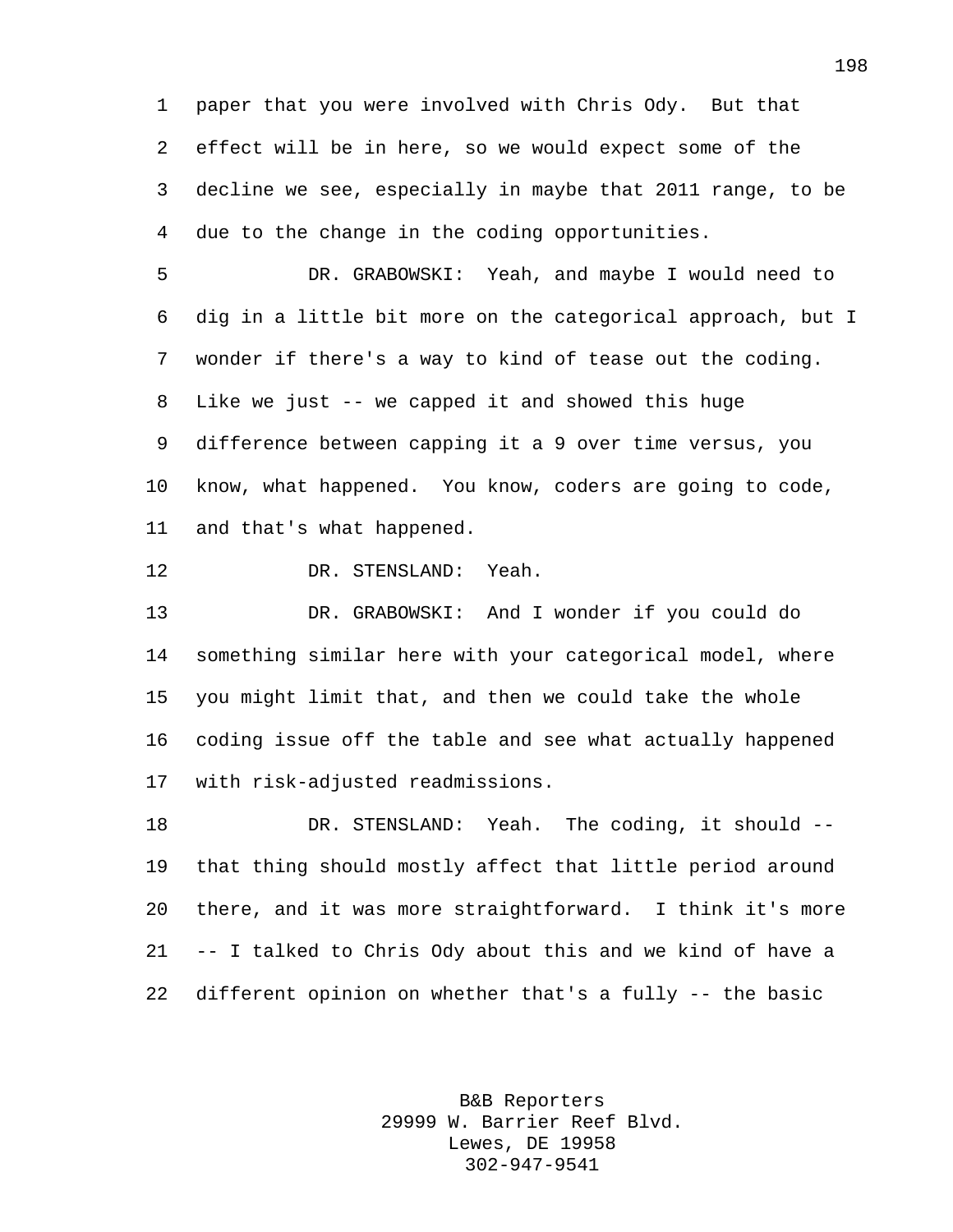paper that you were involved with Chris Ody. But that effect will be in here, so we would expect some of the decline we see, especially in maybe that 2011 range, to be due to the change in the coding opportunities.

DR. GRABOWSKI: Yeah, and maybe I would need to dig in a little bit more on the categorical approach, but I wonder if there's a way to kind of tease out the coding. Like we just -- we capped it and showed this huge difference between capping it a 9 over time versus, you know, what happened. You know, coders are going to code, and that's what happened.

DR. STENSLAND: Yeah.

DR. GRABOWSKI: And I wonder if you could do something similar here with your categorical model, where you might limit that, and then we could take the whole coding issue off the table and see what actually happened with risk-adjusted readmissions.

DR. STENSLAND: Yeah. The coding, it should -- that thing should mostly affect that little period around there, and it was more straightforward. I think it's more -- I talked to Chris Ody about this and we kind of have a different opinion on whether that's a fully -- the basic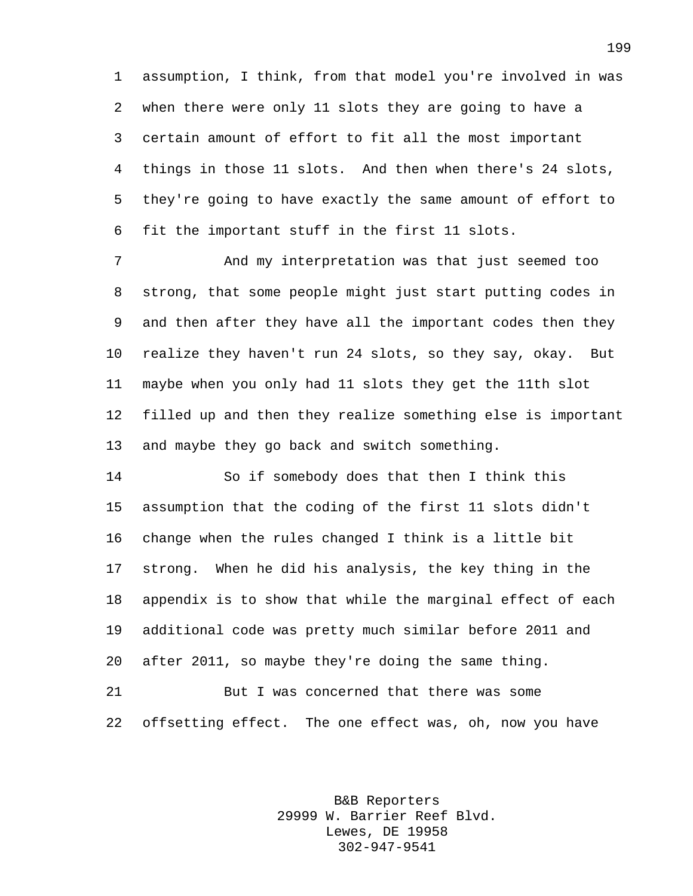assumption, I think, from that model you're involved in was when there were only 11 slots they are going to have a certain amount of effort to fit all the most important things in those 11 slots. And then when there's 24 slots, they're going to have exactly the same amount of effort to fit the important stuff in the first 11 slots.

And my interpretation was that just seemed too strong, that some people might just start putting codes in and then after they have all the important codes then they realize they haven't run 24 slots, so they say, okay. But maybe when you only had 11 slots they get the 11th slot filled up and then they realize something else is important and maybe they go back and switch something.

So if somebody does that then I think this assumption that the coding of the first 11 slots didn't change when the rules changed I think is a little bit strong. When he did his analysis, the key thing in the appendix is to show that while the marginal effect of each additional code was pretty much similar before 2011 and after 2011, so maybe they're doing the same thing.

But I was concerned that there was some offsetting effect. The one effect was, oh, now you have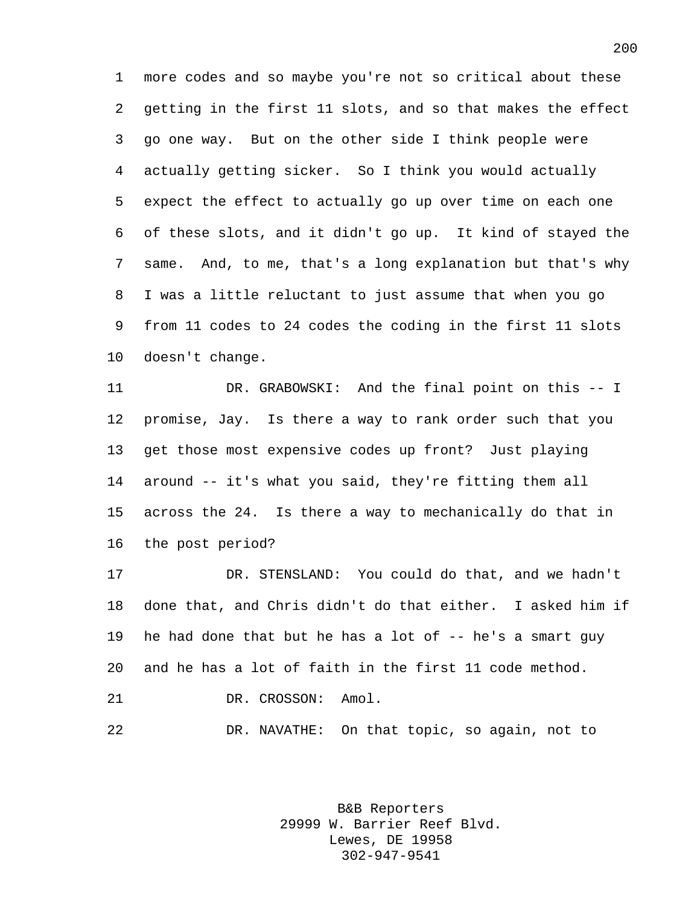more codes and so maybe you're not so critical about these getting in the first 11 slots, and so that makes the effect go one way. But on the other side I think people were actually getting sicker. So I think you would actually expect the effect to actually go up over time on each one of these slots, and it didn't go up. It kind of stayed the same. And, to me, that's a long explanation but that's why I was a little reluctant to just assume that when you go from 11 codes to 24 codes the coding in the first 11 slots doesn't change.

DR. GRABOWSKI: And the final point on this -- I promise, Jay. Is there a way to rank order such that you get those most expensive codes up front? Just playing around -- it's what you said, they're fitting them all across the 24. Is there a way to mechanically do that in the post period?

DR. STENSLAND: You could do that, and we hadn't done that, and Chris didn't do that either. I asked him if he had done that but he has a lot of -- he's a smart guy and he has a lot of faith in the first 11 code method.

DR. CROSSON: Amol.

DR. NAVATHE: On that topic, so again, not to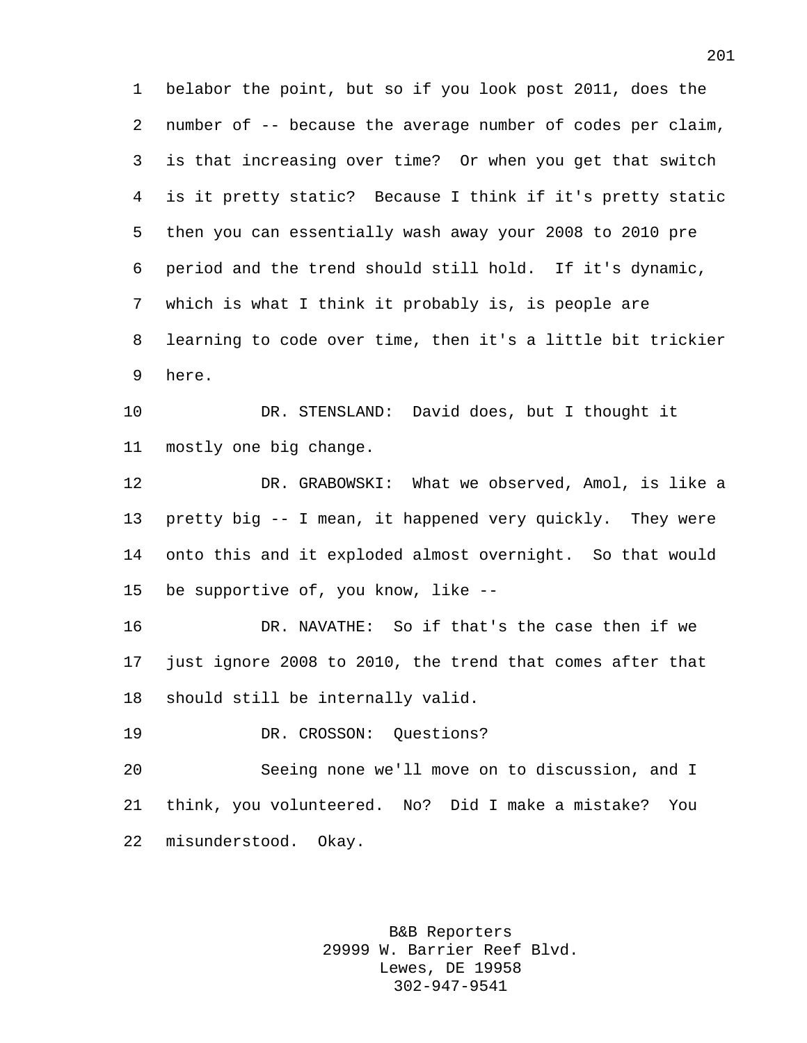belabor the point, but so if you look post 2011, does the number of -- because the average number of codes per claim, is that increasing over time? Or when you get that switch is it pretty static? Because I think if it's pretty static then you can essentially wash away your 2008 to 2010 pre period and the trend should still hold. If it's dynamic, which is what I think it probably is, is people are learning to code over time, then it's a little bit trickier here.

DR. STENSLAND: David does, but I thought it mostly one big change.

DR. GRABOWSKI: What we observed, Amol, is like a pretty big -- I mean, it happened very quickly. They were onto this and it exploded almost overnight. So that would be supportive of, you know, like --

DR. NAVATHE: So if that's the case then if we just ignore 2008 to 2010, the trend that comes after that should still be internally valid.

DR. CROSSON: Questions?

Seeing none we'll move on to discussion, and I think, you volunteered. No? Did I make a mistake? You misunderstood. Okay.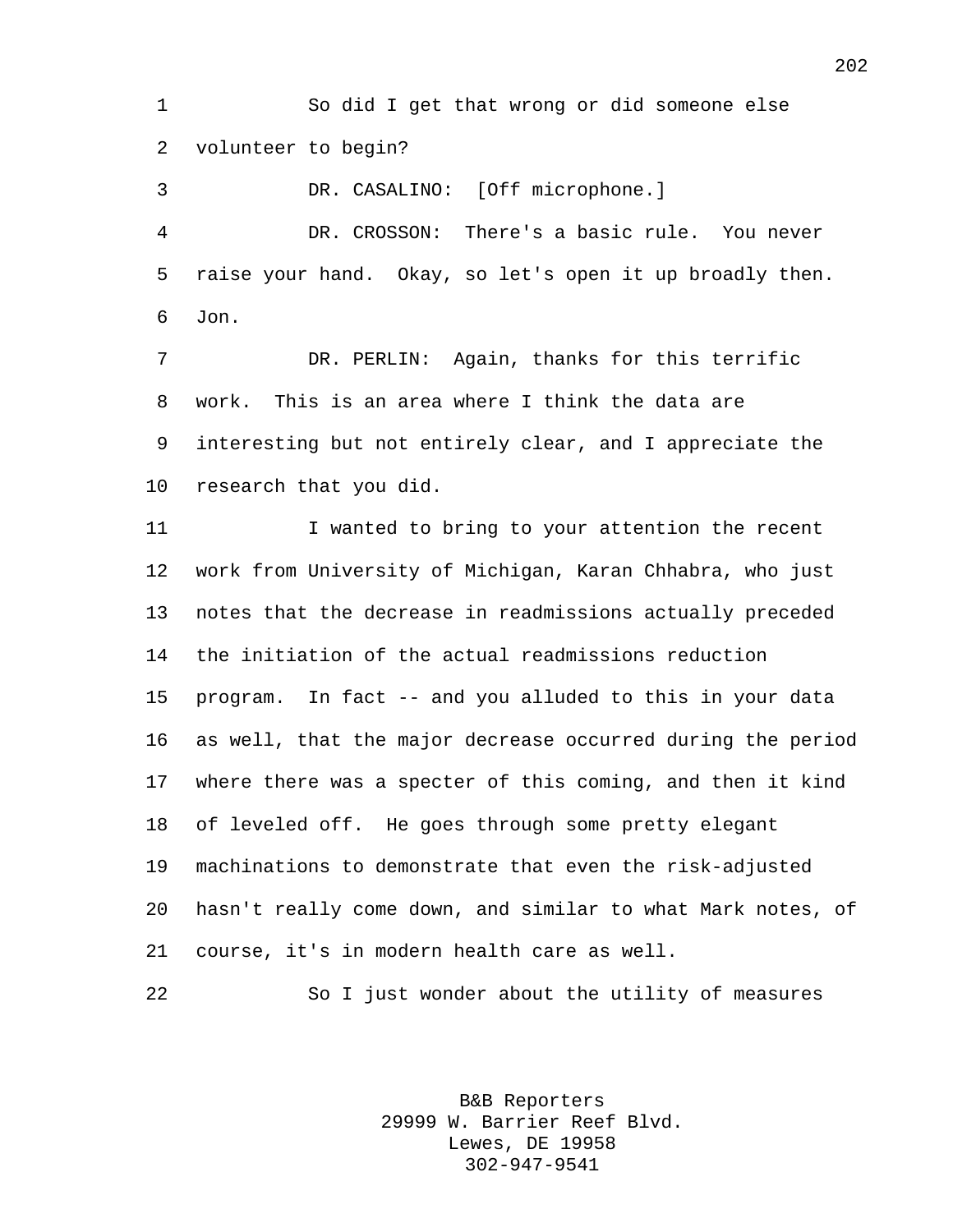So did I get that wrong or did someone else volunteer to begin?

DR. CASALINO: [Off microphone.]

DR. CROSSON: There's a basic rule. You never raise your hand. Okay, so let's open it up broadly then. Jon.

DR. PERLIN: Again, thanks for this terrific work. This is an area where I think the data are interesting but not entirely clear, and I appreciate the research that you did.

I wanted to bring to your attention the recent work from University of Michigan, Karan Chhabra, who just notes that the decrease in readmissions actually preceded the initiation of the actual readmissions reduction program. In fact -- and you alluded to this in your data as well, that the major decrease occurred during the period where there was a specter of this coming, and then it kind of leveled off. He goes through some pretty elegant machinations to demonstrate that even the risk-adjusted hasn't really come down, and similar to what Mark notes, of course, it's in modern health care as well.

So I just wonder about the utility of measures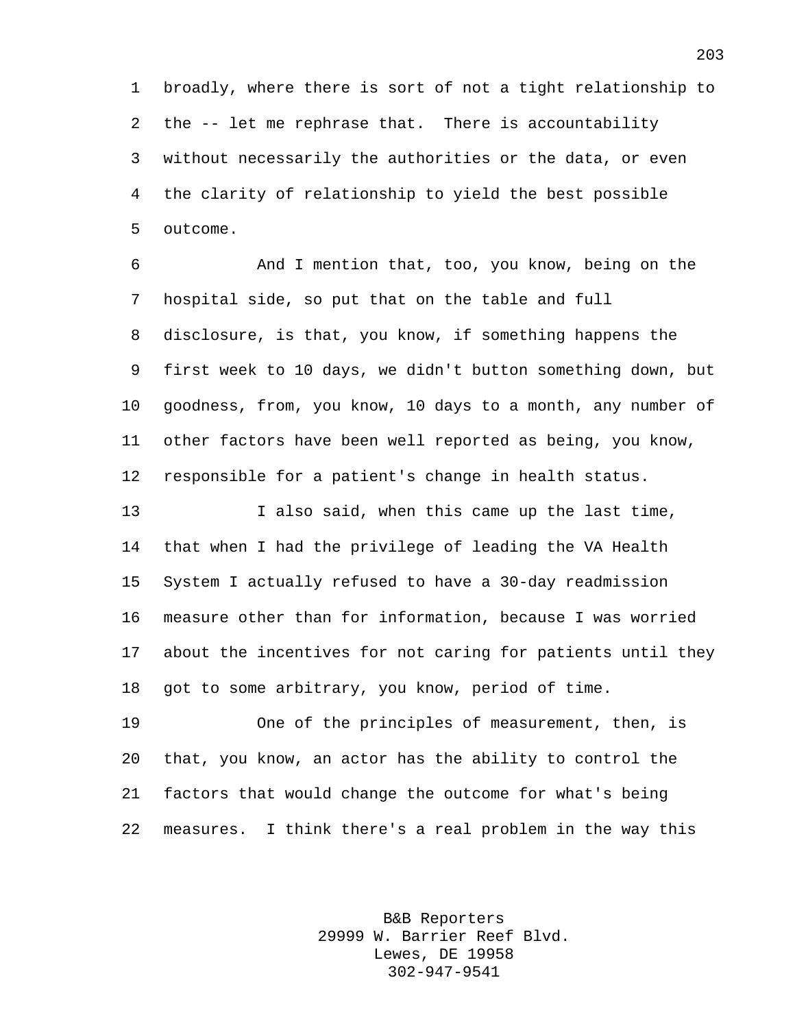broadly, where there is sort of not a tight relationship to the -- let me rephrase that. There is accountability without necessarily the authorities or the data, or even the clarity of relationship to yield the best possible outcome.

And I mention that, too, you know, being on the hospital side, so put that on the table and full disclosure, is that, you know, if something happens the first week to 10 days, we didn't button something down, but goodness, from, you know, 10 days to a month, any number of other factors have been well reported as being, you know, responsible for a patient's change in health status.

I also said, when this came up the last time, that when I had the privilege of leading the VA Health System I actually refused to have a 30-day readmission measure other than for information, because I was worried about the incentives for not caring for patients until they got to some arbitrary, you know, period of time.

One of the principles of measurement, then, is that, you know, an actor has the ability to control the factors that would change the outcome for what's being measures. I think there's a real problem in the way this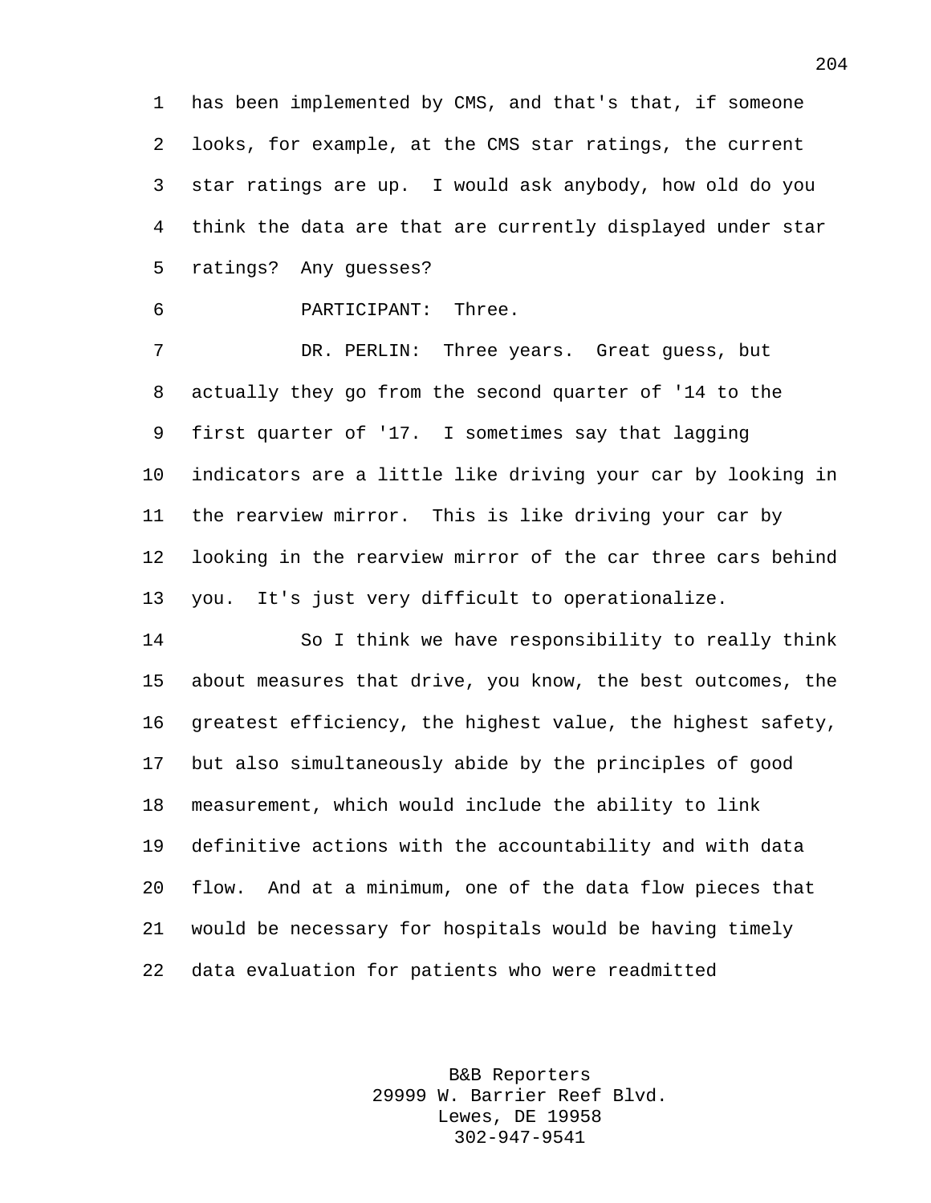has been implemented by CMS, and that's that, if someone looks, for example, at the CMS star ratings, the current star ratings are up. I would ask anybody, how old do you think the data are that are currently displayed under star ratings? Any guesses?

PARTICIPANT: Three.

DR. PERLIN: Three years. Great guess, but actually they go from the second quarter of '14 to the first quarter of '17. I sometimes say that lagging indicators are a little like driving your car by looking in the rearview mirror. This is like driving your car by looking in the rearview mirror of the car three cars behind you. It's just very difficult to operationalize.

So I think we have responsibility to really think about measures that drive, you know, the best outcomes, the greatest efficiency, the highest value, the highest safety, but also simultaneously abide by the principles of good measurement, which would include the ability to link definitive actions with the accountability and with data flow. And at a minimum, one of the data flow pieces that would be necessary for hospitals would be having timely data evaluation for patients who were readmitted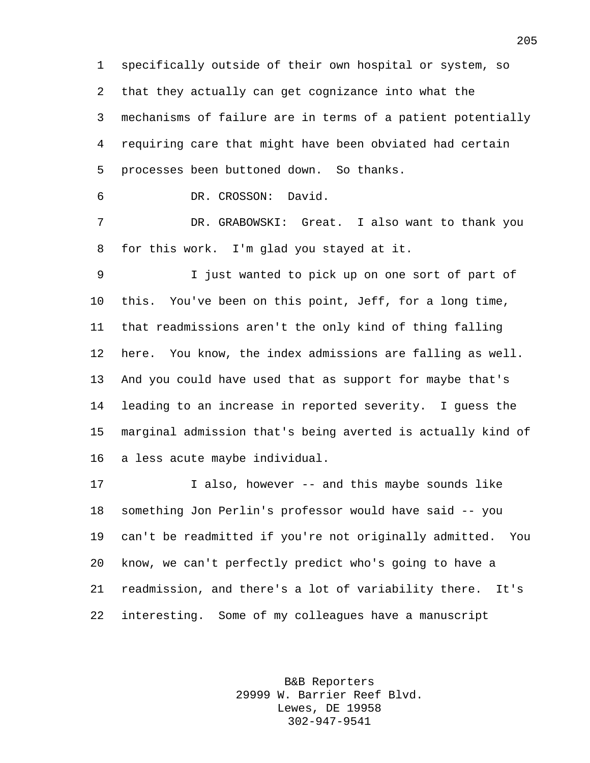specifically outside of their own hospital or system, so that they actually can get cognizance into what the mechanisms of failure are in terms of a patient potentially requiring care that might have been obviated had certain processes been buttoned down. So thanks.

DR. CROSSON: David.

DR. GRABOWSKI: Great. I also want to thank you for this work. I'm glad you stayed at it.

I just wanted to pick up on one sort of part of this. You've been on this point, Jeff, for a long time, that readmissions aren't the only kind of thing falling here. You know, the index admissions are falling as well. And you could have used that as support for maybe that's leading to an increase in reported severity. I guess the marginal admission that's being averted is actually kind of a less acute maybe individual.

I also, however -- and this maybe sounds like something Jon Perlin's professor would have said -- you can't be readmitted if you're not originally admitted. You know, we can't perfectly predict who's going to have a readmission, and there's a lot of variability there. It's interesting. Some of my colleagues have a manuscript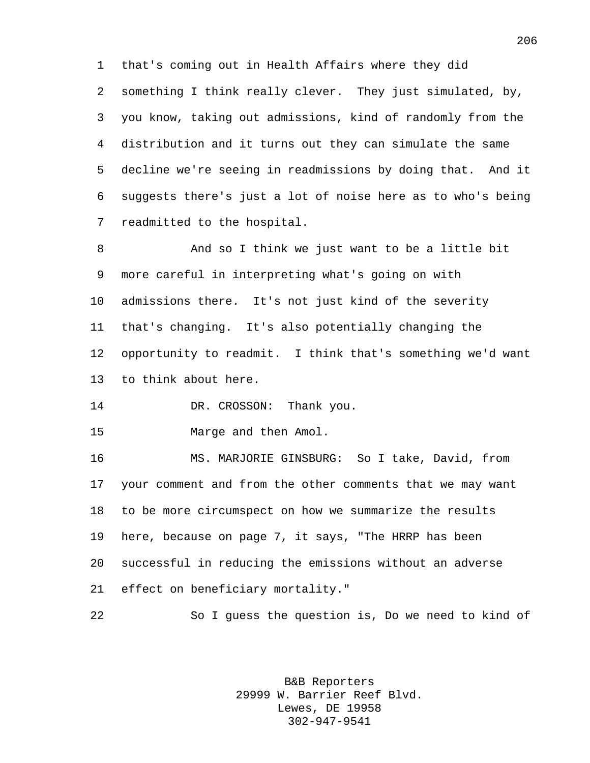that's coming out in Health Affairs where they did something I think really clever. They just simulated, by, you know, taking out admissions, kind of randomly from the distribution and it turns out they can simulate the same decline we're seeing in readmissions by doing that. And it suggests there's just a lot of noise here as to who's being readmitted to the hospital.

And so I think we just want to be a little bit more careful in interpreting what's going on with admissions there. It's not just kind of the severity that's changing. It's also potentially changing the opportunity to readmit. I think that's something we'd want to think about here.

DR. CROSSON: Thank you.

Marge and then Amol.

MS. MARJORIE GINSBURG: So I take, David, from your comment and from the other comments that we may want to be more circumspect on how we summarize the results here, because on page 7, it says, "The HRRP has been successful in reducing the emissions without an adverse effect on beneficiary mortality."

So I guess the question is, Do we need to kind of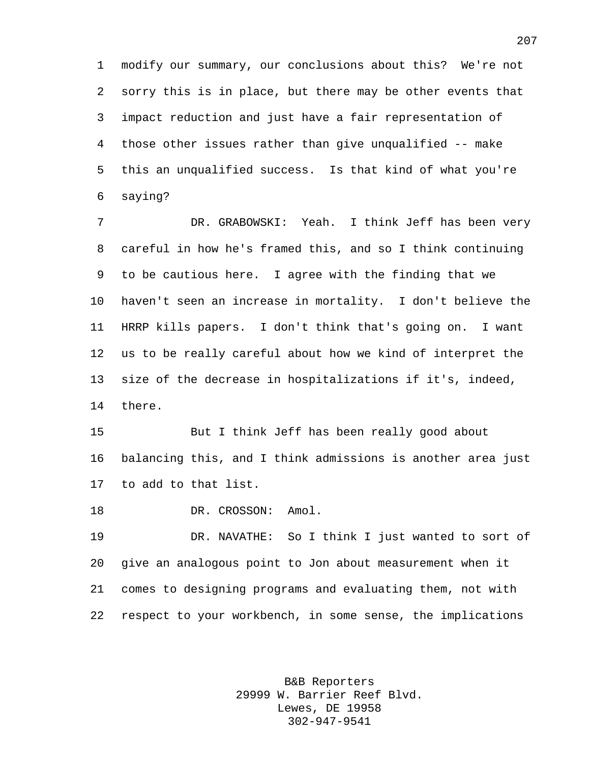modify our summary, our conclusions about this? We're not sorry this is in place, but there may be other events that impact reduction and just have a fair representation of those other issues rather than give unqualified -- make this an unqualified success. Is that kind of what you're saying?

DR. GRABOWSKI: Yeah. I think Jeff has been very careful in how he's framed this, and so I think continuing to be cautious here. I agree with the finding that we haven't seen an increase in mortality. I don't believe the HRRP kills papers. I don't think that's going on. I want us to be really careful about how we kind of interpret the size of the decrease in hospitalizations if it's, indeed, there.

But I think Jeff has been really good about balancing this, and I think admissions is another area just to add to that list.

DR. CROSSON: Amol.

DR. NAVATHE: So I think I just wanted to sort of give an analogous point to Jon about measurement when it comes to designing programs and evaluating them, not with respect to your workbench, in some sense, the implications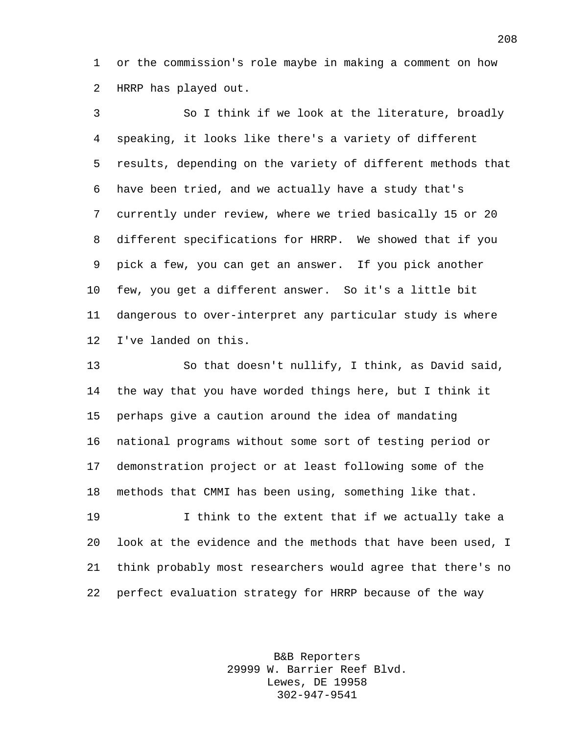or the commission's role maybe in making a comment on how HRRP has played out.

So I think if we look at the literature, broadly speaking, it looks like there's a variety of different results, depending on the variety of different methods that have been tried, and we actually have a study that's currently under review, where we tried basically 15 or 20 different specifications for HRRP. We showed that if you pick a few, you can get an answer. If you pick another few, you get a different answer. So it's a little bit dangerous to over-interpret any particular study is where I've landed on this.

So that doesn't nullify, I think, as David said, the way that you have worded things here, but I think it perhaps give a caution around the idea of mandating national programs without some sort of testing period or demonstration project or at least following some of the methods that CMMI has been using, something like that.

I think to the extent that if we actually take a look at the evidence and the methods that have been used, I think probably most researchers would agree that there's no perfect evaluation strategy for HRRP because of the way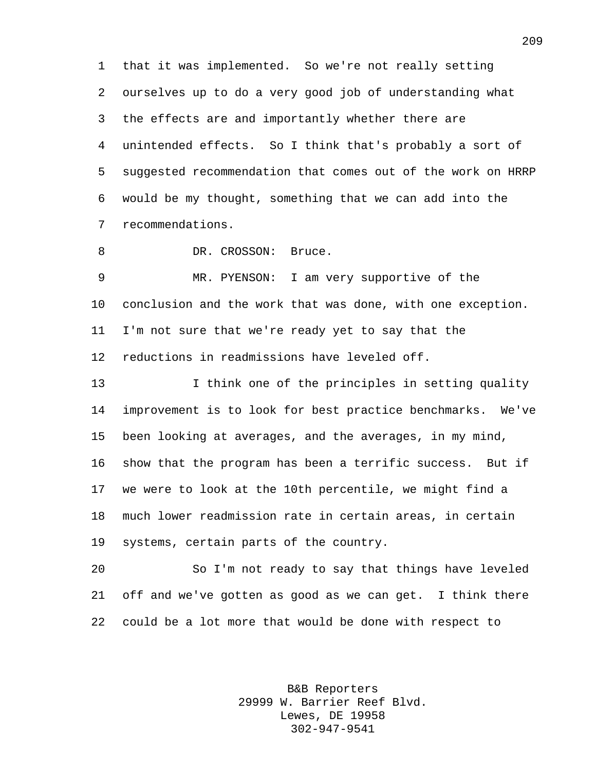that it was implemented. So we're not really setting ourselves up to do a very good job of understanding what the effects are and importantly whether there are unintended effects. So I think that's probably a sort of suggested recommendation that comes out of the work on HRRP would be my thought, something that we can add into the recommendations.

DR. CROSSON: Bruce.

MR. PYENSON: I am very supportive of the conclusion and the work that was done, with one exception. I'm not sure that we're ready yet to say that the reductions in readmissions have leveled off.

I think one of the principles in setting quality improvement is to look for best practice benchmarks. We've been looking at averages, and the averages, in my mind, show that the program has been a terrific success. But if we were to look at the 10th percentile, we might find a much lower readmission rate in certain areas, in certain systems, certain parts of the country.

So I'm not ready to say that things have leveled off and we've gotten as good as we can get. I think there could be a lot more that would be done with respect to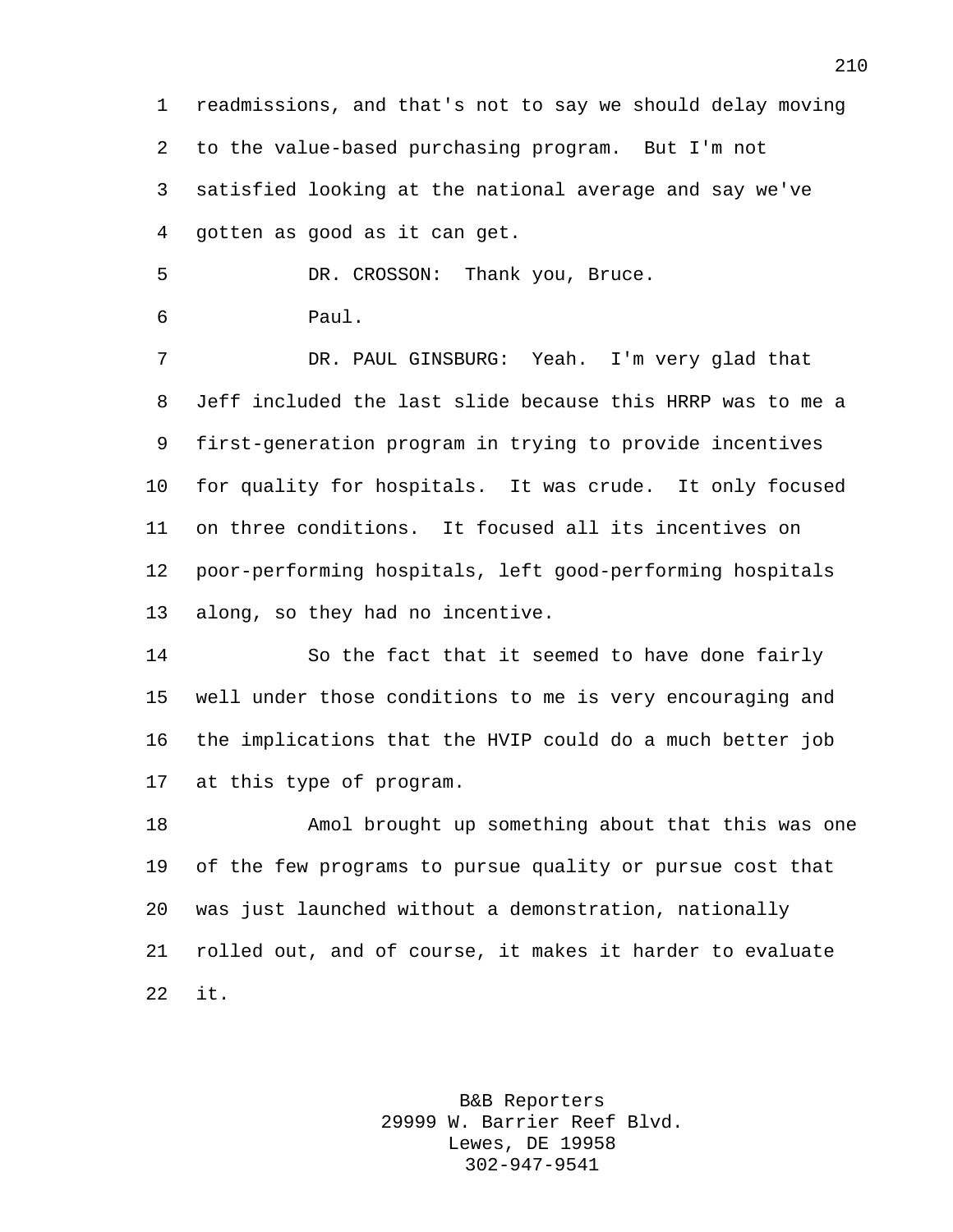readmissions, and that's not to say we should delay moving to the value-based purchasing program. But I'm not satisfied looking at the national average and say we've gotten as good as it can get.

DR. CROSSON: Thank you, Bruce.

Paul.

DR. PAUL GINSBURG: Yeah. I'm very glad that Jeff included the last slide because this HRRP was to me a first-generation program in trying to provide incentives for quality for hospitals. It was crude. It only focused on three conditions. It focused all its incentives on poor-performing hospitals, left good-performing hospitals along, so they had no incentive.

So the fact that it seemed to have done fairly well under those conditions to me is very encouraging and the implications that the HVIP could do a much better job at this type of program.

Amol brought up something about that this was one of the few programs to pursue quality or pursue cost that was just launched without a demonstration, nationally rolled out, and of course, it makes it harder to evaluate it.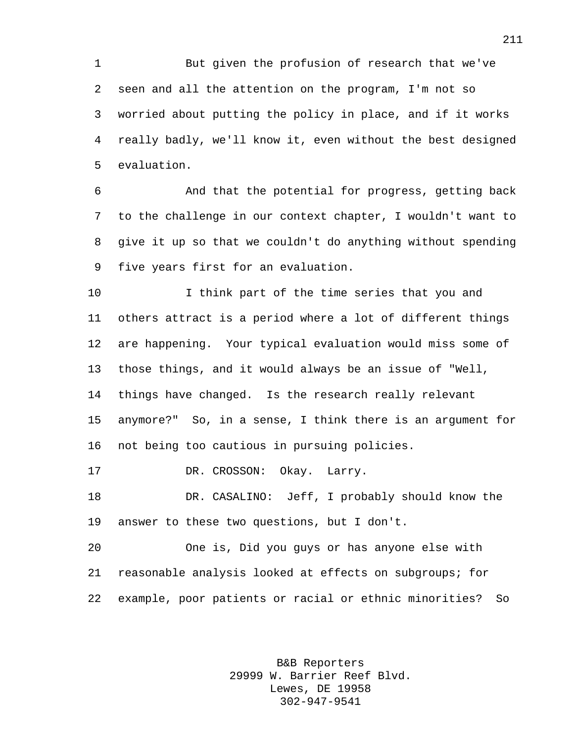But given the profusion of research that we've seen and all the attention on the program, I'm not so worried about putting the policy in place, and if it works really badly, we'll know it, even without the best designed evaluation.

And that the potential for progress, getting back to the challenge in our context chapter, I wouldn't want to give it up so that we couldn't do anything without spending five years first for an evaluation.

I think part of the time series that you and others attract is a period where a lot of different things are happening. Your typical evaluation would miss some of those things, and it would always be an issue of "Well, things have changed. Is the research really relevant anymore?" So, in a sense, I think there is an argument for not being too cautious in pursuing policies.

DR. CROSSON: Okay. Larry.

DR. CASALINO: Jeff, I probably should know the answer to these two questions, but I don't.

One is, Did you guys or has anyone else with reasonable analysis looked at effects on subgroups; for example, poor patients or racial or ethnic minorities? So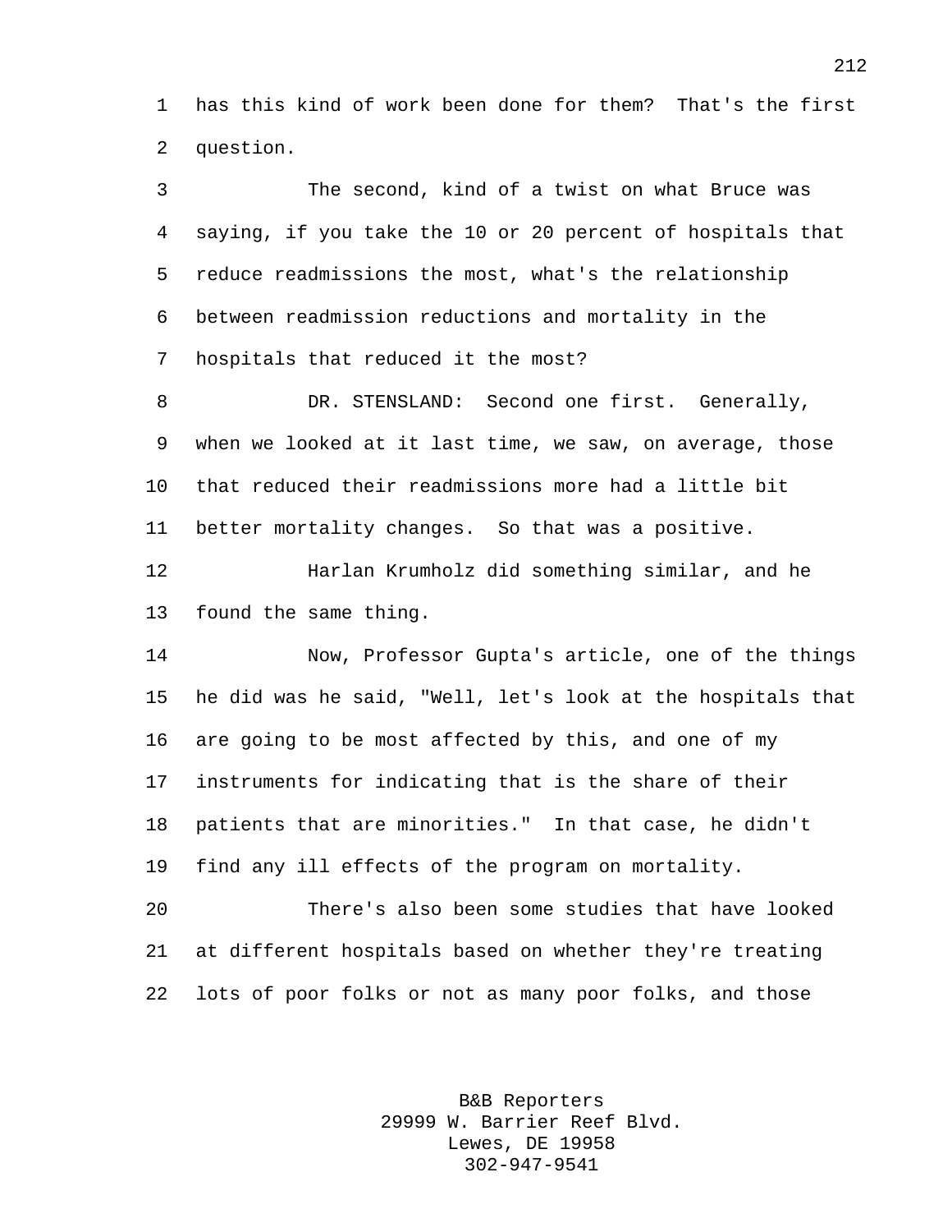has this kind of work been done for them? That's the first question.

The second, kind of a twist on what Bruce was saying, if you take the 10 or 20 percent of hospitals that reduce readmissions the most, what's the relationship between readmission reductions and mortality in the hospitals that reduced it the most?

DR. STENSLAND: Second one first. Generally, when we looked at it last time, we saw, on average, those that reduced their readmissions more had a little bit better mortality changes. So that was a positive.

Harlan Krumholz did something similar, and he found the same thing.

Now, Professor Gupta's article, one of the things he did was he said, "Well, let's look at the hospitals that are going to be most affected by this, and one of my instruments for indicating that is the share of their patients that are minorities." In that case, he didn't find any ill effects of the program on mortality.

There's also been some studies that have looked at different hospitals based on whether they're treating lots of poor folks or not as many poor folks, and those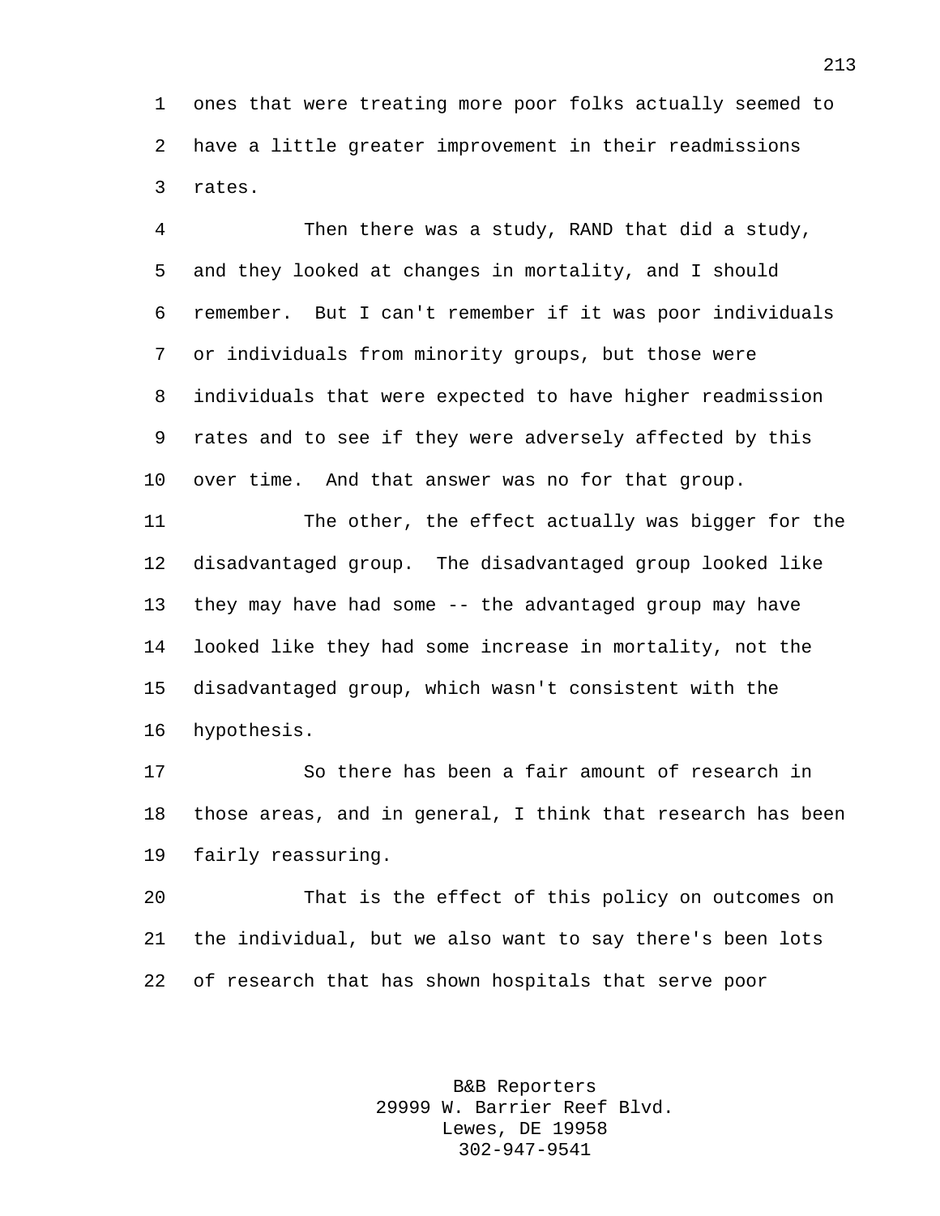ones that were treating more poor folks actually seemed to have a little greater improvement in their readmissions rates.

Then there was a study, RAND that did a study, and they looked at changes in mortality, and I should remember. But I can't remember if it was poor individuals or individuals from minority groups, but those were individuals that were expected to have higher readmission rates and to see if they were adversely affected by this over time. And that answer was no for that group.

The other, the effect actually was bigger for the disadvantaged group. The disadvantaged group looked like they may have had some -- the advantaged group may have looked like they had some increase in mortality, not the disadvantaged group, which wasn't consistent with the hypothesis.

So there has been a fair amount of research in those areas, and in general, I think that research has been fairly reassuring.

That is the effect of this policy on outcomes on the individual, but we also want to say there's been lots of research that has shown hospitals that serve poor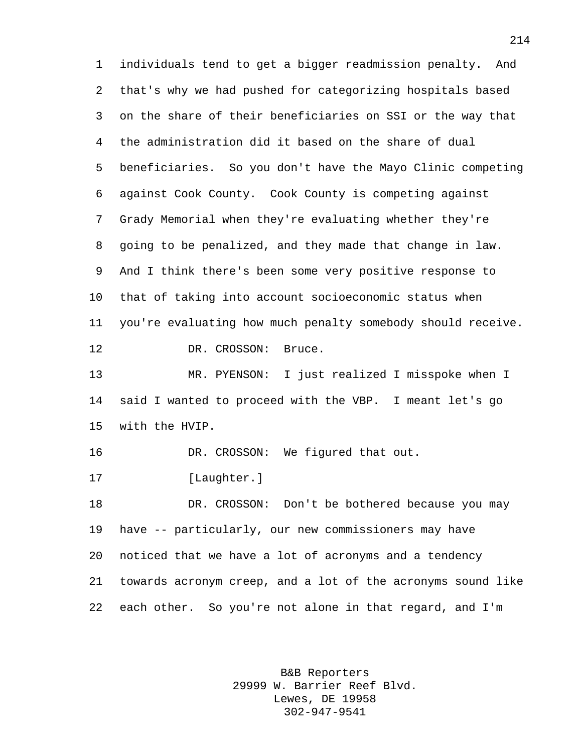individuals tend to get a bigger readmission penalty. And that's why we had pushed for categorizing hospitals based on the share of their beneficiaries on SSI or the way that the administration did it based on the share of dual beneficiaries. So you don't have the Mayo Clinic competing against Cook County. Cook County is competing against Grady Memorial when they're evaluating whether they're going to be penalized, and they made that change in law. And I think there's been some very positive response to that of taking into account socioeconomic status when you're evaluating how much penalty somebody should receive.

DR. CROSSON: Bruce.

MR. PYENSON: I just realized I misspoke when I said I wanted to proceed with the VBP. I meant let's go with the HVIP.

DR. CROSSON: We figured that out.

[Laughter.]

DR. CROSSON: Don't be bothered because you may have -- particularly, our new commissioners may have noticed that we have a lot of acronyms and a tendency towards acronym creep, and a lot of the acronyms sound like each other. So you're not alone in that regard, and I'm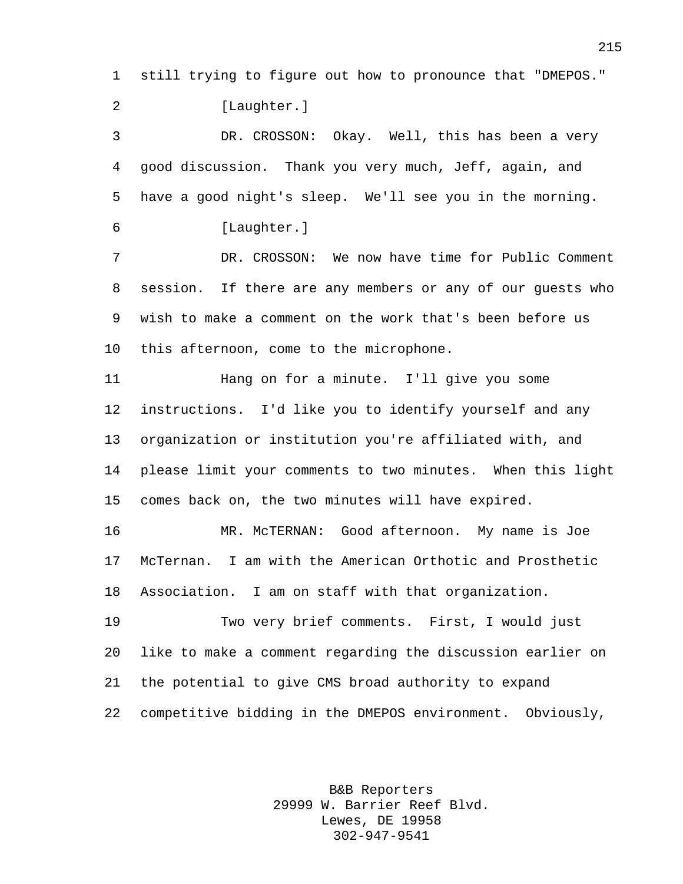still trying to figure out how to pronounce that "DMEPOS."

[Laughter.]

DR. CROSSON: Okay. Well, this has been a very good discussion. Thank you very much, Jeff, again, and have a good night's sleep. We'll see you in the morning.

[Laughter.]

DR. CROSSON: We now have time for Public Comment session. If there are any members or any of our guests who wish to make a comment on the work that's been before us this afternoon, come to the microphone.

Hang on for a minute. I'll give you some instructions. I'd like you to identify yourself and any organization or institution you're affiliated with, and please limit your comments to two minutes. When this light comes back on, the two minutes will have expired.

MR. McTERNAN: Good afternoon. My name is Joe McTernan. I am with the American Orthotic and Prosthetic Association. I am on staff with that organization.

Two very brief comments. First, I would just like to make a comment regarding the discussion earlier on the potential to give CMS broad authority to expand competitive bidding in the DMEPOS environment. Obviously,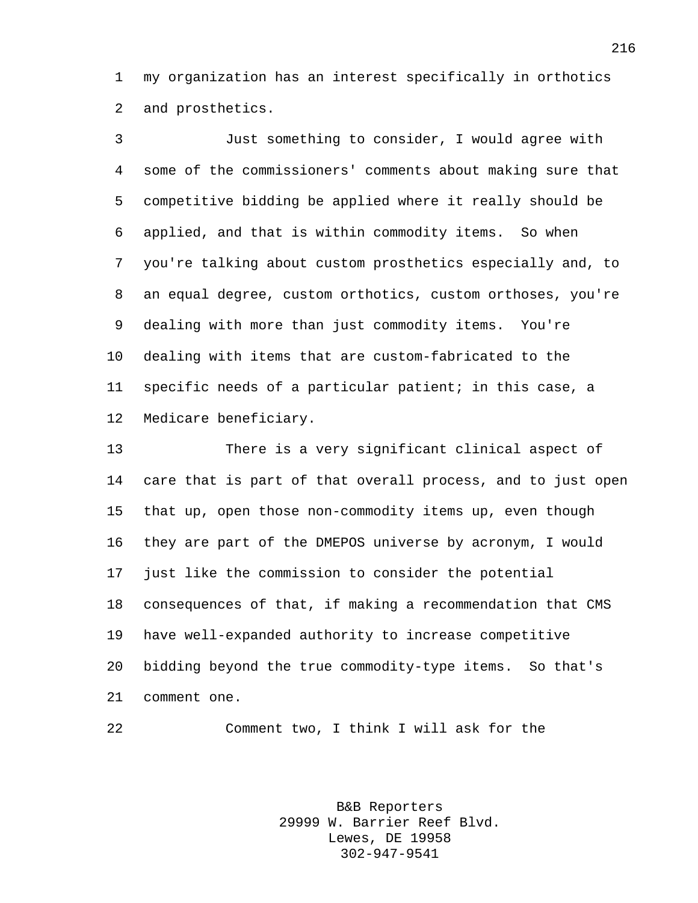my organization has an interest specifically in orthotics and prosthetics.

Just something to consider, I would agree with some of the commissioners' comments about making sure that competitive bidding be applied where it really should be applied, and that is within commodity items. So when you're talking about custom prosthetics especially and, to an equal degree, custom orthotics, custom orthoses, you're dealing with more than just commodity items. You're dealing with items that are custom-fabricated to the specific needs of a particular patient; in this case, a Medicare beneficiary.

There is a very significant clinical aspect of care that is part of that overall process, and to just open that up, open those non-commodity items up, even though they are part of the DMEPOS universe by acronym, I would just like the commission to consider the potential consequences of that, if making a recommendation that CMS have well-expanded authority to increase competitive bidding beyond the true commodity-type items. So that's comment one.

Comment two, I think I will ask for the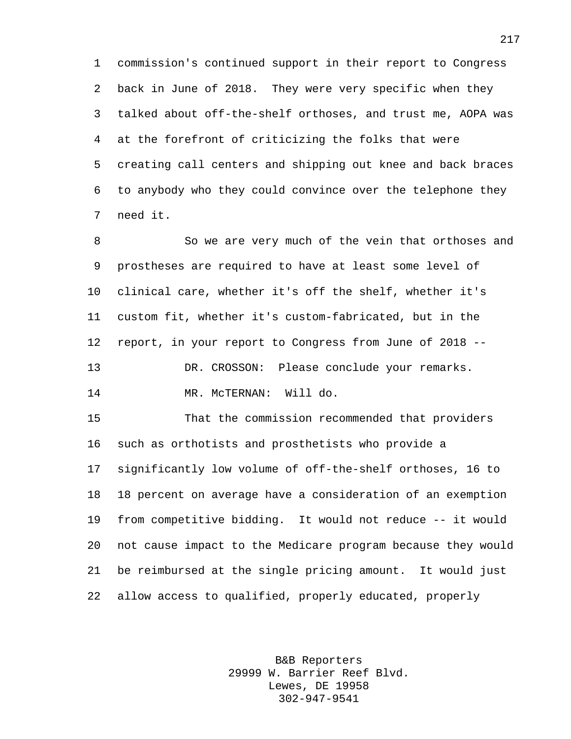commission's continued support in their report to Congress back in June of 2018. They were very specific when they talked about off-the-shelf orthoses, and trust me, AOPA was at the forefront of criticizing the folks that were creating call centers and shipping out knee and back braces to anybody who they could convince over the telephone they need it.

So we are very much of the vein that orthoses and prostheses are required to have at least some level of clinical care, whether it's off the shelf, whether it's custom fit, whether it's custom-fabricated, but in the report, in your report to Congress from June of 2018 --

DR. CROSSON: Please conclude your remarks.

MR. McTERNAN: Will do.

That the commission recommended that providers such as orthotists and prosthetists who provide a significantly low volume of off-the-shelf orthoses, 16 to 18 percent on average have a consideration of an exemption from competitive bidding. It would not reduce -- it would not cause impact to the Medicare program because they would be reimbursed at the single pricing amount. It would just allow access to qualified, properly educated, properly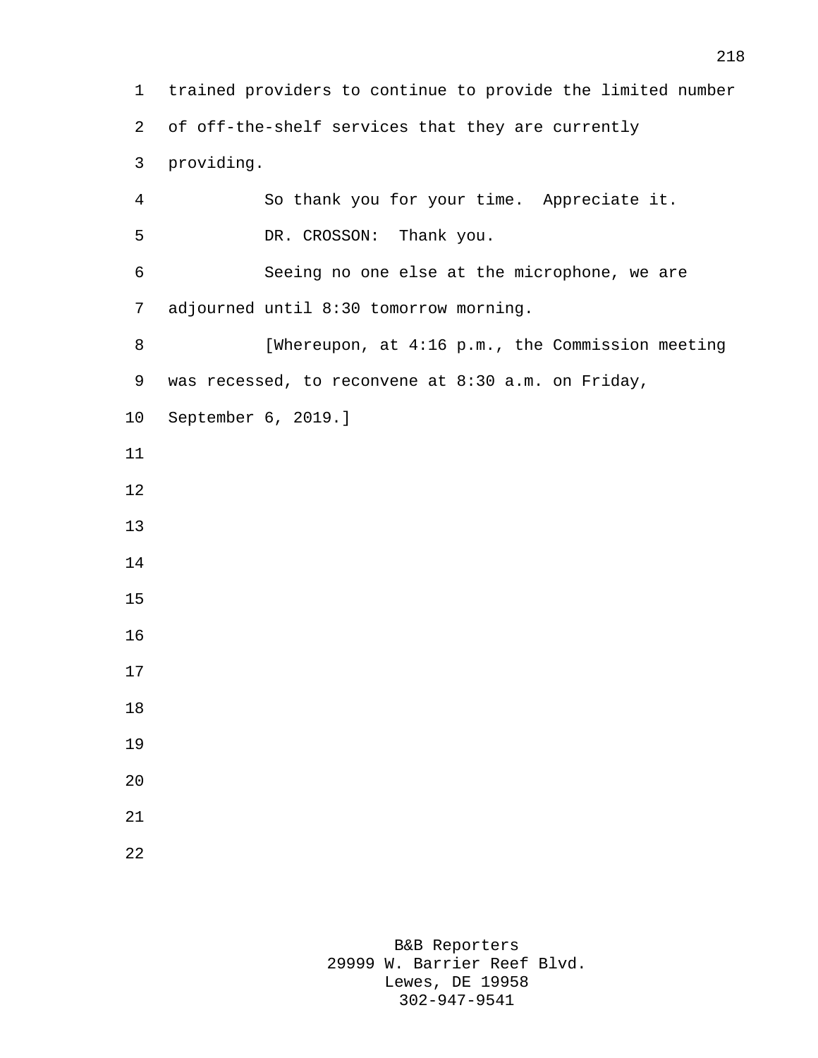trained providers to continue to provide the limited number of off-the-shelf services that they are currently providing.

So thank you for your time. Appreciate it.

DR. CROSSON: Thank you.

Seeing no one else at the microphone, we are adjourned until 8:30 tomorrow morning.

[Whereupon, at 4:16 p.m., the Commission meeting was recessed, to reconvene at 8:30 a.m. on Friday, September 6, 2019.]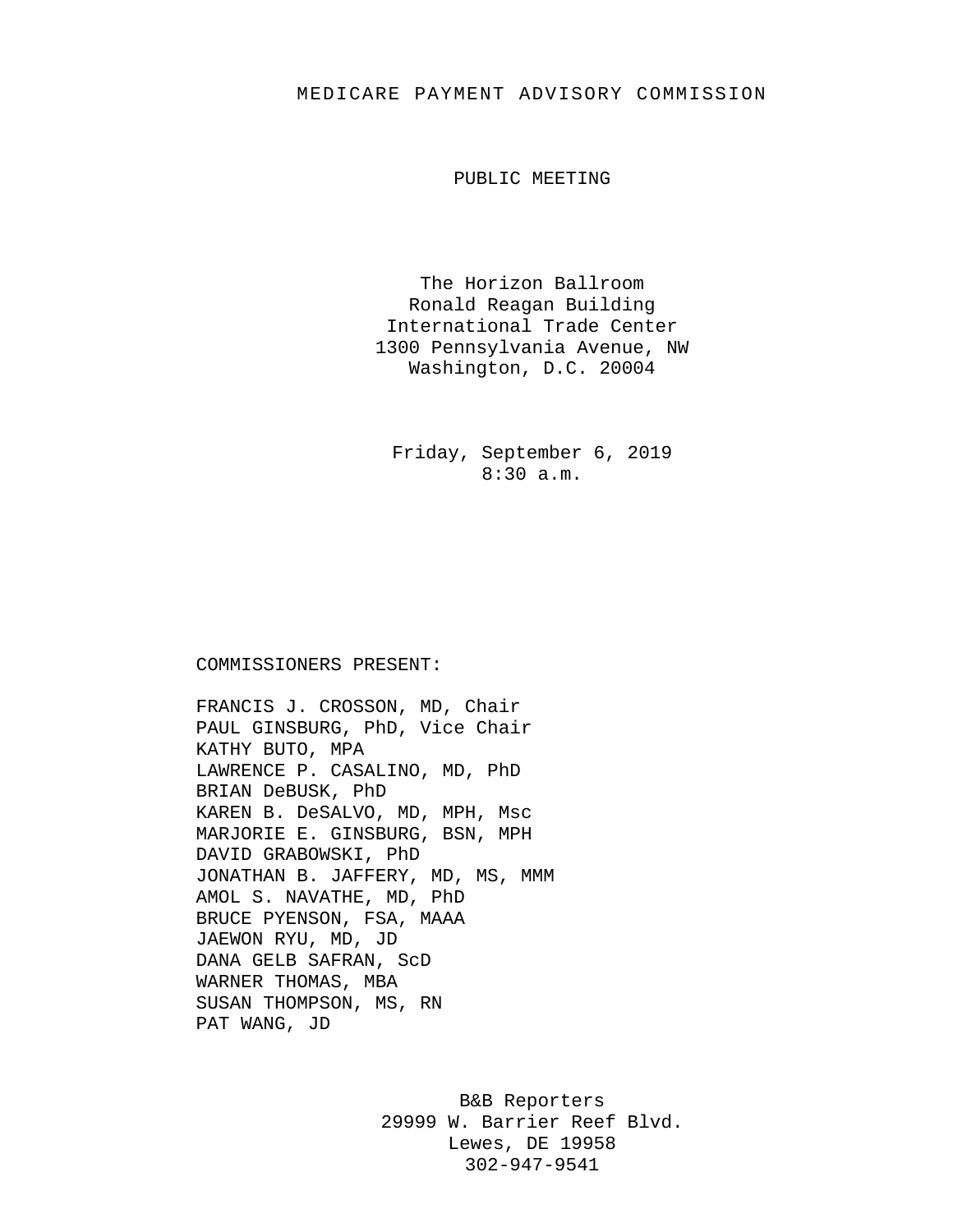# MEDICARE PAYMENT ADVISORY COMMISSION

## PUBLIC MEETING

The Horizon Ballroom
Ronald Reagan Building
International Trade Center
1300 Pennsylvania Avenue, NW
Washington, D.C. 20004

Friday, September 6, 2019
8:30 a.m.

COMMISSIONERS PRESENT:

FRANCIS J. CROSSON, MD, Chair
PAUL GINSBURG, PhD, Vice Chair
KATHY BUTO, MPA
LAWRENCE P. CASALINO, MD, PhD
BRIAN DeBUSK, PhD
KAREN B. DeSALVO, MD, MPH, Msc
MARJORIE E. GINSBURG, BSN, MPH
DAVID GRABOWSKI, PhD
JONATHAN B. JAFFERY, MD, MS, MMM
AMOL S. NAVATHE, MD, PhD
BRUCE PYENSON, FSA, MAAA
JAEWON RYU, MD, JD
DANA GELB SAFRAN, ScD
WARNER THOMAS, MBA
SUSAN THOMPSON, MS, RN
PAT WANG, JD

B&B Reporters
29999 W. Barrier Reef Blvd.
Lewes, DE 19958
302-947-9541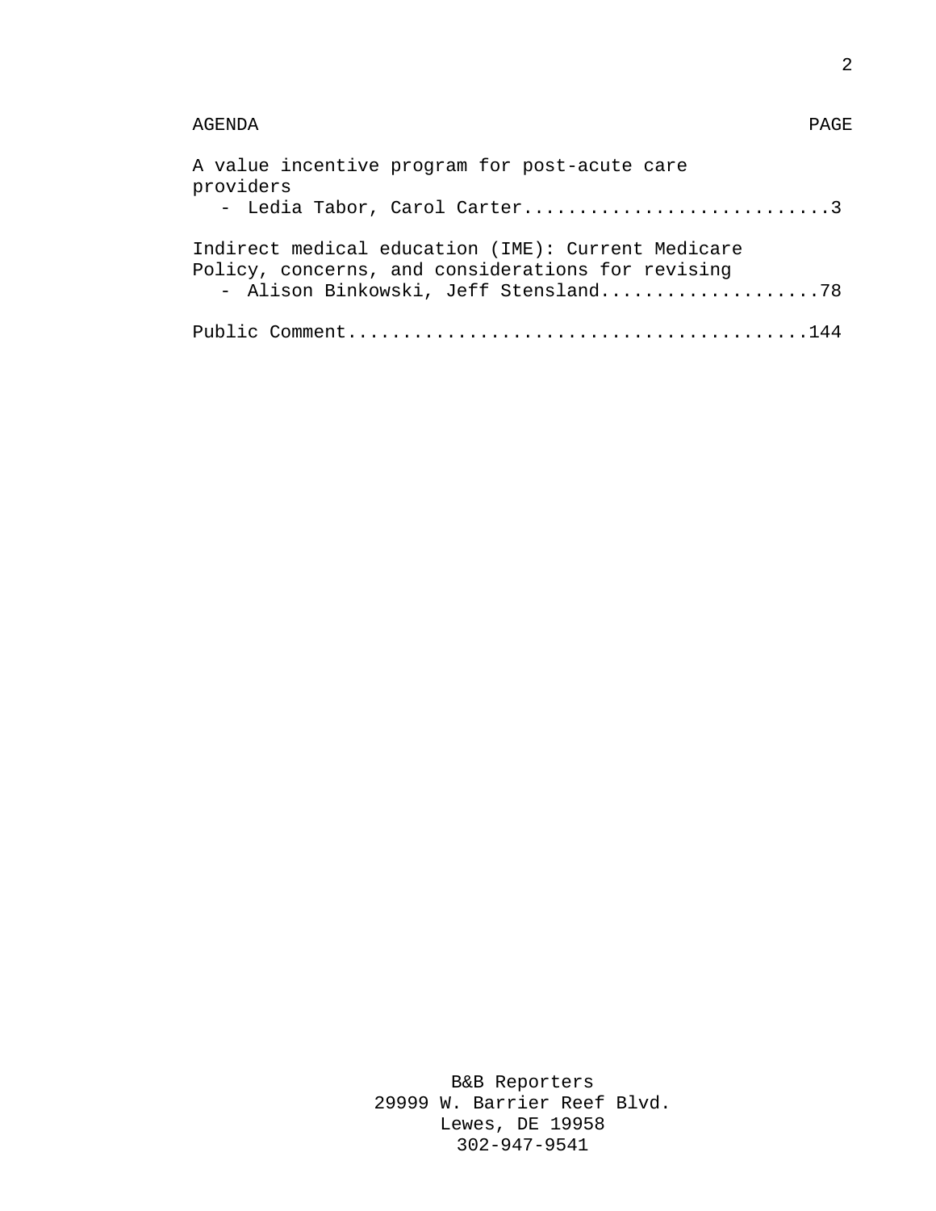AGENDA PAGE

A value incentive program for post-acute care providers
- Ledia Tabor, Carol Carter............................3

Indirect medical education (IME): Current Medicare Policy, concerns, and considerations for revising
- Alison Binkowski, Jeff Stensland....................78

Public Comment.........................................144

B&B Reporters
29999 W. Barrier Reef Blvd.
Lewes, DE 19958
302-947-9541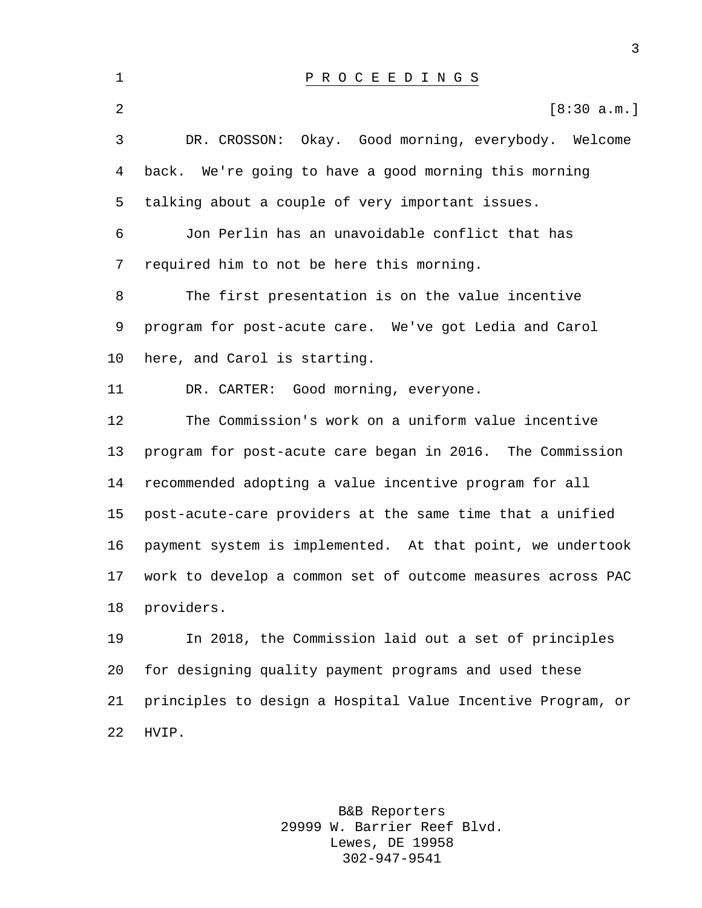# P R O C E E D I N G S

[8:30 a.m.]

DR. CROSSON: Okay. Good morning, everybody. Welcome back. We're going to have a good morning this morning talking about a couple of very important issues.

Jon Perlin has an unavoidable conflict that has required him to not be here this morning.

The first presentation is on the value incentive program for post-acute care. We've got Ledia and Carol here, and Carol is starting.

DR. CARTER: Good morning, everyone.

The Commission's work on a uniform value incentive program for post-acute care began in 2016. The Commission recommended adopting a value incentive program for all post-acute-care providers at the same time that a unified payment system is implemented. At that point, we undertook work to develop a common set of outcome measures across PAC providers.

In 2018, the Commission laid out a set of principles for designing quality payment programs and used these principles to design a Hospital Value Incentive Program, or HVIP.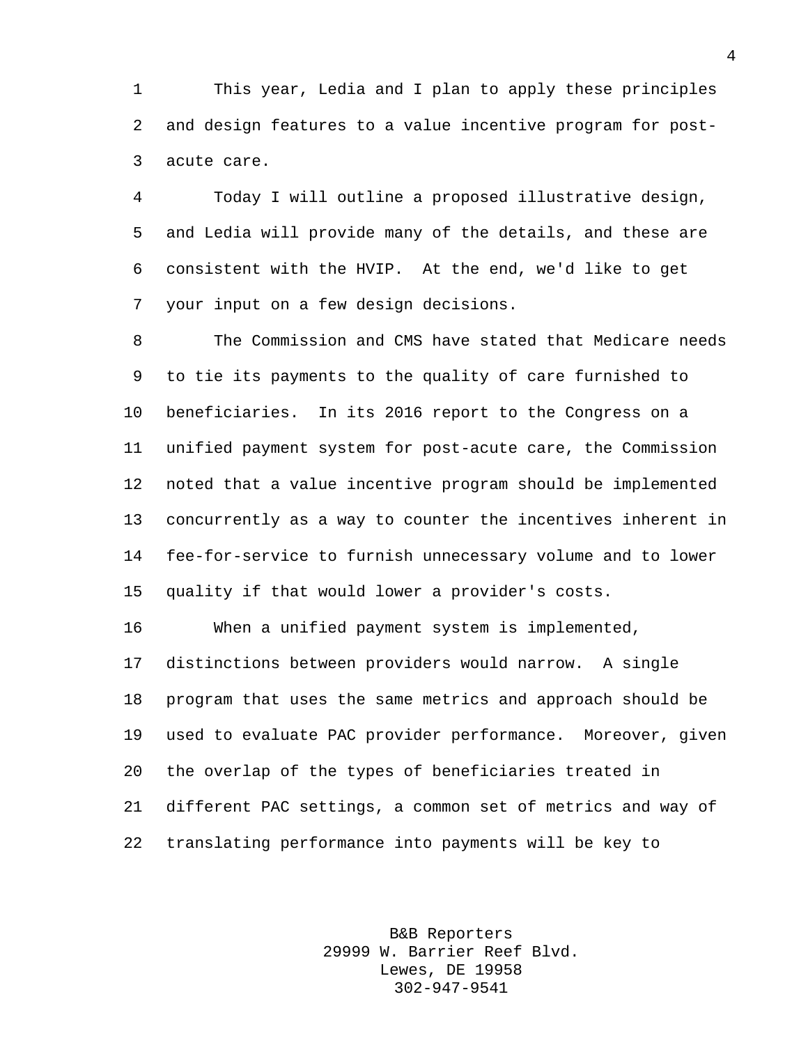This year, Ledia and I plan to apply these principles and design features to a value incentive program for post-acute care.

Today I will outline a proposed illustrative design, and Ledia will provide many of the details, and these are consistent with the HVIP. At the end, we'd like to get your input on a few design decisions.

The Commission and CMS have stated that Medicare needs to tie its payments to the quality of care furnished to beneficiaries. In its 2016 report to the Congress on a unified payment system for post-acute care, the Commission noted that a value incentive program should be implemented concurrently as a way to counter the incentives inherent in fee-for-service to furnish unnecessary volume and to lower quality if that would lower a provider's costs.

When a unified payment system is implemented, distinctions between providers would narrow. A single program that uses the same metrics and approach should be used to evaluate PAC provider performance. Moreover, given the overlap of the types of beneficiaries treated in different PAC settings, a common set of metrics and way of translating performance into payments will be key to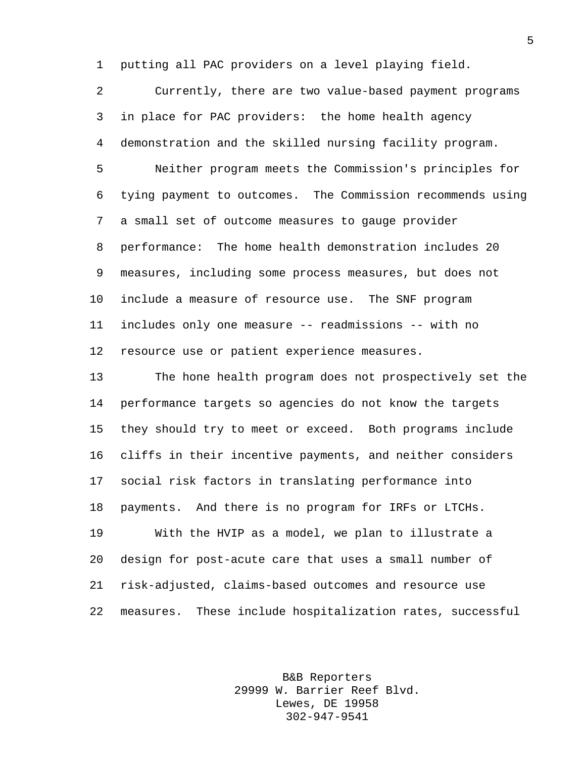putting all PAC providers on a level playing field.

Currently, there are two value-based payment programs in place for PAC providers: the home health agency demonstration and the skilled nursing facility program.

Neither program meets the Commission's principles for tying payment to outcomes. The Commission recommends using a small set of outcome measures to gauge provider performance: The home health demonstration includes 20 measures, including some process measures, but does not include a measure of resource use. The SNF program includes only one measure -- readmissions -- with no resource use or patient experience measures.

The hone health program does not prospectively set the performance targets so agencies do not know the targets they should try to meet or exceed. Both programs include cliffs in their incentive payments, and neither considers social risk factors in translating performance into payments. And there is no program for IRFs or LTCHs.

With the HVIP as a model, we plan to illustrate a design for post-acute care that uses a small number of risk-adjusted, claims-based outcomes and resource use measures. These include hospitalization rates, successful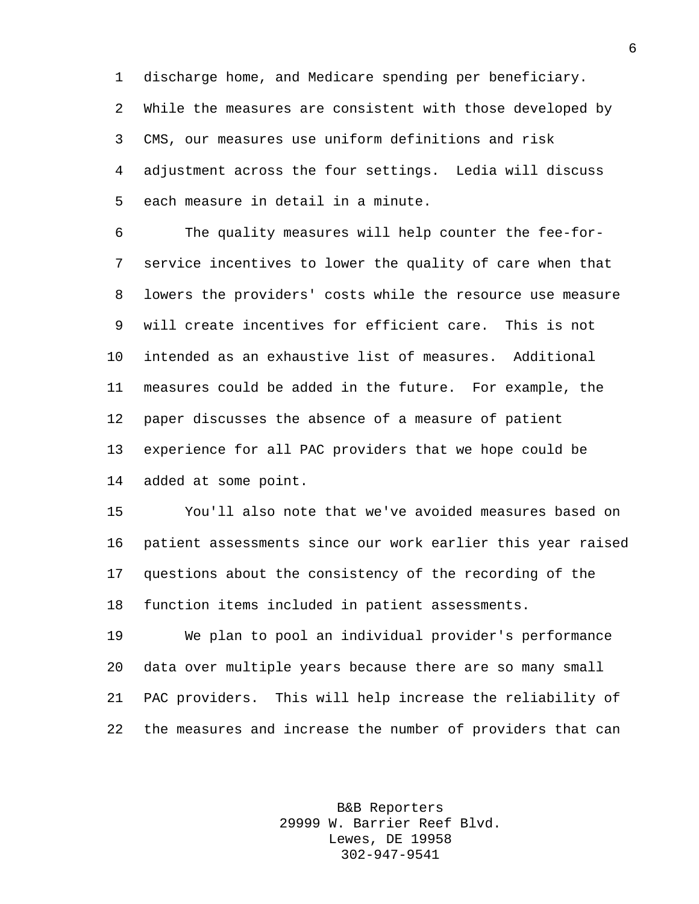discharge home, and Medicare spending per beneficiary. While the measures are consistent with those developed by CMS, our measures use uniform definitions and risk adjustment across the four settings. Ledia will discuss each measure in detail in a minute.

The quality measures will help counter the fee-for-service incentives to lower the quality of care when that lowers the providers' costs while the resource use measure will create incentives for efficient care. This is not intended as an exhaustive list of measures. Additional measures could be added in the future. For example, the paper discusses the absence of a measure of patient experience for all PAC providers that we hope could be added at some point.

You'll also note that we've avoided measures based on patient assessments since our work earlier this year raised questions about the consistency of the recording of the function items included in patient assessments.

We plan to pool an individual provider's performance data over multiple years because there are so many small PAC providers. This will help increase the reliability of the measures and increase the number of providers that can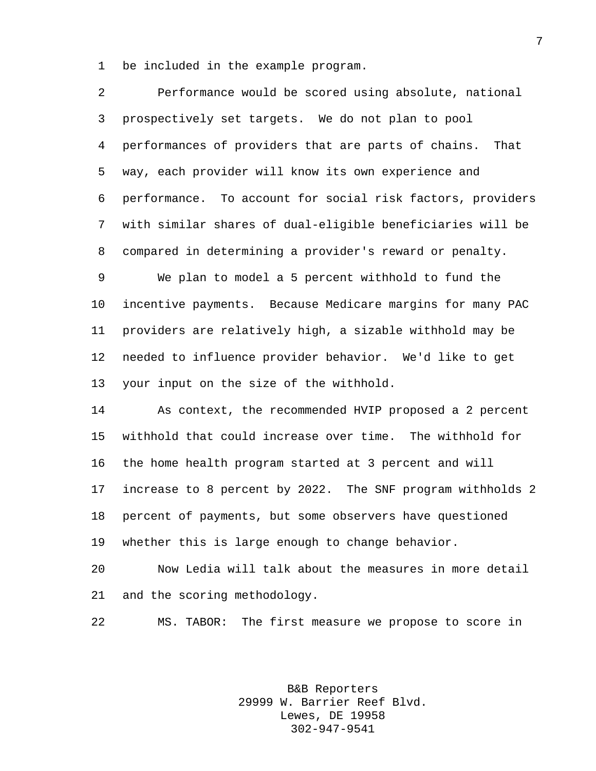be included in the example program.

Performance would be scored using absolute, national prospectively set targets. We do not plan to pool performances of providers that are parts of chains. That way, each provider will know its own experience and performance. To account for social risk factors, providers with similar shares of dual-eligible beneficiaries will be compared in determining a provider's reward or penalty.

We plan to model a 5 percent withhold to fund the incentive payments. Because Medicare margins for many PAC providers are relatively high, a sizable withhold may be needed to influence provider behavior. We'd like to get your input on the size of the withhold.

As context, the recommended HVIP proposed a 2 percent withhold that could increase over time. The withhold for the home health program started at 3 percent and will increase to 8 percent by 2022. The SNF program withholds 2 percent of payments, but some observers have questioned whether this is large enough to change behavior.

Now Ledia will talk about the measures in more detail and the scoring methodology.

MS. TABOR: The first measure we propose to score in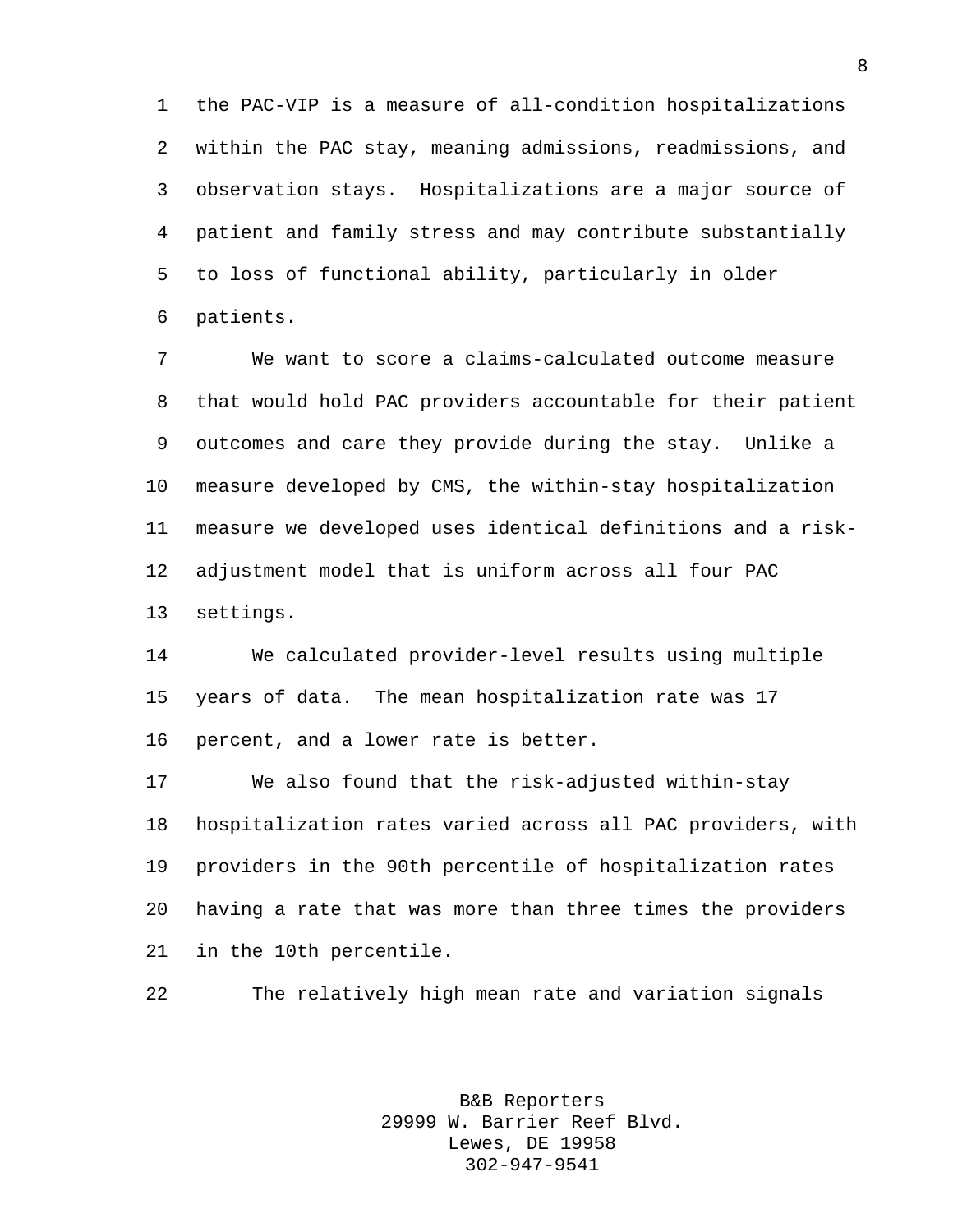the PAC-VIP is a measure of all-condition hospitalizations within the PAC stay, meaning admissions, readmissions, and observation stays. Hospitalizations are a major source of patient and family stress and may contribute substantially to loss of functional ability, particularly in older patients.

We want to score a claims-calculated outcome measure that would hold PAC providers accountable for their patient outcomes and care they provide during the stay. Unlike a measure developed by CMS, the within-stay hospitalization measure we developed uses identical definitions and a risk-adjustment model that is uniform across all four PAC settings.

We calculated provider-level results using multiple years of data. The mean hospitalization rate was 17 percent, and a lower rate is better.

We also found that the risk-adjusted within-stay hospitalization rates varied across all PAC providers, with providers in the 90th percentile of hospitalization rates having a rate that was more than three times the providers in the 10th percentile.

The relatively high mean rate and variation signals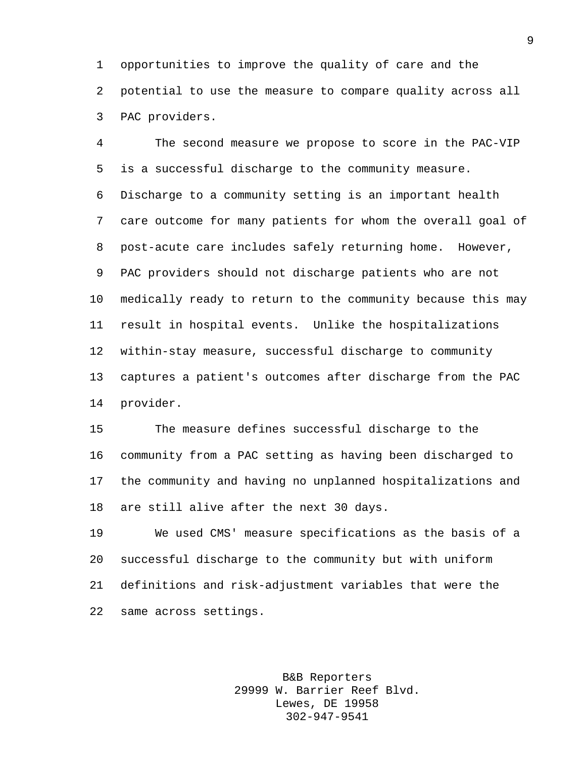opportunities to improve the quality of care and the potential to use the measure to compare quality across all PAC providers.

The second measure we propose to score in the PAC-VIP is a successful discharge to the community measure. Discharge to a community setting is an important health care outcome for many patients for whom the overall goal of post-acute care includes safely returning home. However, PAC providers should not discharge patients who are not medically ready to return to the community because this may result in hospital events. Unlike the hospitalizations within-stay measure, successful discharge to community captures a patient's outcomes after discharge from the PAC provider.

The measure defines successful discharge to the community from a PAC setting as having been discharged to the community and having no unplanned hospitalizations and are still alive after the next 30 days.

We used CMS' measure specifications as the basis of a successful discharge to the community but with uniform definitions and risk-adjustment variables that were the same across settings.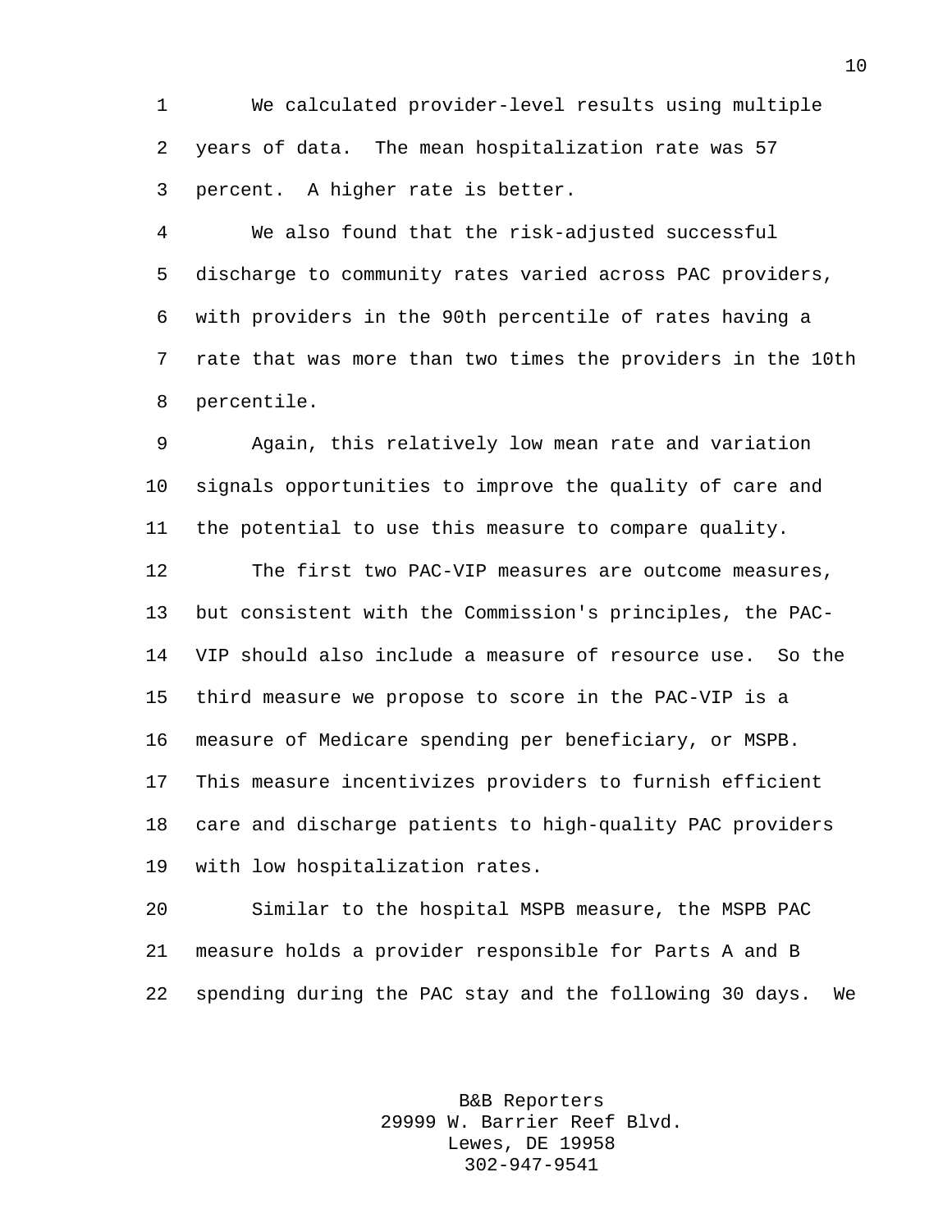We calculated provider-level results using multiple years of data. The mean hospitalization rate was 57 percent. A higher rate is better.

We also found that the risk-adjusted successful discharge to community rates varied across PAC providers, with providers in the 90th percentile of rates having a rate that was more than two times the providers in the 10th percentile.

Again, this relatively low mean rate and variation signals opportunities to improve the quality of care and the potential to use this measure to compare quality.

The first two PAC-VIP measures are outcome measures, but consistent with the Commission's principles, the PAC-VIP should also include a measure of resource use. So the third measure we propose to score in the PAC-VIP is a measure of Medicare spending per beneficiary, or MSPB. This measure incentivizes providers to furnish efficient care and discharge patients to high-quality PAC providers with low hospitalization rates.

Similar to the hospital MSPB measure, the MSPB PAC measure holds a provider responsible for Parts A and B spending during the PAC stay and the following 30 days. We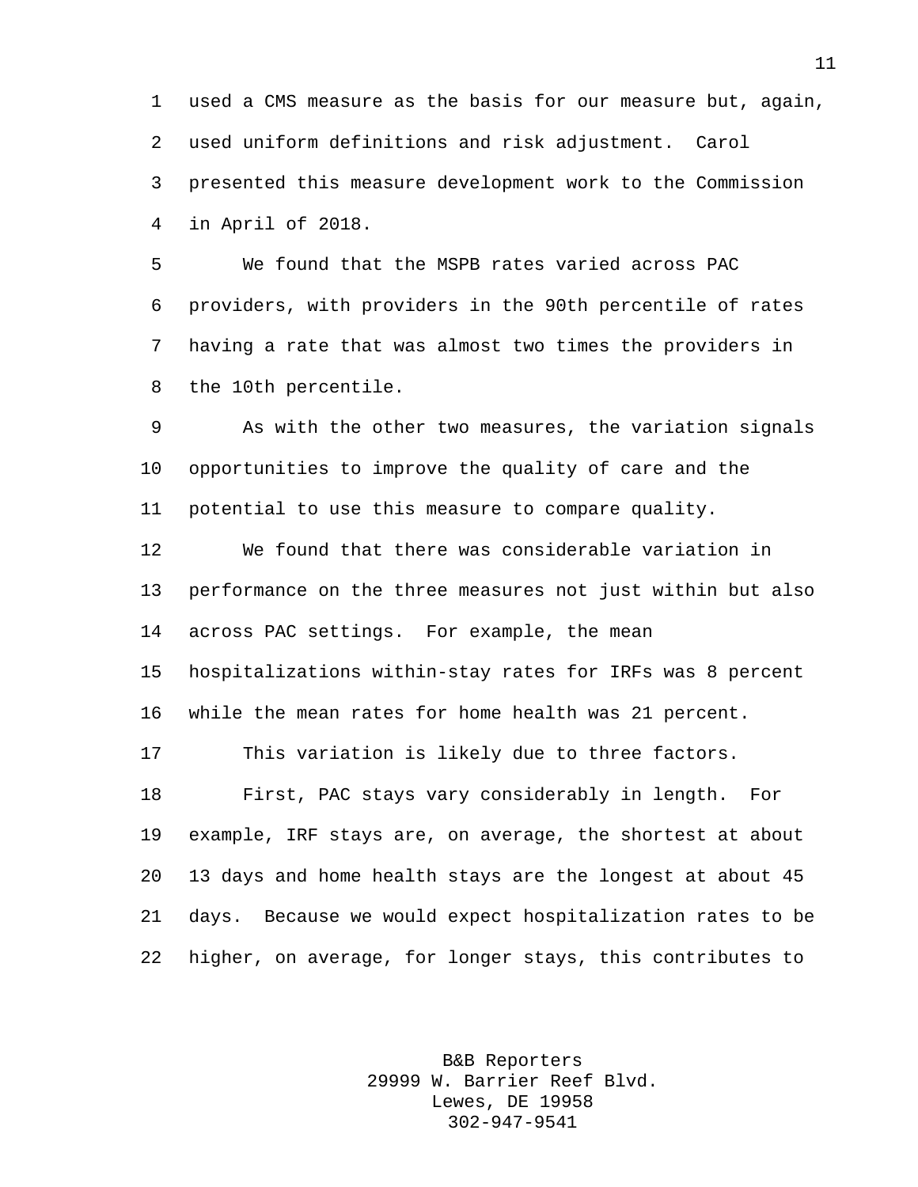used a CMS measure as the basis for our measure but, again, used uniform definitions and risk adjustment. Carol presented this measure development work to the Commission in April of 2018.

We found that the MSPB rates varied across PAC providers, with providers in the 90th percentile of rates having a rate that was almost two times the providers in the 10th percentile.

As with the other two measures, the variation signals opportunities to improve the quality of care and the potential to use this measure to compare quality.

We found that there was considerable variation in performance on the three measures not just within but also across PAC settings. For example, the mean hospitalizations within-stay rates for IRFs was 8 percent while the mean rates for home health was 21 percent.

This variation is likely due to three factors.

First, PAC stays vary considerably in length. For example, IRF stays are, on average, the shortest at about 13 days and home health stays are the longest at about 45 days. Because we would expect hospitalization rates to be higher, on average, for longer stays, this contributes to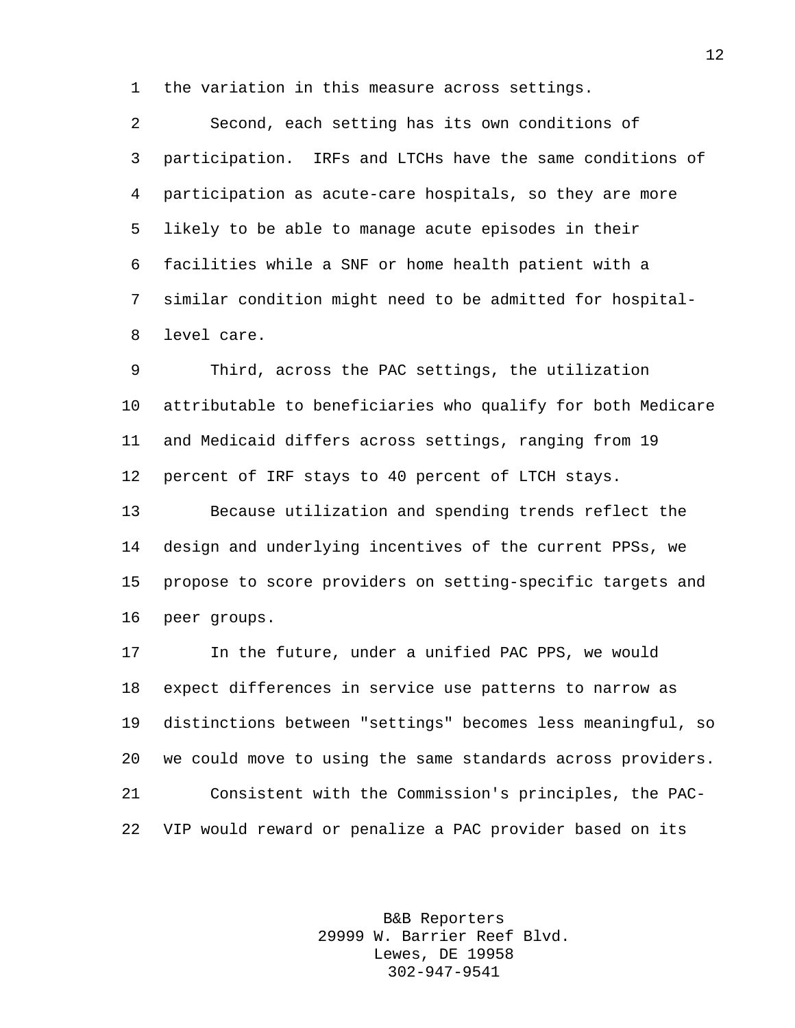the variation in this measure across settings.

Second, each setting has its own conditions of participation. IRFs and LTCHs have the same conditions of participation as acute-care hospitals, so they are more likely to be able to manage acute episodes in their facilities while a SNF or home health patient with a similar condition might need to be admitted for hospital-level care.

Third, across the PAC settings, the utilization attributable to beneficiaries who qualify for both Medicare and Medicaid differs across settings, ranging from 19 percent of IRF stays to 40 percent of LTCH stays.

Because utilization and spending trends reflect the design and underlying incentives of the current PPSs, we propose to score providers on setting-specific targets and peer groups.

In the future, under a unified PAC PPS, we would expect differences in service use patterns to narrow as distinctions between "settings" becomes less meaningful, so we could move to using the same standards across providers.

Consistent with the Commission's principles, the PAC-VIP would reward or penalize a PAC provider based on its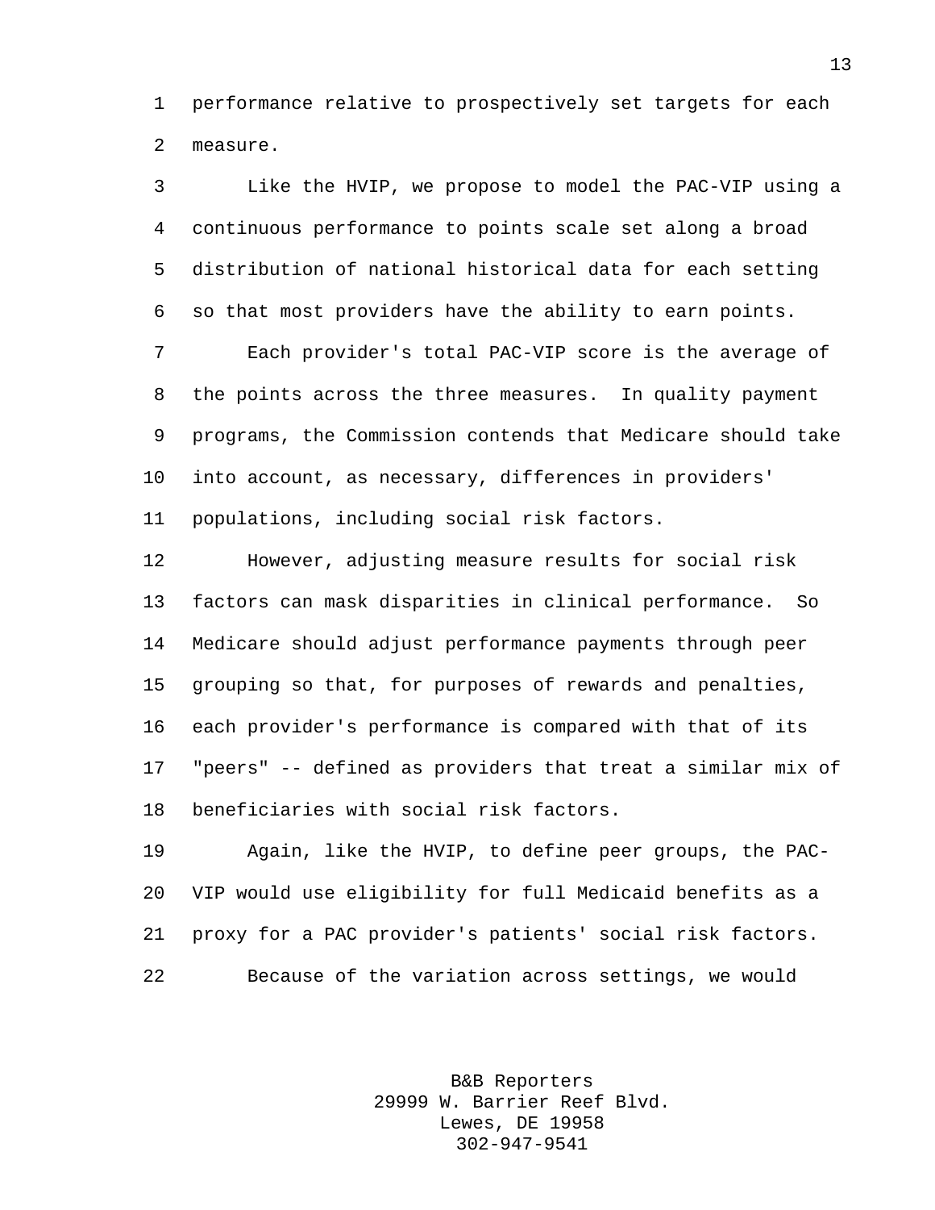performance relative to prospectively set targets for each measure.

Like the HVIP, we propose to model the PAC-VIP using a continuous performance to points scale set along a broad distribution of national historical data for each setting so that most providers have the ability to earn points.

Each provider's total PAC-VIP score is the average of the points across the three measures. In quality payment programs, the Commission contends that Medicare should take into account, as necessary, differences in providers' populations, including social risk factors.

However, adjusting measure results for social risk factors can mask disparities in clinical performance. So Medicare should adjust performance payments through peer grouping so that, for purposes of rewards and penalties, each provider's performance is compared with that of its "peers" -- defined as providers that treat a similar mix of beneficiaries with social risk factors.

Again, like the HVIP, to define peer groups, the PAC-VIP would use eligibility for full Medicaid benefits as a proxy for a PAC provider's patients' social risk factors.

Because of the variation across settings, we would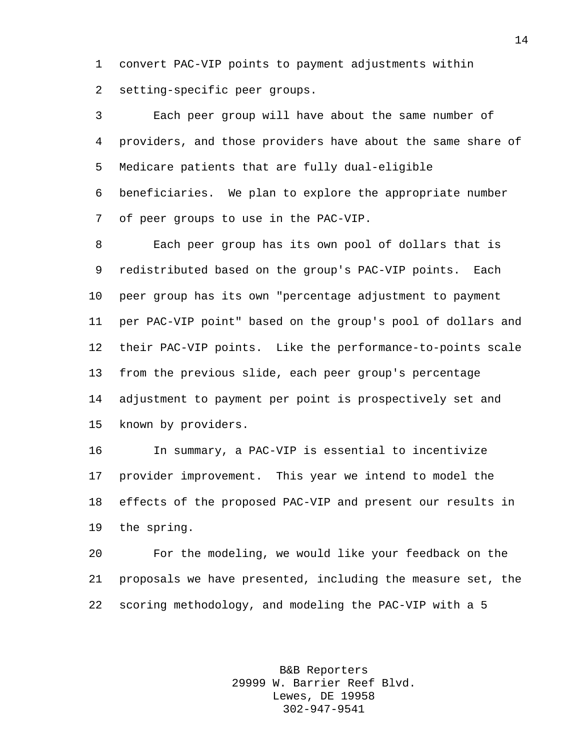convert PAC-VIP points to payment adjustments within setting-specific peer groups.

Each peer group will have about the same number of providers, and those providers have about the same share of Medicare patients that are fully dual-eligible beneficiaries. We plan to explore the appropriate number of peer groups to use in the PAC-VIP.

Each peer group has its own pool of dollars that is redistributed based on the group's PAC-VIP points. Each peer group has its own "percentage adjustment to payment per PAC-VIP point" based on the group's pool of dollars and their PAC-VIP points. Like the performance-to-points scale from the previous slide, each peer group's percentage adjustment to payment per point is prospectively set and known by providers.

In summary, a PAC-VIP is essential to incentivize provider improvement. This year we intend to model the effects of the proposed PAC-VIP and present our results in the spring.

For the modeling, we would like your feedback on the proposals we have presented, including the measure set, the scoring methodology, and modeling the PAC-VIP with a 5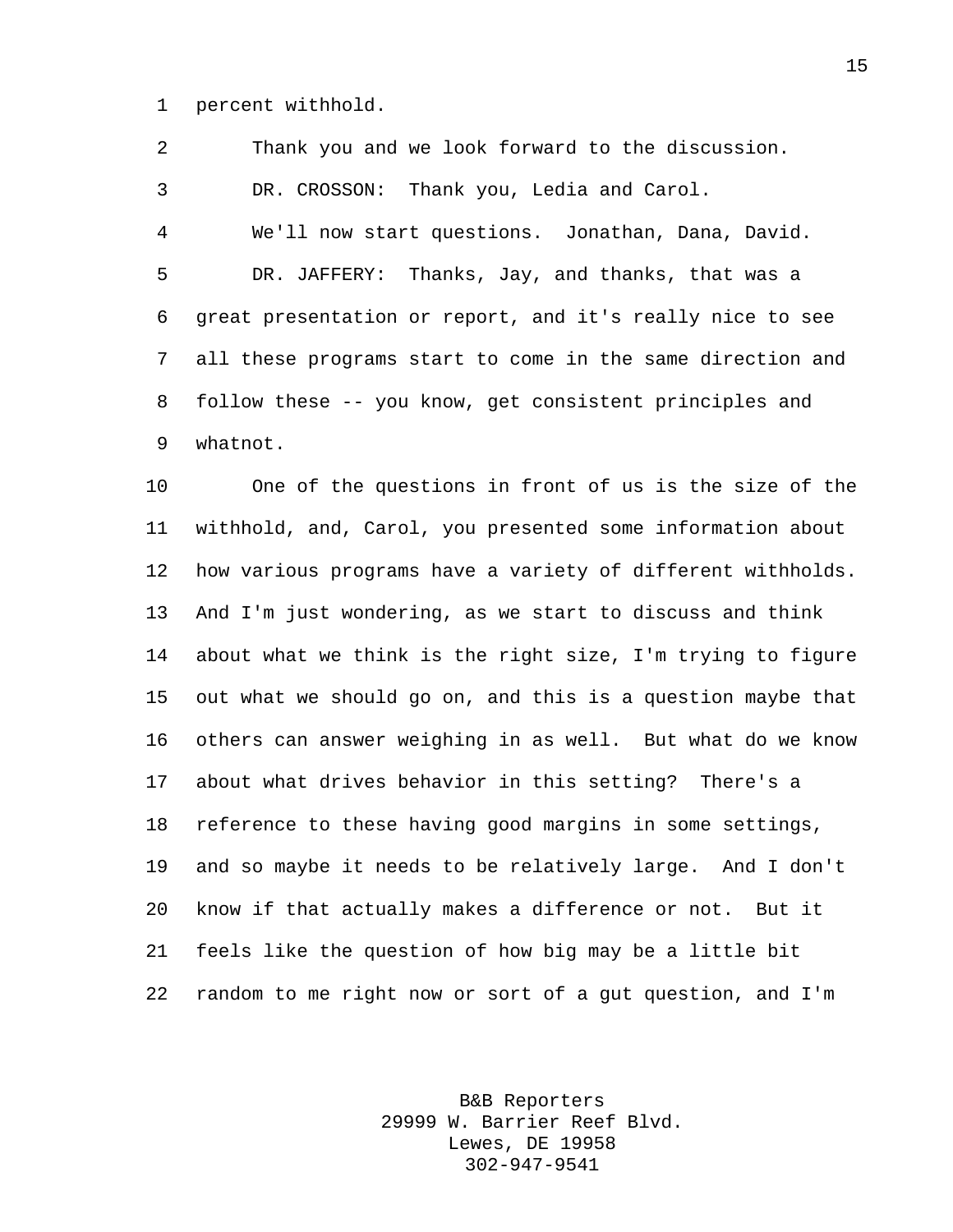percent withhold.

Thank you and we look forward to the discussion.

DR. CROSSON: Thank you, Ledia and Carol.

We'll now start questions. Jonathan, Dana, David.

DR. JAFFERY: Thanks, Jay, and thanks, that was a great presentation or report, and it's really nice to see all these programs start to come in the same direction and follow these -- you know, get consistent principles and whatnot.

One of the questions in front of us is the size of the withhold, and, Carol, you presented some information about how various programs have a variety of different withholds. And I'm just wondering, as we start to discuss and think about what we think is the right size, I'm trying to figure out what we should go on, and this is a question maybe that others can answer weighing in as well. But what do we know about what drives behavior in this setting? There's a reference to these having good margins in some settings, and so maybe it needs to be relatively large. And I don't know if that actually makes a difference or not. But it feels like the question of how big may be a little bit random to me right now or sort of a gut question, and I'm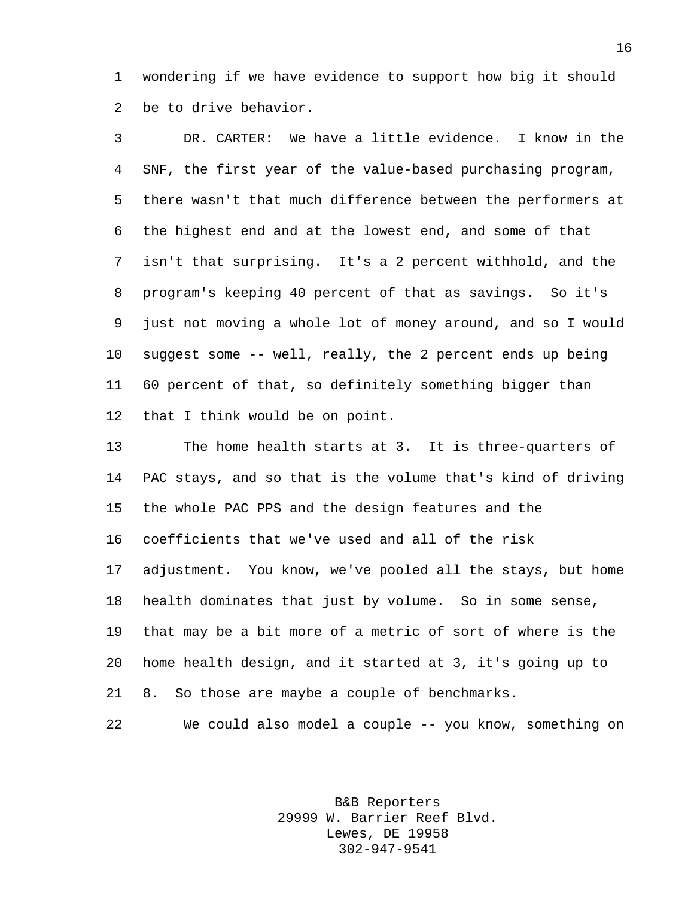wondering if we have evidence to support how big it should be to drive behavior.

DR. CARTER: We have a little evidence. I know in the SNF, the first year of the value-based purchasing program, there wasn't that much difference between the performers at the highest end and at the lowest end, and some of that isn't that surprising. It's a 2 percent withhold, and the program's keeping 40 percent of that as savings. So it's just not moving a whole lot of money around, and so I would suggest some -- well, really, the 2 percent ends up being 60 percent of that, so definitely something bigger than that I think would be on point.

The home health starts at 3. It is three-quarters of PAC stays, and so that is the volume that's kind of driving the whole PAC PPS and the design features and the coefficients that we've used and all of the risk adjustment. You know, we've pooled all the stays, but home health dominates that just by volume. So in some sense, that may be a bit more of a metric of sort of where is the home health design, and it started at 3, it's going up to 8. So those are maybe a couple of benchmarks.

We could also model a couple -- you know, something on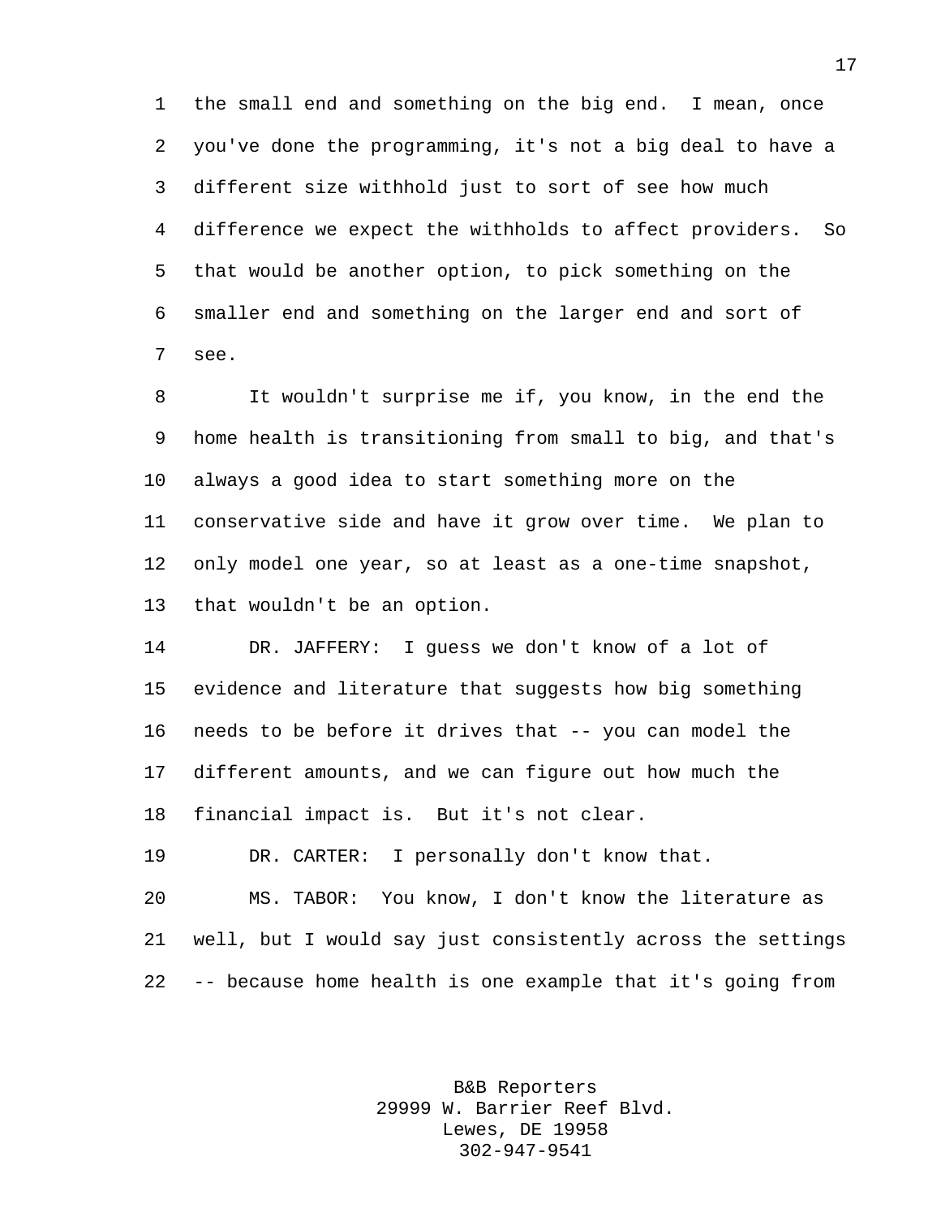the small end and something on the big end. I mean, once you've done the programming, it's not a big deal to have a different size withhold just to sort of see how much difference we expect the withholds to affect providers. So that would be another option, to pick something on the smaller end and something on the larger end and sort of see.

It wouldn't surprise me if, you know, in the end the home health is transitioning from small to big, and that's always a good idea to start something more on the conservative side and have it grow over time. We plan to only model one year, so at least as a one-time snapshot, that wouldn't be an option.

DR. JAFFERY: I guess we don't know of a lot of evidence and literature that suggests how big something needs to be before it drives that -- you can model the different amounts, and we can figure out how much the financial impact is. But it's not clear.

DR. CARTER: I personally don't know that.

MS. TABOR: You know, I don't know the literature as well, but I would say just consistently across the settings -- because home health is one example that it's going from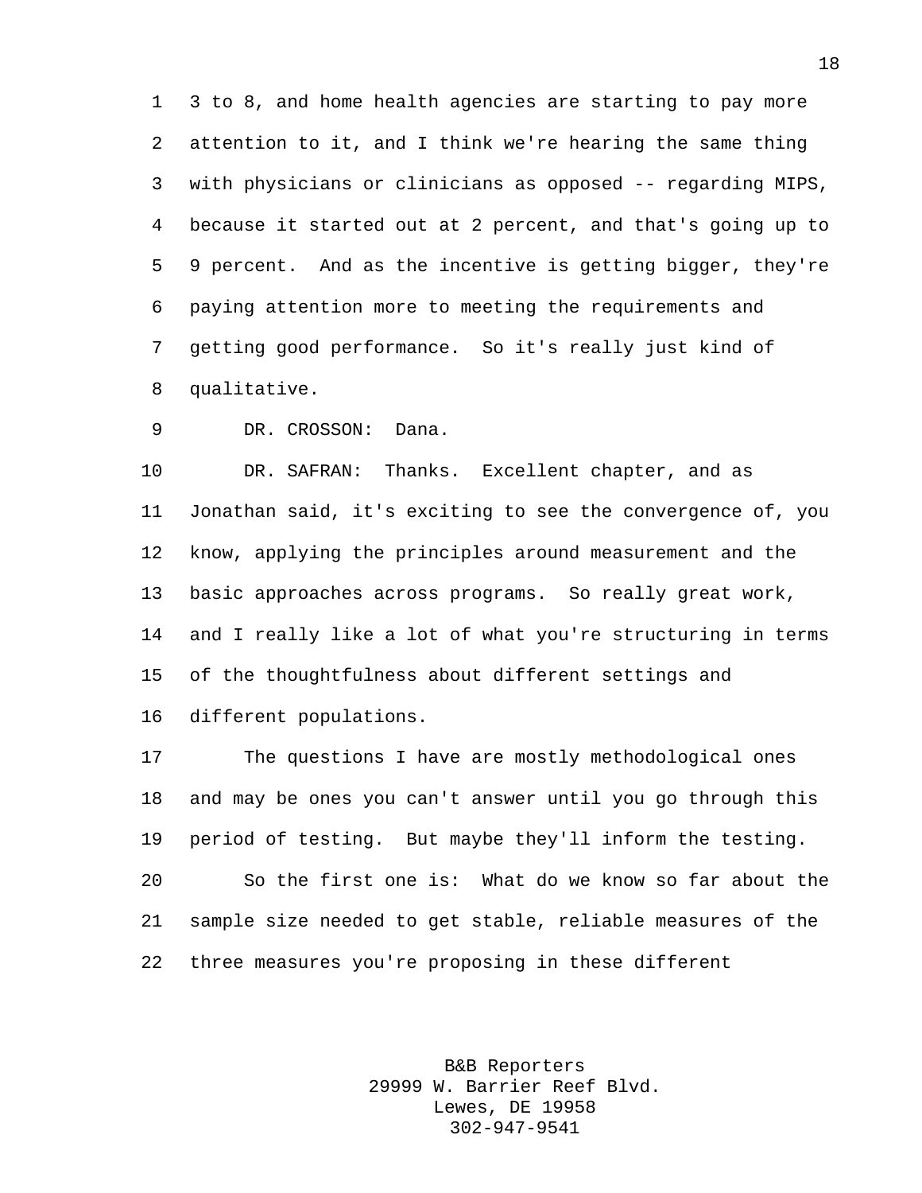3 to 8, and home health agencies are starting to pay more attention to it, and I think we're hearing the same thing with physicians or clinicians as opposed -- regarding MIPS, because it started out at 2 percent, and that's going up to 9 percent. And as the incentive is getting bigger, they're paying attention more to meeting the requirements and getting good performance. So it's really just kind of qualitative.

DR. CROSSON: Dana.

DR. SAFRAN: Thanks. Excellent chapter, and as Jonathan said, it's exciting to see the convergence of, you know, applying the principles around measurement and the basic approaches across programs. So really great work, and I really like a lot of what you're structuring in terms of the thoughtfulness about different settings and different populations.

The questions I have are mostly methodological ones and may be ones you can't answer until you go through this period of testing. But maybe they'll inform the testing.

So the first one is: What do we know so far about the sample size needed to get stable, reliable measures of the three measures you're proposing in these different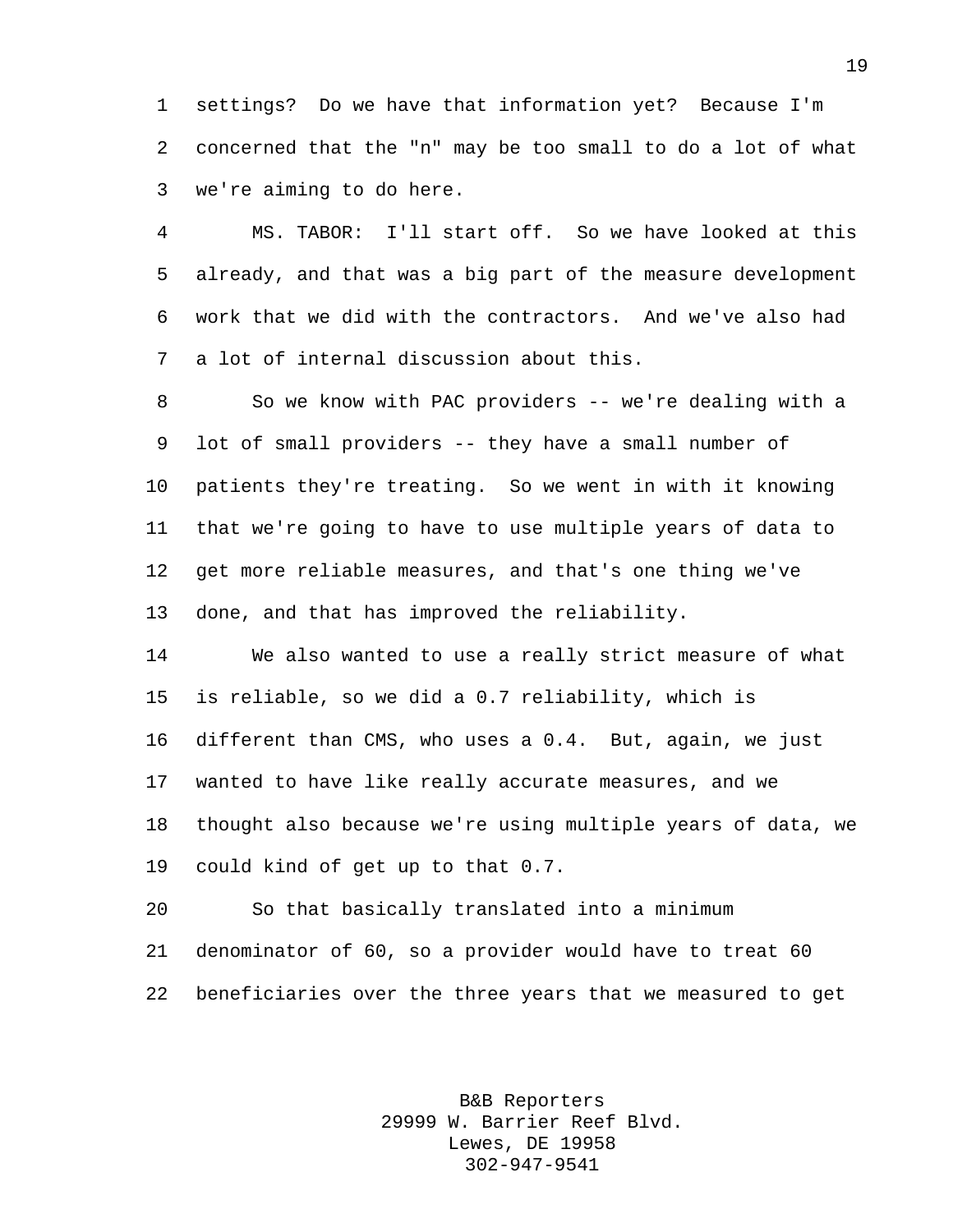settings? Do we have that information yet? Because I'm concerned that the "n" may be too small to do a lot of what we're aiming to do here.

MS. TABOR: I'll start off. So we have looked at this already, and that was a big part of the measure development work that we did with the contractors. And we've also had a lot of internal discussion about this.

So we know with PAC providers -- we're dealing with a lot of small providers -- they have a small number of patients they're treating. So we went in with it knowing that we're going to have to use multiple years of data to get more reliable measures, and that's one thing we've done, and that has improved the reliability.

We also wanted to use a really strict measure of what is reliable, so we did a 0.7 reliability, which is different than CMS, who uses a 0.4. But, again, we just wanted to have like really accurate measures, and we thought also because we're using multiple years of data, we could kind of get up to that 0.7.

So that basically translated into a minimum denominator of 60, so a provider would have to treat 60 beneficiaries over the three years that we measured to get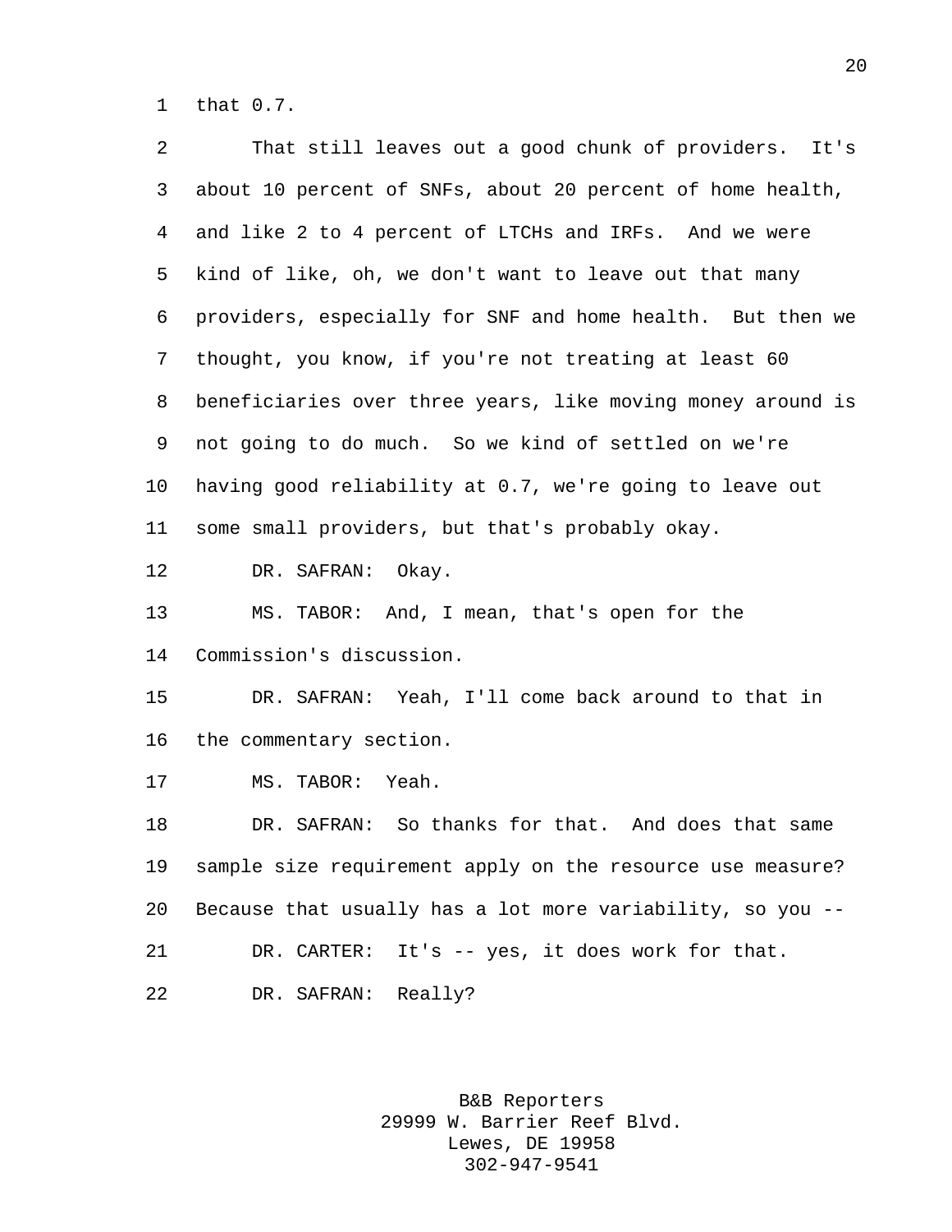that 0.7.

That still leaves out a good chunk of providers. It's about 10 percent of SNFs, about 20 percent of home health, and like 2 to 4 percent of LTCHs and IRFs. And we were kind of like, oh, we don't want to leave out that many providers, especially for SNF and home health. But then we thought, you know, if you're not treating at least 60 beneficiaries over three years, like moving money around is not going to do much. So we kind of settled on we're having good reliability at 0.7, we're going to leave out some small providers, but that's probably okay.

DR. SAFRAN: Okay.

MS. TABOR: And, I mean, that's open for the Commission's discussion.

DR. SAFRAN: Yeah, I'll come back around to that in the commentary section.

MS. TABOR: Yeah.

DR. SAFRAN: So thanks for that. And does that same sample size requirement apply on the resource use measure? Because that usually has a lot more variability, so you --

DR. CARTER: It's -- yes, it does work for that.

DR. SAFRAN: Really?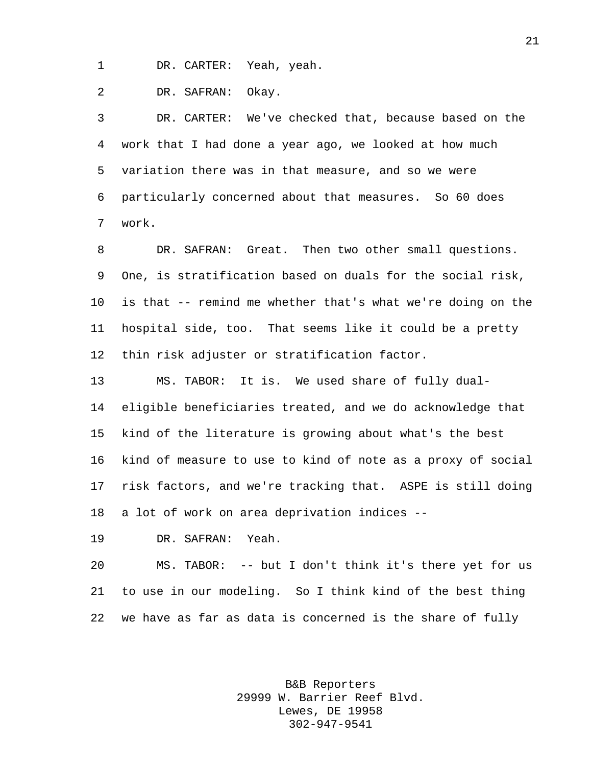DR. CARTER: Yeah, yeah.

DR. SAFRAN: Okay.

DR. CARTER: We've checked that, because based on the work that I had done a year ago, we looked at how much variation there was in that measure, and so we were particularly concerned about that measures. So 60 does work.

DR. SAFRAN: Great. Then two other small questions. One, is stratification based on duals for the social risk, is that -- remind me whether that's what we're doing on the hospital side, too. That seems like it could be a pretty thin risk adjuster or stratification factor.

MS. TABOR: It is. We used share of fully dual-eligible beneficiaries treated, and we do acknowledge that kind of the literature is growing about what's the best kind of measure to use to kind of note as a proxy of social risk factors, and we're tracking that. ASPE is still doing a lot of work on area deprivation indices --

DR. SAFRAN: Yeah.

MS. TABOR: -- but I don't think it's there yet for us to use in our modeling. So I think kind of the best thing we have as far as data is concerned is the share of fully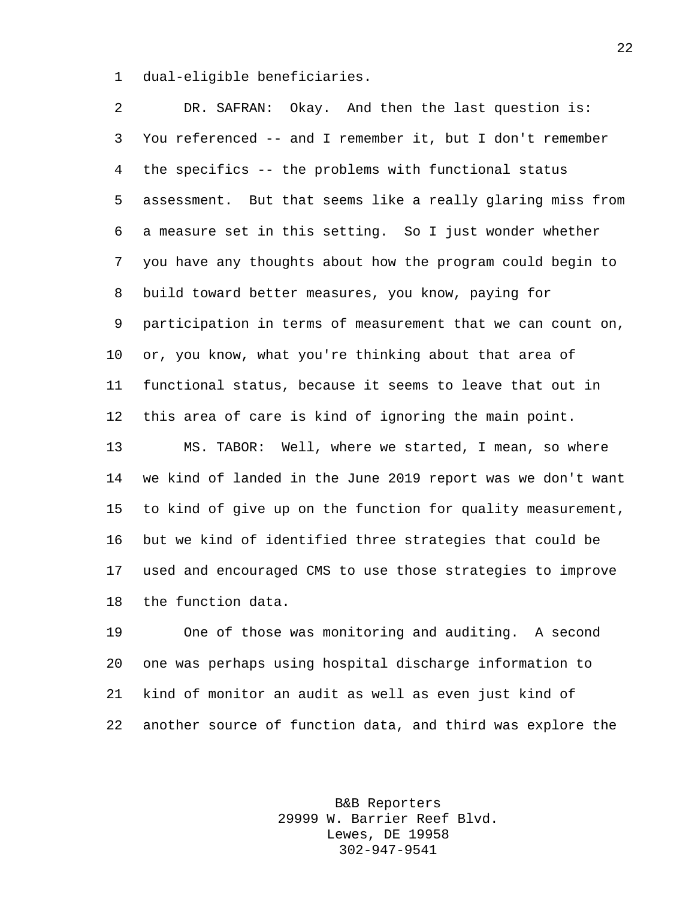dual-eligible beneficiaries.

DR. SAFRAN: Okay. And then the last question is: You referenced -- and I remember it, but I don't remember the specifics -- the problems with functional status assessment. But that seems like a really glaring miss from a measure set in this setting. So I just wonder whether you have any thoughts about how the program could begin to build toward better measures, you know, paying for participation in terms of measurement that we can count on, or, you know, what you're thinking about that area of functional status, because it seems to leave that out in this area of care is kind of ignoring the main point.

MS. TABOR: Well, where we started, I mean, so where we kind of landed in the June 2019 report was we don't want to kind of give up on the function for quality measurement, but we kind of identified three strategies that could be used and encouraged CMS to use those strategies to improve the function data.

One of those was monitoring and auditing. A second one was perhaps using hospital discharge information to kind of monitor an audit as well as even just kind of another source of function data, and third was explore the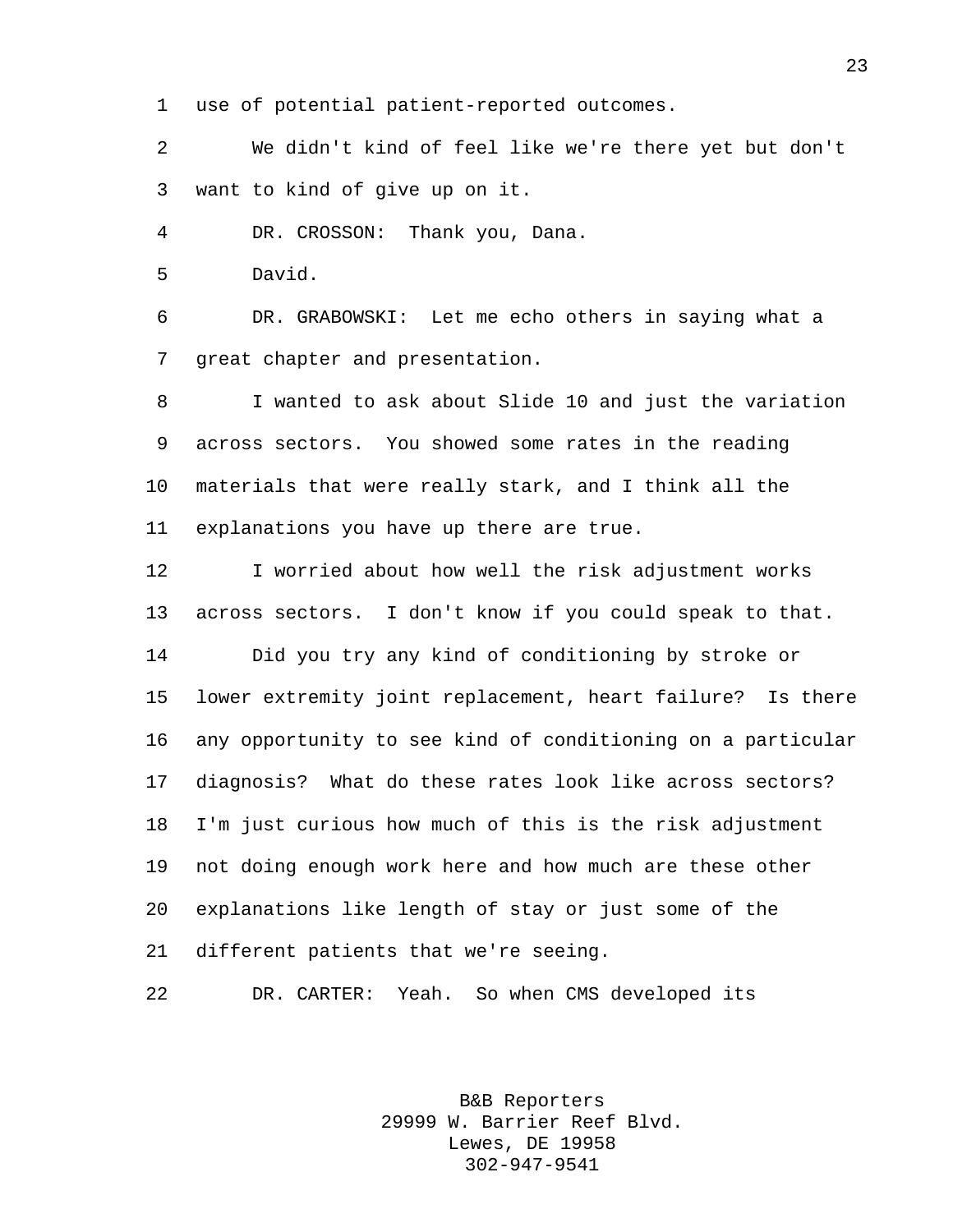use of potential patient-reported outcomes.

We didn't kind of feel like we're there yet but don't want to kind of give up on it.

DR. CROSSON: Thank you, Dana.

David.

DR. GRABOWSKI: Let me echo others in saying what a great chapter and presentation.

I wanted to ask about Slide 10 and just the variation across sectors. You showed some rates in the reading materials that were really stark, and I think all the explanations you have up there are true.

I worried about how well the risk adjustment works across sectors. I don't know if you could speak to that.

Did you try any kind of conditioning by stroke or lower extremity joint replacement, heart failure? Is there any opportunity to see kind of conditioning on a particular diagnosis? What do these rates look like across sectors? I'm just curious how much of this is the risk adjustment not doing enough work here and how much are these other explanations like length of stay or just some of the different patients that we're seeing.

DR. CARTER: Yeah. So when CMS developed its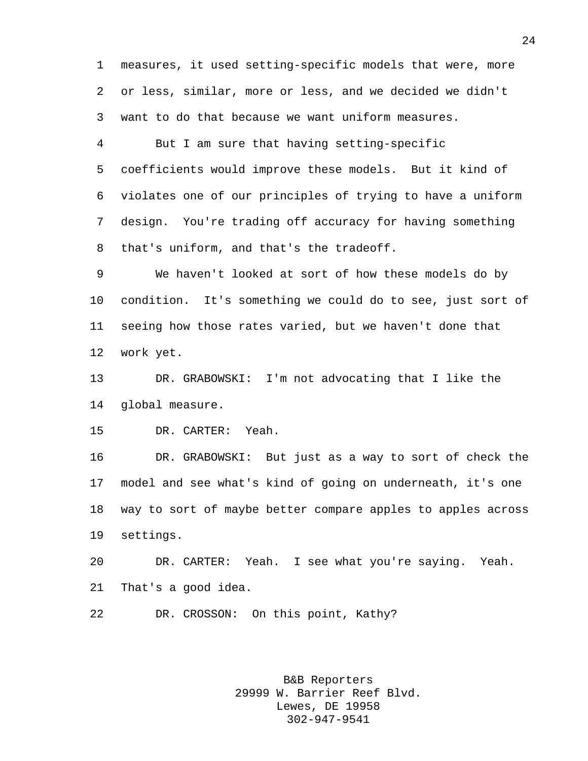measures, it used setting-specific models that were, more or less, similar, more or less, and we decided we didn't want to do that because we want uniform measures.

But I am sure that having setting-specific coefficients would improve these models. But it kind of violates one of our principles of trying to have a uniform design. You're trading off accuracy for having something that's uniform, and that's the tradeoff.

We haven't looked at sort of how these models do by condition. It's something we could do to see, just sort of seeing how those rates varied, but we haven't done that work yet.

DR. GRABOWSKI: I'm not advocating that I like the global measure.

DR. CARTER: Yeah.

DR. GRABOWSKI: But just as a way to sort of check the model and see what's kind of going on underneath, it's one way to sort of maybe better compare apples to apples across settings.

DR. CARTER: Yeah. I see what you're saying. Yeah. That's a good idea.

DR. CROSSON: On this point, Kathy?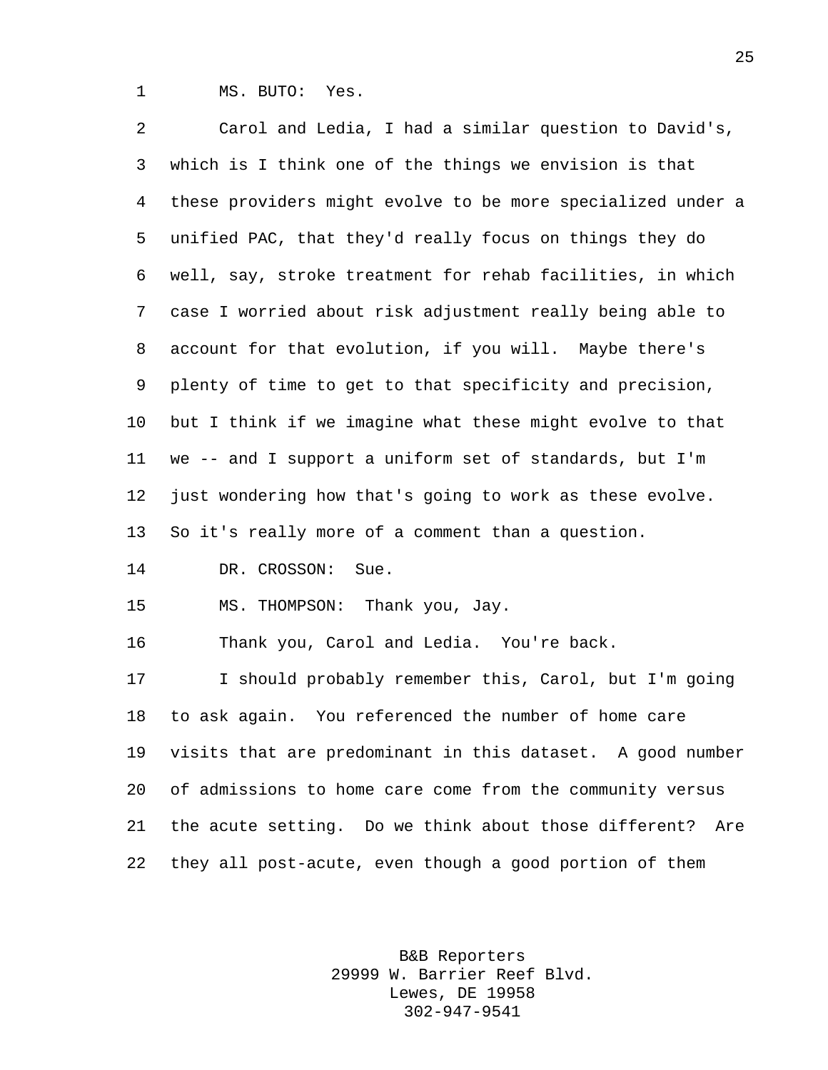MS. BUTO: Yes.

Carol and Ledia, I had a similar question to David's, which is I think one of the things we envision is that these providers might evolve to be more specialized under a unified PAC, that they'd really focus on things they do well, say, stroke treatment for rehab facilities, in which case I worried about risk adjustment really being able to account for that evolution, if you will. Maybe there's plenty of time to get to that specificity and precision, but I think if we imagine what these might evolve to that we -- and I support a uniform set of standards, but I'm just wondering how that's going to work as these evolve. So it's really more of a comment than a question.

DR. CROSSON: Sue.

MS. THOMPSON: Thank you, Jay.

Thank you, Carol and Ledia. You're back.

I should probably remember this, Carol, but I'm going to ask again. You referenced the number of home care visits that are predominant in this dataset. A good number of admissions to home care come from the community versus the acute setting. Do we think about those different? Are they all post-acute, even though a good portion of them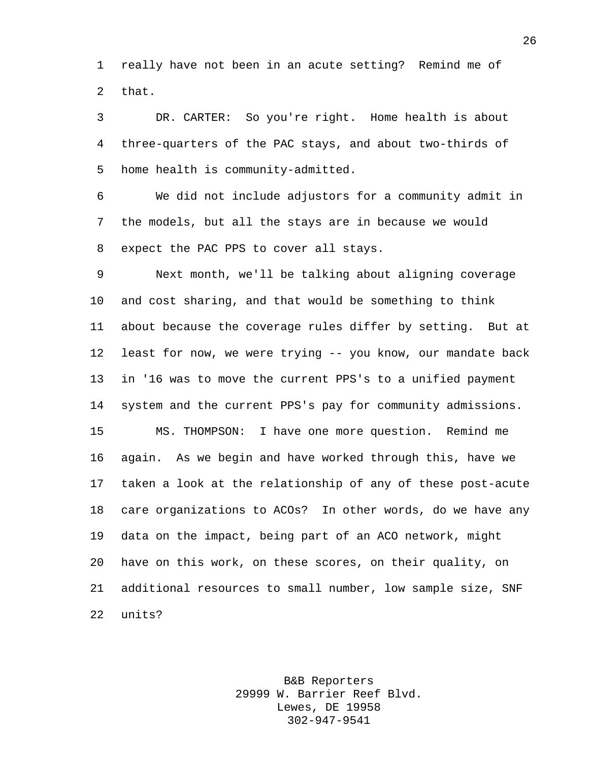really have not been in an acute setting? Remind me of that.

DR. CARTER: So you're right. Home health is about three-quarters of the PAC stays, and about two-thirds of home health is community-admitted.

We did not include adjustors for a community admit in the models, but all the stays are in because we would expect the PAC PPS to cover all stays.

Next month, we'll be talking about aligning coverage and cost sharing, and that would be something to think about because the coverage rules differ by setting. But at least for now, we were trying -- you know, our mandate back in '16 was to move the current PPS's to a unified payment system and the current PPS's pay for community admissions.

MS. THOMPSON: I have one more question. Remind me again. As we begin and have worked through this, have we taken a look at the relationship of any of these post-acute care organizations to ACOs? In other words, do we have any data on the impact, being part of an ACO network, might have on this work, on these scores, on their quality, on additional resources to small number, low sample size, SNF units?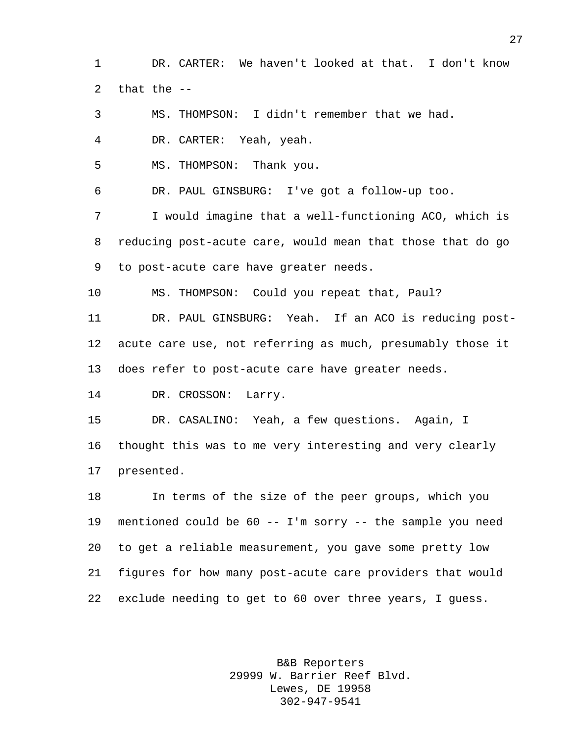DR. CARTER: We haven't looked at that. I don't know that the --

MS. THOMPSON: I didn't remember that we had.

DR. CARTER: Yeah, yeah.

MS. THOMPSON: Thank you.

DR. PAUL GINSBURG: I've got a follow-up too.

I would imagine that a well-functioning ACO, which is reducing post-acute care, would mean that those that do go to post-acute care have greater needs.

MS. THOMPSON: Could you repeat that, Paul?

DR. PAUL GINSBURG: Yeah. If an ACO is reducing post-acute care use, not referring as much, presumably those it does refer to post-acute care have greater needs.

DR. CROSSON: Larry.

DR. CASALINO: Yeah, a few questions. Again, I thought this was to me very interesting and very clearly presented.

In terms of the size of the peer groups, which you mentioned could be 60 -- I'm sorry -- the sample you need to get a reliable measurement, you gave some pretty low figures for how many post-acute care providers that would exclude needing to get to 60 over three years, I guess.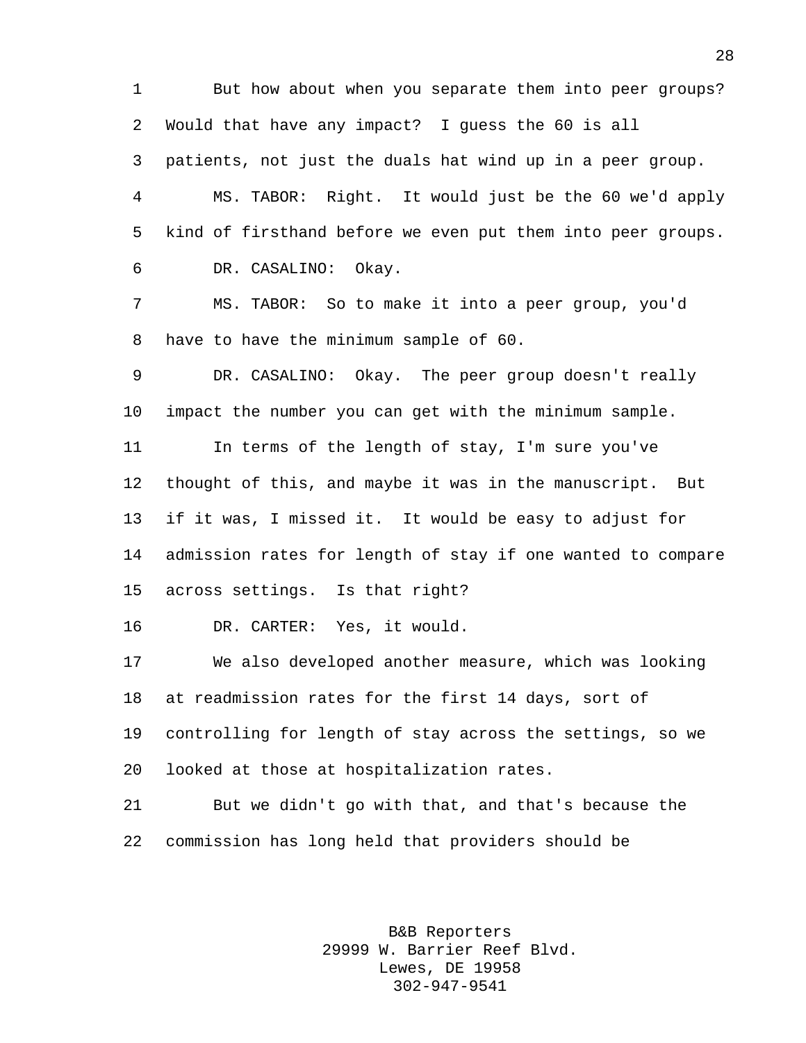But how about when you separate them into peer groups? Would that have any impact? I guess the 60 is all patients, not just the duals hat wind up in a peer group.

MS. TABOR: Right. It would just be the 60 we'd apply kind of firsthand before we even put them into peer groups.

DR. CASALINO: Okay.

MS. TABOR: So to make it into a peer group, you'd have to have the minimum sample of 60.

DR. CASALINO: Okay. The peer group doesn't really impact the number you can get with the minimum sample.

In terms of the length of stay, I'm sure you've thought of this, and maybe it was in the manuscript. But if it was, I missed it. It would be easy to adjust for admission rates for length of stay if one wanted to compare across settings. Is that right?

DR. CARTER: Yes, it would.

We also developed another measure, which was looking at readmission rates for the first 14 days, sort of controlling for length of stay across the settings, so we looked at those at hospitalization rates.

But we didn't go with that, and that's because the commission has long held that providers should be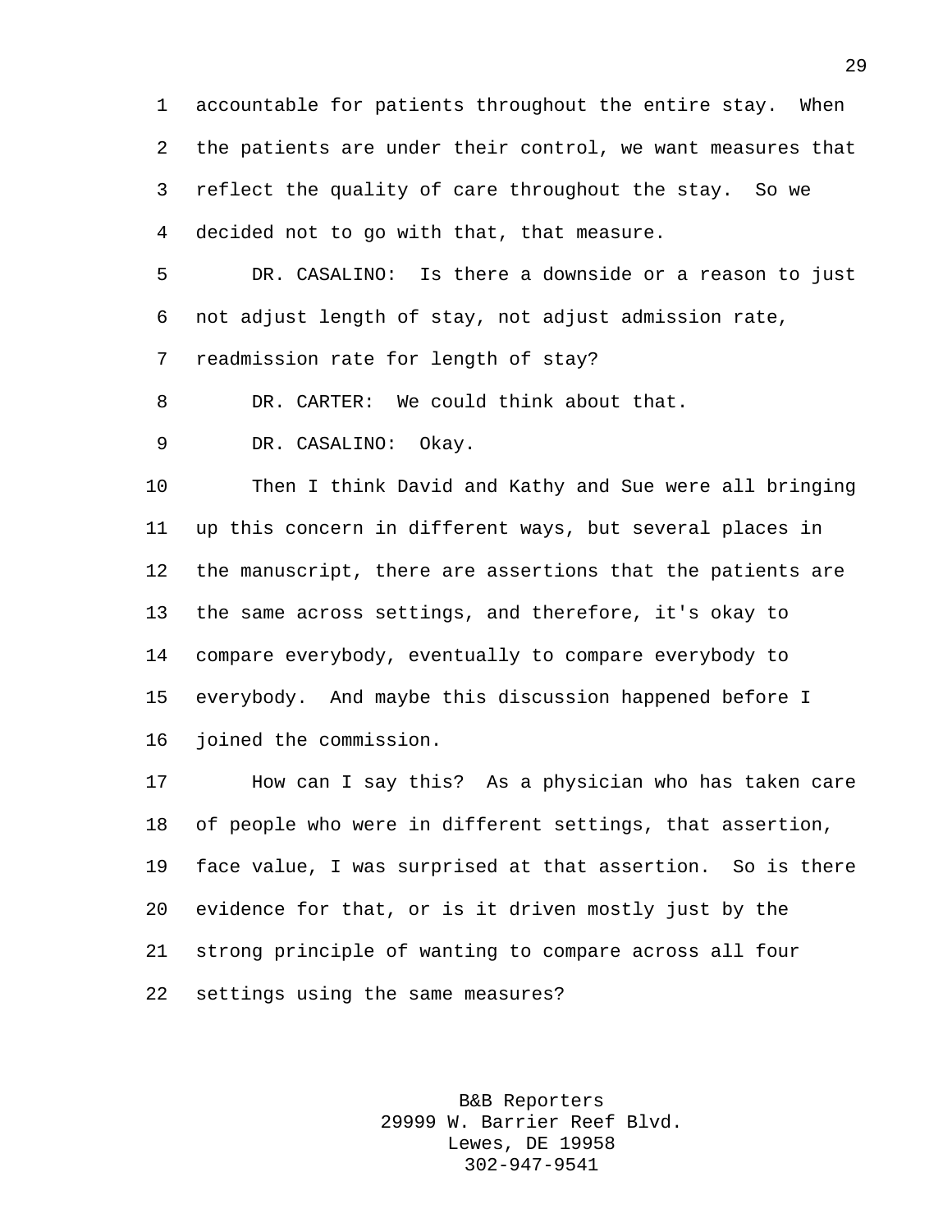accountable for patients throughout the entire stay. When the patients are under their control, we want measures that reflect the quality of care throughout the stay. So we decided not to go with that, that measure.

DR. CASALINO: Is there a downside or a reason to just not adjust length of stay, not adjust admission rate, readmission rate for length of stay?

DR. CARTER: We could think about that.

DR. CASALINO: Okay.

Then I think David and Kathy and Sue were all bringing up this concern in different ways, but several places in the manuscript, there are assertions that the patients are the same across settings, and therefore, it's okay to compare everybody, eventually to compare everybody to everybody. And maybe this discussion happened before I joined the commission.

How can I say this? As a physician who has taken care of people who were in different settings, that assertion, face value, I was surprised at that assertion. So is there evidence for that, or is it driven mostly just by the strong principle of wanting to compare across all four settings using the same measures?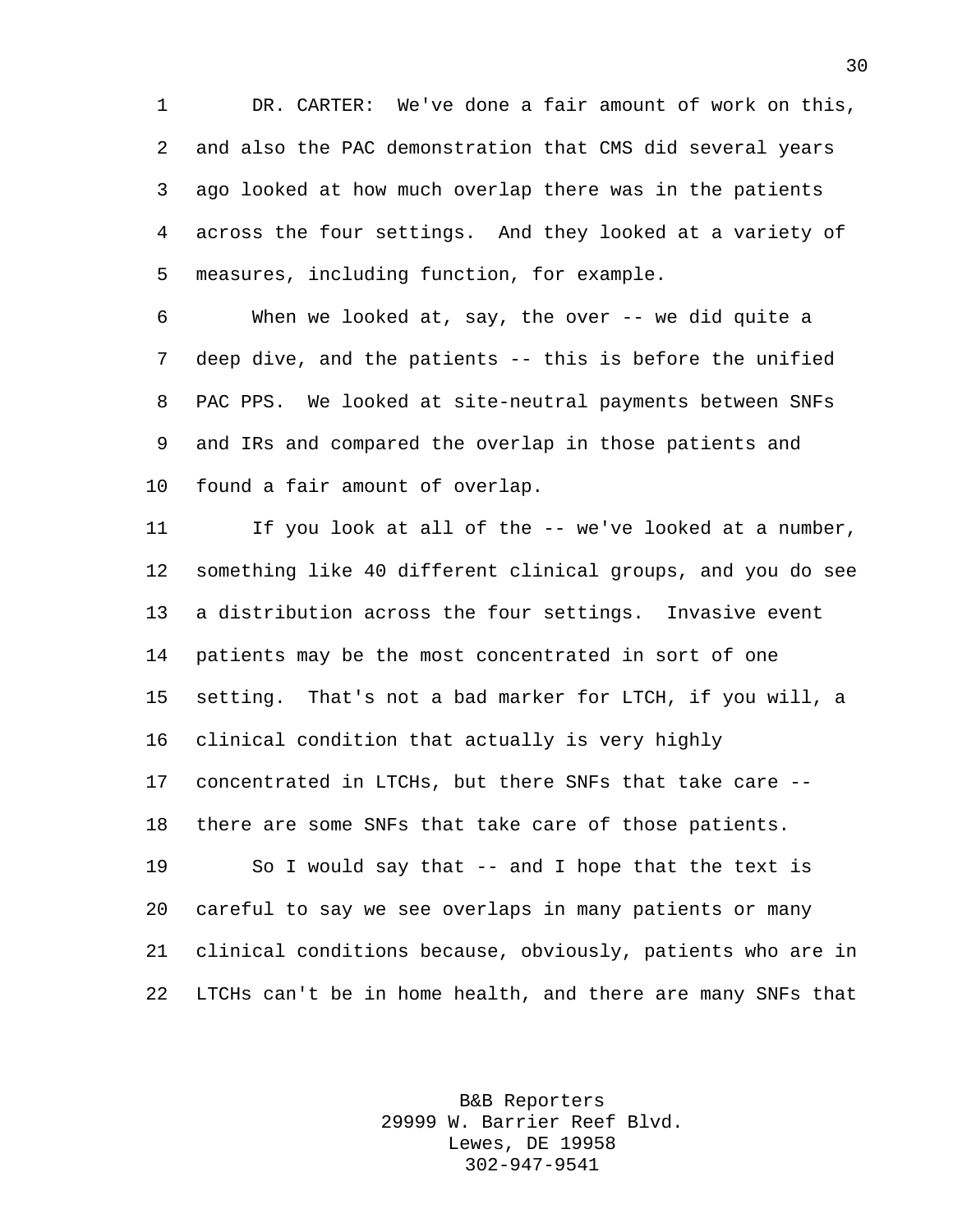DR. CARTER: We've done a fair amount of work on this, and also the PAC demonstration that CMS did several years ago looked at how much overlap there was in the patients across the four settings. And they looked at a variety of measures, including function, for example.

When we looked at, say, the over -- we did quite a deep dive, and the patients -- this is before the unified PAC PPS. We looked at site-neutral payments between SNFs and IRs and compared the overlap in those patients and found a fair amount of overlap.

If you look at all of the -- we've looked at a number, something like 40 different clinical groups, and you do see a distribution across the four settings. Invasive event patients may be the most concentrated in sort of one setting. That's not a bad marker for LTCH, if you will, a clinical condition that actually is very highly concentrated in LTCHs, but there SNFs that take care -- there are some SNFs that take care of those patients.

So I would say that -- and I hope that the text is careful to say we see overlaps in many patients or many clinical conditions because, obviously, patients who are in LTCHs can't be in home health, and there are many SNFs that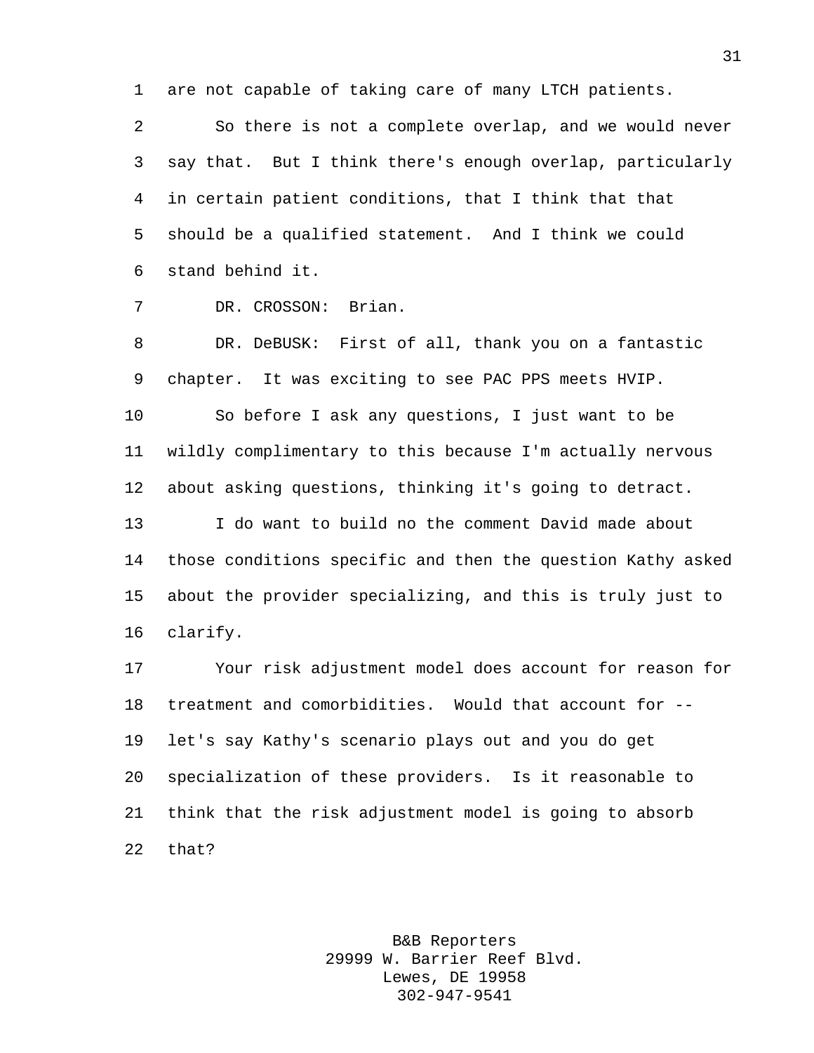are not capable of taking care of many LTCH patients.

So there is not a complete overlap, and we would never say that. But I think there's enough overlap, particularly in certain patient conditions, that I think that that should be a qualified statement. And I think we could stand behind it.

DR. CROSSON: Brian.

DR. DeBUSK: First of all, thank you on a fantastic chapter. It was exciting to see PAC PPS meets HVIP.

So before I ask any questions, I just want to be wildly complimentary to this because I'm actually nervous about asking questions, thinking it's going to detract.

I do want to build no the comment David made about those conditions specific and then the question Kathy asked about the provider specializing, and this is truly just to clarify.

Your risk adjustment model does account for reason for treatment and comorbidities. Would that account for -- let's say Kathy's scenario plays out and you do get specialization of these providers. Is it reasonable to think that the risk adjustment model is going to absorb that?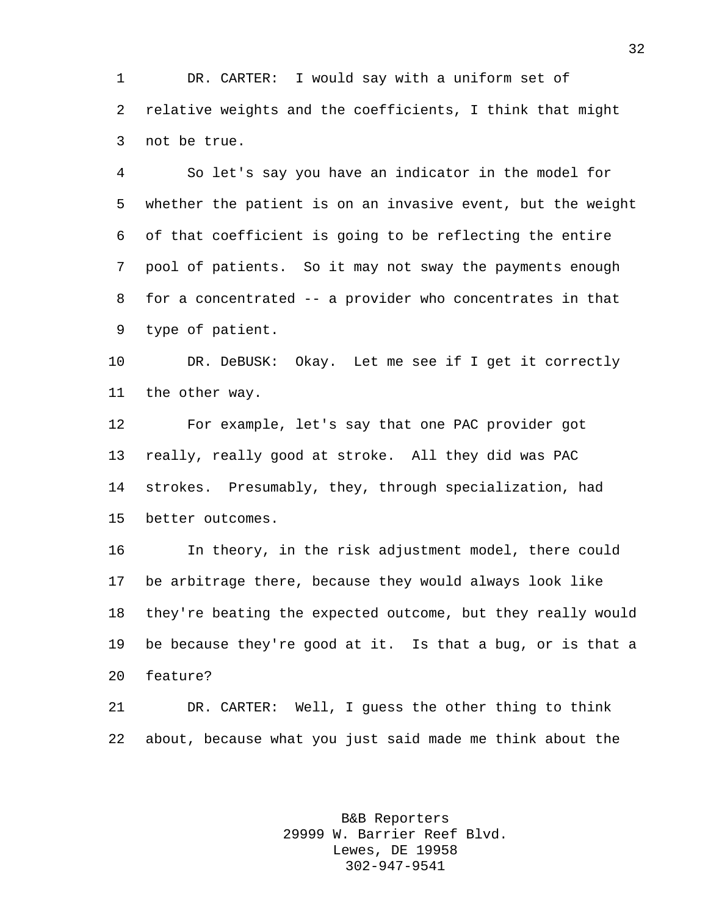DR. CARTER: I would say with a uniform set of relative weights and the coefficients, I think that might not be true.

So let's say you have an indicator in the model for whether the patient is on an invasive event, but the weight of that coefficient is going to be reflecting the entire pool of patients. So it may not sway the payments enough for a concentrated -- a provider who concentrates in that type of patient.

DR. DeBUSK: Okay. Let me see if I get it correctly the other way.

For example, let's say that one PAC provider got really, really good at stroke. All they did was PAC strokes. Presumably, they, through specialization, had better outcomes.

In theory, in the risk adjustment model, there could be arbitrage there, because they would always look like they're beating the expected outcome, but they really would be because they're good at it. Is that a bug, or is that a feature?

DR. CARTER: Well, I guess the other thing to think about, because what you just said made me think about the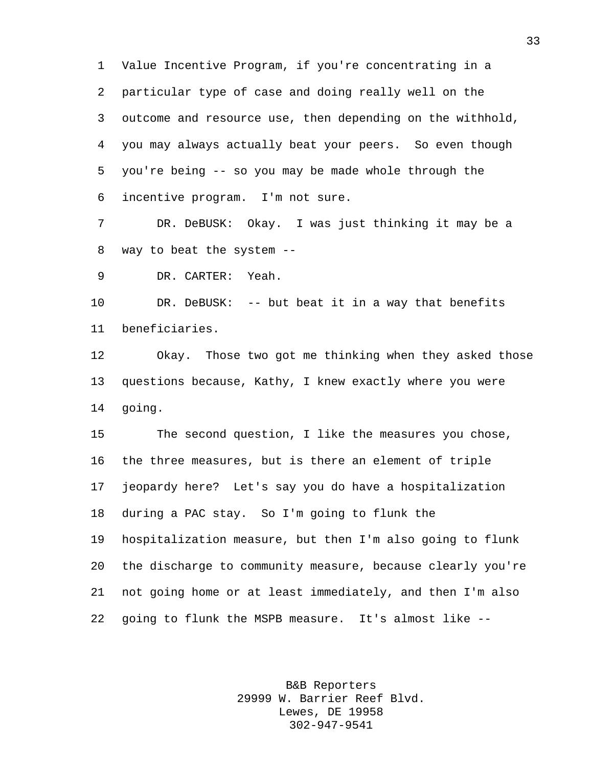Value Incentive Program, if you're concentrating in a particular type of case and doing really well on the outcome and resource use, then depending on the withhold, you may always actually beat your peers. So even though you're being -- so you may be made whole through the incentive program. I'm not sure.

DR. DeBUSK: Okay. I was just thinking it may be a way to beat the system --

DR. CARTER: Yeah.

DR. DeBUSK: -- but beat it in a way that benefits beneficiaries.

Okay. Those two got me thinking when they asked those questions because, Kathy, I knew exactly where you were going.

The second question, I like the measures you chose, the three measures, but is there an element of triple jeopardy here? Let's say you do have a hospitalization during a PAC stay. So I'm going to flunk the hospitalization measure, but then I'm also going to flunk the discharge to community measure, because clearly you're not going home or at least immediately, and then I'm also going to flunk the MSPB measure. It's almost like --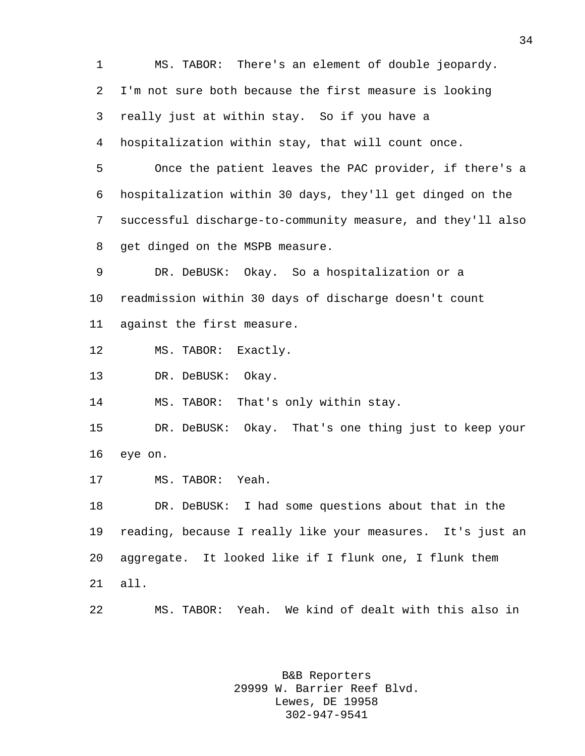MS. TABOR: There's an element of double jeopardy. I'm not sure both because the first measure is looking really just at within stay. So if you have a hospitalization within stay, that will count once.

Once the patient leaves the PAC provider, if there's a hospitalization within 30 days, they'll get dinged on the successful discharge-to-community measure, and they'll also get dinged on the MSPB measure.

DR. DeBUSK: Okay. So a hospitalization or a readmission within 30 days of discharge doesn't count against the first measure.

MS. TABOR: Exactly.

DR. DeBUSK: Okay.

MS. TABOR: That's only within stay.

DR. DeBUSK: Okay. That's one thing just to keep your eye on.

MS. TABOR: Yeah.

DR. DeBUSK: I had some questions about that in the reading, because I really like your measures. It's just an aggregate. It looked like if I flunk one, I flunk them all.

MS. TABOR: Yeah. We kind of dealt with this also in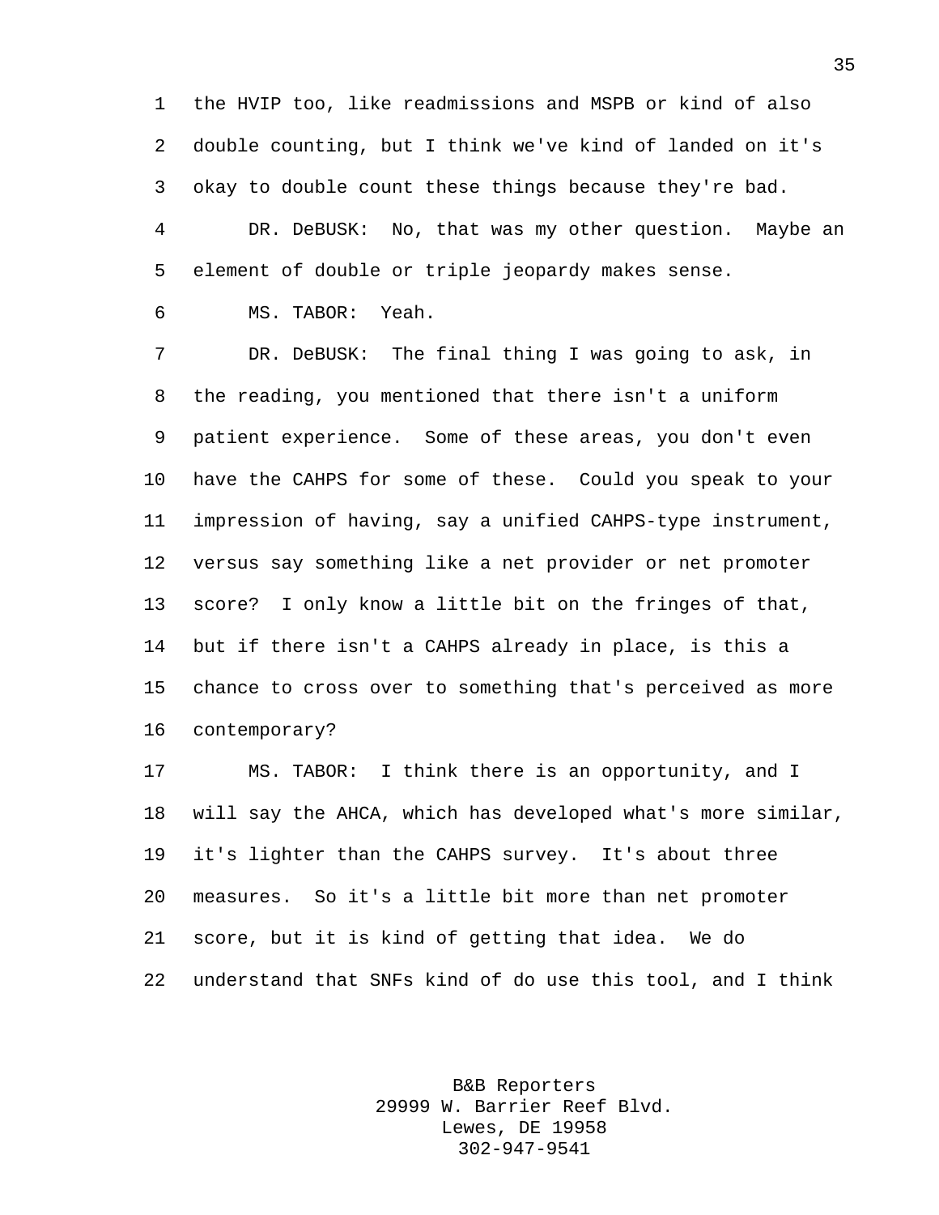the HVIP too, like readmissions and MSPB or kind of also double counting, but I think we've kind of landed on it's okay to double count these things because they're bad.

DR. DeBUSK: No, that was my other question. Maybe an element of double or triple jeopardy makes sense.

MS. TABOR: Yeah.

DR. DeBUSK: The final thing I was going to ask, in the reading, you mentioned that there isn't a uniform patient experience. Some of these areas, you don't even have the CAHPS for some of these. Could you speak to your impression of having, say a unified CAHPS-type instrument, versus say something like a net provider or net promoter score? I only know a little bit on the fringes of that, but if there isn't a CAHPS already in place, is this a chance to cross over to something that's perceived as more contemporary?

MS. TABOR: I think there is an opportunity, and I will say the AHCA, which has developed what's more similar, it's lighter than the CAHPS survey. It's about three measures. So it's a little bit more than net promoter score, but it is kind of getting that idea. We do understand that SNFs kind of do use this tool, and I think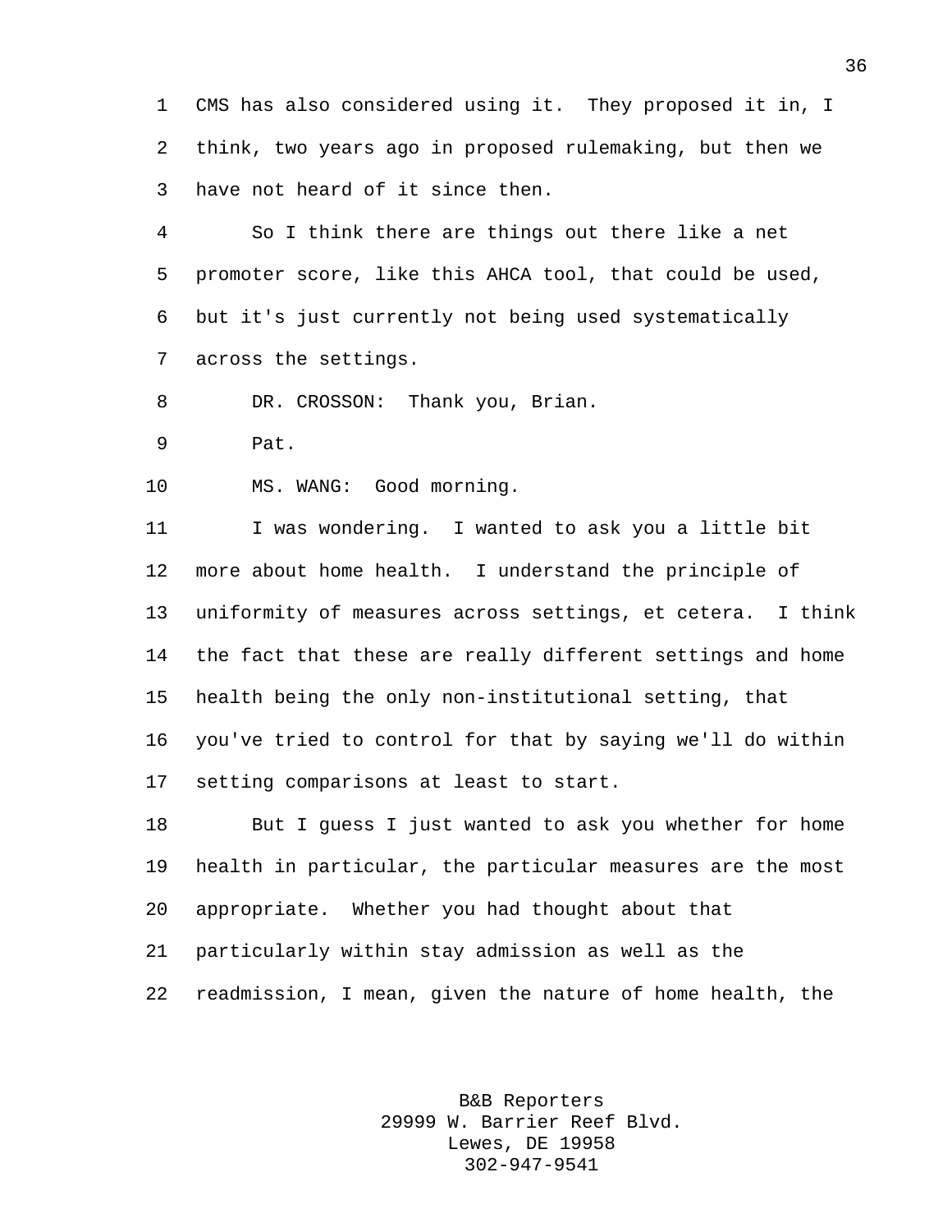CMS has also considered using it. They proposed it in, I think, two years ago in proposed rulemaking, but then we have not heard of it since then.

So I think there are things out there like a net promoter score, like this AHCA tool, that could be used, but it's just currently not being used systematically across the settings.

DR. CROSSON: Thank you, Brian.

Pat.

MS. WANG: Good morning.

I was wondering. I wanted to ask you a little bit more about home health. I understand the principle of uniformity of measures across settings, et cetera. I think the fact that these are really different settings and home health being the only non-institutional setting, that you've tried to control for that by saying we'll do within setting comparisons at least to start.

But I guess I just wanted to ask you whether for home health in particular, the particular measures are the most appropriate. Whether you had thought about that particularly within stay admission as well as the readmission, I mean, given the nature of home health, the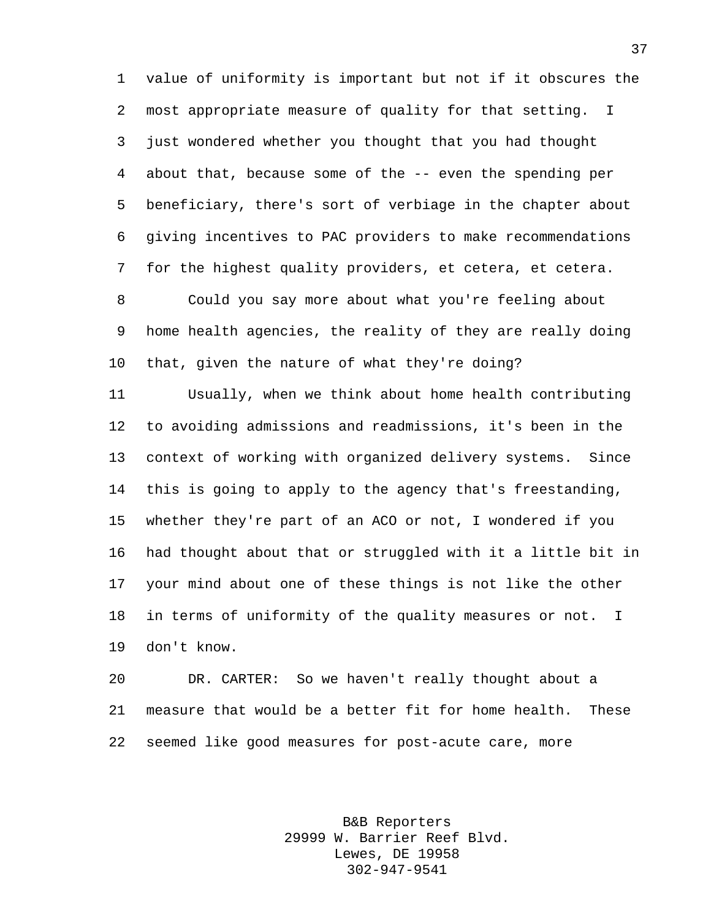value of uniformity is important but not if it obscures the most appropriate measure of quality for that setting. I just wondered whether you thought that you had thought about that, because some of the -- even the spending per beneficiary, there's sort of verbiage in the chapter about giving incentives to PAC providers to make recommendations for the highest quality providers, et cetera, et cetera.

Could you say more about what you're feeling about home health agencies, the reality of they are really doing that, given the nature of what they're doing?

Usually, when we think about home health contributing to avoiding admissions and readmissions, it's been in the context of working with organized delivery systems. Since this is going to apply to the agency that's freestanding, whether they're part of an ACO or not, I wondered if you had thought about that or struggled with it a little bit in your mind about one of these things is not like the other in terms of uniformity of the quality measures or not. I don't know.

DR. CARTER: So we haven't really thought about a measure that would be a better fit for home health. These seemed like good measures for post-acute care, more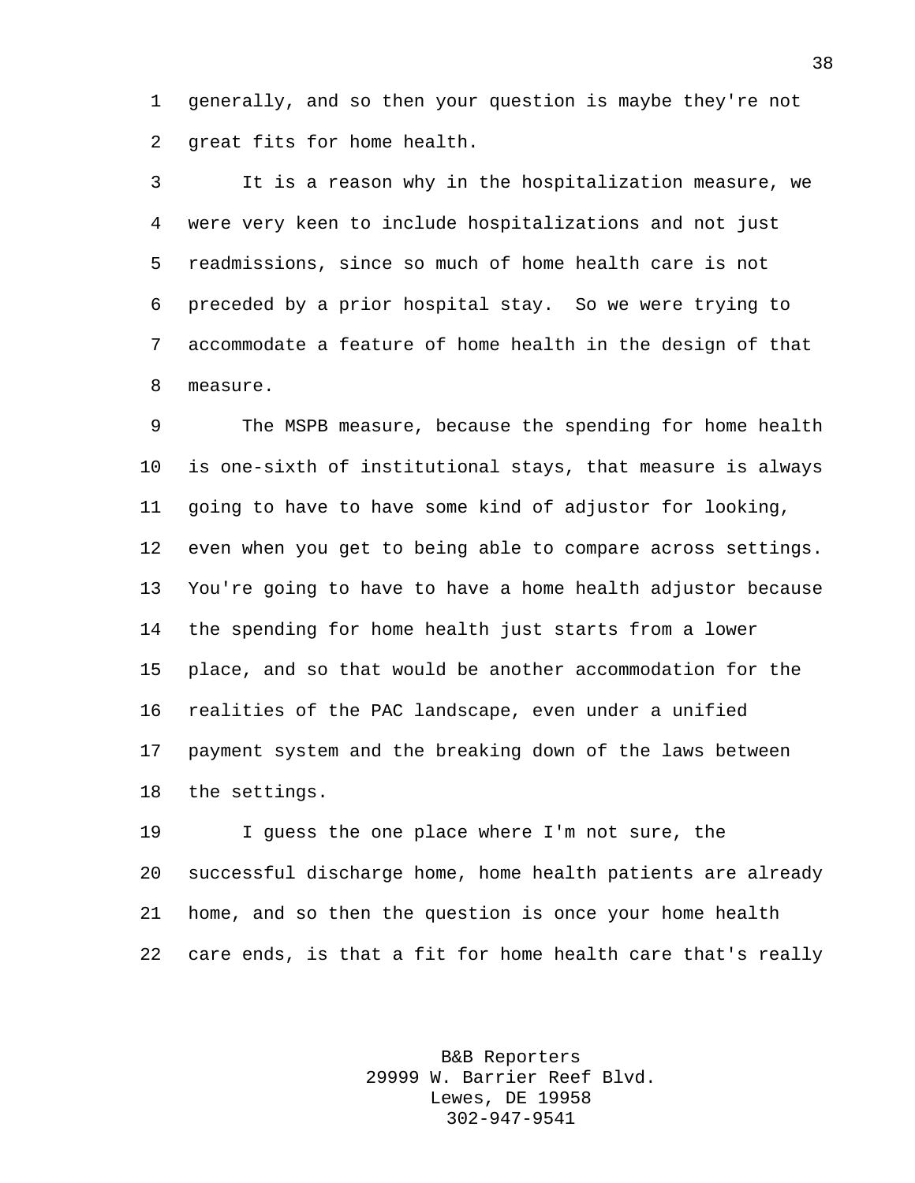generally, and so then your question is maybe they're not great fits for home health.

It is a reason why in the hospitalization measure, we were very keen to include hospitalizations and not just readmissions, since so much of home health care is not preceded by a prior hospital stay. So we were trying to accommodate a feature of home health in the design of that measure.

The MSPB measure, because the spending for home health is one-sixth of institutional stays, that measure is always going to have to have some kind of adjustor for looking, even when you get to being able to compare across settings. You're going to have to have a home health adjustor because the spending for home health just starts from a lower place, and so that would be another accommodation for the realities of the PAC landscape, even under a unified payment system and the breaking down of the laws between the settings.

I guess the one place where I'm not sure, the successful discharge home, home health patients are already home, and so then the question is once your home health care ends, is that a fit for home health care that's really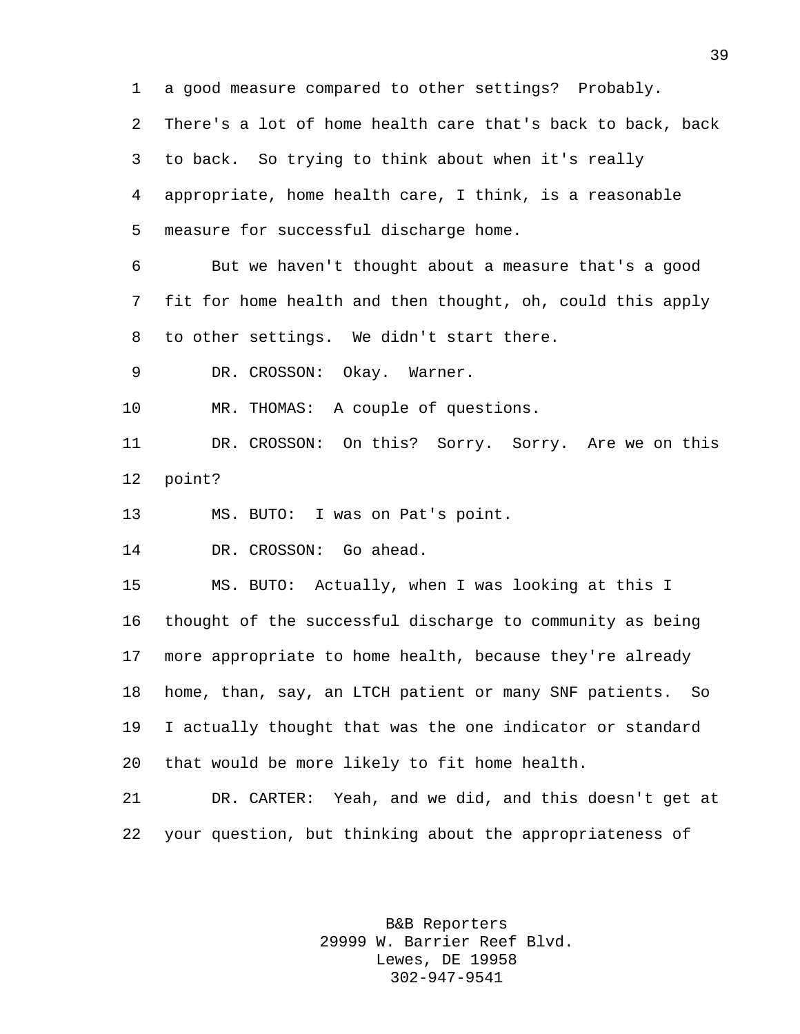a good measure compared to other settings? Probably. There's a lot of home health care that's back to back, back to back. So trying to think about when it's really appropriate, home health care, I think, is a reasonable measure for successful discharge home.

But we haven't thought about a measure that's a good fit for home health and then thought, oh, could this apply to other settings. We didn't start there.

DR. CROSSON: Okay. Warner.

MR. THOMAS: A couple of questions.

DR. CROSSON: On this? Sorry. Sorry. Are we on this point?

MS. BUTO: I was on Pat's point.

DR. CROSSON: Go ahead.

MS. BUTO: Actually, when I was looking at this I thought of the successful discharge to community as being more appropriate to home health, because they're already home, than, say, an LTCH patient or many SNF patients. So I actually thought that was the one indicator or standard that would be more likely to fit home health.

DR. CARTER: Yeah, and we did, and this doesn't get at your question, but thinking about the appropriateness of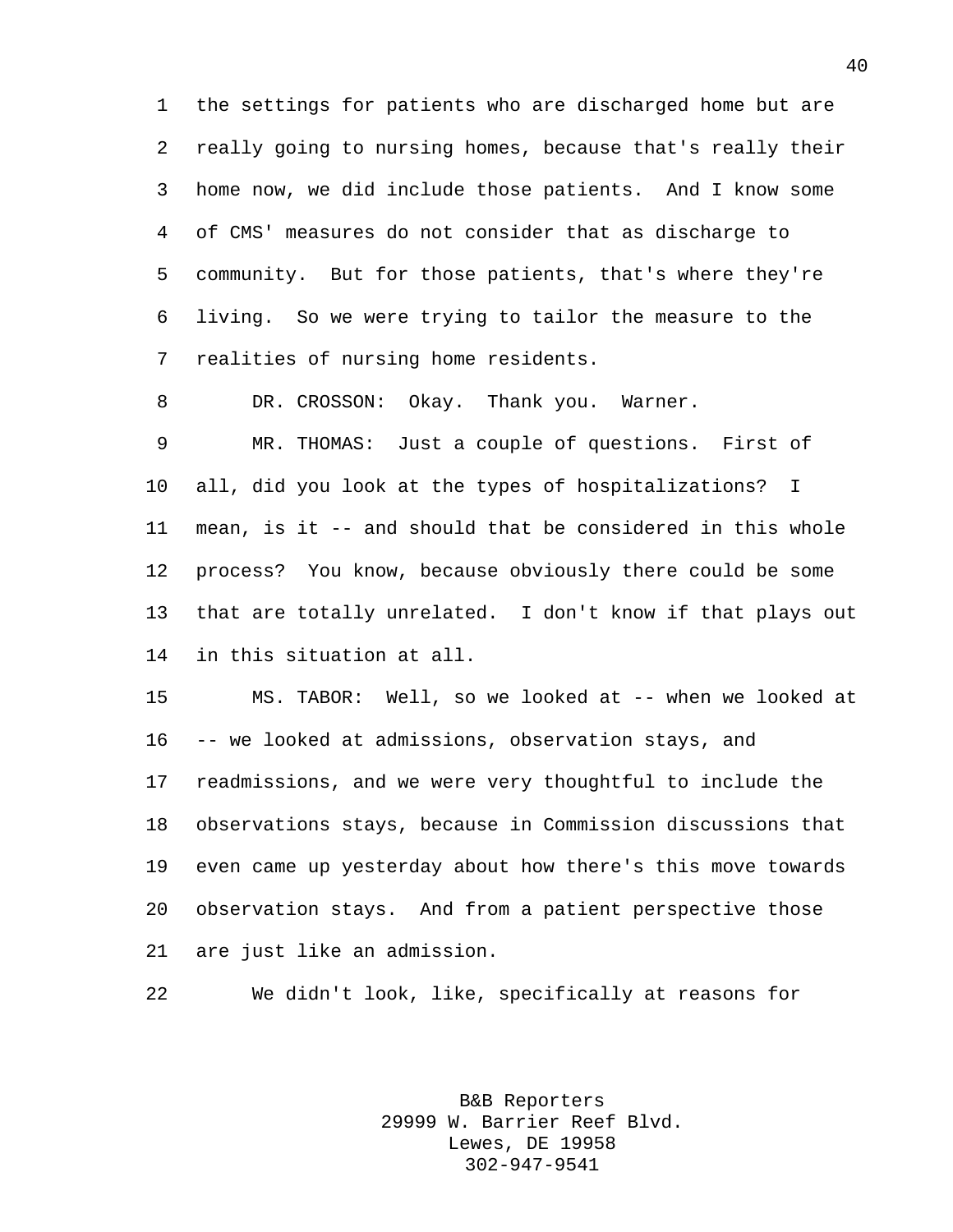the settings for patients who are discharged home but are really going to nursing homes, because that's really their home now, we did include those patients. And I know some of CMS' measures do not consider that as discharge to community. But for those patients, that's where they're living. So we were trying to tailor the measure to the realities of nursing home residents.

DR. CROSSON: Okay. Thank you. Warner.

MR. THOMAS: Just a couple of questions. First of all, did you look at the types of hospitalizations? I mean, is it -- and should that be considered in this whole process? You know, because obviously there could be some that are totally unrelated. I don't know if that plays out in this situation at all.

MS. TABOR: Well, so we looked at -- when we looked at -- we looked at admissions, observation stays, and readmissions, and we were very thoughtful to include the observations stays, because in Commission discussions that even came up yesterday about how there's this move towards observation stays. And from a patient perspective those are just like an admission.

We didn't look, like, specifically at reasons for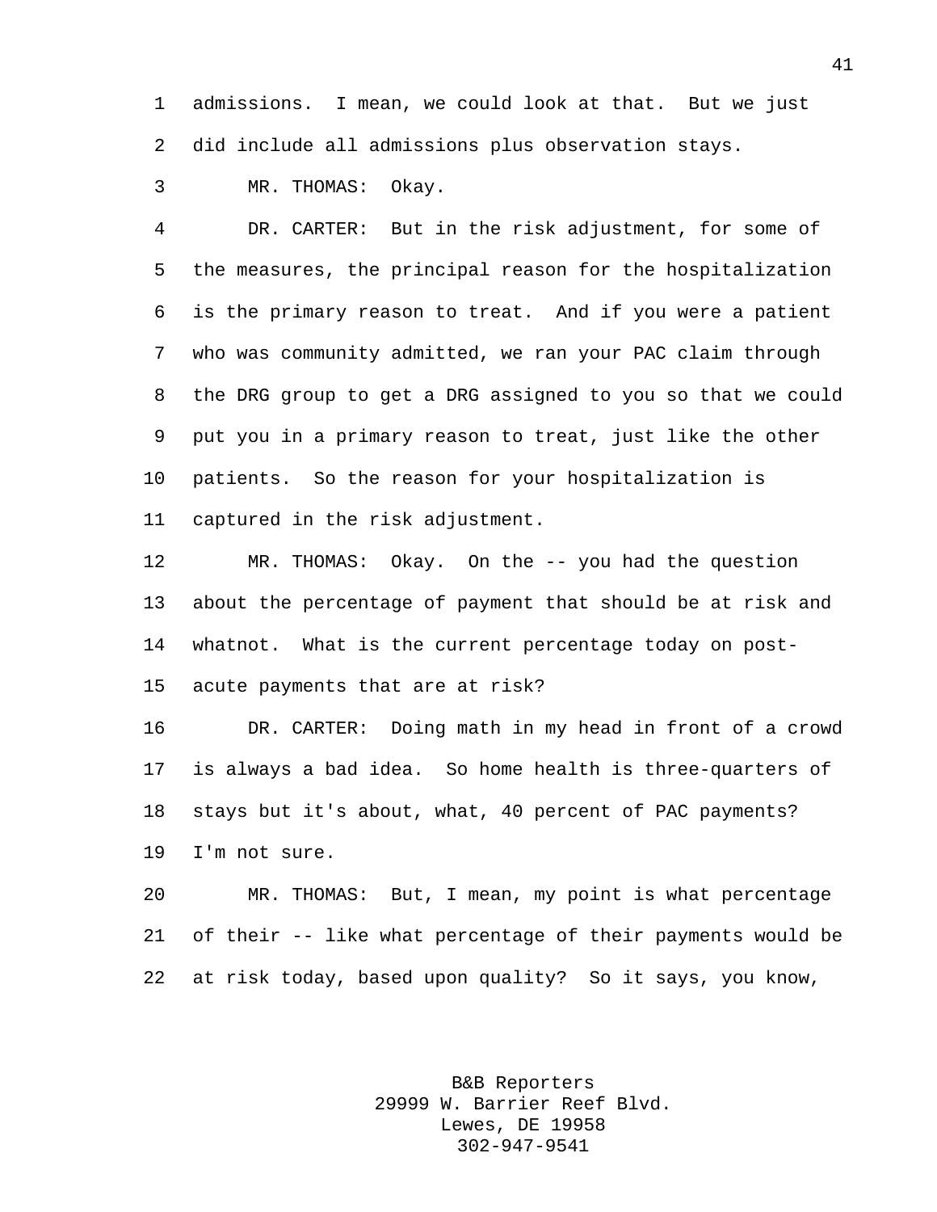admissions. I mean, we could look at that. But we just did include all admissions plus observation stays.

MR. THOMAS: Okay.

DR. CARTER: But in the risk adjustment, for some of the measures, the principal reason for the hospitalization is the primary reason to treat. And if you were a patient who was community admitted, we ran your PAC claim through the DRG group to get a DRG assigned to you so that we could put you in a primary reason to treat, just like the other patients. So the reason for your hospitalization is captured in the risk adjustment.

MR. THOMAS: Okay. On the -- you had the question about the percentage of payment that should be at risk and whatnot. What is the current percentage today on post-acute payments that are at risk?

DR. CARTER: Doing math in my head in front of a crowd is always a bad idea. So home health is three-quarters of stays but it's about, what, 40 percent of PAC payments? I'm not sure.

MR. THOMAS: But, I mean, my point is what percentage of their -- like what percentage of their payments would be at risk today, based upon quality? So it says, you know,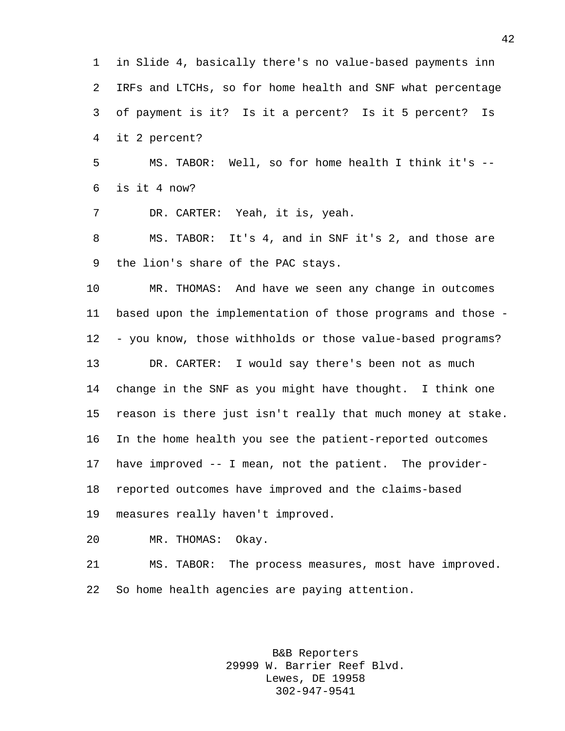in Slide 4, basically there's no value-based payments inn IRFs and LTCHs, so for home health and SNF what percentage of payment is it? Is it a percent? Is it 5 percent? Is it 2 percent?

MS. TABOR: Well, so for home health I think it's -- is it 4 now?

DR. CARTER: Yeah, it is, yeah.

MS. TABOR: It's 4, and in SNF it's 2, and those are the lion's share of the PAC stays.

MR. THOMAS: And have we seen any change in outcomes based upon the implementation of those programs and those -- you know, those withholds or those value-based programs?

DR. CARTER: I would say there's been not as much change in the SNF as you might have thought. I think one reason is there just isn't really that much money at stake. In the home health you see the patient-reported outcomes have improved -- I mean, not the patient. The provider-reported outcomes have improved and the claims-based measures really haven't improved.

MR. THOMAS: Okay.

MS. TABOR: The process measures, most have improved. So home health agencies are paying attention.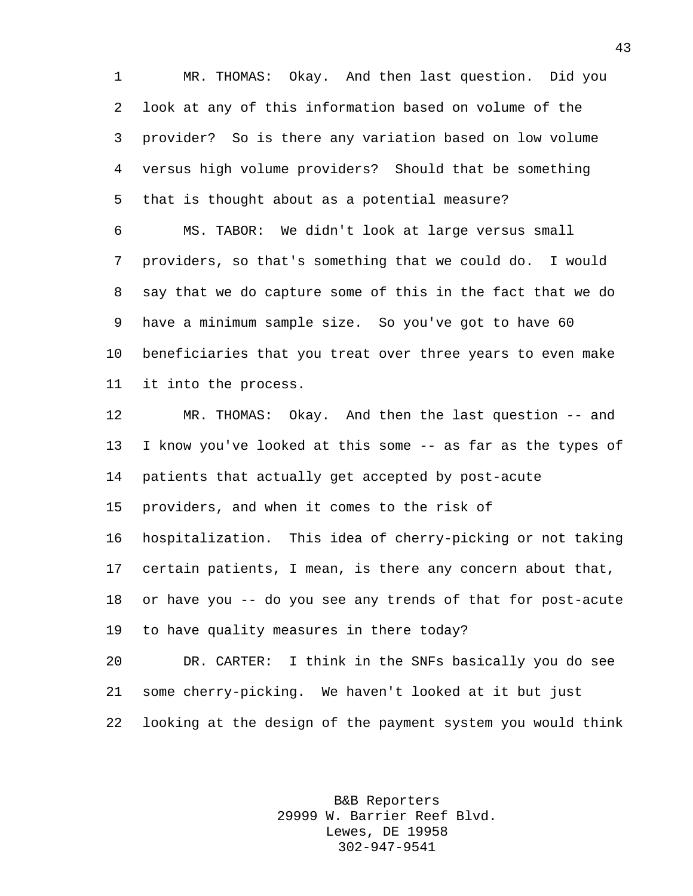MR. THOMAS: Okay. And then last question. Did you look at any of this information based on volume of the provider? So is there any variation based on low volume versus high volume providers? Should that be something that is thought about as a potential measure?

MS. TABOR: We didn't look at large versus small providers, so that's something that we could do. I would say that we do capture some of this in the fact that we do have a minimum sample size. So you've got to have 60 beneficiaries that you treat over three years to even make it into the process.

MR. THOMAS: Okay. And then the last question -- and I know you've looked at this some -- as far as the types of patients that actually get accepted by post-acute providers, and when it comes to the risk of hospitalization. This idea of cherry-picking or not taking certain patients, I mean, is there any concern about that, or have you -- do you see any trends of that for post-acute to have quality measures in there today?

DR. CARTER: I think in the SNFs basically you do see some cherry-picking. We haven't looked at it but just looking at the design of the payment system you would think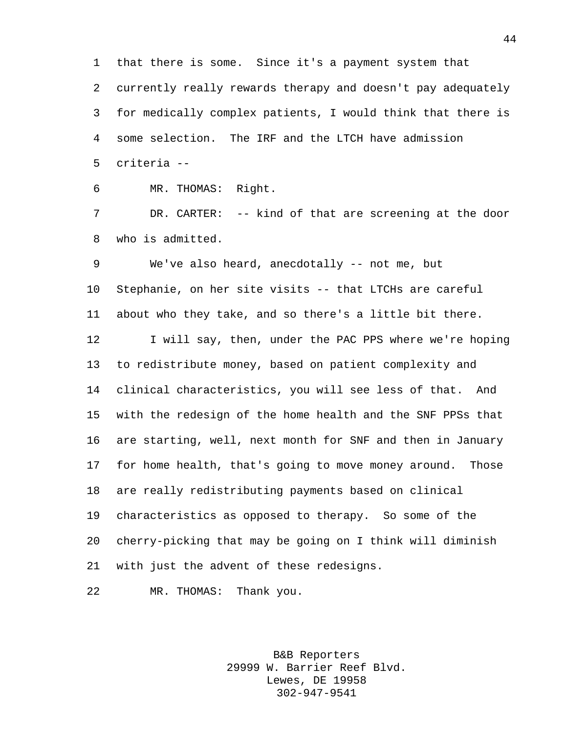that there is some. Since it's a payment system that currently really rewards therapy and doesn't pay adequately for medically complex patients, I would think that there is some selection. The IRF and the LTCH have admission criteria --

MR. THOMAS: Right.

DR. CARTER: -- kind of that are screening at the door who is admitted.

We've also heard, anecdotally -- not me, but Stephanie, on her site visits -- that LTCHs are careful about who they take, and so there's a little bit there.

I will say, then, under the PAC PPS where we're hoping to redistribute money, based on patient complexity and clinical characteristics, you will see less of that. And with the redesign of the home health and the SNF PPSs that are starting, well, next month for SNF and then in January for home health, that's going to move money around. Those are really redistributing payments based on clinical characteristics as opposed to therapy. So some of the cherry-picking that may be going on I think will diminish with just the advent of these redesigns.

MR. THOMAS: Thank you.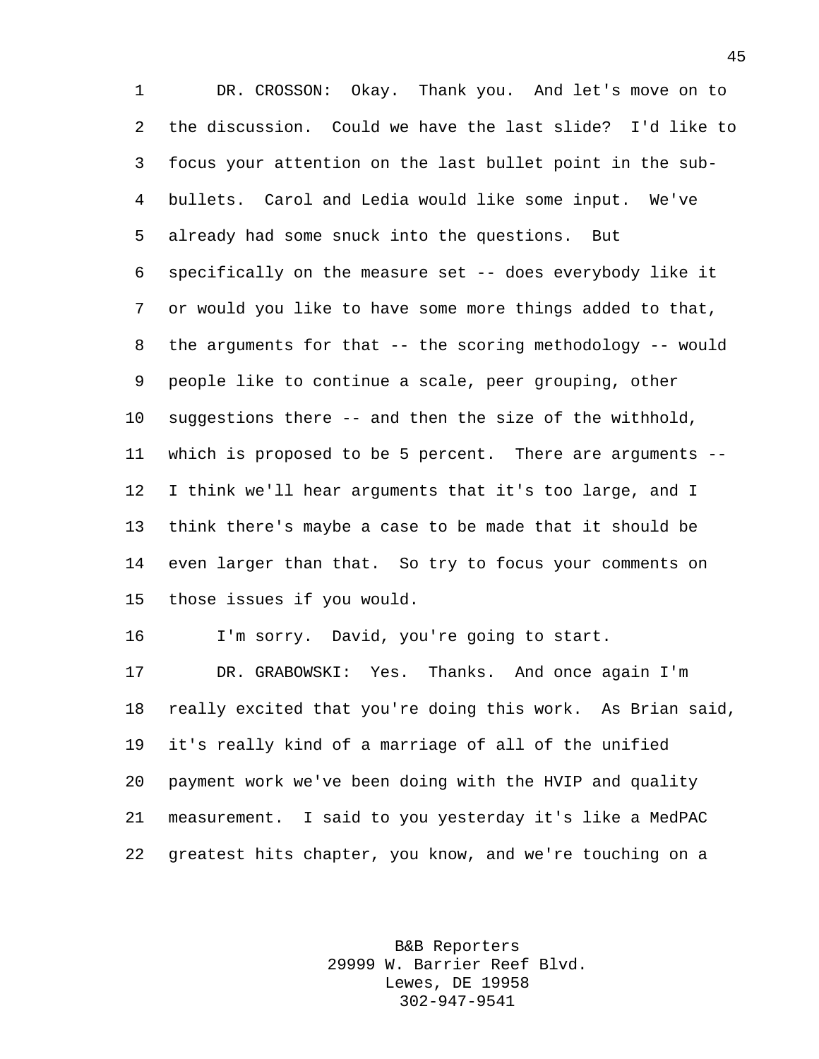DR. CROSSON: Okay. Thank you. And let's move on to the discussion. Could we have the last slide? I'd like to focus your attention on the last bullet point in the sub-bullets. Carol and Ledia would like some input. We've already had some snuck into the questions. But specifically on the measure set -- does everybody like it or would you like to have some more things added to that, the arguments for that -- the scoring methodology -- would people like to continue a scale, peer grouping, other suggestions there -- and then the size of the withhold, which is proposed to be 5 percent. There are arguments -- I think we'll hear arguments that it's too large, and I think there's maybe a case to be made that it should be even larger than that. So try to focus your comments on those issues if you would.

I'm sorry. David, you're going to start.

DR. GRABOWSKI: Yes. Thanks. And once again I'm really excited that you're doing this work. As Brian said, it's really kind of a marriage of all of the unified payment work we've been doing with the HVIP and quality measurement. I said to you yesterday it's like a MedPAC greatest hits chapter, you know, and we're touching on a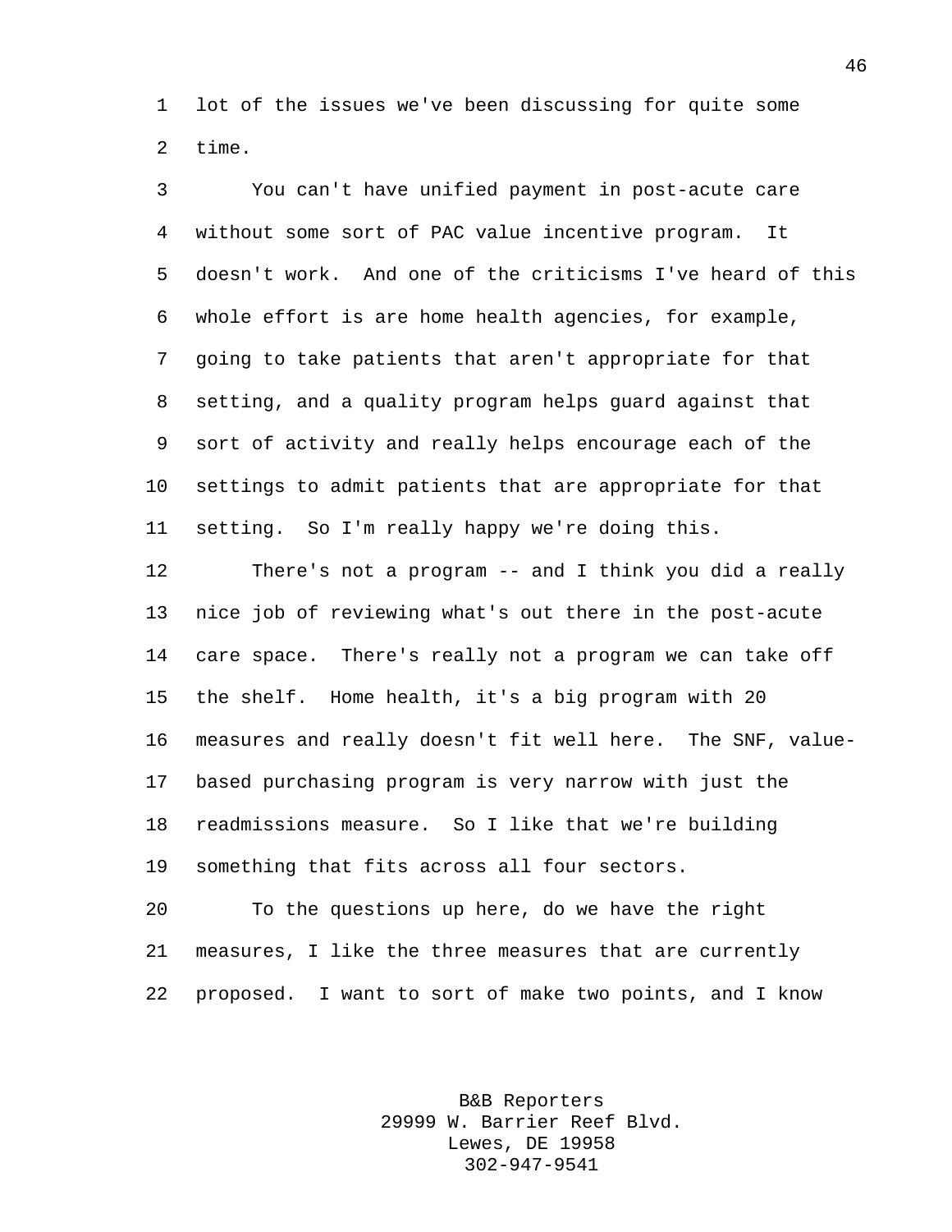lot of the issues we've been discussing for quite some time.

You can't have unified payment in post-acute care without some sort of PAC value incentive program. It doesn't work. And one of the criticisms I've heard of this whole effort is are home health agencies, for example, going to take patients that aren't appropriate for that setting, and a quality program helps guard against that sort of activity and really helps encourage each of the settings to admit patients that are appropriate for that setting. So I'm really happy we're doing this.

There's not a program -- and I think you did a really nice job of reviewing what's out there in the post-acute care space. There's really not a program we can take off the shelf. Home health, it's a big program with 20 measures and really doesn't fit well here. The SNF, value-based purchasing program is very narrow with just the readmissions measure. So I like that we're building something that fits across all four sectors.

To the questions up here, do we have the right measures, I like the three measures that are currently proposed. I want to sort of make two points, and I know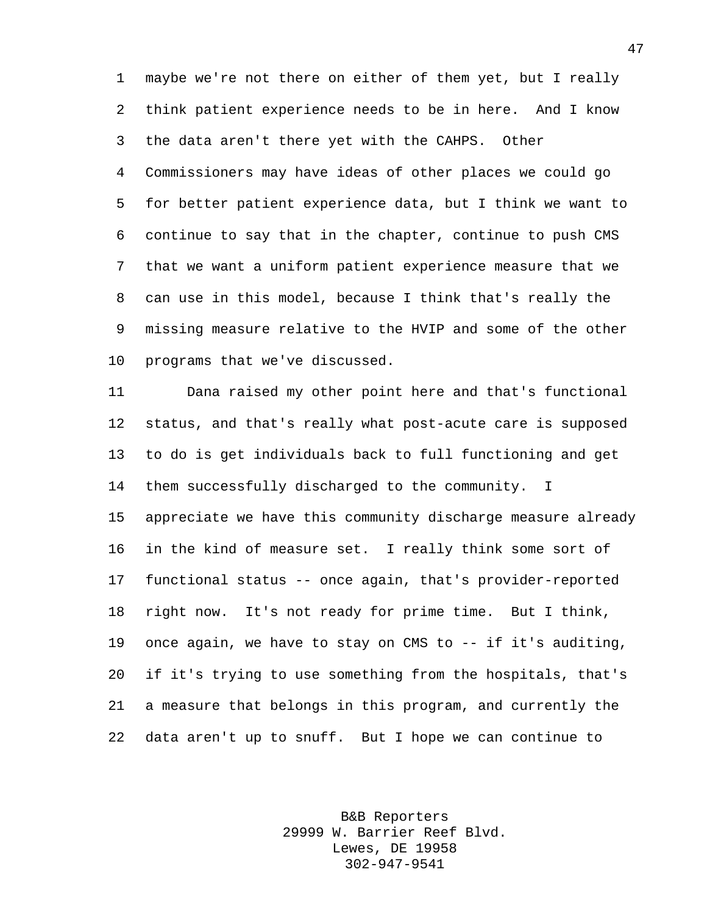maybe we're not there on either of them yet, but I really think patient experience needs to be in here. And I know the data aren't there yet with the CAHPS. Other Commissioners may have ideas of other places we could go for better patient experience data, but I think we want to continue to say that in the chapter, continue to push CMS that we want a uniform patient experience measure that we can use in this model, because I think that's really the missing measure relative to the HVIP and some of the other programs that we've discussed.

Dana raised my other point here and that's functional status, and that's really what post-acute care is supposed to do is get individuals back to full functioning and get them successfully discharged to the community. I appreciate we have this community discharge measure already in the kind of measure set. I really think some sort of functional status -- once again, that's provider-reported right now. It's not ready for prime time. But I think, once again, we have to stay on CMS to -- if it's auditing, if it's trying to use something from the hospitals, that's a measure that belongs in this program, and currently the data aren't up to snuff. But I hope we can continue to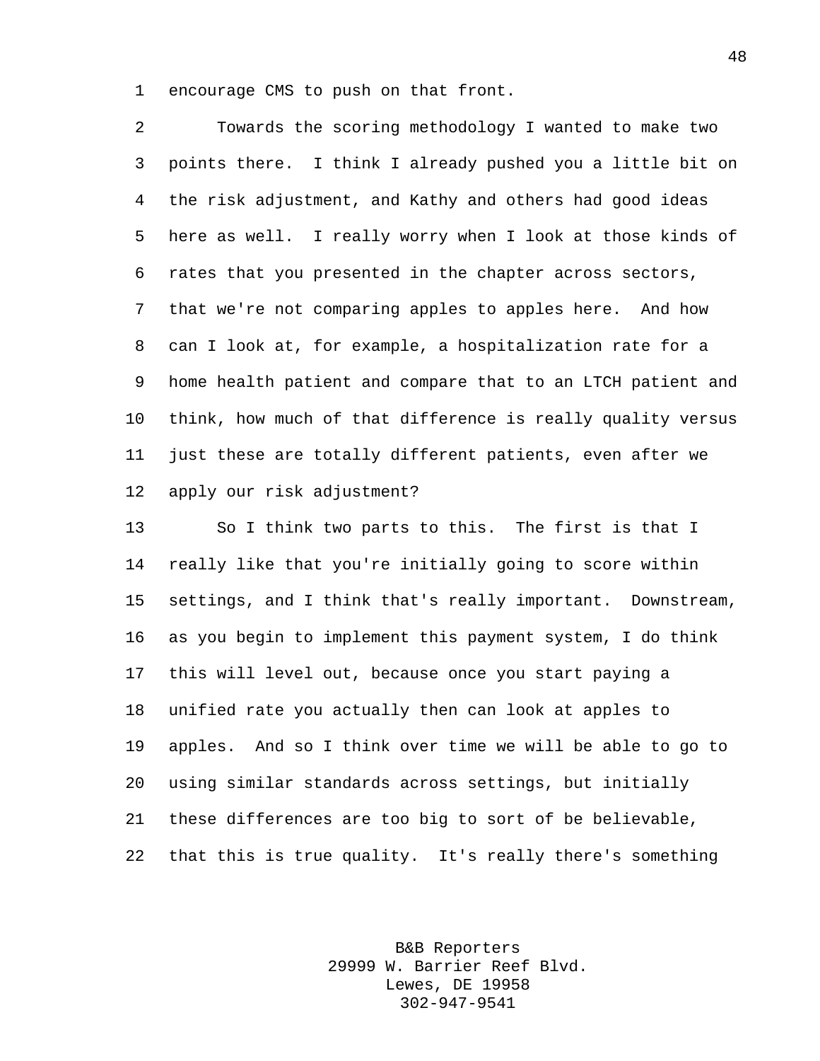encourage CMS to push on that front.

Towards the scoring methodology I wanted to make two points there. I think I already pushed you a little bit on the risk adjustment, and Kathy and others had good ideas here as well. I really worry when I look at those kinds of rates that you presented in the chapter across sectors, that we're not comparing apples to apples here. And how can I look at, for example, a hospitalization rate for a home health patient and compare that to an LTCH patient and think, how much of that difference is really quality versus just these are totally different patients, even after we apply our risk adjustment?

So I think two parts to this. The first is that I really like that you're initially going to score within settings, and I think that's really important. Downstream, as you begin to implement this payment system, I do think this will level out, because once you start paying a unified rate you actually then can look at apples to apples. And so I think over time we will be able to go to using similar standards across settings, but initially these differences are too big to sort of be believable, that this is true quality. It's really there's something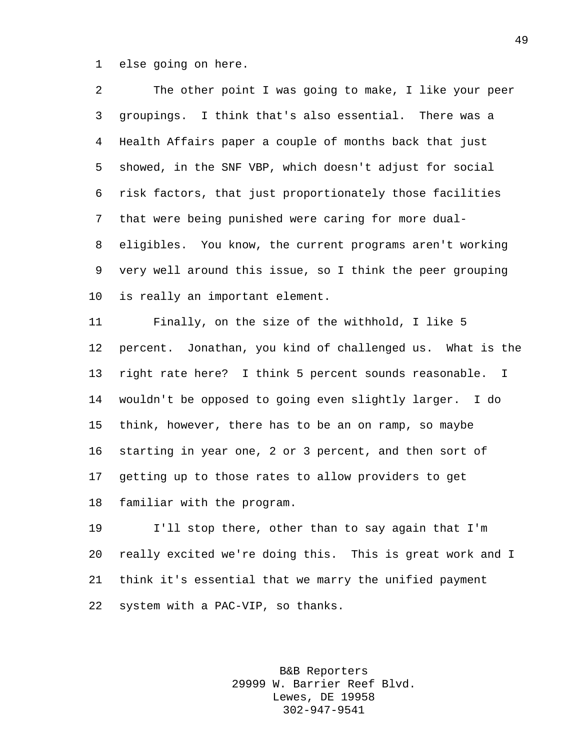else going on here.

The other point I was going to make, I like your peer groupings. I think that's also essential. There was a Health Affairs paper a couple of months back that just showed, in the SNF VBP, which doesn't adjust for social risk factors, that just proportionately those facilities that were being punished were caring for more dual-eligibles. You know, the current programs aren't working very well around this issue, so I think the peer grouping is really an important element.

Finally, on the size of the withhold, I like 5 percent. Jonathan, you kind of challenged us. What is the right rate here? I think 5 percent sounds reasonable. I wouldn't be opposed to going even slightly larger. I do think, however, there has to be an on ramp, so maybe starting in year one, 2 or 3 percent, and then sort of getting up to those rates to allow providers to get familiar with the program.

I'll stop there, other than to say again that I'm really excited we're doing this. This is great work and I think it's essential that we marry the unified payment system with a PAC-VIP, so thanks.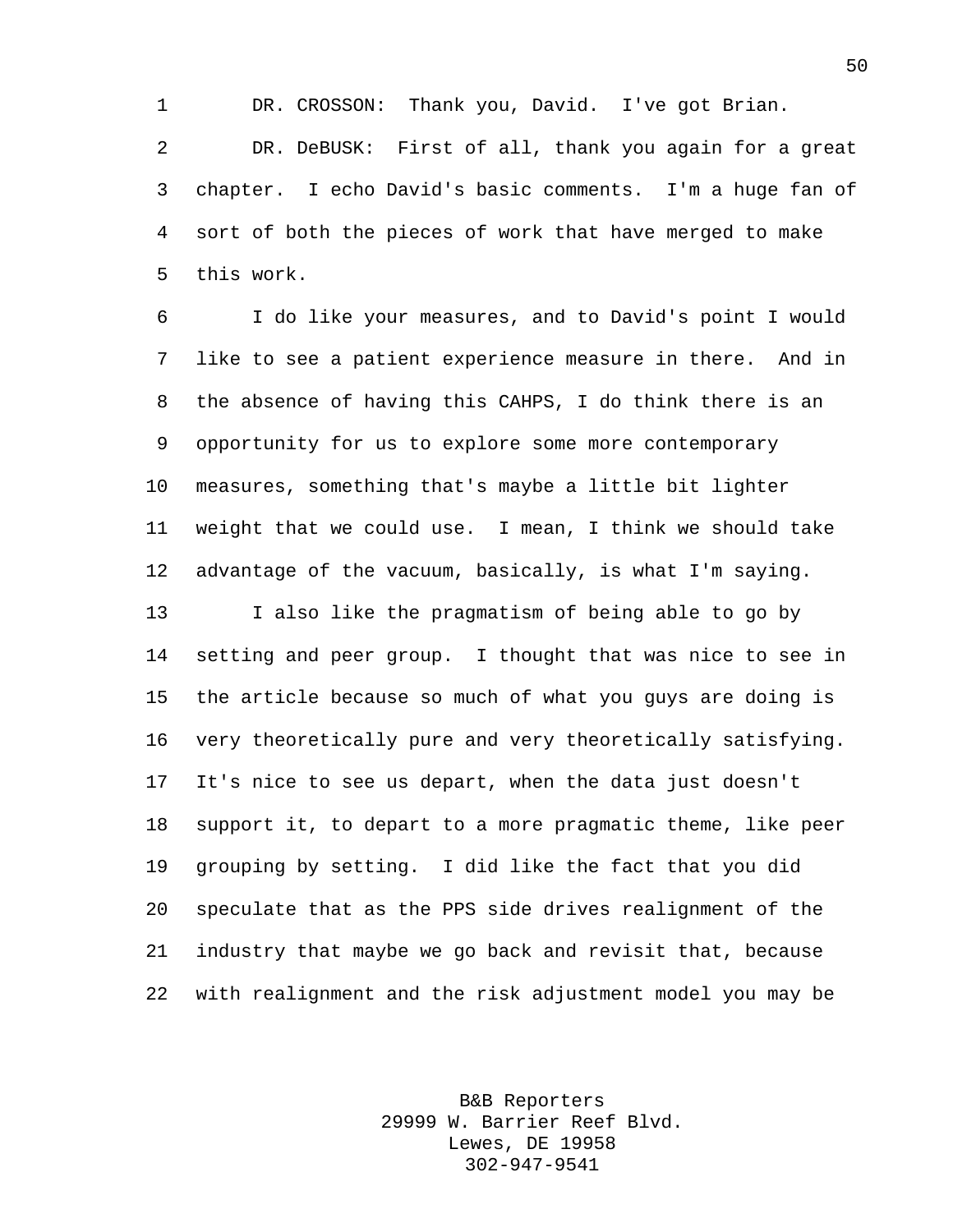DR. CROSSON: Thank you, David. I've got Brian.

DR. DeBUSK: First of all, thank you again for a great chapter. I echo David's basic comments. I'm a huge fan of sort of both the pieces of work that have merged to make this work.

I do like your measures, and to David's point I would like to see a patient experience measure in there. And in the absence of having this CAHPS, I do think there is an opportunity for us to explore some more contemporary measures, something that's maybe a little bit lighter weight that we could use. I mean, I think we should take advantage of the vacuum, basically, is what I'm saying.

I also like the pragmatism of being able to go by setting and peer group. I thought that was nice to see in the article because so much of what you guys are doing is very theoretically pure and very theoretically satisfying. It's nice to see us depart, when the data just doesn't support it, to depart to a more pragmatic theme, like peer grouping by setting. I did like the fact that you did speculate that as the PPS side drives realignment of the industry that maybe we go back and revisit that, because with realignment and the risk adjustment model you may be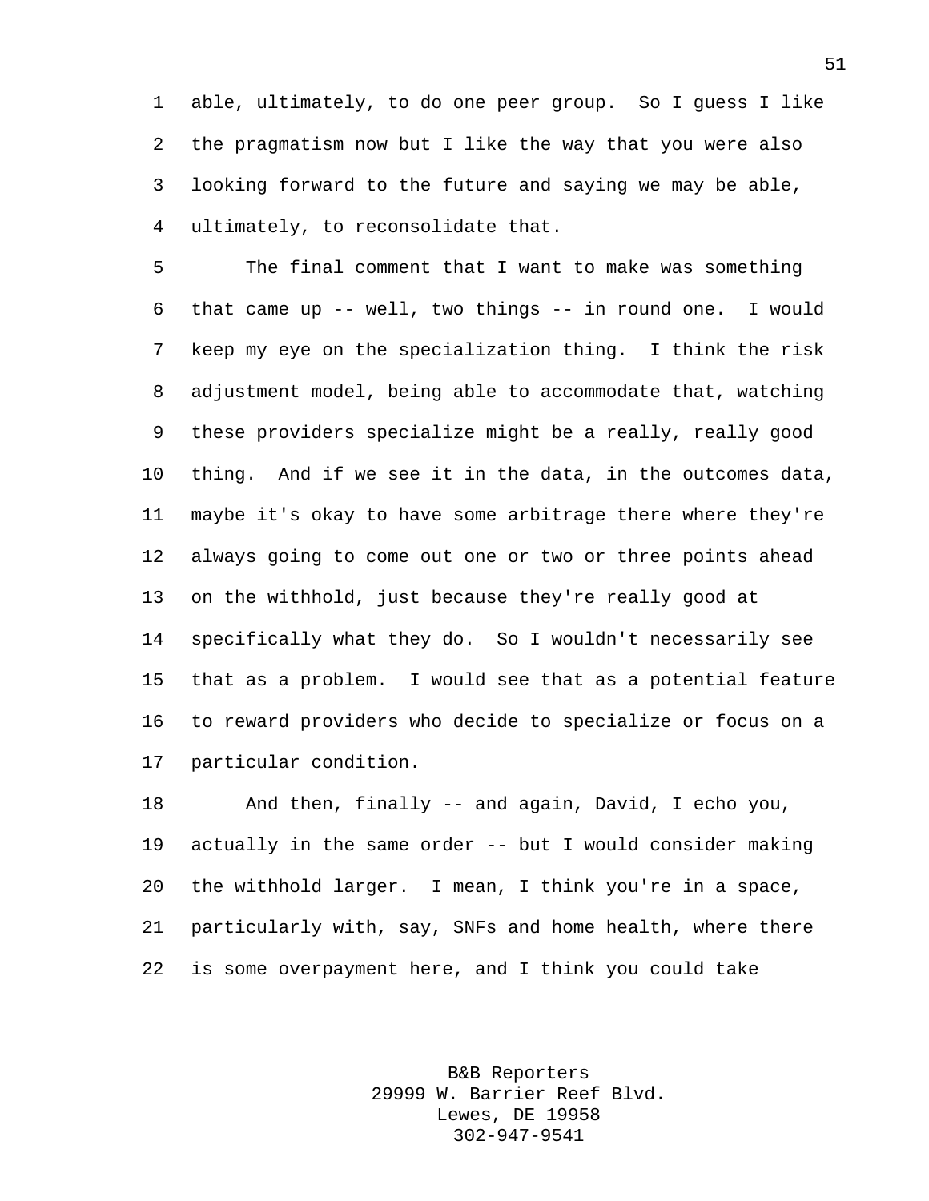able, ultimately, to do one peer group. So I guess I like the pragmatism now but I like the way that you were also looking forward to the future and saying we may be able, ultimately, to reconsolidate that.

The final comment that I want to make was something that came up -- well, two things -- in round one. I would keep my eye on the specialization thing. I think the risk adjustment model, being able to accommodate that, watching these providers specialize might be a really, really good thing. And if we see it in the data, in the outcomes data, maybe it's okay to have some arbitrage there where they're always going to come out one or two or three points ahead on the withhold, just because they're really good at specifically what they do. So I wouldn't necessarily see that as a problem. I would see that as a potential feature to reward providers who decide to specialize or focus on a particular condition.

And then, finally -- and again, David, I echo you, actually in the same order -- but I would consider making the withhold larger. I mean, I think you're in a space, particularly with, say, SNFs and home health, where there is some overpayment here, and I think you could take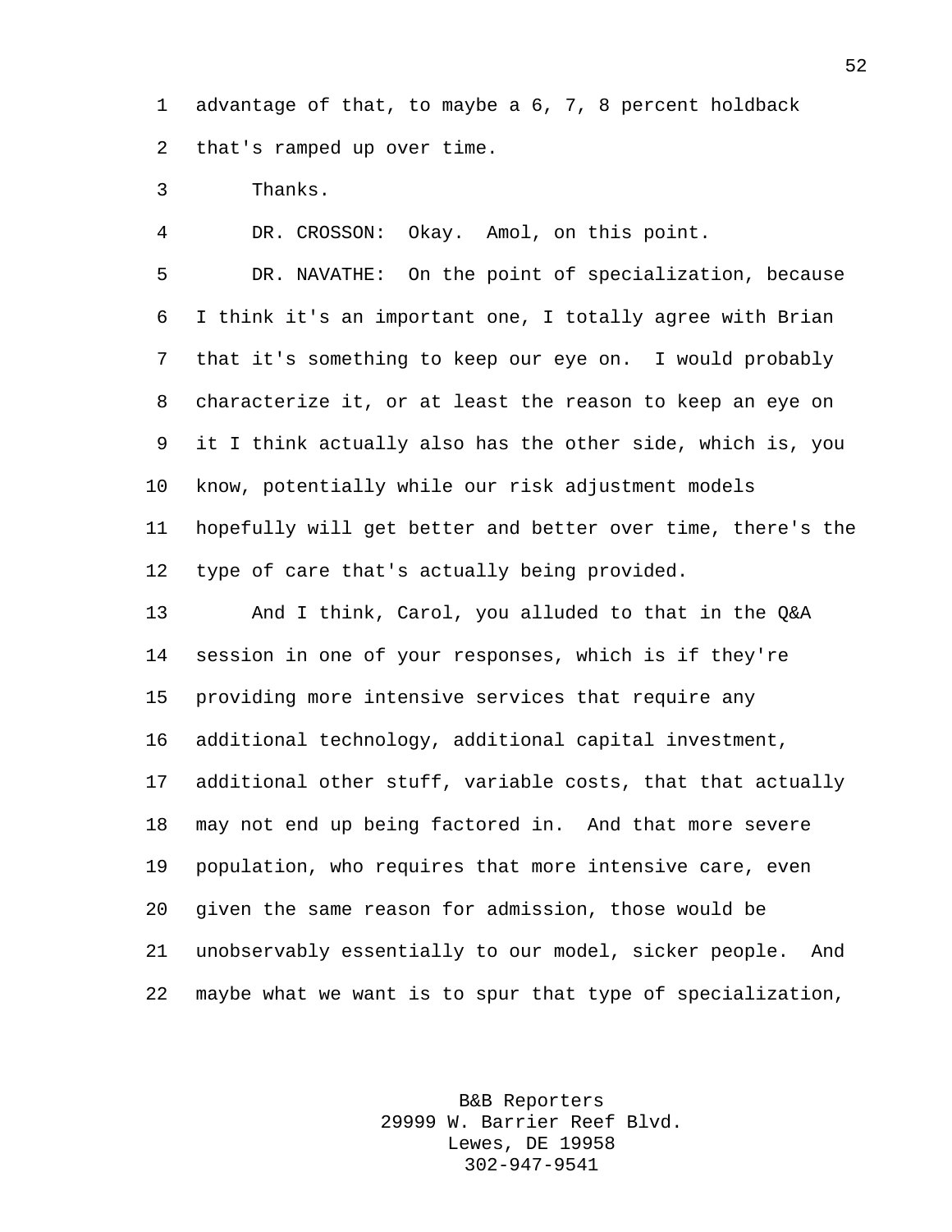advantage of that, to maybe a 6, 7, 8 percent holdback that's ramped up over time.

Thanks.

DR. CROSSON: Okay. Amol, on this point.

DR. NAVATHE: On the point of specialization, because I think it's an important one, I totally agree with Brian that it's something to keep our eye on. I would probably characterize it, or at least the reason to keep an eye on it I think actually also has the other side, which is, you know, potentially while our risk adjustment models hopefully will get better and better over time, there's the type of care that's actually being provided.

And I think, Carol, you alluded to that in the Q&A session in one of your responses, which is if they're providing more intensive services that require any additional technology, additional capital investment, additional other stuff, variable costs, that that actually may not end up being factored in. And that more severe population, who requires that more intensive care, even given the same reason for admission, those would be unobservably essentially to our model, sicker people. And maybe what we want is to spur that type of specialization,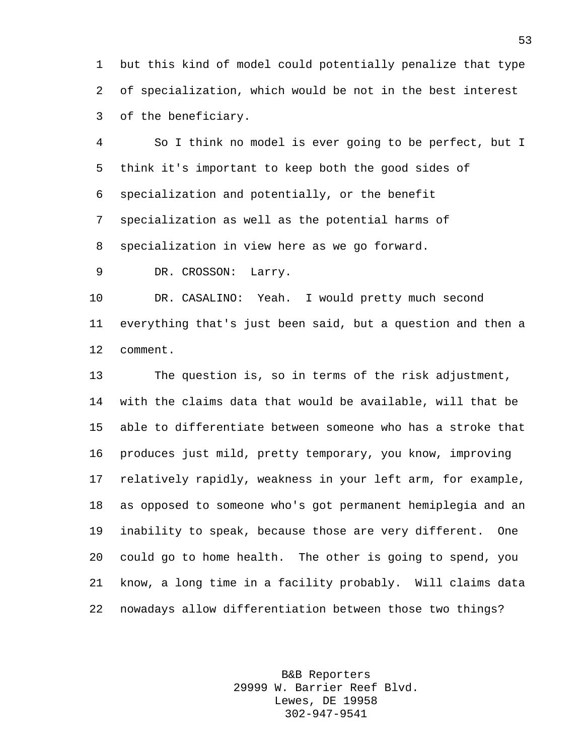but this kind of model could potentially penalize that type of specialization, which would be not in the best interest of the beneficiary.

So I think no model is ever going to be perfect, but I think it's important to keep both the good sides of specialization and potentially, or the benefit specialization as well as the potential harms of specialization in view here as we go forward.

DR. CROSSON: Larry.

DR. CASALINO: Yeah. I would pretty much second everything that's just been said, but a question and then a comment.

The question is, so in terms of the risk adjustment, with the claims data that would be available, will that be able to differentiate between someone who has a stroke that produces just mild, pretty temporary, you know, improving relatively rapidly, weakness in your left arm, for example, as opposed to someone who's got permanent hemiplegia and an inability to speak, because those are very different. One could go to home health. The other is going to spend, you know, a long time in a facility probably. Will claims data nowadays allow differentiation between those two things?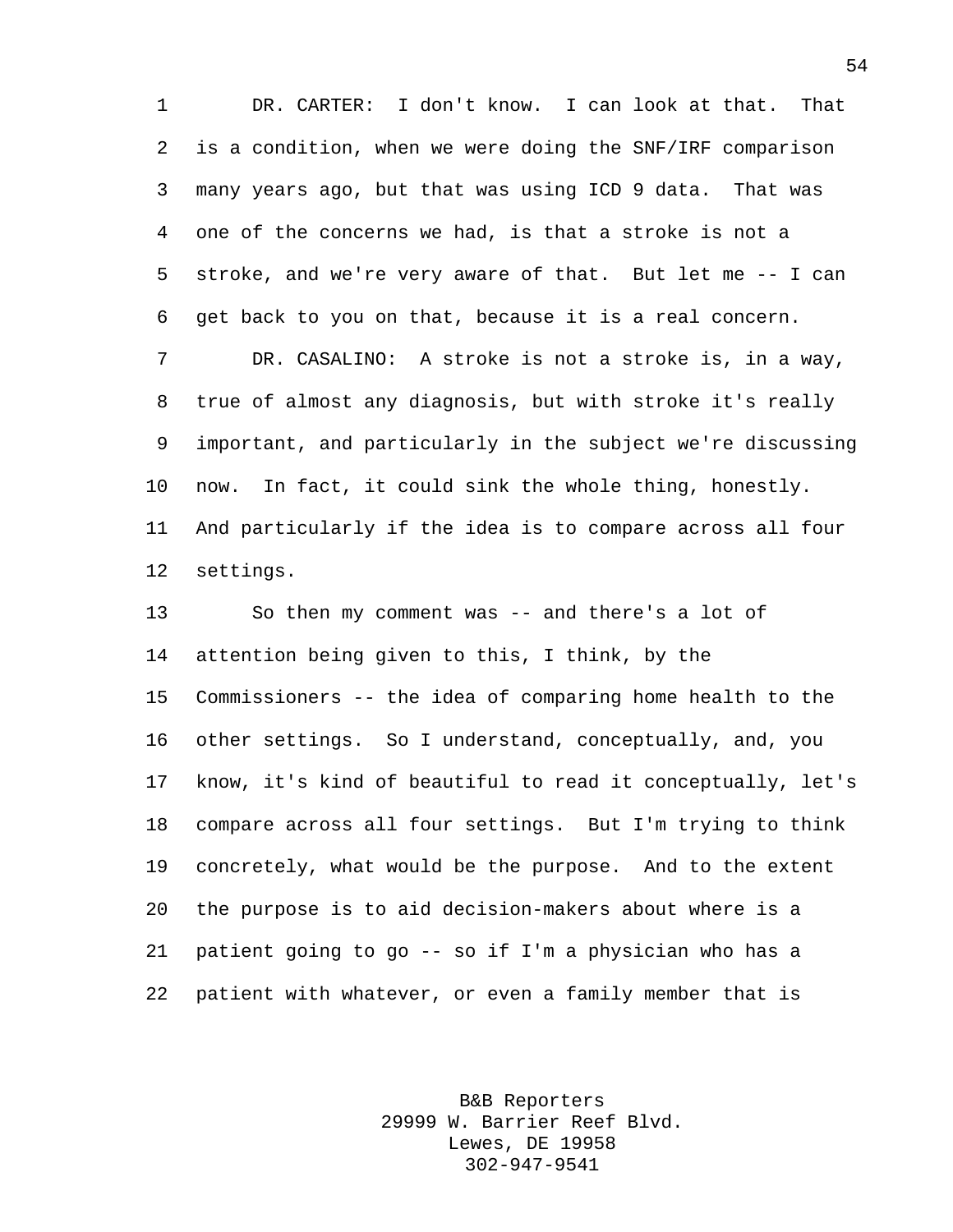DR. CARTER: I don't know. I can look at that. That is a condition, when we were doing the SNF/IRF comparison many years ago, but that was using ICD 9 data. That was one of the concerns we had, is that a stroke is not a stroke, and we're very aware of that. But let me -- I can get back to you on that, because it is a real concern.

DR. CASALINO: A stroke is not a stroke is, in a way, true of almost any diagnosis, but with stroke it's really important, and particularly in the subject we're discussing now. In fact, it could sink the whole thing, honestly. And particularly if the idea is to compare across all four settings.

So then my comment was -- and there's a lot of attention being given to this, I think, by the Commissioners -- the idea of comparing home health to the other settings. So I understand, conceptually, and, you know, it's kind of beautiful to read it conceptually, let's compare across all four settings. But I'm trying to think concretely, what would be the purpose. And to the extent the purpose is to aid decision-makers about where is a patient going to go -- so if I'm a physician who has a patient with whatever, or even a family member that is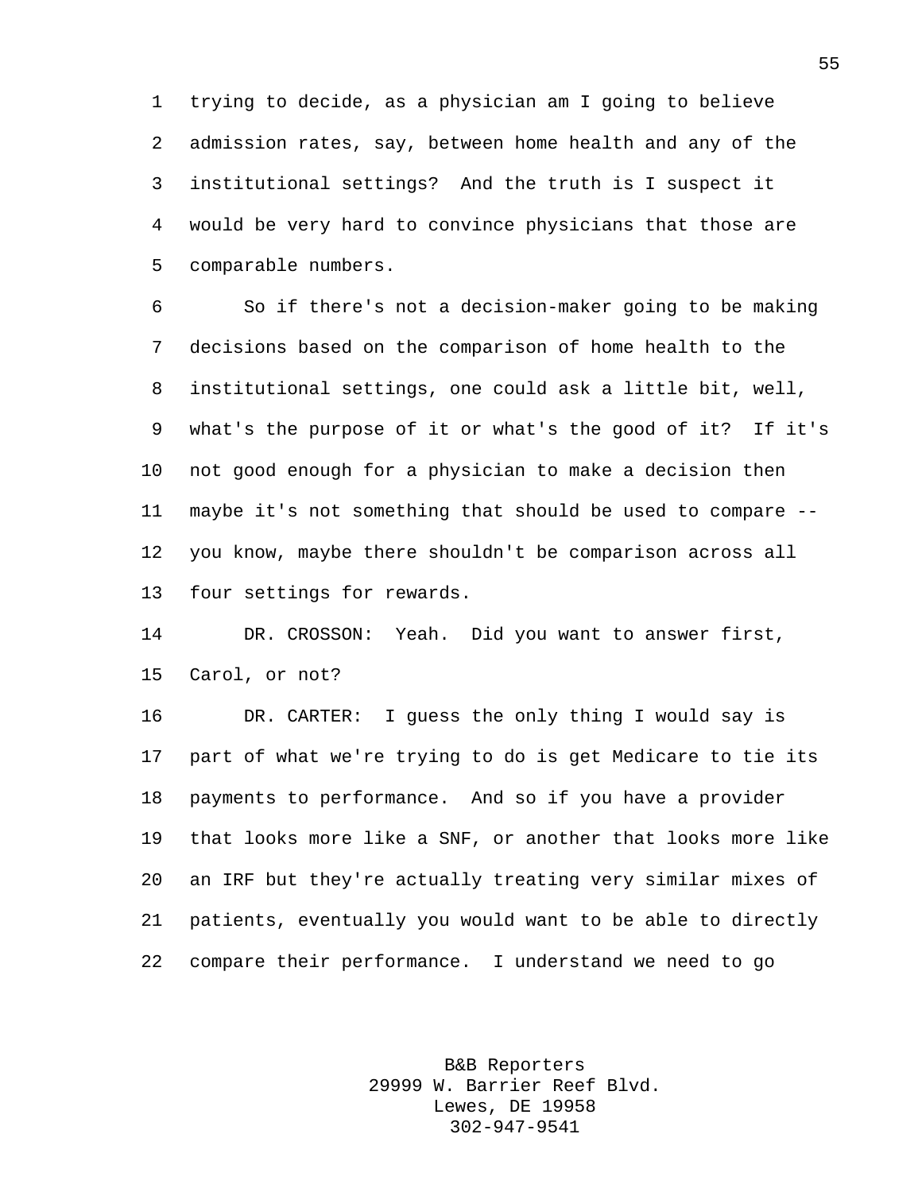trying to decide, as a physician am I going to believe admission rates, say, between home health and any of the institutional settings? And the truth is I suspect it would be very hard to convince physicians that those are comparable numbers.

So if there's not a decision-maker going to be making decisions based on the comparison of home health to the institutional settings, one could ask a little bit, well, what's the purpose of it or what's the good of it? If it's not good enough for a physician to make a decision then maybe it's not something that should be used to compare -- you know, maybe there shouldn't be comparison across all four settings for rewards.

DR. CROSSON: Yeah. Did you want to answer first, Carol, or not?

DR. CARTER: I guess the only thing I would say is part of what we're trying to do is get Medicare to tie its payments to performance. And so if you have a provider that looks more like a SNF, or another that looks more like an IRF but they're actually treating very similar mixes of patients, eventually you would want to be able to directly compare their performance. I understand we need to go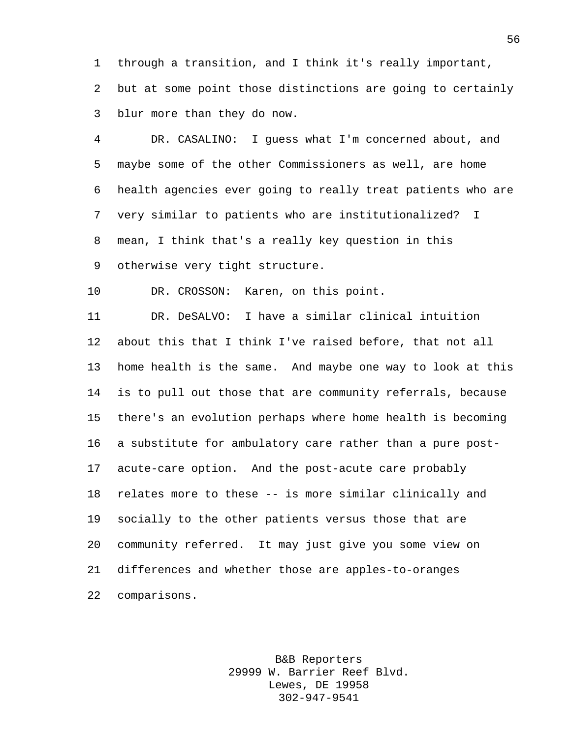through a transition, and I think it's really important, but at some point those distinctions are going to certainly blur more than they do now.

DR. CASALINO: I guess what I'm concerned about, and maybe some of the other Commissioners as well, are home health agencies ever going to really treat patients who are very similar to patients who are institutionalized? I mean, I think that's a really key question in this otherwise very tight structure.

DR. CROSSON: Karen, on this point.

DR. DeSALVO: I have a similar clinical intuition about this that I think I've raised before, that not all home health is the same. And maybe one way to look at this is to pull out those that are community referrals, because there's an evolution perhaps where home health is becoming a substitute for ambulatory care rather than a pure post-acute-care option. And the post-acute care probably relates more to these -- is more similar clinically and socially to the other patients versus those that are community referred. It may just give you some view on differences and whether those are apples-to-oranges comparisons.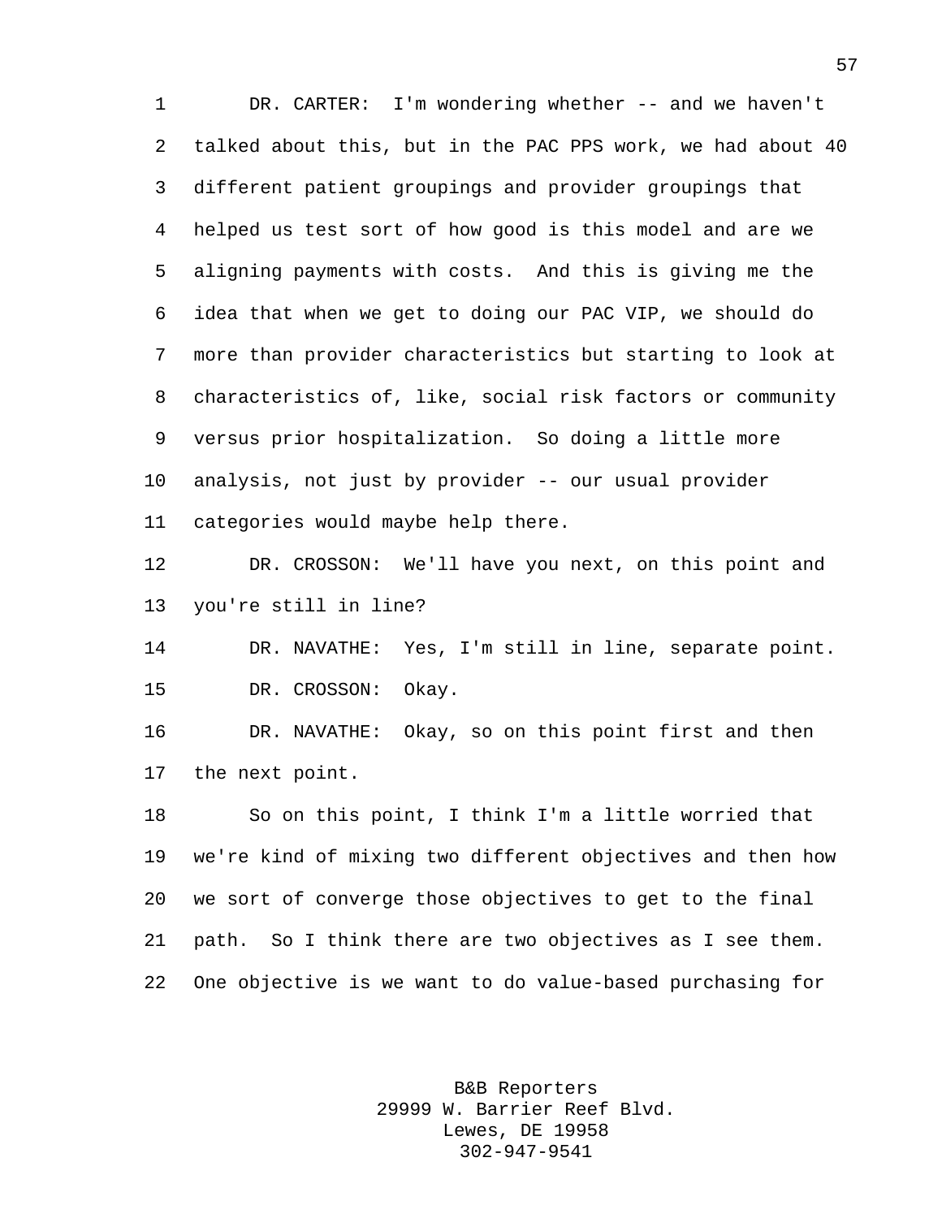DR. CARTER: I'm wondering whether -- and we haven't talked about this, but in the PAC PPS work, we had about 40 different patient groupings and provider groupings that helped us test sort of how good is this model and are we aligning payments with costs. And this is giving me the idea that when we get to doing our PAC VIP, we should do more than provider characteristics but starting to look at characteristics of, like, social risk factors or community versus prior hospitalization. So doing a little more analysis, not just by provider -- our usual provider categories would maybe help there.

DR. CROSSON: We'll have you next, on this point and you're still in line?

DR. NAVATHE: Yes, I'm still in line, separate point.

DR. CROSSON: Okay.

DR. NAVATHE: Okay, so on this point first and then the next point.

So on this point, I think I'm a little worried that we're kind of mixing two different objectives and then how we sort of converge those objectives to get to the final path. So I think there are two objectives as I see them. One objective is we want to do value-based purchasing for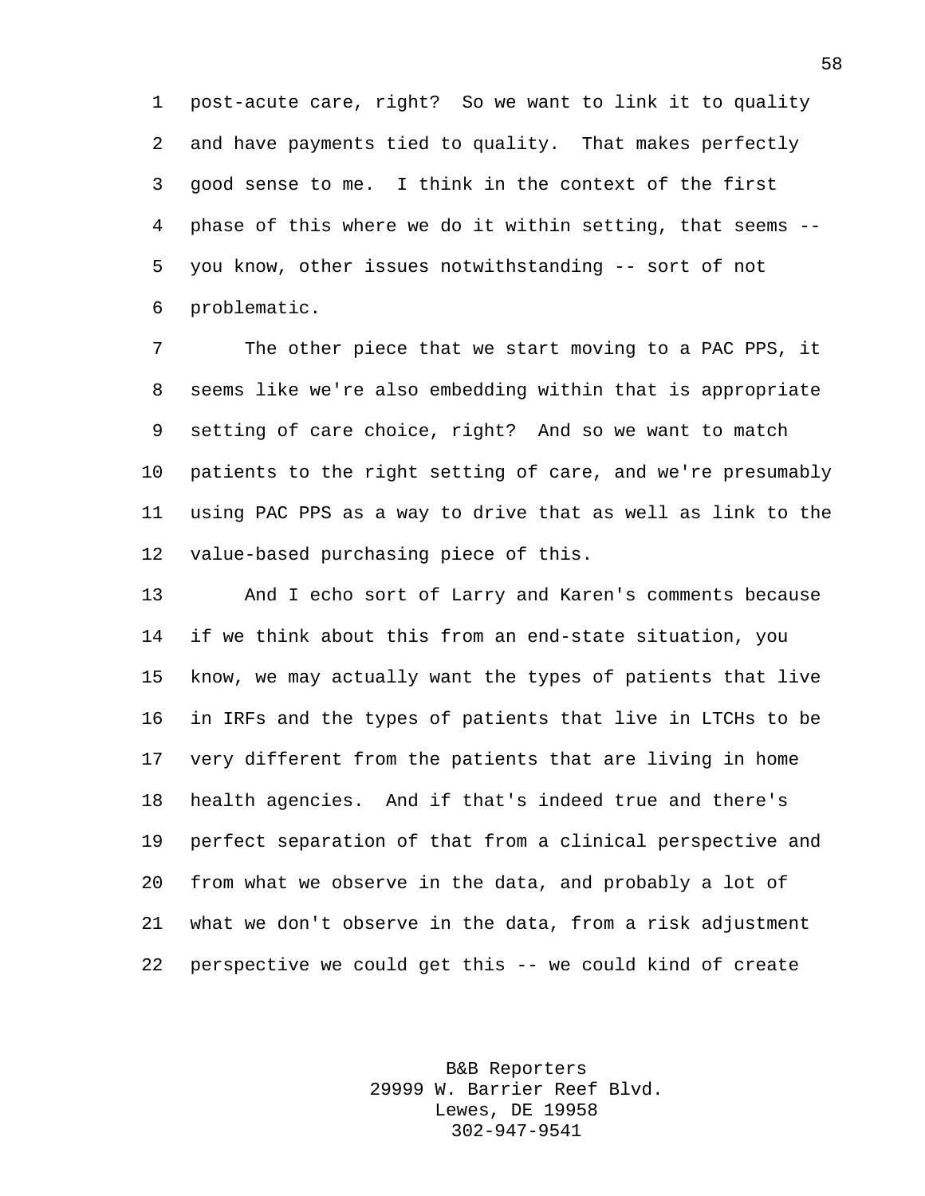post-acute care, right? So we want to link it to quality and have payments tied to quality. That makes perfectly good sense to me. I think in the context of the first phase of this where we do it within setting, that seems -- you know, other issues notwithstanding -- sort of not problematic.

The other piece that we start moving to a PAC PPS, it seems like we're also embedding within that is appropriate setting of care choice, right? And so we want to match patients to the right setting of care, and we're presumably using PAC PPS as a way to drive that as well as link to the value-based purchasing piece of this.

And I echo sort of Larry and Karen's comments because if we think about this from an end-state situation, you know, we may actually want the types of patients that live in IRFs and the types of patients that live in LTCHs to be very different from the patients that are living in home health agencies. And if that's indeed true and there's perfect separation of that from a clinical perspective and from what we observe in the data, and probably a lot of what we don't observe in the data, from a risk adjustment perspective we could get this -- we could kind of create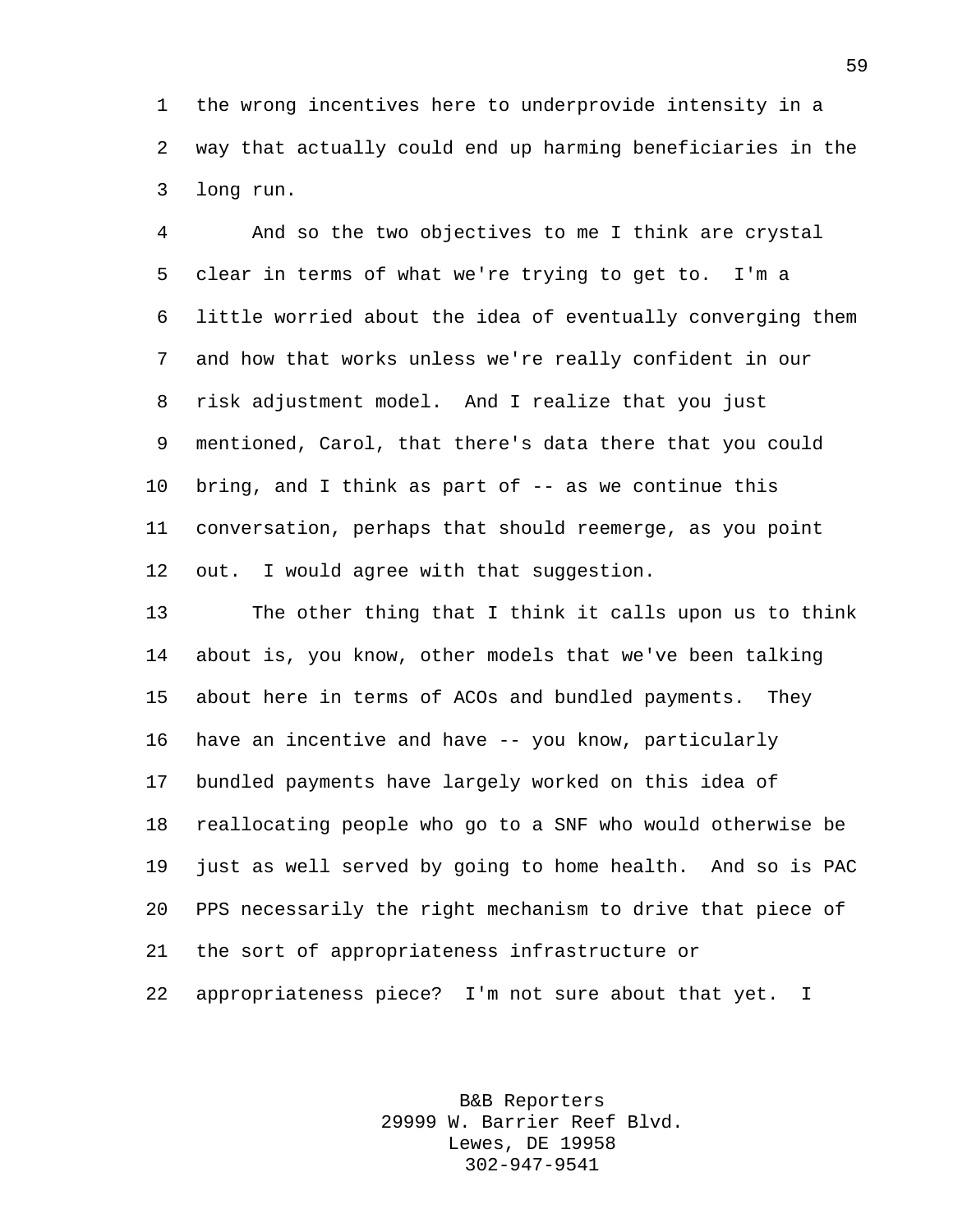the wrong incentives here to underprovide intensity in a way that actually could end up harming beneficiaries in the long run.

And so the two objectives to me I think are crystal clear in terms of what we're trying to get to. I'm a little worried about the idea of eventually converging them and how that works unless we're really confident in our risk adjustment model. And I realize that you just mentioned, Carol, that there's data there that you could bring, and I think as part of -- as we continue this conversation, perhaps that should reemerge, as you point out. I would agree with that suggestion.

The other thing that I think it calls upon us to think about is, you know, other models that we've been talking about here in terms of ACOs and bundled payments. They have an incentive and have -- you know, particularly bundled payments have largely worked on this idea of reallocating people who go to a SNF who would otherwise be just as well served by going to home health. And so is PAC PPS necessarily the right mechanism to drive that piece of the sort of appropriateness infrastructure or appropriateness piece? I'm not sure about that yet. I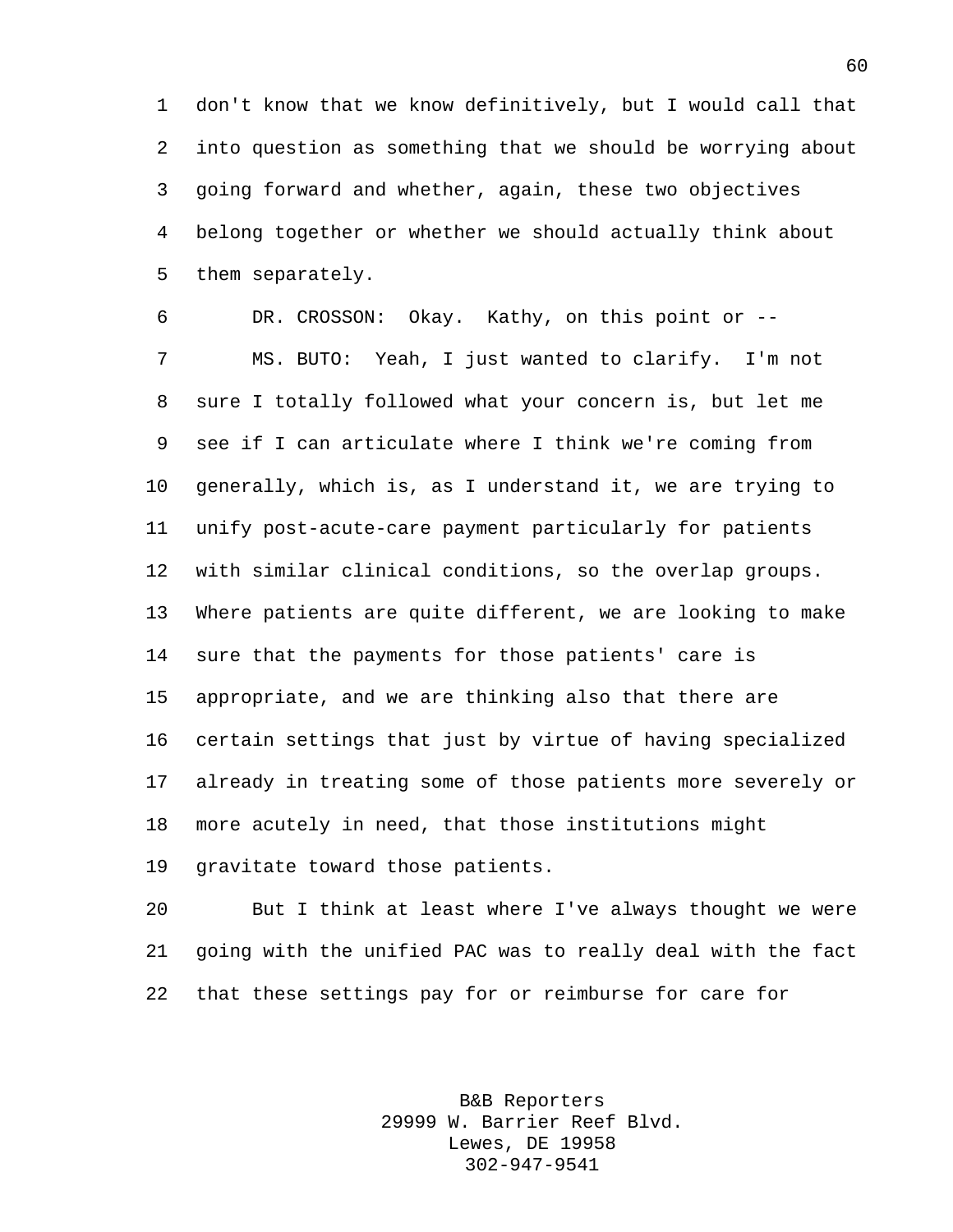don't know that we know definitively, but I would call that into question as something that we should be worrying about going forward and whether, again, these two objectives belong together or whether we should actually think about them separately.

DR. CROSSON: Okay. Kathy, on this point or --

MS. BUTO: Yeah, I just wanted to clarify. I'm not sure I totally followed what your concern is, but let me see if I can articulate where I think we're coming from generally, which is, as I understand it, we are trying to unify post-acute-care payment particularly for patients with similar clinical conditions, so the overlap groups. Where patients are quite different, we are looking to make sure that the payments for those patients' care is appropriate, and we are thinking also that there are certain settings that just by virtue of having specialized already in treating some of those patients more severely or more acutely in need, that those institutions might gravitate toward those patients.

But I think at least where I've always thought we were going with the unified PAC was to really deal with the fact that these settings pay for or reimburse for care for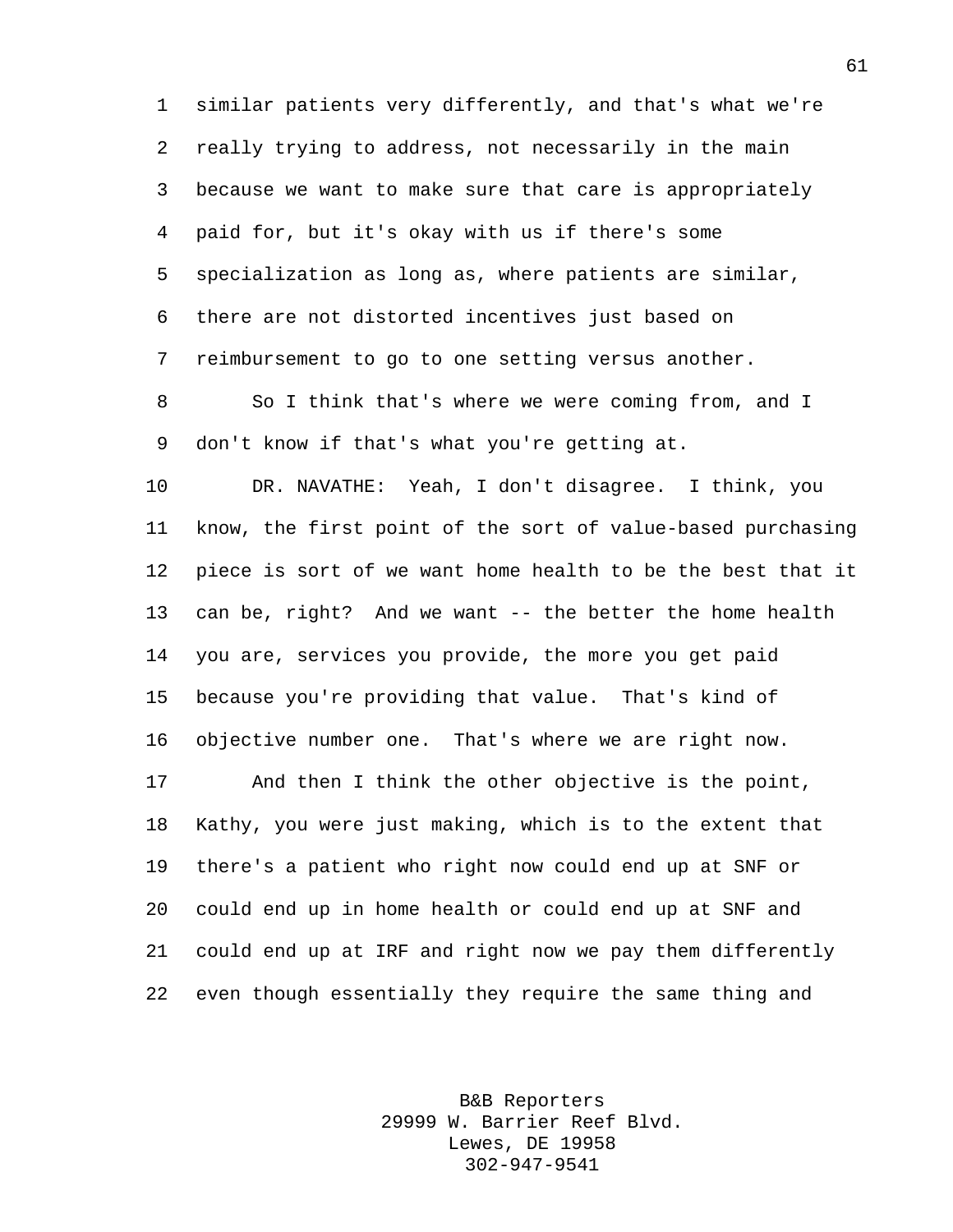similar patients very differently, and that's what we're really trying to address, not necessarily in the main because we want to make sure that care is appropriately paid for, but it's okay with us if there's some specialization as long as, where patients are similar, there are not distorted incentives just based on reimbursement to go to one setting versus another.

So I think that's where we were coming from, and I don't know if that's what you're getting at.

DR. NAVATHE: Yeah, I don't disagree. I think, you know, the first point of the sort of value-based purchasing piece is sort of we want home health to be the best that it can be, right? And we want -- the better the home health you are, services you provide, the more you get paid because you're providing that value. That's kind of objective number one. That's where we are right now.

And then I think the other objective is the point, Kathy, you were just making, which is to the extent that there's a patient who right now could end up at SNF or could end up in home health or could end up at SNF and could end up at IRF and right now we pay them differently even though essentially they require the same thing and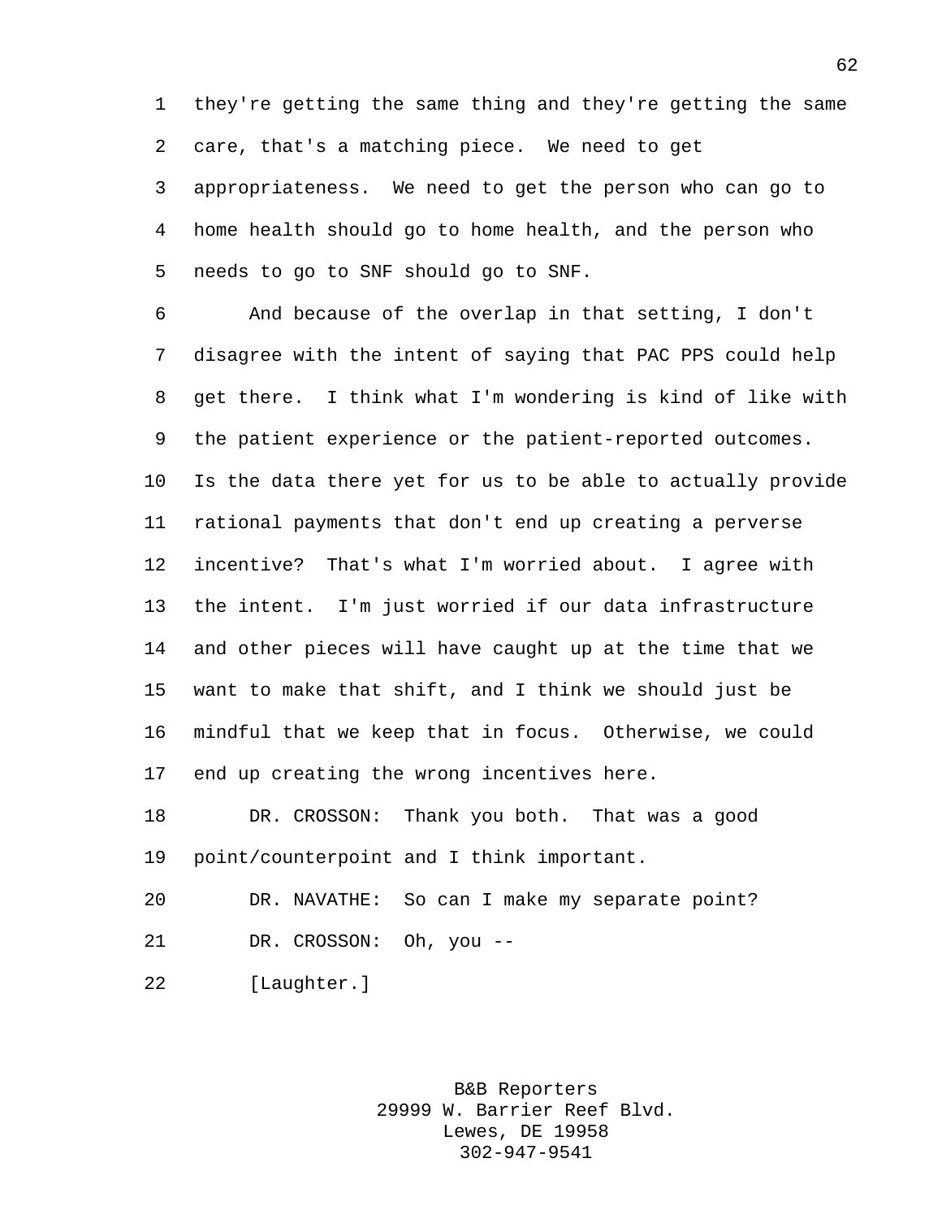they're getting the same thing and they're getting the same care, that's a matching piece. We need to get appropriateness. We need to get the person who can go to home health should go to home health, and the person who needs to go to SNF should go to SNF.

And because of the overlap in that setting, I don't disagree with the intent of saying that PAC PPS could help get there. I think what I'm wondering is kind of like with the patient experience or the patient-reported outcomes. Is the data there yet for us to be able to actually provide rational payments that don't end up creating a perverse incentive? That's what I'm worried about. I agree with the intent. I'm just worried if our data infrastructure and other pieces will have caught up at the time that we want to make that shift, and I think we should just be mindful that we keep that in focus. Otherwise, we could end up creating the wrong incentives here.

DR. CROSSON: Thank you both. That was a good point/counterpoint and I think important.

DR. NAVATHE: So can I make my separate point?

DR. CROSSON: Oh, you --

[Laughter.]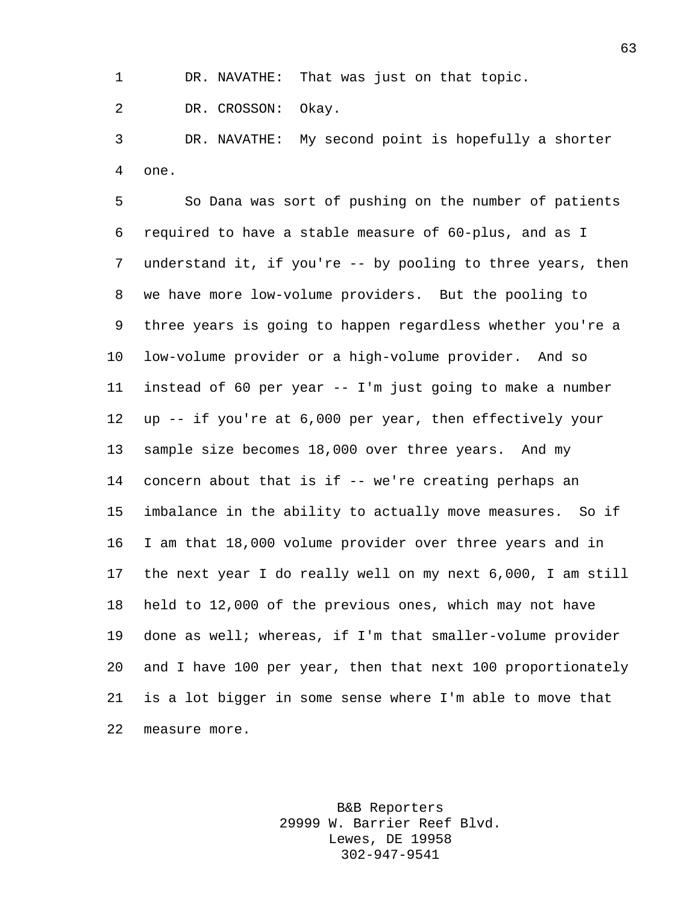DR. NAVATHE: That was just on that topic.

DR. CROSSON: Okay.

DR. NAVATHE: My second point is hopefully a shorter one.

So Dana was sort of pushing on the number of patients required to have a stable measure of 60-plus, and as I understand it, if you're -- by pooling to three years, then we have more low-volume providers. But the pooling to three years is going to happen regardless whether you're a low-volume provider or a high-volume provider. And so instead of 60 per year -- I'm just going to make a number up -- if you're at 6,000 per year, then effectively your sample size becomes 18,000 over three years. And my concern about that is if -- we're creating perhaps an imbalance in the ability to actually move measures. So if I am that 18,000 volume provider over three years and in the next year I do really well on my next 6,000, I am still held to 12,000 of the previous ones, which may not have done as well; whereas, if I'm that smaller-volume provider and I have 100 per year, then that next 100 proportionately is a lot bigger in some sense where I'm able to move that measure more.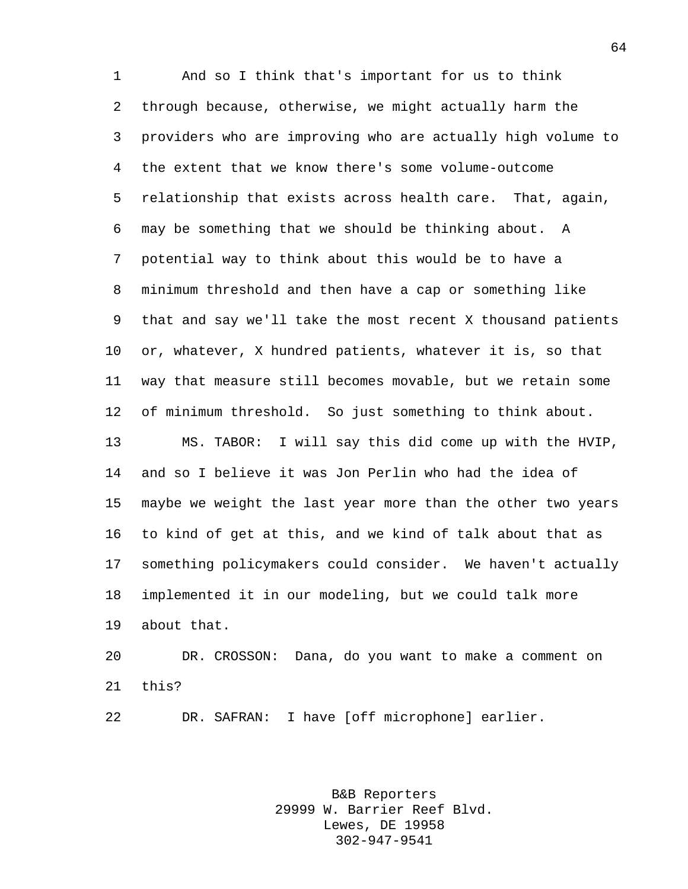And so I think that's important for us to think through because, otherwise, we might actually harm the providers who are improving who are actually high volume to the extent that we know there's some volume-outcome relationship that exists across health care. That, again, may be something that we should be thinking about. A potential way to think about this would be to have a minimum threshold and then have a cap or something like that and say we'll take the most recent X thousand patients or, whatever, X hundred patients, whatever it is, so that way that measure still becomes movable, but we retain some of minimum threshold. So just something to think about.

MS. TABOR: I will say this did come up with the HVIP, and so I believe it was Jon Perlin who had the idea of maybe we weight the last year more than the other two years to kind of get at this, and we kind of talk about that as something policymakers could consider. We haven't actually implemented it in our modeling, but we could talk more about that.

DR. CROSSON: Dana, do you want to make a comment on this?

DR. SAFRAN: I have [off microphone] earlier.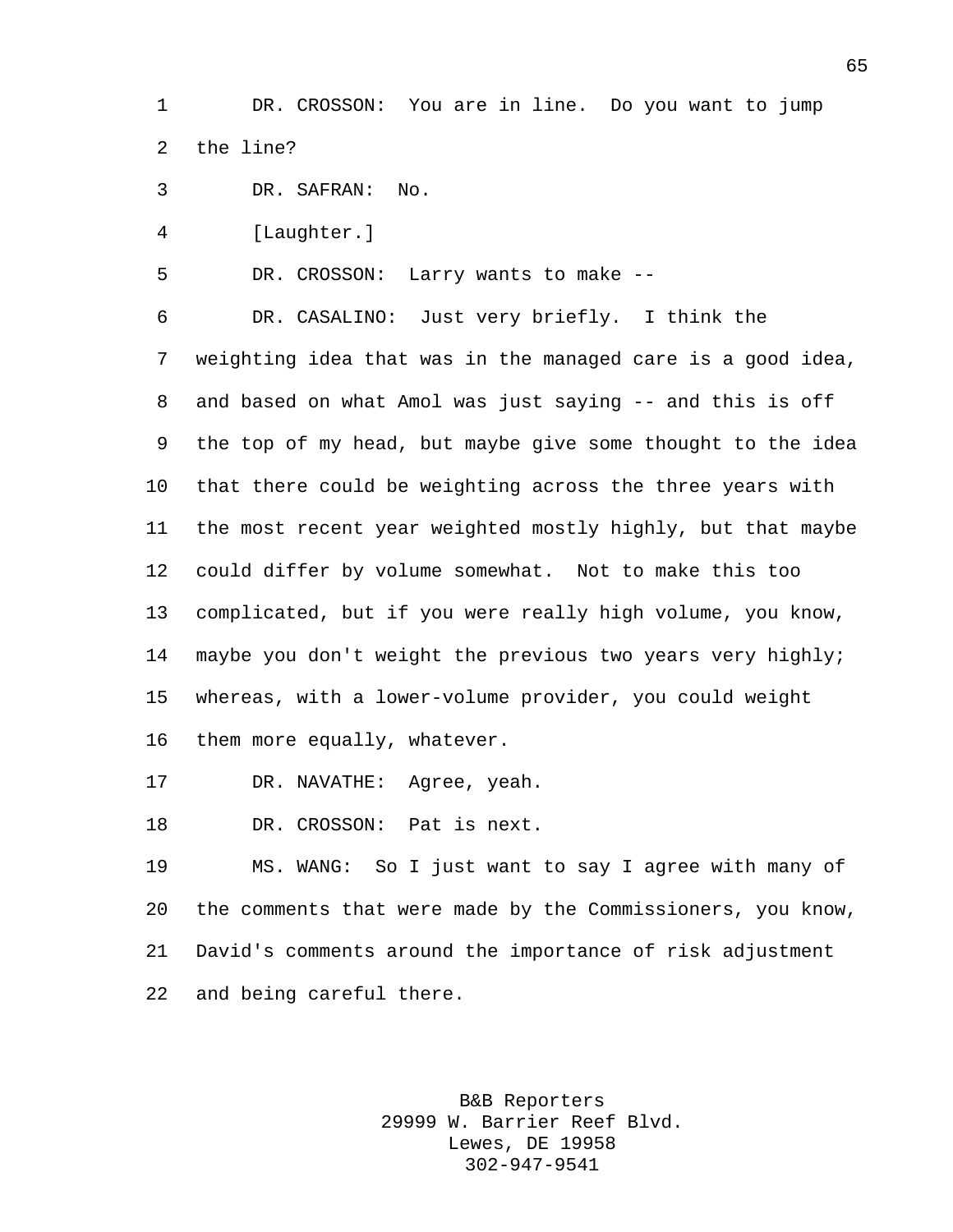DR. CROSSON: You are in line. Do you want to jump the line?

DR. SAFRAN: No.

[Laughter.]

DR. CROSSON: Larry wants to make --

DR. CASALINO: Just very briefly. I think the weighting idea that was in the managed care is a good idea, and based on what Amol was just saying -- and this is off the top of my head, but maybe give some thought to the idea that there could be weighting across the three years with the most recent year weighted mostly highly, but that maybe could differ by volume somewhat. Not to make this too complicated, but if you were really high volume, you know, maybe you don't weight the previous two years very highly; whereas, with a lower-volume provider, you could weight them more equally, whatever.

DR. NAVATHE: Agree, yeah.

DR. CROSSON: Pat is next.

MS. WANG: So I just want to say I agree with many of the comments that were made by the Commissioners, you know, David's comments around the importance of risk adjustment and being careful there.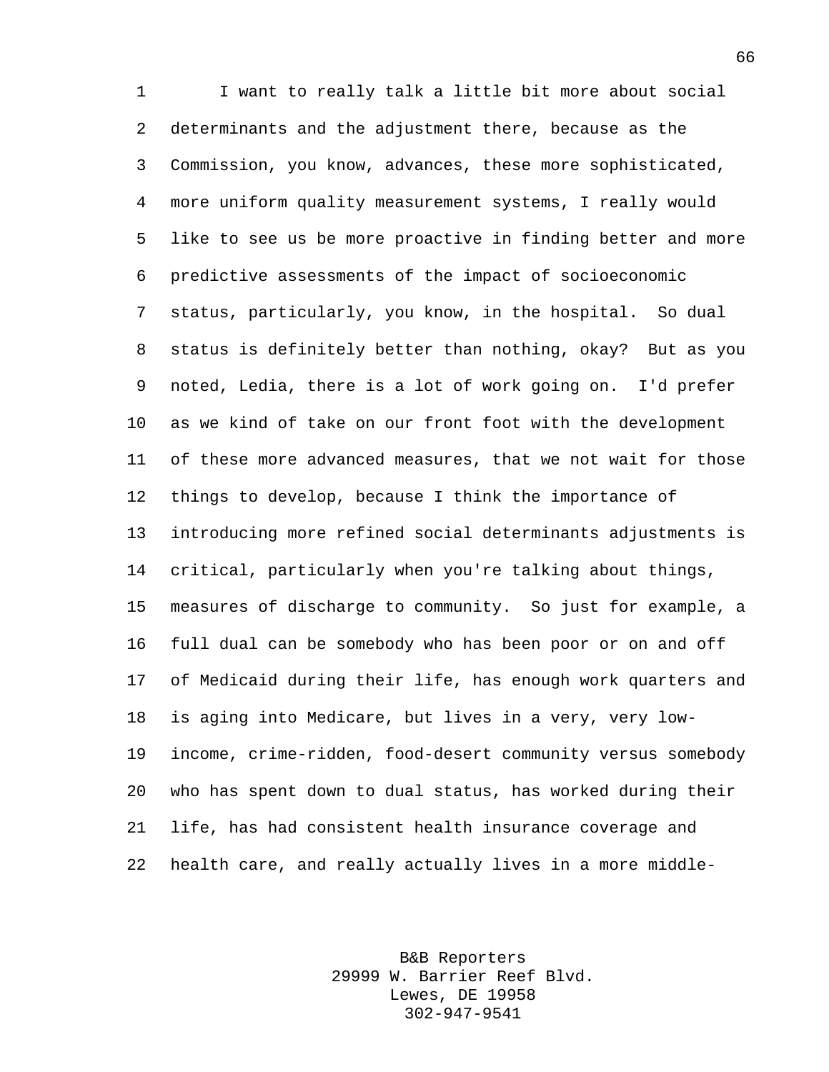I want to really talk a little bit more about social determinants and the adjustment there, because as the Commission, you know, advances, these more sophisticated, more uniform quality measurement systems, I really would like to see us be more proactive in finding better and more predictive assessments of the impact of socioeconomic status, particularly, you know, in the hospital. So dual status is definitely better than nothing, okay? But as you noted, Ledia, there is a lot of work going on. I'd prefer as we kind of take on our front foot with the development of these more advanced measures, that we not wait for those things to develop, because I think the importance of introducing more refined social determinants adjustments is critical, particularly when you're talking about things, measures of discharge to community. So just for example, a full dual can be somebody who has been poor or on and off of Medicaid during their life, has enough work quarters and is aging into Medicare, but lives in a very, very low-income, crime-ridden, food-desert community versus somebody who has spent down to dual status, has worked during their life, has had consistent health insurance coverage and health care, and really actually lives in a more middle-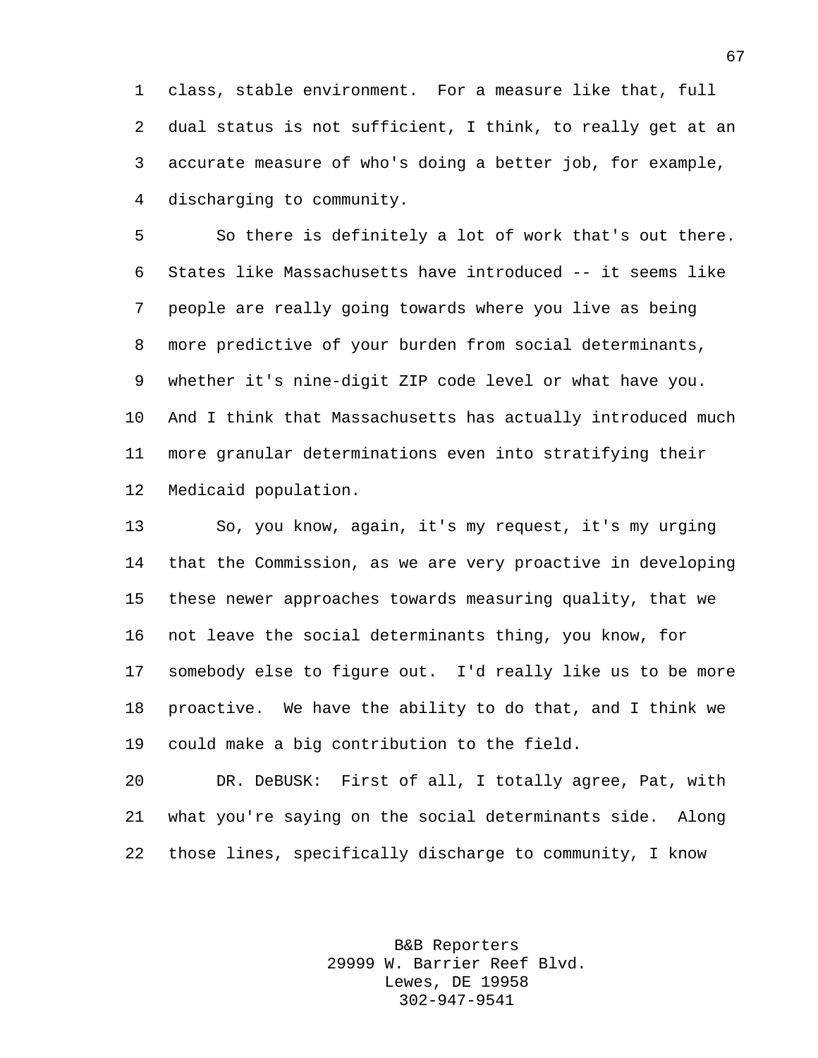class, stable environment. For a measure like that, full dual status is not sufficient, I think, to really get at an accurate measure of who's doing a better job, for example, discharging to community.

So there is definitely a lot of work that's out there. States like Massachusetts have introduced -- it seems like people are really going towards where you live as being more predictive of your burden from social determinants, whether it's nine-digit ZIP code level or what have you. And I think that Massachusetts has actually introduced much more granular determinations even into stratifying their Medicaid population.

So, you know, again, it's my request, it's my urging that the Commission, as we are very proactive in developing these newer approaches towards measuring quality, that we not leave the social determinants thing, you know, for somebody else to figure out. I'd really like us to be more proactive. We have the ability to do that, and I think we could make a big contribution to the field.

DR. DeBUSK: First of all, I totally agree, Pat, with what you're saying on the social determinants side. Along those lines, specifically discharge to community, I know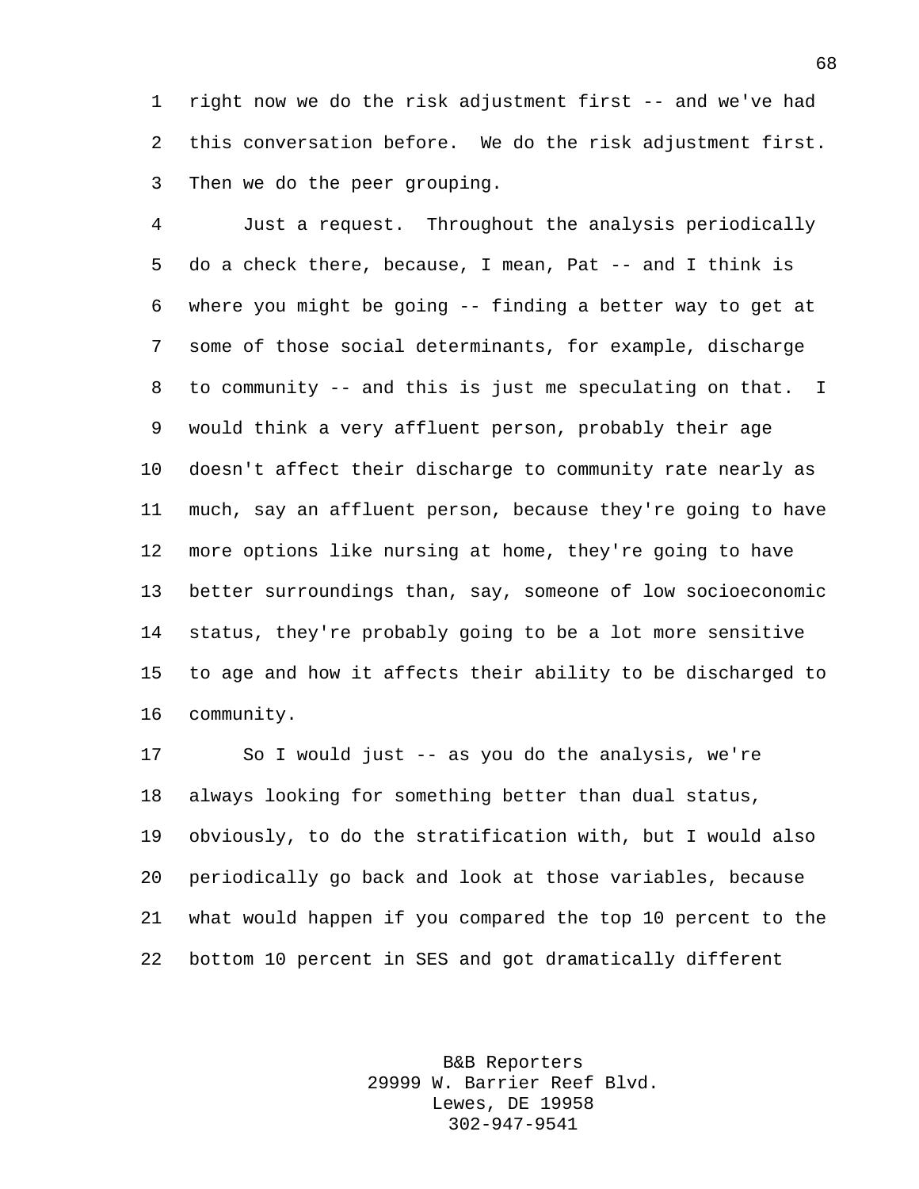right now we do the risk adjustment first -- and we've had this conversation before. We do the risk adjustment first. Then we do the peer grouping.

Just a request. Throughout the analysis periodically do a check there, because, I mean, Pat -- and I think is where you might be going -- finding a better way to get at some of those social determinants, for example, discharge to community -- and this is just me speculating on that. I would think a very affluent person, probably their age doesn't affect their discharge to community rate nearly as much, say an affluent person, because they're going to have more options like nursing at home, they're going to have better surroundings than, say, someone of low socioeconomic status, they're probably going to be a lot more sensitive to age and how it affects their ability to be discharged to community.

So I would just -- as you do the analysis, we're always looking for something better than dual status, obviously, to do the stratification with, but I would also periodically go back and look at those variables, because what would happen if you compared the top 10 percent to the bottom 10 percent in SES and got dramatically different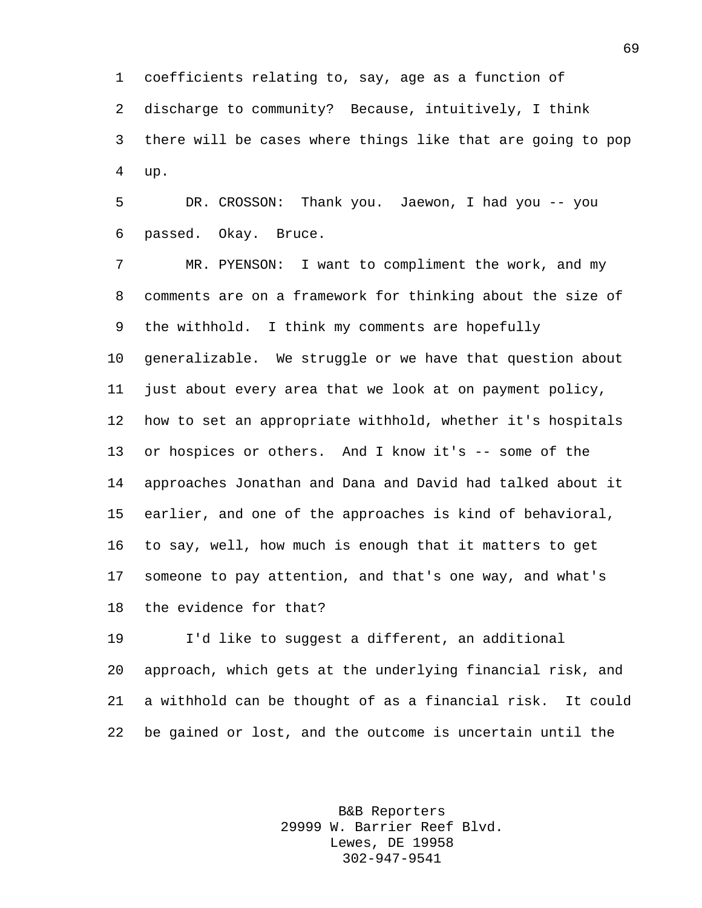coefficients relating to, say, age as a function of discharge to community? Because, intuitively, I think there will be cases where things like that are going to pop up.

DR. CROSSON: Thank you. Jaewon, I had you -- you passed. Okay. Bruce.

MR. PYENSON: I want to compliment the work, and my comments are on a framework for thinking about the size of the withhold. I think my comments are hopefully generalizable. We struggle or we have that question about just about every area that we look at on payment policy, how to set an appropriate withhold, whether it's hospitals or hospices or others. And I know it's -- some of the approaches Jonathan and Dana and David had talked about it earlier, and one of the approaches is kind of behavioral, to say, well, how much is enough that it matters to get someone to pay attention, and that's one way, and what's the evidence for that?

I'd like to suggest a different, an additional approach, which gets at the underlying financial risk, and a withhold can be thought of as a financial risk. It could be gained or lost, and the outcome is uncertain until the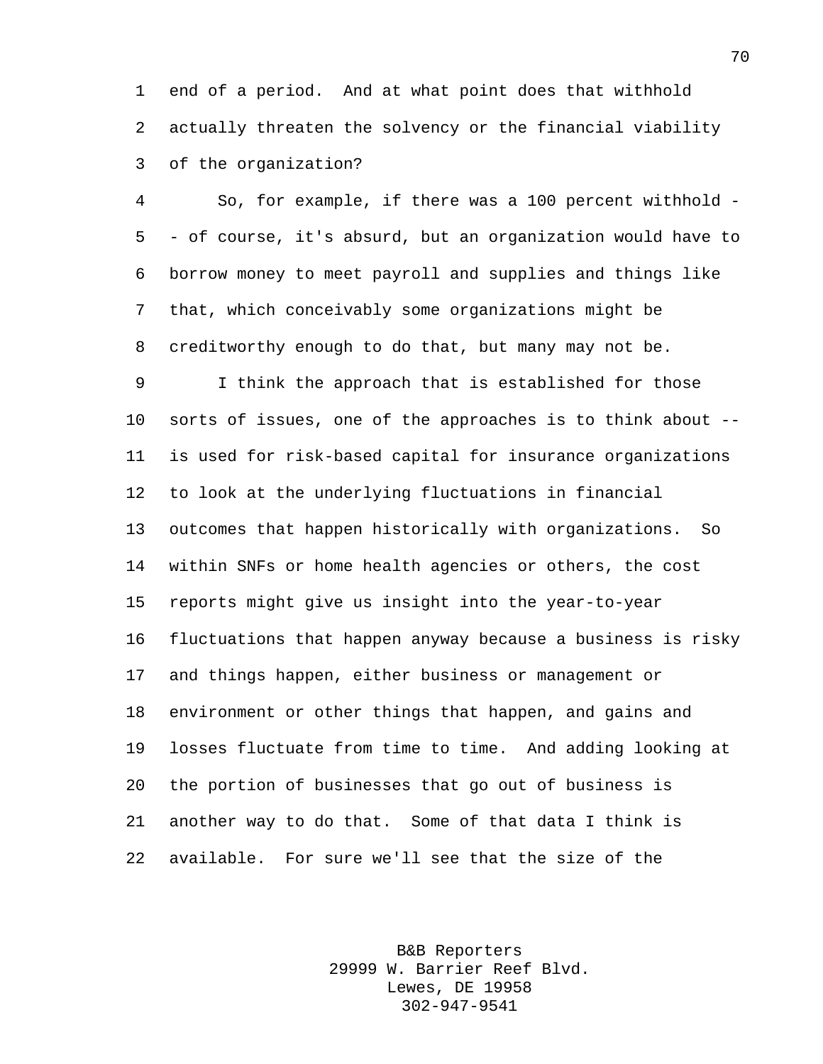end of a period. And at what point does that withhold actually threaten the solvency or the financial viability of the organization?

So, for example, if there was a 100 percent withhold -- of course, it's absurd, but an organization would have to borrow money to meet payroll and supplies and things like that, which conceivably some organizations might be creditworthy enough to do that, but many may not be.

I think the approach that is established for those sorts of issues, one of the approaches is to think about -- is used for risk-based capital for insurance organizations to look at the underlying fluctuations in financial outcomes that happen historically with organizations. So within SNFs or home health agencies or others, the cost reports might give us insight into the year-to-year fluctuations that happen anyway because a business is risky and things happen, either business or management or environment or other things that happen, and gains and losses fluctuate from time to time. And adding looking at the portion of businesses that go out of business is another way to do that. Some of that data I think is available. For sure we'll see that the size of the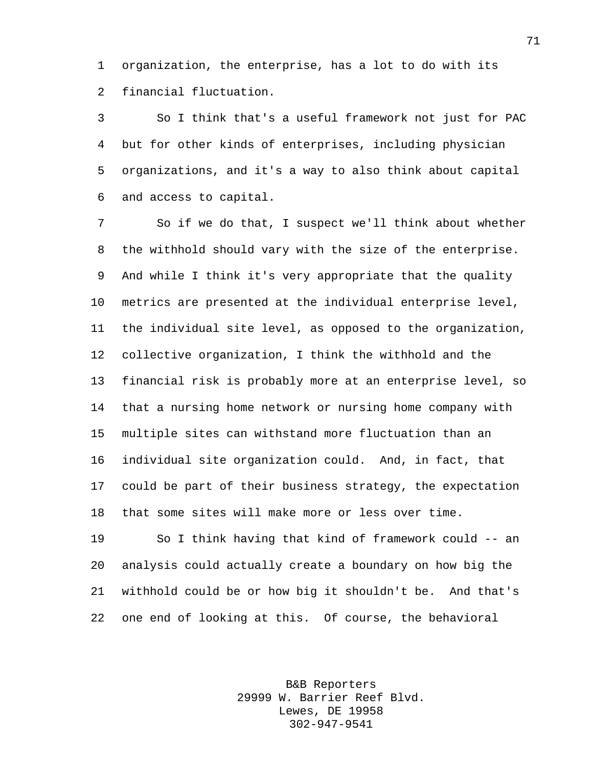organization, the enterprise, has a lot to do with its financial fluctuation.

So I think that's a useful framework not just for PAC but for other kinds of enterprises, including physician organizations, and it's a way to also think about capital and access to capital.

So if we do that, I suspect we'll think about whether the withhold should vary with the size of the enterprise. And while I think it's very appropriate that the quality metrics are presented at the individual enterprise level, the individual site level, as opposed to the organization, collective organization, I think the withhold and the financial risk is probably more at an enterprise level, so that a nursing home network or nursing home company with multiple sites can withstand more fluctuation than an individual site organization could. And, in fact, that could be part of their business strategy, the expectation that some sites will make more or less over time.

So I think having that kind of framework could -- an analysis could actually create a boundary on how big the withhold could be or how big it shouldn't be. And that's one end of looking at this. Of course, the behavioral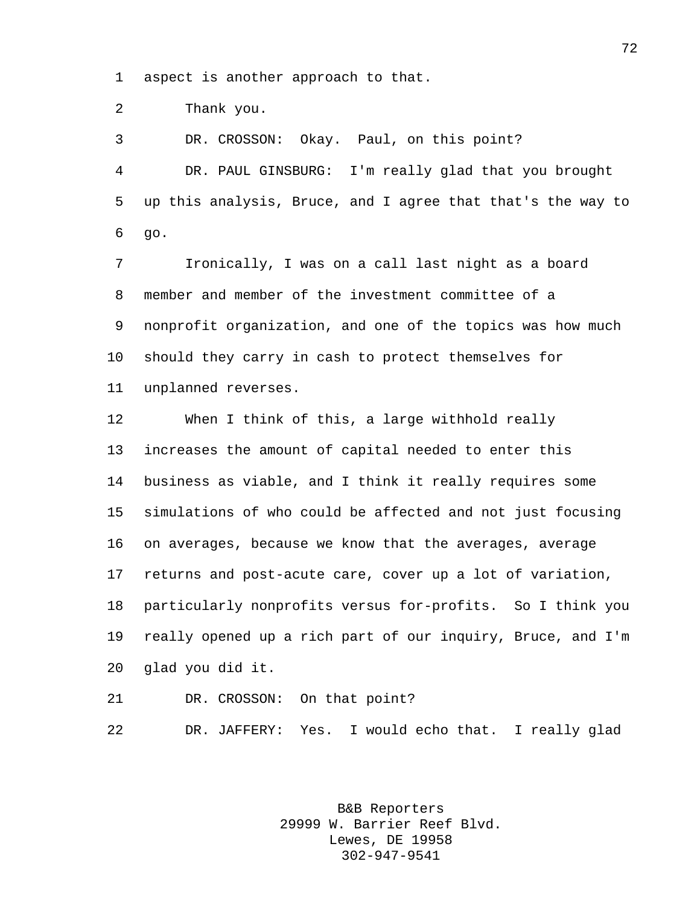aspect is another approach to that.

Thank you.

DR. CROSSON: Okay. Paul, on this point?

DR. PAUL GINSBURG: I'm really glad that you brought up this analysis, Bruce, and I agree that that's the way to go.

Ironically, I was on a call last night as a board member and member of the investment committee of a nonprofit organization, and one of the topics was how much should they carry in cash to protect themselves for unplanned reverses.

When I think of this, a large withhold really increases the amount of capital needed to enter this business as viable, and I think it really requires some simulations of who could be affected and not just focusing on averages, because we know that the averages, average returns and post-acute care, cover up a lot of variation, particularly nonprofits versus for-profits. So I think you really opened up a rich part of our inquiry, Bruce, and I'm glad you did it.

DR. CROSSON: On that point?

DR. JAFFERY: Yes. I would echo that. I really glad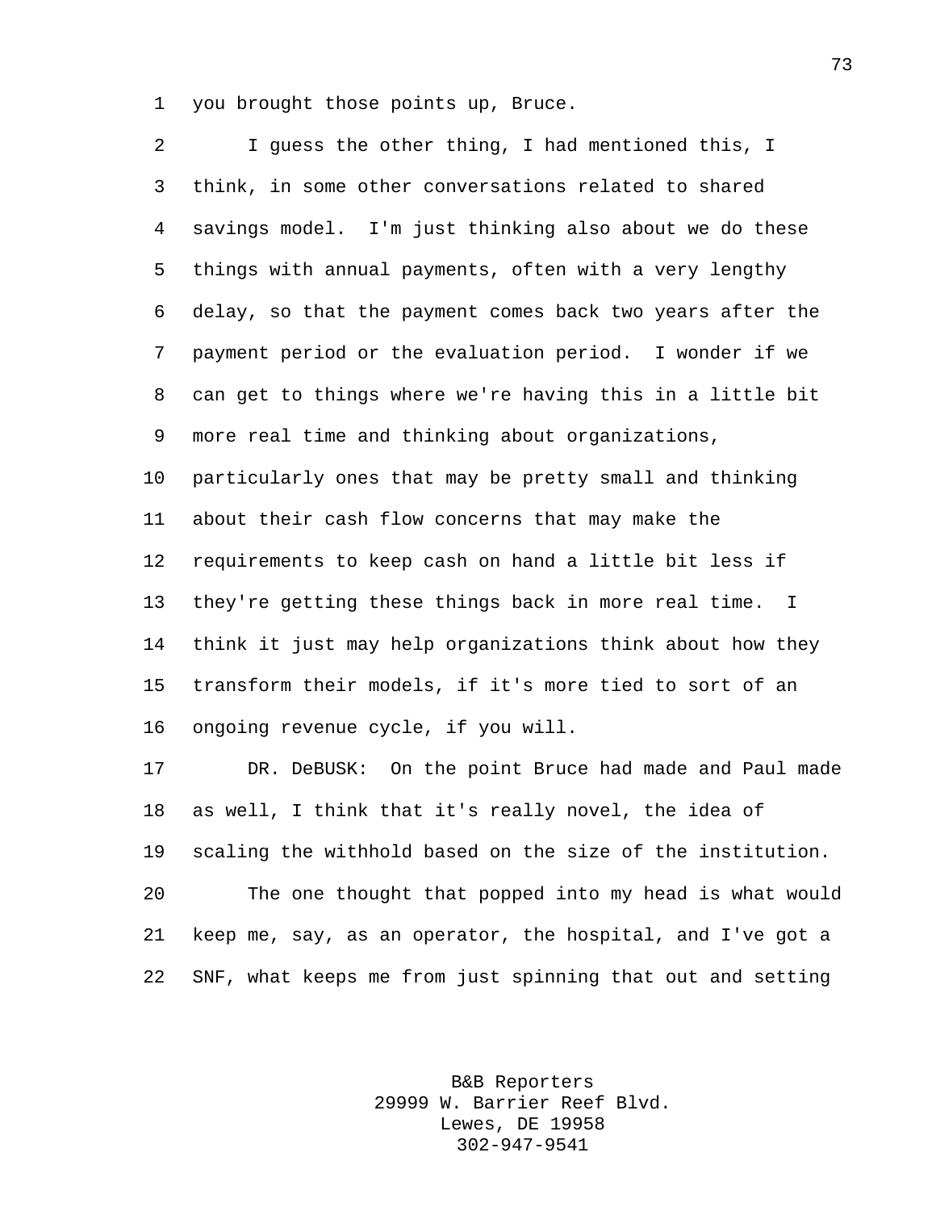you brought those points up, Bruce.

I guess the other thing, I had mentioned this, I think, in some other conversations related to shared savings model. I'm just thinking also about we do these things with annual payments, often with a very lengthy delay, so that the payment comes back two years after the payment period or the evaluation period. I wonder if we can get to things where we're having this in a little bit more real time and thinking about organizations, particularly ones that may be pretty small and thinking about their cash flow concerns that may make the requirements to keep cash on hand a little bit less if they're getting these things back in more real time. I think it just may help organizations think about how they transform their models, if it's more tied to sort of an ongoing revenue cycle, if you will.

DR. DeBUSK: On the point Bruce had made and Paul made as well, I think that it's really novel, the idea of scaling the withhold based on the size of the institution.

The one thought that popped into my head is what would keep me, say, as an operator, the hospital, and I've got a SNF, what keeps me from just spinning that out and setting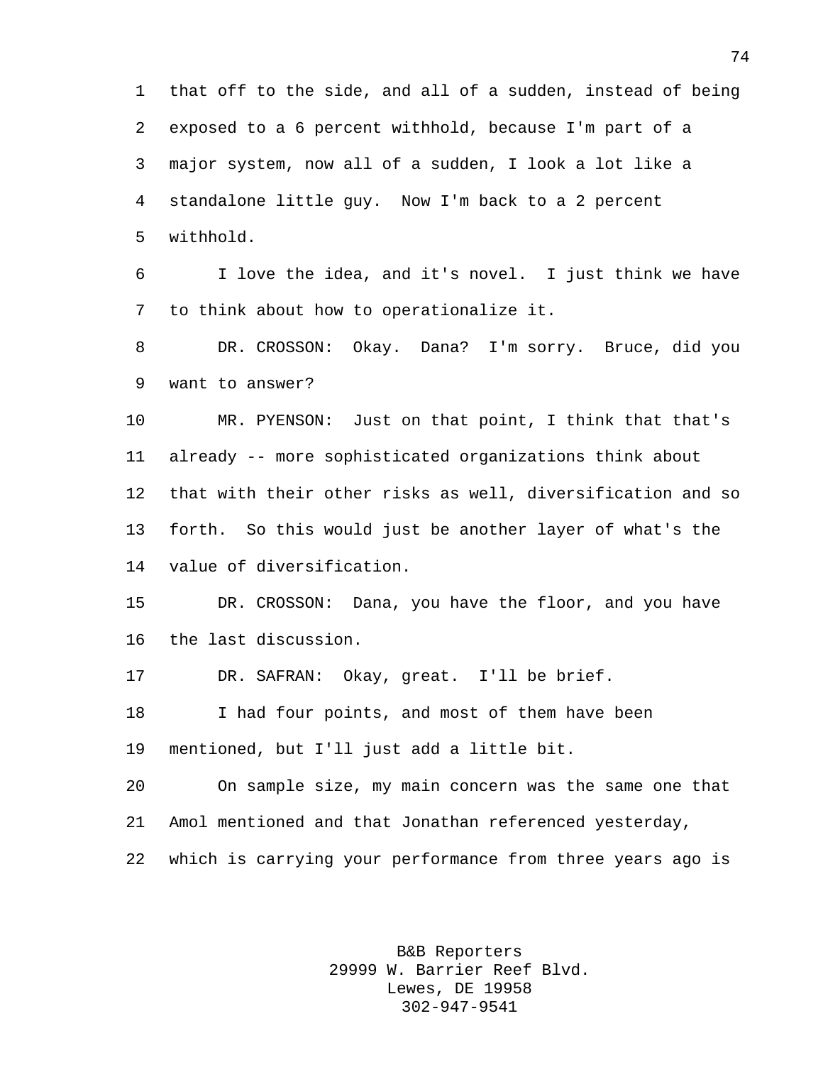that off to the side, and all of a sudden, instead of being exposed to a 6 percent withhold, because I'm part of a major system, now all of a sudden, I look a lot like a standalone little guy. Now I'm back to a 2 percent withhold.

I love the idea, and it's novel. I just think we have to think about how to operationalize it.

DR. CROSSON: Okay. Dana? I'm sorry. Bruce, did you want to answer?

MR. PYENSON: Just on that point, I think that that's already -- more sophisticated organizations think about that with their other risks as well, diversification and so forth. So this would just be another layer of what's the value of diversification.

DR. CROSSON: Dana, you have the floor, and you have the last discussion.

DR. SAFRAN: Okay, great. I'll be brief.

I had four points, and most of them have been mentioned, but I'll just add a little bit.

On sample size, my main concern was the same one that Amol mentioned and that Jonathan referenced yesterday, which is carrying your performance from three years ago is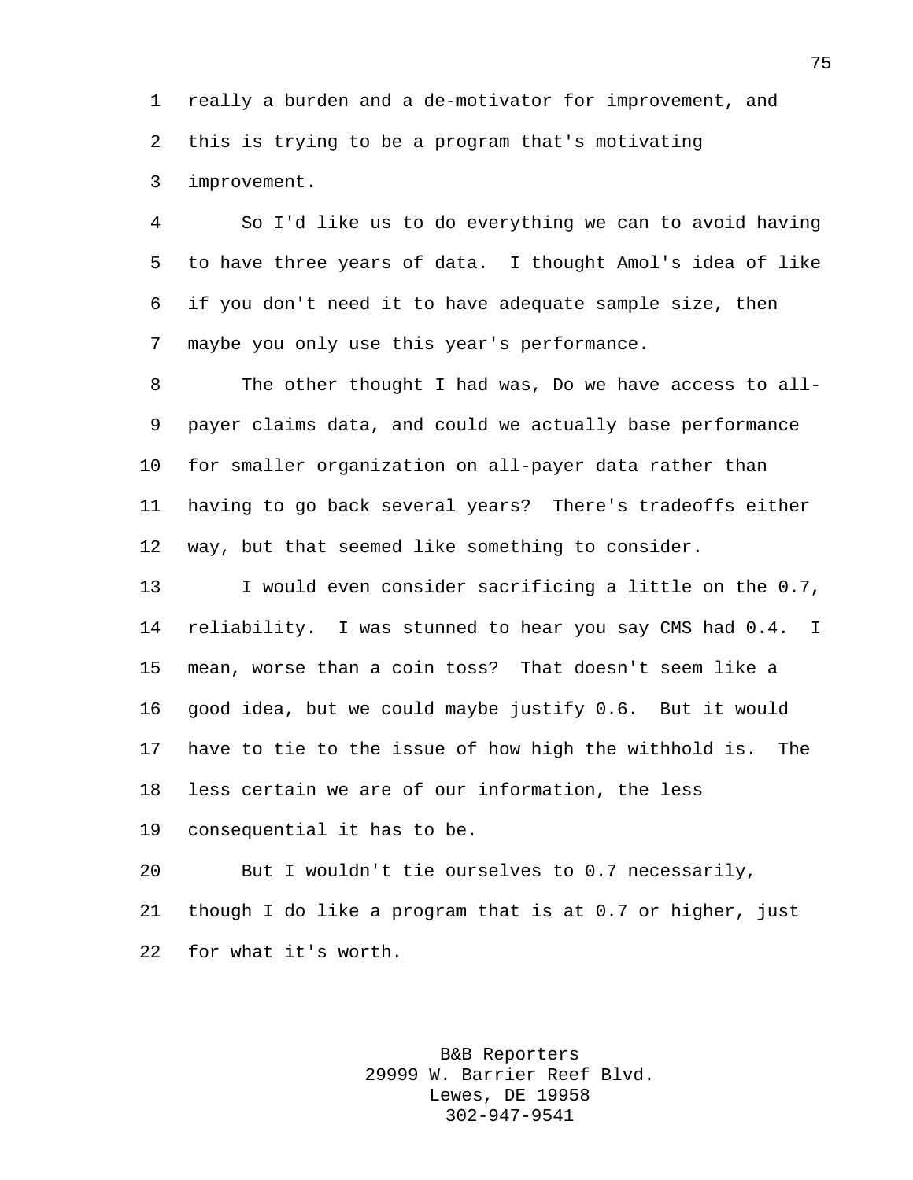really a burden and a de-motivator for improvement, and this is trying to be a program that's motivating improvement.

So I'd like us to do everything we can to avoid having to have three years of data. I thought Amol's idea of like if you don't need it to have adequate sample size, then maybe you only use this year's performance.

The other thought I had was, Do we have access to all-payer claims data, and could we actually base performance for smaller organization on all-payer data rather than having to go back several years? There's tradeoffs either way, but that seemed like something to consider.

I would even consider sacrificing a little on the 0.7, reliability. I was stunned to hear you say CMS had 0.4. I mean, worse than a coin toss? That doesn't seem like a good idea, but we could maybe justify 0.6. But it would have to tie to the issue of how high the withhold is. The less certain we are of our information, the less consequential it has to be.

But I wouldn't tie ourselves to 0.7 necessarily, though I do like a program that is at 0.7 or higher, just for what it's worth.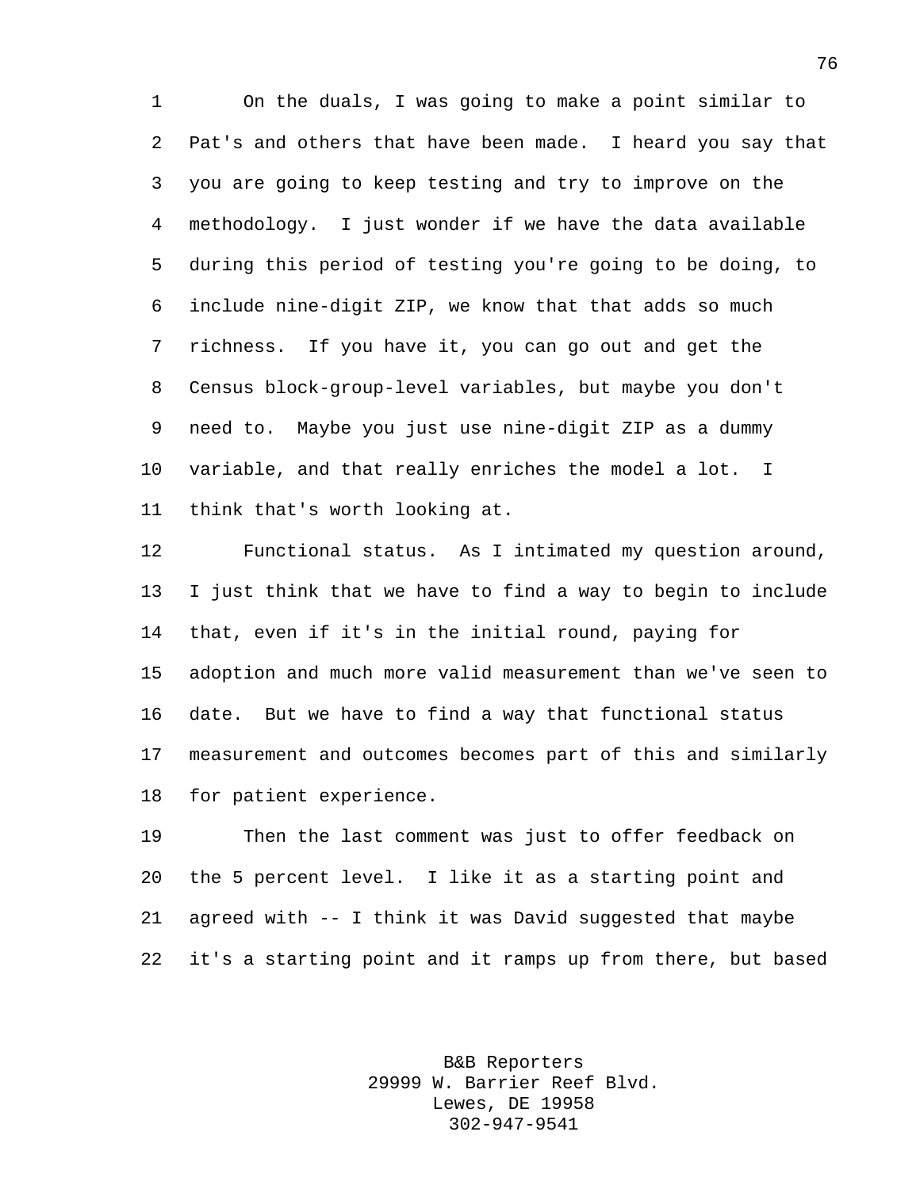On the duals, I was going to make a point similar to Pat's and others that have been made. I heard you say that you are going to keep testing and try to improve on the methodology. I just wonder if we have the data available during this period of testing you're going to be doing, to include nine-digit ZIP, we know that that adds so much richness. If you have it, you can go out and get the Census block-group-level variables, but maybe you don't need to. Maybe you just use nine-digit ZIP as a dummy variable, and that really enriches the model a lot. I think that's worth looking at.

Functional status. As I intimated my question around, I just think that we have to find a way to begin to include that, even if it's in the initial round, paying for adoption and much more valid measurement than we've seen to date. But we have to find a way that functional status measurement and outcomes becomes part of this and similarly for patient experience.

Then the last comment was just to offer feedback on the 5 percent level. I like it as a starting point and agreed with -- I think it was David suggested that maybe it's a starting point and it ramps up from there, but based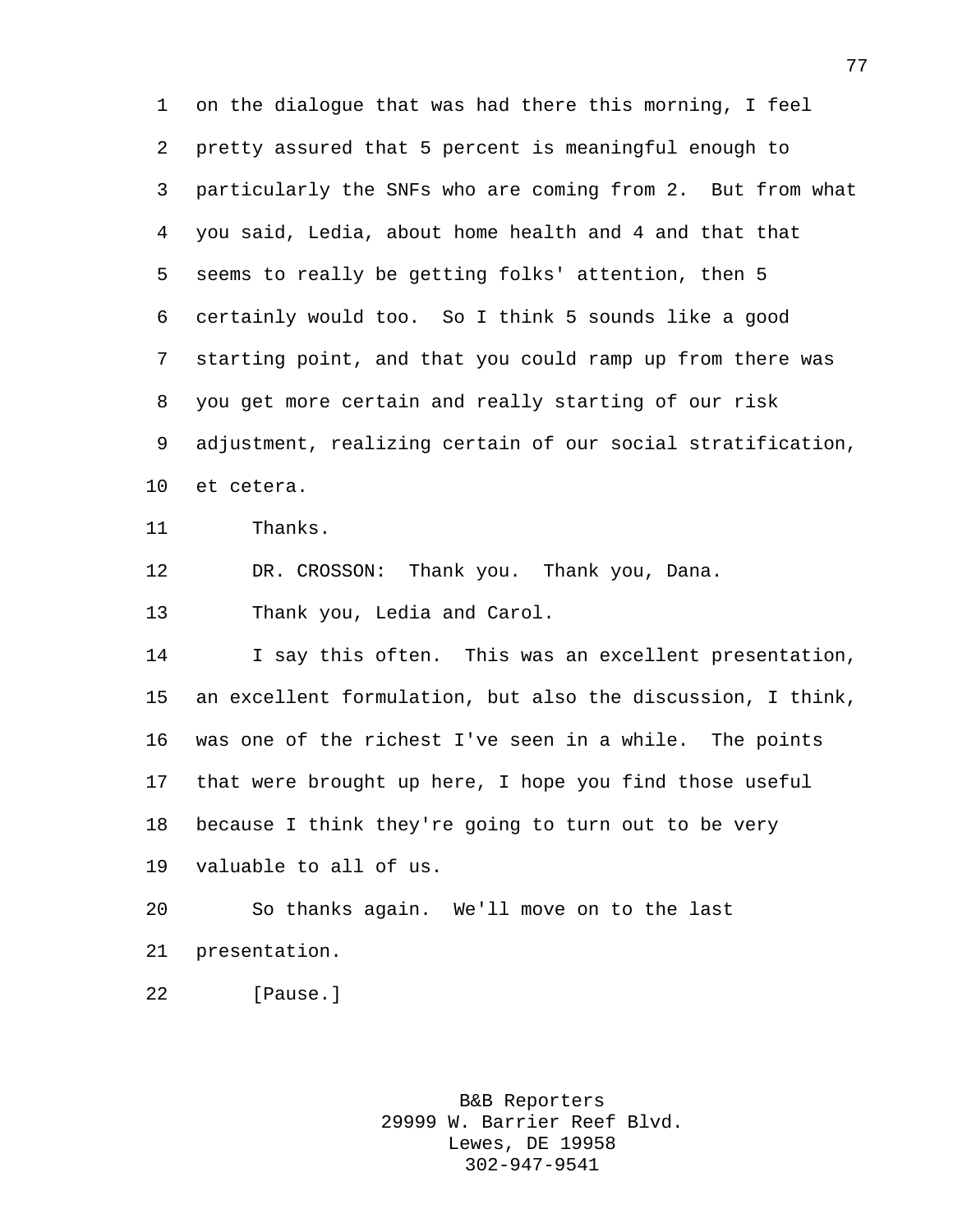on the dialogue that was had there this morning, I feel pretty assured that 5 percent is meaningful enough to particularly the SNFs who are coming from 2. But from what you said, Ledia, about home health and 4 and that that seems to really be getting folks' attention, then 5 certainly would too. So I think 5 sounds like a good starting point, and that you could ramp up from there was you get more certain and really starting of our risk adjustment, realizing certain of our social stratification, et cetera.

Thanks.

DR. CROSSON: Thank you. Thank you, Dana.

Thank you, Ledia and Carol.

I say this often. This was an excellent presentation, an excellent formulation, but also the discussion, I think, was one of the richest I've seen in a while. The points that were brought up here, I hope you find those useful because I think they're going to turn out to be very valuable to all of us.

So thanks again. We'll move on to the last presentation.

[Pause.]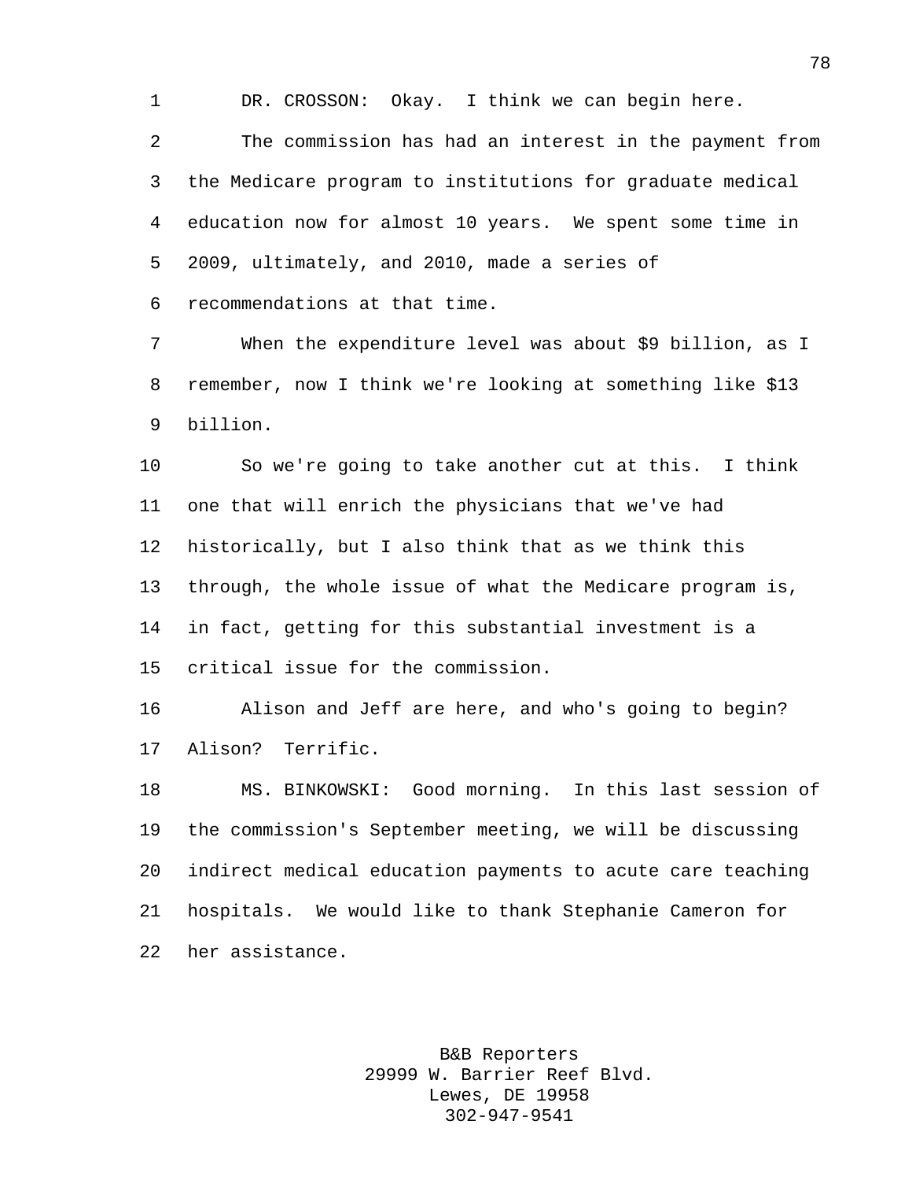DR. CROSSON: Okay. I think we can begin here.

The commission has had an interest in the payment from the Medicare program to institutions for graduate medical education now for almost 10 years. We spent some time in 2009, ultimately, and 2010, made a series of recommendations at that time.

When the expenditure level was about $9 billion, as I remember, now I think we're looking at something like $13 billion.

So we're going to take another cut at this. I think one that will enrich the physicians that we've had historically, but I also think that as we think this through, the whole issue of what the Medicare program is, in fact, getting for this substantial investment is a critical issue for the commission.

Alison and Jeff are here, and who's going to begin? Alison? Terrific.

MS. BINKOWSKI: Good morning. In this last session of the commission's September meeting, we will be discussing indirect medical education payments to acute care teaching hospitals. We would like to thank Stephanie Cameron for her assistance.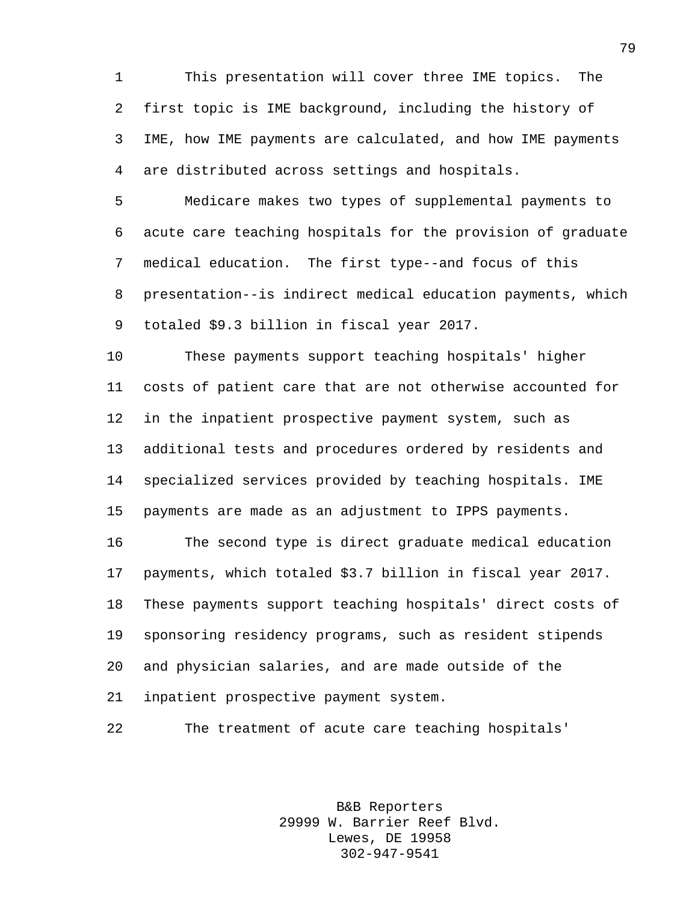This presentation will cover three IME topics. The first topic is IME background, including the history of IME, how IME payments are calculated, and how IME payments are distributed across settings and hospitals.

Medicare makes two types of supplemental payments to acute care teaching hospitals for the provision of graduate medical education. The first type--and focus of this presentation--is indirect medical education payments, which totaled $9.3 billion in fiscal year 2017.

These payments support teaching hospitals' higher costs of patient care that are not otherwise accounted for in the inpatient prospective payment system, such as additional tests and procedures ordered by residents and specialized services provided by teaching hospitals. IME payments are made as an adjustment to IPPS payments.

The second type is direct graduate medical education payments, which totaled $3.7 billion in fiscal year 2017. These payments support teaching hospitals' direct costs of sponsoring residency programs, such as resident stipends and physician salaries, and are made outside of the inpatient prospective payment system.

The treatment of acute care teaching hospitals'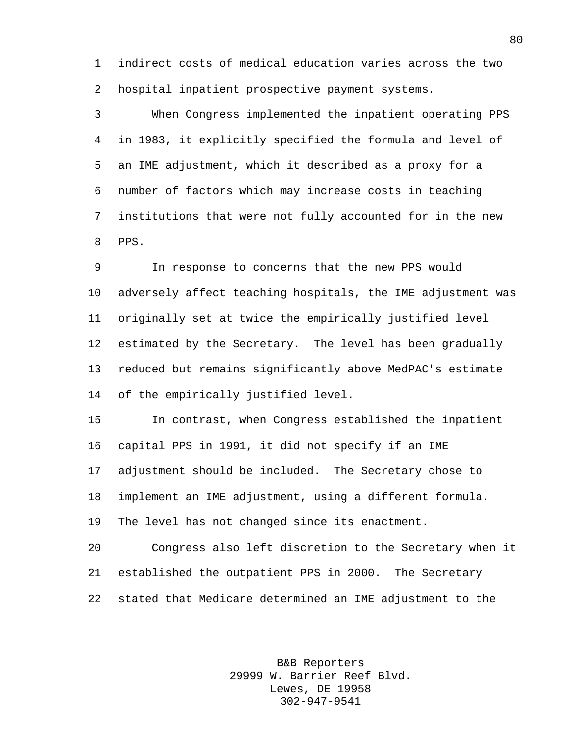indirect costs of medical education varies across the two hospital inpatient prospective payment systems.

When Congress implemented the inpatient operating PPS in 1983, it explicitly specified the formula and level of an IME adjustment, which it described as a proxy for a number of factors which may increase costs in teaching institutions that were not fully accounted for in the new PPS.

In response to concerns that the new PPS would adversely affect teaching hospitals, the IME adjustment was originally set at twice the empirically justified level estimated by the Secretary. The level has been gradually reduced but remains significantly above MedPAC's estimate of the empirically justified level.

In contrast, when Congress established the inpatient capital PPS in 1991, it did not specify if an IME adjustment should be included. The Secretary chose to implement an IME adjustment, using a different formula. The level has not changed since its enactment.

Congress also left discretion to the Secretary when it established the outpatient PPS in 2000. The Secretary stated that Medicare determined an IME adjustment to the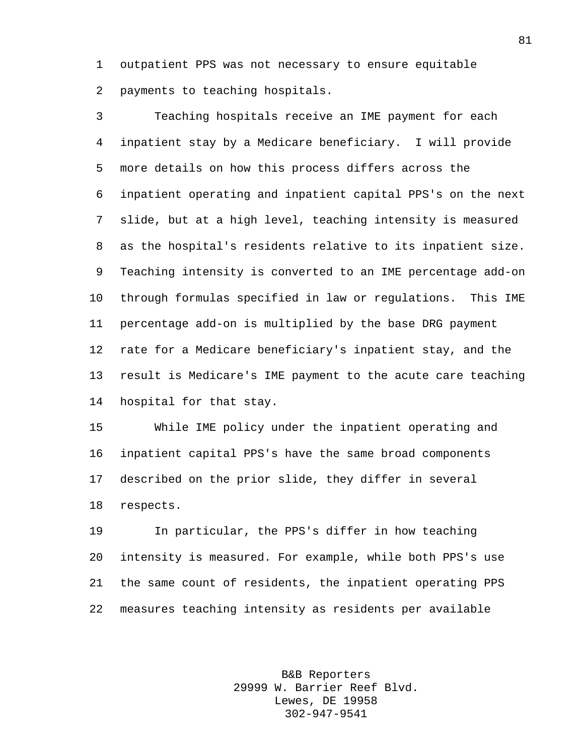outpatient PPS was not necessary to ensure equitable payments to teaching hospitals.

Teaching hospitals receive an IME payment for each inpatient stay by a Medicare beneficiary. I will provide more details on how this process differs across the inpatient operating and inpatient capital PPS's on the next slide, but at a high level, teaching intensity is measured as the hospital's residents relative to its inpatient size. Teaching intensity is converted to an IME percentage add-on through formulas specified in law or regulations. This IME percentage add-on is multiplied by the base DRG payment rate for a Medicare beneficiary's inpatient stay, and the result is Medicare's IME payment to the acute care teaching hospital for that stay.

While IME policy under the inpatient operating and inpatient capital PPS's have the same broad components described on the prior slide, they differ in several respects.

In particular, the PPS's differ in how teaching intensity is measured. For example, while both PPS's use the same count of residents, the inpatient operating PPS measures teaching intensity as residents per available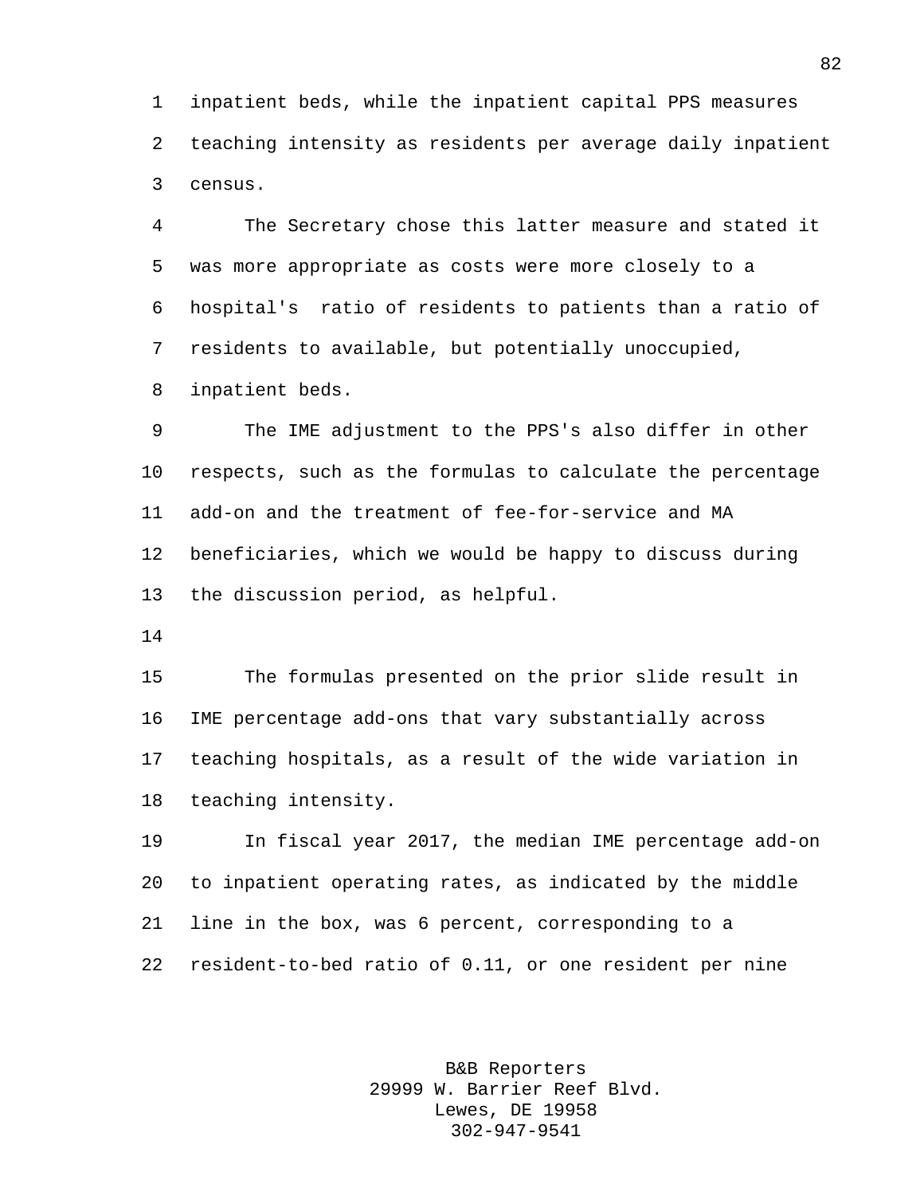inpatient beds, while the inpatient capital PPS measures teaching intensity as residents per average daily inpatient census.

The Secretary chose this latter measure and stated it was more appropriate as costs were more closely to a hospital's ratio of residents to patients than a ratio of residents to available, but potentially unoccupied, inpatient beds.

The IME adjustment to the PPS's also differ in other respects, such as the formulas to calculate the percentage add-on and the treatment of fee-for-service and MA beneficiaries, which we would be happy to discuss during the discussion period, as helpful.

The formulas presented on the prior slide result in IME percentage add-ons that vary substantially across teaching hospitals, as a result of the wide variation in teaching intensity.

In fiscal year 2017, the median IME percentage add-on to inpatient operating rates, as indicated by the middle line in the box, was 6 percent, corresponding to a resident-to-bed ratio of 0.11, or one resident per nine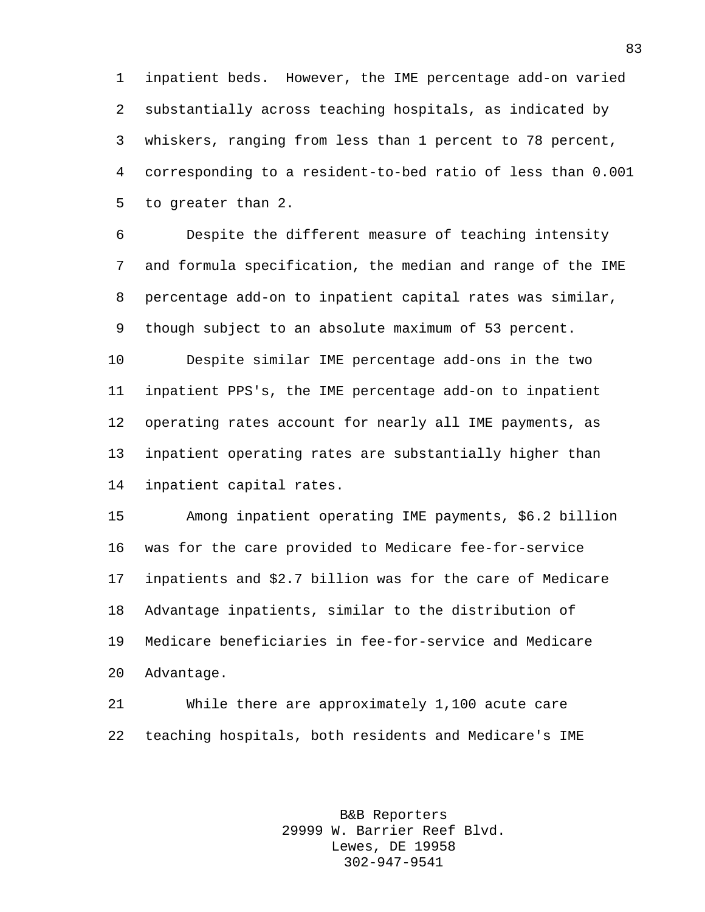inpatient beds. However, the IME percentage add-on varied substantially across teaching hospitals, as indicated by whiskers, ranging from less than 1 percent to 78 percent, corresponding to a resident-to-bed ratio of less than 0.001 to greater than 2.

Despite the different measure of teaching intensity and formula specification, the median and range of the IME percentage add-on to inpatient capital rates was similar, though subject to an absolute maximum of 53 percent.

Despite similar IME percentage add-ons in the two inpatient PPS's, the IME percentage add-on to inpatient operating rates account for nearly all IME payments, as inpatient operating rates are substantially higher than inpatient capital rates.

Among inpatient operating IME payments, $6.2 billion was for the care provided to Medicare fee-for-service inpatients and $2.7 billion was for the care of Medicare Advantage inpatients, similar to the distribution of Medicare beneficiaries in fee-for-service and Medicare Advantage.

While there are approximately 1,100 acute care teaching hospitals, both residents and Medicare's IME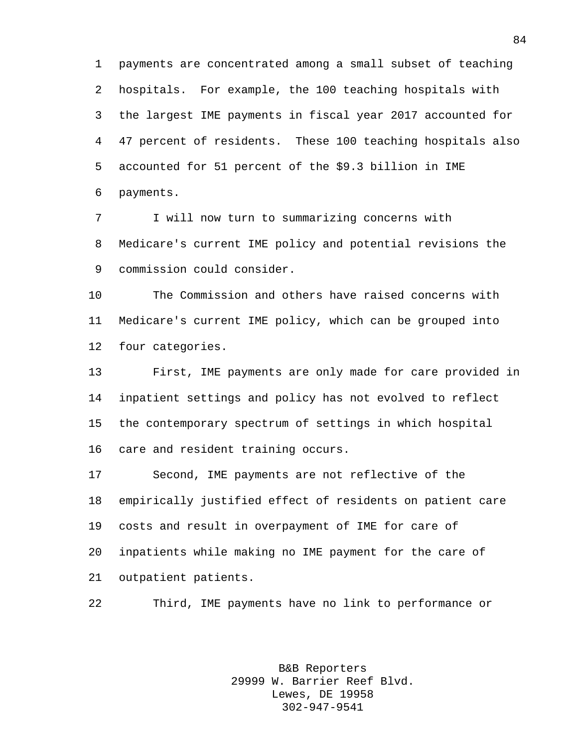payments are concentrated among a small subset of teaching hospitals. For example, the 100 teaching hospitals with the largest IME payments in fiscal year 2017 accounted for 47 percent of residents. These 100 teaching hospitals also accounted for 51 percent of the $9.3 billion in IME payments.

I will now turn to summarizing concerns with Medicare's current IME policy and potential revisions the commission could consider.

The Commission and others have raised concerns with Medicare's current IME policy, which can be grouped into four categories.

First, IME payments are only made for care provided in inpatient settings and policy has not evolved to reflect the contemporary spectrum of settings in which hospital care and resident training occurs.

Second, IME payments are not reflective of the empirically justified effect of residents on patient care costs and result in overpayment of IME for care of inpatients while making no IME payment for the care of outpatient patients.

Third, IME payments have no link to performance or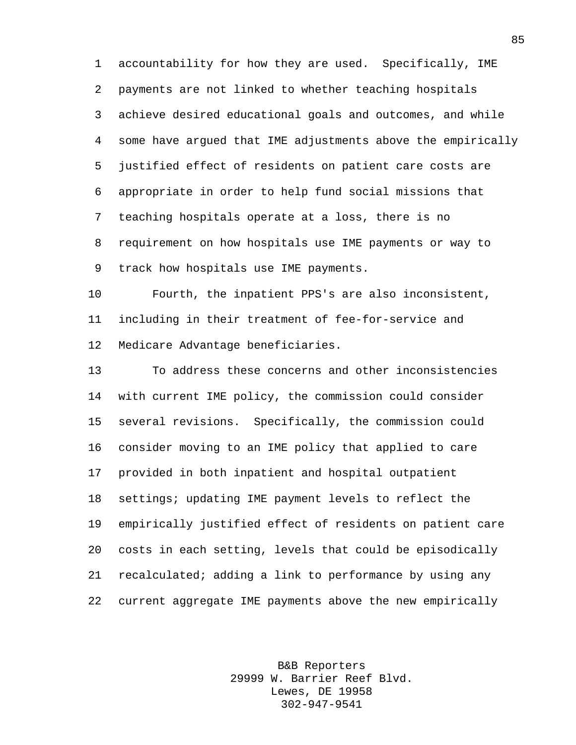accountability for how they are used. Specifically, IME payments are not linked to whether teaching hospitals achieve desired educational goals and outcomes, and while some have argued that IME adjustments above the empirically justified effect of residents on patient care costs are appropriate in order to help fund social missions that teaching hospitals operate at a loss, there is no requirement on how hospitals use IME payments or way to track how hospitals use IME payments.

Fourth, the inpatient PPS's are also inconsistent, including in their treatment of fee-for-service and Medicare Advantage beneficiaries.

To address these concerns and other inconsistencies with current IME policy, the commission could consider several revisions. Specifically, the commission could consider moving to an IME policy that applied to care provided in both inpatient and hospital outpatient settings; updating IME payment levels to reflect the empirically justified effect of residents on patient care costs in each setting, levels that could be episodically recalculated; adding a link to performance by using any current aggregate IME payments above the new empirically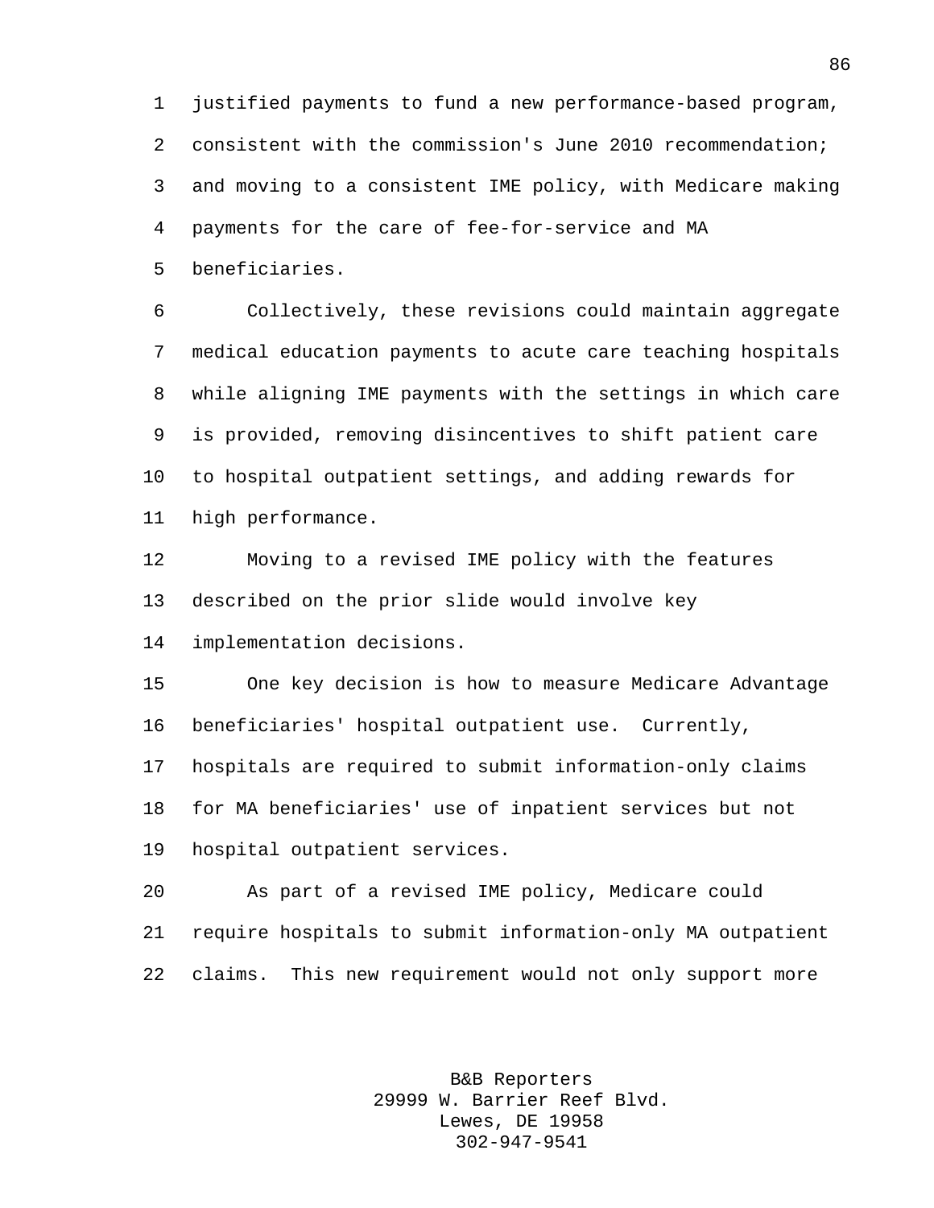justified payments to fund a new performance-based program, consistent with the commission's June 2010 recommendation; and moving to a consistent IME policy, with Medicare making payments for the care of fee-for-service and MA beneficiaries.

Collectively, these revisions could maintain aggregate medical education payments to acute care teaching hospitals while aligning IME payments with the settings in which care is provided, removing disincentives to shift patient care to hospital outpatient settings, and adding rewards for high performance.

Moving to a revised IME policy with the features described on the prior slide would involve key implementation decisions.

One key decision is how to measure Medicare Advantage beneficiaries' hospital outpatient use. Currently, hospitals are required to submit information-only claims for MA beneficiaries' use of inpatient services but not hospital outpatient services.

As part of a revised IME policy, Medicare could require hospitals to submit information-only MA outpatient claims. This new requirement would not only support more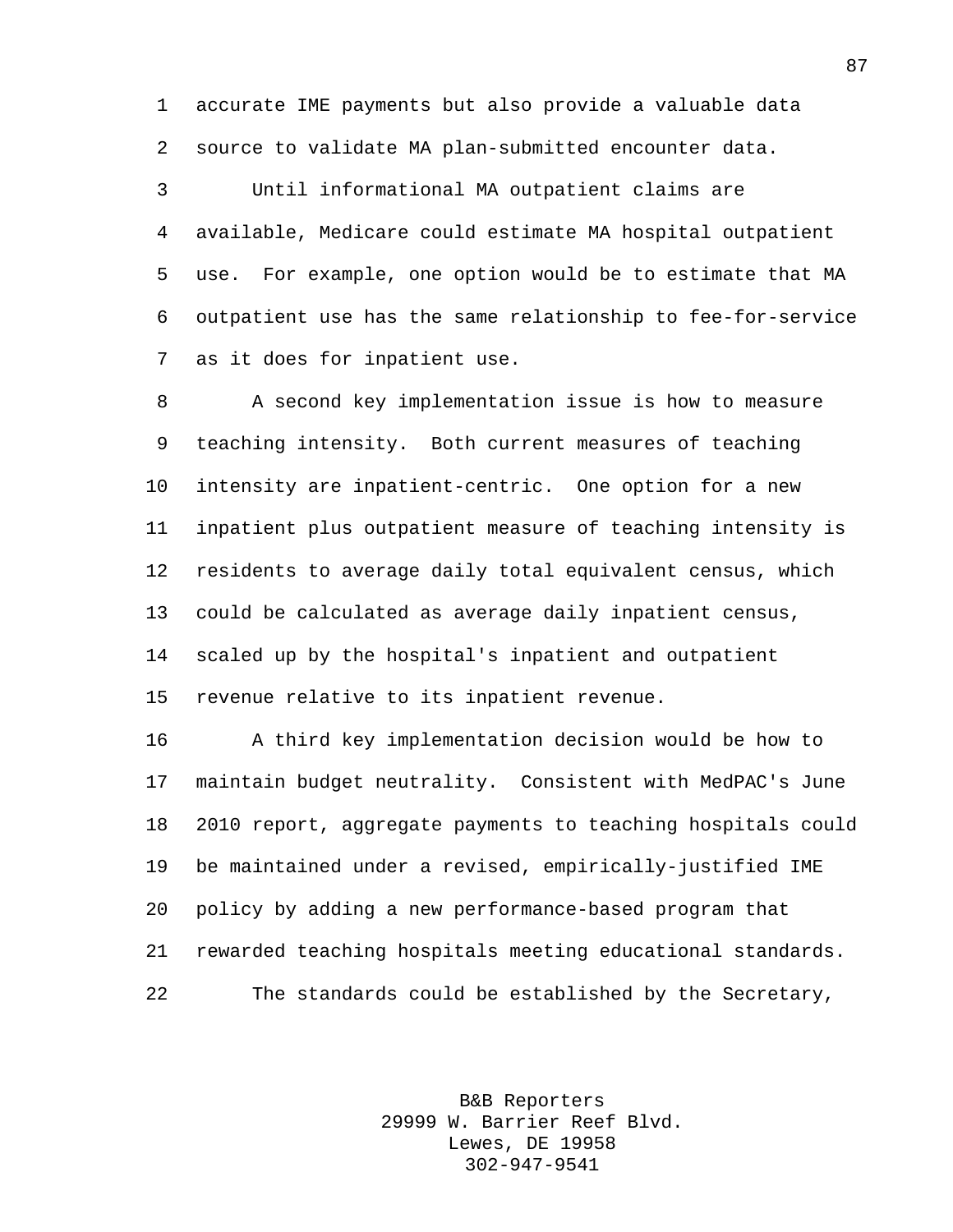accurate IME payments but also provide a valuable data source to validate MA plan-submitted encounter data.

Until informational MA outpatient claims are available, Medicare could estimate MA hospital outpatient use. For example, one option would be to estimate that MA outpatient use has the same relationship to fee-for-service as it does for inpatient use.

A second key implementation issue is how to measure teaching intensity. Both current measures of teaching intensity are inpatient-centric. One option for a new inpatient plus outpatient measure of teaching intensity is residents to average daily total equivalent census, which could be calculated as average daily inpatient census, scaled up by the hospital's inpatient and outpatient revenue relative to its inpatient revenue.

A third key implementation decision would be how to maintain budget neutrality. Consistent with MedPAC's June 2010 report, aggregate payments to teaching hospitals could be maintained under a revised, empirically-justified IME policy by adding a new performance-based program that rewarded teaching hospitals meeting educational standards.

The standards could be established by the Secretary,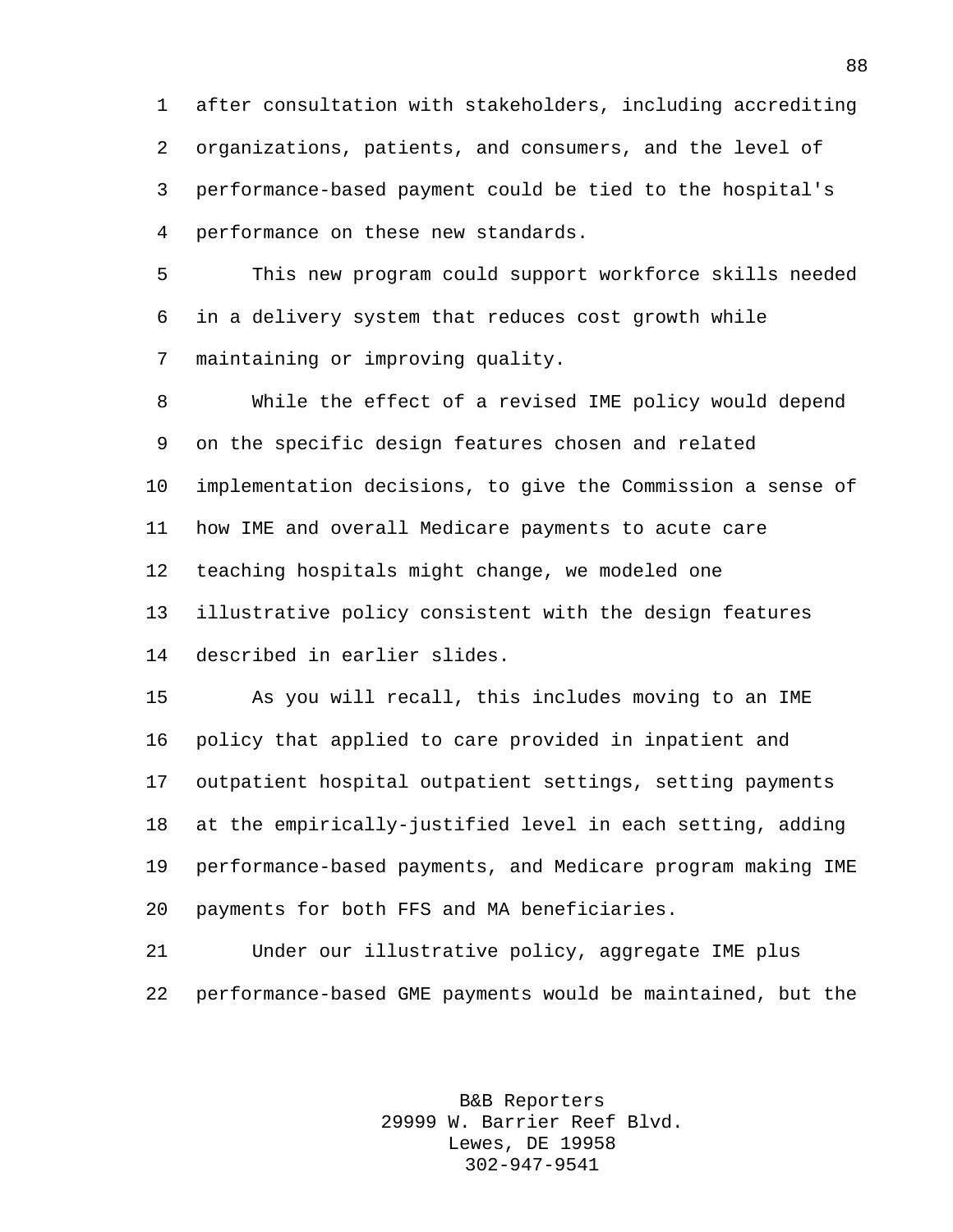after consultation with stakeholders, including accrediting organizations, patients, and consumers, and the level of performance-based payment could be tied to the hospital's performance on these new standards.

This new program could support workforce skills needed in a delivery system that reduces cost growth while maintaining or improving quality.

While the effect of a revised IME policy would depend on the specific design features chosen and related implementation decisions, to give the Commission a sense of how IME and overall Medicare payments to acute care teaching hospitals might change, we modeled one illustrative policy consistent with the design features described in earlier slides.

As you will recall, this includes moving to an IME policy that applied to care provided in inpatient and outpatient hospital outpatient settings, setting payments at the empirically-justified level in each setting, adding performance-based payments, and Medicare program making IME payments for both FFS and MA beneficiaries.

Under our illustrative policy, aggregate IME plus performance-based GME payments would be maintained, but the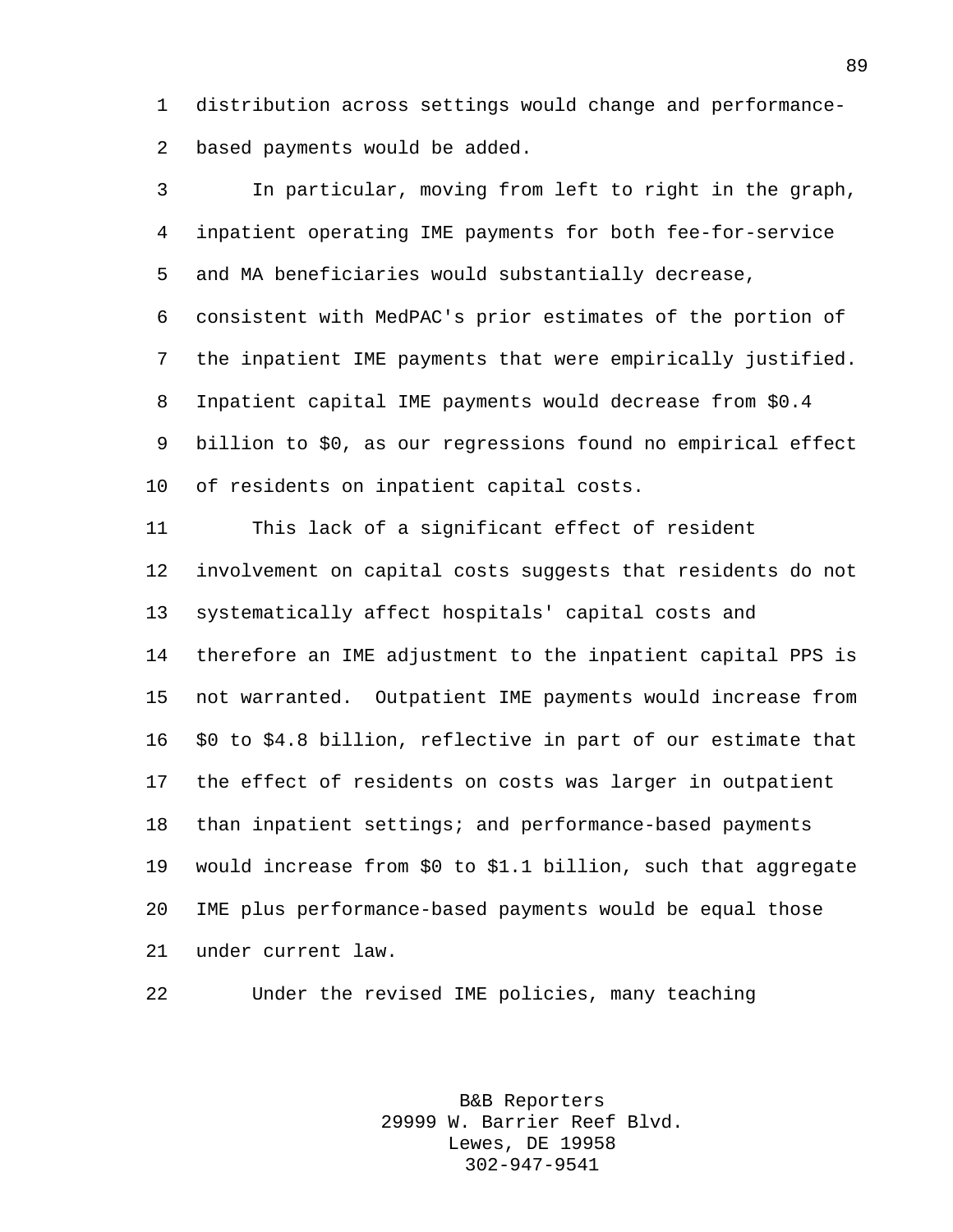distribution across settings would change and performance-based payments would be added.

In particular, moving from left to right in the graph, inpatient operating IME payments for both fee-for-service and MA beneficiaries would substantially decrease, consistent with MedPAC's prior estimates of the portion of the inpatient IME payments that were empirically justified. Inpatient capital IME payments would decrease from $0.4 billion to $0, as our regressions found no empirical effect of residents on inpatient capital costs.

This lack of a significant effect of resident involvement on capital costs suggests that residents do not systematically affect hospitals' capital costs and therefore an IME adjustment to the inpatient capital PPS is not warranted. Outpatient IME payments would increase from $0 to $4.8 billion, reflective in part of our estimate that the effect of residents on costs was larger in outpatient than inpatient settings; and performance-based payments would increase from $0 to $1.1 billion, such that aggregate IME plus performance-based payments would be equal those under current law.

Under the revised IME policies, many teaching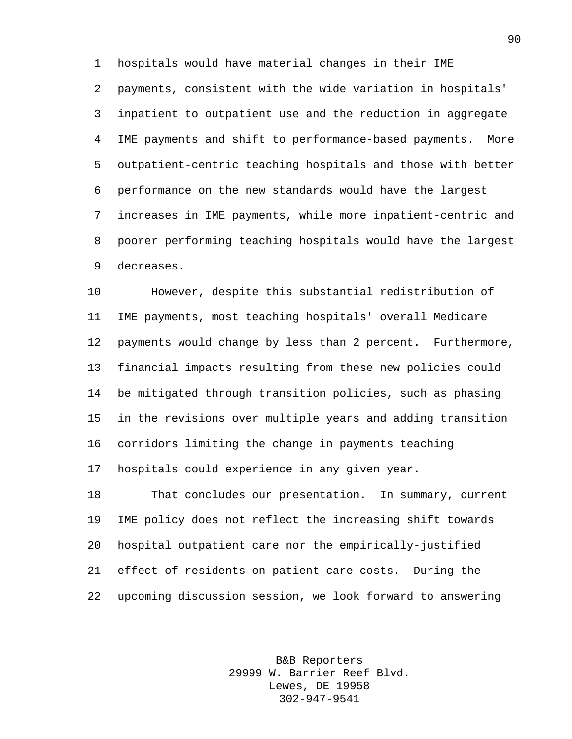hospitals would have material changes in their IME payments, consistent with the wide variation in hospitals' inpatient to outpatient use and the reduction in aggregate IME payments and shift to performance-based payments. More outpatient-centric teaching hospitals and those with better performance on the new standards would have the largest increases in IME payments, while more inpatient-centric and poorer performing teaching hospitals would have the largest decreases.

However, despite this substantial redistribution of IME payments, most teaching hospitals' overall Medicare payments would change by less than 2 percent. Furthermore, financial impacts resulting from these new policies could be mitigated through transition policies, such as phasing in the revisions over multiple years and adding transition corridors limiting the change in payments teaching hospitals could experience in any given year.

That concludes our presentation. In summary, current IME policy does not reflect the increasing shift towards hospital outpatient care nor the empirically-justified effect of residents on patient care costs. During the upcoming discussion session, we look forward to answering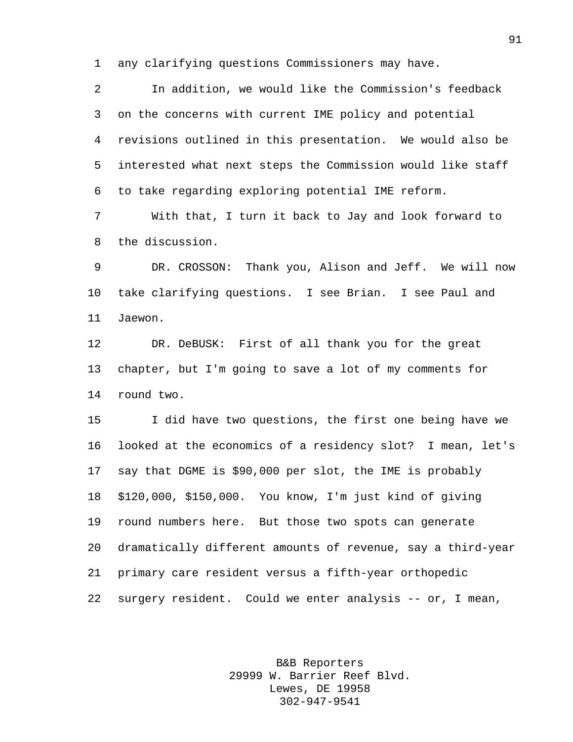any clarifying questions Commissioners may have.

In addition, we would like the Commission's feedback on the concerns with current IME policy and potential revisions outlined in this presentation. We would also be interested what next steps the Commission would like staff to take regarding exploring potential IME reform.

With that, I turn it back to Jay and look forward to the discussion.

DR. CROSSON: Thank you, Alison and Jeff. We will now take clarifying questions. I see Brian. I see Paul and Jaewon.

DR. DeBUSK: First of all thank you for the great chapter, but I'm going to save a lot of my comments for round two.

I did have two questions, the first one being have we looked at the economics of a residency slot? I mean, let's say that DGME is $90,000 per slot, the IME is probably $120,000, $150,000. You know, I'm just kind of giving round numbers here. But those two spots can generate dramatically different amounts of revenue, say a third-year primary care resident versus a fifth-year orthopedic surgery resident. Could we enter analysis -- or, I mean,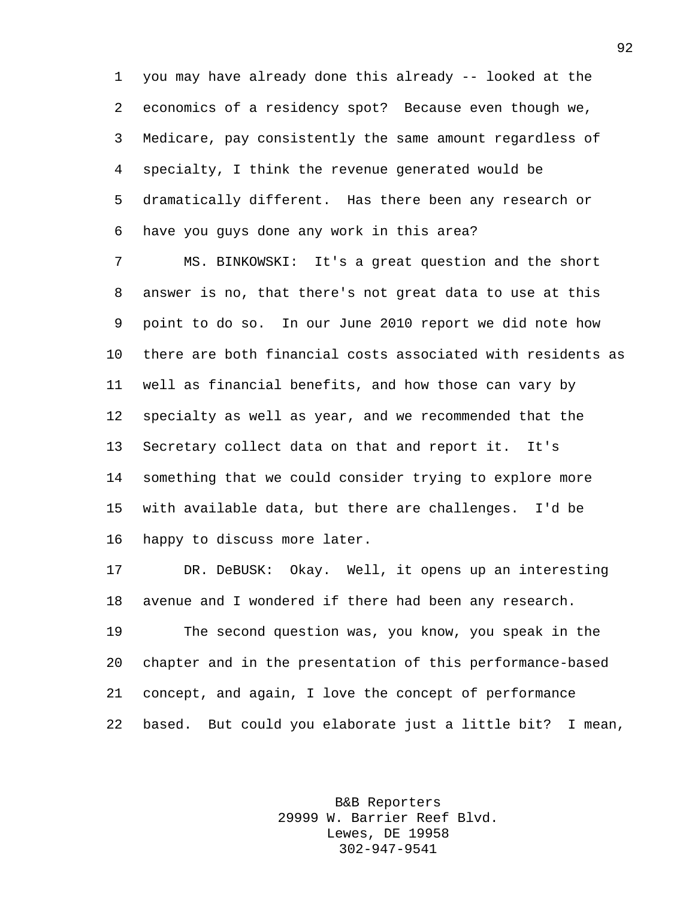you may have already done this already -- looked at the economics of a residency spot? Because even though we, Medicare, pay consistently the same amount regardless of specialty, I think the revenue generated would be dramatically different. Has there been any research or have you guys done any work in this area?

MS. BINKOWSKI: It's a great question and the short answer is no, that there's not great data to use at this point to do so. In our June 2010 report we did note how there are both financial costs associated with residents as well as financial benefits, and how those can vary by specialty as well as year, and we recommended that the Secretary collect data on that and report it. It's something that we could consider trying to explore more with available data, but there are challenges. I'd be happy to discuss more later.

DR. DeBUSK: Okay. Well, it opens up an interesting avenue and I wondered if there had been any research.

The second question was, you know, you speak in the chapter and in the presentation of this performance-based concept, and again, I love the concept of performance based. But could you elaborate just a little bit? I mean,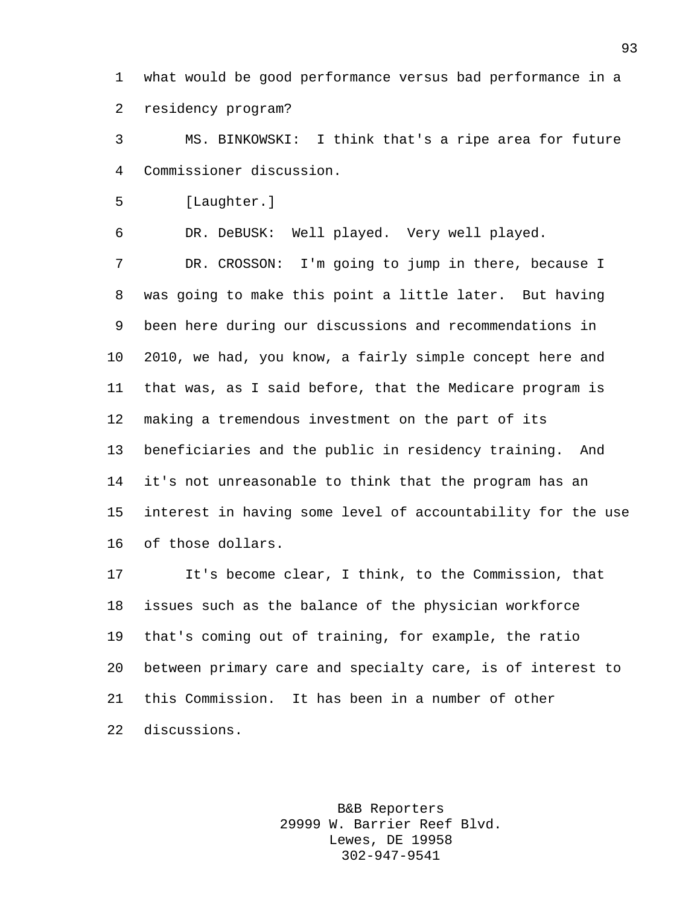what would be good performance versus bad performance in a residency program?

MS. BINKOWSKI: I think that's a ripe area for future Commissioner discussion.

[Laughter.]

DR. DeBUSK: Well played. Very well played.

DR. CROSSON: I'm going to jump in there, because I was going to make this point a little later. But having been here during our discussions and recommendations in 2010, we had, you know, a fairly simple concept here and that was, as I said before, that the Medicare program is making a tremendous investment on the part of its beneficiaries and the public in residency training. And it's not unreasonable to think that the program has an interest in having some level of accountability for the use of those dollars.

It's become clear, I think, to the Commission, that issues such as the balance of the physician workforce that's coming out of training, for example, the ratio between primary care and specialty care, is of interest to this Commission. It has been in a number of other discussions.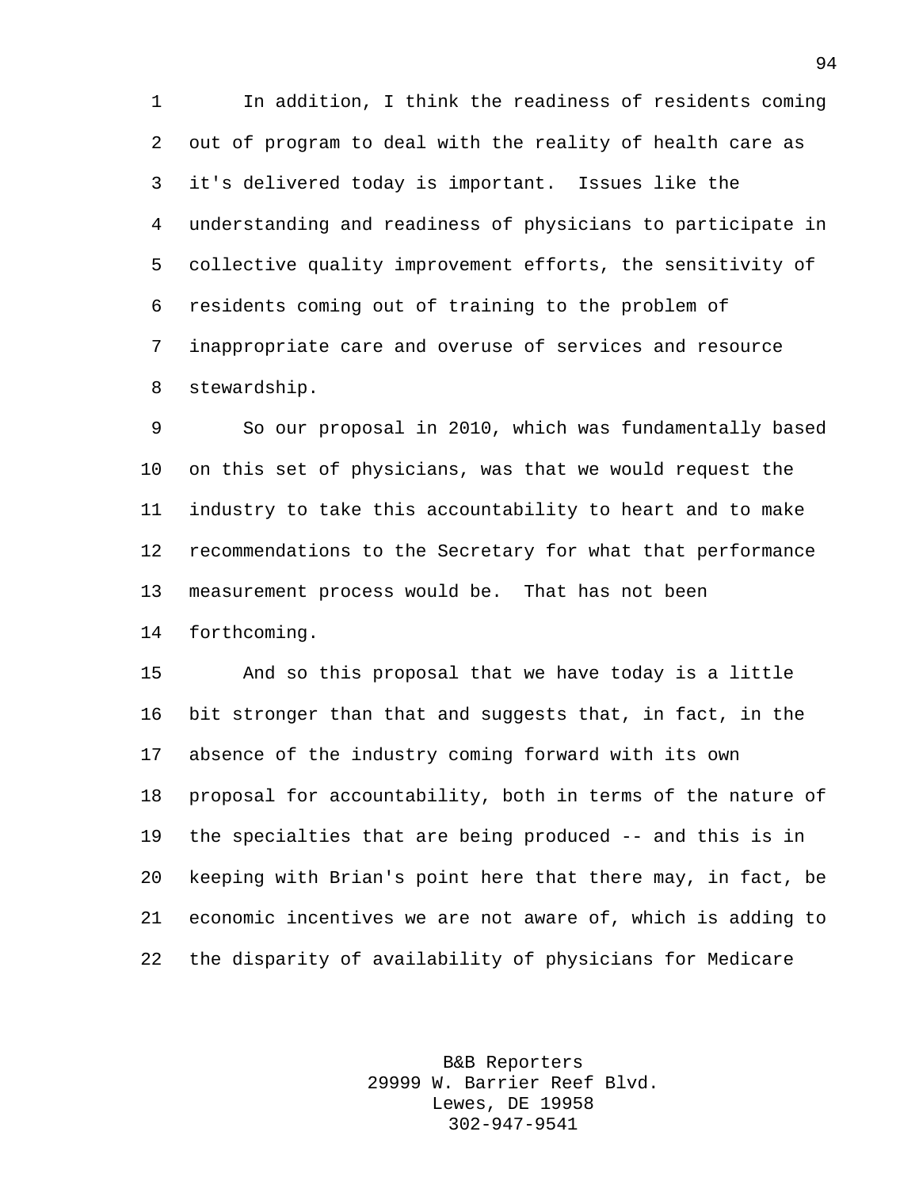In addition, I think the readiness of residents coming out of program to deal with the reality of health care as it's delivered today is important. Issues like the understanding and readiness of physicians to participate in collective quality improvement efforts, the sensitivity of residents coming out of training to the problem of inappropriate care and overuse of services and resource stewardship.

So our proposal in 2010, which was fundamentally based on this set of physicians, was that we would request the industry to take this accountability to heart and to make recommendations to the Secretary for what that performance measurement process would be. That has not been forthcoming.

And so this proposal that we have today is a little bit stronger than that and suggests that, in fact, in the absence of the industry coming forward with its own proposal for accountability, both in terms of the nature of the specialties that are being produced -- and this is in keeping with Brian's point here that there may, in fact, be economic incentives we are not aware of, which is adding to the disparity of availability of physicians for Medicare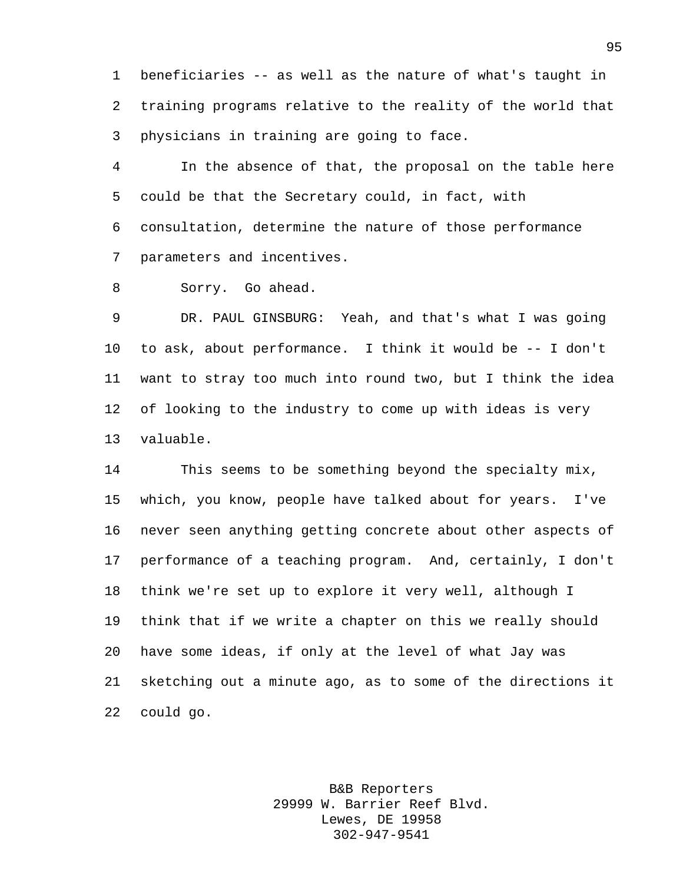beneficiaries -- as well as the nature of what's taught in training programs relative to the reality of the world that physicians in training are going to face.

In the absence of that, the proposal on the table here could be that the Secretary could, in fact, with consultation, determine the nature of those performance parameters and incentives.

Sorry. Go ahead.

DR. PAUL GINSBURG: Yeah, and that's what I was going to ask, about performance. I think it would be -- I don't want to stray too much into round two, but I think the idea of looking to the industry to come up with ideas is very valuable.

This seems to be something beyond the specialty mix, which, you know, people have talked about for years. I've never seen anything getting concrete about other aspects of performance of a teaching program. And, certainly, I don't think we're set up to explore it very well, although I think that if we write a chapter on this we really should have some ideas, if only at the level of what Jay was sketching out a minute ago, as to some of the directions it could go.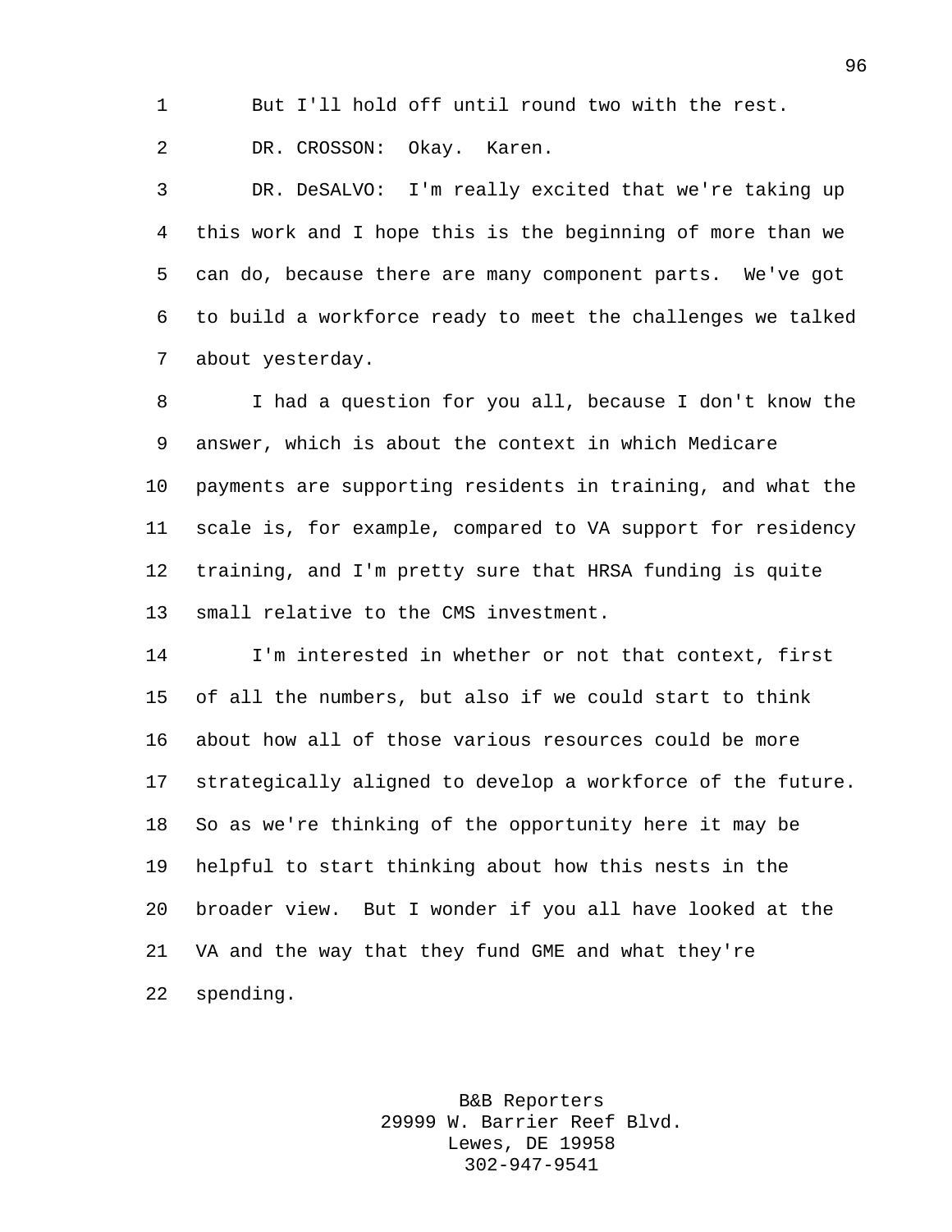But I'll hold off until round two with the rest.

DR. CROSSON: Okay. Karen.

DR. DeSALVO: I'm really excited that we're taking up this work and I hope this is the beginning of more than we can do, because there are many component parts. We've got to build a workforce ready to meet the challenges we talked about yesterday.

I had a question for you all, because I don't know the answer, which is about the context in which Medicare payments are supporting residents in training, and what the scale is, for example, compared to VA support for residency training, and I'm pretty sure that HRSA funding is quite small relative to the CMS investment.

I'm interested in whether or not that context, first of all the numbers, but also if we could start to think about how all of those various resources could be more strategically aligned to develop a workforce of the future. So as we're thinking of the opportunity here it may be helpful to start thinking about how this nests in the broader view. But I wonder if you all have looked at the VA and the way that they fund GME and what they're spending.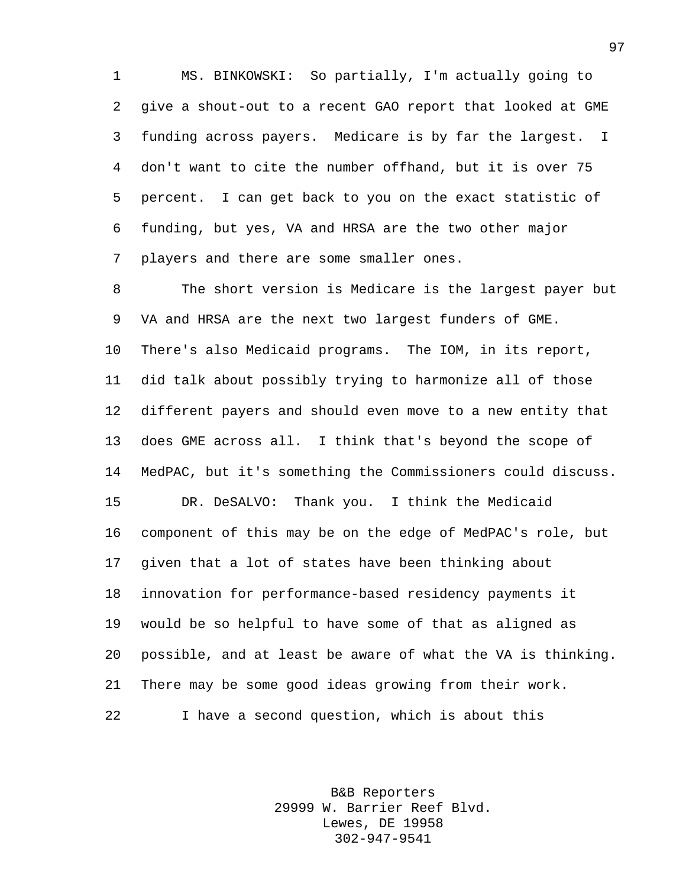MS. BINKOWSKI: So partially, I'm actually going to give a shout-out to a recent GAO report that looked at GME funding across payers. Medicare is by far the largest. I don't want to cite the number offhand, but it is over 75 percent. I can get back to you on the exact statistic of funding, but yes, VA and HRSA are the two other major players and there are some smaller ones.

The short version is Medicare is the largest payer but VA and HRSA are the next two largest funders of GME. There's also Medicaid programs. The IOM, in its report, did talk about possibly trying to harmonize all of those different payers and should even move to a new entity that does GME across all. I think that's beyond the scope of MedPAC, but it's something the Commissioners could discuss.

DR. DeSALVO: Thank you. I think the Medicaid component of this may be on the edge of MedPAC's role, but given that a lot of states have been thinking about innovation for performance-based residency payments it would be so helpful to have some of that as aligned as possible, and at least be aware of what the VA is thinking. There may be some good ideas growing from their work.

I have a second question, which is about this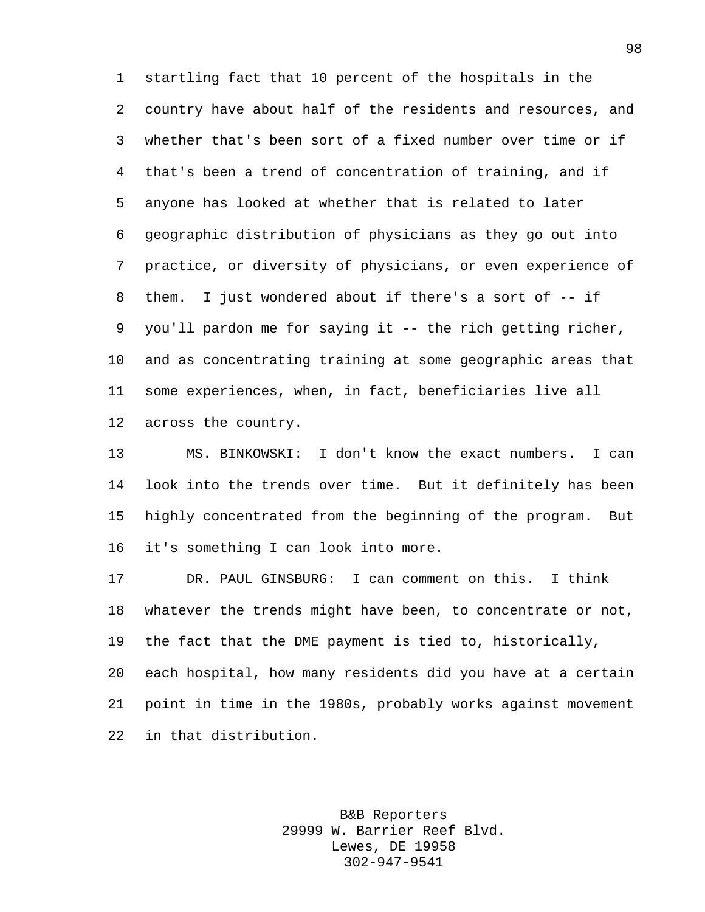startling fact that 10 percent of the hospitals in the country have about half of the residents and resources, and whether that's been sort of a fixed number over time or if that's been a trend of concentration of training, and if anyone has looked at whether that is related to later geographic distribution of physicians as they go out into practice, or diversity of physicians, or even experience of them. I just wondered about if there's a sort of -- if you'll pardon me for saying it -- the rich getting richer, and as concentrating training at some geographic areas that some experiences, when, in fact, beneficiaries live all across the country.

MS. BINKOWSKI: I don't know the exact numbers. I can look into the trends over time. But it definitely has been highly concentrated from the beginning of the program. But it's something I can look into more.

DR. PAUL GINSBURG: I can comment on this. I think whatever the trends might have been, to concentrate or not, the fact that the DME payment is tied to, historically, each hospital, how many residents did you have at a certain point in time in the 1980s, probably works against movement in that distribution.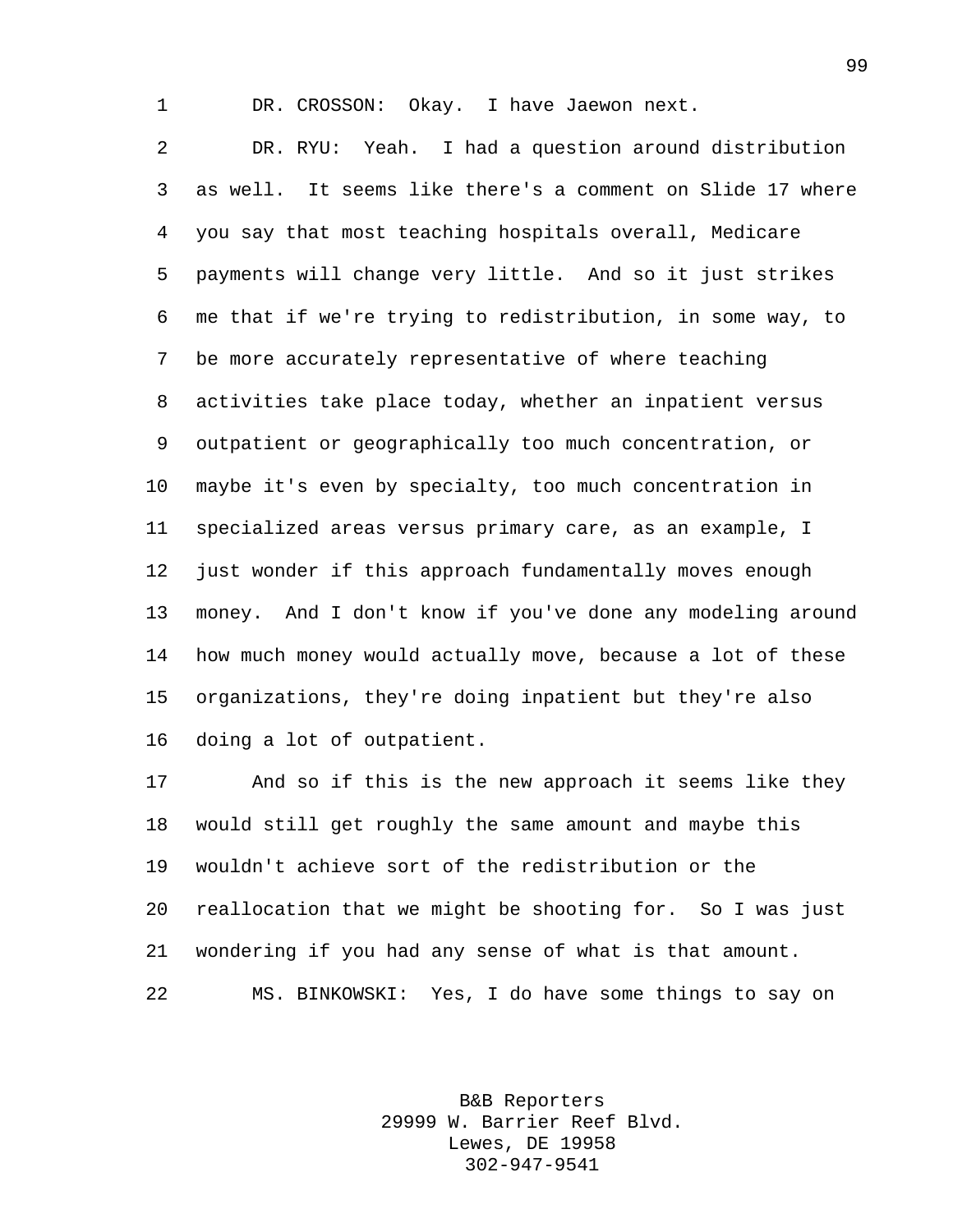DR. CROSSON: Okay. I have Jaewon next.

DR. RYU: Yeah. I had a question around distribution as well. It seems like there's a comment on Slide 17 where you say that most teaching hospitals overall, Medicare payments will change very little. And so it just strikes me that if we're trying to redistribution, in some way, to be more accurately representative of where teaching activities take place today, whether an inpatient versus outpatient or geographically too much concentration, or maybe it's even by specialty, too much concentration in specialized areas versus primary care, as an example, I just wonder if this approach fundamentally moves enough money. And I don't know if you've done any modeling around how much money would actually move, because a lot of these organizations, they're doing inpatient but they're also doing a lot of outpatient.

And so if this is the new approach it seems like they would still get roughly the same amount and maybe this wouldn't achieve sort of the redistribution or the reallocation that we might be shooting for. So I was just wondering if you had any sense of what is that amount.

MS. BINKOWSKI: Yes, I do have some things to say on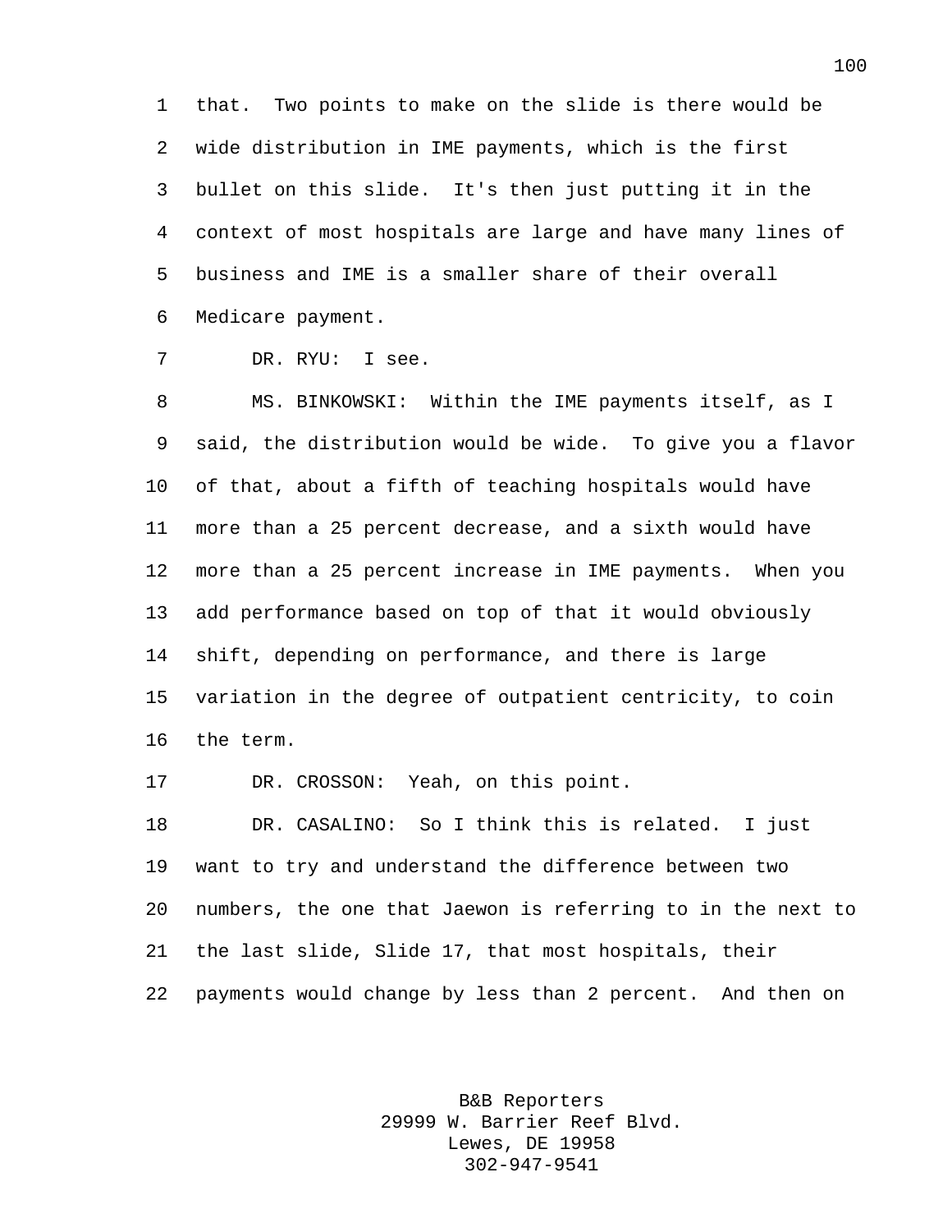that. Two points to make on the slide is there would be wide distribution in IME payments, which is the first bullet on this slide. It's then just putting it in the context of most hospitals are large and have many lines of business and IME is a smaller share of their overall Medicare payment.

DR. RYU: I see.

MS. BINKOWSKI: Within the IME payments itself, as I said, the distribution would be wide. To give you a flavor of that, about a fifth of teaching hospitals would have more than a 25 percent decrease, and a sixth would have more than a 25 percent increase in IME payments. When you add performance based on top of that it would obviously shift, depending on performance, and there is large variation in the degree of outpatient centricity, to coin the term.

DR. CROSSON: Yeah, on this point.

DR. CASALINO: So I think this is related. I just want to try and understand the difference between two numbers, the one that Jaewon is referring to in the next to the last slide, Slide 17, that most hospitals, their payments would change by less than 2 percent. And then on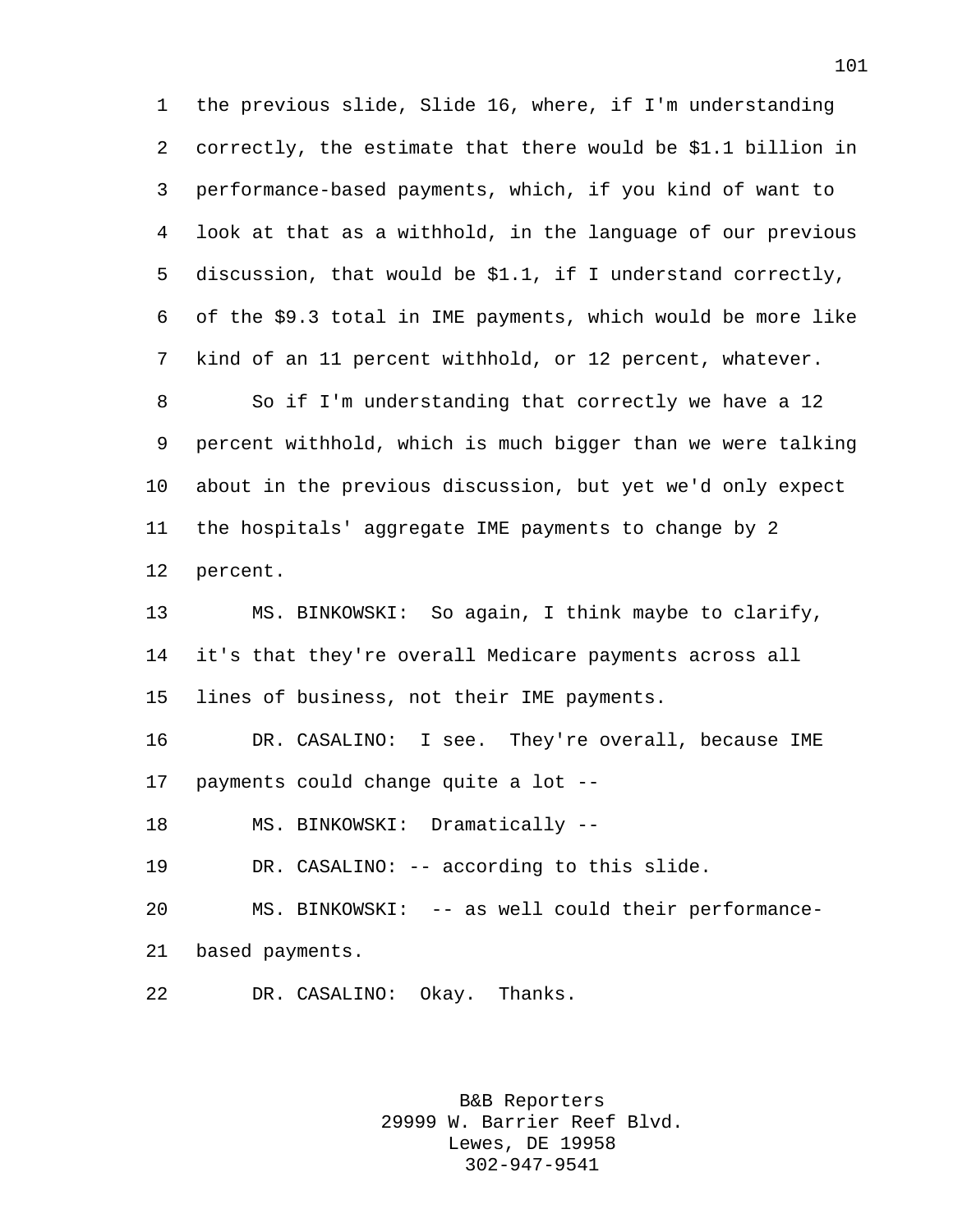the previous slide, Slide 16, where, if I'm understanding correctly, the estimate that there would be $1.1 billion in performance-based payments, which, if you kind of want to look at that as a withhold, in the language of our previous discussion, that would be $1.1, if I understand correctly, of the $9.3 total in IME payments, which would be more like kind of an 11 percent withhold, or 12 percent, whatever.

So if I'm understanding that correctly we have a 12 percent withhold, which is much bigger than we were talking about in the previous discussion, but yet we'd only expect the hospitals' aggregate IME payments to change by 2 percent.

MS. BINKOWSKI: So again, I think maybe to clarify, it's that they're overall Medicare payments across all lines of business, not their IME payments.

DR. CASALINO: I see. They're overall, because IME payments could change quite a lot --

MS. BINKOWSKI: Dramatically --

DR. CASALINO: -- according to this slide.

MS. BINKOWSKI: -- as well could their performance-based payments.

DR. CASALINO: Okay. Thanks.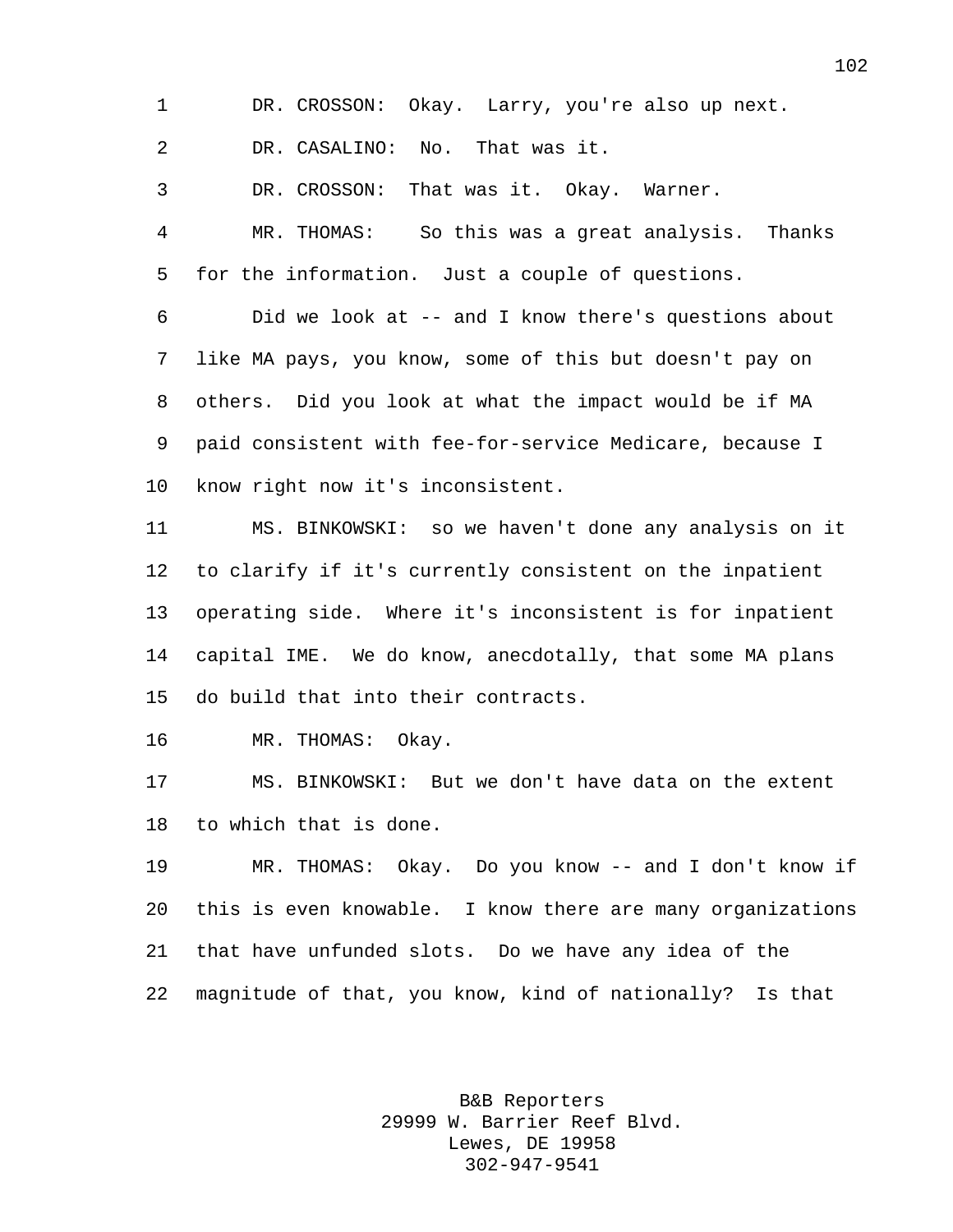DR. CROSSON: Okay. Larry, you're also up next.

DR. CASALINO: No. That was it.

DR. CROSSON: That was it. Okay. Warner.

MR. THOMAS: So this was a great analysis. Thanks for the information. Just a couple of questions.

Did we look at -- and I know there's questions about like MA pays, you know, some of this but doesn't pay on others. Did you look at what the impact would be if MA paid consistent with fee-for-service Medicare, because I know right now it's inconsistent.

MS. BINKOWSKI: so we haven't done any analysis on it to clarify if it's currently consistent on the inpatient operating side. Where it's inconsistent is for inpatient capital IME. We do know, anecdotally, that some MA plans do build that into their contracts.

MR. THOMAS: Okay.

MS. BINKOWSKI: But we don't have data on the extent to which that is done.

MR. THOMAS: Okay. Do you know -- and I don't know if this is even knowable. I know there are many organizations that have unfunded slots. Do we have any idea of the magnitude of that, you know, kind of nationally? Is that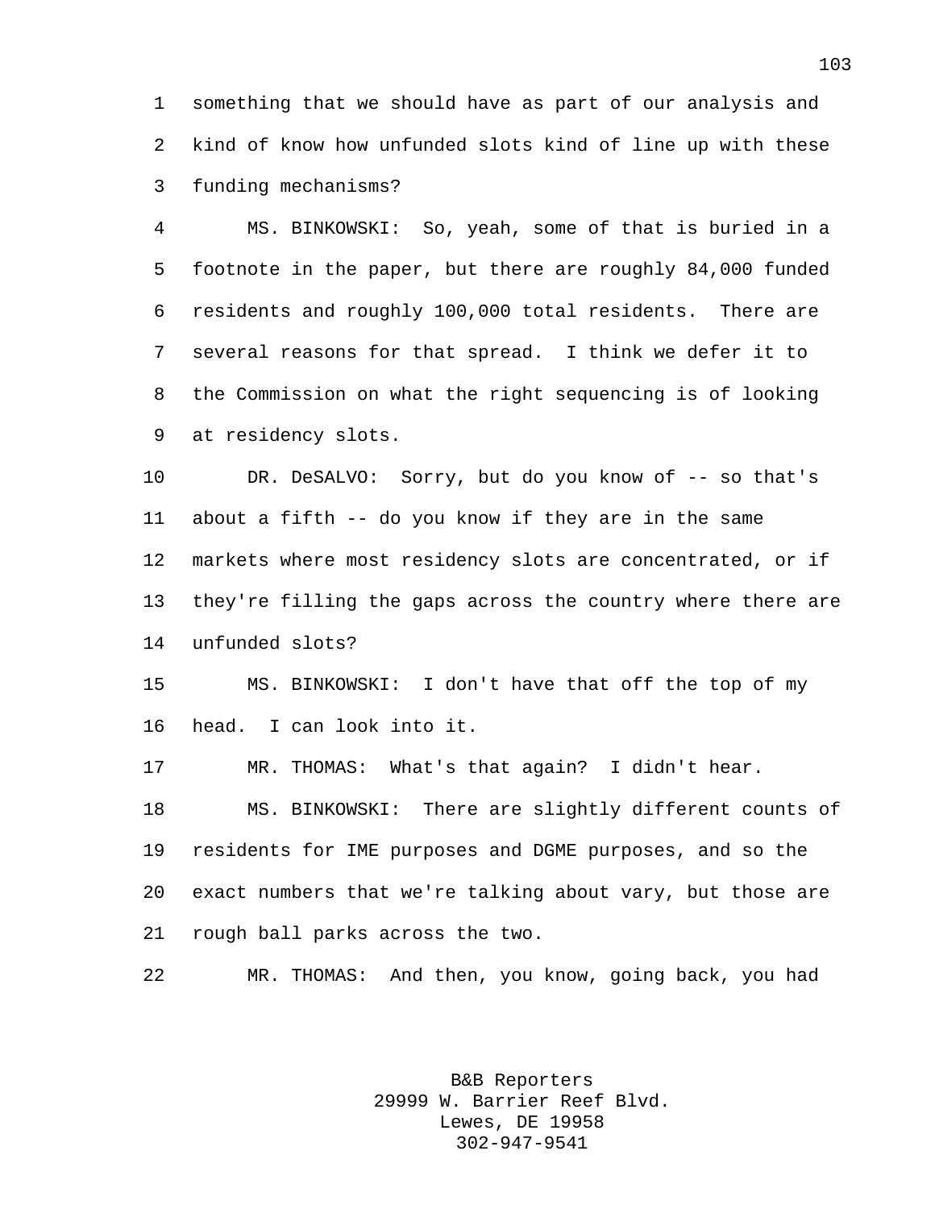1 something that we should have as part of our analysis and
2 kind of know how unfunded slots kind of line up with these
3 funding mechanisms?

4 MS. BINKOWSKI: So, yeah, some of that is buried in a
5 footnote in the paper, but there are roughly 84,000 funded
6 residents and roughly 100,000 total residents. There are
7 several reasons for that spread. I think we defer it to
8 the Commission on what the right sequencing is of looking
9 at residency slots.

10 DR. DeSALVO: Sorry, but do you know of -- so that's
11 about a fifth -- do you know if they are in the same
12 markets where most residency slots are concentrated, or if
13 they're filling the gaps across the country where there are
14 unfunded slots?

15 MS. BINKOWSKI: I don't have that off the top of my
16 head. I can look into it.

17 MR. THOMAS: What's that again? I didn't hear.

18 MS. BINKOWSKI: There are slightly different counts of
19 residents for IME purposes and DGME purposes, and so the
20 exact numbers that we're talking about vary, but those are
21 rough ball parks across the two.

22 MR. THOMAS: And then, you know, going back, you had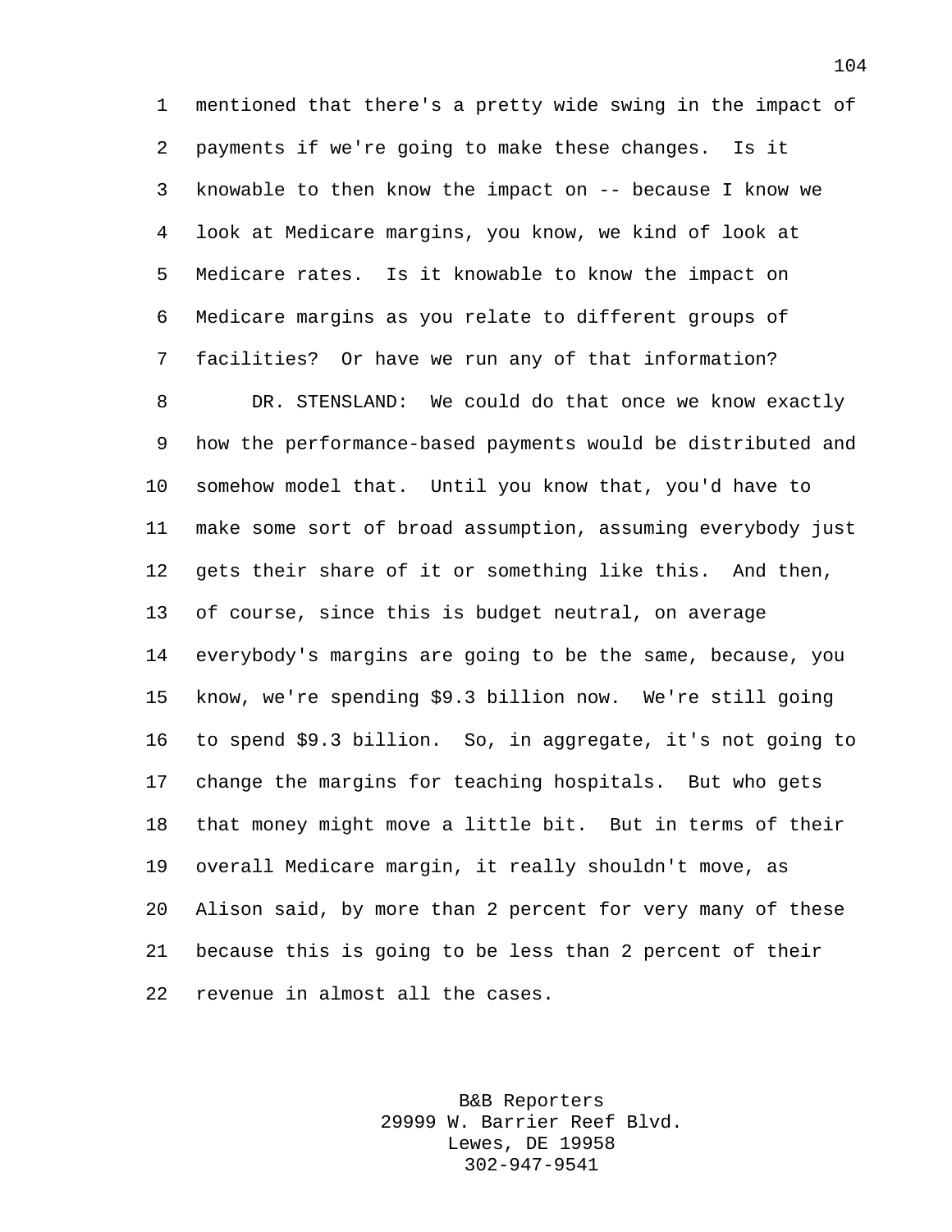mentioned that there's a pretty wide swing in the impact of payments if we're going to make these changes. Is it knowable to then know the impact on -- because I know we look at Medicare margins, you know, we kind of look at Medicare rates. Is it knowable to know the impact on Medicare margins as you relate to different groups of facilities? Or have we run any of that information?

DR. STENSLAND: We could do that once we know exactly how the performance-based payments would be distributed and somehow model that. Until you know that, you'd have to make some sort of broad assumption, assuming everybody just gets their share of it or something like this. And then, of course, since this is budget neutral, on average everybody's margins are going to be the same, because, you know, we're spending $9.3 billion now. We're still going to spend $9.3 billion. So, in aggregate, it's not going to change the margins for teaching hospitals. But who gets that money might move a little bit. But in terms of their overall Medicare margin, it really shouldn't move, as Alison said, by more than 2 percent for very many of these because this is going to be less than 2 percent of their revenue in almost all the cases.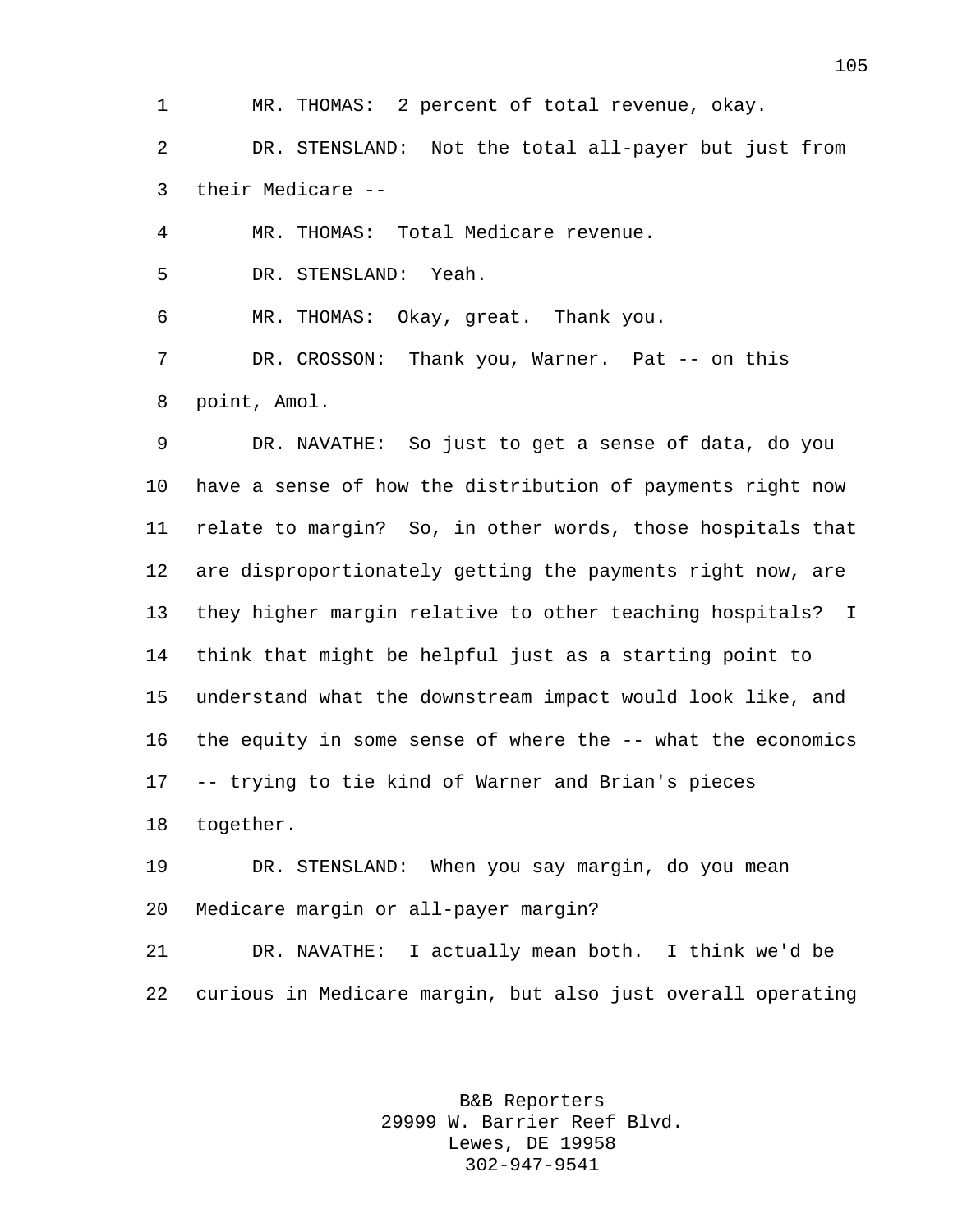MR. THOMAS: 2 percent of total revenue, okay.

DR. STENSLAND: Not the total all-payer but just from their Medicare --

MR. THOMAS: Total Medicare revenue.

DR. STENSLAND: Yeah.

MR. THOMAS: Okay, great. Thank you.

DR. CROSSON: Thank you, Warner. Pat -- on this point, Amol.

DR. NAVATHE: So just to get a sense of data, do you have a sense of how the distribution of payments right now relate to margin? So, in other words, those hospitals that are disproportionately getting the payments right now, are they higher margin relative to other teaching hospitals? I think that might be helpful just as a starting point to understand what the downstream impact would look like, and the equity in some sense of where the -- what the economics -- trying to tie kind of Warner and Brian's pieces together.

DR. STENSLAND: When you say margin, do you mean Medicare margin or all-payer margin?

DR. NAVATHE: I actually mean both. I think we'd be curious in Medicare margin, but also just overall operating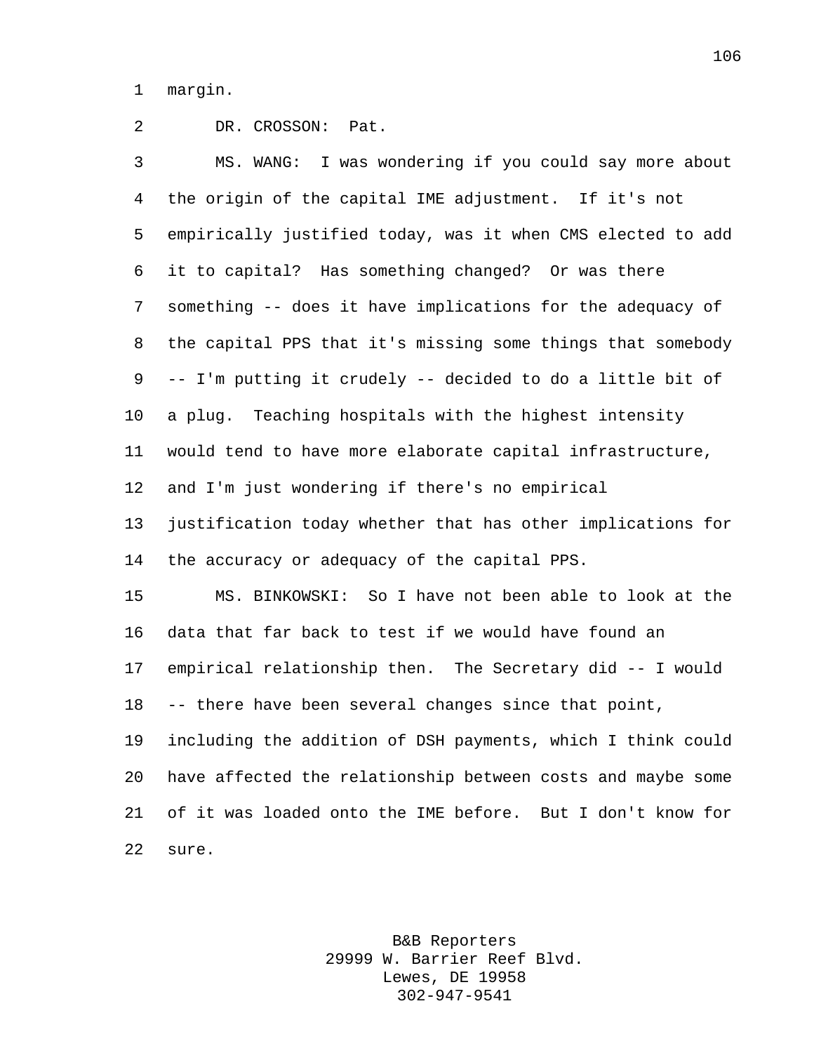margin.

DR. CROSSON: Pat.

MS. WANG: I was wondering if you could say more about the origin of the capital IME adjustment. If it's not empirically justified today, was it when CMS elected to add it to capital? Has something changed? Or was there something -- does it have implications for the adequacy of the capital PPS that it's missing some things that somebody -- I'm putting it crudely -- decided to do a little bit of a plug. Teaching hospitals with the highest intensity would tend to have more elaborate capital infrastructure, and I'm just wondering if there's no empirical justification today whether that has other implications for the accuracy or adequacy of the capital PPS.

MS. BINKOWSKI: So I have not been able to look at the data that far back to test if we would have found an empirical relationship then. The Secretary did -- I would -- there have been several changes since that point, including the addition of DSH payments, which I think could have affected the relationship between costs and maybe some of it was loaded onto the IME before. But I don't know for sure.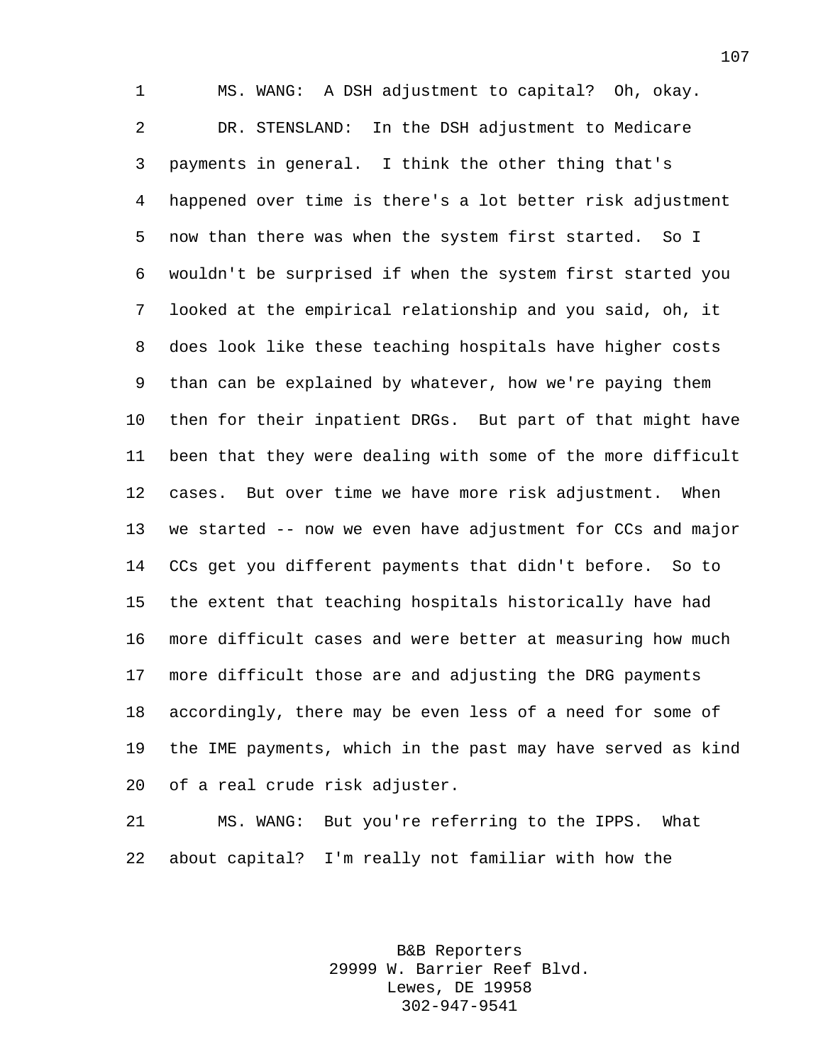MS. WANG: A DSH adjustment to capital? Oh, okay.

DR. STENSLAND: In the DSH adjustment to Medicare payments in general. I think the other thing that's happened over time is there's a lot better risk adjustment now than there was when the system first started. So I wouldn't be surprised if when the system first started you looked at the empirical relationship and you said, oh, it does look like these teaching hospitals have higher costs than can be explained by whatever, how we're paying them then for their inpatient DRGs. But part of that might have been that they were dealing with some of the more difficult cases. But over time we have more risk adjustment. When we started -- now we even have adjustment for CCs and major CCs get you different payments that didn't before. So to the extent that teaching hospitals historically have had more difficult cases and were better at measuring how much more difficult those are and adjusting the DRG payments accordingly, there may be even less of a need for some of the IME payments, which in the past may have served as kind of a real crude risk adjuster.

MS. WANG: But you're referring to the IPPS. What about capital? I'm really not familiar with how the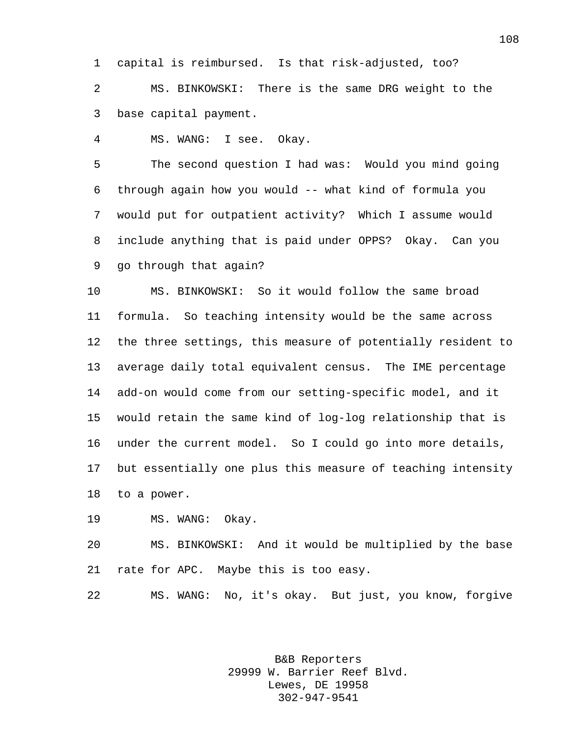capital is reimbursed. Is that risk-adjusted, too?

MS. BINKOWSKI: There is the same DRG weight to the base capital payment.

MS. WANG: I see. Okay.

The second question I had was: Would you mind going through again how you would -- what kind of formula you would put for outpatient activity? Which I assume would include anything that is paid under OPPS? Okay. Can you go through that again?

MS. BINKOWSKI: So it would follow the same broad formula. So teaching intensity would be the same across the three settings, this measure of potentially resident to average daily total equivalent census. The IME percentage add-on would come from our setting-specific model, and it would retain the same kind of log-log relationship that is under the current model. So I could go into more details, but essentially one plus this measure of teaching intensity to a power.

MS. WANG: Okay.

MS. BINKOWSKI: And it would be multiplied by the base rate for APC. Maybe this is too easy.

MS. WANG: No, it's okay. But just, you know, forgive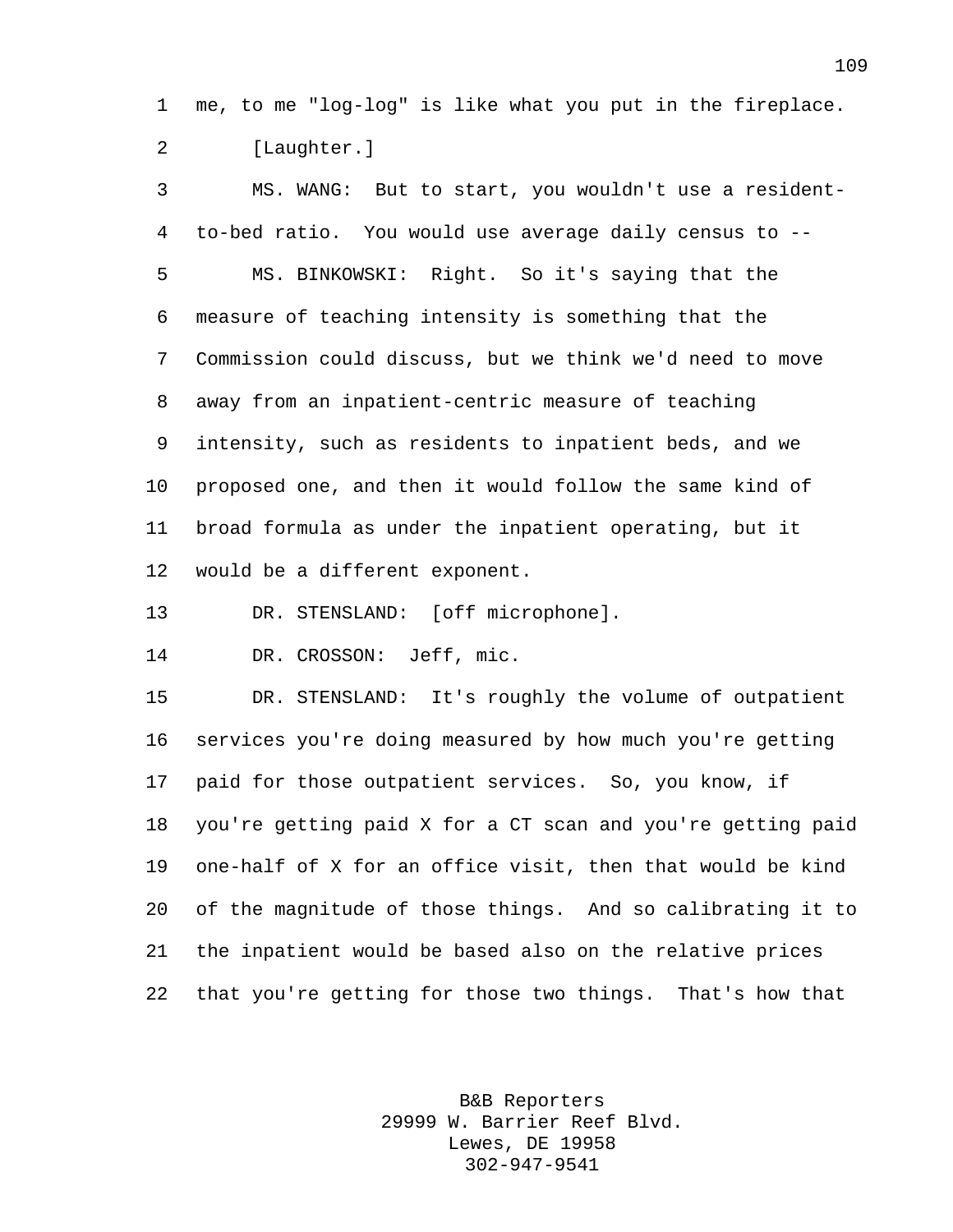me, to me "log-log" is like what you put in the fireplace.

[Laughter.]

MS. WANG: But to start, you wouldn't use a resident-to-bed ratio. You would use average daily census to --

MS. BINKOWSKI: Right. So it's saying that the measure of teaching intensity is something that the Commission could discuss, but we think we'd need to move away from an inpatient-centric measure of teaching intensity, such as residents to inpatient beds, and we proposed one, and then it would follow the same kind of broad formula as under the inpatient operating, but it would be a different exponent.

DR. STENSLAND: [off microphone].

DR. CROSSON: Jeff, mic.

DR. STENSLAND: It's roughly the volume of outpatient services you're doing measured by how much you're getting paid for those outpatient services. So, you know, if you're getting paid X for a CT scan and you're getting paid one-half of X for an office visit, then that would be kind of the magnitude of those things. And so calibrating it to the inpatient would be based also on the relative prices that you're getting for those two things. That's how that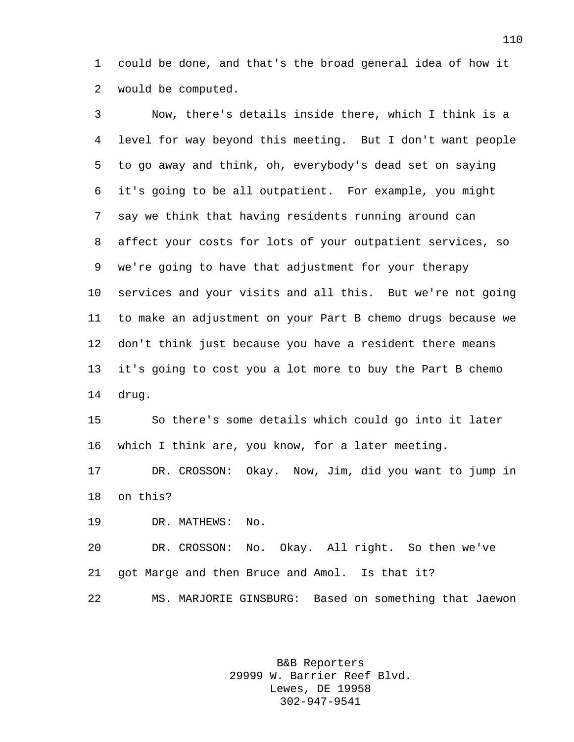could be done, and that's the broad general idea of how it would be computed.

Now, there's details inside there, which I think is a level for way beyond this meeting. But I don't want people to go away and think, oh, everybody's dead set on saying it's going to be all outpatient. For example, you might say we think that having residents running around can affect your costs for lots of your outpatient services, so we're going to have that adjustment for your therapy services and your visits and all this. But we're not going to make an adjustment on your Part B chemo drugs because we don't think just because you have a resident there means it's going to cost you a lot more to buy the Part B chemo drug.

So there's some details which could go into it later which I think are, you know, for a later meeting.

DR. CROSSON: Okay. Now, Jim, did you want to jump in on this?

DR. MATHEWS: No.

DR. CROSSON: No. Okay. All right. So then we've got Marge and then Bruce and Amol. Is that it?

MS. MARJORIE GINSBURG: Based on something that Jaewon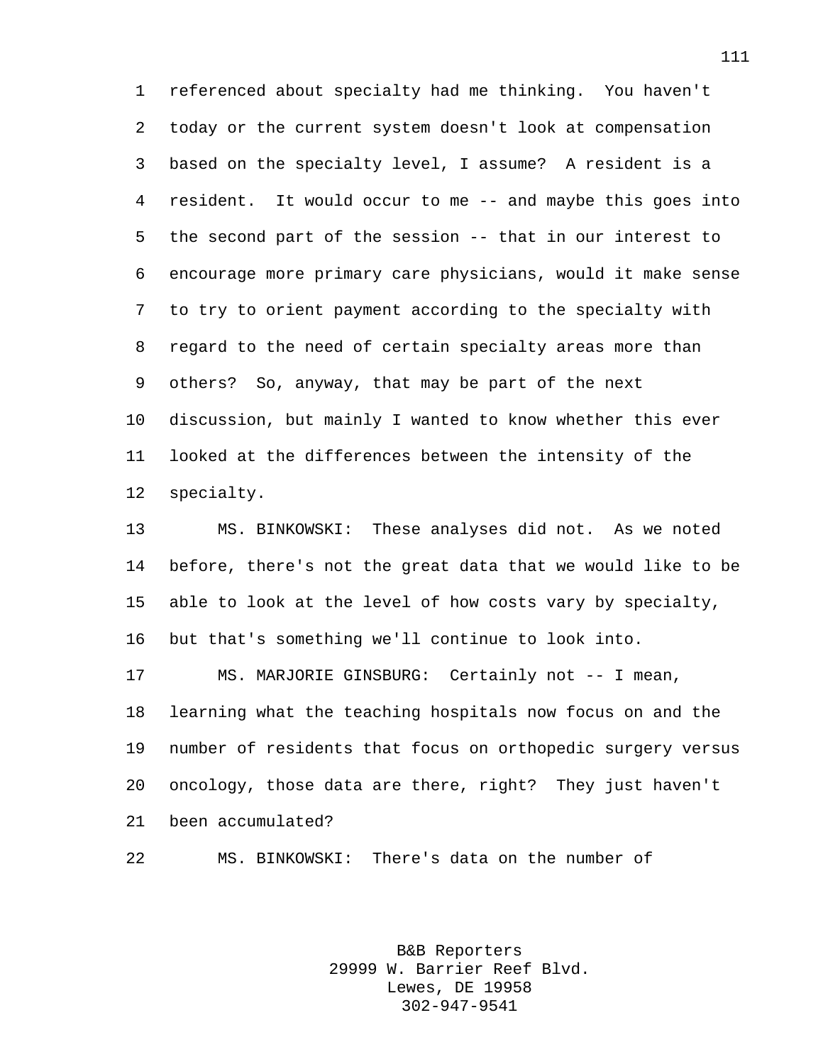referenced about specialty had me thinking. You haven't today or the current system doesn't look at compensation based on the specialty level, I assume? A resident is a resident. It would occur to me -- and maybe this goes into the second part of the session -- that in our interest to encourage more primary care physicians, would it make sense to try to orient payment according to the specialty with regard to the need of certain specialty areas more than others? So, anyway, that may be part of the next discussion, but mainly I wanted to know whether this ever looked at the differences between the intensity of the specialty.

MS. BINKOWSKI: These analyses did not. As we noted before, there's not the great data that we would like to be able to look at the level of how costs vary by specialty, but that's something we'll continue to look into.

MS. MARJORIE GINSBURG: Certainly not -- I mean, learning what the teaching hospitals now focus on and the number of residents that focus on orthopedic surgery versus oncology, those data are there, right? They just haven't been accumulated?

MS. BINKOWSKI: There's data on the number of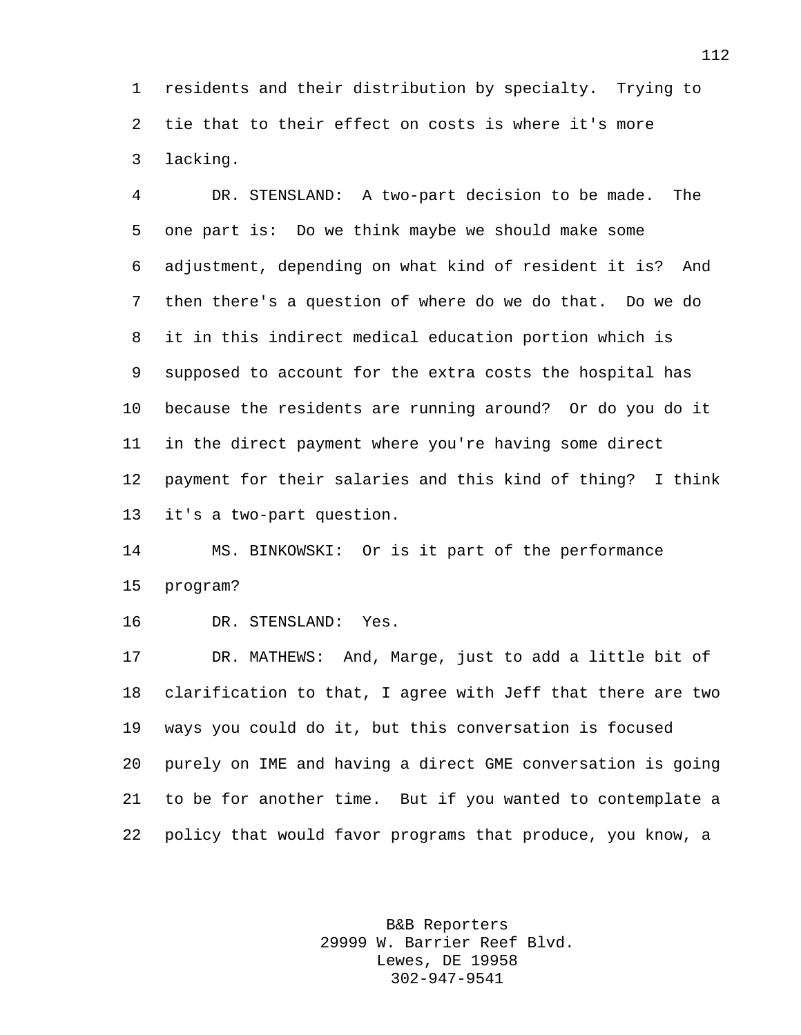residents and their distribution by specialty. Trying to tie that to their effect on costs is where it's more lacking.

DR. STENSLAND: A two-part decision to be made. The one part is: Do we think maybe we should make some adjustment, depending on what kind of resident it is? And then there's a question of where do we do that. Do we do it in this indirect medical education portion which is supposed to account for the extra costs the hospital has because the residents are running around? Or do you do it in the direct payment where you're having some direct payment for their salaries and this kind of thing? I think it's a two-part question.

MS. BINKOWSKI: Or is it part of the performance program?

DR. STENSLAND: Yes.

DR. MATHEWS: And, Marge, just to add a little bit of clarification to that, I agree with Jeff that there are two ways you could do it, but this conversation is focused purely on IME and having a direct GME conversation is going to be for another time. But if you wanted to contemplate a policy that would favor programs that produce, you know, a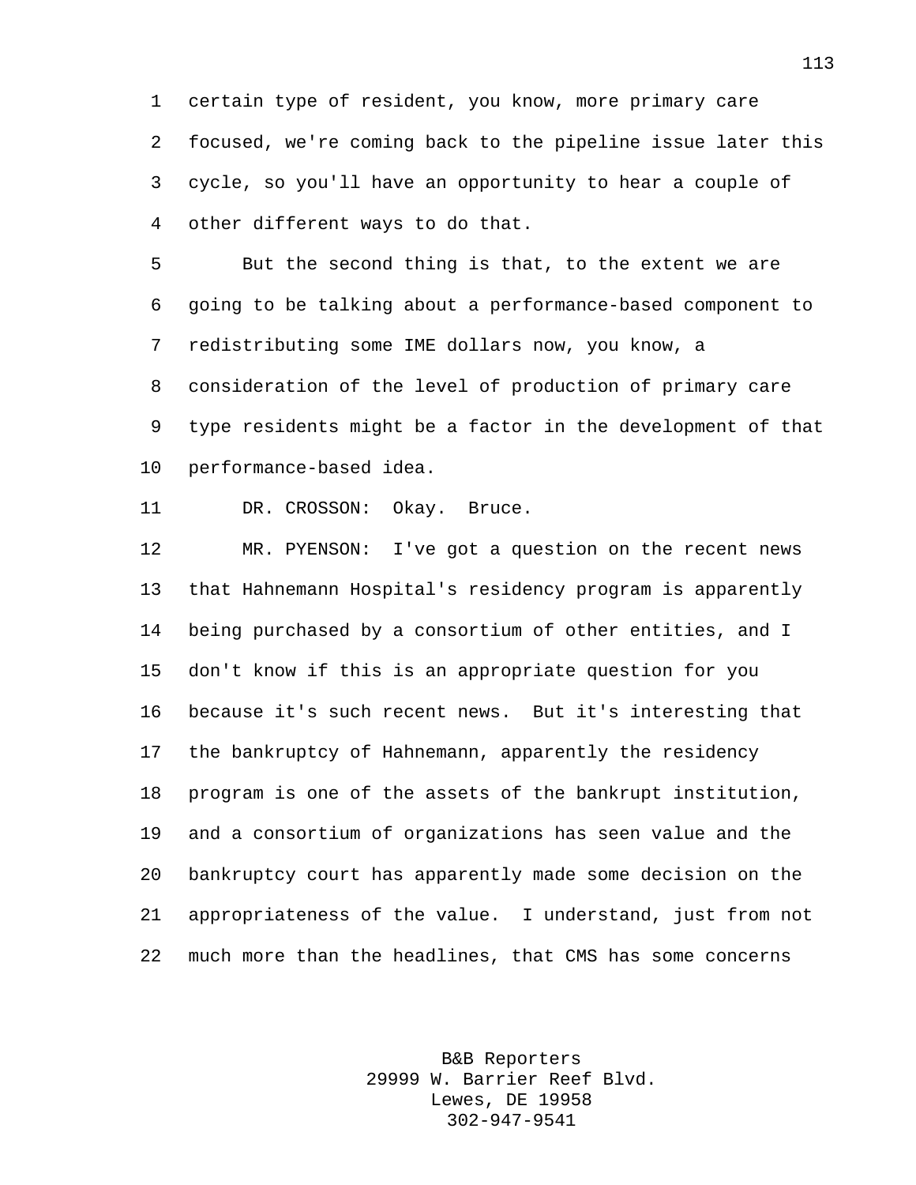certain type of resident, you know, more primary care focused, we're coming back to the pipeline issue later this cycle, so you'll have an opportunity to hear a couple of other different ways to do that.

But the second thing is that, to the extent we are going to be talking about a performance-based component to redistributing some IME dollars now, you know, a consideration of the level of production of primary care type residents might be a factor in the development of that performance-based idea.

DR. CROSSON: Okay. Bruce.

MR. PYENSON: I've got a question on the recent news that Hahnemann Hospital's residency program is apparently being purchased by a consortium of other entities, and I don't know if this is an appropriate question for you because it's such recent news. But it's interesting that the bankruptcy of Hahnemann, apparently the residency program is one of the assets of the bankrupt institution, and a consortium of organizations has seen value and the bankruptcy court has apparently made some decision on the appropriateness of the value. I understand, just from not much more than the headlines, that CMS has some concerns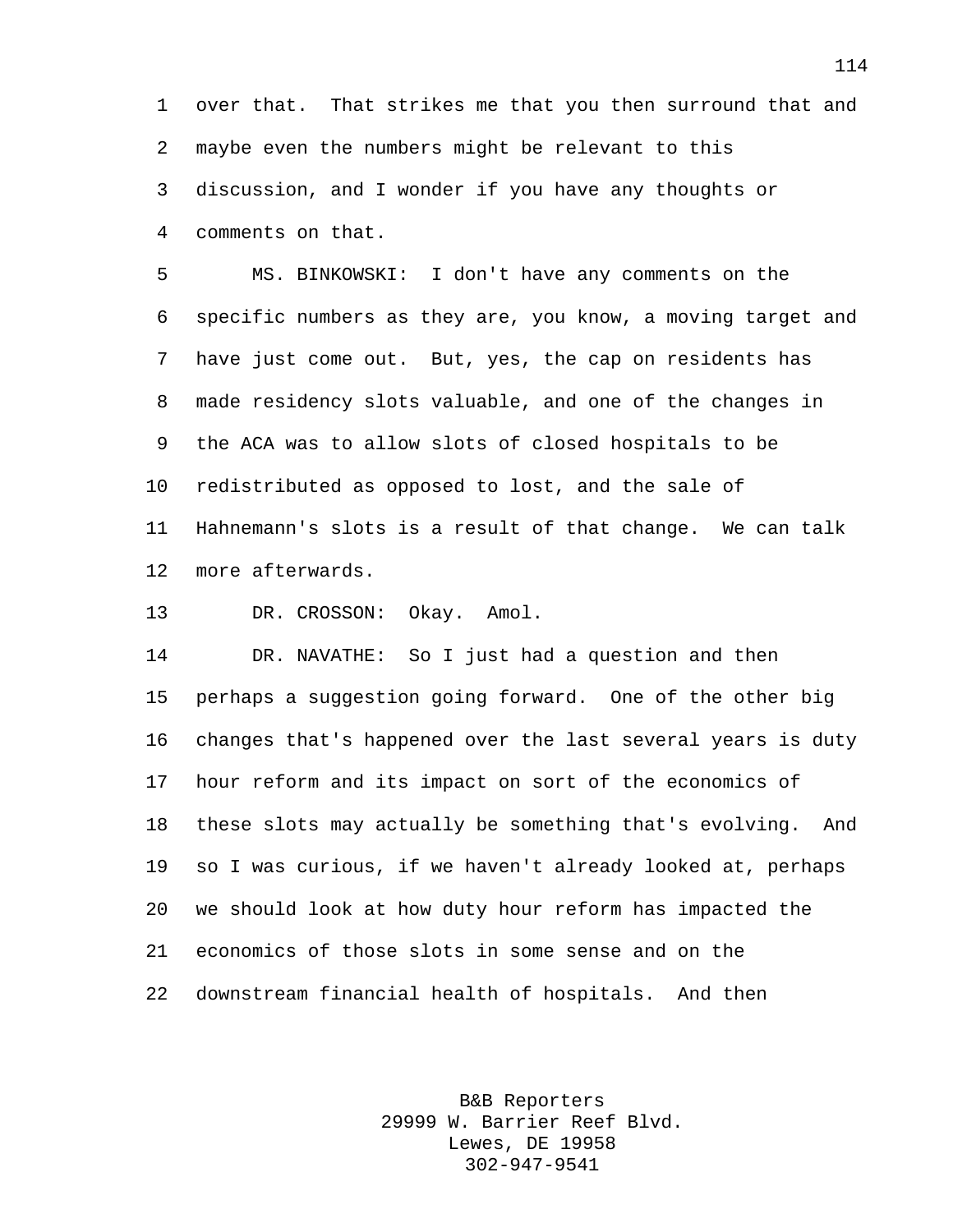over that. That strikes me that you then surround that and maybe even the numbers might be relevant to this discussion, and I wonder if you have any thoughts or comments on that.

MS. BINKOWSKI: I don't have any comments on the specific numbers as they are, you know, a moving target and have just come out. But, yes, the cap on residents has made residency slots valuable, and one of the changes in the ACA was to allow slots of closed hospitals to be redistributed as opposed to lost, and the sale of Hahnemann's slots is a result of that change. We can talk more afterwards.

DR. CROSSON: Okay. Amol.

DR. NAVATHE: So I just had a question and then perhaps a suggestion going forward. One of the other big changes that's happened over the last several years is duty hour reform and its impact on sort of the economics of these slots may actually be something that's evolving. And so I was curious, if we haven't already looked at, perhaps we should look at how duty hour reform has impacted the economics of those slots in some sense and on the downstream financial health of hospitals. And then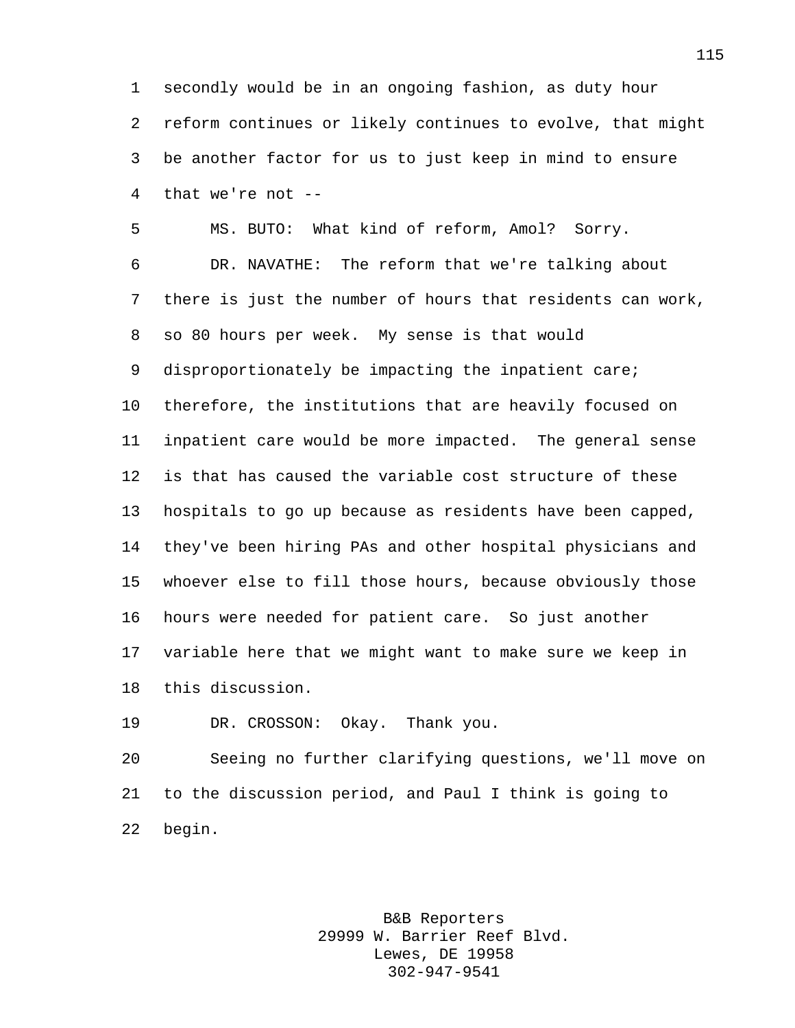secondly would be in an ongoing fashion, as duty hour reform continues or likely continues to evolve, that might be another factor for us to just keep in mind to ensure that we're not --

MS. BUTO: What kind of reform, Amol? Sorry.

DR. NAVATHE: The reform that we're talking about there is just the number of hours that residents can work, so 80 hours per week. My sense is that would disproportionately be impacting the inpatient care; therefore, the institutions that are heavily focused on inpatient care would be more impacted. The general sense is that has caused the variable cost structure of these hospitals to go up because as residents have been capped, they've been hiring PAs and other hospital physicians and whoever else to fill those hours, because obviously those hours were needed for patient care. So just another variable here that we might want to make sure we keep in this discussion.

DR. CROSSON: Okay. Thank you.

Seeing no further clarifying questions, we'll move on to the discussion period, and Paul I think is going to begin.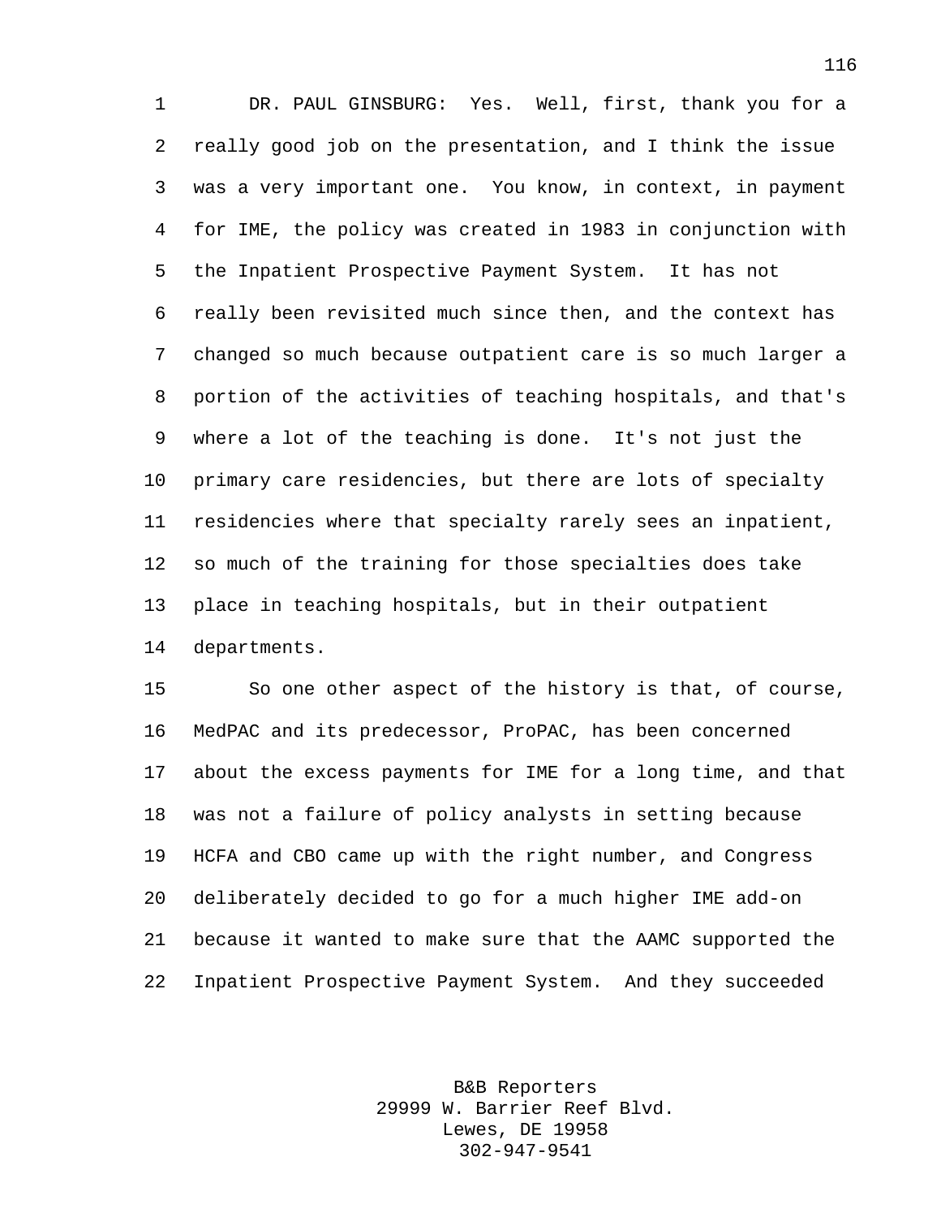DR. PAUL GINSBURG: Yes. Well, first, thank you for a really good job on the presentation, and I think the issue was a very important one. You know, in context, in payment for IME, the policy was created in 1983 in conjunction with the Inpatient Prospective Payment System. It has not really been revisited much since then, and the context has changed so much because outpatient care is so much larger a portion of the activities of teaching hospitals, and that's where a lot of the teaching is done. It's not just the primary care residencies, but there are lots of specialty residencies where that specialty rarely sees an inpatient, so much of the training for those specialties does take place in teaching hospitals, but in their outpatient departments.

So one other aspect of the history is that, of course, MedPAC and its predecessor, ProPAC, has been concerned about the excess payments for IME for a long time, and that was not a failure of policy analysts in setting because HCFA and CBO came up with the right number, and Congress deliberately decided to go for a much higher IME add-on because it wanted to make sure that the AAMC supported the Inpatient Prospective Payment System. And they succeeded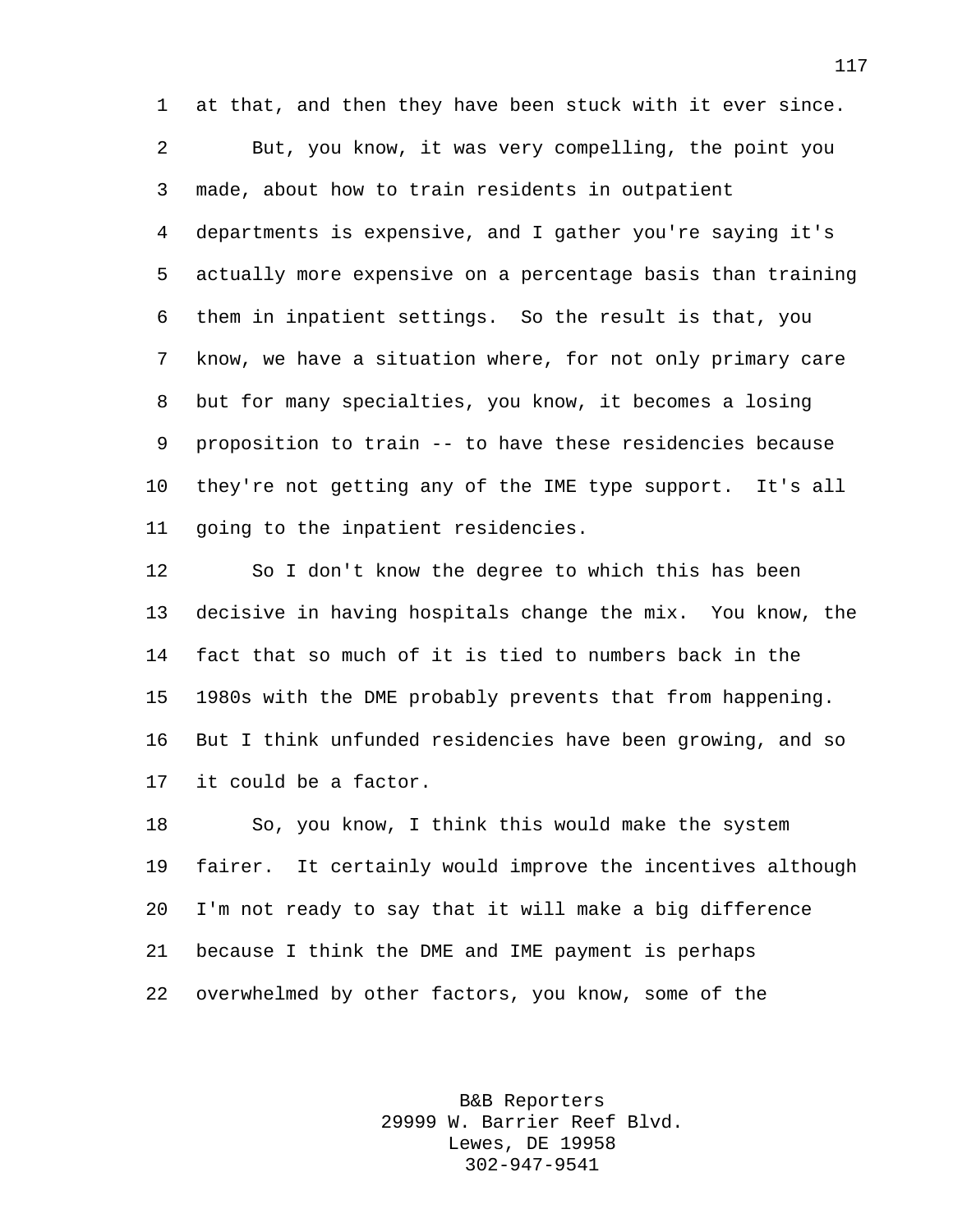at that, and then they have been stuck with it ever since.

But, you know, it was very compelling, the point you made, about how to train residents in outpatient departments is expensive, and I gather you're saying it's actually more expensive on a percentage basis than training them in inpatient settings. So the result is that, you know, we have a situation where, for not only primary care but for many specialties, you know, it becomes a losing proposition to train -- to have these residencies because they're not getting any of the IME type support. It's all going to the inpatient residencies.

So I don't know the degree to which this has been decisive in having hospitals change the mix. You know, the fact that so much of it is tied to numbers back in the 1980s with the DME probably prevents that from happening. But I think unfunded residencies have been growing, and so it could be a factor.

So, you know, I think this would make the system fairer. It certainly would improve the incentives although I'm not ready to say that it will make a big difference because I think the DME and IME payment is perhaps overwhelmed by other factors, you know, some of the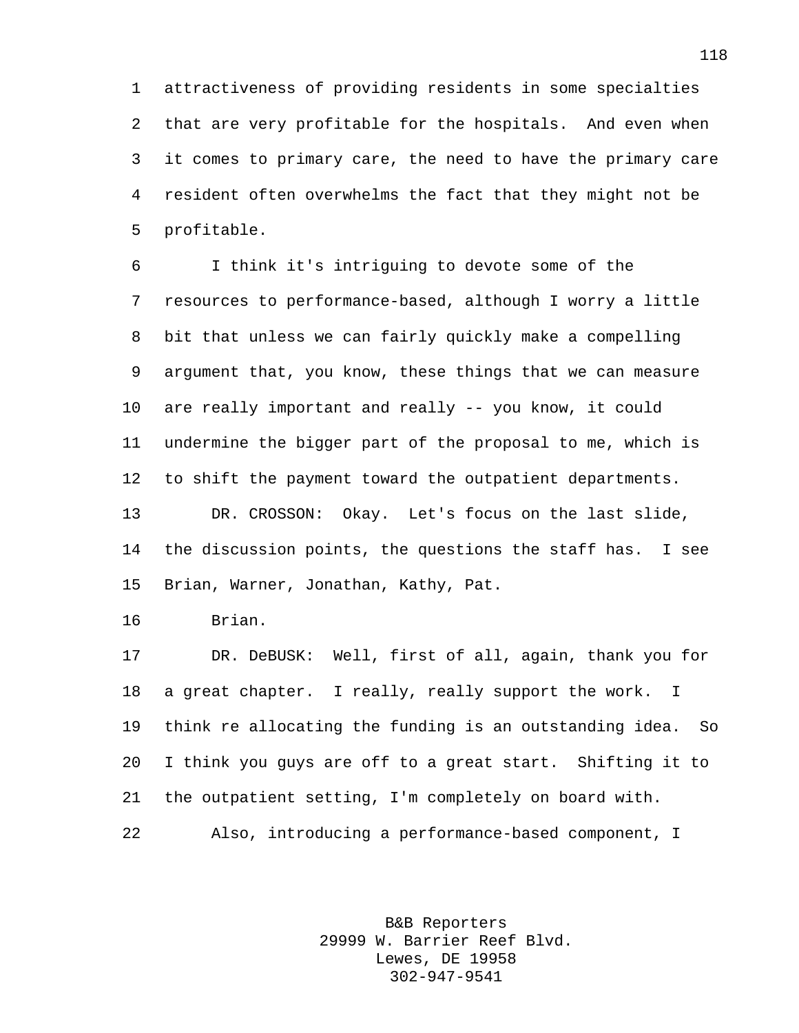attractiveness of providing residents in some specialties that are very profitable for the hospitals. And even when it comes to primary care, the need to have the primary care resident often overwhelms the fact that they might not be profitable.

I think it's intriguing to devote some of the resources to performance-based, although I worry a little bit that unless we can fairly quickly make a compelling argument that, you know, these things that we can measure are really important and really -- you know, it could undermine the bigger part of the proposal to me, which is to shift the payment toward the outpatient departments.

DR. CROSSON: Okay. Let's focus on the last slide, the discussion points, the questions the staff has. I see Brian, Warner, Jonathan, Kathy, Pat.

Brian.

DR. DeBUSK: Well, first of all, again, thank you for a great chapter. I really, really support the work. I think re allocating the funding is an outstanding idea. So I think you guys are off to a great start. Shifting it to the outpatient setting, I'm completely on board with.

Also, introducing a performance-based component, I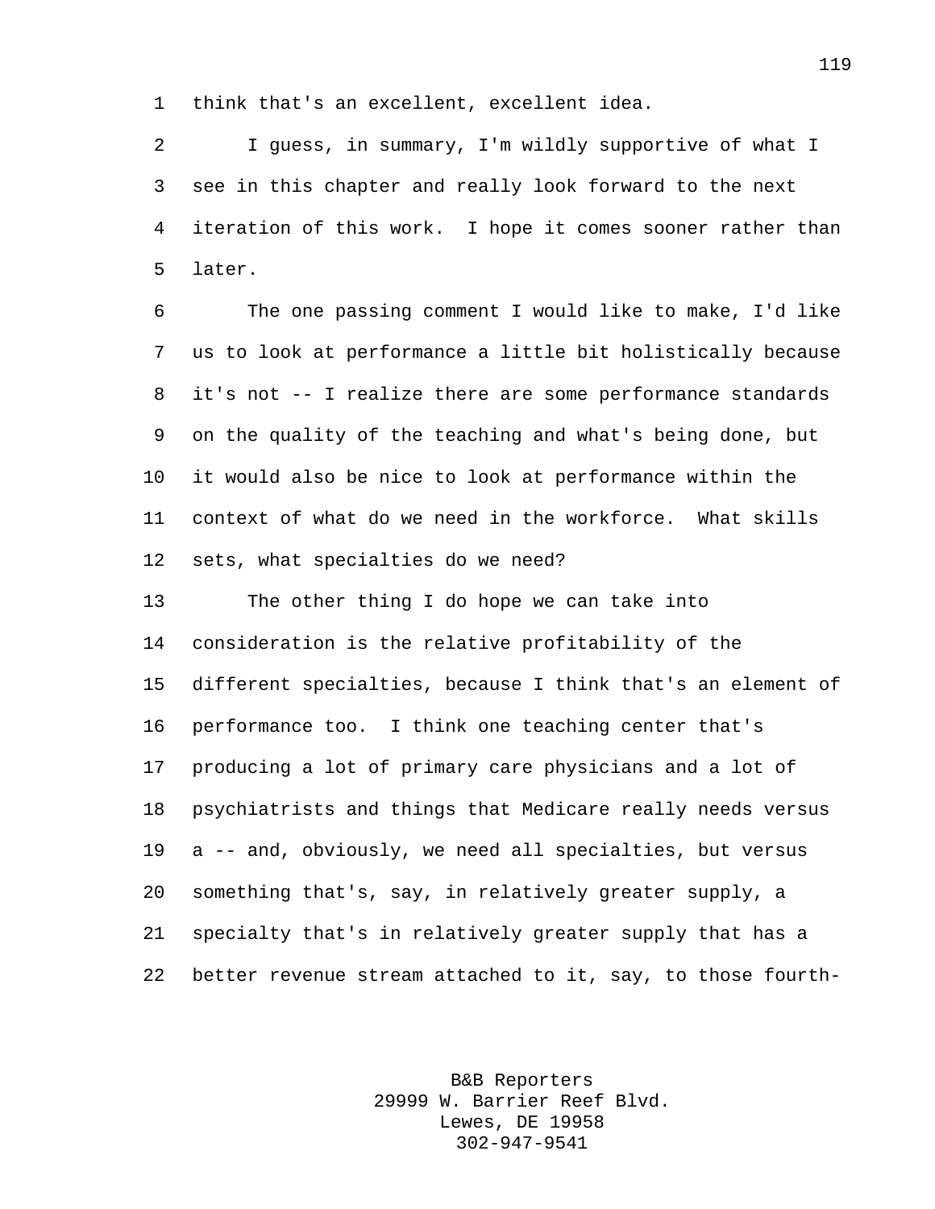think that's an excellent, excellent idea.

I guess, in summary, I'm wildly supportive of what I see in this chapter and really look forward to the next iteration of this work. I hope it comes sooner rather than later.

The one passing comment I would like to make, I'd like us to look at performance a little bit holistically because it's not -- I realize there are some performance standards on the quality of the teaching and what's being done, but it would also be nice to look at performance within the context of what do we need in the workforce. What skills sets, what specialties do we need?

The other thing I do hope we can take into consideration is the relative profitability of the different specialties, because I think that's an element of performance too. I think one teaching center that's producing a lot of primary care physicians and a lot of psychiatrists and things that Medicare really needs versus a -- and, obviously, we need all specialties, but versus something that's, say, in relatively greater supply, a specialty that's in relatively greater supply that has a better revenue stream attached to it, say, to those fourth-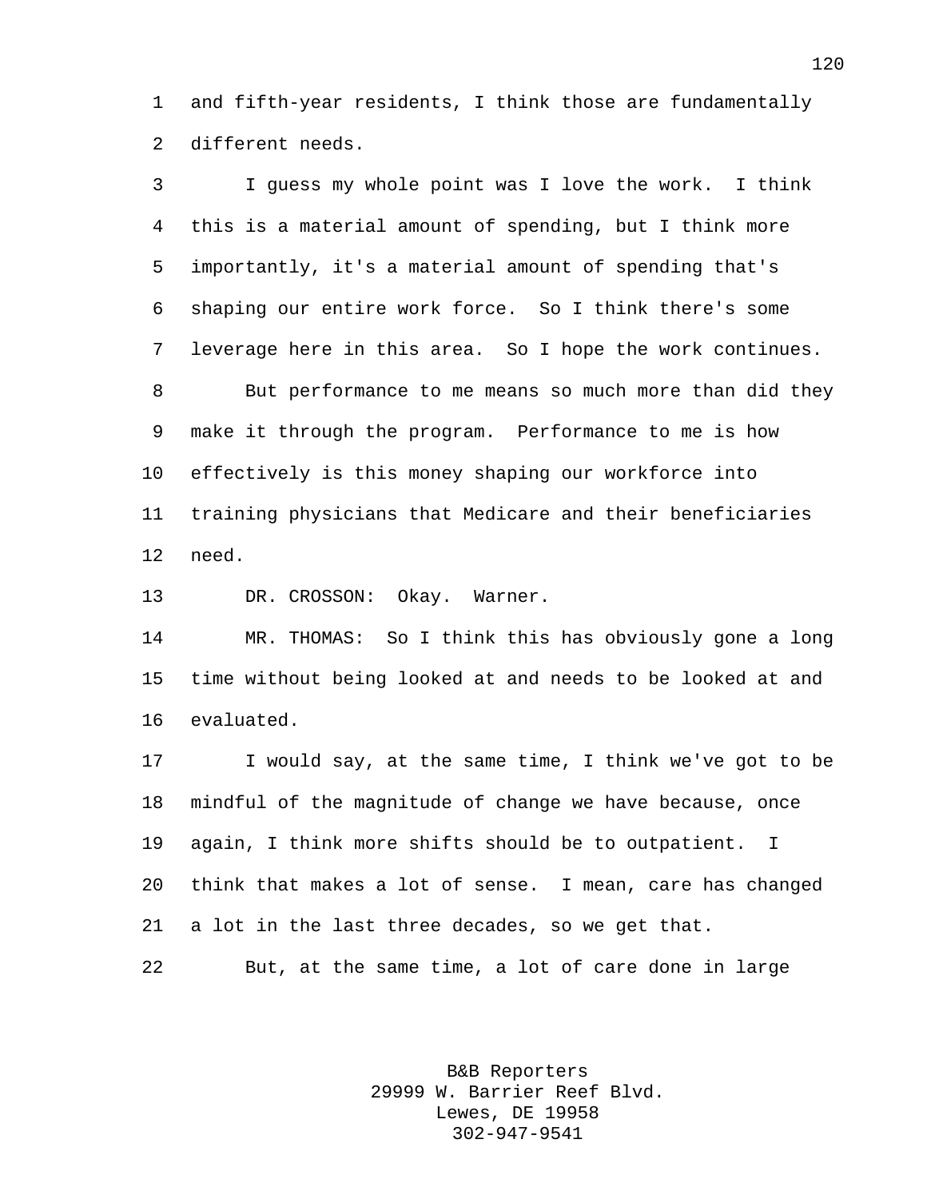and fifth-year residents, I think those are fundamentally different needs.

I guess my whole point was I love the work. I think this is a material amount of spending, but I think more importantly, it's a material amount of spending that's shaping our entire work force. So I think there's some leverage here in this area. So I hope the work continues.

But performance to me means so much more than did they make it through the program. Performance to me is how effectively is this money shaping our workforce into training physicians that Medicare and their beneficiaries need.

DR. CROSSON: Okay. Warner.

MR. THOMAS: So I think this has obviously gone a long time without being looked at and needs to be looked at and evaluated.

I would say, at the same time, I think we've got to be mindful of the magnitude of change we have because, once again, I think more shifts should be to outpatient. I think that makes a lot of sense. I mean, care has changed a lot in the last three decades, so we get that.

But, at the same time, a lot of care done in large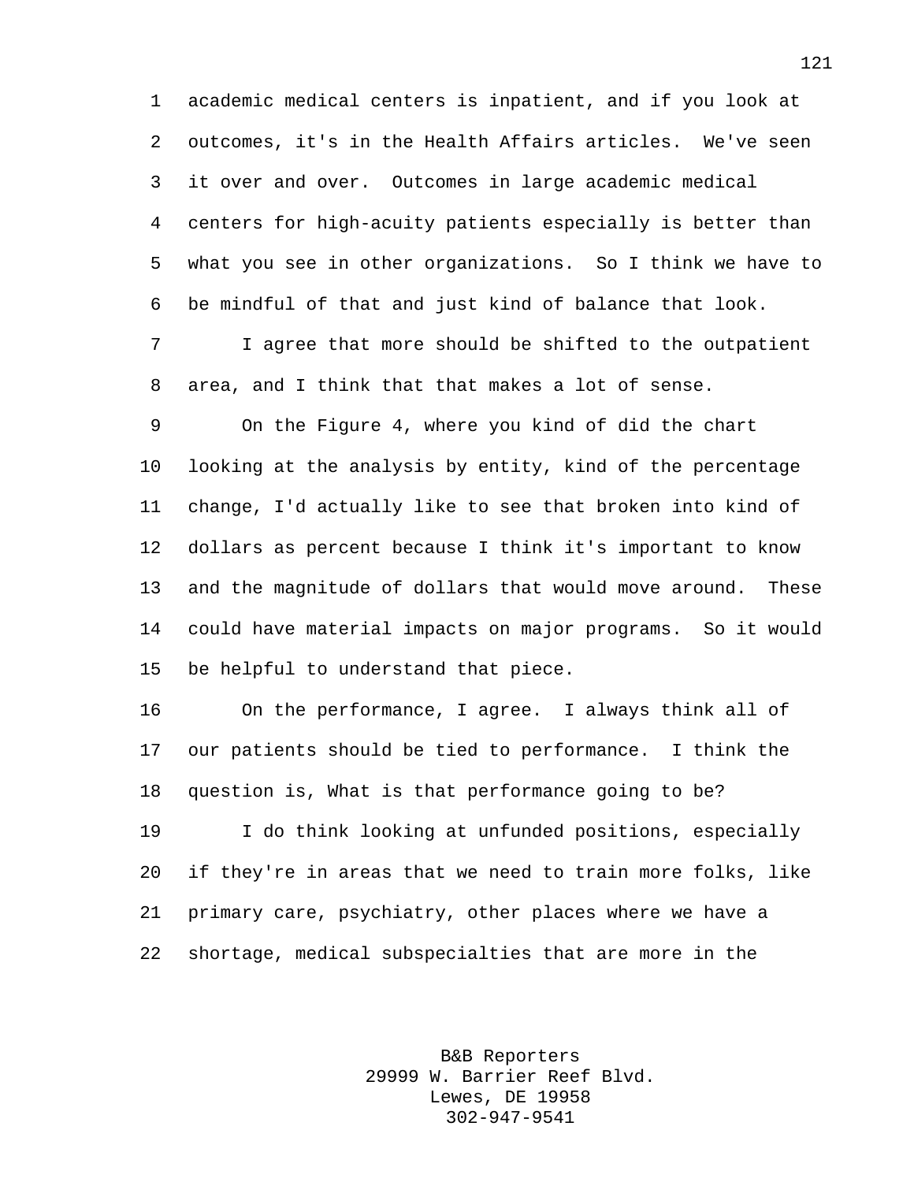academic medical centers is inpatient, and if you look at outcomes, it's in the Health Affairs articles. We've seen it over and over. Outcomes in large academic medical centers for high-acuity patients especially is better than what you see in other organizations. So I think we have to be mindful of that and just kind of balance that look.

I agree that more should be shifted to the outpatient area, and I think that that makes a lot of sense.

On the Figure 4, where you kind of did the chart looking at the analysis by entity, kind of the percentage change, I'd actually like to see that broken into kind of dollars as percent because I think it's important to know and the magnitude of dollars that would move around. These could have material impacts on major programs. So it would be helpful to understand that piece.

On the performance, I agree. I always think all of our patients should be tied to performance. I think the question is, What is that performance going to be?

I do think looking at unfunded positions, especially if they're in areas that we need to train more folks, like primary care, psychiatry, other places where we have a shortage, medical subspecialties that are more in the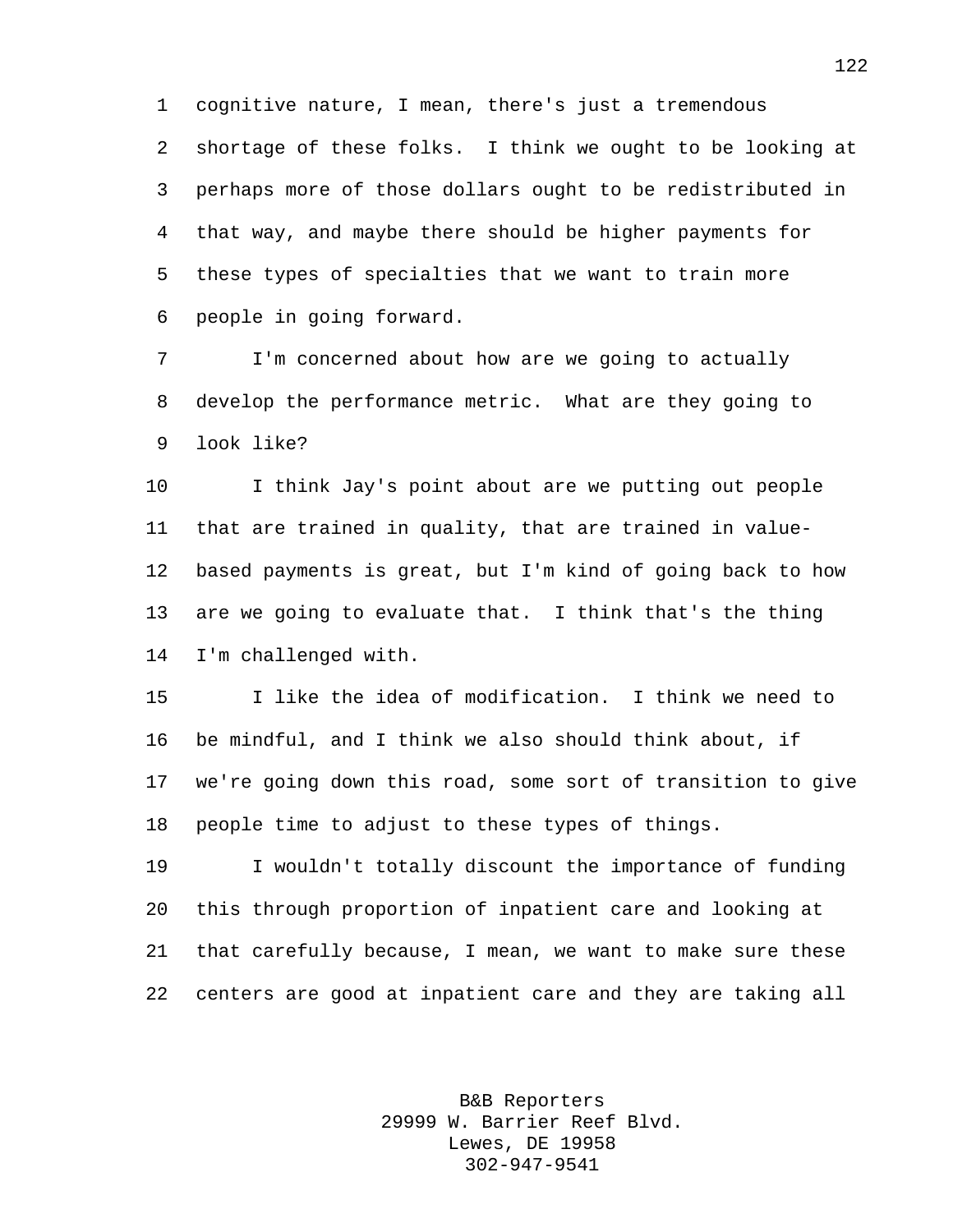cognitive nature, I mean, there's just a tremendous shortage of these folks. I think we ought to be looking at perhaps more of those dollars ought to be redistributed in that way, and maybe there should be higher payments for these types of specialties that we want to train more people in going forward.

I'm concerned about how are we going to actually develop the performance metric. What are they going to look like?

I think Jay's point about are we putting out people that are trained in quality, that are trained in value-based payments is great, but I'm kind of going back to how are we going to evaluate that. I think that's the thing I'm challenged with.

I like the idea of modification. I think we need to be mindful, and I think we also should think about, if we're going down this road, some sort of transition to give people time to adjust to these types of things.

I wouldn't totally discount the importance of funding this through proportion of inpatient care and looking at that carefully because, I mean, we want to make sure these centers are good at inpatient care and they are taking all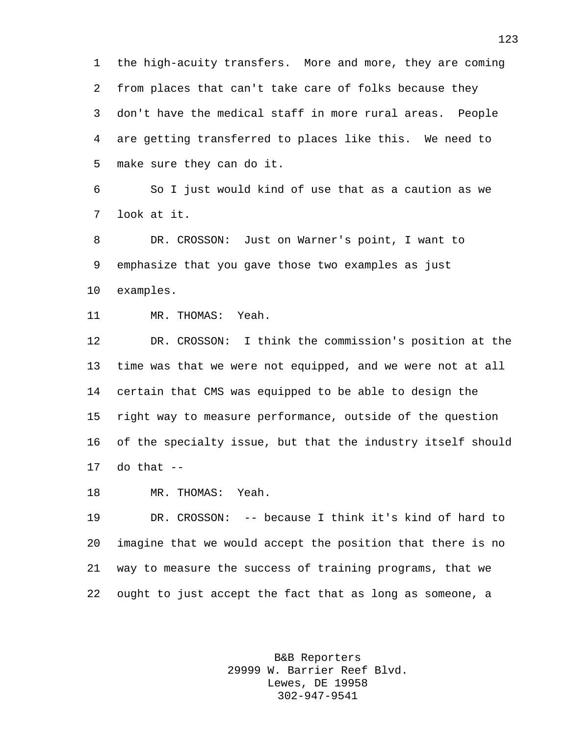the high-acuity transfers. More and more, they are coming from places that can't take care of folks because they don't have the medical staff in more rural areas. People are getting transferred to places like this. We need to make sure they can do it.

So I just would kind of use that as a caution as we look at it.

DR. CROSSON: Just on Warner's point, I want to emphasize that you gave those two examples as just examples.

MR. THOMAS: Yeah.

DR. CROSSON: I think the commission's position at the time was that we were not equipped, and we were not at all certain that CMS was equipped to be able to design the right way to measure performance, outside of the question of the specialty issue, but that the industry itself should do that --

MR. THOMAS: Yeah.

DR. CROSSON: -- because I think it's kind of hard to imagine that we would accept the position that there is no way to measure the success of training programs, that we ought to just accept the fact that as long as someone, a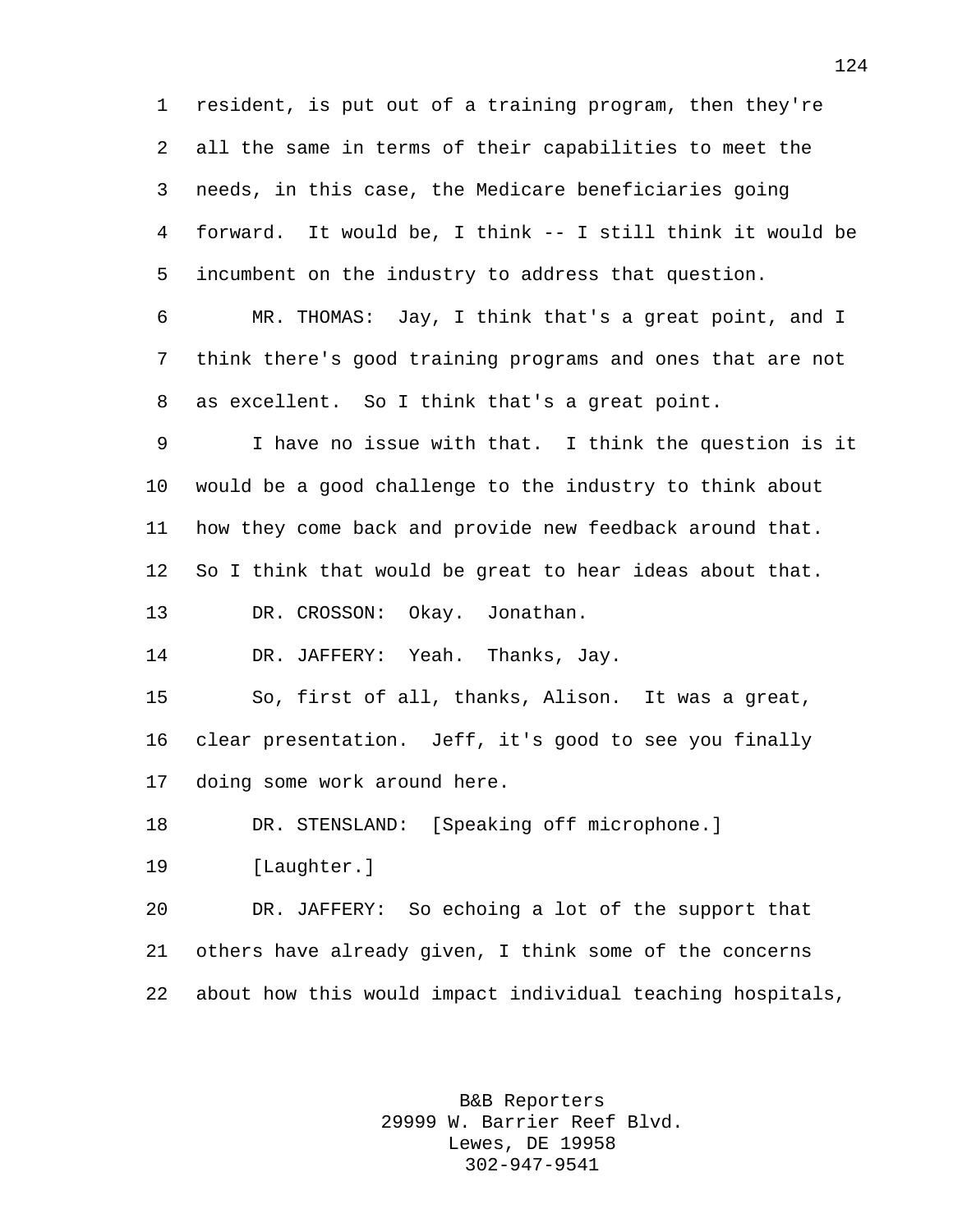resident, is put out of a training program, then they're all the same in terms of their capabilities to meet the needs, in this case, the Medicare beneficiaries going forward. It would be, I think -- I still think it would be incumbent on the industry to address that question.

MR. THOMAS: Jay, I think that's a great point, and I think there's good training programs and ones that are not as excellent. So I think that's a great point.

I have no issue with that. I think the question is it would be a good challenge to the industry to think about how they come back and provide new feedback around that. So I think that would be great to hear ideas about that.

DR. CROSSON: Okay. Jonathan.

DR. JAFFERY: Yeah. Thanks, Jay.

So, first of all, thanks, Alison. It was a great, clear presentation. Jeff, it's good to see you finally doing some work around here.

DR. STENSLAND: [Speaking off microphone.]

[Laughter.]

DR. JAFFERY: So echoing a lot of the support that others have already given, I think some of the concerns about how this would impact individual teaching hospitals,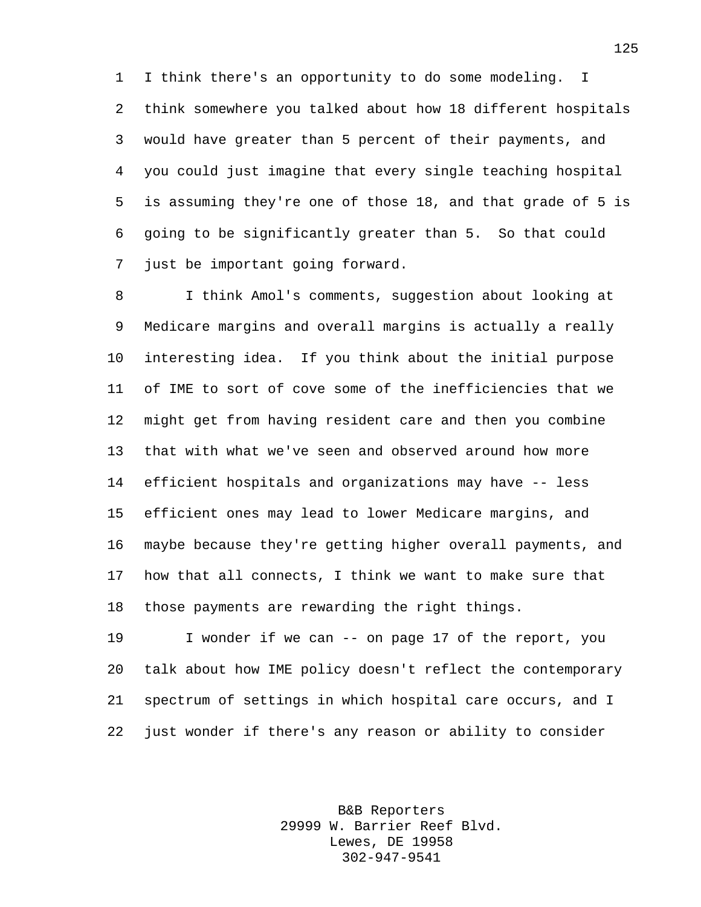I think there's an opportunity to do some modeling. I think somewhere you talked about how 18 different hospitals would have greater than 5 percent of their payments, and you could just imagine that every single teaching hospital is assuming they're one of those 18, and that grade of 5 is going to be significantly greater than 5. So that could just be important going forward.

I think Amol's comments, suggestion about looking at Medicare margins and overall margins is actually a really interesting idea. If you think about the initial purpose of IME to sort of cove some of the inefficiencies that we might get from having resident care and then you combine that with what we've seen and observed around how more efficient hospitals and organizations may have -- less efficient ones may lead to lower Medicare margins, and maybe because they're getting higher overall payments, and how that all connects, I think we want to make sure that those payments are rewarding the right things.

I wonder if we can -- on page 17 of the report, you talk about how IME policy doesn't reflect the contemporary spectrum of settings in which hospital care occurs, and I just wonder if there's any reason or ability to consider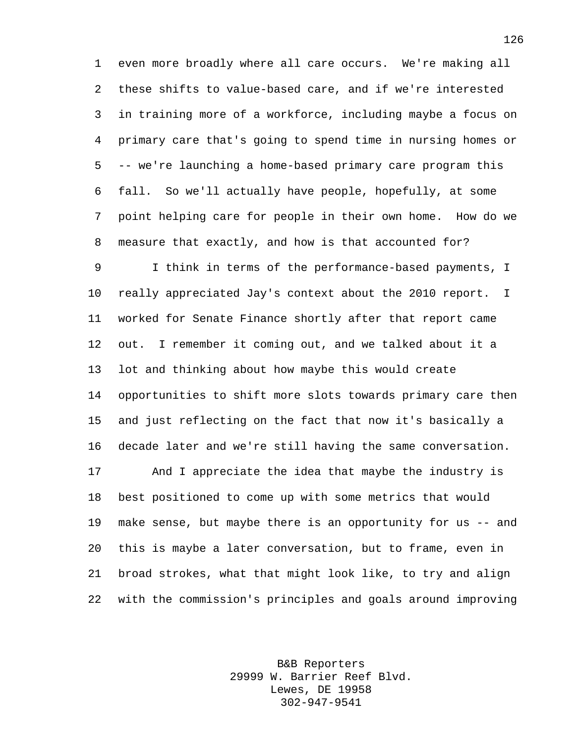even more broadly where all care occurs. We're making all these shifts to value-based care, and if we're interested in training more of a workforce, including maybe a focus on primary care that's going to spend time in nursing homes or -- we're launching a home-based primary care program this fall. So we'll actually have people, hopefully, at some point helping care for people in their own home. How do we measure that exactly, and how is that accounted for?

I think in terms of the performance-based payments, I really appreciated Jay's context about the 2010 report. I worked for Senate Finance shortly after that report came out. I remember it coming out, and we talked about it a lot and thinking about how maybe this would create opportunities to shift more slots towards primary care then and just reflecting on the fact that now it's basically a decade later and we're still having the same conversation.

And I appreciate the idea that maybe the industry is best positioned to come up with some metrics that would make sense, but maybe there is an opportunity for us -- and this is maybe a later conversation, but to frame, even in broad strokes, what that might look like, to try and align with the commission's principles and goals around improving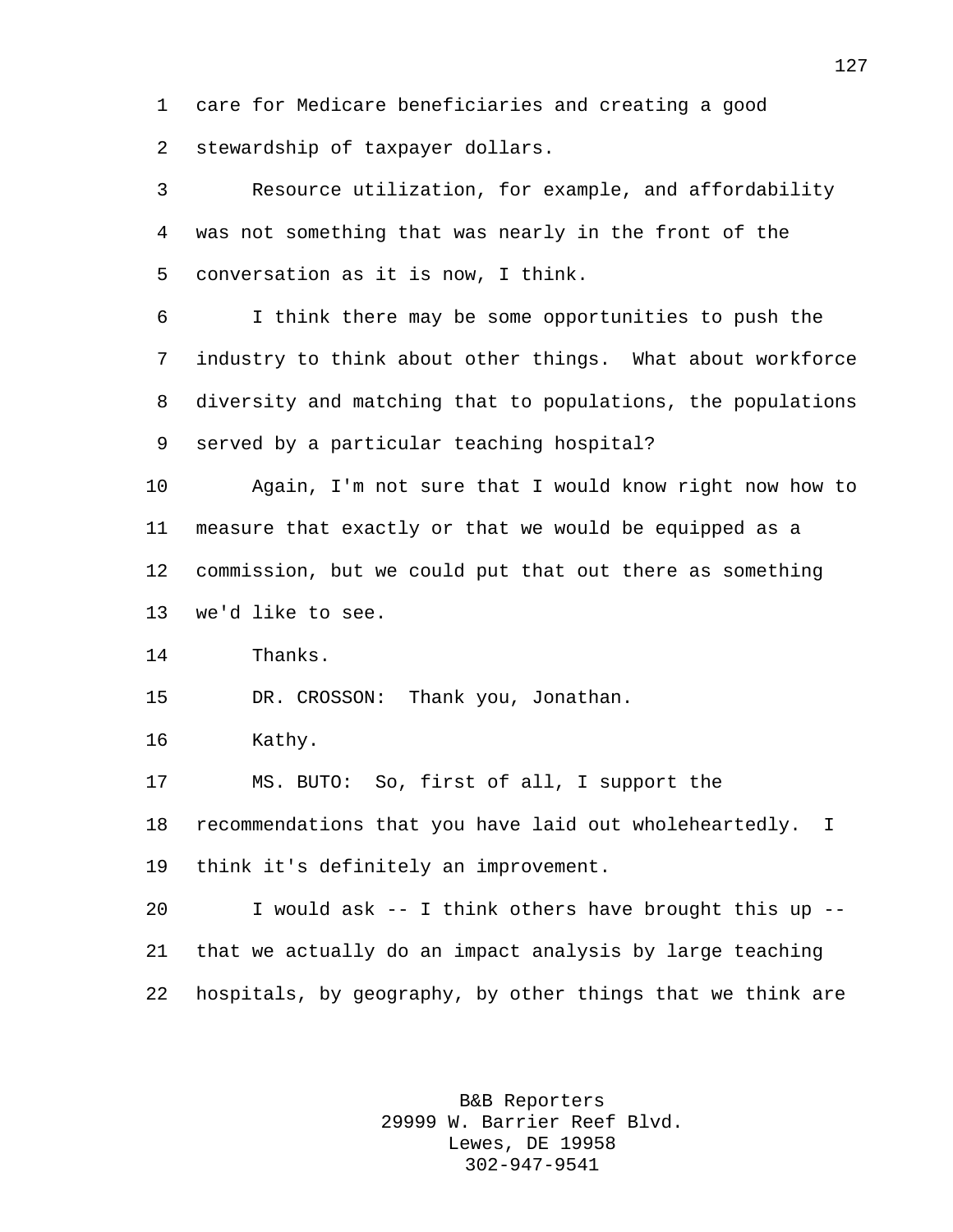care for Medicare beneficiaries and creating a good stewardship of taxpayer dollars.

Resource utilization, for example, and affordability was not something that was nearly in the front of the conversation as it is now, I think.

I think there may be some opportunities to push the industry to think about other things. What about workforce diversity and matching that to populations, the populations served by a particular teaching hospital?

Again, I'm not sure that I would know right now how to measure that exactly or that we would be equipped as a commission, but we could put that out there as something we'd like to see.

Thanks.

DR. CROSSON: Thank you, Jonathan.

Kathy.

MS. BUTO: So, first of all, I support the recommendations that you have laid out wholeheartedly. I think it's definitely an improvement.

I would ask -- I think others have brought this up -- that we actually do an impact analysis by large teaching hospitals, by geography, by other things that we think are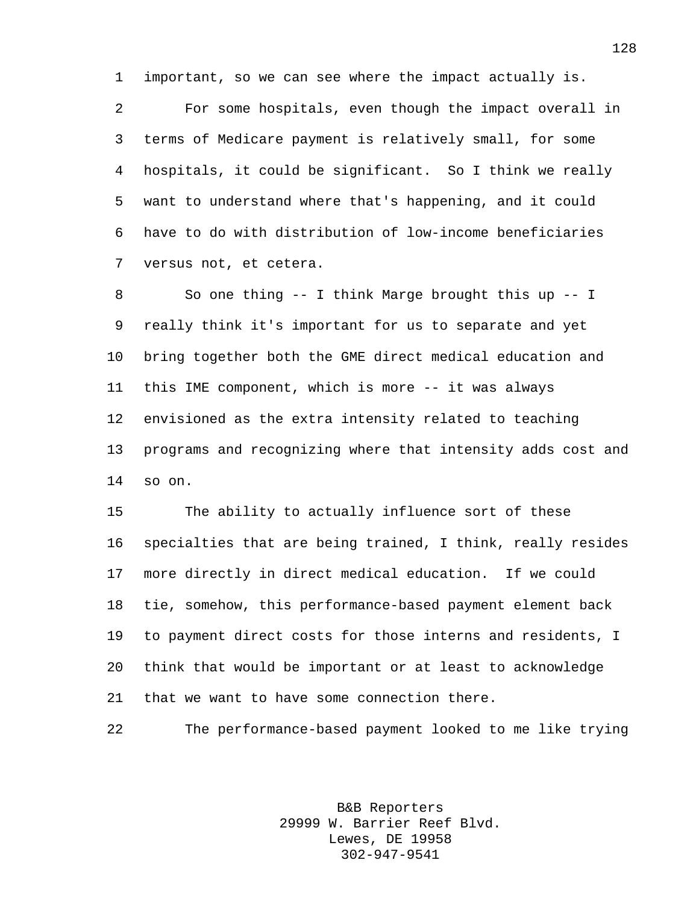important, so we can see where the impact actually is.

For some hospitals, even though the impact overall in terms of Medicare payment is relatively small, for some hospitals, it could be significant. So I think we really want to understand where that's happening, and it could have to do with distribution of low-income beneficiaries versus not, et cetera.

So one thing -- I think Marge brought this up -- I really think it's important for us to separate and yet bring together both the GME direct medical education and this IME component, which is more -- it was always envisioned as the extra intensity related to teaching programs and recognizing where that intensity adds cost and so on.

The ability to actually influence sort of these specialties that are being trained, I think, really resides more directly in direct medical education. If we could tie, somehow, this performance-based payment element back to payment direct costs for those interns and residents, I think that would be important or at least to acknowledge that we want to have some connection there.

The performance-based payment looked to me like trying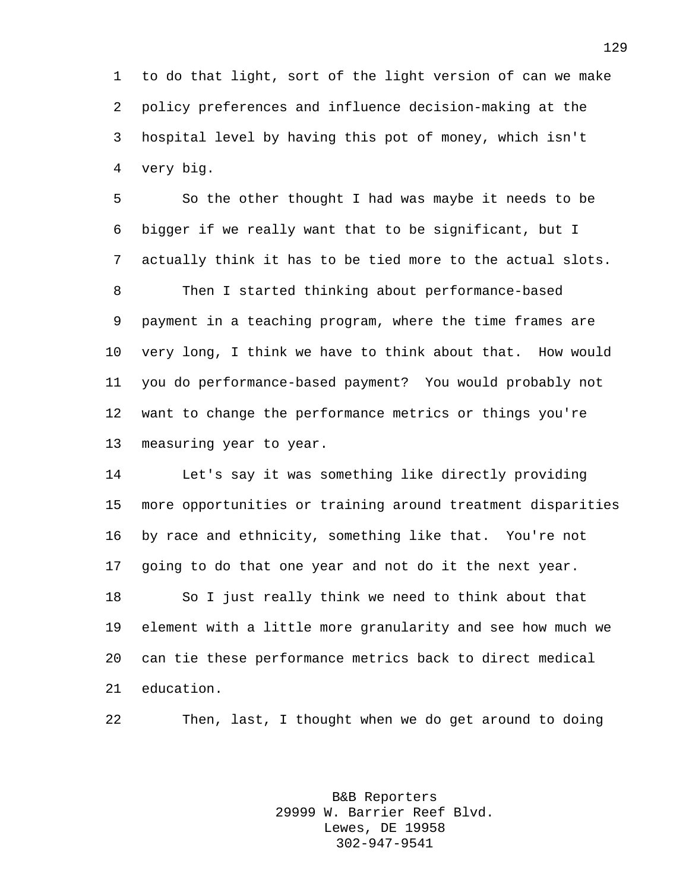to do that light, sort of the light version of can we make policy preferences and influence decision-making at the hospital level by having this pot of money, which isn't very big.

So the other thought I had was maybe it needs to be bigger if we really want that to be significant, but I actually think it has to be tied more to the actual slots.

Then I started thinking about performance-based payment in a teaching program, where the time frames are very long, I think we have to think about that. How would you do performance-based payment? You would probably not want to change the performance metrics or things you're measuring year to year.

Let's say it was something like directly providing more opportunities or training around treatment disparities by race and ethnicity, something like that. You're not going to do that one year and not do it the next year.

So I just really think we need to think about that element with a little more granularity and see how much we can tie these performance metrics back to direct medical education.

Then, last, I thought when we do get around to doing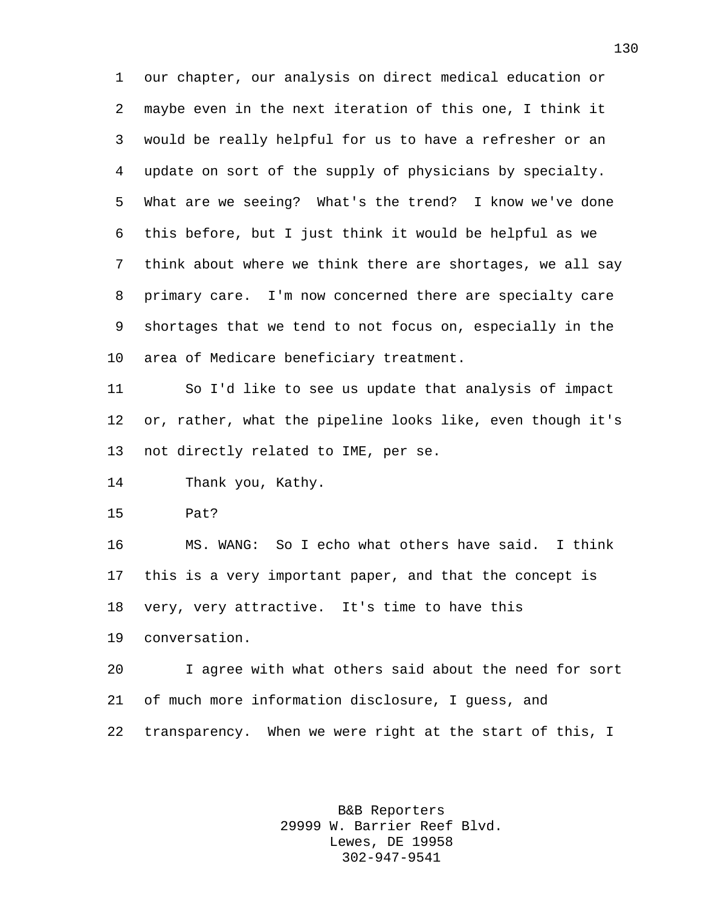our chapter, our analysis on direct medical education or maybe even in the next iteration of this one, I think it would be really helpful for us to have a refresher or an update on sort of the supply of physicians by specialty. What are we seeing? What's the trend? I know we've done this before, but I just think it would be helpful as we think about where we think there are shortages, we all say primary care. I'm now concerned there are specialty care shortages that we tend to not focus on, especially in the area of Medicare beneficiary treatment.

So I'd like to see us update that analysis of impact or, rather, what the pipeline looks like, even though it's not directly related to IME, per se.

Thank you, Kathy.

Pat?

MS. WANG: So I echo what others have said. I think this is a very important paper, and that the concept is very, very attractive. It's time to have this conversation.

I agree with what others said about the need for sort of much more information disclosure, I guess, and transparency. When we were right at the start of this, I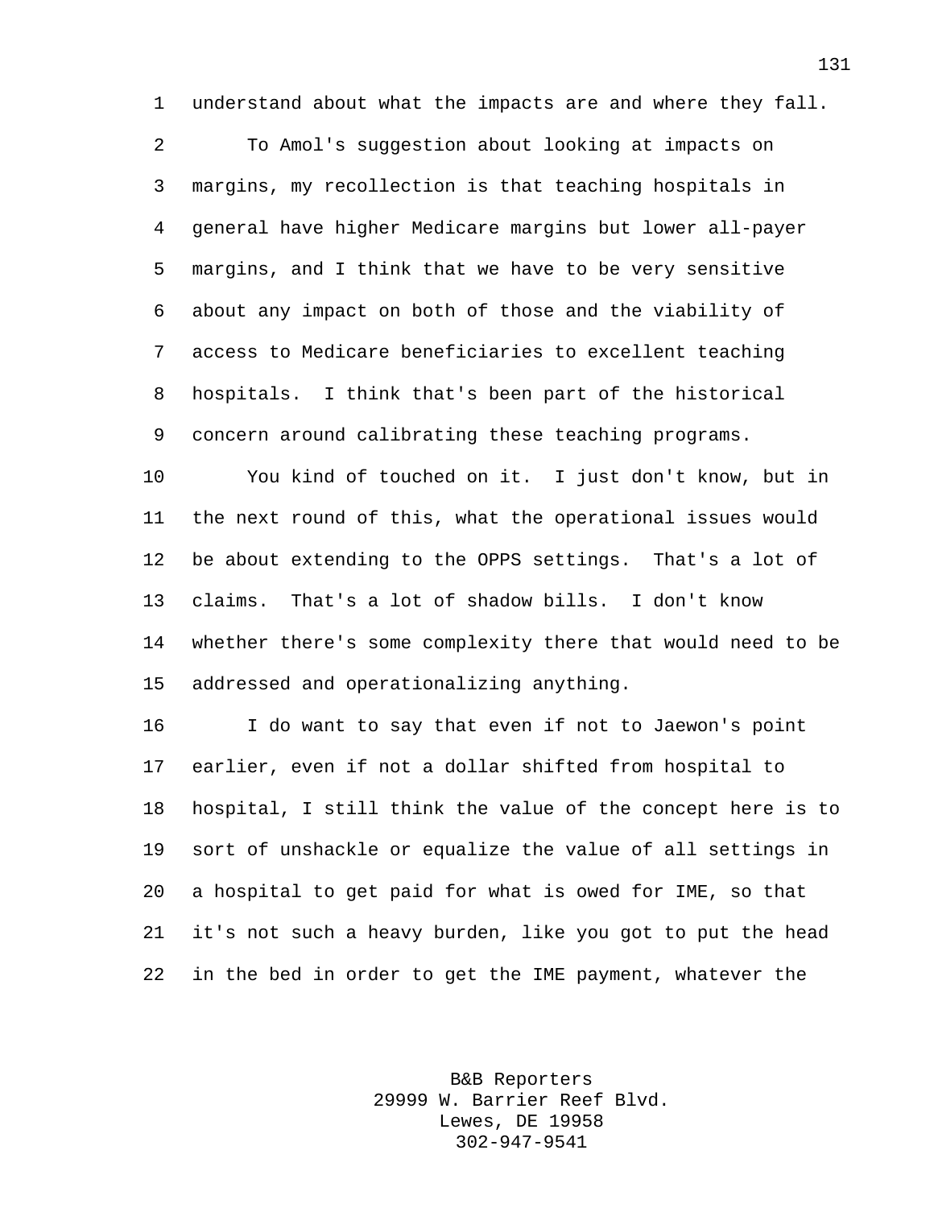understand about what the impacts are and where they fall.

To Amol's suggestion about looking at impacts on margins, my recollection is that teaching hospitals in general have higher Medicare margins but lower all-payer margins, and I think that we have to be very sensitive about any impact on both of those and the viability of access to Medicare beneficiaries to excellent teaching hospitals. I think that's been part of the historical concern around calibrating these teaching programs.

You kind of touched on it. I just don't know, but in the next round of this, what the operational issues would be about extending to the OPPS settings. That's a lot of claims. That's a lot of shadow bills. I don't know whether there's some complexity there that would need to be addressed and operationalizing anything.

I do want to say that even if not to Jaewon's point earlier, even if not a dollar shifted from hospital to hospital, I still think the value of the concept here is to sort of unshackle or equalize the value of all settings in a hospital to get paid for what is owed for IME, so that it's not such a heavy burden, like you got to put the head in the bed in order to get the IME payment, whatever the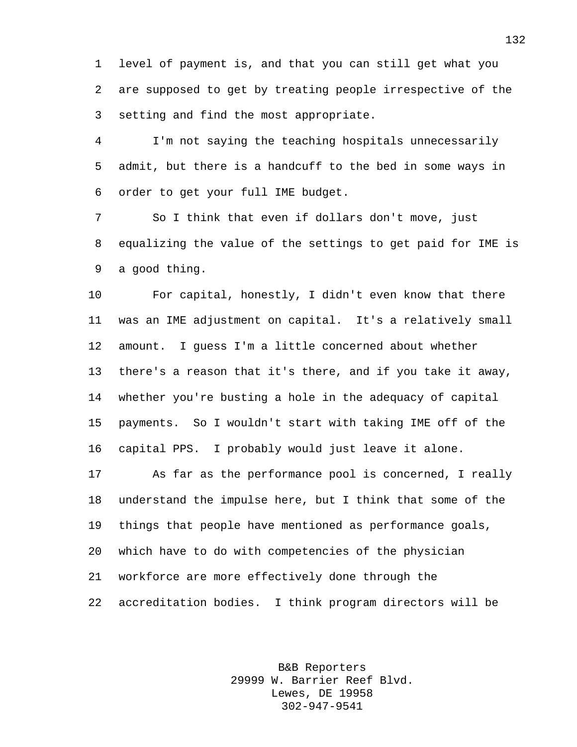level of payment is, and that you can still get what you are supposed to get by treating people irrespective of the setting and find the most appropriate.

I'm not saying the teaching hospitals unnecessarily admit, but there is a handcuff to the bed in some ways in order to get your full IME budget.

So I think that even if dollars don't move, just equalizing the value of the settings to get paid for IME is a good thing.

For capital, honestly, I didn't even know that there was an IME adjustment on capital. It's a relatively small amount. I guess I'm a little concerned about whether there's a reason that it's there, and if you take it away, whether you're busting a hole in the adequacy of capital payments. So I wouldn't start with taking IME off of the capital PPS. I probably would just leave it alone.

As far as the performance pool is concerned, I really understand the impulse here, but I think that some of the things that people have mentioned as performance goals, which have to do with competencies of the physician workforce are more effectively done through the accreditation bodies. I think program directors will be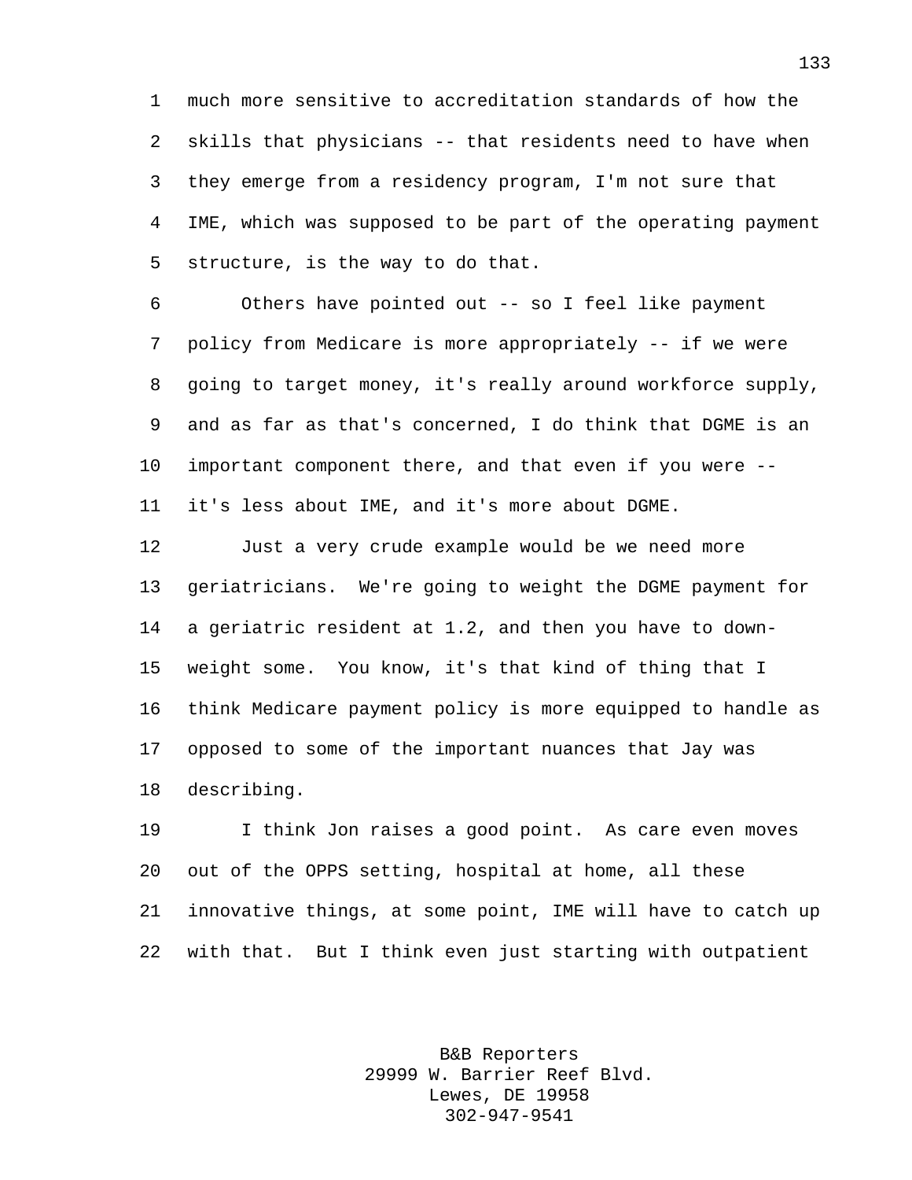much more sensitive to accreditation standards of how the skills that physicians -- that residents need to have when they emerge from a residency program, I'm not sure that IME, which was supposed to be part of the operating payment structure, is the way to do that.

Others have pointed out -- so I feel like payment policy from Medicare is more appropriately -- if we were going to target money, it's really around workforce supply, and as far as that's concerned, I do think that DGME is an important component there, and that even if you were -- it's less about IME, and it's more about DGME.

Just a very crude example would be we need more geriatricians. We're going to weight the DGME payment for a geriatric resident at 1.2, and then you have to down-weight some. You know, it's that kind of thing that I think Medicare payment policy is more equipped to handle as opposed to some of the important nuances that Jay was describing.

I think Jon raises a good point. As care even moves out of the OPPS setting, hospital at home, all these innovative things, at some point, IME will have to catch up with that. But I think even just starting with outpatient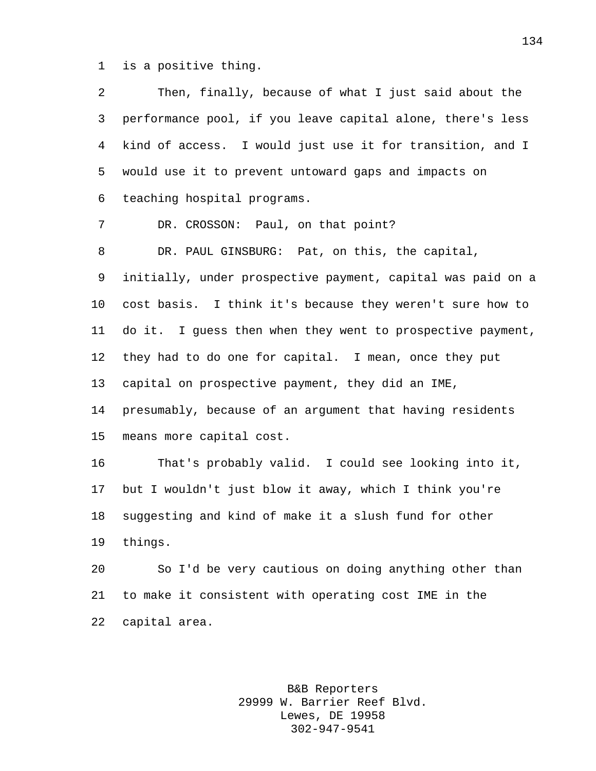is a positive thing.

Then, finally, because of what I just said about the performance pool, if you leave capital alone, there's less kind of access. I would just use it for transition, and I would use it to prevent untoward gaps and impacts on teaching hospital programs.

DR. CROSSON: Paul, on that point?

DR. PAUL GINSBURG: Pat, on this, the capital, initially, under prospective payment, capital was paid on a cost basis. I think it's because they weren't sure how to do it. I guess then when they went to prospective payment, they had to do one for capital. I mean, once they put capital on prospective payment, they did an IME, presumably, because of an argument that having residents means more capital cost.

That's probably valid. I could see looking into it, but I wouldn't just blow it away, which I think you're suggesting and kind of make it a slush fund for other things.

So I'd be very cautious on doing anything other than to make it consistent with operating cost IME in the capital area.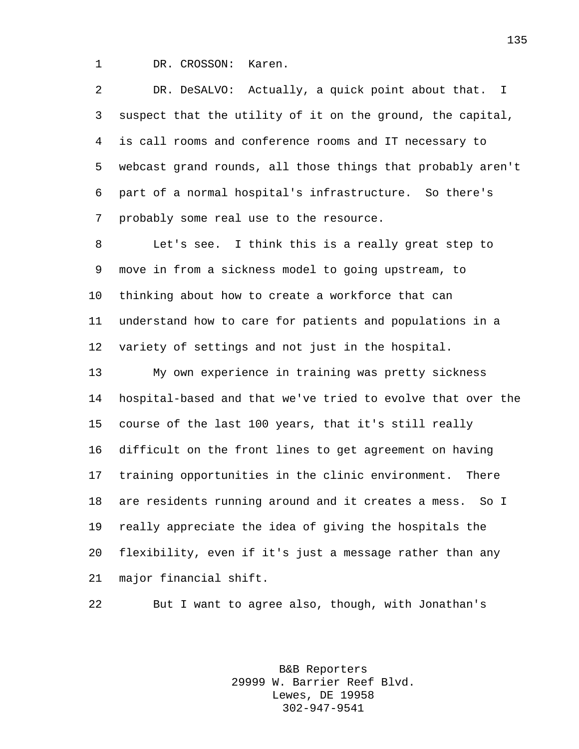DR. CROSSON: Karen.

DR. DeSALVO: Actually, a quick point about that. I suspect that the utility of it on the ground, the capital, is call rooms and conference rooms and IT necessary to webcast grand rounds, all those things that probably aren't part of a normal hospital's infrastructure. So there's probably some real use to the resource.

Let's see. I think this is a really great step to move in from a sickness model to going upstream, to thinking about how to create a workforce that can understand how to care for patients and populations in a variety of settings and not just in the hospital.

My own experience in training was pretty sickness hospital-based and that we've tried to evolve that over the course of the last 100 years, that it's still really difficult on the front lines to get agreement on having training opportunities in the clinic environment. There are residents running around and it creates a mess. So I really appreciate the idea of giving the hospitals the flexibility, even if it's just a message rather than any major financial shift.

But I want to agree also, though, with Jonathan's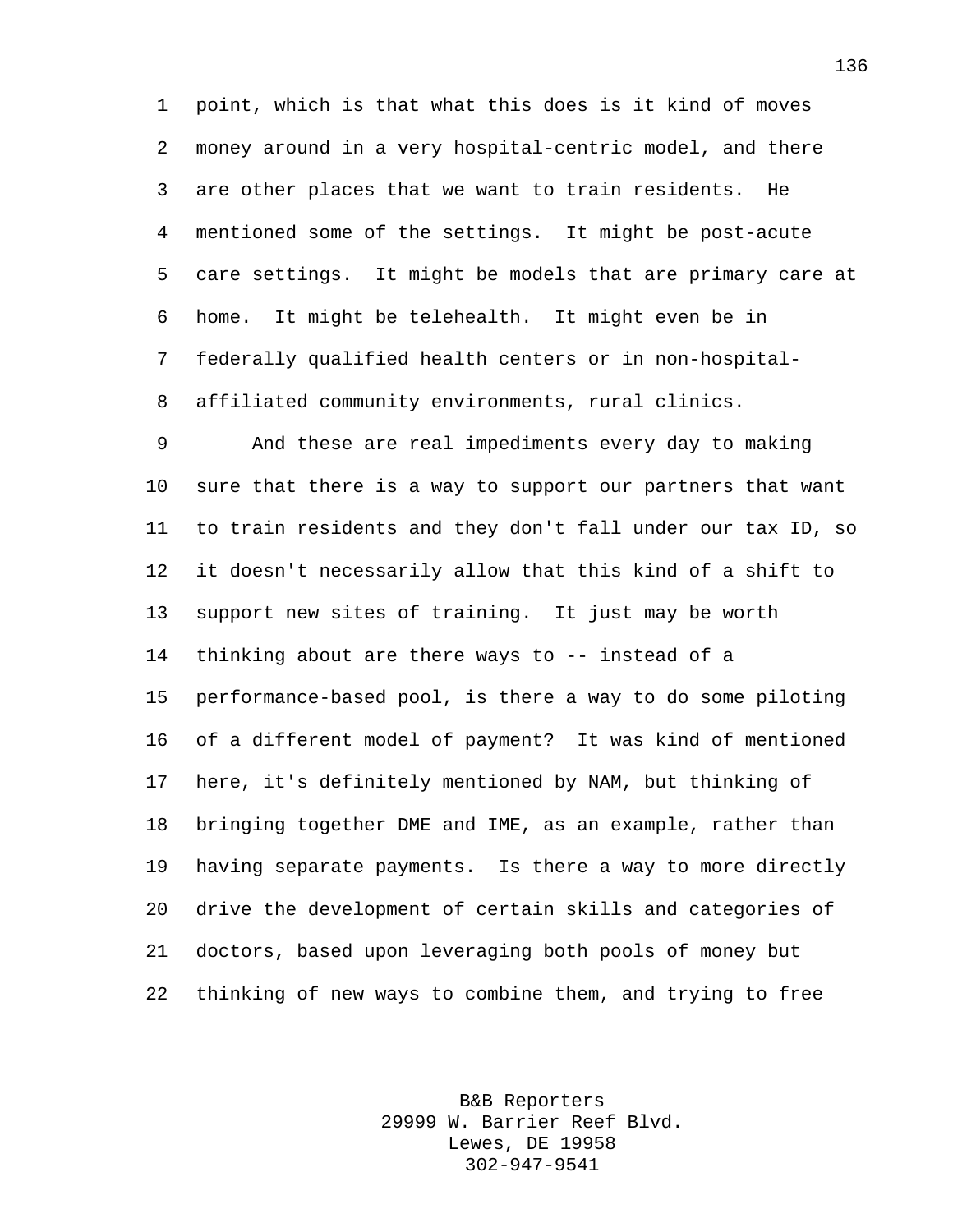point, which is that what this does is it kind of moves money around in a very hospital-centric model, and there are other places that we want to train residents. He mentioned some of the settings. It might be post-acute care settings. It might be models that are primary care at home. It might be telehealth. It might even be in federally qualified health centers or in non-hospital-affiliated community environments, rural clinics.

And these are real impediments every day to making sure that there is a way to support our partners that want to train residents and they don't fall under our tax ID, so it doesn't necessarily allow that this kind of a shift to support new sites of training. It just may be worth thinking about are there ways to -- instead of a performance-based pool, is there a way to do some piloting of a different model of payment? It was kind of mentioned here, it's definitely mentioned by NAM, but thinking of bringing together DME and IME, as an example, rather than having separate payments. Is there a way to more directly drive the development of certain skills and categories of doctors, based upon leveraging both pools of money but thinking of new ways to combine them, and trying to free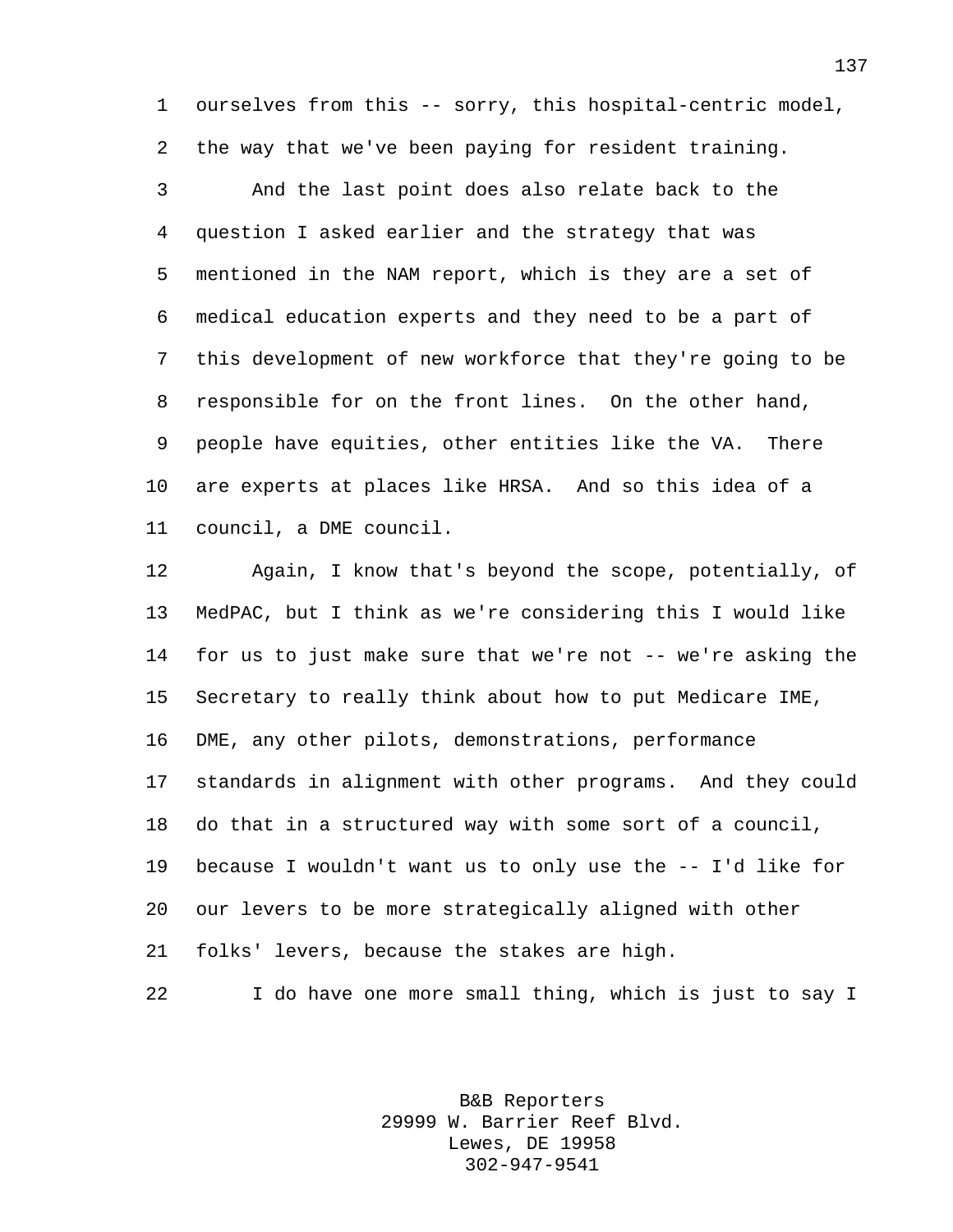ourselves from this -- sorry, this hospital-centric model, the way that we've been paying for resident training.

And the last point does also relate back to the question I asked earlier and the strategy that was mentioned in the NAM report, which is they are a set of medical education experts and they need to be a part of this development of new workforce that they're going to be responsible for on the front lines. On the other hand, people have equities, other entities like the VA. There are experts at places like HRSA. And so this idea of a council, a DME council.

Again, I know that's beyond the scope, potentially, of MedPAC, but I think as we're considering this I would like for us to just make sure that we're not -- we're asking the Secretary to really think about how to put Medicare IME, DME, any other pilots, demonstrations, performance standards in alignment with other programs. And they could do that in a structured way with some sort of a council, because I wouldn't want us to only use the -- I'd like for our levers to be more strategically aligned with other folks' levers, because the stakes are high.

I do have one more small thing, which is just to say I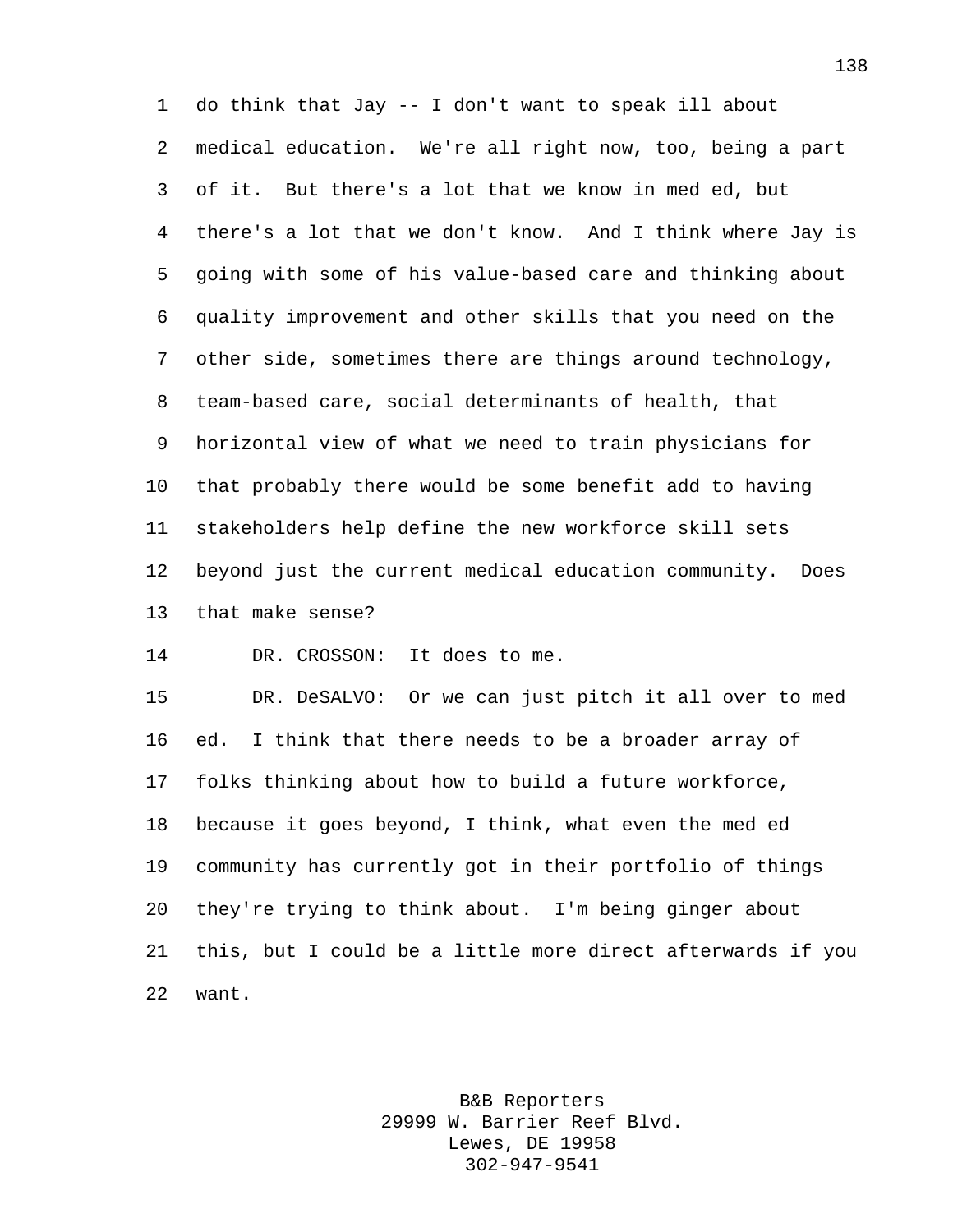do think that Jay -- I don't want to speak ill about medical education. We're all right now, too, being a part of it. But there's a lot that we know in med ed, but there's a lot that we don't know. And I think where Jay is going with some of his value-based care and thinking about quality improvement and other skills that you need on the other side, sometimes there are things around technology, team-based care, social determinants of health, that horizontal view of what we need to train physicians for that probably there would be some benefit add to having stakeholders help define the new workforce skill sets beyond just the current medical education community. Does that make sense?

DR. CROSSON: It does to me.

DR. DeSALVO: Or we can just pitch it all over to med ed. I think that there needs to be a broader array of folks thinking about how to build a future workforce, because it goes beyond, I think, what even the med ed community has currently got in their portfolio of things they're trying to think about. I'm being ginger about this, but I could be a little more direct afterwards if you want.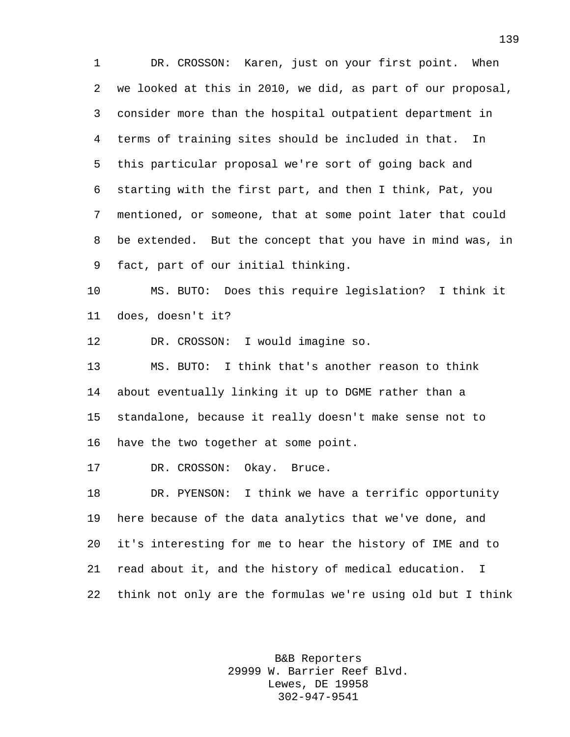DR. CROSSON: Karen, just on your first point. When we looked at this in 2010, we did, as part of our proposal, consider more than the hospital outpatient department in terms of training sites should be included in that. In this particular proposal we're sort of going back and starting with the first part, and then I think, Pat, you mentioned, or someone, that at some point later that could be extended. But the concept that you have in mind was, in fact, part of our initial thinking.

MS. BUTO: Does this require legislation? I think it does, doesn't it?

DR. CROSSON: I would imagine so.

MS. BUTO: I think that's another reason to think about eventually linking it up to DGME rather than a standalone, because it really doesn't make sense not to have the two together at some point.

DR. CROSSON: Okay. Bruce.

DR. PYENSON: I think we have a terrific opportunity here because of the data analytics that we've done, and it's interesting for me to hear the history of IME and to read about it, and the history of medical education. I think not only are the formulas we're using old but I think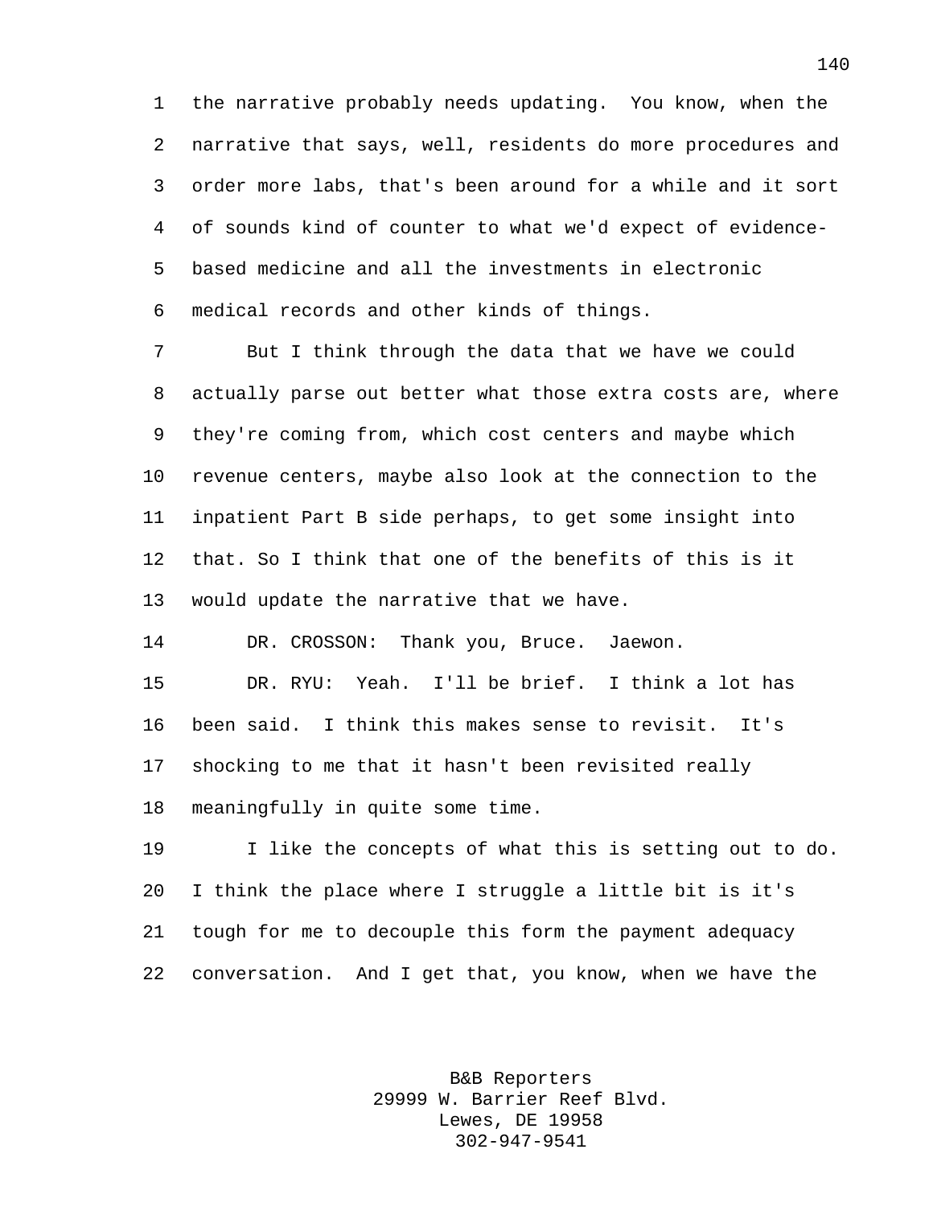the narrative probably needs updating. You know, when the narrative that says, well, residents do more procedures and order more labs, that's been around for a while and it sort of sounds kind of counter to what we'd expect of evidence-based medicine and all the investments in electronic medical records and other kinds of things.

But I think through the data that we have we could actually parse out better what those extra costs are, where they're coming from, which cost centers and maybe which revenue centers, maybe also look at the connection to the inpatient Part B side perhaps, to get some insight into that. So I think that one of the benefits of this is it would update the narrative that we have.

DR. CROSSON: Thank you, Bruce. Jaewon.

DR. RYU: Yeah. I'll be brief. I think a lot has been said. I think this makes sense to revisit. It's shocking to me that it hasn't been revisited really meaningfully in quite some time.

I like the concepts of what this is setting out to do. I think the place where I struggle a little bit is it's tough for me to decouple this form the payment adequacy conversation. And I get that, you know, when we have the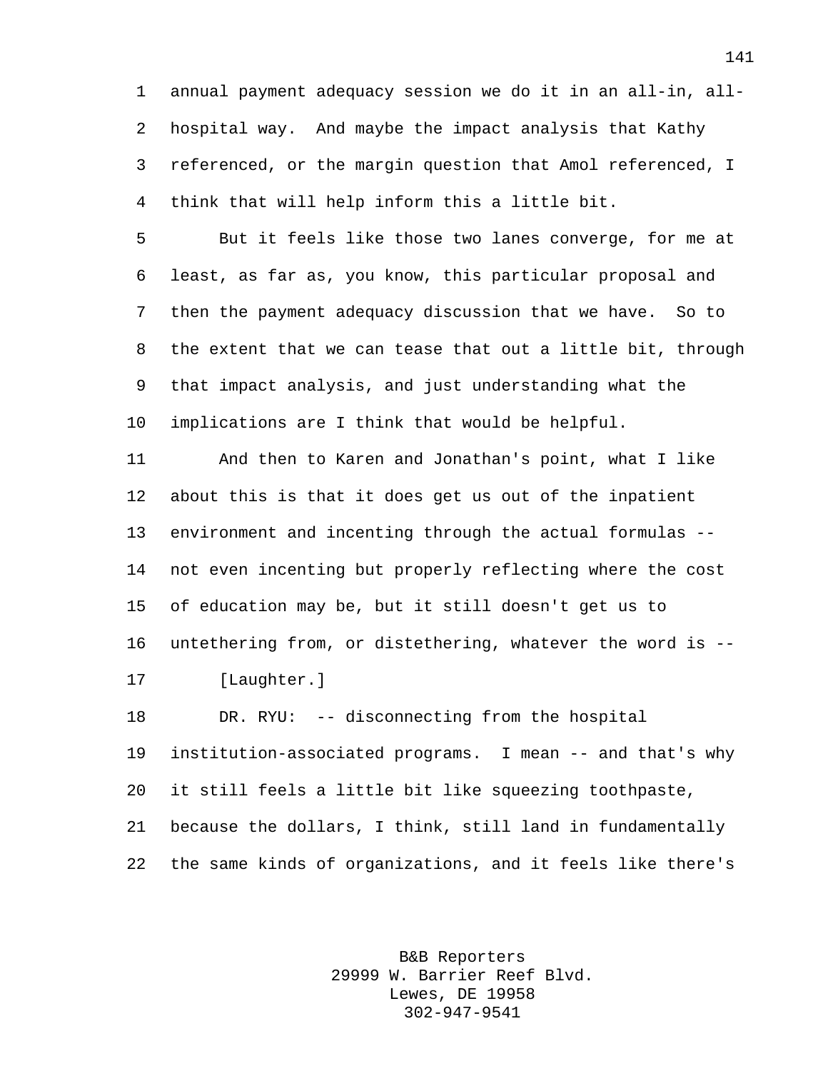annual payment adequacy session we do it in an all-in, all-hospital way. And maybe the impact analysis that Kathy referenced, or the margin question that Amol referenced, I think that will help inform this a little bit.

But it feels like those two lanes converge, for me at least, as far as, you know, this particular proposal and then the payment adequacy discussion that we have. So to the extent that we can tease that out a little bit, through that impact analysis, and just understanding what the implications are I think that would be helpful.

And then to Karen and Jonathan's point, what I like about this is that it does get us out of the inpatient environment and incenting through the actual formulas -- not even incenting but properly reflecting where the cost of education may be, but it still doesn't get us to untethering from, or distethering, whatever the word is --

[Laughter.]

DR. RYU: -- disconnecting from the hospital institution-associated programs. I mean -- and that's why it still feels a little bit like squeezing toothpaste, because the dollars, I think, still land in fundamentally the same kinds of organizations, and it feels like there's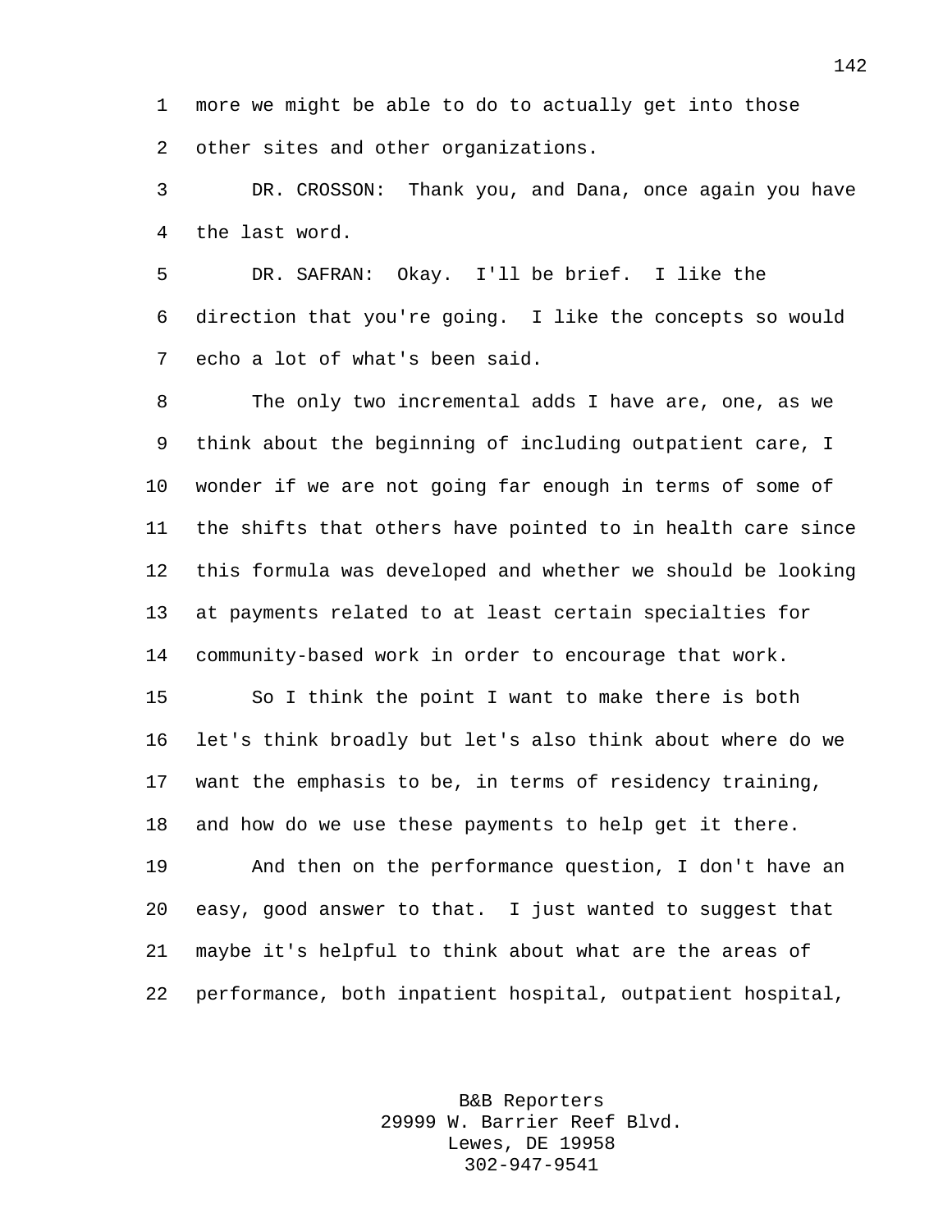more we might be able to do to actually get into those other sites and other organizations.

DR. CROSSON: Thank you, and Dana, once again you have the last word.

DR. SAFRAN: Okay. I'll be brief. I like the direction that you're going. I like the concepts so would echo a lot of what's been said.

The only two incremental adds I have are, one, as we think about the beginning of including outpatient care, I wonder if we are not going far enough in terms of some of the shifts that others have pointed to in health care since this formula was developed and whether we should be looking at payments related to at least certain specialties for community-based work in order to encourage that work.

So I think the point I want to make there is both let's think broadly but let's also think about where do we want the emphasis to be, in terms of residency training, and how do we use these payments to help get it there.

And then on the performance question, I don't have an easy, good answer to that. I just wanted to suggest that maybe it's helpful to think about what are the areas of performance, both inpatient hospital, outpatient hospital,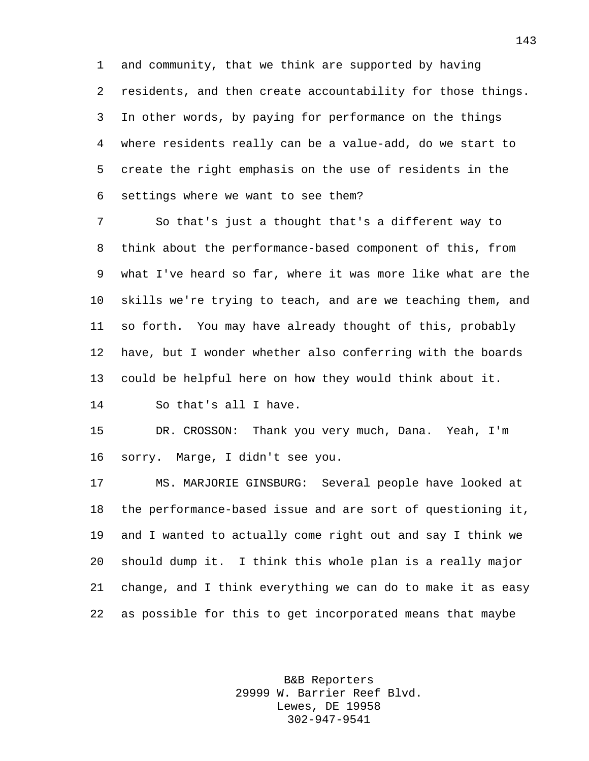and community, that we think are supported by having residents, and then create accountability for those things. In other words, by paying for performance on the things where residents really can be a value-add, do we start to create the right emphasis on the use of residents in the settings where we want to see them?

So that's just a thought that's a different way to think about the performance-based component of this, from what I've heard so far, where it was more like what are the skills we're trying to teach, and are we teaching them, and so forth. You may have already thought of this, probably have, but I wonder whether also conferring with the boards could be helpful here on how they would think about it.

So that's all I have.

DR. CROSSON: Thank you very much, Dana. Yeah, I'm sorry. Marge, I didn't see you.

MS. MARJORIE GINSBURG: Several people have looked at the performance-based issue and are sort of questioning it, and I wanted to actually come right out and say I think we should dump it. I think this whole plan is a really major change, and I think everything we can do to make it as easy as possible for this to get incorporated means that maybe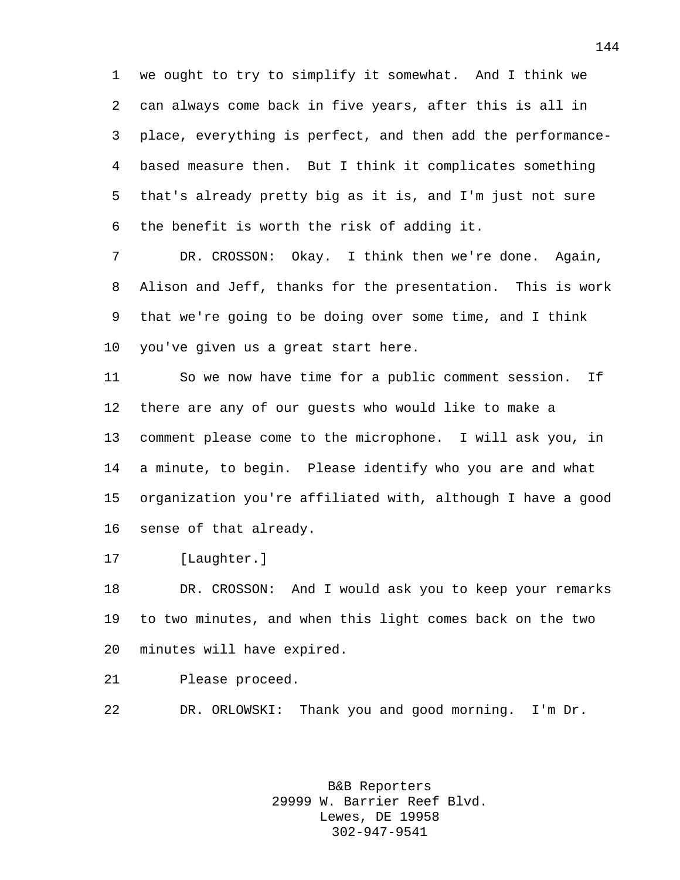we ought to try to simplify it somewhat. And I think we can always come back in five years, after this is all in place, everything is perfect, and then add the performance-based measure then. But I think it complicates something that's already pretty big as it is, and I'm just not sure the benefit is worth the risk of adding it.

DR. CROSSON: Okay. I think then we're done. Again, Alison and Jeff, thanks for the presentation. This is work that we're going to be doing over some time, and I think you've given us a great start here.

So we now have time for a public comment session. If there are any of our guests who would like to make a comment please come to the microphone. I will ask you, in a minute, to begin. Please identify who you are and what organization you're affiliated with, although I have a good sense of that already.

[Laughter.]

DR. CROSSON: And I would ask you to keep your remarks to two minutes, and when this light comes back on the two minutes will have expired.

Please proceed.

DR. ORLOWSKI: Thank you and good morning. I'm Dr.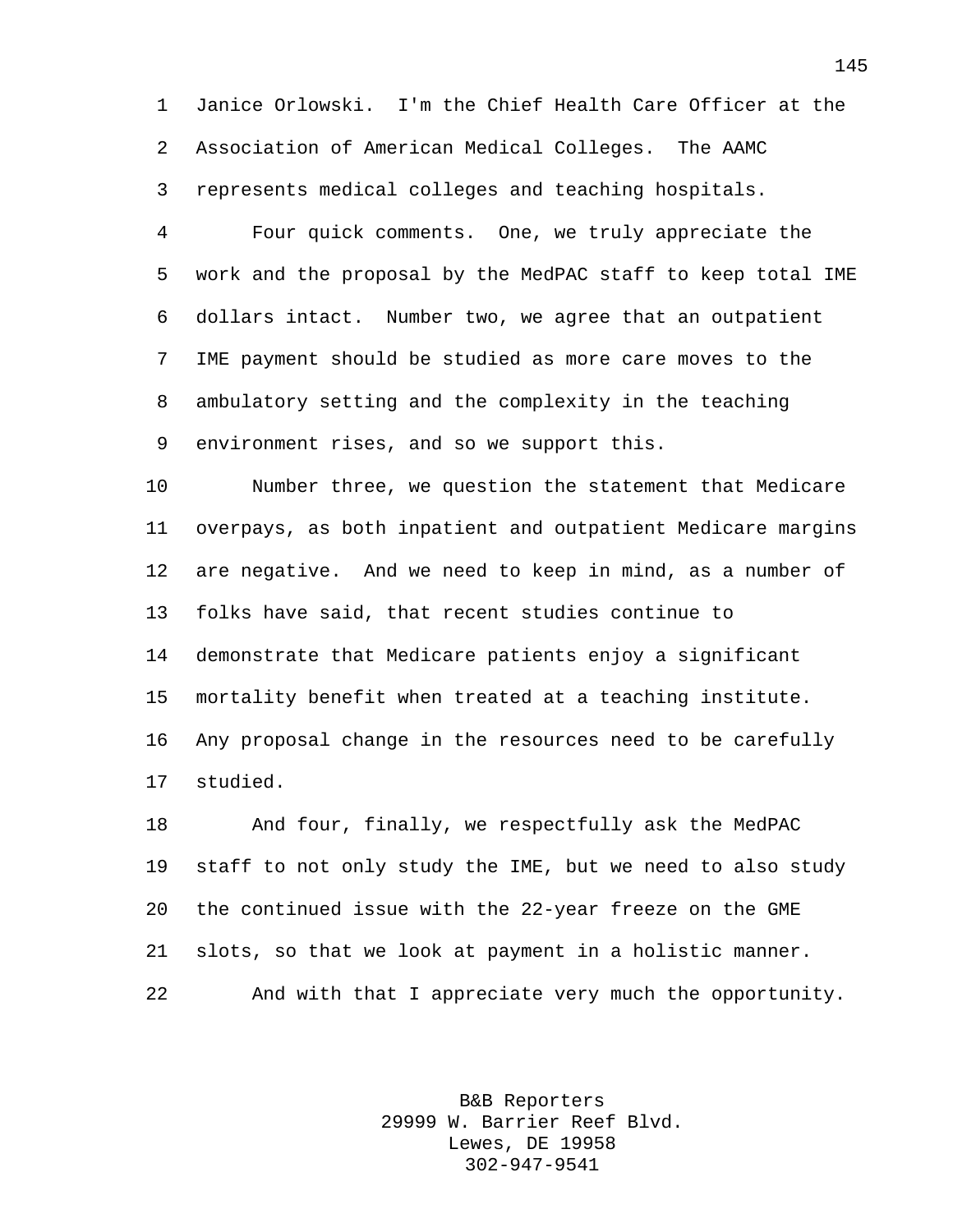Janice Orlowski. I'm the Chief Health Care Officer at the Association of American Medical Colleges. The AAMC represents medical colleges and teaching hospitals.

Four quick comments. One, we truly appreciate the work and the proposal by the MedPAC staff to keep total IME dollars intact. Number two, we agree that an outpatient IME payment should be studied as more care moves to the ambulatory setting and the complexity in the teaching environment rises, and so we support this.

Number three, we question the statement that Medicare overpays, as both inpatient and outpatient Medicare margins are negative. And we need to keep in mind, as a number of folks have said, that recent studies continue to demonstrate that Medicare patients enjoy a significant mortality benefit when treated at a teaching institute. Any proposal change in the resources need to be carefully studied.

And four, finally, we respectfully ask the MedPAC staff to not only study the IME, but we need to also study the continued issue with the 22-year freeze on the GME slots, so that we look at payment in a holistic manner.

And with that I appreciate very much the opportunity.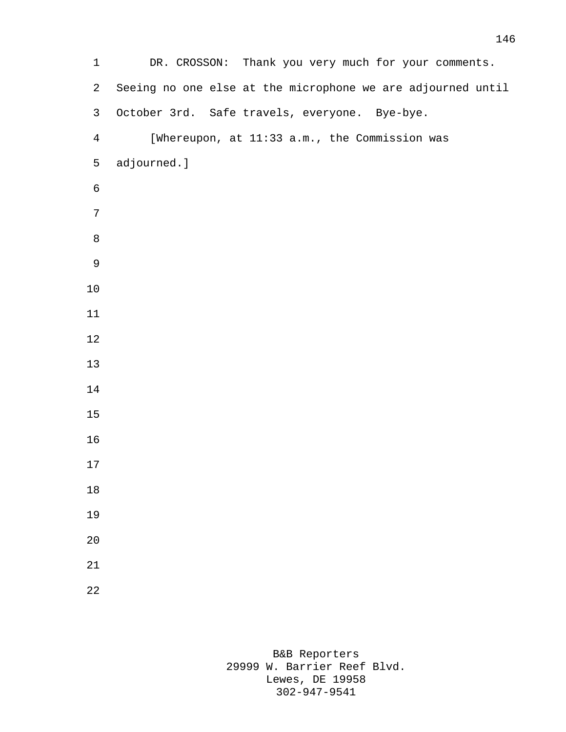DR. CROSSON: Thank you very much for your comments. Seeing no one else at the microphone we are adjourned until October 3rd. Safe travels, everyone. Bye-bye.

[Whereupon, at 11:33 a.m., the Commission was adjourned.]